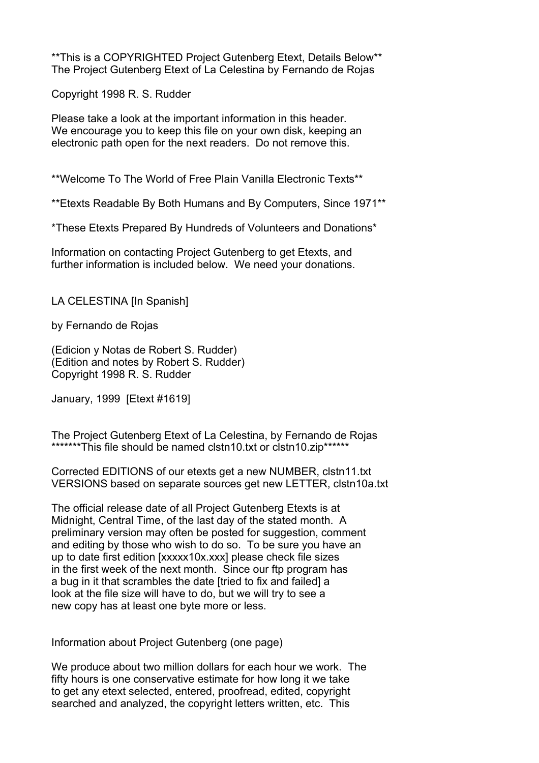**This is a COPYRIGHTED Project Gutenberg Etext, Details Below**
The Project Gutenberg Etext of La Celestina by Fernando de Rojas

Copyright 1998 R. S. Rudder

Please take a look at the important information in this header.
We encourage you to keep this file on your own disk, keeping an
electronic path open for the next readers. Do not remove this.

**Welcome To The World of Free Plain Vanilla Electronic Texts**

**Etexts Readable By Both Humans and By Computers, Since 1971**

*These Etexts Prepared By Hundreds of Volunteers and Donations*

Information on contacting Project Gutenberg to get Etexts, and
further information is included below. We need your donations.

LA CELESTINA [In Spanish]

by Fernando de Rojas

(Edicion y Notas de Robert S. Rudder)
(Edition and notes by Robert S. Rudder)
Copyright 1998 R. S. Rudder

January, 1999 [Etext #1619]

The Project Gutenberg Etext of La Celestina, by Fernando de Rojas
*******This file should be named clstn10.txt or clstn10.zip******

Corrected EDITIONS of our etexts get a new NUMBER, clstn11.txt
VERSIONS based on separate sources get new LETTER, clstn10a.txt

The official release date of all Project Gutenberg Etexts is at
Midnight, Central Time, of the last day of the stated month. A
preliminary version may often be posted for suggestion, comment
and editing by those who wish to do so. To be sure you have an
up to date first edition [xxxxx10x.xxx] please check file sizes
in the first week of the next month. Since our ftp program has
a bug in it that scrambles the date [tried to fix and failed] a
look at the file size will have to do, but we will try to see a
new copy has at least one byte more or less.

Information about Project Gutenberg (one page)

We produce about two million dollars for each hour we work. The
fifty hours is one conservative estimate for how long it we take
to get any etext selected, entered, proofread, edited, copyright
searched and analyzed, the copyright letters written, etc. This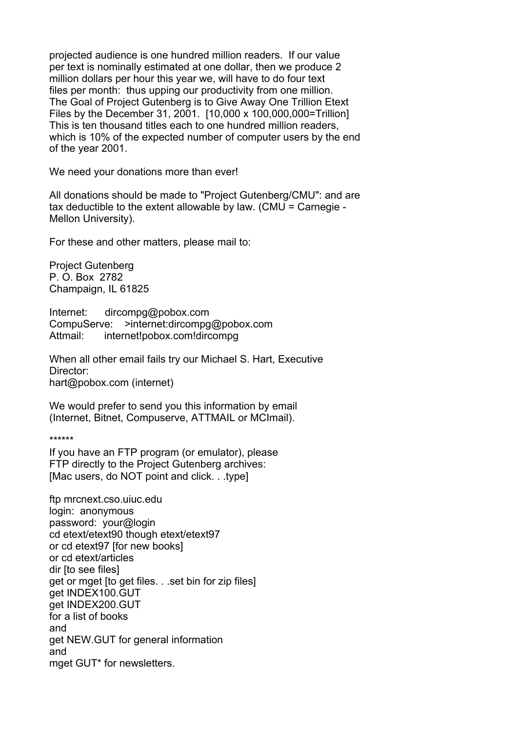projected audience is one hundred million readers. If our value per text is nominally estimated at one dollar, then we produce 2 million dollars per hour this year we, will have to do four text files per month: thus upping our productivity from one million. The Goal of Project Gutenberg is to Give Away One Trillion Etext Files by the December 31, 2001. [10,000 x 100,000,000=Trillion] This is ten thousand titles each to one hundred million readers, which is 10% of the expected number of computer users by the end of the year 2001.

We need your donations more than ever!

All donations should be made to "Project Gutenberg/CMU": and are tax deductible to the extent allowable by law. (CMU = Carnegie - Mellon University).

For these and other matters, please mail to:

Project Gutenberg  
P. O. Box 2782  
Champaign, IL 61825

Internet: dircompg@pobox.com  
CompuServe: >internet:dircompg@pobox.com  
Attmail: internet!pobox.com!dircompg

When all other email fails try our Michael S. Hart, Executive Director:  
hart@pobox.com (internet)

We would prefer to send you this information by email (Internet, Bitnet, Compuserve, ATTMAIL or MCImail).

******

If you have an FTP program (or emulator), please FTP directly to the Project Gutenberg archives:  
[Mac users, do NOT point and click. . .type]

ftp mrcnext.cso.uiuc.edu  
login: anonymous  
password: your@login  
cd etext/etext90 though etext/etext97  
or cd etext97 [for new books]  
or cd etext/articles  
dir [to see files]  
get or mget [to get files. . .set bin for zip files]  
get INDEX100.GUT  
get INDEX200.GUT  
for a list of books  
and  
get NEW.GUT for general information  
and  
mget GUT* for newsletters.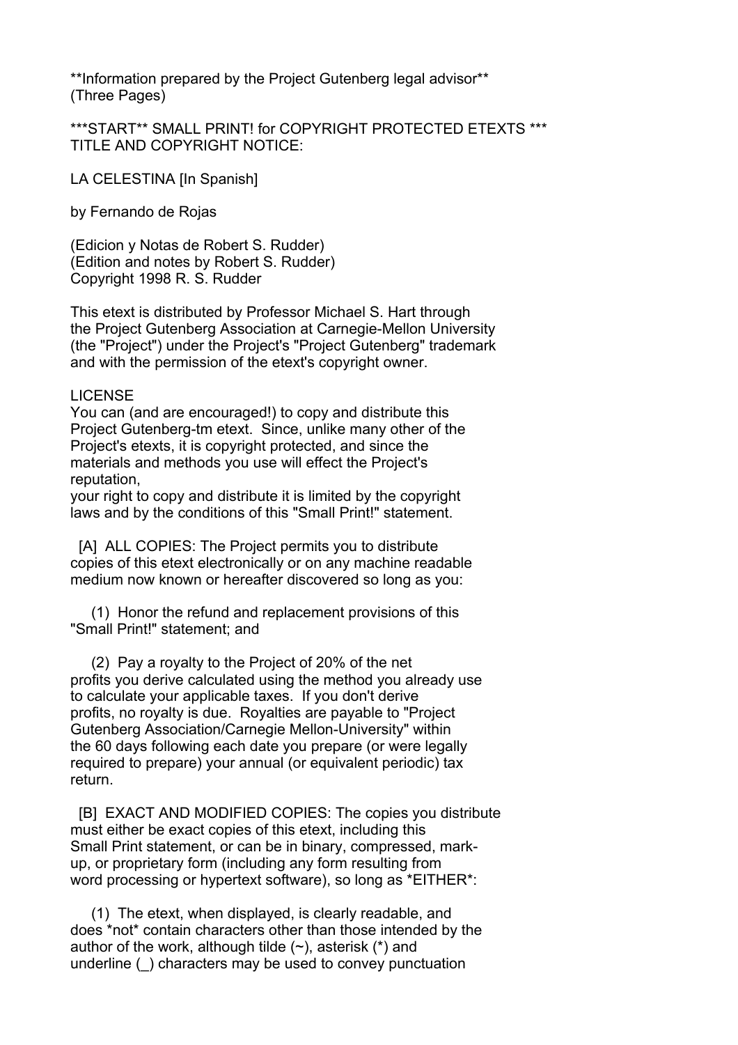\*\*Information prepared by the Project Gutenberg legal advisor\*\*
(Three Pages)

\*\*\*START\*\* SMALL PRINT! for COPYRIGHT PROTECTED ETEXTS \*\*\*
TITLE AND COPYRIGHT NOTICE:

LA CELESTINA [In Spanish]

by Fernando de Rojas

(Edicion y Notas de Robert S. Rudder)
(Edition and notes by Robert S. Rudder)
Copyright 1998 R. S. Rudder

This etext is distributed by Professor Michael S. Hart through
the Project Gutenberg Association at Carnegie-Mellon University
(the "Project") under the Project's "Project Gutenberg" trademark
and with the permission of the etext's copyright owner.

LICENSE
You can (and are encouraged!) to copy and distribute this
Project Gutenberg-tm etext. Since, unlike many other of the
Project's etexts, it is copyright protected, and since the
materials and methods you use will effect the Project's
reputation,
your right to copy and distribute it is limited by the copyright
laws and by the conditions of this "Small Print!" statement.

[A] ALL COPIES: The Project permits you to distribute
copies of this etext electronically or on any machine readable
medium now known or hereafter discovered so long as you:

(1) Honor the refund and replacement provisions of this
"Small Print!" statement; and

(2) Pay a royalty to the Project of 20% of the net
profits you derive calculated using the method you already use
to calculate your applicable taxes. If you don't derive
profits, no royalty is due. Royalties are payable to "Project
Gutenberg Association/Carnegie Mellon-University" within
the 60 days following each date you prepare (or were legally
required to prepare) your annual (or equivalent periodic) tax
return.

[B] EXACT AND MODIFIED COPIES: The copies you distribute
must either be exact copies of this etext, including this
Small Print statement, or can be in binary, compressed, mark-
up, or proprietary form (including any form resulting from
word processing or hypertext software), so long as \*EITHER\*:

(1) The etext, when displayed, is clearly readable, and
does \*not\* contain characters other than those intended by the
author of the work, although tilde (~), asterisk (\*) and
underline (\_) characters may be used to convey punctuation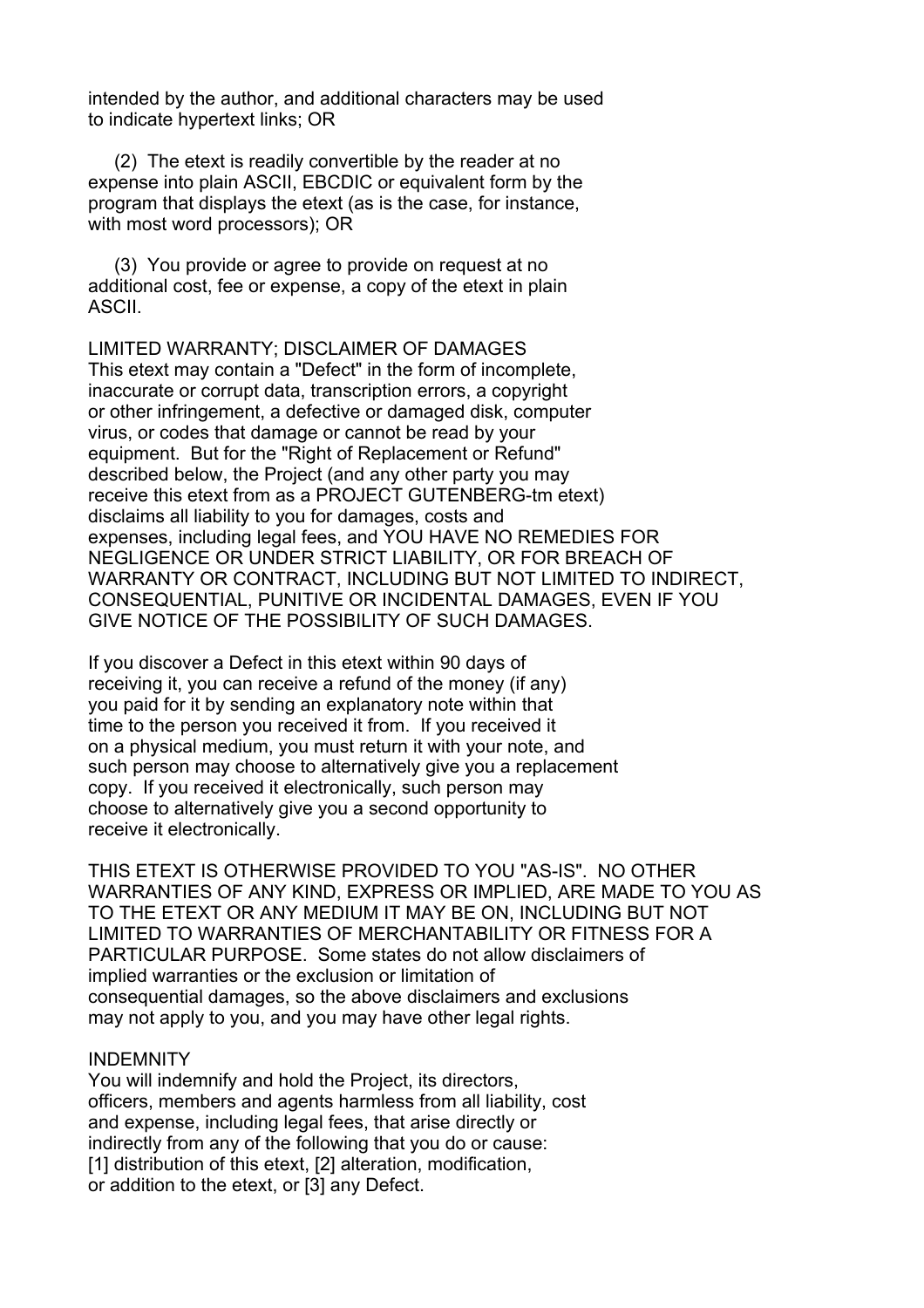intended by the author, and additional characters may be used to indicate hypertext links; OR

(2) The etext is readily convertible by the reader at no expense into plain ASCII, EBCDIC or equivalent form by the program that displays the etext (as is the case, for instance, with most word processors); OR

(3) You provide or agree to provide on request at no additional cost, fee or expense, a copy of the etext in plain ASCII.

LIMITED WARRANTY; DISCLAIMER OF DAMAGES
This etext may contain a "Defect" in the form of incomplete, inaccurate or corrupt data, transcription errors, a copyright or other infringement, a defective or damaged disk, computer virus, or codes that damage or cannot be read by your equipment. But for the "Right of Replacement or Refund" described below, the Project (and any other party you may receive this etext from as a PROJECT GUTENBERG-tm etext) disclaims all liability to you for damages, costs and expenses, including legal fees, and YOU HAVE NO REMEDIES FOR NEGLIGENCE OR UNDER STRICT LIABILITY, OR FOR BREACH OF WARRANTY OR CONTRACT, INCLUDING BUT NOT LIMITED TO INDIRECT, CONSEQUENTIAL, PUNITIVE OR INCIDENTAL DAMAGES, EVEN IF YOU GIVE NOTICE OF THE POSSIBILITY OF SUCH DAMAGES.

If you discover a Defect in this etext within 90 days of receiving it, you can receive a refund of the money (if any) you paid for it by sending an explanatory note within that time to the person you received it from. If you received it on a physical medium, you must return it with your note, and such person may choose to alternatively give you a replacement copy. If you received it electronically, such person may choose to alternatively give you a second opportunity to receive it electronically.

THIS ETEXT IS OTHERWISE PROVIDED TO YOU "AS-IS". NO OTHER WARRANTIES OF ANY KIND, EXPRESS OR IMPLIED, ARE MADE TO YOU AS TO THE ETEXT OR ANY MEDIUM IT MAY BE ON, INCLUDING BUT NOT LIMITED TO WARRANTIES OF MERCHANTABILITY OR FITNESS FOR A PARTICULAR PURPOSE. Some states do not allow disclaimers of implied warranties or the exclusion or limitation of consequential damages, so the above disclaimers and exclusions may not apply to you, and you may have other legal rights.

INDEMNITY
You will indemnify and hold the Project, its directors, officers, members and agents harmless from all liability, cost and expense, including legal fees, that arise directly or indirectly from any of the following that you do or cause: [1] distribution of this etext, [2] alteration, modification, or addition to the etext, or [3] any Defect.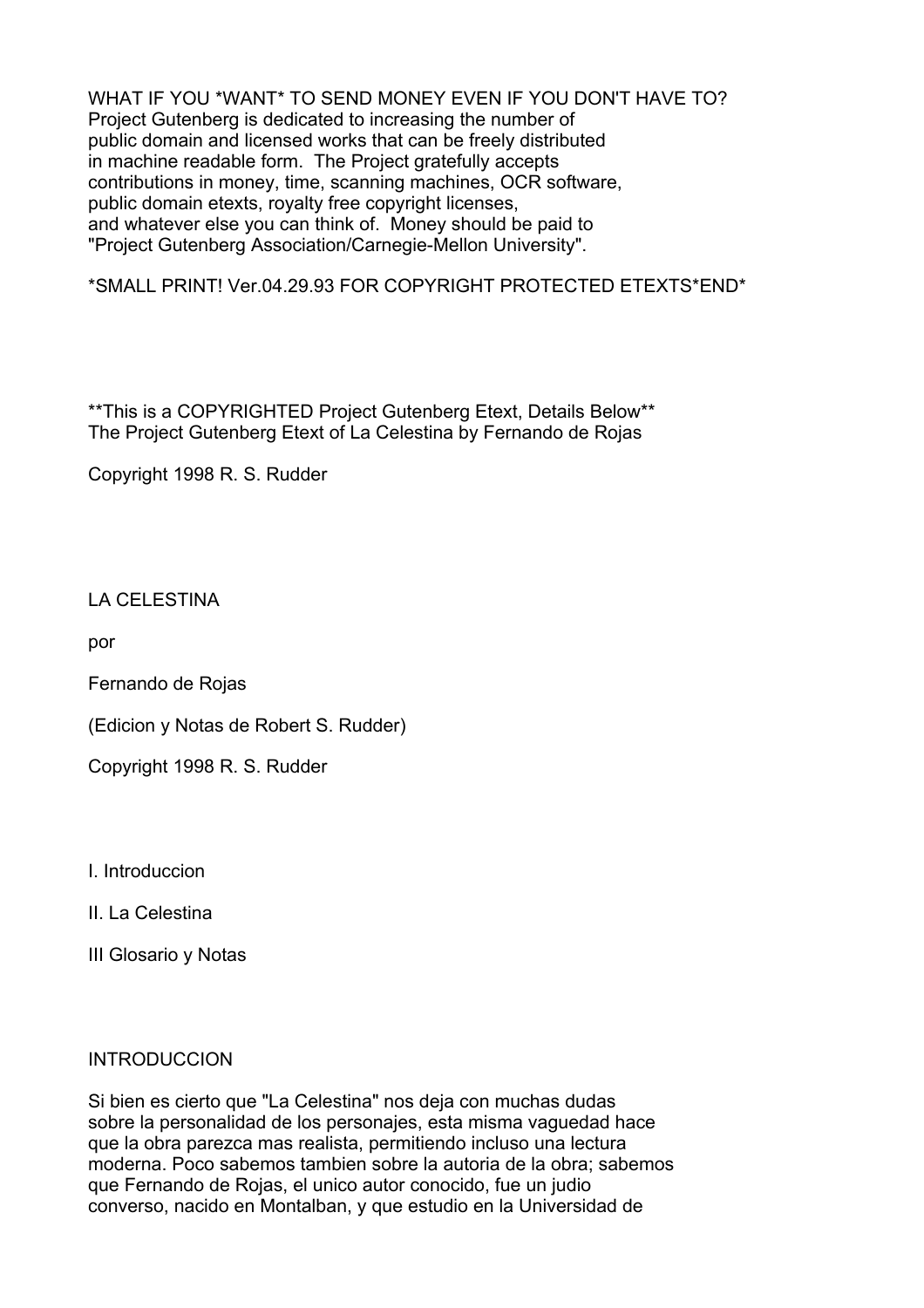WHAT IF YOU *WANT* TO SEND MONEY EVEN IF YOU DON'T HAVE TO?
Project Gutenberg is dedicated to increasing the number of
public domain and licensed works that can be freely distributed
in machine readable form. The Project gratefully accepts
contributions in money, time, scanning machines, OCR software,
public domain etexts, royalty free copyright licenses,
and whatever else you can think of. Money should be paid to
"Project Gutenberg Association/Carnegie-Mellon University".

*SMALL PRINT! Ver.04.29.93 FOR COPYRIGHT PROTECTED ETEXTS*END*

**This is a COPYRIGHTED Project Gutenberg Etext, Details Below**
The Project Gutenberg Etext of La Celestina by Fernando de Rojas

Copyright 1998 R. S. Rudder

LA CELESTINA

por

Fernando de Rojas

(Edicion y Notas de Robert S. Rudder)

Copyright 1998 R. S. Rudder

I. Introduccion

II. La Celestina

III Glosario y Notas

INTRODUCCION

Si bien es cierto que "La Celestina" nos deja con muchas dudas
sobre la personalidad de los personajes, esta misma vaguedad hace
que la obra parezca mas realista, permitiendo incluso una lectura
moderna. Poco sabemos tambien sobre la autoria de la obra; sabemos
que Fernando de Rojas, el unico autor conocido, fue un judio
converso, nacido en Montalban, y que estudio en la Universidad de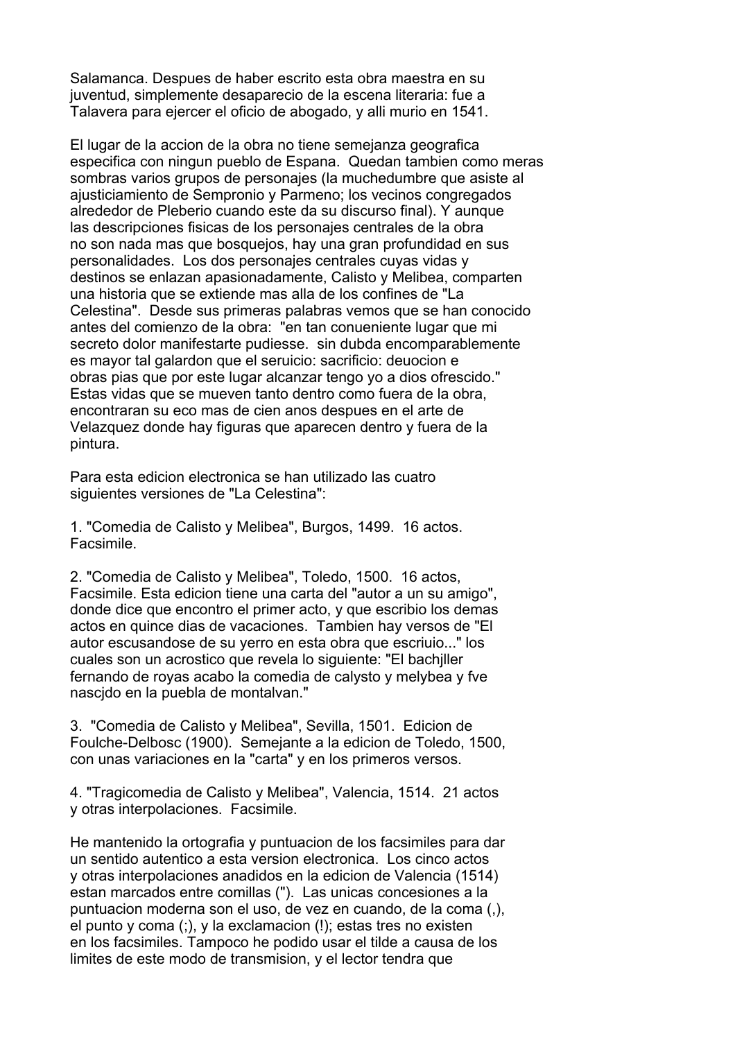Salamanca. Despues de haber escrito esta obra maestra en su juventud, simplemente desaparecio de la escena literaria: fue a Talavera para ejercer el oficio de abogado, y alli murio en 1541.

El lugar de la accion de la obra no tiene semejanza geografica especifica con ningun pueblo de Espana. Quedan tambien como meras sombras varios grupos de personajes (la muchedumbre que asiste al ajusticiamiento de Sempronio y Parmeno; los vecinos congregados alrededor de Pleberio cuando este da su discurso final). Y aunque las descripciones fisicas de los personajes centrales de la obra no son nada mas que bosquejos, hay una gran profundidad en sus personalidades. Los dos personajes centrales cuyas vidas y destinos se enlazan apasionadamente, Calisto y Melibea, comparten una historia que se extiende mas alla de los confines de "La Celestina". Desde sus primeras palabras vemos que se han conocido antes del comienzo de la obra: "en tan conueniente lugar que mi secreto dolor manifestarte pudiesse. sin dubda encomparablemente es mayor tal galardon que el seruicio: sacrificio: deuocion e obras pias que por este lugar alcanzar tengo yo a dios ofrescido." Estas vidas que se mueven tanto dentro como fuera de la obra, encontraran su eco mas de cien anos despues en el arte de Velazquez donde hay figuras que aparecen dentro y fuera de la pintura.

Para esta edicion electronica se han utilizado las cuatro siguientes versiones de "La Celestina":

1. "Comedia de Calisto y Melibea", Burgos, 1499. 16 actos. Facsimile.

2. "Comedia de Calisto y Melibea", Toledo, 1500. 16 actos, Facsimile. Esta edicion tiene una carta del "autor a un su amigo", donde dice que encontro el primer acto, y que escribio los demas actos en quince dias de vacaciones. Tambien hay versos de "El autor escusandose de su yerro en esta obra que escriuio..." los cuales son un acrostico que revela lo siguiente: "El bachjller fernando de royas acabo la comedia de calysto y melybea y fve nascjdo en la puebla de montalvan."

3. "Comedia de Calisto y Melibea", Sevilla, 1501. Edicion de Foulche-Delbosc (1900). Semejante a la edicion de Toledo, 1500, con unas variaciones en la "carta" y en los primeros versos.

4. "Tragicomedia de Calisto y Melibea", Valencia, 1514. 21 actos y otras interpolaciones. Facsimile.

He mantenido la ortografia y puntuacion de los facsimiles para dar un sentido autentico a esta version electronica. Los cinco actos y otras interpolaciones anadidos en la edicion de Valencia (1514) estan marcados entre comillas ("). Las unicas concesiones a la puntuacion moderna son el uso, de vez en cuando, de la coma (,), el punto y coma (;), y la exclamacion (!); estas tres no existen en los facsimiles. Tampoco he podido usar el tilde a causa de los limites de este modo de transmision, y el lector tendra que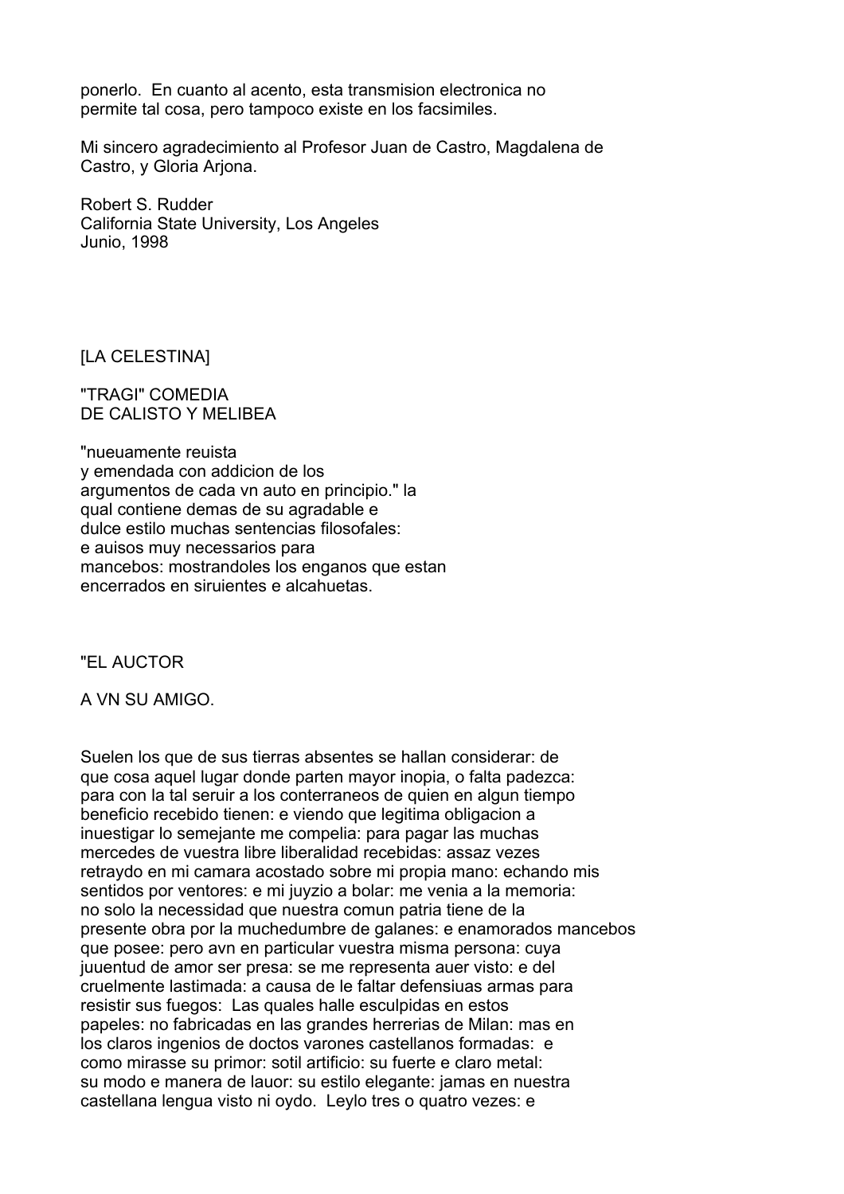ponerlo. En cuanto al acento, esta transmision electronica no permite tal cosa, pero tampoco existe en los facsimiles.

Mi sincero agradecimiento al Profesor Juan de Castro, Magdalena de Castro, y Gloria Arjona.

Robert S. Rudder
California State University, Los Angeles
Junio, 1998

[LA CELESTINA]

"TRAGI" COMEDIA
DE CALISTO Y MELIBEA

"nueuamente reuista
y emendada con addicion de los
argumentos de cada vn auto en principio." la
qual contiene demas de su agradable e
dulce estilo muchas sentencias filosofales:
e auisos muy necessarios para
mancebos: mostrandoles los enganos que estan
encerrados en siruientes e alcahuetas.

"EL AUCTOR

A VN SU AMIGO.

Suelen los que de sus tierras absentes se hallan considerar: de que cosa aquel lugar donde parten mayor inopia, o falta padezca: para con la tal seruir a los conterraneos de quien en algun tiempo beneficio recebido tienen: e viendo que legitima obligacion a inuestigar lo semejante me compelia: para pagar las muchas mercedes de vuestra libre liberalidad recebidas: assaz vezes retraydo en mi camara acostado sobre mi propia mano: echando mis sentidos por ventores: e mi juyzio a bolar: me venia a la memoria: no solo la necessidad que nuestra comun patria tiene de la presente obra por la muchedumbre de galanes: e enamorados mancebos que posee: pero avn en particular vuestra misma persona: cuya juuentud de amor ser presa: se me representa auer visto: e del cruelmente lastimada: a causa de le faltar defensiuas armas para resistir sus fuegos: Las quales halle esculpidas en estos papeles: no fabricadas en las grandes herrerias de Milan: mas en los claros ingenios de doctos varones castellanos formadas: e como mirasse su primor: sotil artificio: su fuerte e claro metal: su modo e manera de lauor: su estilo elegante: jamas en nuestra castellana lengua visto ni oydo. Leylo tres o quatro vezes: e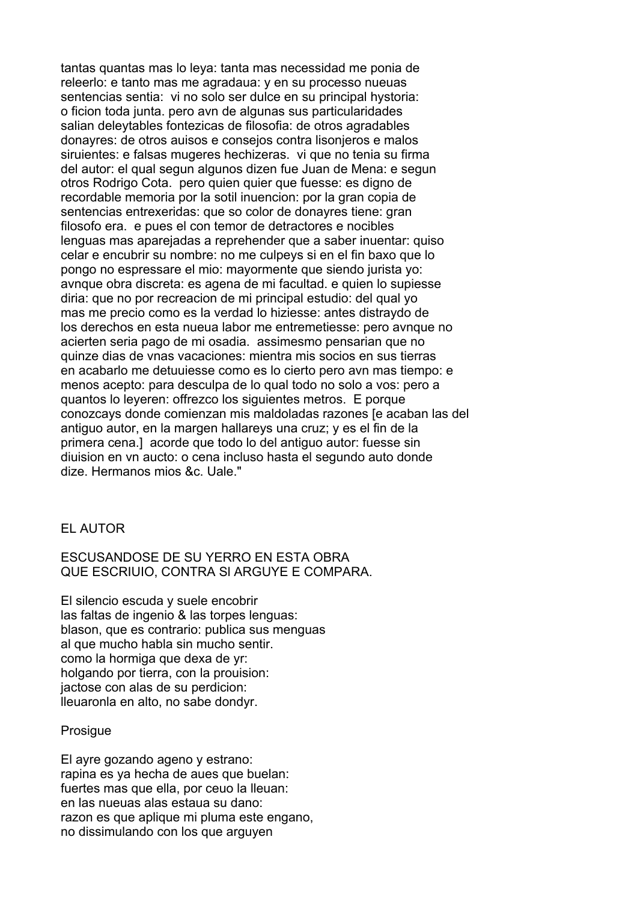tantas quantas mas lo leya: tanta mas necessidad me ponia de releerlo: e tanto mas me agradaua: y en su processo nueuas sentencias sentia: vi no solo ser dulce en su principal hystoria: o ficion toda junta. pero avn de algunas sus particularidades salian deleytables fontezicas de filosofia: de otros agradables donayres: de otros auisos e consejos contra lisonjeros e malos siruientes: e falsas mugeres hechizeras. vi que no tenia su firma del autor: el qual segun algunos dizen fue Juan de Mena: e segun otros Rodrigo Cota. pero quien quier que fuesse: es digno de recordable memoria por la sotil inuencion: por la gran copia de sentencias entrexeridas: que so color de donayres tiene: gran filosofo era. e pues el con temor de detractores e nocibles lenguas mas aparejadas a reprehender que a saber inuentar: quiso celar e encubrir su nombre: no me culpeys si en el fin baxo que lo pongo no espressare el mio: mayormente que siendo jurista yo: avnque obra discreta: es agena de mi facultad. e quien lo supiesse diria: que no por recreacion de mi principal estudio: del qual yo mas me precio como es la verdad lo hiziesse: antes distraydo de los derechos en esta nueua labor me entremetiesse: pero avnque no acierten seria pago de mi osadia. assimesmo pensarian que no quinze dias de vnas vacaciones: mientra mis socios en sus tierras en acabarlo me detuuiesse como es lo cierto pero avn mas tiempo: e menos acepto: para desculpa de lo qual todo no solo a vos: pero a quantos lo leyeren: offrezco los siguientes metros. E porque conozcays donde comienzan mis maldoladas razones [e acaban las del antiguo autor, en la margen hallareys una cruz; y es el fin de la primera cena.] acorde que todo lo del antiguo autor: fuesse sin diuision en vn aucto: o cena incluso hasta el segundo auto donde dize. Hermanos mios &c. Uale."

## EL AUTOR

### ESCUSANDOSE DE SU YERRO EN ESTA OBRA QUE ESCRIUIO, CONTRA SI ARGUYE E COMPARA.

El silencio escuda y suele encobrir
las faltas de ingenio & las torpes lenguas:
blason, que es contrario: publica sus menguas
al que mucho habla sin mucho sentir.
como la hormiga que dexa de yr:
holgando por tierra, con la prouision:
jactose con alas de su perdicion:
lleuaronla en alto, no sabe dondyr.

Prosigue

El ayre gozando ageno y estrano:
rapina es ya hecha de aues que buelan:
fuertes mas que ella, por ceuo la lleuan:
en las nueuas alas estaua su dano:
razon es que aplique mi pluma este engano,
no dissimulando con los que arguyen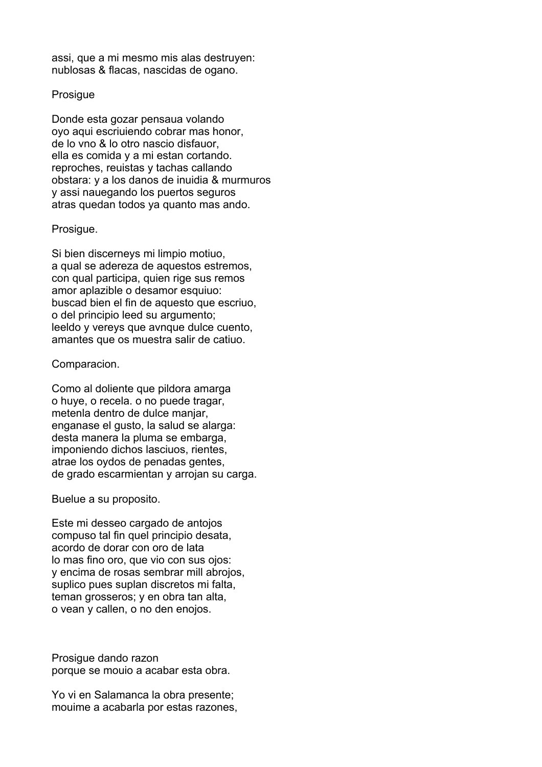assi, que a mi mesmo mis alas destruyen:
nublosas & flacas, nascidas de ogano.

Prosigue

Donde esta gozar pensaua volando
oyo aqui escriuiendo cobrar mas honor,
de lo vno & lo otro nascio disfauor,
ella es comida y a mi estan cortando.
reproches, reuistas y tachas callando
obstara: y a los danos de inuidia & murmuros
y assi nauegando los puertos seguros
atras quedan todos ya quanto mas ando.

Prosigue.

Si bien disceneys mi limpio motiuo,
a qual se adereza de aquestos estremos,
con qual participa, quien rige sus remos
amor aplazible o desamor esquiuo:
buscad bien el fin de aquesto que escriuo,
o del principio leed su argumento;
leeldo y vereys que avnque dulce cuento,
amantes que os muestra salir de catiuo.

Comparacion.

Como al doliente que pildora amarga
o huye, o recela. o no puede tragar,
metenla dentro de dulce manjar,
enganase el gusto, la salud se alarga:
desta manera la pluma se embarga,
imponiendo dichos lasciuos, rientes,
atrae los oydos de penadas gentes,
de grado escarmientan y arrojan su carga.

Buelue a su proposito.

Este mi desseo cargado de antojos
compuso tal fin quel principio desata,
acordo de dorar con oro de lata
lo mas fino oro, que vio con sus ojos:
y encima de rosas sembrar mill abrojos,
suplico pues suplan discretos mi falta,
teman grosseros; y en obra tan alta,
o vean y callen, o no den enojos.

Prosigue dando razon
porque se mouio a acabar esta obra.

Yo vi en Salamanca la obra presente;
mouime a acabarla por estas razones,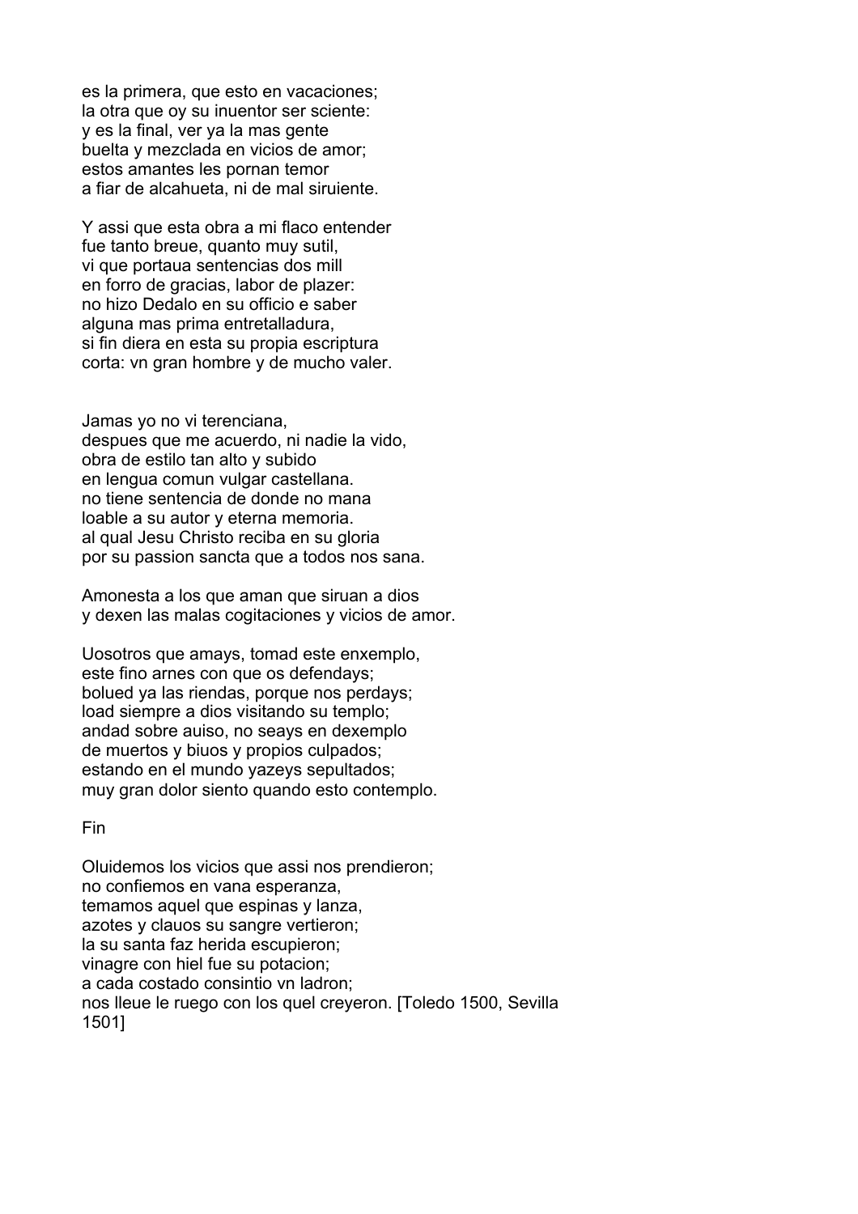es la primera, que esto en vacaciones;
la otra que oy su inuentor ser sciente:
y es la final, ver ya la mas gente
buelta y mezclada en vicios de amor;
estos amantes les pornan temor
a fiar de alcahueta, ni de mal siruiente.

Y assi que esta obra a mi flaco entender
fue tanto breue, quanto muy sutil,
vi que portaua sentencias dos mill
en forro de gracias, labor de plazer:
no hizo Dedalo en su officio e saber
alguna mas prima entretalladura,
si fin diera en esta su propia escriptura
corta: vn gran hombre y de mucho valer.

Jamas yo no vi terenciana,
despues que me acuerdo, ni nadie la vido,
obra de estilo tan alto y subido
en lengua comun vulgar castellana.
no tiene sentencia de donde no mana
loable a su autor y eterna memoria.
al qual Jesu Christo reciba en su gloria
por su passion sancta que a todos nos sana.

Amonesta a los que aman que siruan a dios
y dexen las malas cogitaciones y vicios de amor.

Uosotros que amays, tomad este enxemplo,
este fino arnes con que os defendays;
bolued ya las riendas, porque nos perdays;
load siempre a dios visitando su templo;
andad sobre auiso, no seays en dexemplo
de muertos y biuos y propios culpados;
estando en el mundo yazeys sepultados;
muy gran dolor siento quando esto contemplo.

Fin

Oluidemos los vicios que assi nos prendieron;
no confiemos en vana esperanza,
temamos aquel que espinas y lanza,
azotes y clauos su sangre vertieron;
la su santa faz herida escupieron;
vinagre con hiel fue su potacion;
a cada costado consintio vn ladron;
nos lleue le ruego con los quel creyeron. [Toledo 1500, Sevilla 1501]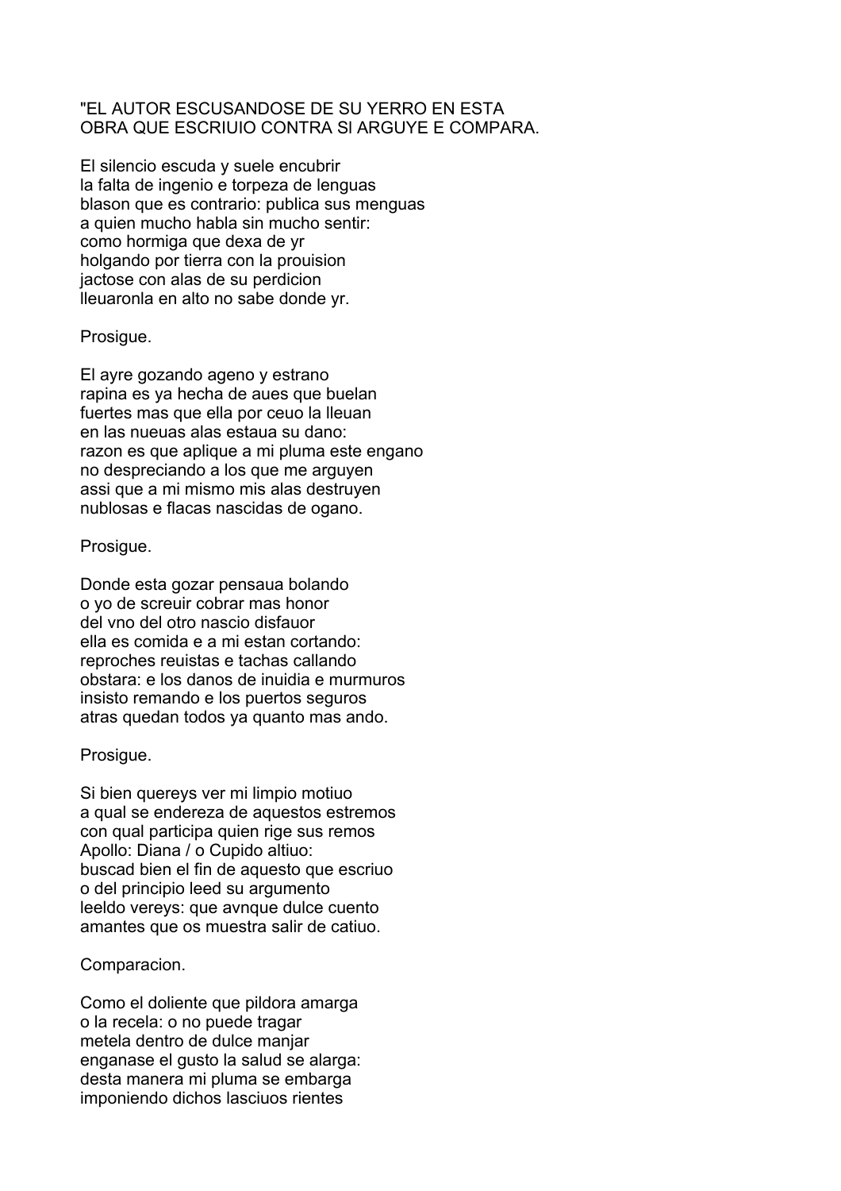"EL AUTOR ESCUSANDOSE DE SU YERRO EN ESTA OBRA QUE ESCRIUIO CONTRA SI ARGUYE E COMPARA.

El silencio escuda y suele encubrir
la falta de ingenio e torpeza de lenguas
blason que es contrario: publica sus menguas
a quien mucho habla sin mucho sentir:
como hormiga que dexa de yr
holgando por tierra con la prouision
jactose con alas de su perdicion
lleuaronla en alto no sabe donde yr.

Prosigue.

El ayre gozando ageno y estrano
rapina es ya hecha de aues que buelan
fuertes mas que ella por ceuo la lleuan
en las nueuas alas estaua su dano:
razon es que aplique a mi pluma este engano
no despreciando a los que me arguyen
assi que a mi mismo mis alas destruyen
nublosas e flacas nascidas de ogano.

Prosigue.

Donde esta gozar pensaua bolando
o yo de screuir cobrar mas honor
del vno del otro nascio disfauor
ella es comida e a mi estan cortando:
reproches reuistas e tachas callando
obstara: e los danos de inuidia e murmuros
insisto remando e los puertos seguros
atras quedan todos ya quanto mas ando.

Prosigue.

Si bien quereys ver mi limpio motiuo
a qual se endereza de aquestos estremos
con qual participa quien rige sus remos
Apollo: Diana / o Cupido altiuo:
buscad bien el fin de aquesto que escriuo
o del principio leed su argumento
leeldo vereys: que avnque dulce cuento
amantes que os muestra salir de catiuo.

Comparacion.

Como el doliente que pildora amarga
o la recela: o no puede tragar
metela dentro de dulce manjar
enganase el gusto la salud se alarga:
desta manera mi pluma se embarga
imponiendo dichos lasciuos rientes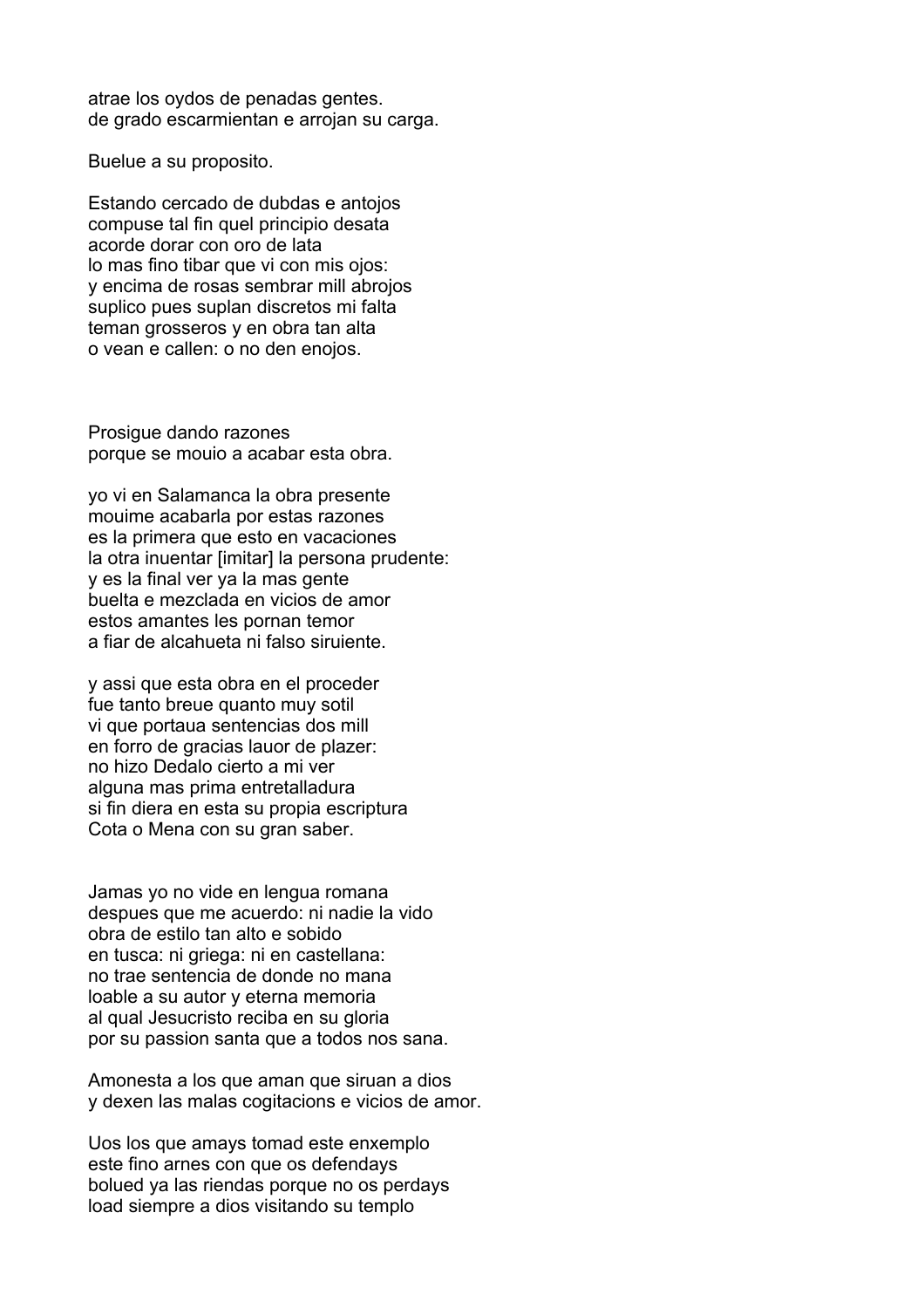atrae los oydos de penadas gentes.
de grado escarmientan e arrojan su carga.

Buelue a su proposito.

Estando cercado de dubdas e antojos
compuse tal fin quel principio desata
acorde dorar con oro de lata
lo mas fino tibar que vi con mis ojos:
y encima de rosas sembrar mill abrojos
suplico pues suplan discretos mi falta
teman grosseros y en obra tan alta
o vean e callen: o no den enojos.

Prosigue dando razones
porque se mouio a acabar esta obra.

yo vi en Salamanca la obra presente
mouime acabarla por estas razones
es la primera que esto en vacaciones
la otra inuentar [imitar] la persona prudente:
y es la final ver ya la mas gente
buelta e mezclada en vicios de amor
estos amantes les pornan temor
a fiar de alcahueta ni falso siruiente.

y assi que esta obra en el proceder
fue tanto breue quanto muy sotil
vi que portaua sentencias dos mill
en forro de gracias lauor de plazer:
no hizo Dedalo cierto a mi ver
alguna mas prima entretalladura
si fin diera en esta su propia escriptura
Cota o Mena con su gran saber.

Jamas yo no vide en lengua romana
despues que me acuerdo: ni nadie la vido
obra de estilo tan alto e sobido
en tusca: ni griega: ni en castellana:
no trae sentencia de donde no mana
loable a su autor y eterna memoria
al qual Jesucristo reciba en su gloria
por su passion santa que a todos nos sana.

Amonesta a los que aman que siruan a dios
y dexen las malas cogitacions e vicios de amor.

Uos los que amays tomad este enxemplo
este fino arnes con que os defendays
bolued ya las riendas porque no os perdays
load siempre a dios visitando su templo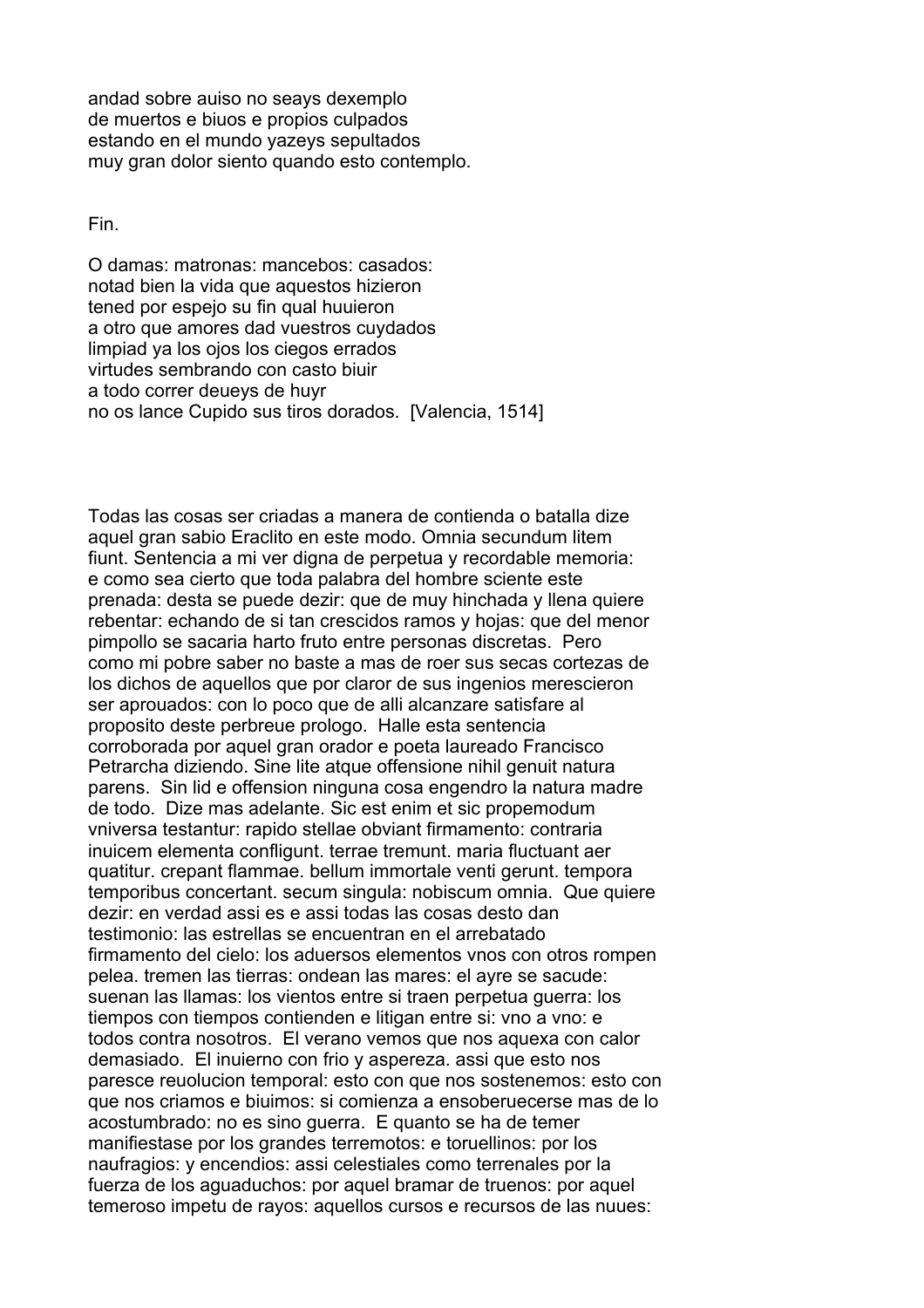andad sobre auiso no seays dexemplo
de muertos e biuos e propios culpados
estando en el mundo yazeys sepultados
muy gran dolor siento quando esto contemplo.

Fin.

O damas: matronas: mancebos: casados:
notad bien la vida que aquestos hizieron
tened por espejo su fin qual huuieron
a otro que amores dad vuestros cuydados
limpiad ya los ojos los ciegos errados
virtudes sembrando con casto biuir
a todo correr deueys de huyr
no os lance Cupido sus tiros dorados. [Valencia, 1514]

Todas las cosas ser criadas a manera de contienda o batalla dize aquel gran sabio Eraclito en este modo. Omnia secundum litem fiunt. Sentencia a mi ver digna de perpetua y recordable memoria: e como sea cierto que toda palabra del hombre sciente este prenada: desta se puede dezir: que de muy hinchada y llena quiere rebentar: echando de si tan crescidos ramos y hojas: que del menor pimpollo se sacaria harto fruto entre personas discretas. Pero como mi pobre saber no baste a mas de roer sus secas cortezas de los dichos de aquellos que por claror de sus ingenios merescieron ser aprouados: con lo poco que de alli alcanzare satisfare al proposito deste perbreue prologo. Halle esta sentencia corroborada por aquel gran orador e poeta laureado Francisco Petrarcha diziendo. Sine lite atque offensione nihil genuit natura parens. Sin lid e offension ninguna cosa engendro la natura madre de todo. Dize mas adelante. Sic est enim et sic propemodum vniversa testantur: rapido stellae obviant firmamento: contraria inuicem elementa confligunt. terrae tremunt. maria fluctuant aer quatitur. crepant flammae. bellum immortale venti gerunt. tempora temporibus concertant. secum singula: nobiscum omnia. Que quiere dezir: en verdad assi es e assi todas las cosas desto dan testimonio: las estrellas se encuentran en el arrebatado firmamento del cielo: los aduersos elementos vnos con otros rompen pelea. tremen las tierras: ondean las mares: el ayre se sacude: suenan las llamas: los vientos entre si traen perpetua guerra: los tiempos con tiempos contienden e litigan entre si: vno a vno: e todos contra nosotros. El verano vemos que nos aquexa con calor demasiado. El inuierno con frio y aspereza. assi que esto nos paresce reuolucion temporal: esto con que nos sostenemos: esto con que nos criamos e biuimos: si comienza a ensoberuecerse mas de lo acostumbrado: no es sino guerra. E quanto se ha de temer manifiestase por los grandes terremotos: e toruellinos: por los naufragios: y encendios: assi celestiales como terrenales por la fuerza de los aguaduchos: por aquel bramar de truenos: por aquel temeroso impetu de rayos: aquellos cursos e recursos de las nuues: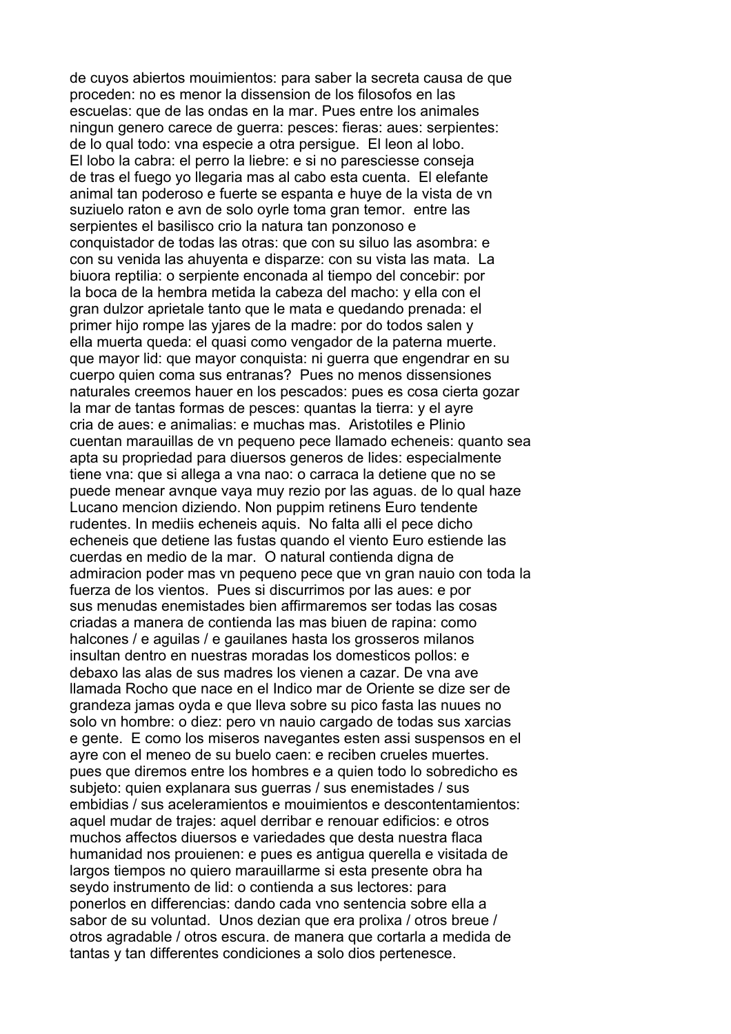de cuyos abiertos mouimientos: para saber la secreta causa de que proceden: no es menor la dissension de los filosofos en las escuelas: que de las ondas en la mar. Pues entre los animales ningun genero carece de guerra: pesces: fieras: aues: serpientes: de lo qual todo: vna especie a otra persigue. El leon al lobo. El lobo la cabra: el perro la liebre: e si no paresciesse conseja de tras el fuego yo llegaria mas al cabo esta cuenta. El elefante animal tan poderoso e fuerte se espanta e huye de la vista de vn suziuelo raton e avn de solo oyrle toma gran temor. entre las serpientes el basilisco crio la natura tan ponzonoso e conquistador de todas las otras: que con su siluo las asombra: e con su venida las ahuyenta e disparze: con su vista las mata. La biuora reptilia: o serpiente enconada al tiempo del concebir: por la boca de la hembra metida la cabeza del macho: y ella con el gran dulzor aprietale tanto que le mata e quedando prenada: el primer hijo rompe las yjares de la madre: por do todos salen y ella muerta queda: el quasi como vengador de la paterna muerte. que mayor lid: que mayor conquista: ni guerra que engendrar en su cuerpo quien coma sus entranas? Pues no menos dissensiones naturales creemos hauer en los pescados: pues es cosa cierta gozar la mar de tantas formas de pesces: quantas la tierra: y el ayre cria de aues: e animalias: e muchas mas. Aristotiles e Plinio cuentan marauillas de vn pequeno pece llamado echeneis: quanto sea apta su propriedad para diuersos generos de lides: especialmente tiene vna: que si allega a vna nao: o carraca la detiene que no se puede menear avnque vaya muy rezio por las aguas. de lo qual haze Lucano mencion diziendo. Non puppim retinens Euro tendente rudentes. In mediis echeneis aquis. No falta alli el pece dicho echeneis que detiene las fustas quando el viento Euro estiende las cuerdas en medio de la mar. O natural contienda digna de admiracion poder mas vn pequeno pece que vn gran nauio con toda la fuerza de los vientos. Pues si discurrimos por las aues: e por sus menudas enemistades bien affirmaremos ser todas las cosas criadas a manera de contienda las mas biuen de rapina: como halcones / e aguilas / e gauilanes hasta los grosseros milanos insultan dentro en nuestras moradas los domesticos pollos: e debaxo las alas de sus madres los vienen a cazar. De vna ave llamada Rocho que nace en el Indico mar de Oriente se dize ser de grandeza jamas oyda e que lleva sobre su pico fasta las nuues no solo vn hombre: o diez: pero vn nauio cargado de todas sus xarcias e gente. E como los miseros navegantes esten assi suspensos en el ayre con el meneo de su buelo caen: e reciben crueles muertes. pues que diremos entre los hombres e a quien todo lo sobredicho es subjeto: quien explanara sus guerras / sus enemistades / sus embidias / sus aceleramientos e mouimientos e descontentamientos: aquel mudar de trajes: aquel derribar e renouar edificios: e otros muchos affectos diuersos e variedades que desta nuestra flaca humanidad nos prouienen: e pues es antigua querella e visitada de largos tiempos no quiero marauillarme si esta presente obra ha seydo instrumento de lid: o contienda a sus lectores: para ponerlos en differencias: dando cada vno sentencia sobre ella a sabor de su voluntad. Unos dezian que era prolixa / otros breue / otros agradable / otros escura. de manera que cortarla a medida de tantas y tan differentes condiciones a solo dios pertenesce.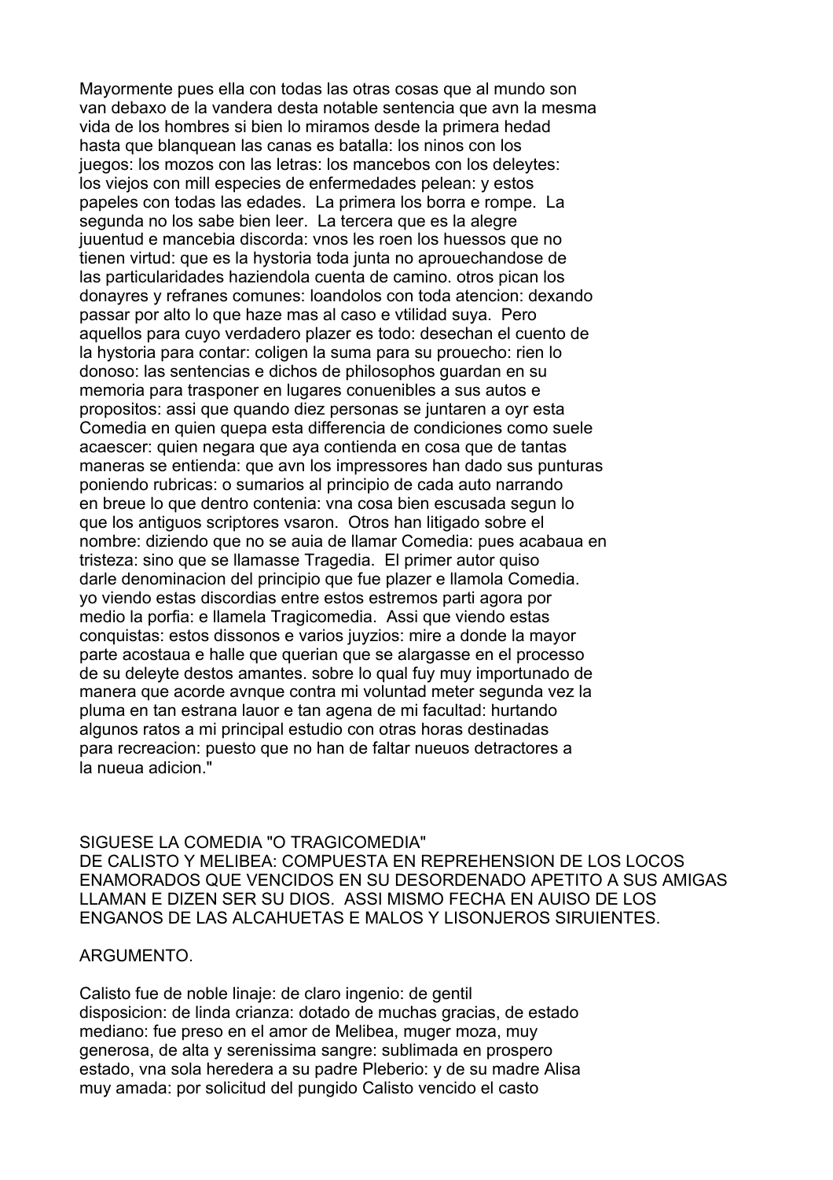Mayormente pues ella con todas las otras cosas que al mundo son van debaxo de la vandera desta notable sentencia que avn la mesma vida de los hombres si bien lo miramos desde la primera hedad hasta que blanquean las canas es batalla: los ninos con los juegos: los mozos con las letras: los mancebos con los deleytes: los viejos con mill especies de enfermedades pelean: y estos papeles con todas las edades. La primera los borra e rompe. La segunda no los sabe bien leer. La tercera que es la alegre juuentud e mancebia discorda: vnos les roen los huessos que no tienen virtud: que es la hystoria toda junta no aprouechandose de las particularidades haziendola cuenta de camino. otros pican los donayres y refranes comunes: loandolos con toda atencion: dexando passar por alto lo que haze mas al caso e vtilidad suya. Pero aquellos para cuyo verdadero plazer es todo: desechan el cuento de la hystoria para contar: coligen la suma para su prouecho: rien lo donoso: las sentencias e dichos de philosophos guardan en su memoria para trasponer en lugares conuenibles a sus autos e propositos: assi que quando diez personas se juntaren a oyr esta Comedia en quien quepa esta differencia de condiciones como suele acaescer: quien negara que aya contienda en cosa que de tantas maneras se entienda: que avn los impressores han dado sus punturas poniendo rubricas: o sumarios al principio de cada auto narrando en breue lo que dentro contenia: vna cosa bien escusada segun lo que los antiguos scriptores vsaron. Otros han litigado sobre el nombre: diziendo que no se auia de llamar Comedia: pues acabaua en tristeza: sino que se llamasse Tragedia. El primer autor quiso darle denominacion del principio que fue plazer e llamola Comedia. yo viendo estas discordias entre estos estremos parti agora por medio la porfia: e llamela Tragicomedia. Assi que viendo estas conquistas: estos dissonos e varios juyzios: mire a donde la mayor parte acostaua e halle que querian que se alargasse en el processo de su deleyte destos amantes. sobre lo qual fuy muy importunado de manera que acorde avnque contra mi voluntad meter segunda vez la pluma en tan estrana lauor e tan agena de mi facultad: hurtando algunos ratos a mi principal estudio con otras horas destinadas para recreacion: puesto que no han de faltar nueuos detractores a la nueua adicion."

SIGUESE LA COMEDIA "O TRAGICOMEDIA" DE CALISTO Y MELIBEA: COMPUESTA EN REPREHENSION DE LOS LOCOS ENAMORADOS QUE VENCIDOS EN SU DESORDENADO APETITO A SUS AMIGAS LLAMAN E DIZEN SER SU DIOS. ASSI MISMO FECHA EN AUISO DE LOS ENGANOS DE LAS ALCAHUETAS E MALOS Y LISONJEROS SIRUIENTES.

ARGUMENTO.

Calisto fue de noble linaje: de claro ingenio: de gentil disposicion: de linda crianza: dotado de muchas gracias, de estado mediano: fue preso en el amor de Melibea, muger moza, muy generosa, de alta y serenissima sangre: sublimada en prospero estado, vna sola heredera a su padre Pleberio: y de su madre Alisa muy amada: por solicitud del pungido Calisto vencido el casto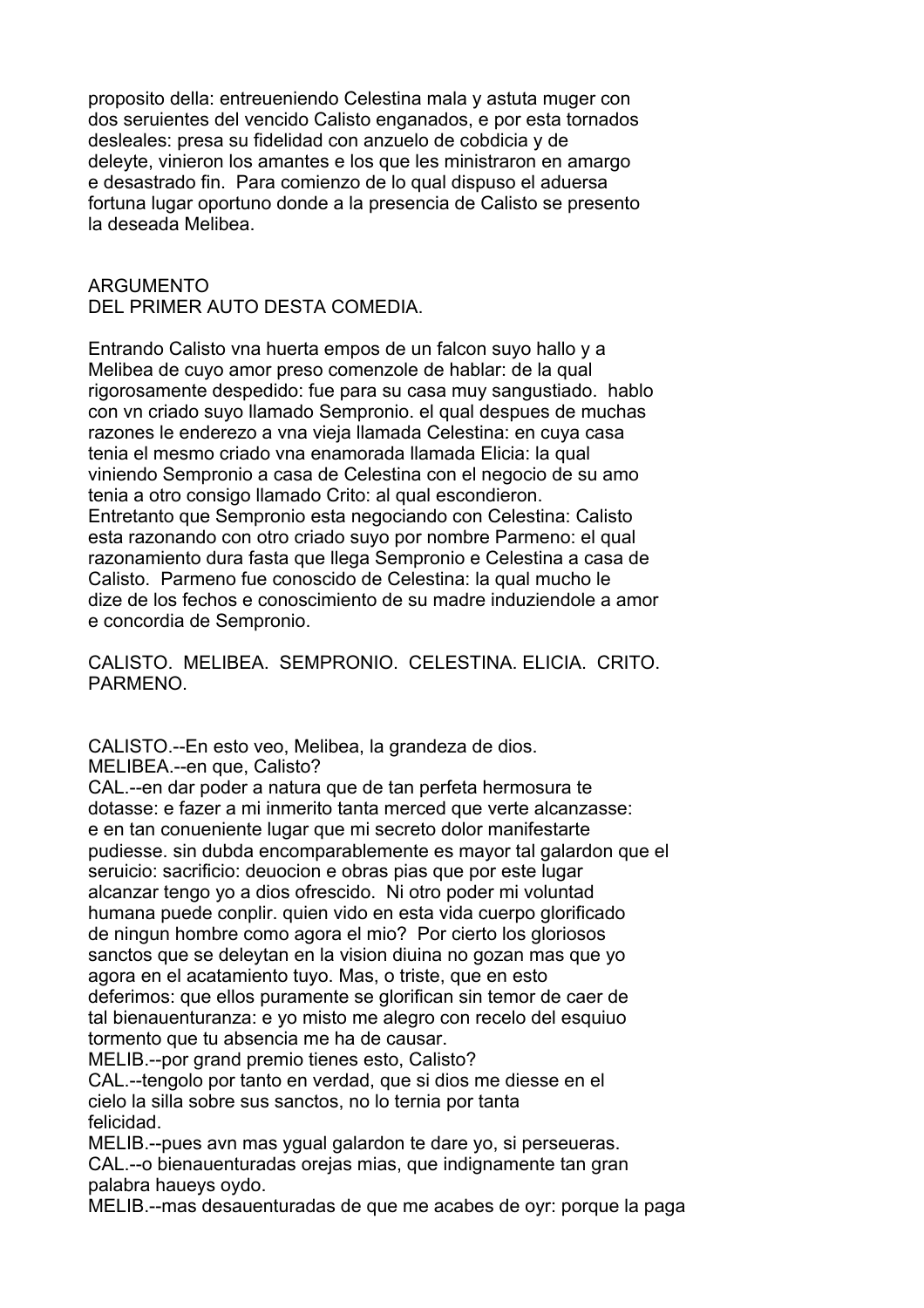proposito della: entreueniendo Celestina mala y astuta muger con dos seruientes del vencido Calisto enganados, e por esta tornados desleales: presa su fidelidad con anzuelo de cobdicia y de deleyte, vinieron los amantes e los que les ministraron en amargo e desastrado fin. Para comienzo de lo qual dispuso el aduersa fortuna lugar oportuno donde a la presencia de Calisto se presento la deseada Melibea.

## ARGUMENTO
## DEL PRIMER AUTO DESTA COMEDIA.

Entrando Calisto vna huerta empos de un falcon suyo hallo y a Melibea de cuyo amor preso comenzole de hablar: de la qual rigorosamente despedido: fue para su casa muy sangustiado. hablo con vn criado suyo llamado Sempronio. el qual despues de muchas razones le enderezo a vna vieja llamada Celestina: en cuya casa tenia el mesmo criado vna enamorada llamada Elicia: la qual viniendo Sempronio a casa de Celestina con el negocio de su amo tenia a otro consigo llamado Crito: al qual escondieron. Entretanto que Sempronio esta negociando con Celestina: Calisto esta razonando con otro criado suyo por nombre Parmeno: el qual razonamiento dura fasta que llega Sempronio e Celestina a casa de Calisto. Parmeno fue conoscido de Celestina: la qual mucho le dize de los fechos e conoscimiento de su madre induziendole a amor e concordia de Sempronio.

CALISTO. MELIBEA. SEMPRONIO. CELESTINA. ELICIA. CRITO. PARMENO.

CALISTO.--En esto veo, Melibea, la grandeza de dios.
MELIBEA.--en que, Calisto?
CAL.--en dar poder a natura que de tan perfeta hermosura te dotasse: e fazer a mi inmerito tanta merced que verte alcanzasse: e en tan conueniente lugar que mi secreto dolor manifestarte pudiesse. sin dubda encomparablemente es mayor tal galardon que el seruicio: sacrificio: deuocion e obras pias que por este lugar alcanzar tengo yo a dios ofrescido. Ni otro poder mi voluntad humana puede conplir. quien vido en esta vida cuerpo glorificado de ningun hombre como agora el mio? Por cierto los gloriosos sanctos que se deleytan en la vision diuina no gozan mas que yo agora en el acatamiento tuyo. Mas, o triste, que en esto deferimos: que ellos puramente se glorifican sin temor de caer de tal bienauenturanza: e yo misto me alegro con recelo del esquiuo tormento que tu absencia me ha de causar.
MELIB.--por grand premio tienes esto, Calisto?
CAL.--tengolo por tanto en verdad, que si dios me diesse en el cielo la silla sobre sus sanctos, no lo ternia por tanta felicidad.
MELIB.--pues avn mas ygual galardon te dare yo, si perseueras.
CAL.--o bienauenturadas orejas mias, que indignamente tan gran palabra haueys oydo.
MELIB.--mas desauenturadas de que me acabes de oyr: porque la paga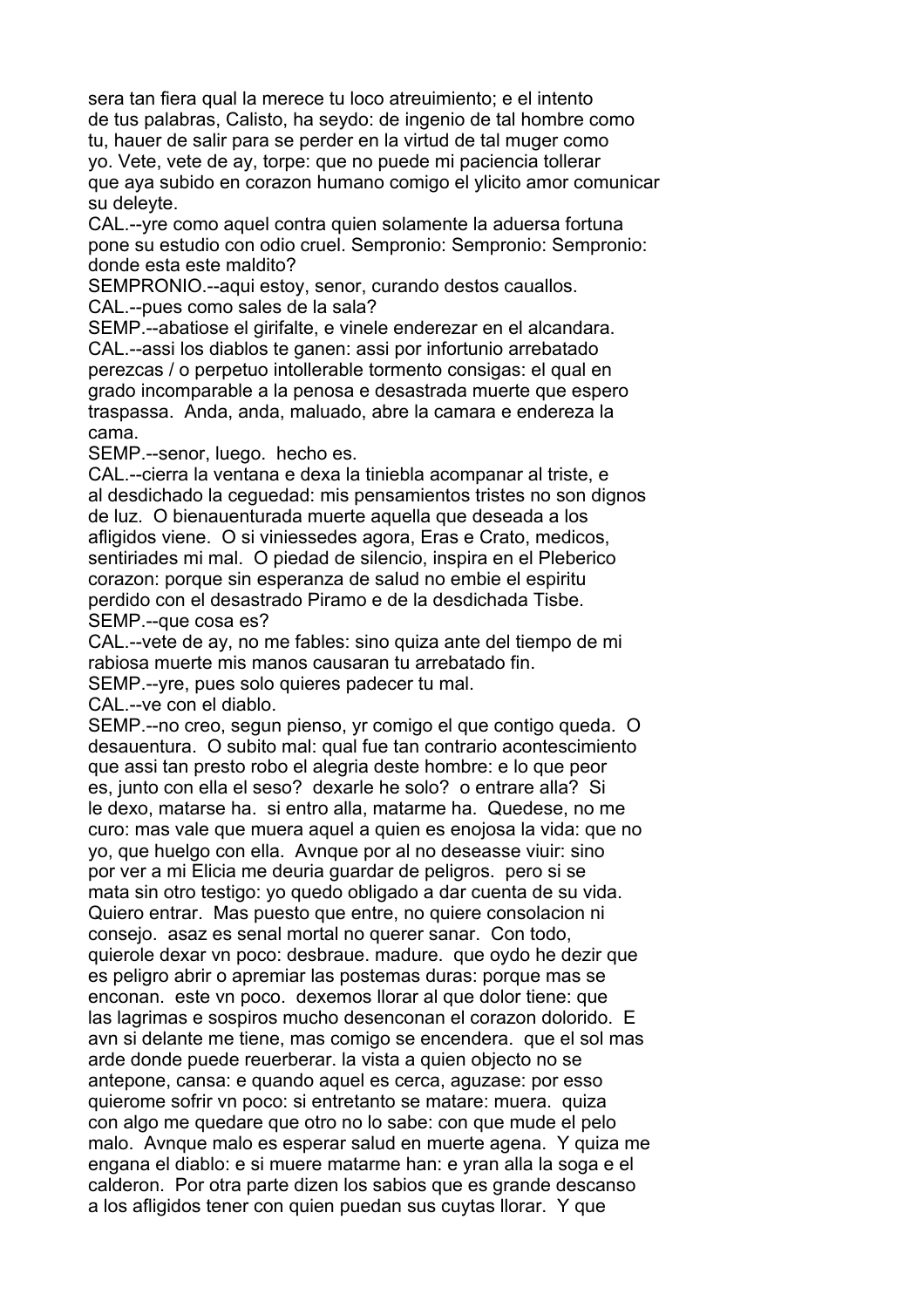sera tan fiera qual la merece tu loco atreuimiento; e el intento
de tus palabras, Calisto, ha seydo: de ingenio de tal hombre como
tu, hauer de salir para se perder en la virtud de tal muger como
yo. Vete, vete de ay, torpe: que no puede mi paciencia tollerar
que aya subido en corazon humano comigo el ylicito amor comunicar
su deleyte.

CAL.--yre como aquel contra quien solamente la aduersa fortuna
pone su estudio con odio cruel. Sempronio: Sempronio: Sempronio:
donde esta este maldito?

SEMPRONIO.--aqui estoy, senor, curando destos cauallos.

CAL.--pues como sales de la sala?

SEMP.--abatiose el girifalte, e vinele enderezar en el alcandara.

CAL.--assi los diablos te ganen: assi por infortunio arrebatado
perezcas / o perpetuo intollerable tormento consigas: el qual en
grado incomparable a la penosa e desastrada muerte que espero
traspassa. Anda, anda, maluado, abre la camara e endereza la
cama.

SEMP.--senor, luego. hecho es.

CAL.--cierra la ventana e dexa la tiniebla acompanar al triste, e
al desdichado la ceguedad: mis pensamientos tristes no son dignos
de luz. O bienauenturada muerte aquella que deseada a los
afligidos viene. O si viniessedes agora, Eras e Crato, medicos,
sentiriades mi mal. O piedad de silencio, inspira en el Pleberico
corazon: porque sin esperanza de salud no embie el espiritu
perdido con el desastrado Piramo e de la desdichada Tisbe.

SEMP.--que cosa es?

CAL.--vete de ay, no me fables: sino quiza ante del tiempo de mi
rabiosa muerte mis manos causaran tu arrebatado fin.

SEMP.--yre, pues solo quieres padecer tu mal.

CAL.--ve con el diablo.

SEMP.--no creo, segun pienso, yr comigo el que contigo queda. O
desauentura. O subito mal: qual fue tan contrario acontescimiento
que assi tan presto robo el alegria deste hombre: e lo que peor
es, junto con ella el seso? dexarle he solo? o entrare alla? Si
le dexo, matarse ha. si entro alla, matarme ha. Quedese, no me
curo: mas vale que muera aquel a quien es enojosa la vida: que no
yo, que huelgo con ella. Avnque por al no deseasse viuir: sino
por ver a mi Elicia me deuria guardar de peligros. pero si se
mata sin otro testigo: yo quedo obligado a dar cuenta de su vida.
Quiero entrar. Mas puesto que entre, no quiere consolacion ni
consejo. asaz es senal mortal no querer sanar. Con todo,
quierole dexar vn poco: desbraue. madure. que oydo he dezir que
es peligro abrir o apremiar las postemas duras: porque mas se
enconan. este vn poco. dexemos llorar al que dolor tiene: que
las lagrimas e sospiros mucho desenconan el corazon dolorido. E
avn si delante me tiene, mas comigo se encendera. que el sol mas
arde donde puede reuerberar. la vista a quien objecto no se
antepone, cansa: e quando aquel es cerca, aguzase: por esso
quierome sofrir vn poco: si entretanto se matare: muera. quiza
con algo me quedare que otro no lo sabe: con que mude el pelo
malo. Avnque malo es esperar salud en muerte agena. Y quiza me
engana el diablo: e si muere matarme han: e yran alla la soga e el
calderon. Por otra parte dizen los sabios que es grande descanso
a los afligidos tener con quien puedan sus cuytas llorar. Y que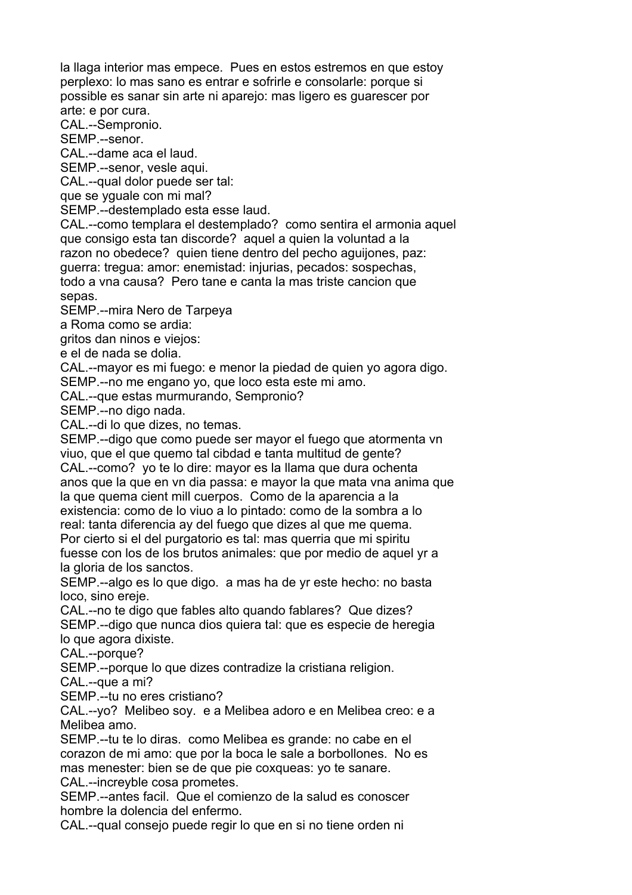la llaga interior mas empece. Pues en estos estremos en que estoy perplexo: lo mas sano es entrar e sofrirle e consolarle: porque si possible es sanar sin arte ni aparejo: mas ligero es guarescer por arte: e por cura.

CAL.--Sempronio.

SEMP.--senor.

CAL.--dame aca el laud.

SEMP.--senor, vesle aqui.

CAL.--qual dolor puede ser tal:
que se yguale con mi mal?

SEMP.--destemplado esta esse laud.

CAL.--como templara el destemplado? como sentira el armonia aquel que consigo esta tan discorde? aquel a quien la voluntad a la razon no obedece? quien tiene dentro del pecho aguijones, paz: guerra: tregua: amor: enemistad: injurias, pecados: sospechas, todo a vna causa? Pero tane e canta la mas triste cancion que sepas.

SEMP.--mira Nero de Tarpeya
a Roma como se ardia:
gritos dan ninos e viejos:
e el de nada se dolia.

CAL.--mayor es mi fuego: e menor la piedad de quien yo agora digo.

SEMP.--no me engano yo, que loco esta este mi amo.

CAL.--que estas murmurando, Sempronio?

SEMP.--no digo nada.

CAL.--di lo que dizes, no temas.

SEMP.--digo que como puede ser mayor el fuego que atormenta vn viuo, que el que quemo tal cibdad e tanta multitud de gente?

CAL.--como? yo te lo dire: mayor es la llama que dura ochenta anos que la que en vn dia passa: e mayor la que mata vna anima que la que quema cient mill cuerpos. Como de la aparencia a la existencia: como de lo viuo a lo pintado: como de la sombra a lo real: tanta diferencia ay del fuego que dizes al que me quema. Por cierto si el del purgatorio es tal: mas querria que mi spiritu fuesse con los de los brutos animales: que por medio de aquel yr a la gloria de los sanctos.

SEMP.--algo es lo que digo. a mas ha de yr este hecho: no basta loco, sino ereje.

CAL.--no te digo que fables alto quando fablares? Que dizes?

SEMP.--digo que nunca dios quiera tal: que es especie de heregia lo que agora dixiste.

CAL.--porque?

SEMP.--porque lo que dizes contradize la cristiana religion.

CAL.--que a mi?

SEMP.--tu no eres cristiano?

CAL.--yo? Melibeo soy. e a Melibea adoro e en Melibea creo: e a Melibea amo.

SEMP.--tu te lo diras. como Melibea es grande: no cabe en el corazon de mi amo: que por la boca le sale a borbollones. No es mas menester: bien se de que pie coxqueas: yo te sanare.

CAL.--increyble cosa prometes.

SEMP.--antes facil. Que el comienzo de la salud es conoscer hombre la dolencia del enfermo.

CAL.--qual consejo puede regir lo que en si no tiene orden ni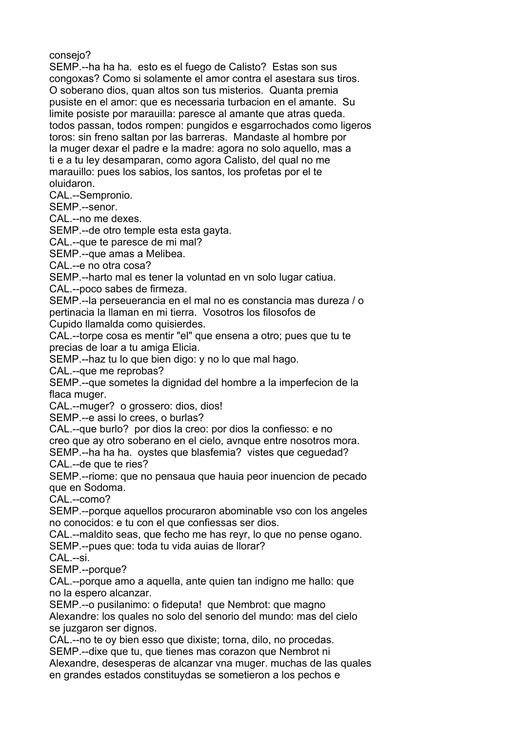consejo?
SEMP.--ha ha ha. esto es el fuego de Calisto? Estas son sus congoxas? Como si solamente el amor contra el asestara sus tiros. O soberano dios, quan altos son tus misterios. Quanta premia pusiste en el amor: que es necessaria turbacion en el amante. Su limite posiste por marauilla: paresce al amante que atras queda. todos passan, todos rompen: pungidos e esgarrochados como ligeros toros: sin freno saltan por las barreras. Mandaste al hombre por la muger dexar el padre e la madre: agora no solo aquello, mas a ti e a tu ley desamparan, como agora Calisto, del qual no me marauillo: pues los sabios, los santos, los profetas por el te oluidaron.
CAL.--Sempronio.
SEMP.--senor.
CAL.--no me dexes.
SEMP.--de otro temple esta esta gayta.
CAL.--que te paresce de mi mal?
SEMP.--que amas a Melibea.
CAL.--e no otra cosa?
SEMP.--harto mal es tener la voluntad en vn solo lugar catiua.
CAL.--poco sabes de firmeza.
SEMP.--la perseuerancia en el mal no es constancia mas dureza / o pertinacia la llaman en mi tierra. Vosotros los filosofos de Cupido llamalda como quisierdes.
CAL.--torpe cosa es mentir "el" que ensena a otro; pues que tu te precias de loar a tu amiga Elicia.
SEMP.--haz tu lo que bien digo: y no lo que mal hago.
CAL.--que me reprobas?
SEMP.--que sometes la dignidad del hombre a la imperfecion de la flaca muger.
CAL.--muger? o grossero: dios, dios!
SEMP.--e assi lo crees, o burlas?
CAL.--que burlo? por dios la creo: por dios la confiesso: e no creo que ay otro soberano en el cielo, avnque entre nosotros mora.
SEMP.--ha ha ha. oystes que blasfemia? vistes que ceguedad?
CAL.--de que te ries?
SEMP.--riome: que no pensaua que hauia peor inuencion de pecado que en Sodoma.
CAL.--como?
SEMP.--porque aquellos procuraron abominable vso con los angeles no conocidos: e tu con el que confiessas ser dios.
CAL.--maldito seas, que fecho me has reyr, lo que no pense ogano.
SEMP.--pues que: toda tu vida auias de llorar?
CAL.--si.
SEMP.--porque?
CAL.--porque amo a aquella, ante quien tan indigno me hallo: que no la espero alcanzar.
SEMP.--o pusilanimo: o fideputa! que Nembrot: que magno Alexandre: los quales no solo del senorio del mundo: mas del cielo se juzgaron ser dignos.
CAL.--no te oy bien esso que dixiste; torna, dilo, no procedas.
SEMP.--dixe que tu, que tienes mas corazon que Nembrot ni Alexandre, desesperas de alcanzar vna muger. muchas de las quales en grandes estados constituydas se sometieron a los pechos e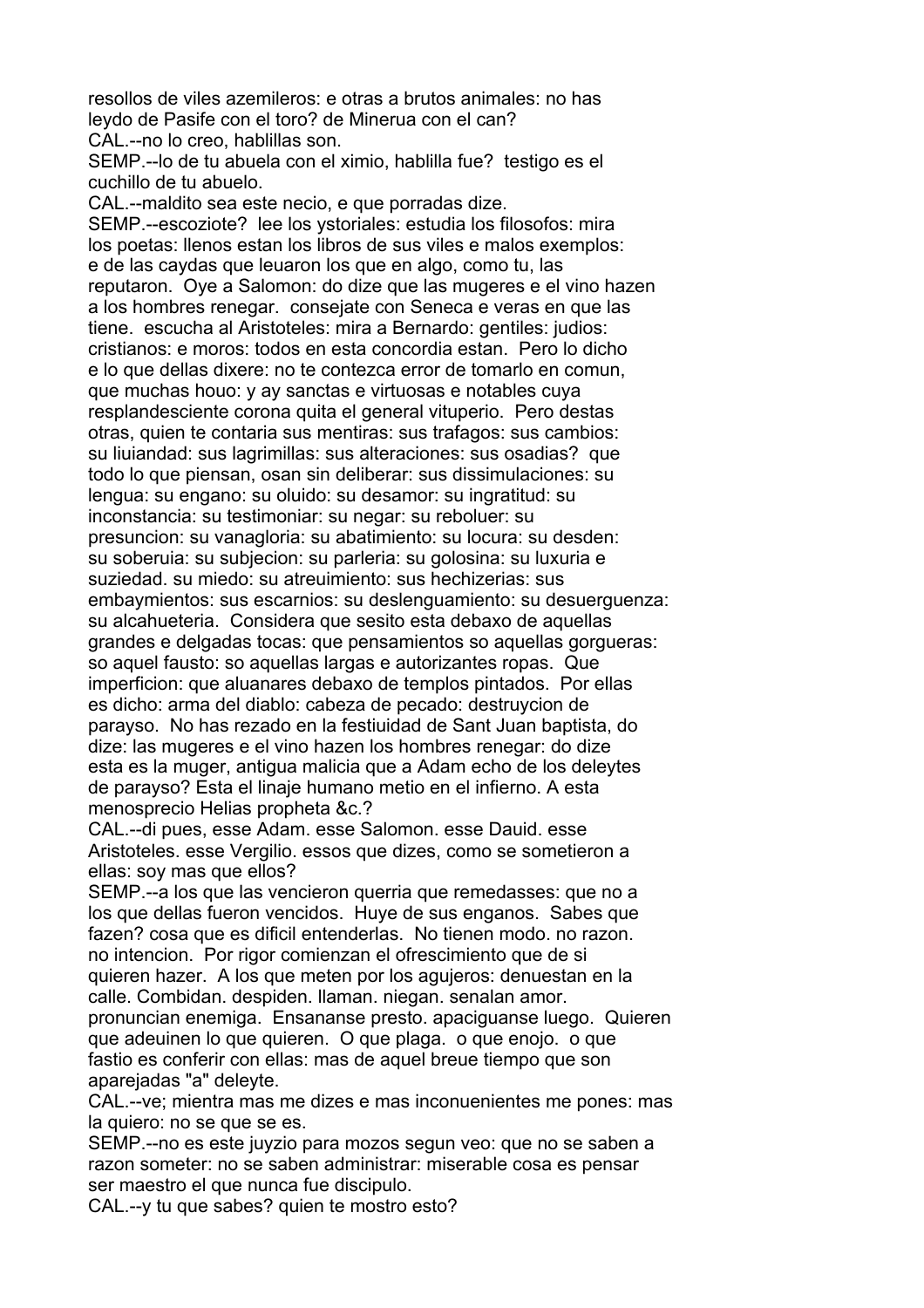resollos de viles azemileros: e otras a brutos animales: no has leydo de Pasife con el toro? de Minerua con el can?

CAL.--no lo creo, hablillas son.

SEMP.--lo de tu abuela con el ximio, hablilla fue? testigo es el cuchillo de tu abuelo.

CAL.--maldito sea este necio, e que porradas dize.

SEMP.--escoziote? lee los ystoriales: estudia los filosofos: mira los poetas: llenos estan los libros de sus viles e malos exemplos: e de las caydas que leuaron los que en algo, como tu, las reputaron. Oye a Salomon: do dize que las mugeres e el vino hazen a los hombres renegar. consejate con Seneca e veras en que las tiene. escucha al Aristoteles: mira a Bernardo: gentiles: judios: cristianos: e moros: todos en esta concordia estan. Pero lo dicho e lo que dellas dixere: no te contezca error de tomarlo en comun, que muchas houo: y ay sanctas e virtuosas e notables cuya resplandesciente corona quita el general vituperio. Pero destas otras, quien te contaria sus mentiras: sus trafagos: sus cambios: su liuiandad: sus lagrimillas: sus alteraciones: sus osadias? que todo lo que piensan, osan sin deliberar: sus dissimulaciones: su lengua: su engano: su oluido: su desamor: su ingratitud: su inconstancia: su testimoniar: su negar: su reboluer: su presuncion: su vanagloria: su abatimiento: su locura: su desden: su soberuia: su subjecion: su parleria: su golosina: su luxuria e suziedad. su miedo: su atreuimiento: sus hechizerias: sus embaymientos: sus escarnios: su deslenguamiento: su desuerguenza: su alcahueteria. Considera que sesito esta debaxo de aquellas grandes e delgadas tocas: que pensamientos so aquellas gorgueras: so aquel fausto: so aquellas largas e autorizantes ropas. Que imperficion: que aluanares debaxo de templos pintados. Por ellas es dicho: arma del diablo: cabeza de pecado: destruycion de parayso. No has rezado en la festiuidad de Sant Juan baptista, do dize: las mugeres e el vino hazen los hombres renegar: do dize esta es la muger, antigua malicia que a Adam echo de los deleytes de parayso? Esta el linaje humano metio en el infierno. A esta menosprecio Helias propheta &c.?

CAL.--di pues, esse Adam. esse Salomon. esse Dauid. esse Aristoteles. esse Vergilio. essos que dizes, como se sometieron a ellas: soy mas que ellos?

SEMP.--a los que las vencieron querria que remedasses: que no a los que dellas fueron vencidos. Huye de sus enganos. Sabes que fazen? cosa que es dificil entenderlas. No tienen modo. no razon. no intencion. Por rigor comienzan el ofrescimiento que de si quieren hazer. A los que meten por los agujeros: denuestan en la calle. Combidan. despiden. llaman. niegan. senalan amor. pronuncian enemiga. Ensananse presto. apaciguanse luego. Quieren que adeuinen lo que quieren. O que plaga. o que enojo. o que fastio es conferir con ellas: mas de aquel breue tiempo que son aparejadas "a" deleyte.

CAL.--ve; mientra mas me dizes e mas inconuenientes me pones: mas la quiero: no se que se es.

SEMP.--no es este juyzio para mozos segun veo: que no se saben a razon someter: no se saben administrar: miserable cosa es pensar ser maestro el que nunca fue discipulo.

CAL.--y tu que sabes? quien te mostro esto?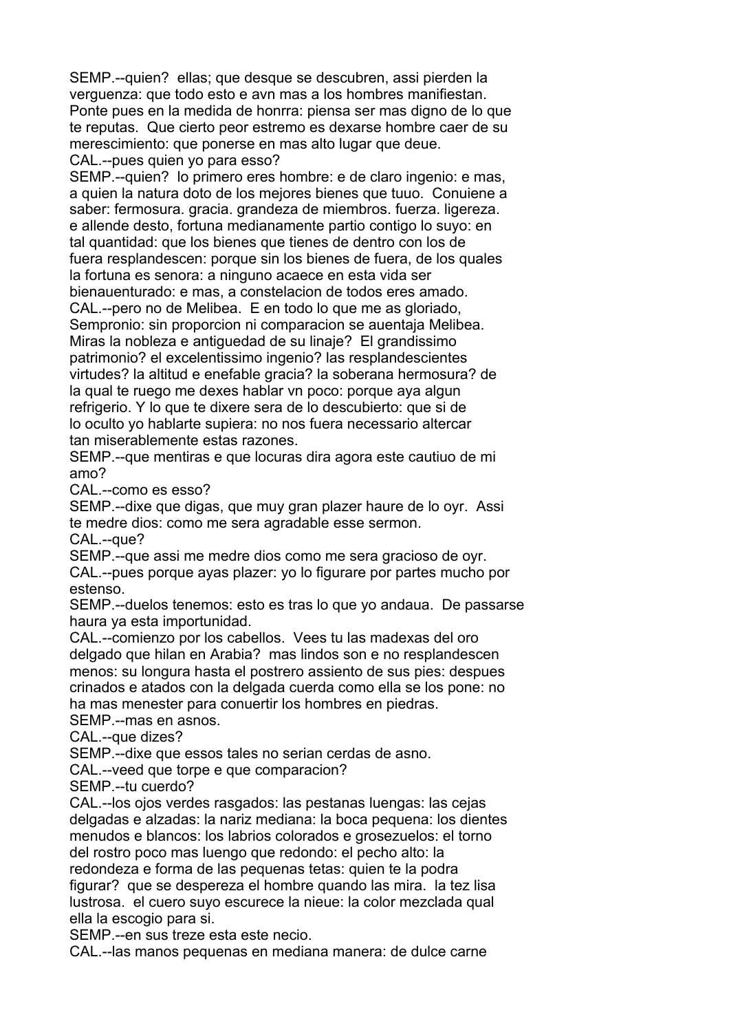SEMP.--quien? ellas; que desque se descubren, assi pierden la verguenza: que todo esto e avn mas a los hombres manifiestan. Ponte pues en la medida de honrra: piensa ser mas digno de lo que te reputas. Que cierto peor estremo es dexarse hombre caer de su merescimiento: que ponerse en mas alto lugar que deue.
CAL.--pues quien yo para esso?
SEMP.--quien? lo primero eres hombre: e de claro ingenio: e mas, a quien la natura doto de los mejores bienes que tuuo. Conuiene a saber: fermosura. gracia. grandeza de miembros. fuerza. ligereza. e allende desto, fortuna medianamente partio contigo lo suyo: en tal quantidad: que los bienes que tienes de dentro con los de fuera resplandescen: porque sin los bienes de fuera, de los quales la fortuna es senora: a ninguno acaece en esta vida ser bienauenturado: e mas, a constelacion de todos eres amado.
CAL.--pero no de Melibea. E en todo lo que me as gloriado, Sempronio: sin proporcion ni comparacion se auentaja Melibea. Miras la nobleza e antiguedad de su linaje? El grandissimo patrimonio? el excelentissimo ingenio? las resplandescientes virtudes? la altitud e enefable gracia? la soberana hermosura? de la qual te ruego me dexes hablar vn poco: porque aya algun refrigerio. Y lo que te dixere sera de lo descubierto: que si de lo oculto yo hablarte supiera: no nos fuera necessario altercar tan miserablemente estas razones.
SEMP.--que mentiras e que locuras dira agora este cautiuo de mi amo?
CAL.--como es esso?
SEMP.--dixe que digas, que muy gran plazer haure de lo oyr. Assi te medre dios: como me sera agradable esse sermon.
CAL.--que?
SEMP.--que assi me medre dios como me sera gracioso de oyr.
CAL.--pues porque ayas plazer: yo lo figurare por partes mucho por estenso.
SEMP.--duelos tenemos: esto es tras lo que yo andaua. De passarse haura ya esta importunidad.
CAL.--comienzo por los cabellos. Vees tu las madexas del oro delgado que hilan en Arabia? mas lindos son e no resplandescen menos: su longura hasta el postrero assiento de sus pies: despues crinados e atados con la delgada cuerda como ella se los pone: no ha mas menester para conuertir los hombres en piedras.
SEMP.--mas en asnos.
CAL.--que dizes?
SEMP.--dixe que essos tales no serian cerdas de asno.
CAL.--veed que torpe e que comparacion?
SEMP.--tu cuerdo?
CAL.--los ojos verdes rasgados: las pestanas luengas: las cejas delgadas e alzadas: la nariz mediana: la boca pequena: los dientes menudos e blancos: los labrios colorados e grosezuelos: el torno del rostro poco mas luengo que redondo: el pecho alto: la redondeza e forma de las pequenas tetas: quien te la podra figurar? que se despereza el hombre quando las mira. la tez lisa lustrosa. el cuero suyo escurece la nieue: la color mezclada qual ella la escogio para si.
SEMP.--en sus treze esta este necio.
CAL.--las manos pequenas en mediana manera: de dulce carne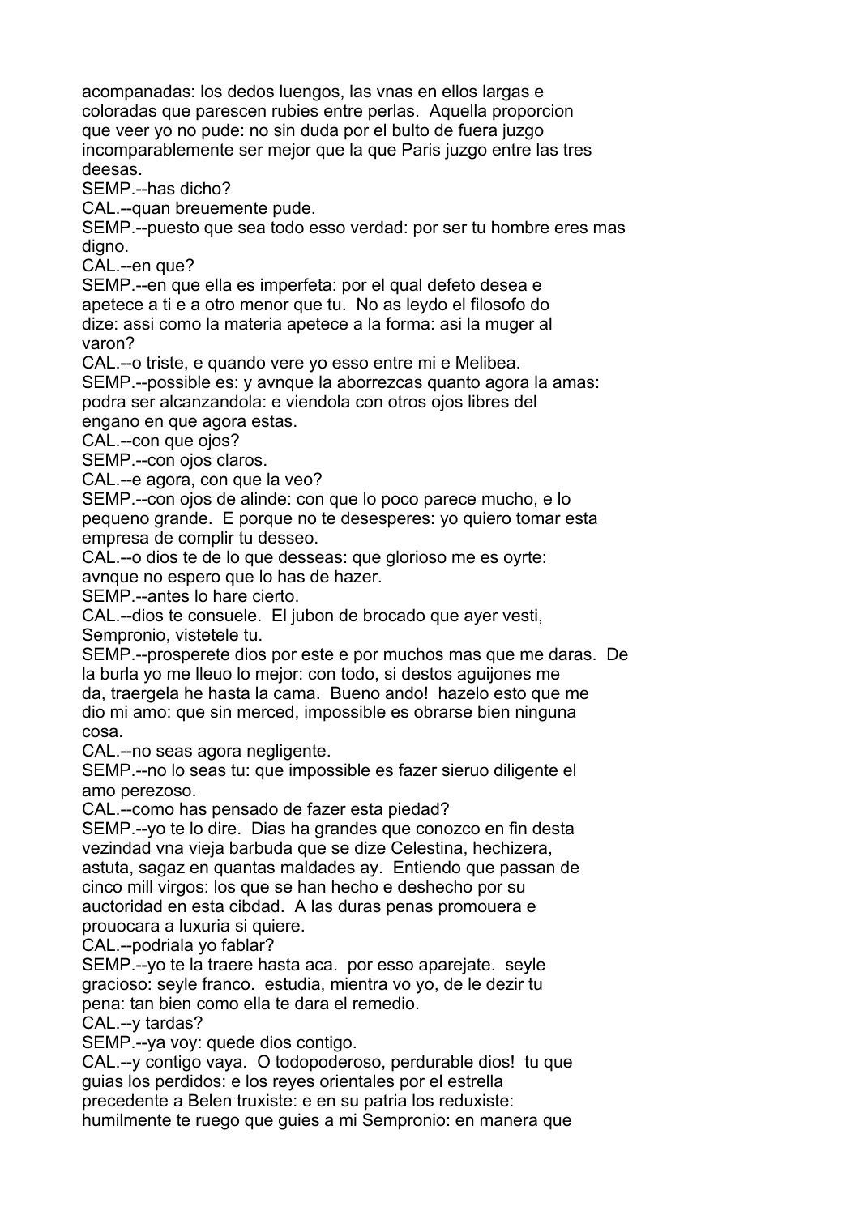acompanadas: los dedos luengos, las vnas en ellos largas e coloradas que parescen rubies entre perlas.  Aquella proporcion que veer yo no pude: no sin duda por el bulto de fuera juzgo incomparablemente ser mejor que la que Paris juzgo entre las tres deesas.

SEMP.--has dicho?

CAL.--quan breuemente pude.

SEMP.--puesto que sea todo esso verdad: por ser tu hombre eres mas digno.

CAL.--en que?

SEMP.--en que ella es imperfeta: por el qual defeto desea e apetece a ti e a otro menor que tu.  No as leydo el filosofo do dize: assi como la materia apetece a la forma: asi la muger al varon?

CAL.--o triste, e quando vere yo esso entre mi e Melibea.

SEMP.--possible es: y avnque la aborrezcas quanto agora la amas: podra ser alcanzandola: e viendola con otros ojos libres del engano en que agora estas.

CAL.--con que ojos?

SEMP.--con ojos claros.

CAL.--e agora, con que la veo?

SEMP.--con ojos de alinde: con que lo poco parece mucho, e lo pequeno grande.  E porque no te desesperes: yo quiero tomar esta empresa de complir tu desseo.

CAL.--o dios te de lo que desseas: que glorioso me es oyrte: avnque no espero que lo has de hazer.

SEMP.--antes lo hare cierto.

CAL.--dios te consuele.  El jubon de brocado que ayer vesti, Sempronio, vistetele tu.

SEMP.--prosperete dios por este e por muchos mas que me daras.  De la burla yo me lleuo lo mejor: con todo, si destos aguijones me da, traergela he hasta la cama.  Bueno ando!  hazelo esto que me dio mi amo: que sin merced, impossible es obrarse bien ninguna cosa.

CAL.--no seas agora negligente.

SEMP.--no lo seas tu: que impossible es fazer sieruo diligente el amo perezoso.

CAL.--como has pensado de fazer esta piedad?

SEMP.--yo te lo dire.  Dias ha grandes que conozco en fin desta vezindad vna vieja barbuda que se dize Celestina, hechizera, astuta, sagaz en quantas maldades ay.  Entiendo que passan de cinco mill virgos: los que se han hecho e deshecho por su auctoridad en esta cibdad.  A las duras penas promouera e prouocara a luxuria si quiere.

CAL.--podriala yo fablar?

SEMP.--yo te la traere hasta aca.  por esso aparejate.  seyle gracioso: seyle franco.  estudia, mientra vo yo, de le dezir tu pena: tan bien como ella te dara el remedio.

CAL.--y tardas?

SEMP.--ya voy: quede dios contigo.

CAL.--y contigo vaya.  O todopoderoso, perdurable dios!  tu que guias los perdidos: e los reyes orientales por el estrella precedente a Belen truxiste: e en su patria los reduxiste: humilmente te ruego que guies a mi Sempronio: en manera que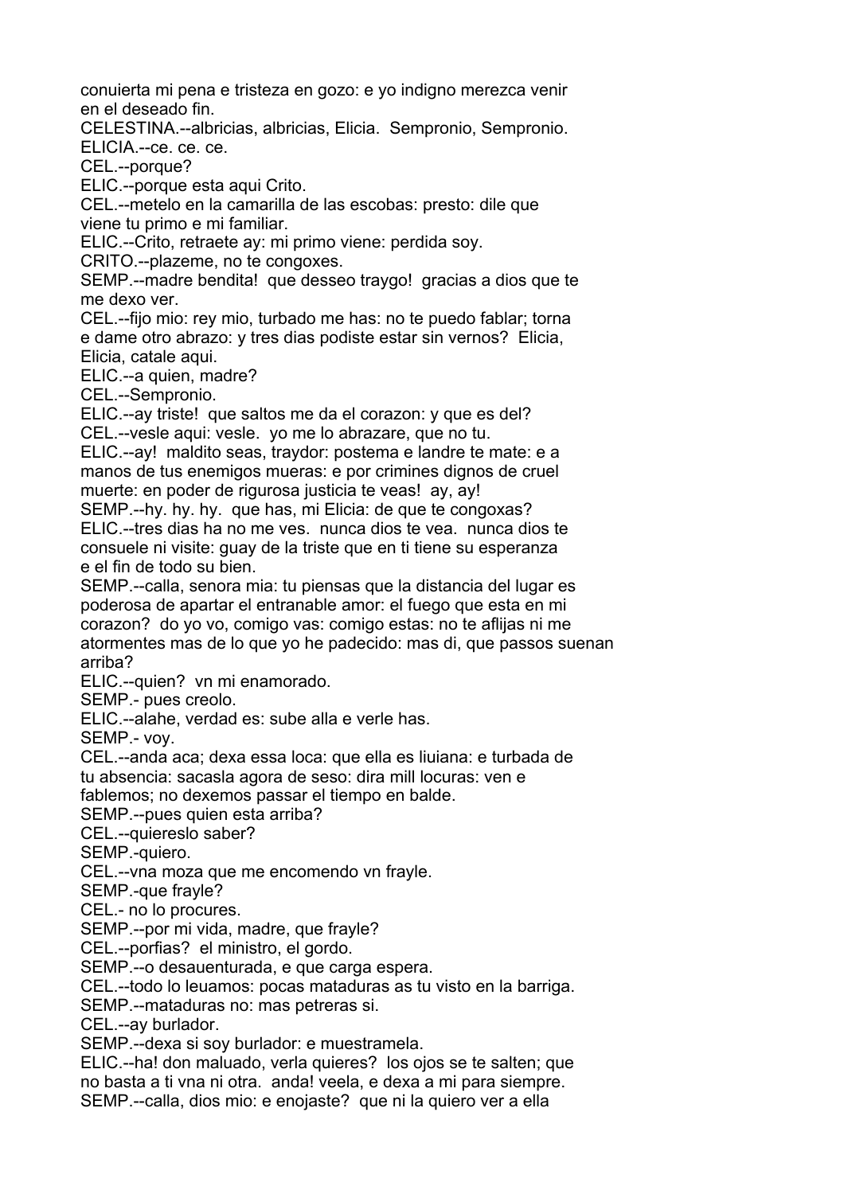conuierta mi pena e tristeza en gozo: e yo indigno merezca venir en el deseado fin.

CELESTINA.--albricias, albricias, Elicia. Sempronio, Sempronio.

ELICIA.--ce. ce. ce.

CEL.--porque?

ELIC.--porque esta aqui Crito.

CEL.--metelo en la camarilla de las escobas: presto: dile que viene tu primo e mi familiar.

ELIC.--Crito, retraete ay: mi primo viene: perdida soy.

CRITO.--plazeme, no te congoxes.

SEMP.--madre bendita! que desseo traygo! gracias a dios que te me dexo ver.

CEL.--fijo mio: rey mio, turbado me has: no te puedo fablar; torna e dame otro abrazo: y tres dias podiste estar sin vernos? Elicia, Elicia, catale aqui.

ELIC.--a quien, madre?

CEL.--Sempronio.

ELIC.--ay triste! que saltos me da el corazon: y que es del?

CEL.--vesle aqui: vesle. yo me lo abrazare, que no tu.

ELIC.--ay! maldito seas, traydor: postema e landre te mate: e a manos de tus enemigos mueras: e por crimines dignos de cruel muerte: en poder de rigurosa justicia te veas! ay, ay!

SEMP.--hy. hy. hy. que has, mi Elicia: de que te congoxas?

ELIC.--tres dias ha no me ves. nunca dios te vea. nunca dios te consuele ni visite: guay de la triste que en ti tiene su esperanza e el fin de todo su bien.

SEMP.--calla, senora mia: tu piensas que la distancia del lugar es poderosa de apartar el entranable amor: el fuego que esta en mi corazon? do yo vo, comigo vas: comigo estas: no te aflijas ni me atormentes mas de lo que yo he padecido: mas di, que passos suenan arriba?

ELIC.--quien? vn mi enamorado.

SEMP.- pues creolo.

ELIC.--alahe, verdad es: sube alla e verle has.

SEMP.- voy.

CEL.--anda aca; dexa essa loca: que ella es liuiana: e turbada de tu absencia: sacasla agora de seso: dira mill locuras: ven e fablemos; no dexemos passar el tiempo en balde.

SEMP.--pues quien esta arriba?

CEL.--quiereslo saber?

SEMP.-quiero.

CEL.--vna moza que me encomendo vn frayle.

SEMP.-que frayle?

CEL.- no lo procures.

SEMP.--por mi vida, madre, que frayle?

CEL.--porfias? el ministro, el gordo.

SEMP.--o desauenturada, e que carga espera.

CEL.--todo lo leuamos: pocas mataduras as tu visto en la barriga.

SEMP.--mataduras no: mas petreras si.

CEL.--ay burlador.

SEMP.--dexa si soy burlador: e muestramela.

ELIC.--ha! don maluado, verla quieres? los ojos se te salten; que no basta a ti vna ni otra. anda! veela, e dexa a mi para siempre.

SEMP.--calla, dios mio: e enojaste? que ni la quiero ver a ella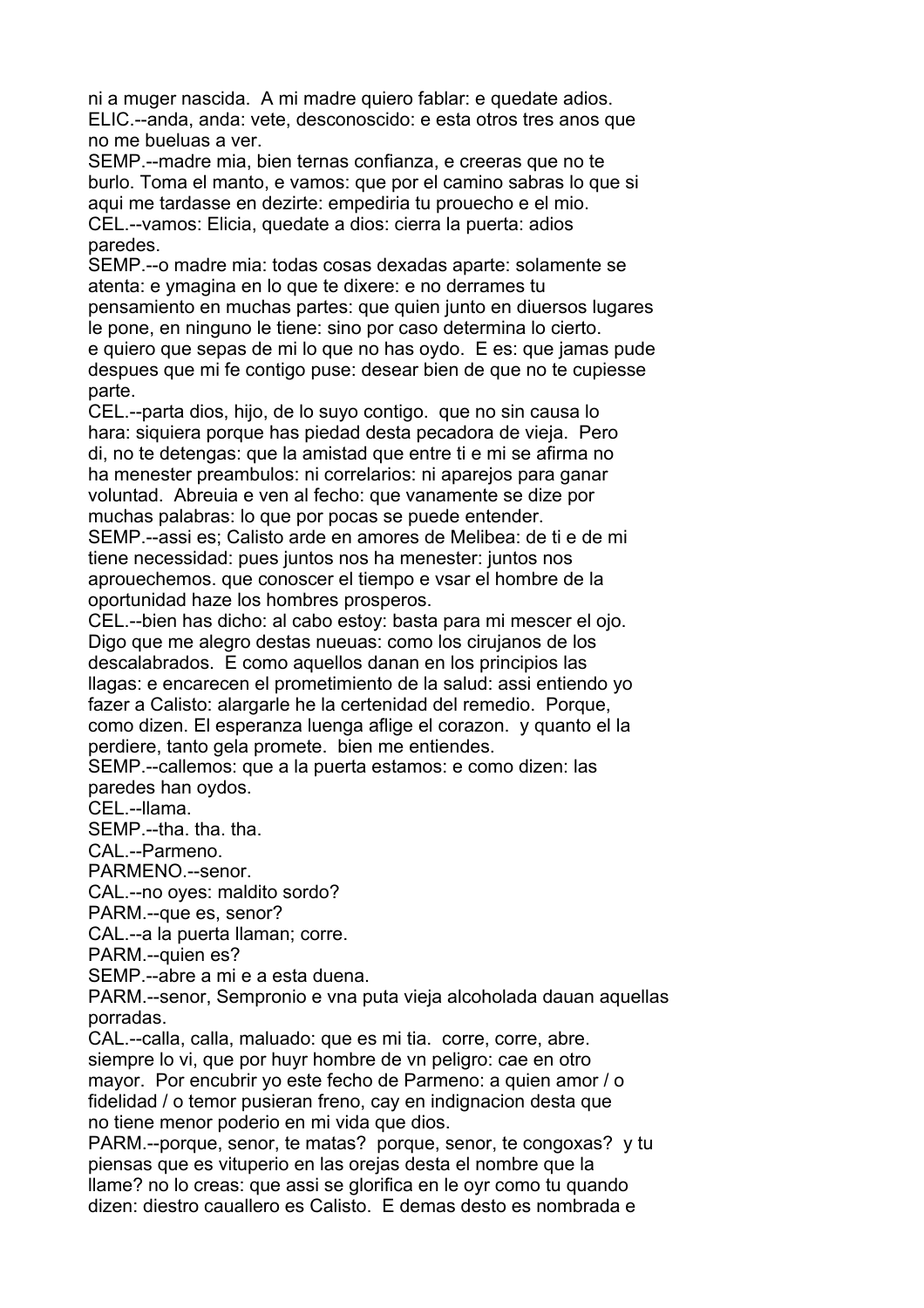ni a muger nascida. A mi madre quiero fablar: e quedate adios.
ELIC.--anda, anda: vete, desconoscido: e esta otros tres anos que no me bueluas a ver.
SEMP.--madre mia, bien ternas confianza, e creeras que no te burlo. Toma el manto, e vamos: que por el camino sabras lo que si aqui me tardasse en dezirte: empediria tu prouecho e el mio.
CEL.--vamos: Elicia, quedate a dios: cierra la puerta: adios paredes.
SEMP.--o madre mia: todas cosas dexadas aparte: solamente se atenta: e ymagina en lo que te dixere: e no derrames tu pensamiento en muchas partes: que quien junto en diuersos lugares le pone, en ninguno le tiene: sino por caso determina lo cierto. e quiero que sepas de mi lo que no has oydo. E es: que jamas pude despues que mi fe contigo puse: desear bien de que no te cupiesse parte.
CEL.--parta dios, hijo, de lo suyo contigo. que no sin causa lo hara: siquiera porque has piedad desta pecadora de vieja. Pero di, no te detengas: que la amistad que entre ti e mi se afirma no ha menester preambulos: ni correlarios: ni aparejos para ganar voluntad. Abreuia e ven al fecho: que vanamente se dize por muchas palabras: lo que por pocas se puede entender.
SEMP.--assi es; Calisto arde en amores de Melibea: de ti e de mi tiene necessidad: pues juntos nos ha menester: juntos nos aprouechemos. que conoscer el tiempo e vsar el hombre de la oportunidad haze los hombres prosperos.
CEL.--bien has dicho: al cabo estoy: basta para mi mescer el ojo. Digo que me alegro destas nueuas: como los cirujanos de los descalabrados. E como aquellos danan en los principios las llagas: e encarecen el prometimiento de la salud: assi entiendo yo fazer a Calisto: alargarle he la certenidad del remedio. Porque, como dizen. El esperanza luenga aflige el corazon. y quanto el la perdiere, tanto gela promete. bien me entiendes.
SEMP.--callemos: que a la puerta estamos: e como dizen: las paredes han oydos.
CEL.--llama.
SEMP.--tha. tha. tha.
CAL.--Parmeno.
PARMENO.--senor.
CAL.--no oyes: maldito sordo?
PARM.--que es, senor?
CAL.--a la puerta llaman; corre.
PARM.--quien es?
SEMP.--abre a mi e a esta duena.
PARM.--senor, Sempronio e vna puta vieja alcoholada dauan aquellas porradas.
CAL.--calla, calla, maluado: que es mi tia. corre, corre, abre. siempre lo vi, que por huyr hombre de vn peligro: cae en otro mayor. Por encubrir yo este fecho de Parmeno: a quien amor / o fidelidad / o temor pusieran freno, cay en indignacion desta que no tiene menor poderio en mi vida que dios.
PARM.--porque, senor, te matas? porque, senor, te congoxas? y tu piensas que es vituperio en las orejas desta el nombre que la llame? no lo creas: que assi se glorifica en le oyr como tu quando dizen: diestro cauallero es Calisto. E demas desto es nombrada e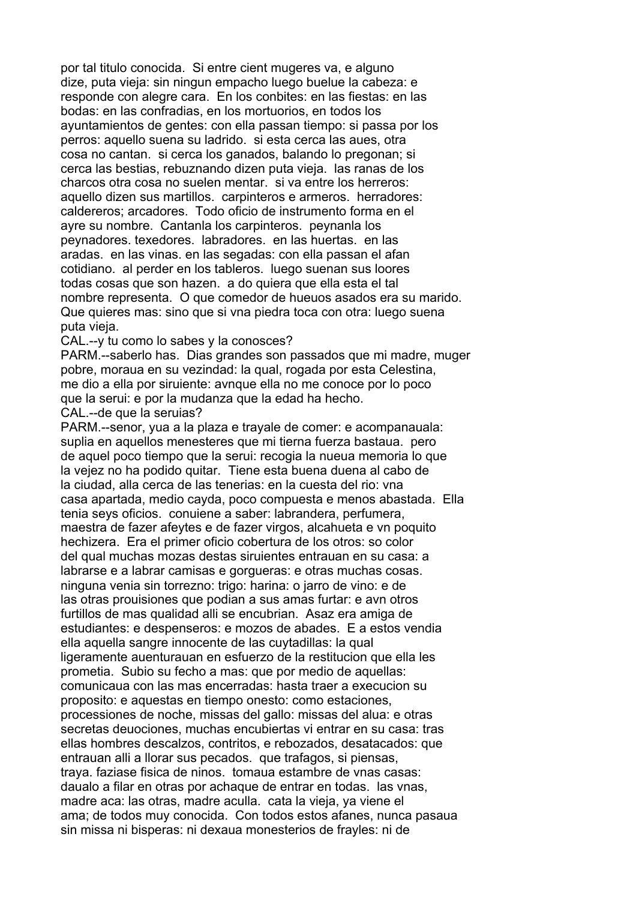por tal titulo conocida.  Si entre cient mugeres va, e alguno
dize, puta vieja: sin ningun empacho luego buelue la cabeza: e
responde con alegre cara.  En los conbites: en las fiestas: en las
bodas: en las confradias, en los mortuorios, en todos los
ayuntamientos de gentes: con ella passan tiempo: si passa por los
perros: aquello suena su ladrido.  si esta cerca las aues, otra
cosa no cantan.  si cerca los ganados, balando lo pregonan; si
cerca las bestias, rebuznando dizen puta vieja.  las ranas de los
charcos otra cosa no suelen mentar.  si va entre los herreros:
aquello dizen sus martillos.  carpinteros e armeros.  herradores:
caldereros; arcadores.  Todo oficio de instrumento forma en el
ayre su nombre.  Cantanla los carpinteros.  peynanla los
peynadores. texedores.  labradores.  en las huertas.  en las
aradas.  en las vinas. en las segadas: con ella passan el afan
cotidiano.  al perder en los tableros.  luego suenan sus loores
todas cosas que son hazen.  a do quiera que ella esta el tal
nombre representa.  O que comedor de hueuos asados era su marido.
Que quieres mas: sino que si vna piedra toca con otra: luego suena
puta vieja.

CAL.--y tu como lo sabes y la conosces?

PARM.--saberlo has.  Dias grandes son passados que mi madre, muger
pobre, moraua en su vezindad: la qual, rogada por esta Celestina,
me dio a ella por siruiente: avnque ella no me conoce por lo poco
que la serui: e por la mudanza que la edad ha hecho.

CAL.--de que la seruias?

PARM.--senor, yua a la plaza e trayale de comer: e acompanauala:
suplia en aquellos menesteres que mi tierna fuerza bastaua.  pero
de aquel poco tiempo que la serui: recogia la nueua memoria lo que
la vejez no ha podido quitar.  Tiene esta buena duena al cabo de
la ciudad, alla cerca de las tenerias: en la cuesta del rio: vna
casa apartada, medio cayda, poco compuesta e menos abastada.  Ella
tenia seys oficios.  conuiene a saber: labrandera, perfumera,
maestra de fazer afeytes e de fazer virgos, alcahueta e vn poquito
hechizera.  Era el primer oficio cobertura de los otros: so color
del qual muchas mozas destas siruientes entrauan en su casa: a
labrarse e a labrar camisas e gorgueras: e otras muchas cosas.
ninguna venia sin torrezno: trigo: harina: o jarro de vino: e de
las otras prouisiones que podian a sus amas furtar: e avn otros
furtillos de mas qualidad alli se encubrian.  Asaz era amiga de
estudiantes: e despenseros: e mozos de abades.  E a estos vendia
ella aquella sangre innocente de las cuytadillas: la qual
ligeramente auenturauan en esfuerzo de la restitucion que ella les
prometia.  Subio su fecho a mas: que por medio de aquellas:
comunicaua con las mas encerradas: hasta traer a execucion su
proposito: e aquestas en tiempo onesto: como estaciones,
processiones de noche, missas del gallo: missas del alua: e otras
secretas deuociones, muchas encubiertas vi entrar en su casa: tras
ellas hombres descalzos, contritos, e rebozados, desatacados: que
entrauan alli a llorar sus pecados.  que trafagos, si piensas,
traya. faziase fisica de ninos.  tomaua estambre de vnas casas:
daualo a filar en otras por achaque de entrar en todas.  las vnas,
madre aca: las otras, madre aculla.  cata la vieja, ya viene el
ama; de todos muy conocida.  Con todos estos afanes, nunca pasaua
sin missa ni bisperas: ni dexaua monesterios de frayles: ni de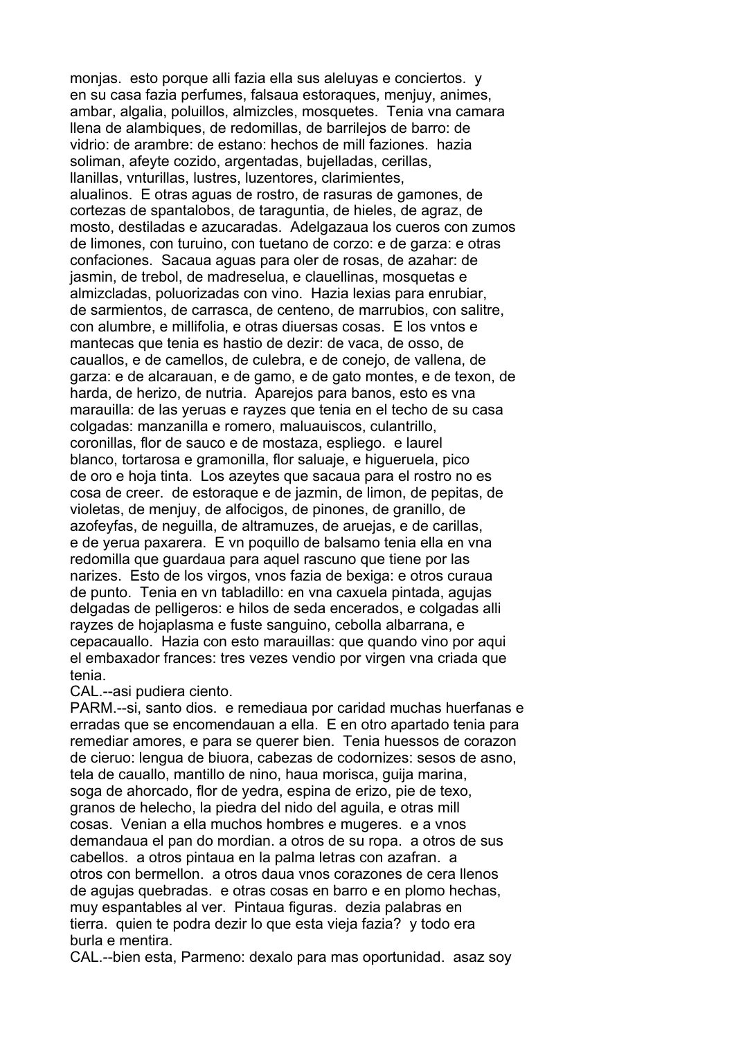monjas. esto porque alli fazia ella sus aleluyas e conciertos. y en su casa fazia perfumes, falsaua estoraques, menjuy, animes, ambar, algalia, poluillos, almizcles, mosquetes. Tenia vna camara llena de alambiques, de redomillas, de barrilejos de barro: de vidrio: de arambre: de estano: hechos de mill faziones. hazia soliman, afeyte cozido, argentadas, bujelladas, cerillas, llanillas, vnturillas, lustres, luzentores, clarimientes, alualinos. E otras aguas de rostro, de rasuras de gamones, de cortezas de spantalobos, de taraguntia, de hieles, de agraz, de mosto, destiladas e azucaradas. Adelgazaua los cueros con zumos de limones, con turuino, con tuetano de corzo: e de garza: e otras confaciones. Sacaua aguas para oler de rosas, de azahar: de jasmin, de trebol, de madreselua, e clauellinas, mosquetas e almizcladas, poluorizadas con vino. Hazia lexias para enrubiar, de sarmientos, de carrasca, de centeno, de marrubios, con salitre, con alumbre, e millifolia, e otras diuersas cosas. E los vntos e mantecas que tenia es hastio de dezir: de vaca, de osso, de cauallos, e de camellos, de culebra, e de conejo, de vallena, de garza: e de alcarauan, e de gamo, e de gato montes, e de texon, de harda, de herizo, de nutria. Aparejos para banos, esto es vna marauilla: de las yeruas e rayzes que tenia en el techo de su casa colgadas: manzanilla e romero, maluauiscos, culantrillo, coronillas, flor de sauco e de mostaza, espliego. e laurel blanco, tortarosa e gramonilla, flor saluaje, e higueruela, pico de oro e hoja tinta. Los azeytes que sacaua para el rostro no es cosa de creer. de estoraque e de jazmin, de limon, de pepitas, de violetas, de menjuy, de alfocigos, de pinones, de granillo, de azofeyfas, de neguilla, de altramuzes, de aruejas, e de carillas, e de yerua paxarera. E vn poquillo de balsamo tenia ella en vna redomilla que guardaua para aquel rascuno que tiene por las narizes. Esto de los virgos, vnos fazia de bexiga: e otros curaua de punto. Tenia en vn tabladillo: en vna caxuela pintada, agujas delgadas de pelligeros: e hilos de seda encerados, e colgadas alli rayzes de hojaplasma e fuste sanguino, cebolla albarrana, e cepacauallo. Hazia con esto marauillas: que quando vino por aqui el embaxador frances: tres vezes vendio por virgen vna criada que tenia.

CAL.--asi pudiera ciento.

PARM.--si, santo dios. e remediaua por caridad muchas huerfanas e erradas que se encomendauan a ella. E en otro apartado tenia para remediar amores, e para se querer bien. Tenia huessos de corazon de cieruo: lengua de biuora, cabezas de codornizes: sesos de asno, tela de cauallo, mantillo de nino, haua morisca, guija marina, soga de ahorcado, flor de yedra, espina de erizo, pie de texo, granos de helecho, la piedra del nido del aguila, e otras mill cosas. Venian a ella muchos hombres e mugeres. e a vnos demandaua el pan do mordian. a otros de su ropa. a otros de sus cabellos. a otros pintaua en la palma letras con azafran. a otros con bermellon. a otros daua vnos corazones de cera llenos de agujas quebradas. e otras cosas en barro e en plomo hechas, muy espantables al ver. Pintaua figuras. dezia palabras en tierra. quien te podra dezir lo que esta vieja fazia? y todo era burla e mentira.

CAL.--bien esta, Parmeno: dexalo para mas oportunidad. asaz soy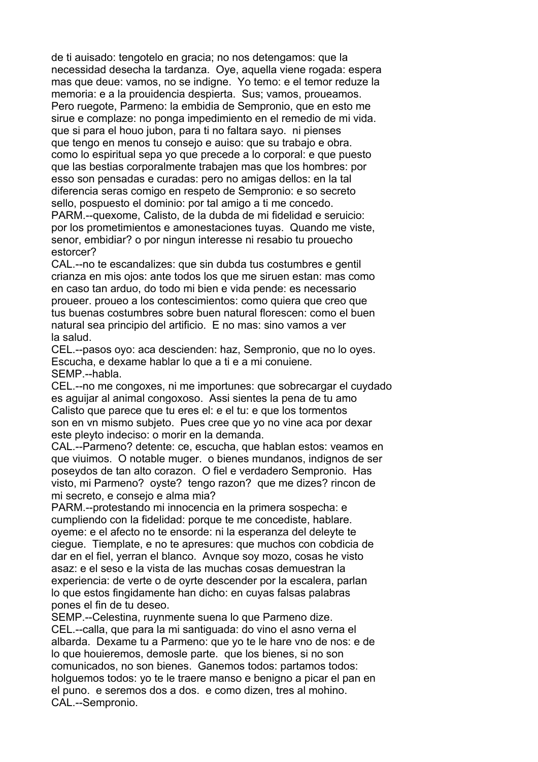de ti auisado: tengotelo en gracia; no nos detengamos: que la necessidad desecha la tardanza. Oye, aquella viene rogada: espera mas que deue: vamos, no se indigne. Yo temo: e el temor reduze la memoria: e a la prouidencia despierta. Sus; vamos, proueamos. Pero ruegote, Parmeno: la embidia de Sempronio, que en esto me sirue e complaze: no ponga impedimiento en el remedio de mi vida. que si para el houo jubon, para ti no faltara sayo. ni pienses que tengo en menos tu consejo e auiso: que su trabajo e obra. como lo espiritual sepa yo que precede a lo corporal: e que puesto que las bestias corporalmente trabajen mas que los hombres: por esso son pensadas e curadas: pero no amigas dellos: en la tal diferencia seras comigo en respeto de Sempronio: e so secreto sello, pospuesto el dominio: por tal amigo a ti me concedo.

PARM.--quexome, Calisto, de la dubda de mi fidelidad e seruicio: por los prometimientos e amonestaciones tuyas. Quando me viste, senor, embidiar? o por ningun interesse ni resabio tu prouecho estorcer?

CAL.--no te escandalizes: que sin dubda tus costumbres e gentil crianza en mis ojos: ante todos los que me siruen estan: mas como en caso tan arduo, do todo mi bien e vida pende: es necessario proueer. proueo a los contescimientos: como quiera que creo que tus buenas costumbres sobre buen natural florescen: como el buen natural sea principio del artificio. E no mas: sino vamos a ver la salud.

CEL.--pasos oyo: aca descienden: haz, Sempronio, que no lo oyes. Escucha, e dexame hablar lo que a ti e a mi conuiene.

SEMP.--habla.

CEL.--no me congoxes, ni me importunes: que sobrecargar el cuydado es aguijar al animal congoxoso. Assi sientes la pena de tu amo Calisto que parece que tu eres el: e el tu: e que los tormentos son en vn mismo subjeto. Pues cree que yo no vine aca por dexar este pleyto indeciso: o morir en la demanda.

CAL.--Parmeno? detente: ce, escucha, que hablan estos: veamos en que viuimos. O notable muger. o bienes mundanos, indignos de ser poseydos de tan alto corazon. O fiel e verdadero Sempronio. Has visto, mi Parmeno? oyste? tengo razon? que me dizes? rincon de mi secreto, e consejo e alma mia?

PARM.--protestando mi innocencia en la primera sospecha: e cumpliendo con la fidelidad: porque te me concediste, hablare. oyeme: e el afecto no te ensorde: ni la esperanza del deleyte te ciegue. Tiemplate, e no te apresures: que muchos con cobdicia de dar en el fiel, yerran el blanco. Avnque soy mozo, cosas he visto asaz: e el seso e la vista de las muchas cosas demuestran la experiencia: de verte o de oyrte descender por la escalera, parlan lo que estos fingidamente han dicho: en cuyas falsas palabras pones el fin de tu deseo.

SEMP.--Celestina, ruynmente suena lo que Parmeno dize.

CEL.--calla, que para la mi santiguada: do vino el asno verna el albarda. Dexame tu a Parmeno: que yo te le hare vno de nos: e de lo que houieremos, demosle parte. que los bienes, si no son comunicados, no son bienes. Ganemos todos: partamos todos: holguemos todos: yo te le traere manso e benigno a picar el pan en el puno. e seremos dos a dos. e como dizen, tres al mohino.

CAL.--Sempronio.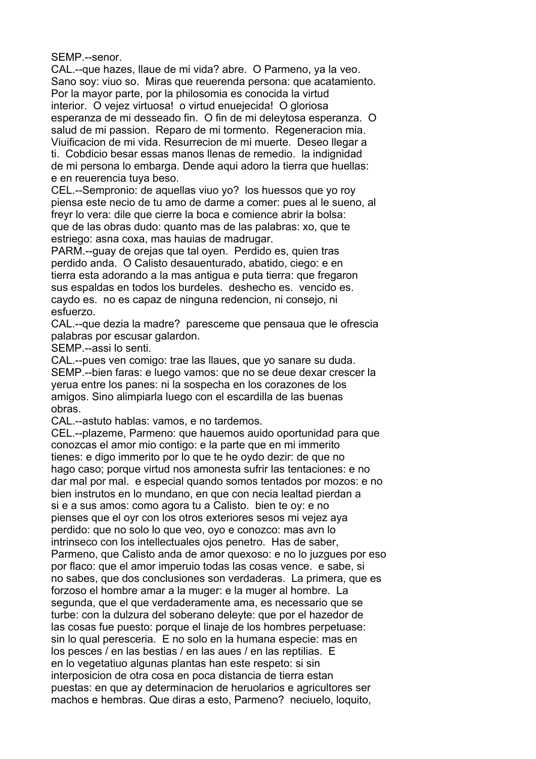SEMP.--senor.
CAL.--que hazes, llaue de mi vida? abre. O Parmeno, ya la veo. Sano soy: viuo so. Miras que reuerenda persona: que acatamiento. Por la mayor parte, por la philosomia es conocida la virtud interior. O vejez virtuosa! o virtud enuejecida! O gloriosa esperanza de mi desseado fin. O fin de mi deleytosa esperanza. O salud de mi passion. Reparo de mi tormento. Regeneracion mia. Viuificacion de mi vida. Resurrecion de mi muerte. Deseo llegar a ti. Cobdicio besar essas manos llenas de remedio. la indignidad de mi persona lo embarga. Dende aqui adoro la tierra que huellas: e en reuerencia tuya beso.
CEL.--Sempronio: de aquellas viuo yo? los huessos que yo roy piensa este necio de tu amo de darme a comer: pues al le sueno, al freyr lo vera: dile que cierre la boca e comience abrir la bolsa: que de las obras dudo: quanto mas de las palabras: xo, que te estriego: asna coxa, mas hauias de madrugar.
PARM.--guay de orejas que tal oyen. Perdido es, quien tras perdido anda. O Calisto desauenturado, abatido, ciego: e en tierra esta adorando a la mas antigua e puta tierra: que fregaron sus espaldas en todos los burdeles. deshecho es. vencido es. caydo es. no es capaz de ninguna redencion, ni consejo, ni esfuerzo.
CAL.--que dezia la madre? paresceme que pensaua que le ofrescia palabras por escusar galardon.
SEMP.--assi lo senti.
CAL.--pues ven comigo: trae las llaues, que yo sanare su duda.
SEMP.--bien faras: e luego vamos: que no se deue dexar crescer la yerua entre los panes: ni la sospecha en los corazones de los amigos. Sino alimpiarla luego con el escardilla de las buenas obras.
CAL.--astuto hablas: vamos, e no tardemos.
CEL.--plazeme, Parmeno: que hauemos auido oportunidad para que conozcas el amor mio contigo: e la parte que en mi immerito tienes: e digo immerito por lo que te he oydo dezir: de que no hago caso; porque virtud nos amonesta sufrir las tentaciones: e no dar mal por mal. e especial quando somos tentados por mozos: e no bien instrutos en lo mundano, en que con necia lealtad pierdan a si e a sus amos: como agora tu a Calisto. bien te oy: e no pienses que el oyr con los otros exteriores sesos mi vejez aya perdido: que no solo lo que veo, oyo e conozco: mas avn lo intrinseco con los intellectuales ojos penetro. Has de saber, Parmeno, que Calisto anda de amor quexoso: e no lo juzgues por eso por flaco: que el amor imperuio todas las cosas vence. e sabe, si no sabes, que dos conclusiones son verdaderas. La primera, que es forzoso el hombre amar a la muger: e la muger al hombre. La segunda, que el que verdaderamente ama, es necessario que se turbe: con la dulzura del soberano deleyte: que por el hazedor de las cosas fue puesto: porque el linaje de los hombres perpetuase: sin lo qual peresceria. E no solo en la humana especie: mas en los pesces / en las bestias / en las aues / en las reptilias. E en lo vegetatiuo algunas plantas han este respeto: si sin interposicion de otra cosa en poca distancia de tierra estan puestas: en que ay determinacion de heruolarios e agricultores ser machos e hembras. Que diras a esto, Parmeno? neciuelo, loquito,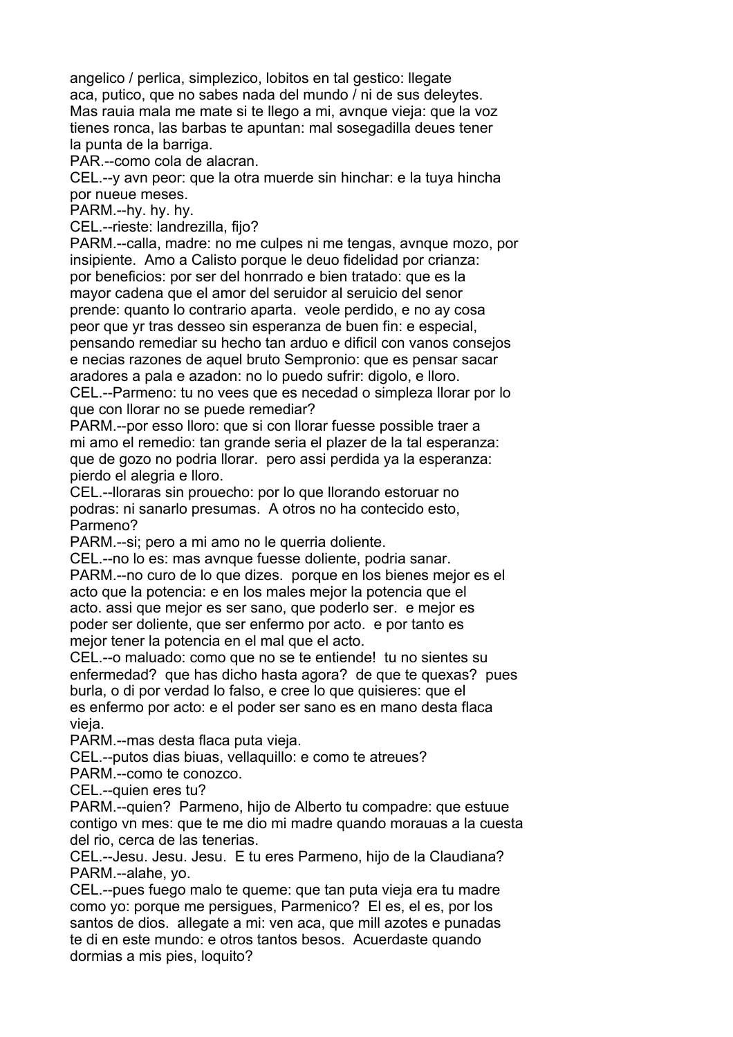angelico / perlica, simplezico, lobitos en tal gestico: llegate aca, putico, que no sabes nada del mundo / ni de sus deleytes. Mas rauia mala me mate si te llego a mi, avnque vieja: que la voz tienes ronca, las barbas te apuntan: mal sosegadilla deues tener la punta de la barriga.

PAR.--como cola de alacran.

CEL.--y avn peor: que la otra muerde sin hinchar: e la tuya hincha por nueue meses.

PARM.--hy. hy. hy.

CEL.--rieste: landrezilla, fijo?

PARM.--calla, madre: no me culpes ni me tengas, avnque mozo, por insipiente. Amo a Calisto porque le deuo fidelidad por crianza: por beneficios: por ser del honrrado e bien tratado: que es la mayor cadena que el amor del seruidor al seruicio del senor prende: quanto lo contrario aparta. veole perdido, e no ay cosa peor que yr tras desseo sin esperanza de buen fin: e especial, pensando remediar su hecho tan arduo e dificil con vanos consejos e necias razones de aquel bruto Sempronio: que es pensar sacar aradores a pala e azadon: no lo puedo sufrir: digolo, e lloro.

CEL.--Parmeno: tu no vees que es necedad o simpleza llorar por lo que con llorar no se puede remediar?

PARM.--por esso lloro: que si con llorar fuesse possible traer a mi amo el remedio: tan grande seria el plazer de la tal esperanza: que de gozo no podria llorar. pero assi perdida ya la esperanza: pierdo el alegria e lloro.

CEL.--lloraras sin prouecho: por lo que llorando estoruar no podras: ni sanarlo presumas. A otros no ha contecido esto, Parmeno?

PARM.--si; pero a mi amo no le querria doliente.

CEL.--no lo es: mas avnque fuesse doliente, podria sanar.

PARM.--no curo de lo que dizes. porque en los bienes mejor es el acto que la potencia: e en los males mejor la potencia que el acto. assi que mejor es ser sano, que poderlo ser. e mejor es poder ser doliente, que ser enfermo por acto. e por tanto es mejor tener la potencia en el mal que el acto.

CEL.--o maluado: como que no se te entiende! tu no sientes su enfermedad? que has dicho hasta agora? de que te quexas? pues burla, o di por verdad lo falso, e cree lo que quisieres: que el es enfermo por acto: e el poder ser sano es en mano desta flaca vieja.

PARM.--mas desta flaca puta vieja.

CEL.--putos dias biuas, vellaquillo: e como te atreues?

PARM.--como te conozco.

CEL.--quien eres tu?

PARM.--quien? Parmeno, hijo de Alberto tu compadre: que estuue contigo vn mes: que te me dio mi madre quando morauas a la cuesta del rio, cerca de las tenerias.

CEL.--Jesu. Jesu. Jesu. E tu eres Parmeno, hijo de la Claudiana?

PARM.--alahe, yo.

CEL.--pues fuego malo te queme: que tan puta vieja era tu madre como yo: porque me persigues, Parmenico? El es, el es, por los santos de dios. allegate a mi: ven aca, que mill azotes e punadas te di en este mundo: e otros tantos besos. Acuerdaste quando dormias a mis pies, loquito?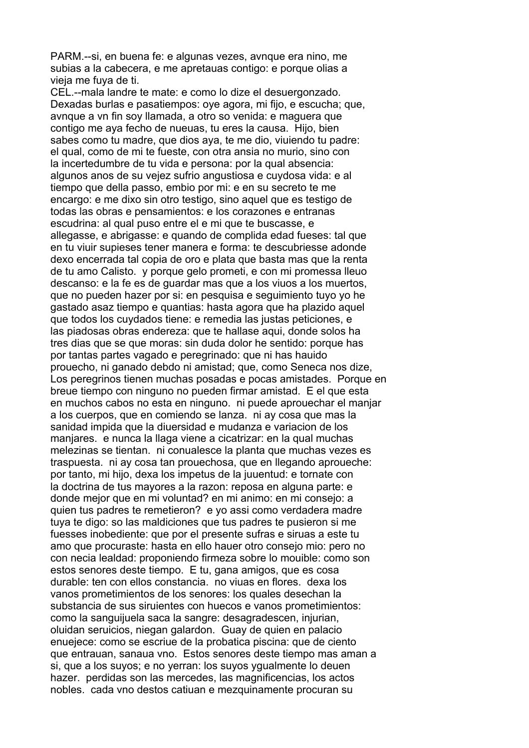PARM.--si, en buena fe: e algunas vezes, avnque era nino, me subias a la cabecera, e me apretauas contigo: e porque olias a vieja me fuya de ti.

CEL.--mala landre te mate: e como lo dize el desuergonzado. Dexadas burlas e pasatiempos: oye agora, mi fijo, e escucha; que, avnque a vn fin soy llamada, a otro so venida: e maguera que contigo me aya fecho de nueuas, tu eres la causa. Hijo, bien sabes como tu madre, que dios aya, te me dio, viuiendo tu padre: el qual, como de mi te fueste, con otra ansia no murio, sino con la incertedumbre de tu vida e persona: por la qual absencia: algunos anos de su vejez sufrio angustiosa e cuydosa vida: e al tiempo que della passo, embio por mi: e en su secreto te me encargo: e me dixo sin otro testigo, sino aquel que es testigo de todas las obras e pensamientos: e los corazones e entranas escudrina: al qual puso entre el e mi que te buscasse, e allegasse, e abrigasse: e quando de complida edad fueses: tal que en tu viuir supieses tener manera e forma: te descubriesse adonde dexo encerrada tal copia de oro e plata que basta mas que la renta de tu amo Calisto. y porque gelo prometi, e con mi promessa lleuo descanso: e la fe es de guardar mas que a los viuos a los muertos, que no pueden hazer por si: en pesquisa e seguimiento tuyo yo he gastado asaz tiempo e quantias: hasta agora que ha plazido aquel que todos los cuydados tiene: e remedia las justas peticiones, e las piadosas obras endereza: que te hallase aqui, donde solos ha tres dias que se que moras: sin duda dolor he sentido: porque has por tantas partes vagado e peregrinado: que ni has hauido prouecho, ni ganado debdo ni amistad; que, como Seneca nos dize, Los peregrinos tienen muchas posadas e pocas amistades. Porque en breue tiempo con ninguno no pueden firmar amistad. E el que esta en muchos cabos no esta en ninguno. ni puede aprouechar el manjar a los cuerpos, que en comiendo se lanza. ni ay cosa que mas la sanidad impida que la diuersidad e mudanza e variacion de los manjares. e nunca la llaga viene a cicatrizar: en la qual muchas melezinas se tientan. ni conualesce la planta que muchas vezes es traspuesta. ni ay cosa tan prouechosa, que en llegando aproueche: por tanto, mi hijo, dexa los impetus de la juuentud: e tornate con la doctrina de tus mayores a la razon: reposa en alguna parte: e donde mejor que en mi voluntad? en mi animo: en mi consejo: a quien tus padres te remetieron? e yo assi como verdadera madre tuya te digo: so las maldiciones que tus padres te pusieron si me fuesses inobediente: que por el presente sufras e siruas a este tu amo que procuraste: hasta en ello hauer otro consejo mio: pero no con necia lealdad: proponiendo firmeza sobre lo mouible: como son estos senores deste tiempo. E tu, gana amigos, que es cosa durable: ten con ellos constancia. no viuas en flores. dexa los vanos prometimientos de los senores: los quales desechan la substancia de sus siruientes con huecos e vanos prometimientos: como la sanguijuela saca la sangre: desagradescen, injurian, oluidan seruicios, niegan galardon. Guay de quien en palacio enuejece: como se escriue de la probatica piscina: que de ciento que entrauan, sanaua vno. Estos senores deste tiempo mas aman a si, que a los suyos; e no yerran: los suyos ygualmente lo deuen hazer. perdidas son las mercedes, las magnificencias, los actos nobles. cada vno destos catiuan e mezquinamente procuran su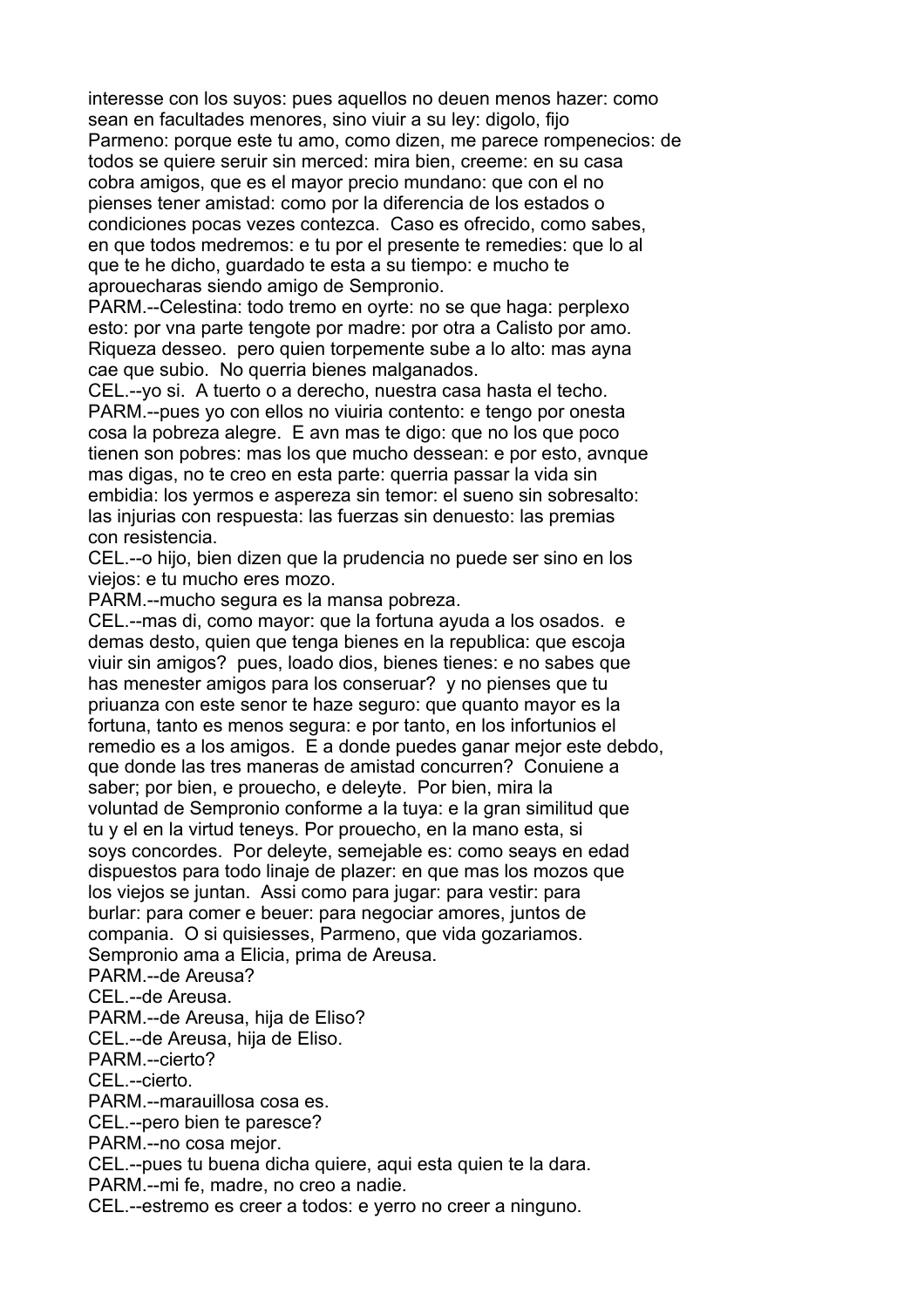interesse con los suyos: pues aquellos no deuen menos hazer: como sean en facultades menores, sino viuir a su ley: digolo, fijo Parmeno: porque este tu amo, como dizen, me parece rompenecios: de todos se quiere seruir sin merced: mira bien, creeme: en su casa cobra amigos, que es el mayor precio mundano: que con el no pienses tener amistad: como por la diferencia de los estados o condiciones pocas vezes contezca. Caso es ofrecido, como sabes, en que todos medremos: e tu por el presente te remedies: que lo al que te he dicho, guardado te esta a su tiempo: e mucho te aprouecharas siendo amigo de Sempronio.

PARM.--Celestina: todo tremo en oyrte: no se que haga: perplexo esto: por vna parte tengote por madre: por otra a Calisto por amo. Riqueza desseo. pero quien torpemente sube a lo alto: mas ayna cae que subio. No querria bienes malganados.

CEL.--yo si. A tuerto o a derecho, nuestra casa hasta el techo.

PARM.--pues yo con ellos no viuiria contento: e tengo por onesta cosa la pobreza alegre. E avn mas te digo: que no los que poco tienen son pobres: mas los que mucho dessean: e por esto, avnque mas digas, no te creo en esta parte: querria passar la vida sin embidia: los yermos e aspereza sin temor: el sueno sin sobresalto: las injurias con respuesta: las fuerzas sin denuesto: las premias con resistencia.

CEL.--o hijo, bien dizen que la prudencia no puede ser sino en los viejos: e tu mucho eres mozo.

PARM.--mucho segura es la mansa pobreza.

CEL.--mas di, como mayor: que la fortuna ayuda a los osados. e demas desto, quien que tenga bienes en la republica: que escoja viuir sin amigos? pues, loado dios, bienes tienes: e no sabes que has menester amigos para los conseruar? y no pienses que tu priuanza con este senor te haze seguro: que quanto mayor es la fortuna, tanto es menos segura: e por tanto, en los infortunios el remedio es a los amigos. E a donde puedes ganar mejor este debdo, que donde las tres maneras de amistad concurren? Conuiene a saber; por bien, e prouecho, e deleyte. Por bien, mira la voluntad de Sempronio conforme a la tuya: e la gran similitud que tu y el en la virtud teneys. Por prouecho, en la mano esta, si soys concordes. Por deleyte, semejable es: como seays en edad dispuestos para todo linaje de plazer: en que mas los mozos que los viejos se juntan. Assi como para jugar: para vestir: para burlar: para comer e beuer: para negociar amores, juntos de compania. O si quisiesses, Parmeno, que vida gozariamos. Sempronio ama a Elicia, prima de Areusa.

PARM.--de Areusa?

CEL.--de Areusa.

PARM.--de Areusa, hija de Eliso?

CEL.--de Areusa, hija de Eliso.

PARM.--cierto?

CEL.--cierto.

PARM.--marauillosa cosa es.

CEL.--pero bien te paresce?

PARM.--no cosa mejor.

CEL.--pues tu buena dicha quiere, aqui esta quien te la dara.

PARM.--mi fe, madre, no creo a nadie.

CEL.--estremo es creer a todos: e yerro no creer a ninguno.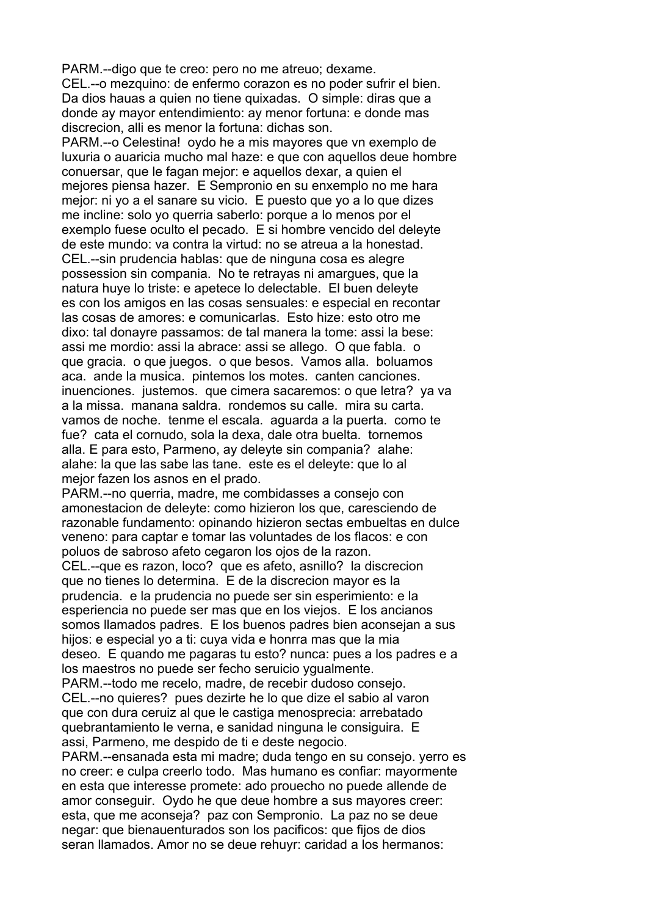PARM.--digo que te creo: pero no me atreuo; dexame.
CEL.--o mezquino: de enfermo corazon es no poder sufrir el bien. Da dios hauas a quien no tiene quixadas. O simple: diras que a donde ay mayor entendimiento: ay menor fortuna: e donde mas discrecion, alli es menor la fortuna: dichas son.
PARM.--o Celestina! oydo he a mis mayores que vn exemplo de luxuria o auaricia mucho mal haze: e que con aquellos deue hombre conuersar, que le fagan mejor: e aquellos dexar, a quien el mejores piensa hazer. E Sempronio en su enxemplo no me hara mejor: ni yo a el sanare su vicio. E puesto que yo a lo que dizes me incline: solo yo querria saberlo: porque a lo menos por el exemplo fuese oculto el pecado. E si hombre vencido del deleyte de este mundo: va contra la virtud: no se atreua a la honestad.
CEL.--sin prudencia hablas: que de ninguna cosa es alegre possession sin compania. No te retrayas ni amargues, que la natura huye lo triste: e apetece lo delectable. El buen deleyte es con los amigos en las cosas sensuales: e especial en recontar las cosas de amores: e comunicarlas. Esto hize: esto otro me dixo: tal donayre passamos: de tal manera la tome: assi la bese: assi me mordio: assi la abrace: assi se allego. O que fabla. o que gracia. o que juegos. o que besos. Vamos alla. boluamos aca. ande la musica. pintemos los motes. canten canciones. inuenciones. justemos. que cimera sacaremos: o que letra? ya va a la missa. manana saldra. rondemos su calle. mira su carta. vamos de noche. tenme el escala. aguarda a la puerta. como te fue? cata el cornudo, sola la dexa, dale otra buelta. tornemos alla. E para esto, Parmeno, ay deleyte sin compania? alahe: alahe: la que las sabe las tane. este es el deleyte: que lo al mejor fazen los asnos en el prado.
PARM.--no querria, madre, me combidasses a consejo con amonestacion de deleyte: como hizieron los que, caresciendo de razonable fundamento: opinando hizieron sectas embueltas en dulce veneno: para captar e tomar las voluntades de los flacos: e con poluos de sabroso afeto cegaron los ojos de la razon.
CEL.--que es razon, loco? que es afeto, asnillo? la discrecion que no tienes lo determina. E de la discrecion mayor es la prudencia. e la prudencia no puede ser sin esperimiento: e la esperiencia no puede ser mas que en los viejos. E los ancianos somos llamados padres. E los buenos padres bien aconsejan a sus hijos: e especial yo a ti: cuya vida e honrra mas que la mia deseo. E quando me pagaras tu esto? nunca: pues a los padres e a los maestros no puede ser fecho seruicio ygualmente.
PARM.--todo me recelo, madre, de recebir dudoso consejo.
CEL.--no quieres? pues dezirte he lo que dize el sabio al varon que con dura ceruiz al que le castiga menosprecia: arrebatado quebrantamiento le verna, e sanidad ninguna le consiguira. E assi, Parmeno, me despido de ti e deste negocio.
PARM.--ensanada esta mi madre; duda tengo en su consejo. yerro es no creer: e culpa creerlo todo. Mas humano es confiar: mayormente en esta que interesse promete: ado prouecho no puede allende de amor conseguir. Oydo he que deue hombre a sus mayores creer: esta, que me aconseja? paz con Sempronio. La paz no se deue negar: que bienauenturados son los pacificos: que fijos de dios seran llamados. Amor no se deue rehuyr: caridad a los hermanos: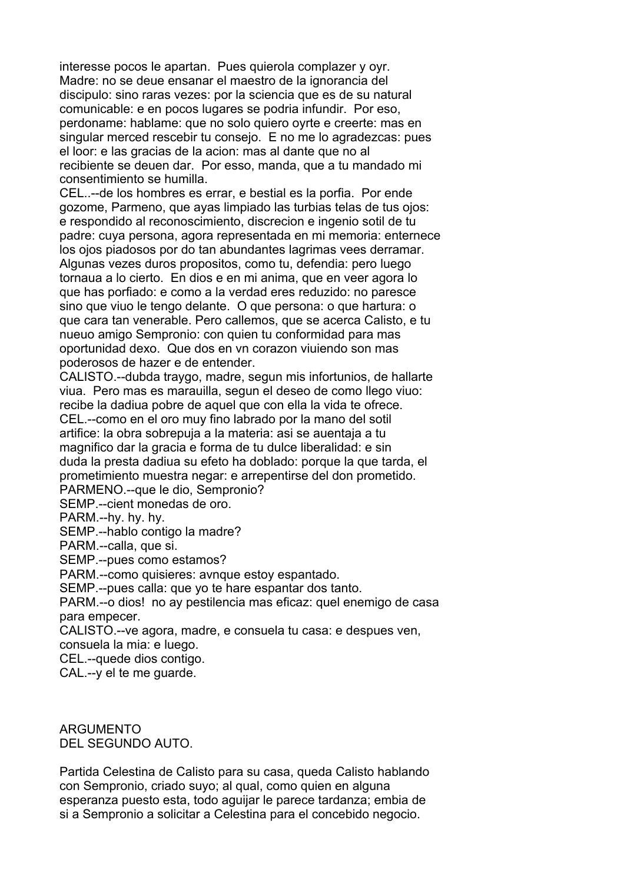interesse pocos le apartan. Pues quierola complazer y oyr. Madre: no se deue ensanar el maestro de la ignorancia del discipulo: sino raras vezes: por la sciencia que es de su natural comunicable: e en pocos lugares se podria infundir. Por eso, perdoname: hablame: que no solo quiero oyrte e creerte: mas en singular merced rescebir tu consejo. E no me lo agradezcas: pues el loor: e las gracias de la acion: mas al dante que no al recibiente se deuen dar. Por esso, manda, que a tu mandado mi consentimiento se humilla.

CEL..--de los hombres es errar, e bestial es la porfia. Por ende gozome, Parmeno, que ayas limpiado las turbias telas de tus ojos: e respondido al reconoscimiento, discrecion e ingenio sotil de tu padre: cuya persona, agora representada en mi memoria: enternece los ojos piadosos por do tan abundantes lagrimas vees derramar. Algunas vezes duros propositos, como tu, defendia: pero luego tornaua a lo cierto. En dios e en mi anima, que en veer agora lo que has porfiado: e como a la verdad eres reduzido: no paresce sino que viuo le tengo delante. O que persona: o que hartura: o que cara tan venerable. Pero callemos, que se acerca Calisto, e tu nueuo amigo Sempronio: con quien tu conformidad para mas oportunidad dexo. Que dos en vn corazon viuiendo son mas poderosos de hazer e de entender.

CALISTO.--dubda traygo, madre, segun mis infortunios, de hallarte viua. Pero mas es marauilla, segun el deseo de como llego viuo: recibe la dadiua pobre de aquel que con ella la vida te ofrece.

CEL.--como en el oro muy fino labrado por la mano del sotil artifice: la obra sobrepuja a la materia: asi se auentaja a tu magnifico dar la gracia e forma de tu dulce liberalidad: e sin duda la presta dadiua su efeto ha doblado: porque la que tarda, el prometimiento muestra negar: e arrepentirse del don prometido.

PARMENO.--que le dio, Sempronio?

SEMP.--cient monedas de oro.

PARM.--hy. hy. hy.

SEMP.--hablo contigo la madre?

PARM.--calla, que si.

SEMP.--pues como estamos?

PARM.--como quisieres: avnque estoy espantado.

SEMP.--pues calla: que yo te hare espantar dos tanto.

PARM.--o dios! no ay pestilencia mas eficaz: quel enemigo de casa para empecer.

CALISTO.--ve agora, madre, e consuela tu casa: e despues ven, consuela la mia: e luego.

CEL.--quede dios contigo.

CAL.--y el te me guarde.

## ARGUMENTO DEL SEGUNDO AUTO.

Partida Celestina de Calisto para su casa, queda Calisto hablando con Sempronio, criado suyo; al qual, como quien en alguna esperanza puesto esta, todo aguijar le parece tardanza; embia de si a Sempronio a solicitar a Celestina para el concebido negocio.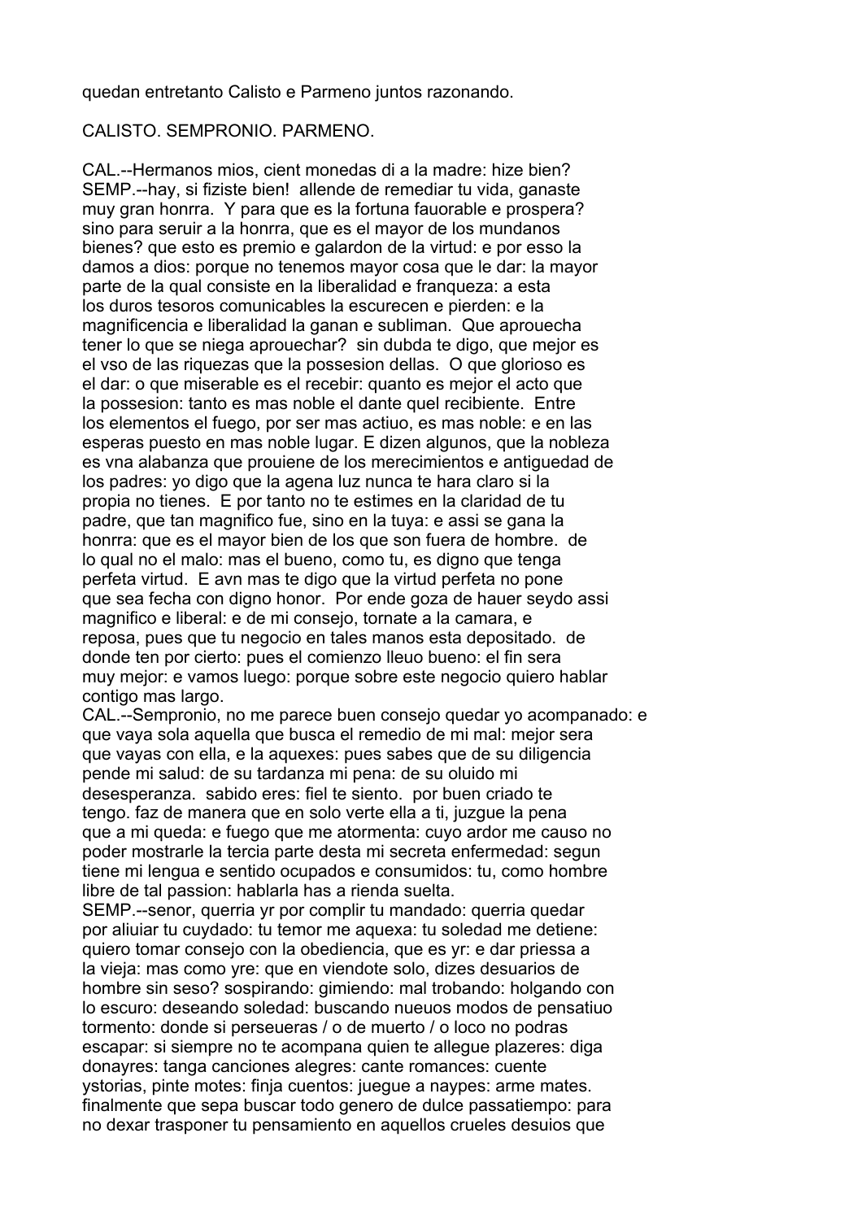quedan entretanto Calisto e Parmeno juntos razonando.

CALISTO. SEMPRONIO. PARMENO.

CAL.--Hermanos mios, cient monedas di a la madre: hize bien?
SEMP.--hay, si fiziste bien! allende de remediar tu vida, ganaste muy gran honrra. Y para que es la fortuna fauorable e prospera? sino para seruir a la honrra, que es el mayor de los mundanos bienes? que esto es premio e galardon de la virtud: e por esso la damos a dios: porque no tenemos mayor cosa que le dar: la mayor parte de la qual consiste en la liberalidad e franqueza: a esta los duros tesoros comunicables la escurecen e pierden: e la magnificencia e liberalidad la ganan e subliman. Que aprouecha tener lo que se niega aprouechar? sin dubda te digo, que mejor es el vso de las riquezas que la possesion dellas. O que glorioso es el dar: o que miserable es el recebir: quanto es mejor el acto que la possesion: tanto es mas noble el dante quel recibiente. Entre los elementos el fuego, por ser mas actiuo, es mas noble: e en las esperas puesto en mas noble lugar. E dizen algunos, que la nobleza es vna alabanza que prouiene de los merecimientos e antiguedad de los padres: yo digo que la agena luz nunca te hara claro si la propia no tienes. E por tanto no te estimes en la claridad de tu padre, que tan magnifico fue, sino en la tuya: e assi se gana la honrra: que es el mayor bien de los que son fuera de hombre. de lo qual no el malo: mas el bueno, como tu, es digno que tenga perfeta virtud. E avn mas te digo que la virtud perfeta no pone que sea fecha con digno honor. Por ende goza de hauer seydo assi magnifico e liberal: e de mi consejo, tornate a la camara, e reposa, pues que tu negocio en tales manos esta depositado. de donde ten por cierto: pues el comienzo lleuo bueno: el fin sera muy mejor: e vamos luego: porque sobre este negocio quiero hablar contigo mas largo.
CAL.--Sempronio, no me parece buen consejo quedar yo acompanado: e que vaya sola aquella que busca el remedio de mi mal: mejor sera que vayas con ella, e la aquexes: pues sabes que de su diligencia pende mi salud: de su tardanza mi pena: de su oluido mi desesperanza. sabido eres: fiel te siento. por buen criado te tengo. faz de manera que en solo verte ella a ti, juzgue la pena que a mi queda: e fuego que me atormenta: cuyo ardor me causo no poder mostrarle la tercia parte desta mi secreta enfermedad: segun tiene mi lengua e sentido ocupados e consumidos: tu, como hombre libre de tal passion: hablarla has a rienda suelta.
SEMP.--senor, querria yr por complir tu mandado: querria quedar por aliuiar tu cuydado: tu temor me aquexa: tu soledad me detiene: quiero tomar consejo con la obediencia, que es yr: e dar priessa a la vieja: mas como yre: que en viendote solo, dizes desuarios de hombre sin seso? sospirando: gimiendo: mal trobando: holgando con lo escuro: deseando soledad: buscando nueuos modos de pensatiuo tormento: donde si perseueras / o de muerto / o loco no podras escapar: si siempre no te acompana quien te allegue plazeres: diga donayres: tanga canciones alegres: cante romances: cuente ystorias, pinte motes: finja cuentos: juegue a naypes: arme mates. finalmente que sepa buscar todo genero de dulce passatiempo: para no dexar trasponer tu pensamiento en aquellos crueles desuios que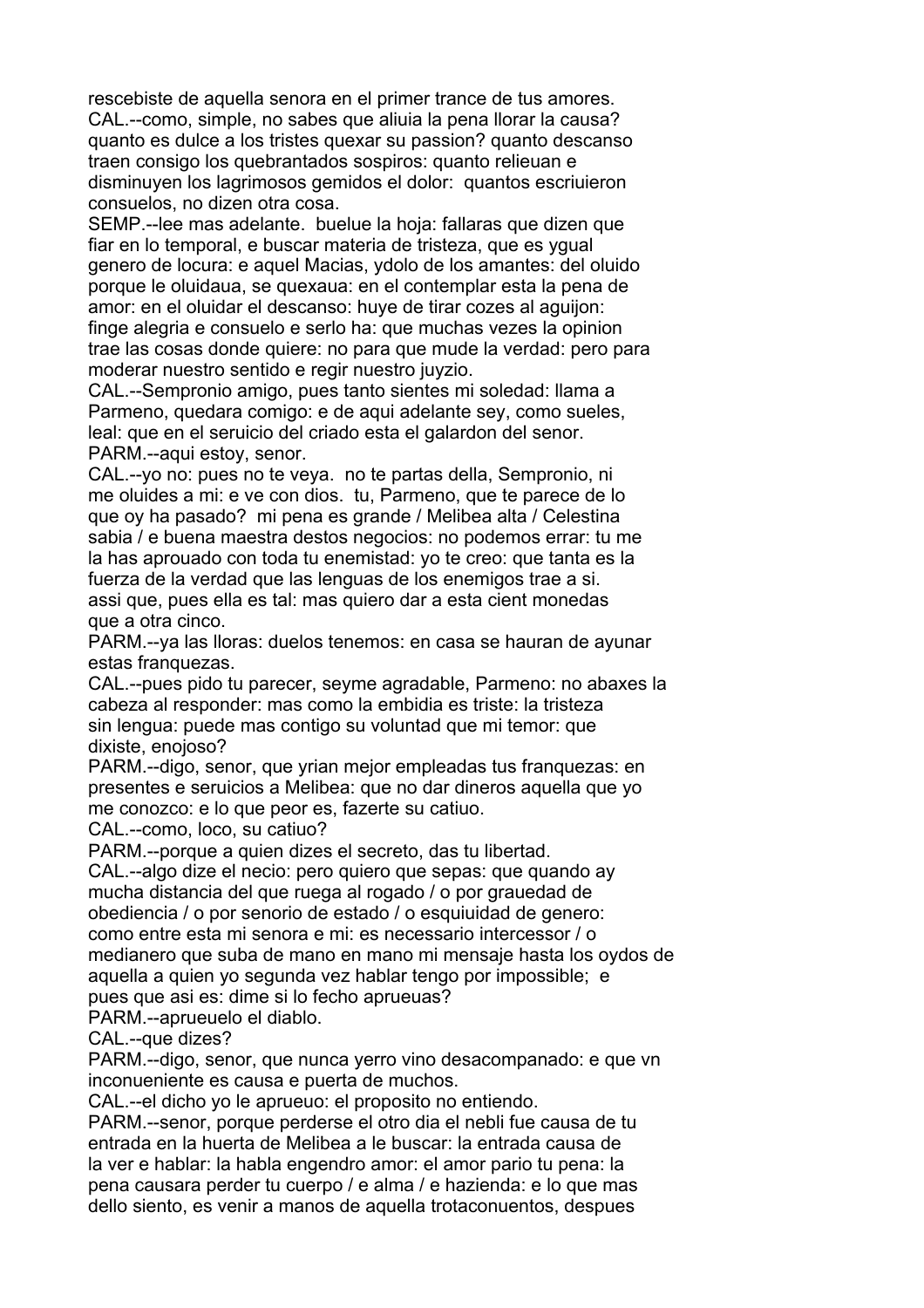rescebiste de aquella senora en el primer trance de tus amores.
CAL.--como, simple, no sabes que aliuia la pena llorar la causa? quanto es dulce a los tristes quexar su passion? quanto descanso traen consigo los quebrantados sospiros: quanto relieuan e disminuyen los lagrimosos gemidos el dolor: quantos escriuieron consuelos, no dizen otra cosa.
SEMP.--lee mas adelante. buelue la hoja: fallaras que dizen que fiar en lo temporal, e buscar materia de tristeza, que es ygual genero de locura: e aquel Macias, ydolo de los amantes: del oluido porque le oluidaua, se quexaua: en el contemplar esta la pena de amor: en el oluidar el descanso: huye de tirar cozes al aguijon: finge alegria e consuelo e serlo ha: que muchas vezes la opinion trae las cosas donde quiere: no para que mude la verdad: pero para moderar nuestro sentido e regir nuestro juyzio.
CAL.--Sempronio amigo, pues tanto sientes mi soledad: llama a Parmeno, quedara comigo: e de aqui adelante sey, como sueles, leal: que en el seruicio del criado esta el galardon del senor.
PARM.--aqui estoy, senor.
CAL.--yo no: pues no te veya. no te partas della, Sempronio, ni me oluides a mi: e ve con dios. tu, Parmeno, que te parece de lo que oy ha pasado? mi pena es grande / Melibea alta / Celestina sabia / e buena maestra destos negocios: no podemos errar: tu me la has aprouado con toda tu enemistad: yo te creo: que tanta es la fuerza de la verdad que las lenguas de los enemigos trae a si. assi que, pues ella es tal: mas quiero dar a esta cient monedas que a otra cinco.
PARM.--ya las lloras: duelos tenemos: en casa se hauran de ayunar estas franquezas.
CAL.--pues pido tu parecer, seyme agradable, Parmeno: no abaxes la cabeza al responder: mas como la embidia es triste: la tristeza sin lengua: puede mas contigo su voluntad que mi temor: que dixiste, enojoso?
PARM.--digo, senor, que yrian mejor empleadas tus franquezas: en presentes e seruicios a Melibea: que no dar dineros aquella que yo me conozco: e lo que peor es, fazerte su catiuo.
CAL.--como, loco, su catiuo?
PARM.--porque a quien dizes el secreto, das tu libertad.
CAL.--algo dize el necio: pero quiero que sepas: que quando ay mucha distancia del que ruega al rogado / o por grauedad de obediencia / o por senorio de estado / o esquiuidad de genero: como entre esta mi senora e mi: es necessario intercessor / o medianero que suba de mano en mano mi mensaje hasta los oydos de aquella a quien yo segunda vez hablar tengo por impossible; e pues que asi es: dime si lo fecho aprueuas?
PARM.--aprueuelo el diablo.
CAL.--que dizes?
PARM.--digo, senor, que nunca yerro vino desacompanado: e que vn inconueniente es causa e puerta de muchos.
CAL.--el dicho yo le aprueuo: el proposito no entiendo.
PARM.--senor, porque perderse el otro dia el nebli fue causa de tu entrada en la huerta de Melibea a le buscar: la entrada causa de la ver e hablar: la habla engendro amor: el amor pario tu pena: la pena causara perder tu cuerpo / e alma / e hazienda: e lo que mas dello siento, es venir a manos de aquella trotaconuentos, despues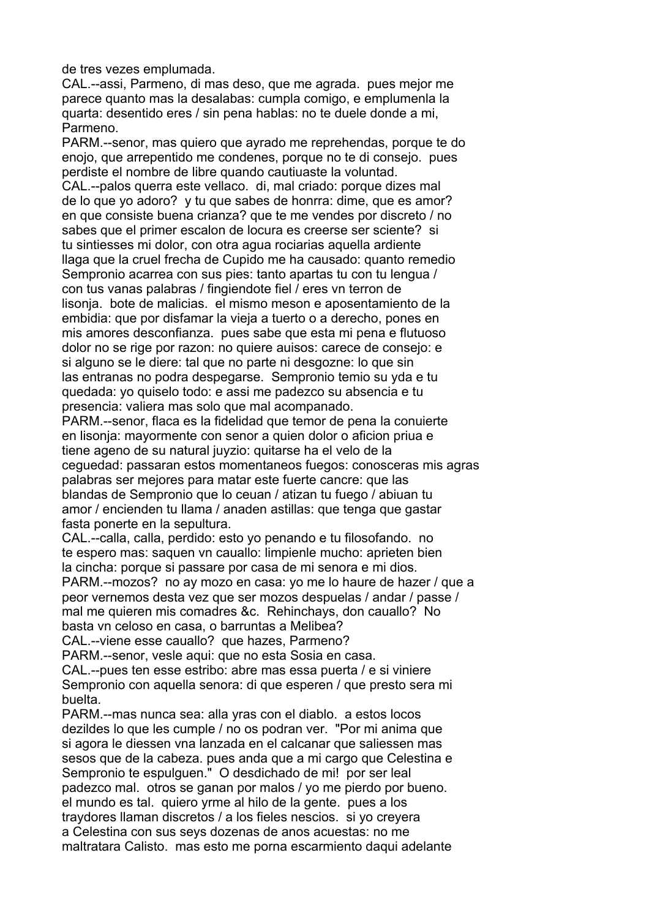de tres vezes emplumada.
CAL.--assi, Parmeno, di mas deso, que me agrada. pues mejor me parece quanto mas la desalabas: cumpla comigo, e emplumenla la quarta: desentido eres / sin pena hablas: no te duele donde a mi, Parmeno.
PARM.--senor, mas quiero que ayrado me reprehendas, porque te do enojo, que arrepentido me condenes, porque no te di consejo. pues perdiste el nombre de libre quando cautiuaste la voluntad.
CAL.--palos querra este vellaco. di, mal criado: porque dizes mal de lo que yo adoro? y tu que sabes de honrra: dime, que es amor? en que consiste buena crianza? que te me vendes por discreto / no sabes que el primer escalon de locura es creerse ser sciente? si tu sintiesses mi dolor, con otra agua rociarias aquella ardiente llaga que la cruel frecha de Cupido me ha causado: quanto remedio Sempronio acarrea con sus pies: tanto apartas tu con tu lengua / con tus vanas palabras / fingiendote fiel / eres vn terron de lisonja. bote de malicias. el mismo meson e aposentamiento de la embidia: que por disfamar la vieja a tuerto o a derecho, pones en mis amores desconfianza. pues sabe que esta mi pena e flutuoso dolor no se rige por razon: no quiere auisos: carece de consejo: e si alguno se le diere: tal que no parte ni desgozne: lo que sin las entranas no podra despegarse. Sempronio temio su yda e tu quedada: yo quiselo todo: e assi me padezco su absencia e tu presencia: valiera mas solo que mal acompanado.
PARM.--senor, flaca es la fidelidad que temor de pena la conuierte en lisonja: mayormente con senor a quien dolor o aficion priua e tiene ageno de su natural juyzio: quitarse ha el velo de la ceguedad: passaran estos momentaneos fuegos: conosceras mis agras palabras ser mejores para matar este fuerte cancre: que las blandas de Sempronio que lo ceuan / atizan tu fuego / abiuan tu amor / encienden tu llama / anaden astillas: que tenga que gastar fasta ponerte en la sepultura.
CAL.--calla, calla, perdido: esto yo penando e tu filosofando. no te espero mas: saquen vn cauallo: limpienle mucho: aprieten bien la cincha: porque si passare por casa de mi senora e mi dios.
PARM.--mozos? no ay mozo en casa: yo me lo haure de hazer / que a peor vernemos desta vez que ser mozos despuelas / andar / passe / mal me quieren mis comadres &c. Rehinchays, don cauallo? No basta vn celoso en casa, o barruntas a Melibea?
CAL.--viene esse cauallo? que hazes, Parmeno?
PARM.--senor, vesle aqui: que no esta Sosia en casa.
CAL.--pues ten esse estribo: abre mas essa puerta / e si viniere Sempronio con aquella senora: di que esperen / que presto sera mi buelta.
PARM.--mas nunca sea: alla yras con el diablo. a estos locos dezildes lo que les cumple / no os podran ver. "Por mi anima que si agora le diessen vna lanzada en el calcanar que saliessen mas sesos que de la cabeza. pues anda que a mi cargo que Celestina e Sempronio te espulguen." O desdichado de mi! por ser leal padezco mal. otros se ganan por malos / yo me pierdo por bueno. el mundo es tal. quiero yrme al hilo de la gente. pues a los traydores llaman discretos / a los fieles nescios. si yo creyera a Celestina con sus seys dozenas de anos acuestas: no me maltratara Calisto. mas esto me porna escarmiento daqui adelante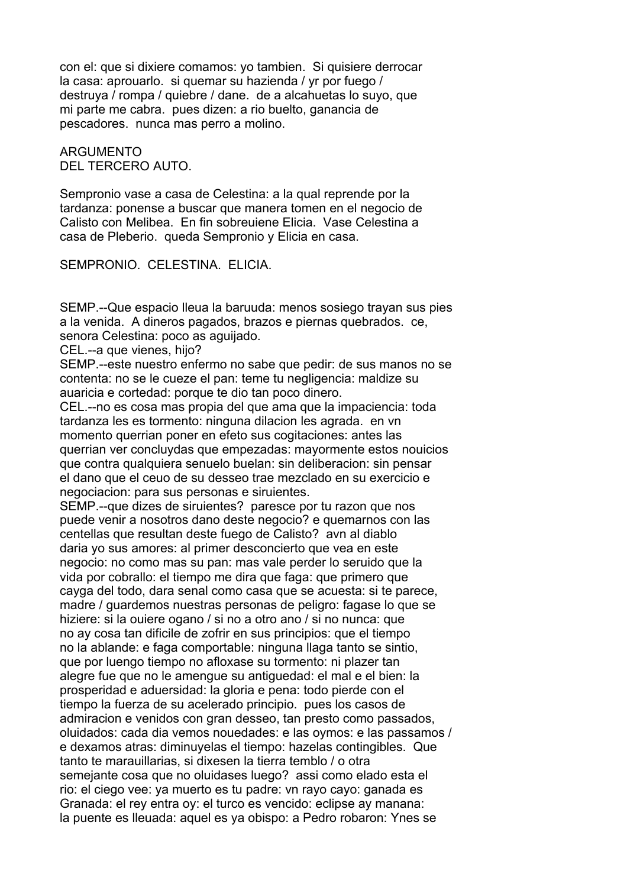con el: que si dixiere comamos: yo tambien.  Si quisiere derrocar la casa: aprouarlo.  si quemar su hazienda / yr por fuego / destruya / rompa / quiebre / dane.  de a alcahuetas lo suyo, que mi parte me cabra.  pues dizen: a rio buelto, ganancia de pescadores.  nunca mas perro a molino.

## ARGUMENTO
## DEL TERCERO AUTO.

Sempronio vase a casa de Celestina: a la qual reprende por la tardanza: ponense a buscar que manera tomen en el negocio de Calisto con Melibea.  En fin sobreuiene Elicia.  Vase Celestina a casa de Pleberio.  queda Sempronio y Elicia en casa.

SEMPRONIO.  CELESTINA.  ELICIA.

SEMP.--Que espacio lleua la baruuda: menos sosiego trayan sus pies a la venida.  A dineros pagados, brazos e piernas quebrados.  ce, senora Celestina: poco as aguijado.
CEL.--a que vienes, hijo?
SEMP.--este nuestro enfermo no sabe que pedir: de sus manos no se contenta: no se le cueze el pan: teme tu negligencia: maldize su auaricia e cortedad: porque te dio tan poco dinero.
CEL.--no es cosa mas propia del que ama que la impaciencia: toda tardanza les es tormento: ninguna dilacion les agrada.  en vn momento querrian poner en efeto sus cogitaciones: antes las querrian ver concluydas que empezadas: mayormente estos nouicios que contra qualquiera senuelo buelan: sin deliberacion: sin pensar el dano que el ceuo de su desseo trae mezclado en su exercicio e negociacion: para sus personas e siruientes.
SEMP.--que dizes de siruientes?  paresce por tu razon que nos puede venir a nosotros dano deste negocio? e quemarnos con las centellas que resultan deste fuego de Calisto?  avn al diablo daria yo sus amores: al primer desconcierto que vea en este negocio: no como mas su pan: mas vale perder lo seruido que la vida por cobrallo: el tiempo me dira que faga: que primero que cayga del todo, dara senal como casa que se acuesta: si te parece, madre / guardemos nuestras personas de peligro: fagase lo que se hiziere: si la ouiere ogano / si no a otro ano / si no nunca: que no ay cosa tan dificile de zofrir en sus principios: que el tiempo no la ablande: e faga comportable: ninguna llaga tanto se sintio, que por luengo tiempo no afloxase su tormento: ni plazer tan alegre fue que no le amengue su antiguedad: el mal e el bien: la prosperidad e aduersidad: la gloria e pena: todo pierde con el tiempo la fuerza de su acelerado principio.  pues los casos de admiracion e venidos con gran desseo, tan presto como passados, oluidados: cada dia vemos nouedades: e las oymos: e las passamos / e dexamos atras: diminuyelas el tiempo: hazelas contingibles.  Que tanto te marauillarias, si dixesen la tierra temblo / o otra semejante cosa que no oluidases luego?  assi como elado esta el rio: el ciego vee: ya muerto es tu padre: vn rayo cayo: ganada es Granada: el rey entra oy: el turco es vencido: eclipse ay manana: la puente es lleuada: aquel es ya obispo: a Pedro robaron: Ynes se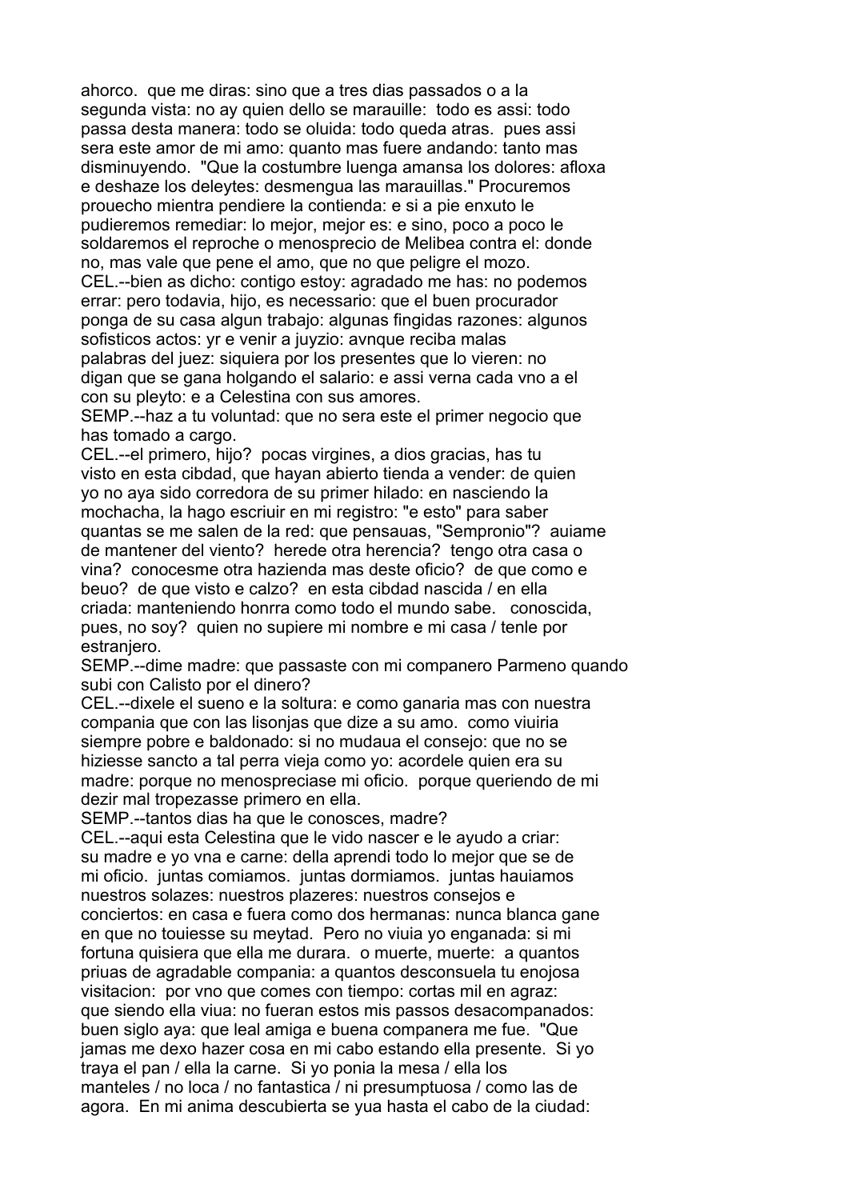ahorco. que me diras: sino que a tres dias passados o a la segunda vista: no ay quien dello se marauille: todo es assi: todo passa desta manera: todo se oluida: todo queda atras. pues assi sera este amor de mi amo: quanto mas fuere andando: tanto mas disminuyendo. "Que la costumbre luenga amansa los dolores: afloxa e deshaze los deleytes: desmengua las marauillas." Procuremos prouecho mientra pendiere la contienda: e si a pie enxuto le pudieremos remediar: lo mejor, mejor es: e sino, poco a poco le soldaremos el reproche o menosprecio de Melibea contra el: donde no, mas vale que pene el amo, que no que peligre el mozo.

CEL.--bien as dicho: contigo estoy: agradado me has: no podemos errar: pero todavia, hijo, es necessario: que el buen procurador ponga de su casa algun trabajo: algunas fingidas razones: algunos sofisticos actos: yr e venir a juyzio: avnque reciba malas palabras del juez: siquiera por los presentes que lo vieren: no digan que se gana holgando el salario: e assi verna cada vno a el con su pleyto: e a Celestina con sus amores.

SEMP.--haz a tu voluntad: que no sera este el primer negocio que has tomado a cargo.

CEL.--el primero, hijo? pocas virgines, a dios gracias, has tu visto en esta cibdad, que hayan abierto tienda a vender: de quien yo no aya sido corredora de su primer hilado: en nasciendo la mochacha, la hago escriuir en mi registro: "e esto" para saber quantas se me salen de la red: que pensauas, "Sempronio"? auiame de mantener del viento? herede otra herencia? tengo otra casa o vina? conocesme otra hazienda mas deste oficio? de que como e beuo? de que visto e calzo? en esta cibdad nascida / en ella criada: manteniendo honrra como todo el mundo sabe. conoscida, pues, no soy? quien no supiere mi nombre e mi casa / tenle por estranjero.

SEMP.--dime madre: que passaste con mi companero Parmeno quando subi con Calisto por el dinero?

CEL.--dixele el sueno e la soltura: e como ganaria mas con nuestra compania que con las lisonjas que dize a su amo. como viuiria siempre pobre e baldonado: si no mudaua el consejo: que no se hiziesse sancto a tal perra vieja como yo: acordele quien era su madre: porque no menospreciase mi oficio. porque queriendo de mi dezir mal tropezasse primero en ella.

SEMP.--tantos dias ha que le conosces, madre?

CEL.--aqui esta Celestina que le vido nascer e le ayudo a criar: su madre e yo vna e carne: della aprendi todo lo mejor que se de mi oficio. juntas comiamos. juntas dormiamos. juntas hauiamos nuestros solazes: nuestros plazeres: nuestros consejos e conciertos: en casa e fuera como dos hermanas: nunca blanca gane en que no touiesse su meytad. Pero no viuia yo enganada: si mi fortuna quisiera que ella me durara. o muerte, muerte: a quantos priuas de agradable compania: a quantos desconsuela tu enojosa visitacion: por vno que comes con tiempo: cortas mil en agraz: que siendo ella viua: no fueran estos mis passos desacompanados: buen siglo aya: que leal amiga e buena companera me fue. "Que jamas me dexo hazer cosa en mi cabo estando ella presente. Si yo traya el pan / ella la carne. Si yo ponia la mesa / ella los manteles / no loca / no fantastica / ni presumptuosa / como las de agora. En mi anima descubierta se yua hasta el cabo de la ciudad: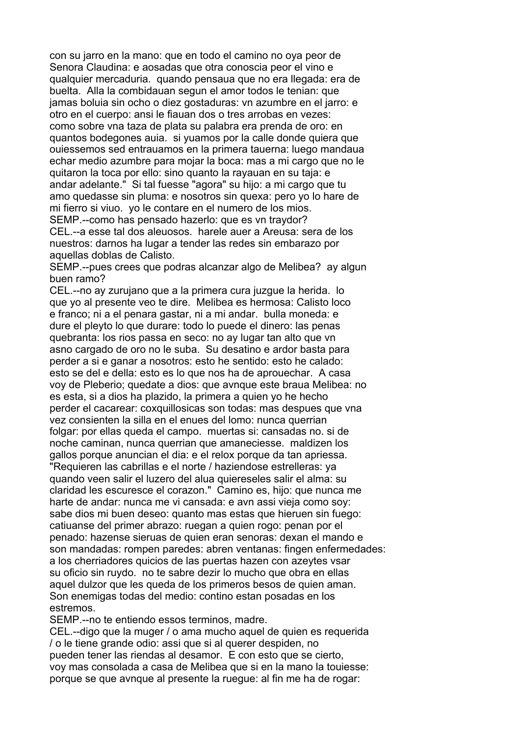con su jarro en la mano: que en todo el camino no oya peor de Senora Claudina: e aosadas que otra conoscia peor el vino e qualquier mercaduria. quando pensaua que no era llegada: era de buelta. Alla la combidauan segun el amor todos le tenian: que jamas boluia sin ocho o diez gostaduras: vn azumbre en el jarro: e otro en el cuerpo: ansi le fiauan dos o tres arrobas en vezes: como sobre vna taza de plata su palabra era prenda de oro: en quantos bodegones auia. si yuamos por la calle donde quiera que ouiessemos sed entrauamos en la primera tauerna: luego mandaua echar medio azumbre para mojar la boca: mas a mi cargo que no le quitaron la toca por ello: sino quanto la rayauan en su taja: e andar adelante." Si tal fuesse "agora" su hijo: a mi cargo que tu amo quedasse sin pluma: e nosotros sin quexa: pero yo lo hare de mi fierro si viuo. yo le contare en el numero de los mios.

SEMP.--como has pensado hazerlo: que es vn traydor?

CEL.--a esse tal dos aleuosos. harele auer a Areusa: sera de los nuestros: darnos ha lugar a tender las redes sin embarazo por aquellas doblas de Calisto.

SEMP.--pues crees que podras alcanzar algo de Melibea? ay algun buen ramo?

CEL.--no ay zurujano que a la primera cura juzgue la herida. lo que yo al presente veo te dire. Melibea es hermosa: Calisto loco e franco; ni a el penara gastar, ni a mi andar. bulla moneda: e dure el pleyto lo que durare: todo lo puede el dinero: las penas quebranta: los rios passa en seco: no ay lugar tan alto que vn asno cargado de oro no le suba. Su desatino e ardor basta para perder a si e ganar a nosotros: esto he sentido: esto he calado: esto se del e della: esto es lo que nos ha de aprouechar. A casa voy de Pleberio; quedate a dios: que avnque este braua Melibea: no es esta, si a dios ha plazido, la primera a quien yo he hecho perder el cacarear: coxquillosicas son todas: mas despues que vna vez consienten la silla en el enues del lomo: nunca querrian folgar: por ellas queda el campo. muertas si: cansadas no. si de noche caminan, nunca querrian que amaneciesse. maldizen los gallos porque anuncian el dia: e el relox porque da tan apriessa. "Requieren las cabrillas e el norte / haziendose estrelleras: ya quando veen salir el luzero del alua quiereseles salir el alma: su claridad les escuresce el corazon." Camino es, hijo: que nunca me harte de andar: nunca me vi cansada: e avn assi vieja como soy: sabe dios mi buen deseo: quanto mas estas que hieruen sin fuego: catiuanse del primer abrazo: ruegan a quien rogo: penan por el penado: hazense sieruas de quien eran senoras: dexan el mando e son mandadas: rompen paredes: abren ventanas: fingen enfermedades: a los cherriadores quicios de las puertas hazen con azeytes vsar su oficio sin ruydo. no te sabre dezir lo mucho que obra en ellas aquel dulzor que les queda de los primeros besos de quien aman. Son enemigas todas del medio: contino estan posadas en los estremos.

SEMP.--no te entiendo essos terminos, madre.

CEL.--digo que la muger / o ama mucho aquel de quien es requerida / o le tiene grande odio: assi que si al querer despiden, no pueden tener las riendas al desamor. E con esto que se cierto, voy mas consolada a casa de Melibea que si en la mano la touiesse: porque se que avnque al presente la ruegue: al fin me ha de rogar: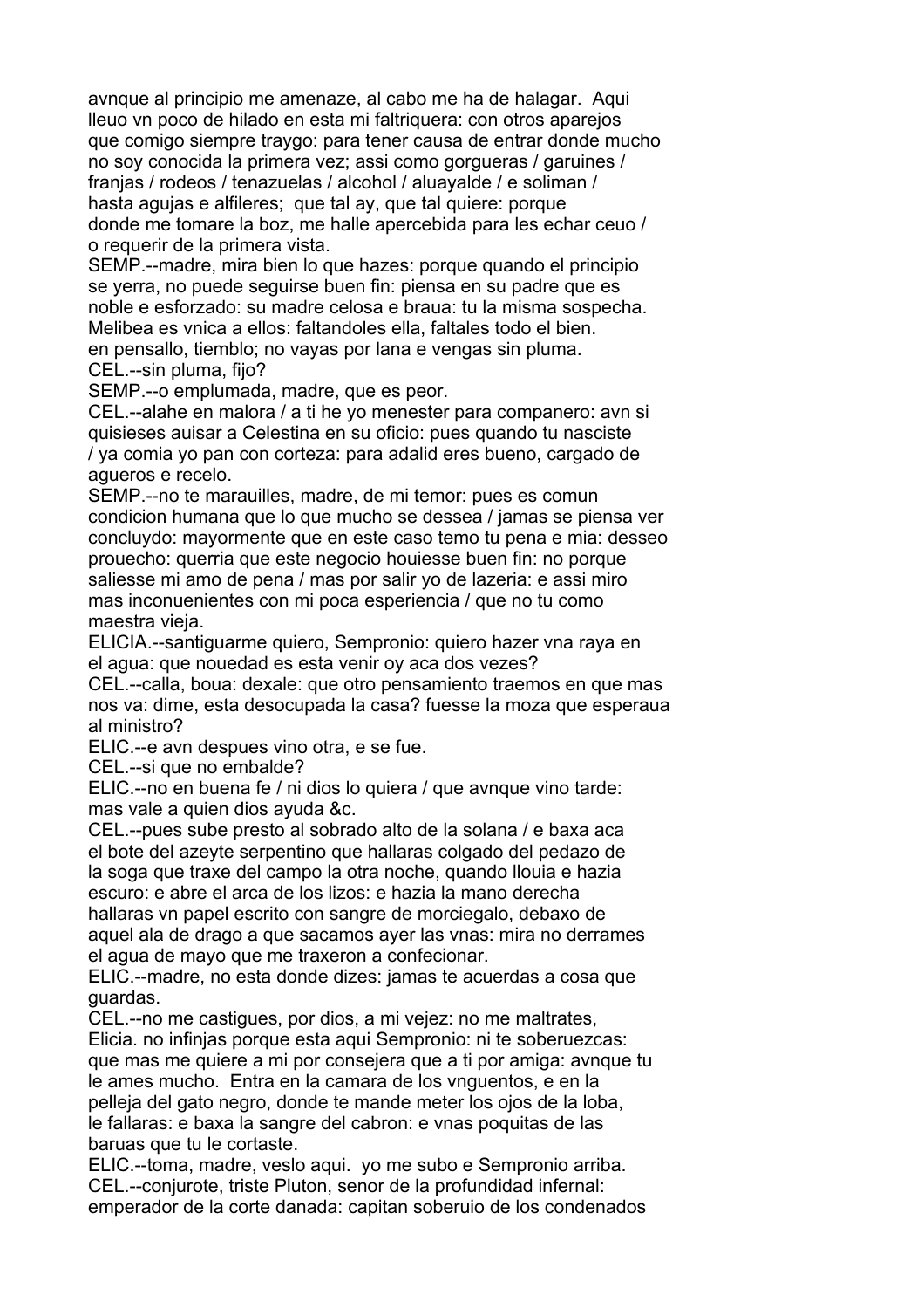avnque al principio me amenaze, al cabo me ha de halagar.  Aqui lleuo vn poco de hilado en esta mi faltriquera: con otros aparejos que comigo siempre traygo: para tener causa de entrar donde mucho no soy conocida la primera vez; assi como gorgueras / garuines / franjas / rodeos / tenazuelas / alcohol / aluayalde / e soliman / hasta agujas e alfileres;  que tal ay, que tal quiere: porque donde me tomare la boz, me halle apercebida para les echar ceuo / o requerir de la primera vista.

SEMP.--madre, mira bien lo que hazes: porque quando el principio se yerra, no puede seguirse buen fin: piensa en su padre que es noble e esforzado: su madre celosa e braua: tu la misma sospecha. Melibea es vnica a ellos: faltandoles ella, faltales todo el bien. en pensallo, tiemblo; no vayas por lana e vengas sin pluma.

CEL.--sin pluma, fijo?

SEMP.--o emplumada, madre, que es peor.

CEL.--alahe en malora / a ti he yo menester para companero: avn si quisieses auisar a Celestina en su oficio: pues quando tu nasciste / ya comia yo pan con corteza: para adalid eres bueno, cargado de agueros e recelo.

SEMP.--no te marauilles, madre, de mi temor: pues es comun condicion humana que lo que mucho se dessea / jamas se piensa ver concluydo: mayormente que en este caso temo tu pena e mia: desseo prouecho: querria que este negocio houiesse buen fin: no porque saliesse mi amo de pena / mas por salir yo de lazeria: e assi miro mas inconuenientes con mi poca esperiencia / que no tu como maestra vieja.

ELICIA.--santiguarme quiero, Sempronio: quiero hazer vna raya en el agua: que nouedad es esta venir oy aca dos vezes?

CEL.--calla, boua: dexale: que otro pensamiento traemos en que mas nos va: dime, esta desocupada la casa? fuesse la moza que esperaua al ministro?

ELIC.--e avn despues vino otra, e se fue.

CEL.--si que no embalde?

ELIC.--no en buena fe / ni dios lo quiera / que avnque vino tarde: mas vale a quien dios ayuda &c.

CEL.--pues sube presto al sobrado alto de la solana / e baxa aca el bote del azeyte serpentino que hallaras colgado del pedazo de la soga que traxe del campo la otra noche, quando llouia e hazia escuro: e abre el arca de los lizos: e hazia la mano derecha hallaras vn papel escrito con sangre de morciegalo, debaxo de aquel ala de drago a que sacamos ayer las vnas: mira no derrames el agua de mayo que me traxeron a confecionar.

ELIC.--madre, no esta donde dizes: jamas te acuerdas a cosa que guardas.

CEL.--no me castigues, por dios, a mi vejez: no me maltrates, Elicia. no infinjas porque esta aqui Sempronio: ni te soberuezcas: que mas me quiere a mi por consejera que a ti por amiga: avnque tu le ames mucho.  Entra en la camara de los vnguentos, e en la pelleja del gato negro, donde te mande meter los ojos de la loba, le fallaras: e baxa la sangre del cabron: e vnas poquitas de las baruas que tu le cortaste.

ELIC.--toma, madre, veslo aqui.  yo me subo e Sempronio arriba.

CEL.--conjurote, triste Pluton, senor de la profundidad infernal: emperador de la corte danada: capitan soberuio de los condenados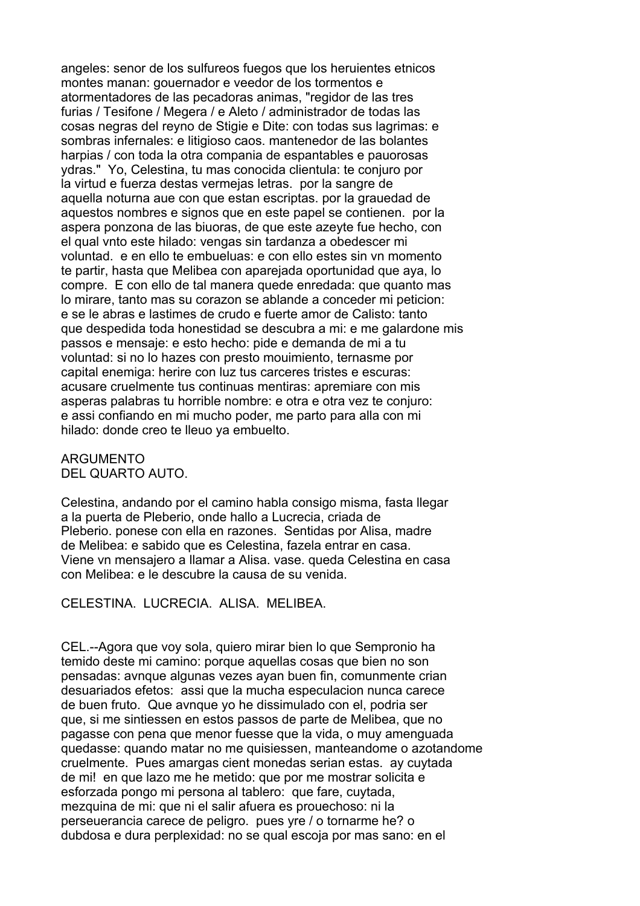angeles: senor de los sulfureos fuegos que los heruientes etnicos montes manan: gouernador e veedor de los tormentos e atormentadores de las pecadoras animas, "regidor de las tres furias / Tesifone / Megera / e Aleto / administrador de todas las cosas negras del reyno de Stigie e Dite: con todas sus lagrimas: e sombras infernales: e litigioso caos. mantenedor de las bolantes harpias / con toda la otra compania de espantables e pauorosas ydras." Yo, Celestina, tu mas conocida clientula: te conjuro por la virtud e fuerza destas vermejas letras. por la sangre de aquella noturna aue con que estan escriptas. por la grauedad de aquestos nombres e signos que en este papel se contienen. por la aspera ponzona de las biuoras, de que este azeyte fue hecho, con el qual vnto este hilado: vengas sin tardanza a obedescer mi voluntad. e en ello te embueluas: e con ello estes sin vn momento te partir, hasta que Melibea con aparejada oportunidad que aya, lo compre. E con ello de tal manera quede enredada: que quanto mas lo mirare, tanto mas su corazon se ablande a conceder mi peticion: e se le abras e lastimes de crudo e fuerte amor de Calisto: tanto que despedida toda honestidad se descubra a mi: e me galardone mis passos e mensaje: e esto hecho: pide e demanda de mi a tu voluntad: si no lo hazes con presto mouimiento, ternasme por capital enemiga: herire con luz tus carceres tristes e escuras: acusare cruelmente tus continuas mentiras: apremiare con mis asperas palabras tu horrible nombre: e otra e otra vez te conjuro: e assi confiando en mi mucho poder, me parto para alla con mi hilado: donde creo te lleuo ya embuelto.

## ARGUMENTO DEL QUARTO AUTO.

Celestina, andando por el camino habla consigo misma, fasta llegar a la puerta de Pleberio, onde hallo a Lucrecia, criada de Pleberio. ponese con ella en razones. Sentidas por Alisa, madre de Melibea: e sabido que es Celestina, fazela entrar en casa. Viene vn mensajero a llamar a Alisa. vase. queda Celestina en casa con Melibea: e le descubre la causa de su venida.

CELESTINA. LUCRECIA. ALISA. MELIBEA.

CEL.--Agora que voy sola, quiero mirar bien lo que Sempronio ha temido deste mi camino: porque aquellas cosas que bien no son pensadas: avnque algunas vezes ayan buen fin, comunmente crian desuariados efetos: assi que la mucha especulacion nunca carece de buen fruto. Que avnque yo he dissimulado con el, podria ser que, si me sintiessen en estos passos de parte de Melibea, que no pagasse con pena que menor fuesse que la vida, o muy amenguada quedasse: quando matar no me quisiessen, manteandome o azotandome cruelmente. Pues amargas cient monedas serian estas. ay cuytada de mi! en que lazo me he metido: que por me mostrar solicita e esforzada pongo mi persona al tablero: que fare, cuytada, mezquina de mi: que ni el salir afuera es prouechoso: ni la perseuerancia carece de peligro. pues yre / o tornarme he? o dubdosa e dura perplexidad: no se qual escoja por mas sano: en el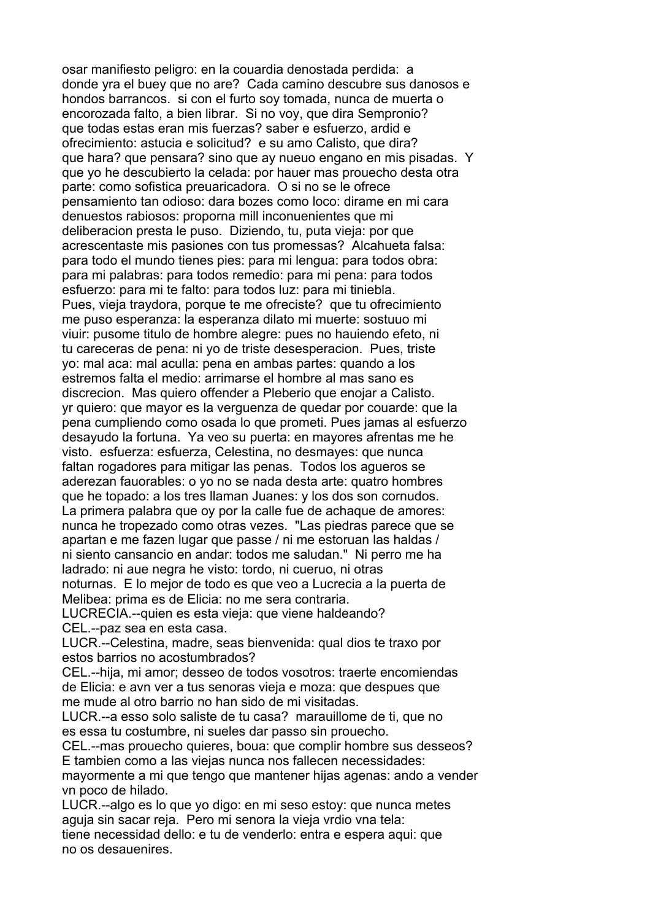osar manifiesto peligro: en la couardia denostada perdida: a donde yra el buey que no are? Cada camino descubre sus danosos e hondos barrancos. si con el furto soy tomada, nunca de muerta o encorozada falto, a bien librar. Si no voy, que dira Sempronio? que todas estas eran mis fuerzas? saber e esfuerzo, ardid e ofrecimiento: astucia e solicitud? e su amo Calisto, que dira? que hara? que pensara? sino que ay nueuo engano en mis pisadas. Y que yo he descubierto la celada: por hauer mas prouecho desta otra parte: como sofistica preuaricadora. O si no se le ofrece pensamiento tan odioso: dara bozes como loco: dirame en mi cara denuestos rabiosos: proporna mill inconuenientes que mi deliberacion presta le puso. Diziendo, tu, puta vieja: por que acrescentaste mis pasiones con tus promessas? Alcahueta falsa: para todo el mundo tienes pies: para mi lengua: para todos obra: para mi palabras: para todos remedio: para mi pena: para todos esfuerzo: para mi te falto: para todos luz: para mi tiniebla. Pues, vieja traydora, porque te me ofreciste? que tu ofrecimiento me puso esperanza: la esperanza dilato mi muerte: sostuuo mi viuir: pusome titulo de hombre alegre: pues no hauiendo efeto, ni tu careceras de pena: ni yo de triste desesperacion. Pues, triste yo: mal aca: mal aculla: pena en ambas partes: quando a los estremos falta el medio: arrimarse el hombre al mas sano es discrecion. Mas quiero offender a Pleberio que enojar a Calisto. yr quiero: que mayor es la verguenza de quedar por couarde: que la pena cumpliendo como osada lo que prometi. Pues jamas al esfuerzo desayudo la fortuna. Ya veo su puerta: en mayores afrentas me he visto. esfuerza: esfuerza, Celestina, no desmayes: que nunca faltan rogadores para mitigar las penas. Todos los agueros se aderezan fauorables: o yo no se nada desta arte: quatro hombres que he topado: a los tres llaman Juanes: y los dos son cornudos. La primera palabra que oy por la calle fue de achaque de amores: nunca he tropezado como otras vezes. "Las piedras parece que se apartan e me fazen lugar que passe / ni me estoruan las haldas / ni siento cansancio en andar: todos me saludan." Ni perro me ha ladrado: ni aue negra he visto: tordo, ni cueruo, ni otras noturnas. E lo mejor de todo es que veo a Lucrecia a la puerta de Melibea: prima es de Elicia: no me sera contraria.

LUCRECIA.--quien es esta vieja: que viene haldeando?

CEL.--paz sea en esta casa.

LUCR.--Celestina, madre, seas bienvenida: qual dios te traxo por estos barrios no acostumbrados?

CEL.--hija, mi amor; desseo de todos vosotros: traerte encomiendas de Elicia: e avn ver a tus senoras vieja e moza: que despues que me mude al otro barrio no han sido de mi visitadas.

LUCR.--a esso solo saliste de tu casa? marauillome de ti, que no es essa tu costumbre, ni sueles dar passo sin prouecho.

CEL.--mas prouecho quieres, boua: que complir hombre sus desseos? E tambien como a las viejas nunca nos fallecen necessidades: mayormente a mi que tengo que mantener hijas agenas: ando a vender vn poco de hilado.

LUCR.--algo es lo que yo digo: en mi seso estoy: que nunca metes aguja sin sacar reja. Pero mi senora la vieja vrdio vna tela: tiene necessidad dello: e tu de venderlo: entra e espera aqui: que no os desauenires.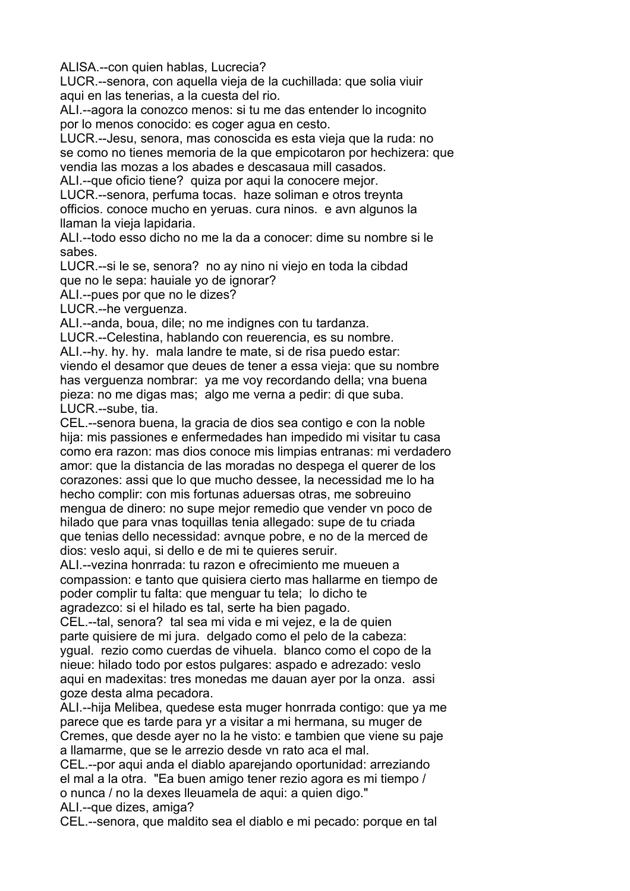ALISA.--con quien hablas, Lucrecia?
LUCR.--senora, con aquella vieja de la cuchillada: que solia viuir aqui en las tenerias, a la cuesta del rio.
ALI.--agora la conozco menos: si tu me das entender lo incognito por lo menos conocido: es coger agua en cesto.
LUCR.--Jesu, senora, mas conoscida es esta vieja que la ruda: no se como no tienes memoria de la que empicotaron por hechizera: que vendia las mozas a los abades e descasaua mill casados.
ALI.--que oficio tiene? quiza por aqui la conocere mejor.
LUCR.--senora, perfuma tocas. haze soliman e otros treynta officios. conoce mucho en yeruas. cura ninos. e avn algunos la llaman la vieja lapidaria.
ALI.--todo esso dicho no me la da a conocer: dime su nombre si le sabes.
LUCR.--si le se, senora? no ay nino ni viejo en toda la cibdad que no le sepa: hauiale yo de ignorar?
ALI.--pues por que no le dizes?
LUCR.--he verguenza.
ALI.--anda, boua, dile; no me indignes con tu tardanza.
LUCR.--Celestina, hablando con reuerencia, es su nombre.
ALI.--hy. hy. hy. mala landre te mate, si de risa puedo estar: viendo el desamor que deues de tener a essa vieja: que su nombre has verguenza nombrar: ya me voy recordando della; vna buena pieza: no me digas mas; algo me verna a pedir: di que suba.
LUCR.--sube, tia.
CEL.--senora buena, la gracia de dios sea contigo e con la noble hija: mis passiones e enfermedades han impedido mi visitar tu casa como era razon: mas dios conoce mis limpias entranas: mi verdadero amor: que la distancia de las moradas no despega el querer de los corazones: assi que lo que mucho dessee, la necessidad me lo ha hecho complir: con mis fortunas aduersas otras, me sobreuino mengua de dinero: no supe mejor remedio que vender vn poco de hilado que para vnas toquillas tenia allegado: supe de tu criada que tenias dello necessidad: avnque pobre, e no de la merced de dios: veslo aqui, si dello e de mi te quieres seruir.
ALI.--vezina honrrada: tu razon e ofrecimiento me mueuen a compassion: e tanto que quisiera cierto mas hallarme en tiempo de poder complir tu falta: que menguar tu tela; lo dicho te agradezco: si el hilado es tal, serte ha bien pagado.
CEL.--tal, senora? tal sea mi vida e mi vejez, e la de quien parte quisiere de mi jura. delgado como el pelo de la cabeza: ygual. rezio como cuerdas de vihuela. blanco como el copo de la nieue: hilado todo por estos pulgares: aspado e adrezado: veslo aqui en madexitas: tres monedas me dauan ayer por la onza. assi goze desta alma pecadora.
ALI.--hija Melibea, quedese esta muger honrrada contigo: que ya me parece que es tarde para yr a visitar a mi hermana, su muger de Cremes, que desde ayer no la he visto: e tambien que viene su paje a llamarme, que se le arrezio desde vn rato aca el mal.
CEL.--por aqui anda el diablo aparejando oportunidad: arreziando el mal a la otra. "Ea buen amigo tener rezio agora es mi tiempo / o nunca / no la dexes lleuamela de aqui: a quien digo."
ALI.--que dizes, amiga?
CEL.--senora, que maldito sea el diablo e mi pecado: porque en tal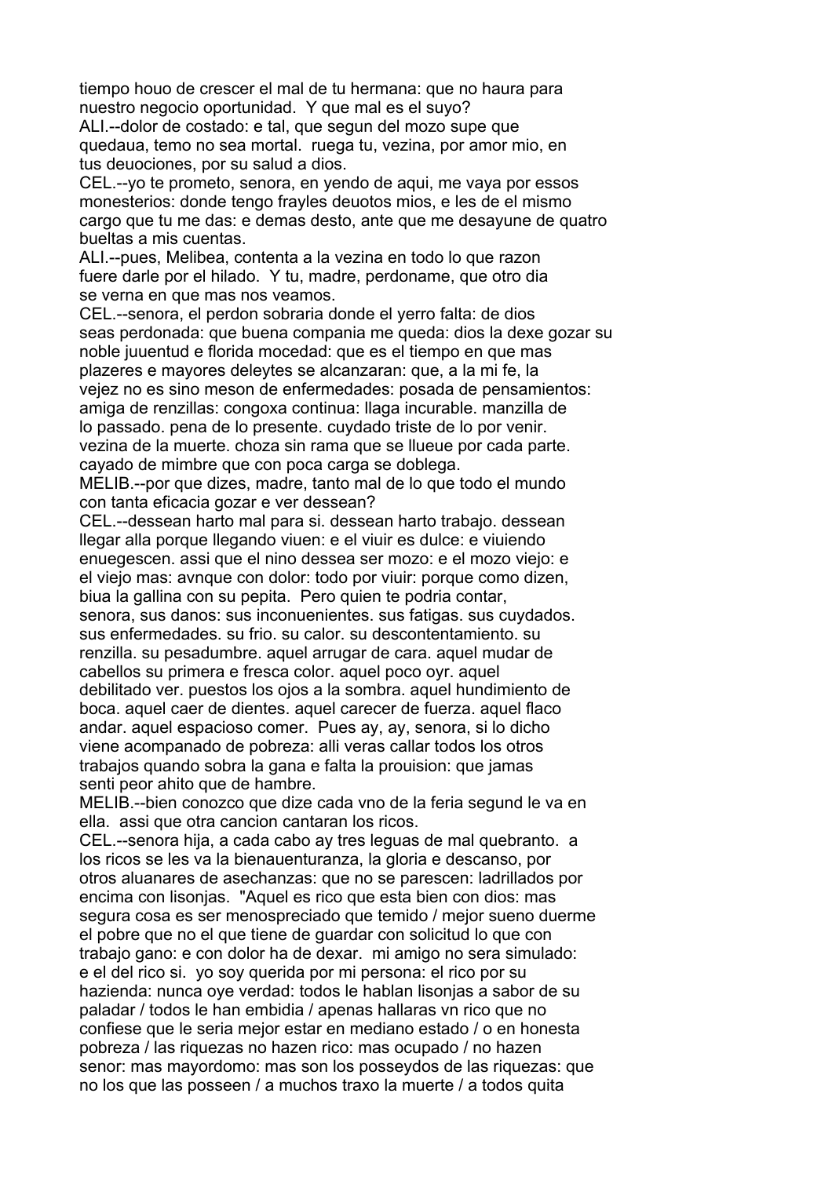tiempo houo de crescer el mal de tu hermana: que no haura para nuestro negocio oportunidad. Y que mal es el suyo?

ALI.--dolor de costado: e tal, que segun del mozo supe que quedaua, temo no sea mortal. ruega tu, vezina, por amor mio, en tus deuociones, por su salud a dios.

CEL.--yo te prometo, senora, en yendo de aqui, me vaya por essos monesterios: donde tengo frayles deuotos mios, e les de el mismo cargo que tu me das: e demas desto, ante que me desayune de quatro bueltas a mis cuentas.

ALI.--pues, Melibea, contenta a la vezina en todo lo que razon fuere darle por el hilado. Y tu, madre, perdoname, que otro dia se verna en que mas nos veamos.

CEL.--senora, el perdon sobraria donde el yerro falta: de dios seas perdonada: que buena compania me queda: dios la dexe gozar su noble juuentud e florida mocedad: que es el tiempo en que mas plazeres e mayores deleytes se alcanzaran: que, a la mi fe, la vejez no es sino meson de enfermedades: posada de pensamientos: amiga de renzillas: congoxa continua: llaga incurable. manzilla de lo passado. pena de lo presente. cuydado triste de lo por venir. vezina de la muerte. choza sin rama que se llueue por cada parte. cayado de mimbre que con poca carga se doblega.

MELIB.--por que dizes, madre, tanto mal de lo que todo el mundo con tanta eficacia gozar e ver dessean?

CEL.--dessean harto mal para si. dessean harto trabajo. dessean llegar alla porque llegando viuen: e el viuir es dulce: e viuiendo enuegescen. assi que el nino dessea ser mozo: e el mozo viejo: e el viejo mas: avnque con dolor: todo por viuir: porque como dizen, biua la gallina con su pepita. Pero quien te podria contar, senora, sus danos: sus inconuenientes. sus fatigas. sus cuydados. sus enfermedades. su frio. su calor. su descontentamiento. su renzilla. su pesadumbre. aquel arrugar de cara. aquel mudar de cabellos su primera e fresca color. aquel poco oyr. aquel debilitado ver. puestos los ojos a la sombra. aquel hundimiento de boca. aquel caer de dientes. aquel carecer de fuerza. aquel flaco andar. aquel espacioso comer. Pues ay, ay, senora, si lo dicho viene acompanado de pobreza: alli veras callar todos los otros trabajos quando sobra la gana e falta la prouision: que jamas senti peor ahito que de hambre.

MELIB.--bien conozco que dize cada vno de la feria segund le va en ella. assi que otra cancion cantaran los ricos.

CEL.--senora hija, a cada cabo ay tres leguas de mal quebranto. a los ricos se les va la bienauenturanza, la gloria e descanso, por otros aluanares de asechanzas: que no se parescen: ladrillados por encima con lisonjas. "Aquel es rico que esta bien con dios: mas segura cosa es ser menospreciado que temido / mejor sueno duerme el pobre que no el que tiene de guardar con solicitud lo que con trabajo gano: e con dolor ha de dexar. mi amigo no sera simulado: e el del rico si. yo soy querida por mi persona: el rico por su hazienda: nunca oye verdad: todos le hablan lisonjas a sabor de su paladar / todos le han embidia / apenas hallaras vn rico que no confiese que le seria mejor estar en mediano estado / o en honesta pobreza / las riquezas no hazen rico: mas ocupado / no hazen senor: mas mayordomo: mas son los posseydos de las riquezas: que no los que las posseen / a muchos traxo la muerte / a todos quita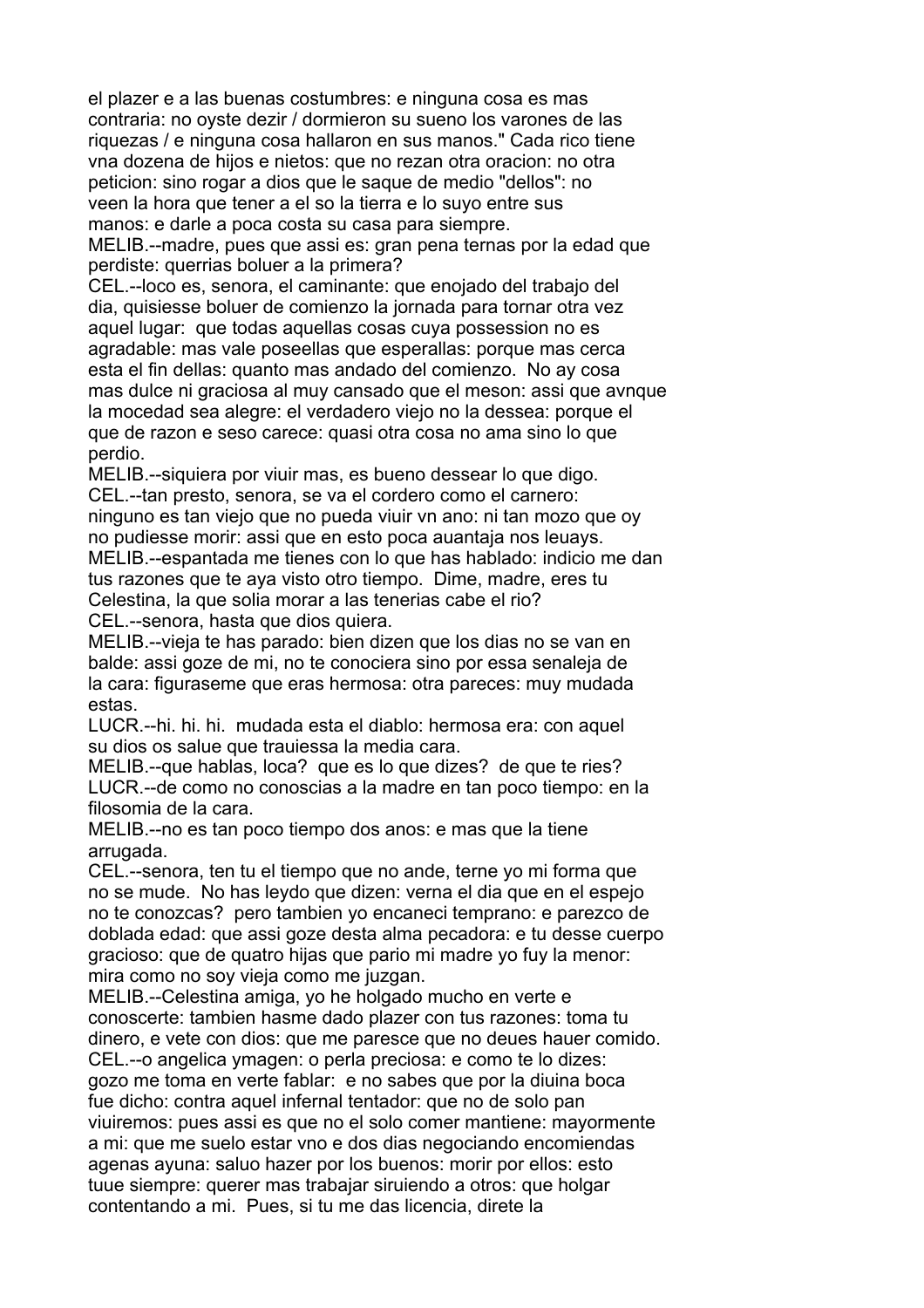el plazer e a las buenas costumbres: e ninguna cosa es mas contraria: no oyste dezir / dormieron su sueno los varones de las riquezas / e ninguna cosa hallaron en sus manos." Cada rico tiene vna dozena de hijos e nietos: que no rezan otra oracion: no otra peticion: sino rogar a dios que le saque de medio "dellos": no veen la hora que tener a el so la tierra e lo suyo entre sus manos: e darle a poca costa su casa para siempre.

MELIB.--madre, pues que assi es: gran pena ternas por la edad que perdiste: querrias boluer a la primera?

CEL.--loco es, senora, el caminante: que enojado del trabajo del dia, quisiesse boluer de comienzo la jornada para tornar otra vez aquel lugar: que todas aquellas cosas cuya possession no es agradable: mas vale poseellas que esperallas: porque mas cerca esta el fin dellas: quanto mas andado del comienzo. No ay cosa mas dulce ni graciosa al muy cansado que el meson: assi que avnque la mocedad sea alegre: el verdadero viejo no la dessea: porque el que de razon e seso carece: quasi otra cosa no ama sino lo que perdio.

MELIB.--siquiera por viuir mas, es bueno dessear lo que digo.

CEL.--tan presto, senora, se va el cordero como el carnero: ninguno es tan viejo que no pueda viuir vn ano: ni tan mozo que oy no pudiesse morir: assi que en esto poca auantaja nos leuays.

MELIB.--espantada me tienes con lo que has hablado: indicio me dan tus razones que te aya visto otro tiempo. Dime, madre, eres tu Celestina, la que solia morar a las tenerias cabe el rio?

CEL.--senora, hasta que dios quiera.

MELIB.--vieja te has parado: bien dizen que los dias no se van en balde: assi goze de mi, no te conociera sino por essa senaleja de la cara: figuraseme que eras hermosa: otra pareces: muy mudada estas.

LUCR.--hi. hi. hi. mudada esta el diablo: hermosa era: con aquel su dios os salue que trauiessa la media cara.

MELIB.--que hablas, loca? que es lo que dizes? de que te ries?

LUCR.--de como no conoscias a la madre en tan poco tiempo: en la filosomia de la cara.

MELIB.--no es tan poco tiempo dos anos: e mas que la tiene arrugada.

CEL.--senora, ten tu el tiempo que no ande, terne yo mi forma que no se mude. No has leydo que dizen: verna el dia que en el espejo no te conozcas? pero tambien yo encaneci temprano: e parezco de doblada edad: que assi goze desta alma pecadora: e tu desse cuerpo gracioso: que de quatro hijas que pario mi madre yo fuy la menor: mira como no soy vieja como me juzgan.

MELIB.--Celestina amiga, yo he holgado mucho en verte e conoscerte: tambien hasme dado plazer con tus razones: toma tu dinero, e vete con dios: que me paresce que no deues hauer comido.

CEL.--o angelica ymagen: o perla preciosa: e como te lo dizes: gozo me toma en verte fablar: e no sabes que por la diuina boca fue dicho: contra aquel infernal tentador: que no de solo pan viuiremos: pues assi es que no el solo comer mantiene: mayormente a mi: que me suelo estar vno e dos dias negociando encomiendas agenas ayuna: saluo hazer por los buenos: morir por ellos: esto tuue siempre: querer mas trabajar siruiendo a otros: que holgar contentando a mi. Pues, si tu me das licencia, direte la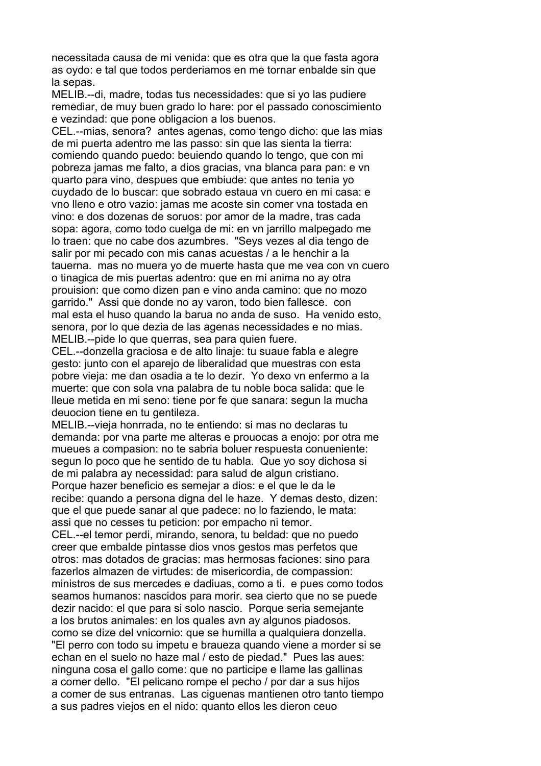necessitada causa de mi venida: que es otra que la que fasta agora as oydo: e tal que todos perderiamos en me tornar enbalde sin que la sepas.

MELIB.--di, madre, todas tus necessidades: que si yo las pudiere remediar, de muy buen grado lo hare: por el passado conoscimiento e vezindad: que pone obligacion a los buenos.

CEL.--mias, senora? antes agenas, como tengo dicho: que las mias de mi puerta adentro me las passo: sin que las sienta la tierra: comiendo quando puedo: beuiendo quando lo tengo, que con mi pobreza jamas me falto, a dios gracias, vna blanca para pan: e vn quarto para vino, despues que embiude: que antes no tenia yo cuydado de lo buscar: que sobrado estaua vn cuero en mi casa: e vno lleno e otro vazio: jamas me acoste sin comer vna tostada en vino: e dos dozenas de soruos: por amor de la madre, tras cada sopa: agora, como todo cuelga de mi: en vn jarrillo malpegado me lo traen: que no cabe dos azumbres. "Seys vezes al dia tengo de salir por mi pecado con mis canas acuestas / a le henchir a la tauerna. mas no muera yo de muerte hasta que me vea con vn cuero o tinagica de mis puertas adentro: que en mi anima no ay otra prouision: que como dizen pan e vino anda camino: que no mozo garrido." Assi que donde no ay varon, todo bien fallesce. con mal esta el huso quando la barua no anda de suso. Ha venido esto, senora, por lo que dezia de las agenas necessidades e no mias.

MELIB.--pide lo que querras, sea para quien fuere.

CEL.--donzella graciosa e de alto linaje: tu suaue fabla e alegre gesto: junto con el aparejo de liberalidad que muestras con esta pobre vieja: me dan osadia a te lo dezir. Yo dexo vn enfermo a la muerte: que con sola vna palabra de tu noble boca salida: que le lleue metida en mi seno: tiene por fe que sanara: segun la mucha deuocion tiene en tu gentileza.

MELIB.--vieja honrrada, no te entiendo: si mas no declaras tu demanda: por vna parte me alteras e prouocas a enojo: por otra me mueues a compasion: no te sabria boluer respuesta conueniente: segun lo poco que he sentido de tu habla. Que yo soy dichosa si de mi palabra ay necessidad: para salud de algun cristiano. Porque hazer beneficio es semejar a dios: e el que le da le recibe: quando a persona digna del le haze. Y demas desto, dizen: que el que puede sanar al que padece: no lo faziendo, le mata: assi que no cesses tu peticion: por empacho ni temor.

CEL.--el temor perdi, mirando, senora, tu beldad: que no puedo creer que embalde pintasse dios vnos gestos mas perfetos que otros: mas dotados de gracias: mas hermosas faciones: sino para fazerlos almazen de virtudes: de misericordia, de compassion: ministros de sus mercedes e dadiuas, como a ti. e pues como todos seamos humanos: nascidos para morir. sea cierto que no se puede dezir nacido: el que para si solo nascio. Porque seria semejante a los brutos animales: en los quales avn ay algunos piadosos. como se dize del vnicornio: que se humilla a qualquiera donzella. "El perro con todo su impetu e braueza quando viene a morder si se echan en el suelo no haze mal / esto de piedad." Pues las aues: ninguna cosa el gallo come: que no participe e llame las gallinas a comer dello. "El pelicano rompe el pecho / por dar a sus hijos a comer de sus entranas. Las ciguenas mantienen otro tanto tiempo a sus padres viejos en el nido: quanto ellos les dieron ceuo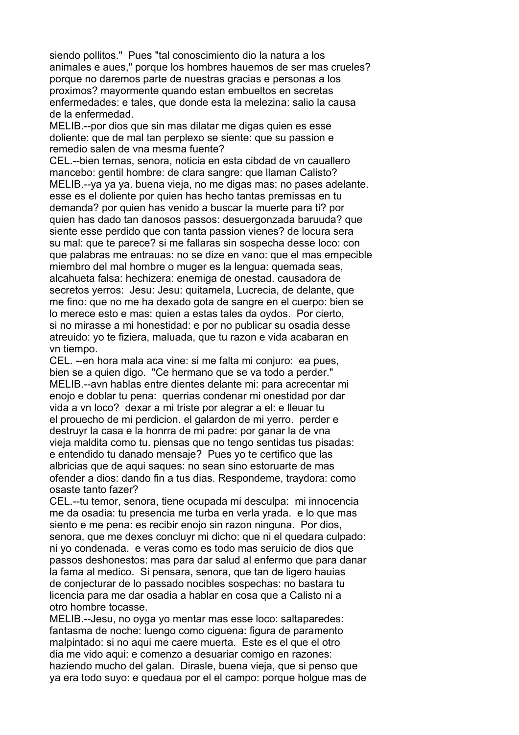siendo pollitos."  Pues "tal conoscimiento dio la natura a los animales e aues," porque los hombres hauemos de ser mas crueles? porque no daremos parte de nuestras gracias e personas a los proximos? mayormente quando estan embueltos en secretas enfermedades: e tales, que donde esta la melezina: salio la causa de la enfermedad.

MELIB.--por dios que sin mas dilatar me digas quien es esse doliente: que de mal tan perplexo se siente: que su passion e remedio salen de vna mesma fuente?

CEL.--bien ternas, senora, noticia en esta cibdad de vn cauallero mancebo: gentil hombre: de clara sangre: que llaman Calisto?

MELIB.--ya ya ya. buena vieja, no me digas mas: no pases adelante. esse es el doliente por quien has hecho tantas premissas en tu demanda? por quien has venido a buscar la muerte para ti? por quien has dado tan danosos passos: desuergonzada baruuda? que siente esse perdido que con tanta passion vienes? de locura sera su mal: que te parece? si me fallaras sin sospecha desse loco: con que palabras me entrauas: no se dize en vano: que el mas empecible miembro del mal hombre o muger es la lengua: quemada seas, alcahueta falsa: hechizera: enemiga de onestad. causadora de secretos yerros:  Jesu: Jesu: quitamela, Lucrecia, de delante, que me fino: que no me ha dexado gota de sangre en el cuerpo: bien se lo merece esto e mas: quien a estas tales da oydos.  Por cierto, si no mirasse a mi honestidad: e por no publicar su osadia desse atreuido: yo te fiziera, maluada, que tu razon e vida acabaran en vn tiempo.

CEL. --en hora mala aca vine: si me falta mi conjuro:  ea pues, bien se a quien digo.  "Ce hermano que se va todo a perder."

MELIB.--avn hablas entre dientes delante mi: para acrecentar mi enojo e doblar tu pena:  querrias condenar mi onestidad por dar vida a vn loco?  dexar a mi triste por alegrar a el: e lleuar tu el prouecho de mi perdicion. el galardon de mi yerro.  perder e destruyr la casa e la honrra de mi padre: por ganar la de vna vieja maldita como tu. piensas que no tengo sentidas tus pisadas: e entendido tu danado mensaje?  Pues yo te certifico que las albricias que de aqui saques: no sean sino estoruarte de mas ofender a dios: dando fin a tus dias. Respondeme, traydora: como osaste tanto fazer?

CEL.--tu temor, senora, tiene ocupada mi desculpa:  mi innocencia me da osadia: tu presencia me turba en verla yrada.  e lo que mas siento e me pena: es recibir enojo sin razon ninguna.  Por dios, senora, que me dexes concluyr mi dicho: que ni el quedara culpado: ni yo condenada.  e veras como es todo mas seruicio de dios que passos deshonestos: mas para dar salud al enfermo que para danar la fama al medico.  Si pensara, senora, que tan de ligero hauias de conjecturar de lo passado nocibles sospechas: no bastara tu licencia para me dar osadia a hablar en cosa que a Calisto ni a otro hombre tocasse.

MELIB.--Jesu, no oyga yo mentar mas esse loco: saltaparedes: fantasma de noche: luengo como ciguena: figura de paramento malpintado: si no aqui me caere muerta.  Este es el que el otro dia me vido aqui: e comenzo a desuariar comigo en razones: haziendo mucho del galan.  Dirasle, buena vieja, que si penso que ya era todo suyo: e quedaua por el el campo: porque holgue mas de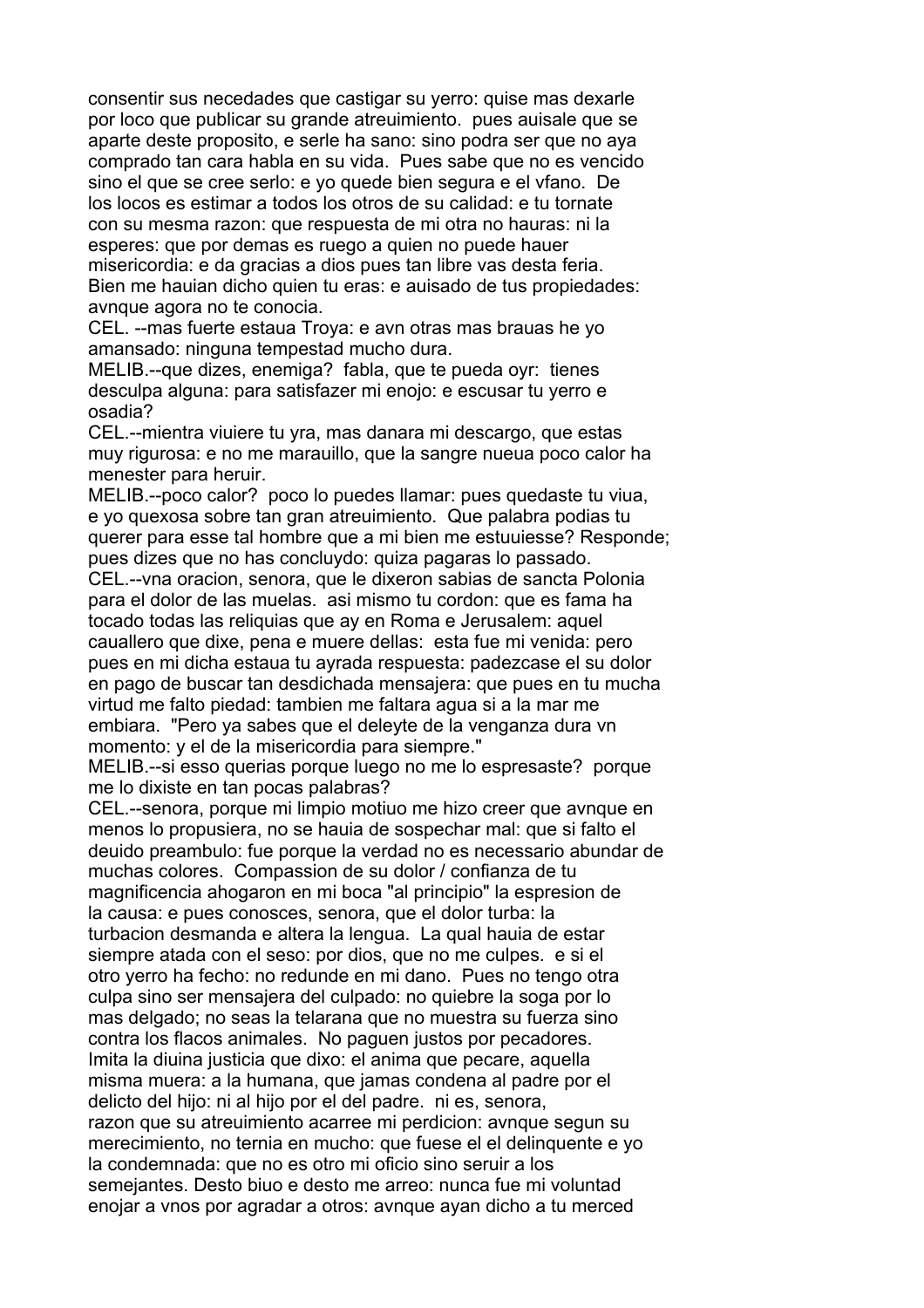consentir sus necedades que castigar su yerro: quise mas dexarle por loco que publicar su grande atreuimiento. pues auisale que se aparte deste proposito, e serle ha sano: sino podra ser que no aya comprado tan cara habla en su vida. Pues sabe que no es vencido sino el que se cree serlo: e yo quede bien segura e el vfano. De los locos es estimar a todos los otros de su calidad: e tu tornate con su mesma razon: que respuesta de mi otra no hauras: ni la esperes: que por demas es ruego a quien no puede hauer misericordia: e da gracias a dios pues tan libre vas desta feria. Bien me hauian dicho quien tu eras: e auisado de tus propiedades: avnque agora no te conocia.

CEL. --mas fuerte estaua Troya: e avn otras mas brauas he yo amansado: ninguna tempestad mucho dura.

MELIB.--que dizes, enemiga? fabla, que te pueda oyr: tienes desculpa alguna: para satisfazer mi enojo: e escusar tu yerro e osadia?

CEL.--mientra viuiere tu yra, mas danara mi descargo, que estas muy rigurosa: e no me marauillo, que la sangre nueua poco calor ha menester para heruir.

MELIB.--poco calor? poco lo puedes llamar: pues quedaste tu viua, e yo quexosa sobre tan gran atreuimiento. Que palabra podias tu querer para esse tal hombre que a mi bien me estuuiesse? Responde; pues dizes que no has concluydo: quiza pagaras lo passado.

CEL.--vna oracion, senora, que le dixeron sabias de sancta Polonia para el dolor de las muelas. asi mismo tu cordon: que es fama ha tocado todas las reliquias que ay en Roma e Jerusalem: aquel cauallero que dixe, pena e muere dellas: esta fue mi venida: pero pues en mi dicha estaua tu ayrada respuesta: padezcase el su dolor en pago de buscar tan desdichada mensajera: que pues en tu mucha virtud me falto piedad: tambien me faltara agua si a la mar me embiara. "Pero ya sabes que el deleyte de la venganza dura vn momento: y el de la misericordia para siempre."

MELIB.--si esso querias porque luego no me lo espresaste? porque me lo dixiste en tan pocas palabras?

CEL.--senora, porque mi limpio motiuo me hizo creer que avnque en menos lo propusiera, no se hauia de sospechar mal: que si falto el deuido preambulo: fue porque la verdad no es necessario abundar de muchas colores. Compassion de su dolor / confianza de tu magnificencia ahogaron en mi boca "al principio" la espresion de la causa: e pues conosces, senora, que el dolor turba: la turbacion desmanda e altera la lengua. La qual hauia de estar siempre atada con el seso: por dios, que no me culpes. e si el otro yerro ha fecho: no redunde en mi dano. Pues no tengo otra culpa sino ser mensajera del culpado: no quiebre la soga por lo mas delgado; no seas la telarana que no muestra su fuerza sino contra los flacos animales. No paguen justos por pecadores. Imita la diuina justicia que dixo: el anima que pecare, aquella misma muera: a la humana, que jamas condena al padre por el delicto del hijo: ni al hijo por el del padre. ni es, senora, razon que su atreuimiento acarree mi perdicion: avnque segun su merecimiento, no ternia en mucho: que fuese el el delinquente e yo la condemnada: que no es otro mi oficio sino seruir a los semejantes. Desto biuo e desto me arreo: nunca fue mi voluntad enojar a vnos por agradar a otros: avnque ayan dicho a tu merced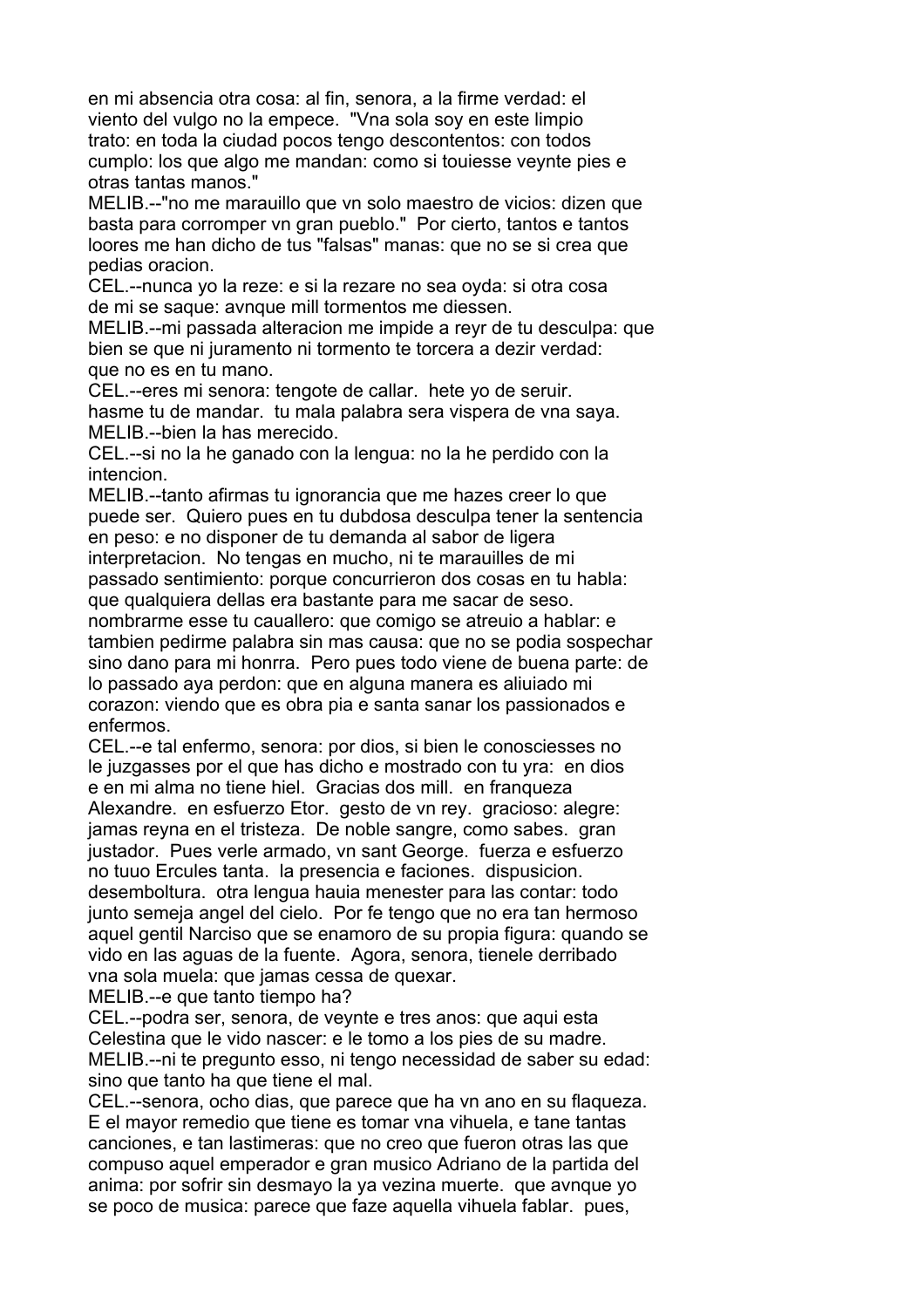en mi absencia otra cosa: al fin, senora, a la firme verdad: el
viento del vulgo no la empece. "Vna sola soy en este limpio
trato: en toda la ciudad pocos tengo descontentos: con todos
cumplo: los que algo me mandan: como si touiesse veynte pies e
otras tantas manos."

MELIB.--"no me marauillo que vn solo maestro de vicios: dizen que
basta para corromper vn gran pueblo." Por cierto, tantos e tantos
loores me han dicho de tus "falsas" manas: que no se si crea que
pedias oracion.

CEL.--nunca yo la reze: e si la rezare no sea oyda: si otra cosa
de mi se saque: avnque mill tormentos me diessen.

MELIB.--mi passada alteracion me impide a reyr de tu desculpa: que
bien se que ni juramento ni tormento te torcera a dezir verdad:
que no es en tu mano.

CEL.--eres mi senora: tengote de callar. hete yo de seruir.
hasme tu de mandar. tu mala palabra sera vispera de vna saya.

MELIB.--bien la has merecido.

CEL.--si no la he ganado con la lengua: no la he perdido con la
intencion.

MELIB.--tanto afirmas tu ignorancia que me hazes creer lo que
puede ser. Quiero pues en tu dubdosa desculpa tener la sentencia
en peso: e no disponer de tu demanda al sabor de ligera
interpretacion. No tengas en mucho, ni te marauilles de mi
passado sentimiento: porque concurrieron dos cosas en tu habla:
que qualquiera dellas era bastante para me sacar de seso.
nombrarme esse tu cauallero: que comigo se atreuio a hablar: e
tambien pedirme palabra sin mas causa: que no se podia sospechar
sino dano para mi honrra. Pero pues todo viene de buena parte: de
lo passado aya perdon: que en alguna manera es aliuiado mi
corazon: viendo que es obra pia e santa sanar los passionados e
enfermos.

CEL.--e tal enfermo, senora: por dios, si bien le conosciesses no
le juzgasses por el que has dicho e mostrado con tu yra: en dios
e en mi alma no tiene hiel. Gracias dos mill. en franqueza
Alexandre. en esfuerzo Etor. gesto de vn rey. gracioso: alegre:
jamas reyna en el tristeza. De noble sangre, como sabes. gran
justador. Pues verle armado, vn sant George. fuerza e esfuerzo
no tuuo Ercules tanta. la presencia e faciones. dispusicion.
desemboltura. otra lengua hauia menester para las contar: todo
junto semeja angel del cielo. Por fe tengo que no era tan hermoso
aquel gentil Narciso que se enamoro de su propia figura: quando se
vido en las aguas de la fuente. Agora, senora, tienele derribado
vna sola muela: que jamas cessa de quexar.

MELIB.--e que tanto tiempo ha?

CEL.--podra ser, senora, de veynte e tres anos: que aqui esta
Celestina que le vido nascer: e le tomo a los pies de su madre.

MELIB.--ni te pregunto esso, ni tengo necessidad de saber su edad:
sino que tanto ha que tiene el mal.

CEL.--senora, ocho dias, que parece que ha vn ano en su flaqueza.
E el mayor remedio que tiene es tomar vna vihuela, e tane tantas
canciones, e tan lastimeras: que no creo que fueron otras las que
compuso aquel emperador e gran musico Adriano de la partida del
anima: por sofrir sin desmayo la ya vezina muerte. que avnque yo
se poco de musica: parece que faze aquella vihuela fablar. pues,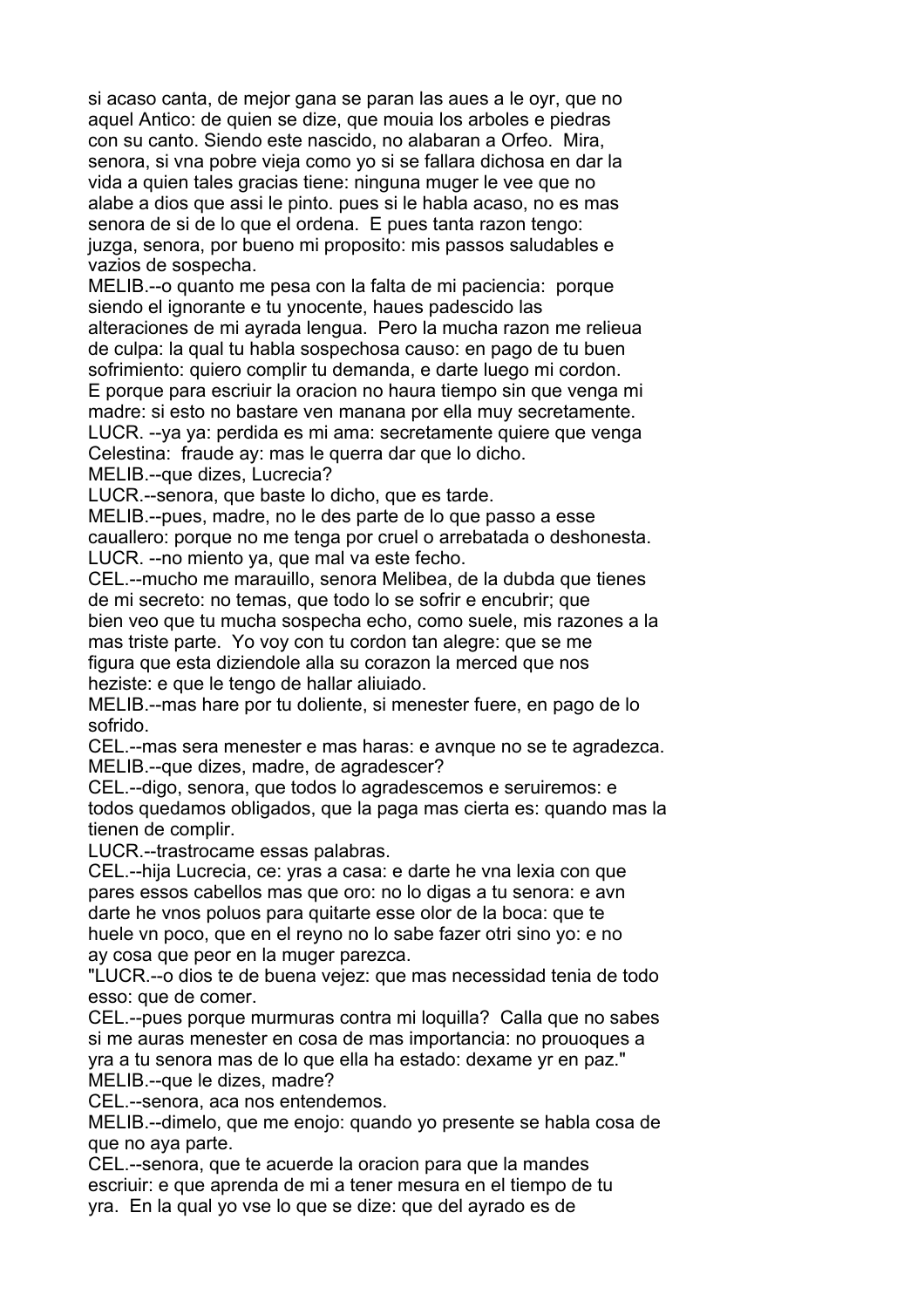si acaso canta, de mejor gana se paran las aues a le oyr, que no aquel Antico: de quien se dize, que mouia los arboles e piedras con su canto. Siendo este nascido, no alabaran a Orfeo. Mira, senora, si vna pobre vieja como yo si se fallara dichosa en dar la vida a quien tales gracias tiene: ninguna muger le vee que no alabe a dios que assi le pinto. pues si le habla acaso, no es mas senora de si de lo que el ordena. E pues tanta razon tengo: juzga, senora, por bueno mi proposito: mis passos saludables e vazios de sospecha.

MELIB.--o quanto me pesa con la falta de mi paciencia: porque siendo el ignorante e tu ynocente, haues padescido las alteraciones de mi ayrada lengua. Pero la mucha razon me relieua de culpa: la qual tu habla sospechosa causo: en pago de tu buen sofrimiento: quiero complir tu demanda, e darte luego mi cordon. E porque para escriuir la oracion no haura tiempo sin que venga mi madre: si esto no bastare ven manana por ella muy secretamente.

LUCR. --ya ya: perdida es mi ama: secretamente quiere que venga Celestina: fraude ay: mas le querra dar que lo dicho.

MELIB.--que dizes, Lucrecia?

LUCR.--senora, que baste lo dicho, que es tarde.

MELIB.--pues, madre, no le des parte de lo que passo a esse cauallero: porque no me tenga por cruel o arrebatada o deshonesta.

LUCR. --no miento ya, que mal va este fecho.

CEL.--mucho me marauillo, senora Melibea, de la dubda que tienes de mi secreto: no temas, que todo lo se sofrir e encubrir; que bien veo que tu mucha sospecha echo, como suele, mis razones a la mas triste parte. Yo voy con tu cordon tan alegre: que se me figura que esta diziendole alla su corazon la merced que nos heziste: e que le tengo de hallar aliuiado.

MELIB.--mas hare por tu doliente, si menester fuere, en pago de lo sofrido.

CEL.--mas sera menester e mas haras: e avnque no se te agradezca.

MELIB.--que dizes, madre, de agradescer?

CEL.--digo, senora, que todos lo agradescemos e seruiremos: e todos quedamos obligados, que la paga mas cierta es: quando mas la tienen de complir.

LUCR.--trastrocame essas palabras.

CEL.--hija Lucrecia, ce: yras a casa: e darte he vna lexia con que pares essos cabellos mas que oro: no lo digas a tu senora: e avn darte he vnos poluos para quitarte esse olor de la boca: que te huele vn poco, que en el reyno no lo sabe fazer otri sino yo: e no ay cosa que peor en la muger parezca.

"LUCR.--o dios te de buena vejez: que mas necessidad tenia de todo esso: que de comer.

CEL.--pues porque murmuras contra mi loquilla? Calla que no sabes si me auras menester en cosa de mas importancia: no prouoques a yra a tu senora mas de lo que ella ha estado: dexame yr en paz."

MELIB.--que le dizes, madre?

CEL.--senora, aca nos entendemos.

MELIB.--dimelo, que me enojo: quando yo presente se habla cosa de que no aya parte.

CEL.--senora, que te acuerde la oracion para que la mandes escriuir: e que aprenda de mi a tener mesura en el tiempo de tu yra. En la qual yo vse lo que se dize: que del ayrado es de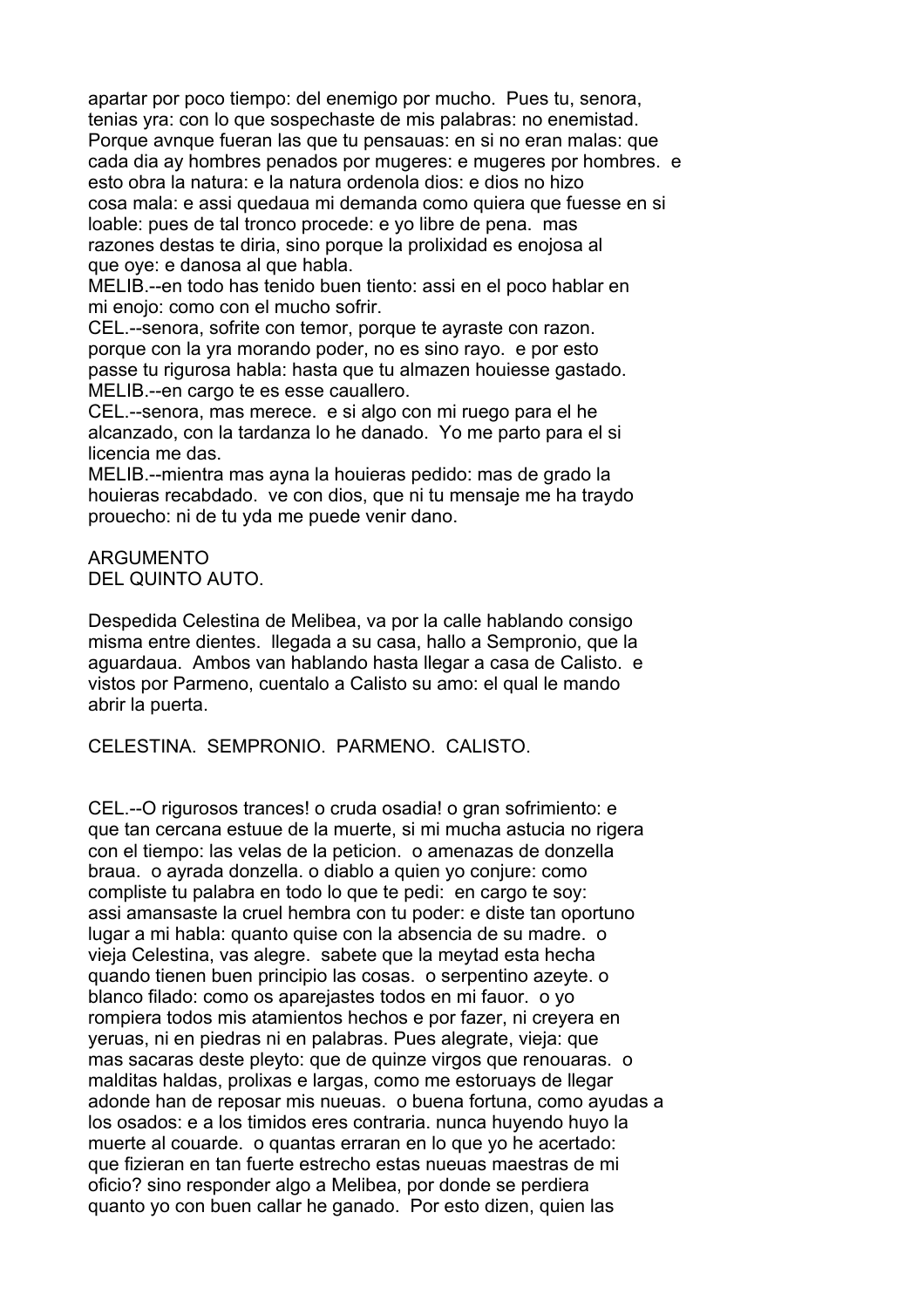apartar por poco tiempo: del enemigo por mucho. Pues tu, senora, tenias yra: con lo que sospechaste de mis palabras: no enemistad. Porque avnque fueran las que tu pensauas: en si no eran malas: que cada dia ay hombres penados por mugeres: e mugeres por hombres. e esto obra la natura: e la natura ordenola dios: e dios no hizo cosa mala: e assi quedaua mi demanda como quiera que fuesse en si loable: pues de tal tronco procede: e yo libre de pena. mas razones destas te diria, sino porque la prolixidad es enojosa al que oye: e danosa al que habla.

MELIB.--en todo has tenido buen tiento: assi en el poco hablar en mi enojo: como con el mucho sofrir.

CEL.--senora, sofrite con temor, porque te ayraste con razon. porque con la yra morando poder, no es sino rayo. e por esto passe tu rigurosa habla: hasta que tu almazen houiesse gastado.

MELIB.--en cargo te es esse cauallero.

CEL.--senora, mas merece. e si algo con mi ruego para el he alcanzado, con la tardanza lo he danado. Yo me parto para el si licencia me das.

MELIB.--mientra mas ayna la houieras pedido: mas de grado la houieras recabdado. ve con dios, que ni tu mensaje me ha traydo prouecho: ni de tu yda me puede venir dano.

## ARGUMENTO
## DEL QUINTO AUTO.

Despedida Celestina de Melibea, va por la calle hablando consigo misma entre dientes. llegada a su casa, hallo a Sempronio, que la aguardaua. Ambos van hablando hasta llegar a casa de Calisto. e vistos por Parmeno, cuentalo a Calisto su amo: el qual le mando abrir la puerta.

CELESTINA. SEMPRONIO. PARMENO. CALISTO.

CEL.--O rigurosos trances! o cruda osadia! o gran sofrimiento: e que tan cercana estuue de la muerte, si mi mucha astucia no rigera con el tiempo: las velas de la peticion. o amenazas de donzella braua. o ayrada donzella. o diablo a quien yo conjure: como compliste tu palabra en todo lo que te pedi: en cargo te soy: assi amansaste la cruel hembra con tu poder: e diste tan oportuno lugar a mi habla: quanto quise con la absencia de su madre. o vieja Celestina, vas alegre. sabete que la meytad esta hecha quando tienen buen principio las cosas. o serpentino azeyte. o blanco filado: como os aparejastes todos en mi fauor. o yo rompiera todos mis atamientos hechos e por fazer, ni creyera en yeruas, ni en piedras ni en palabras. Pues alegrate, vieja: que mas sacaras deste pleyto: que de quinze virgos que renouaras. o malditas haldas, prolixas e largas, como me estoruays de llegar adonde han de reposar mis nueuas. o buena fortuna, como ayudas a los osados: e a los timidos eres contraria. nunca huyendo huyo la muerte al couarde. o quantas erraran en lo que yo he acertado: que fizieran en tan fuerte estrecho estas nueuas maestras de mi oficio? sino responder algo a Melibea, por donde se perdiera quanto yo con buen callar he ganado. Por esto dizen, quien las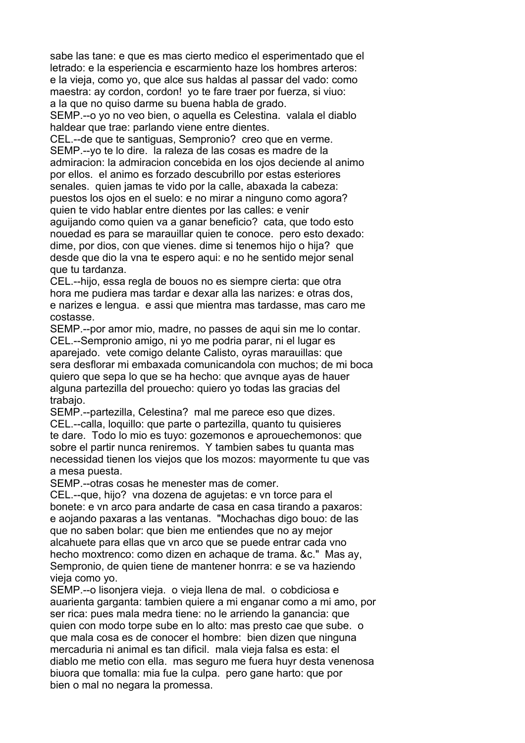sabe las tane: e que es mas cierto medico el esperimentado que el letrado: e la esperiencia e escarmiento haze los hombres arteros: e la vieja, como yo, que alce sus haldas al passar del vado: como maestra: ay cordon, cordon! yo te fare traer por fuerza, si viuo: a la que no quiso darme su buena habla de grado.

SEMP.--o yo no veo bien, o aquella es Celestina. valala el diablo haldear que trae: parlando viene entre dientes.

CEL.--de que te santiguas, Sempronio? creo que en verme.

SEMP.--yo te lo dire. la raleza de las cosas es madre de la admiracion: la admiracion concebida en los ojos deciende al animo por ellos. el animo es forzado descubrillo por estas esteriores senales. quien jamas te vido por la calle, abaxada la cabeza: puestos los ojos en el suelo: e no mirar a ninguno como agora? quien te vido hablar entre dientes por las calles: e venir aguijando como quien va a ganar beneficio? cata, que todo esto nouedad es para se marauillar quien te conoce. pero esto dexado: dime, por dios, con que vienes. dime si tenemos hijo o hija? que desde que dio la vna te espero aqui: e no he sentido mejor senal que tu tardanza.

CEL.--hijo, essa regla de bouos no es siempre cierta: que otra hora me pudiera mas tardar e dexar alla las narizes: e otras dos, e narizes e lengua. e assi que mientra mas tardasse, mas caro me costasse.

SEMP.--por amor mio, madre, no passes de aqui sin me lo contar.

CEL.--Sempronio amigo, ni yo me podria parar, ni el lugar es aparejado. vete comigo delante Calisto, oyras marauillas: que sera desflorar mi embaxada comunicandola con muchos; de mi boca quiero que sepa lo que se ha hecho: que avnque ayas de hauer alguna partezilla del prouecho: quiero yo todas las gracias del trabajo.

SEMP.--partezilla, Celestina? mal me parece eso que dizes.

CEL.--calla, loquillo: que parte o partezilla, quanto tu quisieres te dare. Todo lo mio es tuyo: gozemonos e aprouechemonos: que sobre el partir nunca reniremos. Y tambien sabes tu quanta mas necessidad tienen los viejos que los mozos: mayormente tu que vas a mesa puesta.

SEMP.--otras cosas he menester mas de comer.

CEL.--que, hijo? vna dozena de agujetas: e vn torce para el bonete: e vn arco para andarte de casa en casa tirando a paxaros: e aojando paxaras a las ventanas. "Mochachas digo bouo: de las que no saben bolar: que bien me entiendes que no ay mejor alcahuete para ellas que vn arco que se puede entrar cada vno hecho moxtrenco: como dizen en achaque de trama. &c." Mas ay, Sempronio, de quien tiene de mantener honrra: e se va haziendo vieja como yo.

SEMP.--o lisonjera vieja. o vieja llena de mal. o cobdiciosa e auarienta garganta: tambien quiere a mi enganar como a mi amo, por ser rica: pues mala medra tiene: no le arriendo la ganancia: que quien con modo torpe sube en lo alto: mas presto cae que sube. o que mala cosa es de conocer el hombre: bien dizen que ninguna mercaduria ni animal es tan dificil. mala vieja falsa es esta: el diablo me metio con ella. mas seguro me fuera huyr desta venenosa biuora que tomalla: mia fue la culpa. pero gane harto: que por bien o mal no negara la promessa.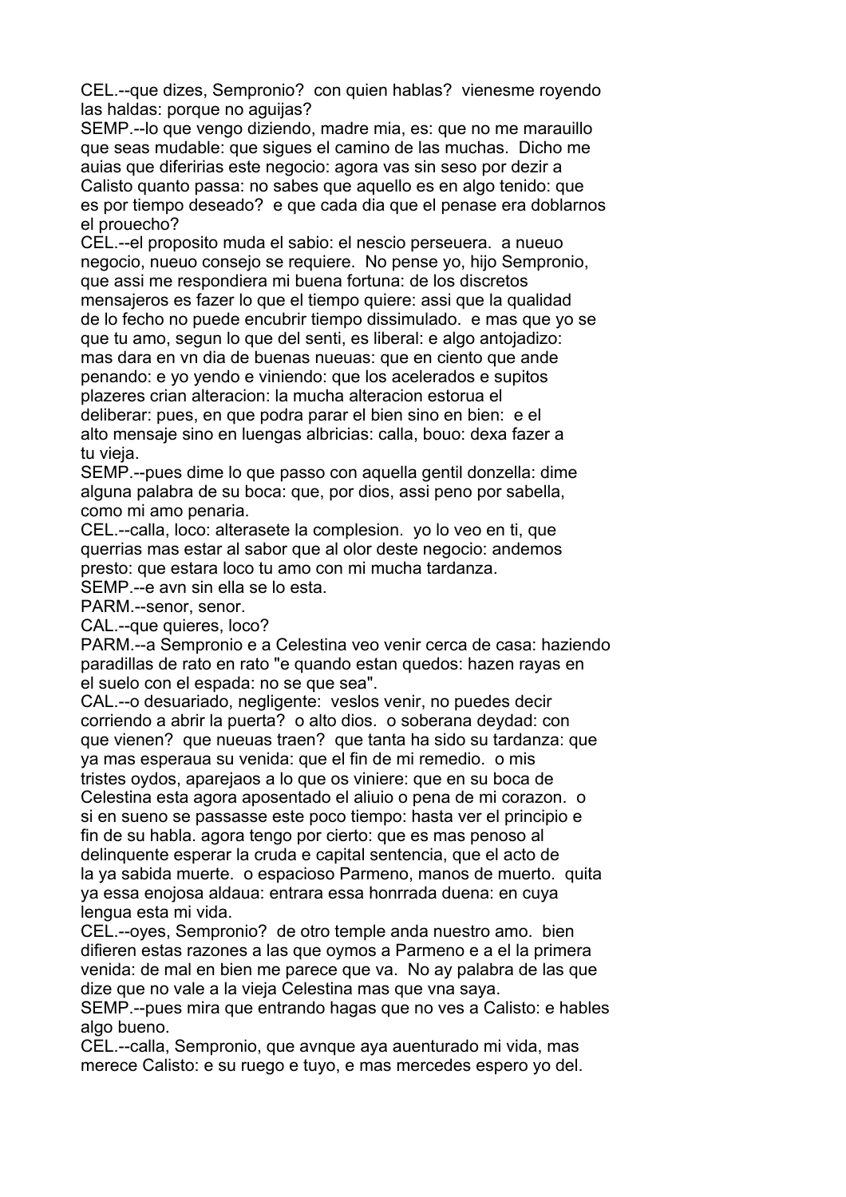CEL.--que dizes, Sempronio? con quien hablas? vienesme royendo las haldas: porque no aguijas?

SEMP.--lo que vengo diziendo, madre mia, es: que no me marauillo que seas mudable: que sigues el camino de las muchas. Dicho me auias que diferirias este negocio: agora vas sin seso por dezir a Calisto quanto passa: no sabes que aquello es en algo tenido: que es por tiempo deseado? e que cada dia que el penase era doblarnos el prouecho?

CEL.--el proposito muda el sabio: el nescio perseuera. a nueuo negocio, nueuo consejo se requiere. No pense yo, hijo Sempronio, que assi me respondiera mi buena fortuna: de los discretos mensajeros es fazer lo que el tiempo quiere: assi que la qualidad de lo fecho no puede encubrir tiempo dissimulado. e mas que yo se que tu amo, segun lo que del senti, es liberal: e algo antojadizo: mas dara en vn dia de buenas nueuas: que en ciento que ande penando: e yo yendo e viniendo: que los acelerados e supitos plazeres crian alteracion: la mucha alteracion estorua el deliberar: pues, en que podra parar el bien sino en bien: e el alto mensaje sino en luengas albricias: calla, bouo: dexa fazer a tu vieja.

SEMP.--pues dime lo que passo con aquella gentil donzella: dime alguna palabra de su boca: que, por dios, assi peno por sabella, como mi amo penaria.

CEL.--calla, loco: alterasete la complesion. yo lo veo en ti, que querrias mas estar al sabor que al olor deste negocio: andemos presto: que estara loco tu amo con mi mucha tardanza.

SEMP.--e avn sin ella se lo esta.

PARM.--senor, senor.

CAL.--que quieres, loco?

PARM.--a Sempronio e a Celestina veo venir cerca de casa: haziendo paradillas de rato en rato "e quando estan quedos: hazen rayas en el suelo con el espada: no se que sea".

CAL.--o desuariado, negligente: veslos venir, no puedes decir corriendo a abrir la puerta? o alto dios. o soberana deydad: con que vienen? que nueuas traen? que tanta ha sido su tardanza: que ya mas esperaua su venida: que el fin de mi remedio. o mis tristes oydos, aparejaos a lo que os viniere: que en su boca de Celestina esta agora aposentado el aliuio o pena de mi corazon. o si en sueno se passasse este poco tiempo: hasta ver el principio e fin de su habla. agora tengo por cierto: que es mas penoso al delinquente esperar la cruda e capital sentencia, que el acto de la ya sabida muerte. o espacioso Parmeno, manos de muerto. quita ya essa enojosa aldaua: entrara essa honrrada duena: en cuya lengua esta mi vida.

CEL.--oyes, Sempronio? de otro temple anda nuestro amo. bien difieren estas razones a las que oymos a Parmeno e a el la primera venida: de mal en bien me parece que va. No ay palabra de las que dize que no vale a la vieja Celestina mas que vna saya.

SEMP.--pues mira que entrando hagas que no ves a Calisto: e hables algo bueno.

CEL.--calla, Sempronio, que avnque aya auenturado mi vida, mas merece Calisto: e su ruego e tuyo, e mas mercedes espero yo del.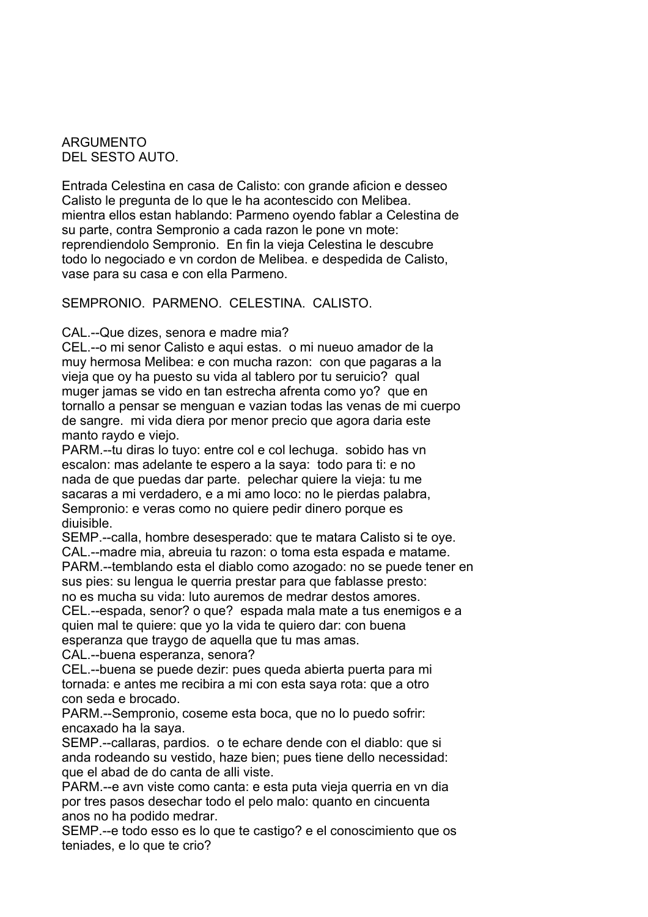ARGUMENTO
DEL SESTO AUTO.

Entrada Celestina en casa de Calisto: con grande aficion e desseo Calisto le pregunta de lo que le ha acontescido con Melibea. mientra ellos estan hablando: Parmeno oyendo fablar a Celestina de su parte, contra Sempronio a cada razon le pone vn mote: reprendiendolo Sempronio. En fin la vieja Celestina le descubre todo lo negociado e vn cordon de Melibea. e despedida de Calisto, vase para su casa e con ella Parmeno.

SEMPRONIO. PARMENO. CELESTINA. CALISTO.

CAL.--Que dizes, senora e madre mia?
CEL.--o mi senor Calisto e aqui estas. o mi nueuo amador de la muy hermosa Melibea: e con mucha razon: con que pagaras a la vieja que oy ha puesto su vida al tablero por tu seruicio? qual muger jamas se vido en tan estrecha afrenta como yo? que en tornallo a pensar se menguan e vazian todas las venas de mi cuerpo de sangre. mi vida diera por menor precio que agora daria este manto raydo e viejo.
PARM.--tu diras lo tuyo: entre col e col lechuga. sobido has vn escalon: mas adelante te espero a la saya: todo para ti: e no nada de que puedas dar parte. pelechar quiere la vieja: tu me sacaras a mi verdadero, e a mi amo loco: no le pierdas palabra, Sempronio: e veras como no quiere pedir dinero porque es diuisible.
SEMP.--calla, hombre desesperado: que te matara Calisto si te oye.
CAL.--madre mia, abreuia tu razon: o toma esta espada e matame.
PARM.--temblando esta el diablo como azogado: no se puede tener en sus pies: su lengua le querria prestar para que fablasse presto: no es mucha su vida: luto auremos de medrar destos amores.
CEL.--espada, senor? o que? espada mala mate a tus enemigos e a quien mal te quiere: que yo la vida te quiero dar: con buena esperanza que traygo de aquella que tu mas amas.
CAL.--buena esperanza, senora?
CEL.--buena se puede dezir: pues queda abierta puerta para mi tornada: e antes me recibira a mi con esta saya rota: que a otro con seda e brocado.
PARM.--Sempronio, coseme esta boca, que no lo puedo sofrir: encaxado ha la saya.
SEMP.--callaras, pardios. o te echare dende con el diablo: que si anda rodeando su vestido, haze bien; pues tiene dello necessidad: que el abad de do canta de alli viste.
PARM.--e avn viste como canta: e esta puta vieja querria en vn dia por tres pasos desechar todo el pelo malo: quanto en cincuenta anos no ha podido medrar.
SEMP.--e todo esso es lo que te castigo? e el conoscimiento que os teniades, e lo que te crio?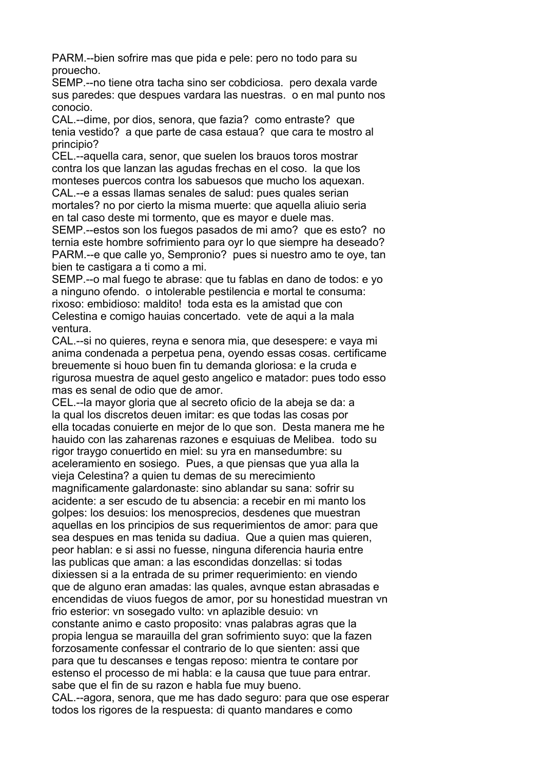PARM.--bien sofrire mas que pida e pele: pero no todo para su prouecho.
SEMP.--no tiene otra tacha sino ser cobdiciosa. pero dexala varde sus paredes: que despues vardara las nuestras. o en mal punto nos conocio.
CAL.--dime, por dios, senora, que fazia? como entraste? que tenia vestido? a que parte de casa estaua? que cara te mostro al principio?
CEL.--aquella cara, senor, que suelen los brauos toros mostrar contra los que lanzan las agudas frechas en el coso. la que los monteses puercos contra los sabuesos que mucho los aquexan.
CAL.--e a essas llamas senales de salud: pues quales serian mortales? no por cierto la misma muerte: que aquella aliuio seria en tal caso deste mi tormento, que es mayor e duele mas.
SEMP.--estos son los fuegos pasados de mi amo? que es esto? no ternia este hombre sofrimiento para oyr lo que siempre ha deseado?
PARM.--e que calle yo, Sempronio? pues si nuestro amo te oye, tan bien te castigara a ti como a mi.
SEMP.--o mal fuego te abrase: que tu fablas en dano de todos: e yo a ninguno ofendo. o intolerable pestilencia e mortal te consuma: rixoso: embidioso: maldito! toda esta es la amistad que con Celestina e comigo hauias concertado. vete de aqui a la mala ventura.
CAL.--si no quieres, reyna e senora mia, que desespere: e vaya mi anima condenada a perpetua pena, oyendo essas cosas. certificame breuemente si houo buen fin tu demanda gloriosa: e la cruda e rigurosa muestra de aquel gesto angelico e matador: pues todo esso mas es senal de odio que de amor.
CEL.--la mayor gloria que al secreto oficio de la abeja se da: a la qual los discretos deuen imitar: es que todas las cosas por ella tocadas conuierte en mejor de lo que son. Desta manera me he hauido con las zaharenas razones e esquiuas de Melibea. todo su rigor traygo conuertido en miel: su yra en mansedumbre: su aceleramiento en sosiego. Pues, a que piensas que yua alla la vieja Celestina? a quien tu demas de su merecimiento magnificamente galardonaste: sino ablandar su sana: sofrir su acidente: a ser escudo de tu absencia: a recebir en mi manto los golpes: los desuios: los menosprecios, desdenes que muestran aquellas en los principios de sus requerimientos de amor: para que sea despues en mas tenida su dadiua. Que a quien mas quieren, peor hablan: e si assi no fuesse, ninguna diferencia hauria entre las publicas que aman: a las escondidas donzellas: si todas dixiessen si a la entrada de su primer requerimiento: en viendo que de alguno eran amadas: las quales, avnque estan abrasadas e encendidas de viuos fuegos de amor, por su honestidad muestran vn frio esterior: vn sosegado vulto: vn aplazible desuio: vn constante animo e casto proposito: vnas palabras agras que la propia lengua se marauilla del gran sofrimiento suyo: que la fazen forzosamente confessar el contrario de lo que sienten: assi que para que tu descanses e tengas reposo: mientra te contare por estenso el processo de mi habla: e la causa que tuue para entrar. sabe que el fin de su razon e habla fue muy bueno.
CAL.--agora, senora, que me has dado seguro: para que ose esperar todos los rigores de la respuesta: di quanto mandares e como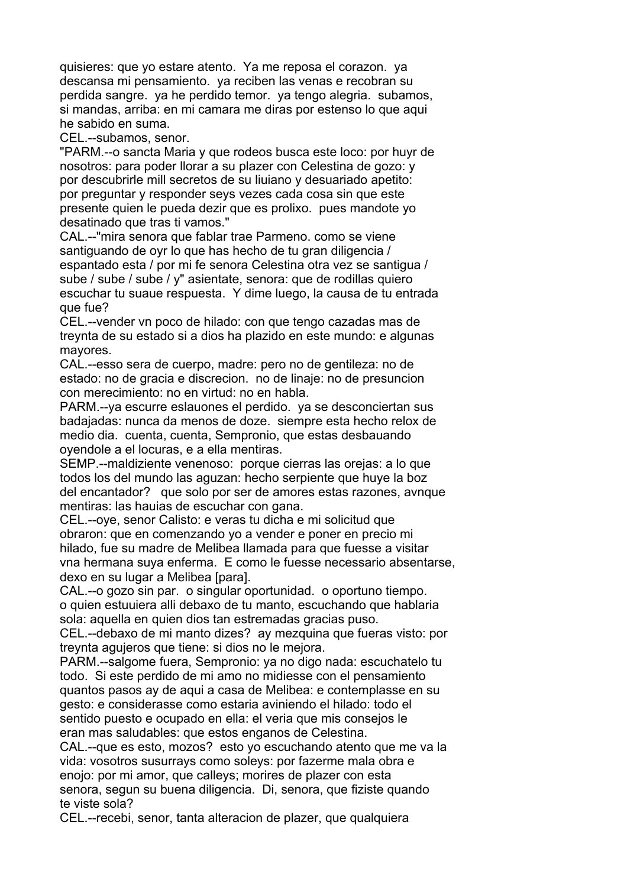quisieres: que yo estare atento. Ya me reposa el corazon. ya descansa mi pensamiento. ya reciben las venas e recobran su perdida sangre. ya he perdido temor. ya tengo alegria. subamos, si mandas, arriba: en mi camara me diras por estenso lo que aqui he sabido en suma.

CEL.--subamos, senor.

"PARM.--o sancta Maria y que rodeos busca este loco: por huyr de nosotros: para poder llorar a su plazer con Celestina de gozo: y por descubrirle mill secretos de su liuiano y desuariado apetito: por preguntar y responder seys vezes cada cosa sin que este presente quien le pueda dezir que es prolixo. pues mandote yo desatinado que tras ti vamos."

CAL.--"mira senora que fablar trae Parmeno. como se viene santiguando de oyr lo que has hecho de tu gran diligencia / espantado esta / por mi fe senora Celestina otra vez se santigua / sube / sube / sube / y" asientate, senora: que de rodillas quiero escuchar tu suaue respuesta. Y dime luego, la causa de tu entrada que fue?

CEL.--vender vn poco de hilado: con que tengo cazadas mas de treynta de su estado si a dios ha plazido en este mundo: e algunas mayores.

CAL.--esso sera de cuerpo, madre: pero no de gentileza: no de estado: no de gracia e discrecion. no de linaje: no de presuncion con merecimiento: no en virtud: no en habla.

PARM.--ya escurre eslauones el perdido. ya se desconciertan sus badajadas: nunca da menos de doze. siempre esta hecho relox de medio dia. cuenta, cuenta, Sempronio, que estas desbauando oyendole a el locuras, e a ella mentiras.

SEMP.--maldiziente venenoso: porque cierras las orejas: a lo que todos los del mundo las aguzan: hecho serpiente que huye la boz del encantador? que solo por ser de amores estas razones, avnque mentiras: las hauias de escuchar con gana.

CEL.--oye, senor Calisto: e veras tu dicha e mi solicitud que obraron: que en comenzando yo a vender e poner en precio mi hilado, fue su madre de Melibea llamada para que fuesse a visitar vna hermana suya enferma. E como le fuesse necessario absentarse, dexo en su lugar a Melibea [para].

CAL.--o gozo sin par. o singular oportunidad. o oportuno tiempo. o quien estuuiera alli debaxo de tu manto, escuchando que hablaria sola: aquella en quien dios tan estremadas gracias puso.

CEL.--debaxo de mi manto dizes? ay mezquina que fueras visto: por treynta agujeros que tiene: si dios no le mejora.

PARM.--salgome fuera, Sempronio: ya no digo nada: escuchatelo tu todo. Si este perdido de mi amo no midiesse con el pensamiento quantos pasos ay de aqui a casa de Melibea: e contemplasse en su gesto: e considerasse como estaria auiniendo el hilado: todo el sentido puesto e ocupado en ella: el veria que mis consejos le eran mas saludables: que estos enganos de Celestina.

CAL.--que es esto, mozos? esto yo escuchando atento que me va la vida: vosotros susurrays como soleys: por fazerme mala obra e enojo: por mi amor, que calleys; morires de plazer con esta senora, segun su buena diligencia. Di, senora, que fiziste quando te viste sola?

CEL.--recebi, senor, tanta alteracion de plazer, que qualquiera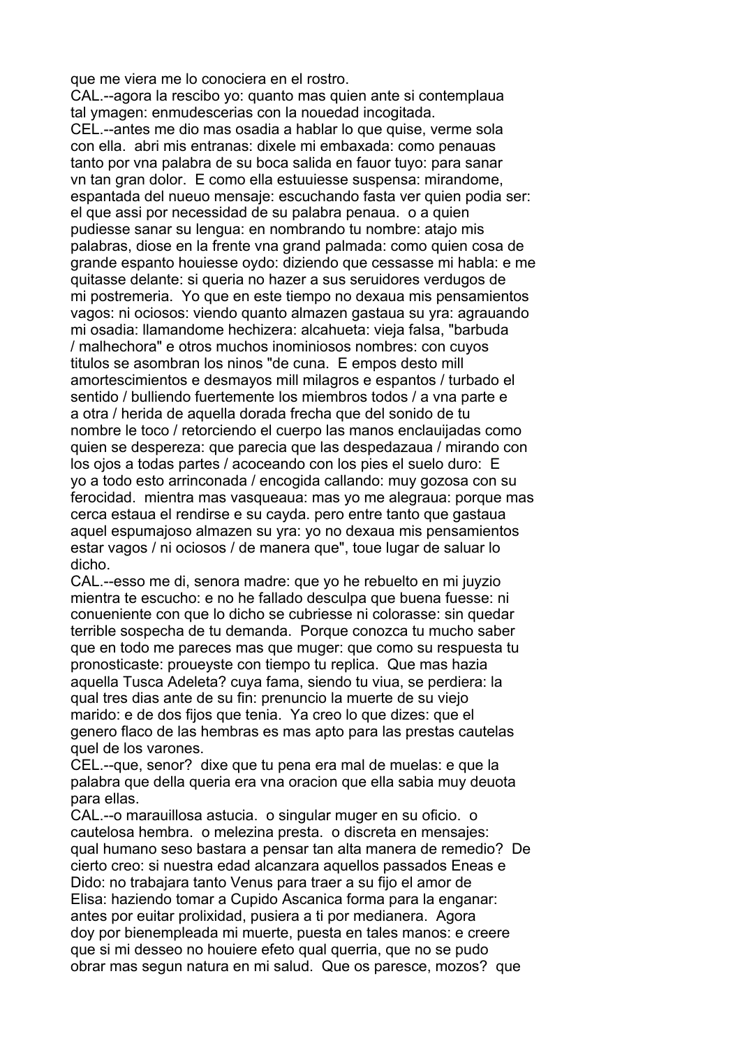que me viera me lo conociera en el rostro.
CAL.--agora la rescibo yo: quanto mas quien ante si contemplaua tal ymagen: enmudescerias con la nouedad incogitada.
CEL.--antes me dio mas osadia a hablar lo que quise, verme sola con ella. abri mis entranas: dixele mi embaxada: como penauas tanto por vna palabra de su boca salida en fauor tuyo: para sanar vn tan gran dolor. E como ella estuuiesse suspensa: mirandome, espantada del nueuo mensaje: escuchando fasta ver quien podia ser: el que assi por necessidad de su palabra penaua. o a quien pudiesse sanar su lengua: en nombrando tu nombre: atajo mis palabras, diose en la frente vna grand palmada: como quien cosa de grande espanto houiesse oydo: diziendo que cessasse mi habla: e me quitasse delante: si queria no hazer a sus seruidores verdugos de mi postremeria. Yo que en este tiempo no dexaua mis pensamientos vagos: ni ociosos: viendo quanto almazen gastaua su yra: agrauando mi osadia: llamandome hechizera: alcahueta: vieja falsa, "barbuda / malhechora" e otros muchos inominiosos nombres: con cuyos titulos se asombran los ninos "de cuna. E empos desto mill amortescimientos e desmayos mill milagros e espantos / turbado el sentido / bulliendo fuertemente los miembros todos / a vna parte e a otra / herida de aquella dorada frecha que del sonido de tu nombre le toco / retorciendo el cuerpo las manos enclauijadas como quien se despereza: que parecia que las despedazaua / mirando con los ojos a todas partes / acoceando con los pies el suelo duro: E yo a todo esto arrinconada / encogida callando: muy gozosa con su ferocidad. mientra mas vasqueaua: mas yo me alegraua: porque mas cerca estaua el rendirse e su cayda. pero entre tanto que gastaua aquel espumajoso almazen su yra: yo no dexaua mis pensamientos estar vagos / ni ociosos / de manera que", toue lugar de saluar lo dicho.
CAL.--esso me di, senora madre: que yo he rebuelto en mi juyzio mientra te escucho: e no he fallado desculpa que buena fuesse: ni conueniente con que lo dicho se cubriesse ni colorasse: sin quedar terrible sospecha de tu demanda. Porque conozca tu mucho saber que en todo me pareces mas que muger: que como su respuesta tu pronosticaste: proueyste con tiempo tu replica. Que mas hazia aquella Tusca Adeleta? cuya fama, siendo tu viua, se perdiera: la qual tres dias ante de su fin: prenuncio la muerte de su viejo marido: e de dos fijos que tenia. Ya creo lo que dizes: que el genero flaco de las hembras es mas apto para las prestas cautelas quel de los varones.
CEL.--que, senor? dixe que tu pena era mal de muelas: e que la palabra que della queria era vna oracion que ella sabia muy deuota para ellas.
CAL.--o marauillosa astucia. o singular muger en su oficio. o cautelosa hembra. o melezina presta. o discreta en mensajes: qual humano seso bastara a pensar tan alta manera de remedio? De cierto creo: si nuestra edad alcanzara aquellos passados Eneas e Dido: no trabajara tanto Venus para traer a su fijo el amor de Elisa: haziendo tomar a Cupido Ascanica forma para la enganar: antes por euitar prolixidad, pusiera a ti por medianera. Agora doy por bienempleada mi muerte, puesta en tales manos: e creere que si mi desseo no houiere efeto qual querria, que no se pudo obrar mas segun natura en mi salud. Que os paresce, mozos? que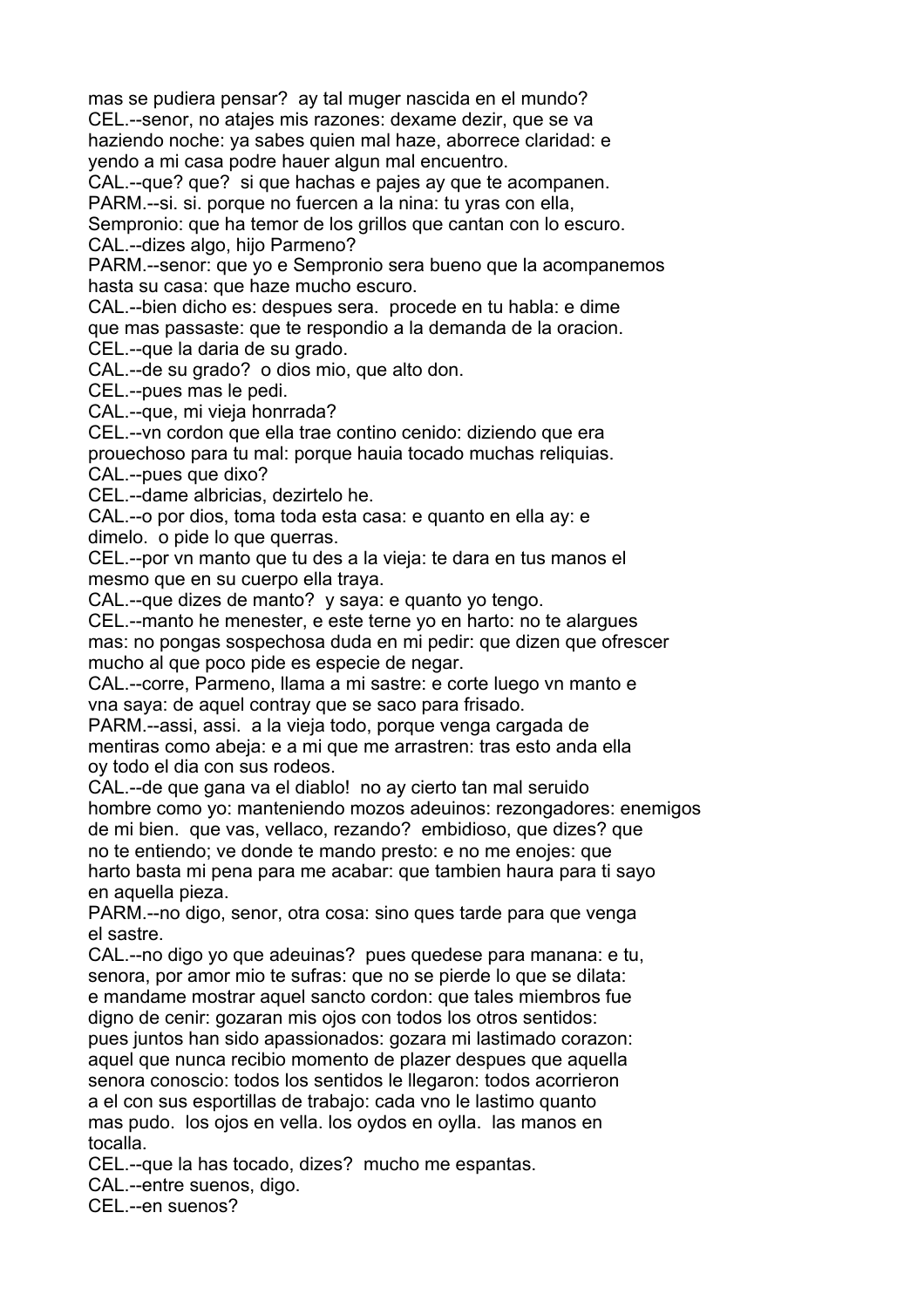mas se pudiera pensar? ay tal muger nascida en el mundo?
CEL.--senor, no atajes mis razones: dexame dezir, que se va
haziendo noche: ya sabes quien mal haze, aborrece claridad: e
yendo a mi casa podre hauer algun mal encuentro.
CAL.--que? que? si que hachas e pajes ay que te acompanen.
PARM.--si. si. porque no fuercen a la nina: tu yras con ella,
Sempronio: que ha temor de los grillos que cantan con lo escuro.
CAL.--dizes algo, hijo Parmeno?
PARM.--senor: que yo e Sempronio sera bueno que la acompanemos
hasta su casa: que haze mucho escuro.
CAL.--bien dicho es: despues sera. procede en tu habla: e dime
que mas passaste: que te respondio a la demanda de la oracion.
CEL.--que la daria de su grado.
CAL.--de su grado? o dios mio, que alto don.
CEL.--pues mas le pedi.
CAL.--que, mi vieja honrrada?
CEL.--vn cordon que ella trae contino cenido: diziendo que era
prouechoso para tu mal: porque hauia tocado muchas reliquias.
CAL.--pues que dixo?
CEL.--dame albricias, dezirtelo he.
CAL.--o por dios, toma toda esta casa: e quanto en ella ay: e
dimelo. o pide lo que querras.
CEL.--por vn manto que tu des a la vieja: te dara en tus manos el
mesmo que en su cuerpo ella traya.
CAL.--que dizes de manto? y saya: e quanto yo tengo.
CEL.--manto he menester, e este terne yo en harto: no te alargues
mas: no pongas sospechosa duda en mi pedir: que dizen que ofrescer
mucho al que poco pide es especie de negar.
CAL.--corre, Parmeno, llama a mi sastre: e corte luego vn manto e
vna saya: de aquel contray que se saco para frisado.
PARM.--assi, assi. a la vieja todo, porque venga cargada de
mentiras como abeja: e a mi que me arrastren: tras esto anda ella
oy todo el dia con sus rodeos.
CAL.--de que gana va el diablo! no ay cierto tan mal seruido
hombre como yo: manteniendo mozos adeuinos: rezongadores: enemigos
de mi bien. que vas, vellaco, rezando? embidioso, que dizes? que
no te entiendo; ve donde te mando presto: e no me enojes: que
harto basta mi pena para me acabar: que tambien haura para ti sayo
en aquella pieza.
PARM.--no digo, senor, otra cosa: sino ques tarde para que venga
el sastre.
CAL.--no digo yo que adeuinas? pues quedese para manana: e tu,
senora, por amor mio te sufras: que no se pierde lo que se dilata:
e mandame mostrar aquel sancto cordon: que tales miembros fue
digno de cenir: gozaran mis ojos con todos los otros sentidos:
pues juntos han sido apassionados: gozara mi lastimado corazon:
aquel que nunca recibio momento de plazer despues que aquella
senora conoscio: todos los sentidos le llegaron: todos acorrieron
a el con sus esportillas de trabajo: cada vno le lastimo quanto
mas pudo. los ojos en vella. los oydos en oylla. las manos en
tocalla.
CEL.--que la has tocado, dizes? mucho me espantas.
CAL.--entre suenos, digo.
CEL.--en suenos?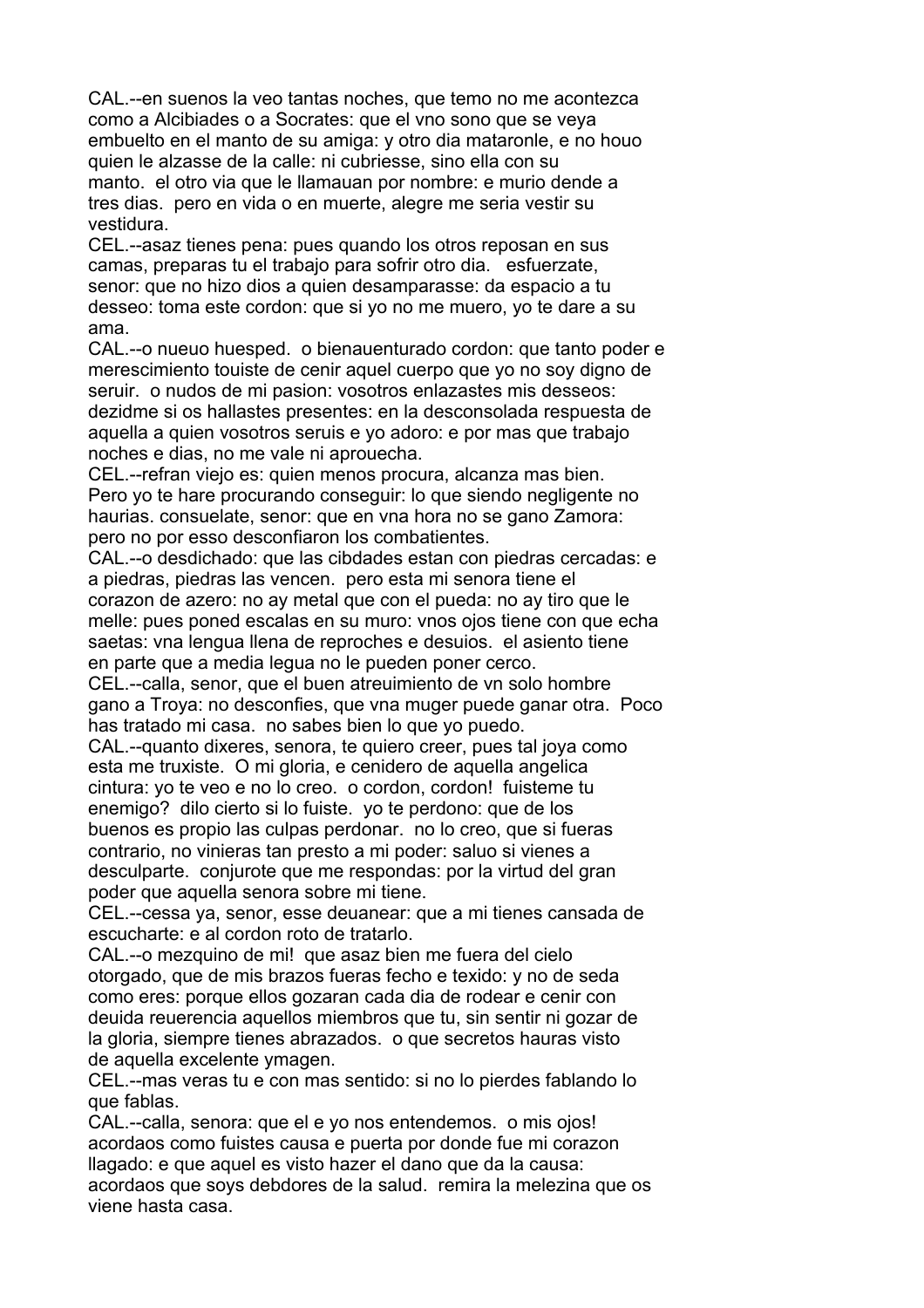CAL.--en suenos la veo tantas noches, que temo no me acontezca como a Alcibiades o a Socrates: que el vno sono que se veya embuelto en el manto de su amiga: y otro dia mataronle, e no houo quien le alzasse de la calle: ni cubriesse, sino ella con su manto. el otro via que le llamauan por nombre: e murio dende a tres dias. pero en vida o en muerte, alegre me seria vestir su vestidura.

CEL.--asaz tienes pena: pues quando los otros reposan en sus camas, preparas tu el trabajo para sofrir otro dia. esfuerzate, senor: que no hizo dios a quien desamparasse: da espacio a tu desseo: toma este cordon: que si yo no me muero, yo te dare a su ama.

CAL.--o nueuo huesped. o bienauenturado cordon: que tanto poder e merescimiento touiste de cenir aquel cuerpo que yo no soy digno de seruir. o nudos de mi pasion: vosotros enlazastes mis desseos: dezidme si os hallastes presentes: en la desconsolada respuesta de aquella a quien vosotros seruis e yo adoro: e por mas que trabajo noches e dias, no me vale ni aprouecha.

CEL.--refran viejo es: quien menos procura, alcanza mas bien. Pero yo te hare procurando conseguir: lo que siendo negligente no haurias. consuelate, senor: que en vna hora no se gano Zamora: pero no por esso desconfiaron los combatientes.

CAL.--o desdichado: que las cibdades estan con piedras cercadas: e a piedras, piedras las vencen. pero esta mi senora tiene el corazon de azero: no ay metal que con el pueda: no ay tiro que le melle: pues poned escalas en su muro: vnos ojos tiene con que echa saetas: vna lengua llena de reproches e desuios. el asiento tiene en parte que a media legua no le pueden poner cerco.

CEL.--calla, senor, que el buen atreuimiento de vn solo hombre gano a Troya: no desconfies, que vna muger puede ganar otra. Poco has tratado mi casa. no sabes bien lo que yo puedo.

CAL.--quanto dixeres, senora, te quiero creer, pues tal joya como esta me truxiste. O mi gloria, e cenidero de aquella angelica cintura: yo te veo e no lo creo. o cordon, cordon! fuisteme tu enemigo? dilo cierto si lo fuiste. yo te perdono: que de los buenos es propio las culpas perdonar. no lo creo, que si fueras contrario, no vinieras tan presto a mi poder: saluo si vienes a desculparte. conjurote que me respondas: por la virtud del gran poder que aquella senora sobre mi tiene.

CEL.--cessa ya, senor, esse deuanear: que a mi tienes cansada de escucharte: e al cordon roto de tratarlo.

CAL.--o mezquino de mi! que asaz bien me fuera del cielo otorgado, que de mis brazos fueras fecho e texido: y no de seda como eres: porque ellos gozaran cada dia de rodear e cenir con deuida reuerencia aquellos miembros que tu, sin sentir ni gozar de la gloria, siempre tienes abrazados. o que secretos hauras visto de aquella excelente ymagen.

CEL.--mas veras tu e con mas sentido: si no lo pierdes fablando lo que fablas.

CAL.--calla, senora: que el e yo nos entendemos. o mis ojos! acordaos como fuistes causa e puerta por donde fue mi corazon llagado: e que aquel es visto hazer el dano que da la causa: acordaos que soys debdores de la salud. remira la melezina que os viene hasta casa.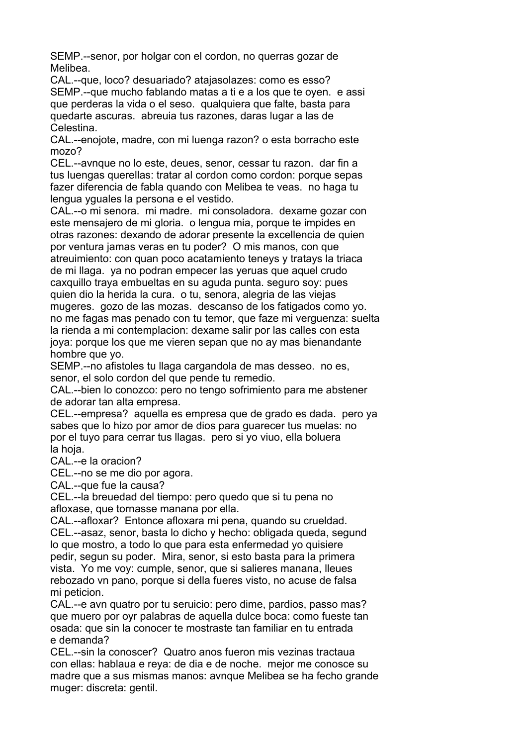SEMP.--senor, por holgar con el cordon, no querras gozar de Melibea.
CAL.--que, loco? desuariado? atajasolazes: como es esso?
SEMP.--que mucho fablando matas a ti e a los que te oyen. e assi que perderas la vida o el seso. qualquiera que falte, basta para quedarte ascuras. abreuia tus razones, daras lugar a las de Celestina.
CAL.--enojote, madre, con mi luenga razon? o esta borracho este mozo?
CEL.--avnque no lo este, deues, senor, cessar tu razon. dar fin a tus luengas querellas: tratar al cordon como cordon: porque sepas fazer diferencia de fabla quando con Melibea te veas. no haga tu lengua yguales la persona e el vestido.
CAL.--o mi senora. mi madre. mi consoladora. dexame gozar con este mensajero de mi gloria. o lengua mia, porque te impides en otras razones: dexando de adorar presente la excellencia de quien por ventura jamas veras en tu poder? O mis manos, con que atreuimiento: con quan poco acatamiento teneys y tratays la triaca de mi llaga. ya no podran empecer las yeruas que aquel crudo caxquillo traya embueltas en su aguda punta. seguro soy: pues quien dio la herida la cura. o tu, senora, alegria de las viejas mugeres. gozo de las mozas. descanso de los fatigados como yo. no me fagas mas penado con tu temor, que faze mi verguenza: suelta la rienda a mi contemplacion: dexame salir por las calles con esta joya: porque los que me vieren sepan que no ay mas bienandante hombre que yo.
SEMP.--no afistoles tu llaga cargandola de mas desseo. no es, senor, el solo cordon del que pende tu remedio.
CAL.--bien lo conozco: pero no tengo sofrimiento para me abstener de adorar tan alta empresa.
CEL.--empresa? aquella es empresa que de grado es dada. pero ya sabes que lo hizo por amor de dios para guarecer tus muelas: no por el tuyo para cerrar tus llagas. pero si yo viuo, ella boluera la hoja.
CAL.--e la oracion?
CEL.--no se me dio por agora.
CAL.--que fue la causa?
CEL.--la breuedad del tiempo: pero quedo que si tu pena no afloxase, que tornasse manana por ella.
CAL.--afloxar? Entonce afloxara mi pena, quando su crueldad.
CEL.--asaz, senor, basta lo dicho y hecho: obligada queda, segund lo que mostro, a todo lo que para esta enfermedad yo quisiere pedir, segun su poder. Mira, senor, si esto basta para la primera vista. Yo me voy: cumple, senor, que si salieres manana, lleues rebozado vn pano, porque si della fueres visto, no acuse de falsa mi peticion.
CAL.--e avn quatro por tu seruicio: pero dime, pardios, passo mas? que muero por oyr palabras de aquella dulce boca: como fueste tan osada: que sin la conocer te mostraste tan familiar en tu entrada e demanda?
CEL.--sin la conoscer? Quatro anos fueron mis vezinas tractaua con ellas: hablaua e reya: de dia e de noche. mejor me conosce su madre que a sus mismas manos: avnque Melibea se ha fecho grande muger: discreta: gentil.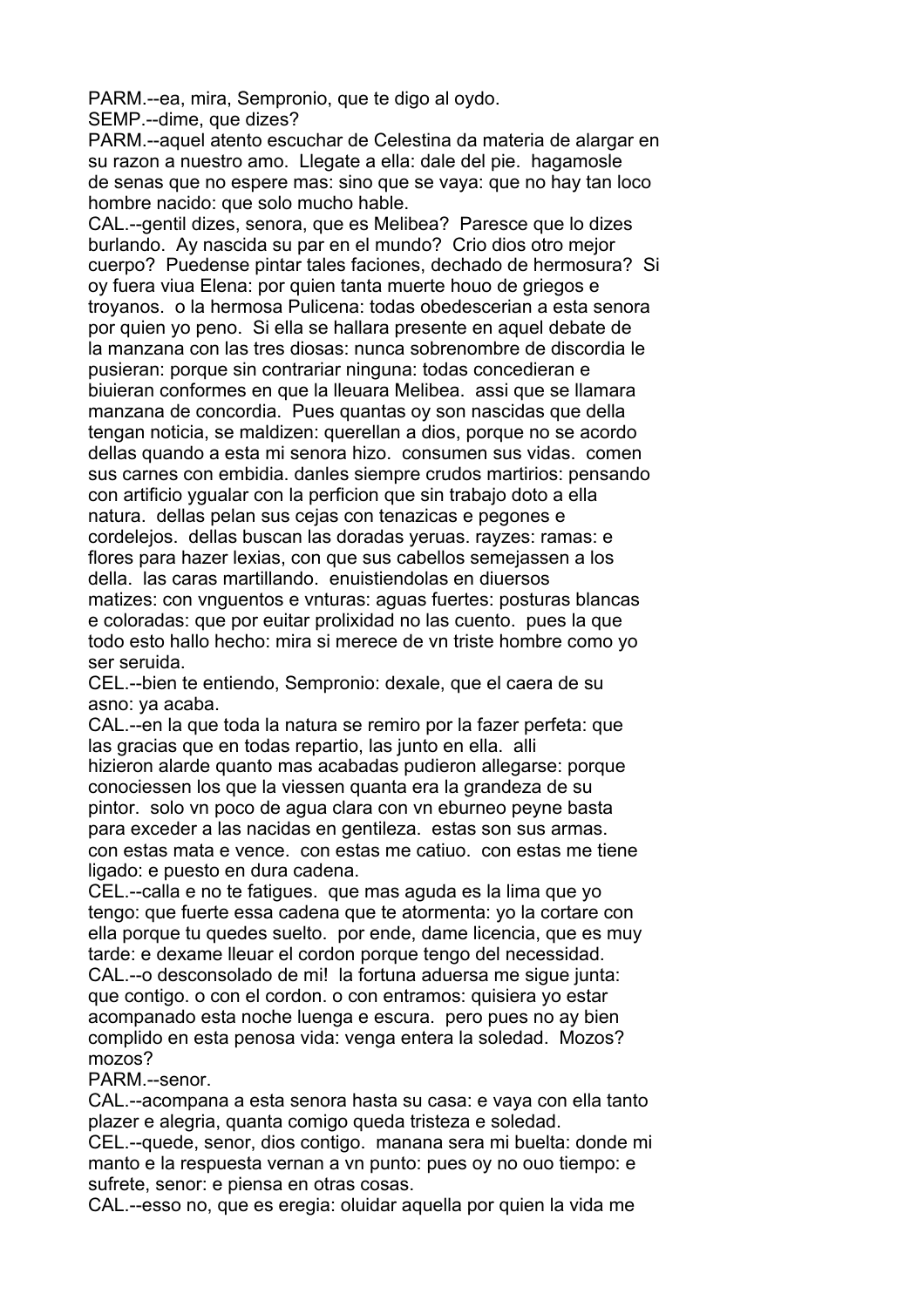PARM.--ea, mira, Sempronio, que te digo al oydo.
SEMP.--dime, que dizes?
PARM.--aquel atento escuchar de Celestina da materia de alargar en su razon a nuestro amo. Llegate a ella: dale del pie. hagamosle de senas que no espere mas: sino que se vaya: que no hay tan loco hombre nacido: que solo mucho hable.
CAL.--gentil dizes, senora, que es Melibea? Paresce que lo dizes burlando. Ay nascida su par en el mundo? Crio dios otro mejor cuerpo? Puedense pintar tales faciones, dechado de hermosura? Si oy fuera viua Elena: por quien tanta muerte houo de griegos e troyanos. o la hermosa Pulicena: todas obedescerian a esta senora por quien yo peno. Si ella se hallara presente en aquel debate de la manzana con las tres diosas: nunca sobrenombre de discordia le pusieran: porque sin contrariar ninguna: todas concedieran e biuieran conformes en que la lleuara Melibea. assi que se llamara manzana de concordia. Pues quantas oy son nascidas que della tengan noticia, se maldizen: querellan a dios, porque no se acordo dellas quando a esta mi senora hizo. consumen sus vidas. comen sus carnes con embidia. danles siempre crudos martirios: pensando con artificio yguealar con la perficion que sin trabajo doto a ella natura. dellas pelan sus cejas con tenazicas e pegones e cordelejos. dellas buscan las doradas yeruas. rayzes: ramas: e flores para hazer lexias, con que sus cabellos semejassen a los della. las caras martillando. enuistiendolas en diuersos matizes: con vnguentos e vnturas: aguas fuertes: posturas blancas e coloradas: que por euitar prolixidad no las cuento. pues la que todo esto hallo hecho: mira si merece de vn triste hombre como yo ser seruida.
CEL.--bien te entiendo, Sempronio: dexale, que el caera de su asno: ya acaba.
CAL.--en la que toda la natura se remiro por la fazer perfeta: que las gracias que en todas repartio, las junto en ella. alli hizieron alarde quanto mas acabadas pudieron allegarse: porque conociessen los que la viessen quanta era la grandeza de su pintor. solo vn poco de agua clara con vn eburneo peyne basta para exceder a las nacidas en gentileza. estas son sus armas. con estas mata e vence. con estas me catiuo. con estas me tiene ligado: e puesto en dura cadena.
CEL.--calla e no te fatigues. que mas aguda es la lima que yo tengo: que fuerte essa cadena que te atormenta: yo la cortare con ella porque tu quedes suelto. por ende, dame licencia, que es muy tarde: e dexame lleuar el cordon porque tengo del necessidad.
CAL.--o desconsolado de mi! la fortuna aduersa me sigue junta: que contigo. o con el cordon. o con entramos: quisiera yo estar acompanado esta noche luenga e escura. pero pues no ay bien complido en esta penosa vida: venga entera la soledad. Mozos? mozos?
PARM.--senor.
CAL.--acompana a esta senora hasta su casa: e vaya con ella tanto plazer e alegria, quanta comigo queda tristeza e soledad.
CEL.--quede, senor, dios contigo. manana sera mi buelta: donde mi manto e la respuesta vernan a vn punto: pues oy no ouo tiempo: e sufrete, senor: e piensa en otras cosas.
CAL.--esso no, que es eregia: oluidar aquella por quien la vida me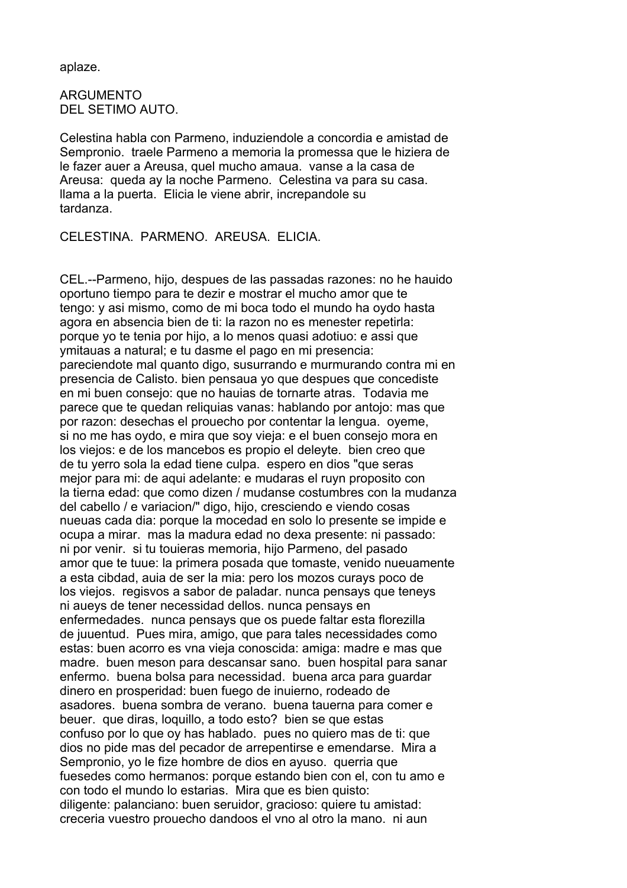aplaze.

ARGUMENTO
DEL SETIMO AUTO.

Celestina habla con Parmeno, induziendole a concordia e amistad de Sempronio. traele Parmeno a memoria la promessa que le hiziera de le fazer auer a Areusa, quel mucho amaua. vanse a la casa de Areusa: queda ay la noche Parmeno. Celestina va para su casa. llama a la puerta. Elicia le viene abrir, increpandole su tardanza.

CELESTINA. PARMENO. AREUSA. ELICIA.

CEL.--Parmeno, hijo, despues de las passadas razones: no he hauido oportuno tiempo para te dezir e mostrar el mucho amor que te tengo: y asi mismo, como de mi boca todo el mundo ha oydo hasta agora en absencia bien de ti: la razon no es menester repetirla: porque yo te tenia por hijo, a lo menos quasi adotiuo: e assi que ymitauas a natural; e tu dasme el pago en mi presencia: pareciendote mal quanto digo, susurrando e murmurando contra mi en presencia de Calisto. bien pensaua yo que despues que concediste en mi buen consejo: que no hauias de tornarte atras. Todavia me parece que te quedan reliquias vanas: hablando por antojo: mas que por razon: desechas el prouecho por contentar la lengua. oyeme, si no me has oydo, e mira que soy vieja: e el buen consejo mora en los viejos: e de los mancebos es propio el deleyte. bien creo que de tu yerro sola la edad tiene culpa. espero en dios "que seras mejor para mi: de aqui adelante: e mudaras el ruyn proposito con la tierna edad: que como dizen / mudanse costumbres con la mudanza del cabello / e variacion/" digo, hijo, cresciendo e viendo cosas nueuas cada dia: porque la mocedad en solo lo presente se impide e ocupa a mirar. mas la madura edad no dexa presente: ni passado: ni por venir. si tu touieras memoria, hijo Parmeno, del pasado amor que te tuue: la primera posada que tomaste, venido nueuamente a esta cibdad, auia de ser la mia: pero los mozos curays poco de los viejos. regisvos a sabor de paladar. nunca pensays que teneys ni aueys de tener necessidad dellos. nunca pensays en enfermedades. nunca pensays que os puede faltar esta florezilla de juuentud. Pues mira, amigo, que para tales necessidades como estas: buen acorro es vna vieja conoscida: amiga: madre e mas que madre. buen meson para descansar sano. buen hospital para sanar enfermo. buena bolsa para necessidad. buena arca para guardar dinero en prosperidad: buen fuego de inuierno, rodeado de asadores. buena sombra de verano. buena tauerna para comer e beuer. que diras, loquillo, a todo esto? bien se que estas confuso por lo que oy has hablado. pues no quiero mas de ti: que dios no pide mas del pecador de arrepentirse e emendarse. Mira a Sempronio, yo le fize hombre de dios en ayuso. querria que fuesedes como hermanos: porque estando bien con el, con tu amo e con todo el mundo lo estarias. Mira que es bien quisto: diligente: palanciano: buen seruidor, gracioso: quiere tu amistad: creceria vuestro prouecho dandoos el vno al otro la mano. ni aun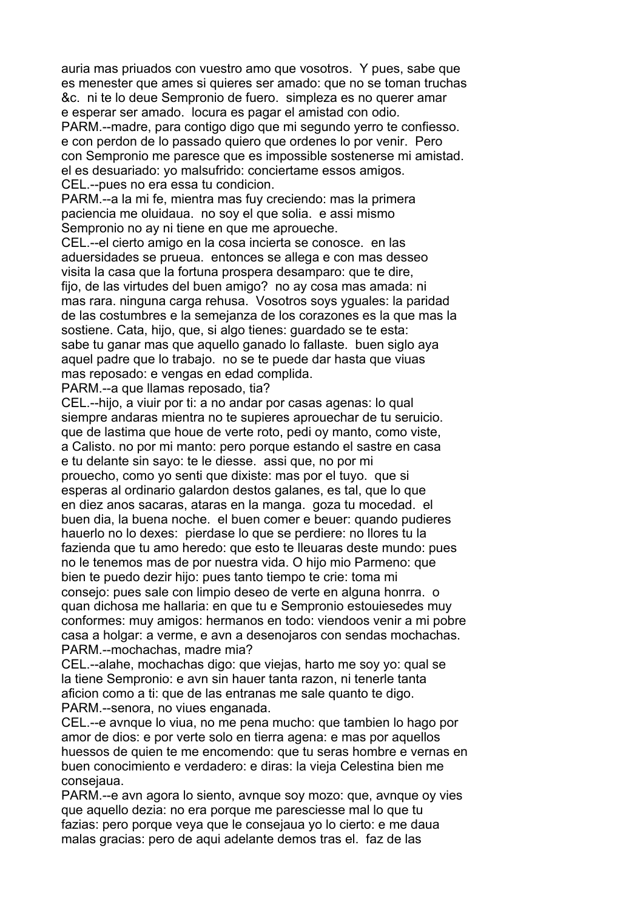auria mas priuados con vuestro amo que vosotros. Y pues, sabe que es menester que ames si quieres ser amado: que no se toman truchas &c. ni te lo deue Sempronio de fuero. simpleza es no querer amar e esperar ser amado. locura es pagar el amistad con odio.

PARM.--madre, para contigo digo que mi segundo yerro te confiesso. e con perdon de lo passado quiero que ordenes lo por venir. Pero con Sempronio me paresce que es impossible sostenerse mi amistad. el es desuariado: yo malsufrido: conciertame essos amigos.

CEL.--pues no era essa tu condicion.

PARM.--a la mi fe, mientra mas fuy creciendo: mas la primera paciencia me oluidaua. no soy el que solia. e assi mismo Sempronio no ay ni tiene en que me aproueche.

CEL.--el cierto amigo en la cosa incierta se conosce. en las aduersidades se prueua. entonces se allega e con mas desseo visita la casa que la fortuna prospera desamparo: que te dire, fijo, de las virtudes del buen amigo? no ay cosa mas amada: ni mas rara. ninguna carga rehusa. Vosotros soys yguales: la paridad de las costumbres e la semejanza de los corazones es la que mas la sostiene. Cata, hijo, que, si algo tienes: guardado se te esta: sabe tu ganar mas que aquello ganado lo fallaste. buen siglo aya aquel padre que lo trabajo. no se te puede dar hasta que viuas mas reposado: e vengas en edad complida.

PARM.--a que llamas reposado, tia?

CEL.--hijo, a viuir por ti: a no andar por casas agenas: lo qual siempre andaras mientra no te supieres aprouechar de tu seruicio. que de lastima que houe de verte roto, pedi oy manto, como viste, a Calisto. no por mi manto: pero porque estando el sastre en casa e tu delante sin sayo: te le diesse. assi que, no por mi prouecho, como yo senti que dixiste: mas por el tuyo. que si esperas al ordinario galardon destos galanes, es tal, que lo que en diez anos sacaras, ataras en la manga. goza tu mocedad. el buen dia, la buena noche. el buen comer e beuer: quando pudieres hauerlo no lo dexes: pierdase lo que se perdiere: no llores tu la fazienda que tu amo heredo: que esto te lleuaras deste mundo: pues no le tenemos mas de por nuestra vida. O hijo mio Parmeno: que bien te puedo dezir hijo: pues tanto tiempo te crie: toma mi consejo: pues sale con limpio deseo de verte en alguna honrra. o quan dichosa me hallaria: en que tu e Sempronio estouiesedes muy conformes: muy amigos: hermanos en todo: viendoos venir a mi pobre casa a holgar: a verme, e avn a desenojaros con sendas mochachas.

PARM.--mochachas, madre mia?

CEL.--alahe, mochachas digo: que viejas, harto me soy yo: qual se la tiene Sempronio: e avn sin hauer tanta razon, ni tenerle tanta aficion como a ti: que de las entranas me sale quanto te digo.

PARM.--senora, no viues enganada.

CEL.--e avnque lo viua, no me pena mucho: que tambien lo hago por amor de dios: e por verte solo en tierra agena: e mas por aquellos huessos de quien te me encomendo: que tu seras hombre e vernas en buen conocimiento e verdadero: e diras: la vieja Celestina bien me consejaua.

PARM.--e avn agora lo siento, avnque soy mozo: que, avnque oy vies que aquello dezia: no era porque me paresciesse mal lo que tu fazias: pero porque veya que le consejaua yo lo cierto: e me daua malas gracias: pero de aqui adelante demos tras el. faz de las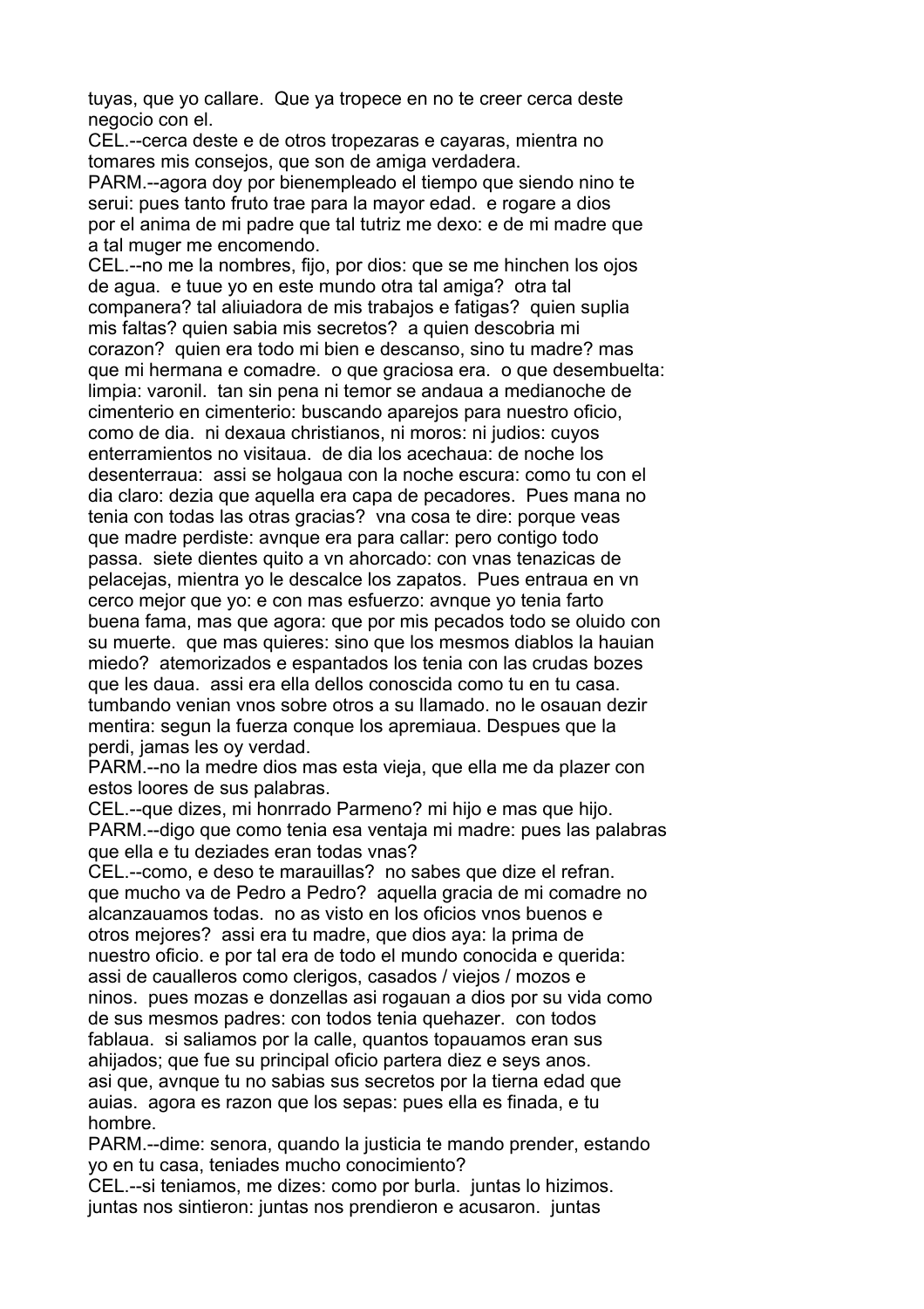tuyas, que yo callare. Que ya tropece en no te creer cerca deste negocio con el.

CEL.--cerca deste e de otros tropezaras e cayaras, mientra no tomares mis consejos, que son de amiga verdadera.

PARM.--agora doy por bienempleado el tiempo que siendo nino te serui: pues tanto fruto trae para la mayor edad. e rogare a dios por el anima de mi padre que tal tutriz me dexo: e de mi madre que a tal muger me encomendo.

CEL.--no me la nombres, fijo, por dios: que se me hinchen los ojos de agua. e tuue yo en este mundo otra tal amiga? otra tal companera? tal aliuiadora de mis trabajos e fatigas? quien suplia mis faltas? quien sabia mis secretos? a quien descobria mi corazon? quien era todo mi bien e descanso, sino tu madre? mas que mi hermana e comadre. o que graciosa era. o que desembuelta: limpia: varonil. tan sin pena ni temor se andaua a medianoche de cimenterio en cimenterio: buscando aparejos para nuestro oficio, como de dia. ni dexaua christianos, ni moros: ni judios: cuyos enterramientos no visitaua. de dia los acechaua: de noche los desenterraua: assi se holgaua con la noche escura: como tu con el dia claro: dezia que aquella era capa de pecadores. Pues mana no tenia con todas las otras gracias? vna cosa te dire: porque veas que madre perdiste: avnque era para callar: pero contigo todo passa. siete dientes quito a vn ahorcado: con vnas tenazicas de pelacejas, mientra yo le descalce los zapatos. Pues entraua en vn cerco mejor que yo: e con mas esfuerzo: avnque yo tenia farto buena fama, mas que agora: que por mis pecados todo se oluido con su muerte. que mas quieres: sino que los mesmos diablos la hauian miedo? atemorizados e espantados los tenia con las crudas bozes que les daua. assi era ella dellos conoscida como tu en tu casa. tumbando venian vnos sobre otros a su llamado. no le osauan dezir mentira: segun la fuerza conque los apremiaua. Despues que la perdi, jamas les oy verdad.

PARM.--no la medre dios mas esta vieja, que ella me da plazer con estos loores de sus palabras.

CEL.--que dizes, mi honrrado Parmeno? mi hijo e mas que hijo.

PARM.--digo que como tenia esa ventaja mi madre: pues las palabras que ella e tu deziades eran todas vnas?

CEL.--como, e deso te marauillas? no sabes que dize el refran. que mucho va de Pedro a Pedro? aquella gracia de mi comadre no alcanzauamos todas. no as visto en los oficios vnos buenos e otros mejores? assi era tu madre, que dios aya: la prima de nuestro oficio. e por tal era de todo el mundo conocida e querida: assi de caualleros como clerigos, casados / viejos / mozos e ninos. pues mozas e donzellas asi rogauan a dios por su vida como de sus mesmos padres: con todos tenia quehazer. con todos fablaua. si saliamos por la calle, quantos topauamos eran sus ahijados; que fue su principal oficio partera diez e seys anos. asi que, avnque tu no sabias sus secretos por la tierna edad que auias. agora es razon que los sepas: pues ella es finada, e tu hombre.

PARM.--dime: senora, quando la justicia te mando prender, estando yo en tu casa, teniades mucho conocimiento?

CEL.--si teniamos, me dizes: como por burla. juntas lo hizimos. juntas nos sintieron: juntas nos prendieron e acusaron. juntas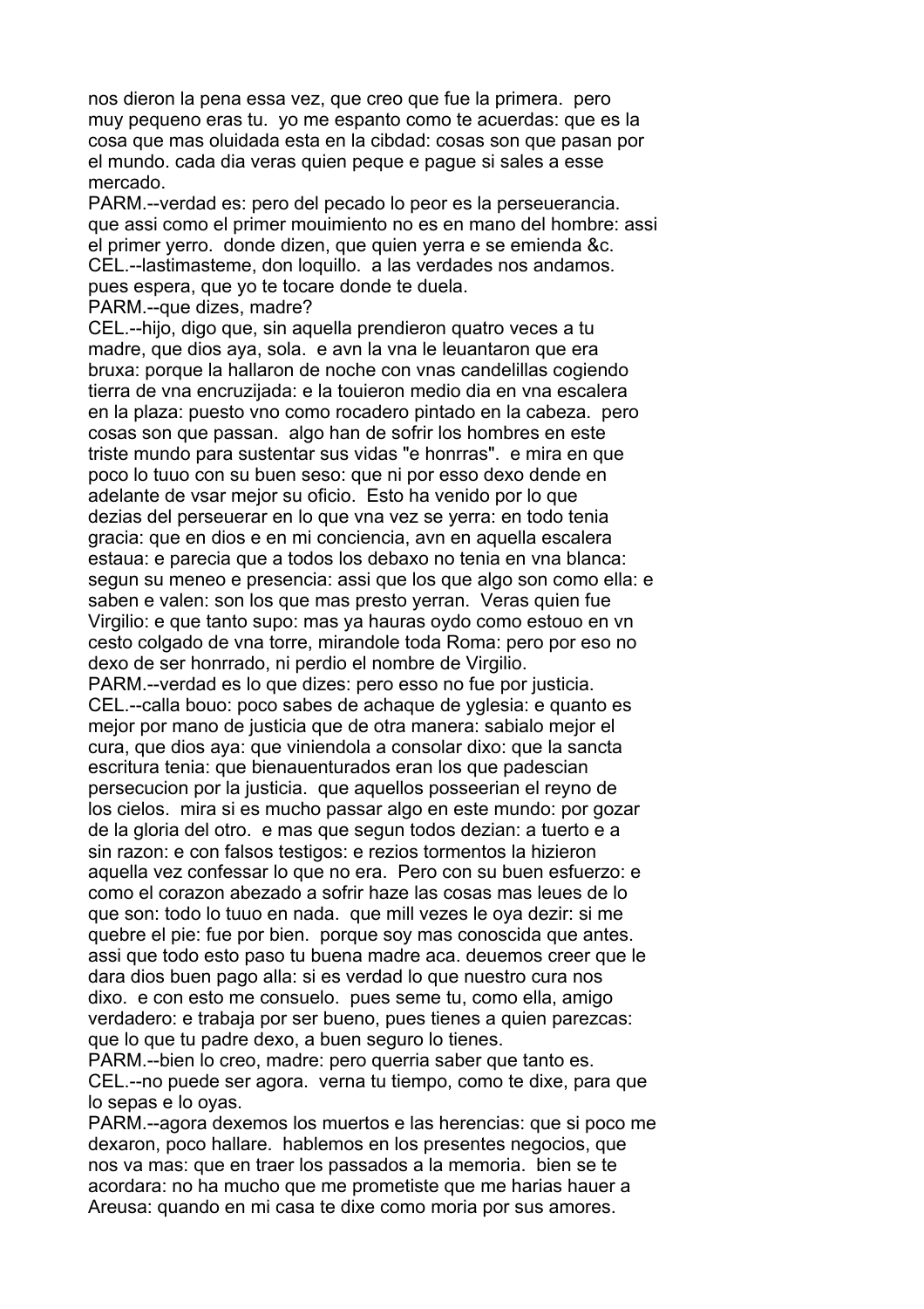nos dieron la pena essa vez, que creo que fue la primera. pero muy pequeno eras tu. yo me espanto como te acuerdas: que es la cosa que mas oluidada esta en la cibdad: cosas son que pasan por el mundo. cada dia veras quien peque e pague si sales a esse mercado.

PARM.--verdad es: pero del pecado lo peor es la perseuerancia. que assi como el primer mouimiento no es en mano del hombre: assi el primer yerro. donde dizen, que quien yerra e se emienda &c.

CEL.--lastimasteme, don loquillo. a las verdades nos andamos. pues espera, que yo te tocare donde te duela.

PARM.--que dizes, madre?

CEL.--hijo, digo que, sin aquella prendieron quatro veces a tu madre, que dios aya, sola. e avn la vna le leuantaron que era bruxa: porque la hallaron de noche con vnas candelillas cogiendo tierra de vna encruzijada: e la touieron medio dia en vna escalera en la plaza: puesto vno como rocadero pintado en la cabeza. pero cosas son que passan. algo han de sofrir los hombres en este triste mundo para sustentar sus vidas "e honrras". e mira en que poco lo tuuo con su buen seso: que ni por esso dexo dende en adelante de vsar mejor su oficio. Esto ha venido por lo que dezias del perseuerar en lo que vna vez se yerra: en todo tenia gracia: que en dios e en mi conciencia, avn en aquella escalera estaua: e parecia que a todos los debaxo no tenia en vna blanca: segun su meneo e presencia: assi que los que algo son como ella: e saben e valen: son los que mas presto yerran. Veras quien fue Virgilio: e que tanto supo: mas ya hauras oydo como estouo en vn cesto colgado de vna torre, mirandole toda Roma: pero por eso no dexo de ser honrrado, ni perdio el nombre de Virgilio.

PARM.--verdad es lo que dizes: pero esso no fue por justicia.

CEL.--calla bouo: poco sabes de achaque de yglesia: e quanto es mejor por mano de justicia que de otra manera: sabialo mejor el cura, que dios aya: que viniendola a consolar dixo: que la sancta escritura tenia: que bienauenturados eran los que padescian persecucion por la justicia. que aquellos posseerian el reyno de los cielos. mira si es mucho passar algo en este mundo: por gozar de la gloria del otro. e mas que segun todos dezian: a tuerto e a sin razon: e con falsos testigos: e rezios tormentos la hizieron aquella vez confessar lo que no era. Pero con su buen esfuerzo: e como el corazon abezado a sofrir haze las cosas mas leues de lo que son: todo lo tuuo en nada. que mill vezes le oya dezir: si me quebre el pie: fue por bien. porque soy mas conoscida que antes. assi que todo esto paso tu buena madre aca. deuemos creer que le dara dios buen pago alla: si es verdad lo que nuestro cura nos dixo. e con esto me consuelo. pues seme tu, como ella, amigo verdadero: e trabaja por ser bueno, pues tienes a quien parezcas: que lo que tu padre dexo, a buen seguro lo tienes.

PARM.--bien lo creo, madre: pero querria saber que tanto es.

CEL.--no puede ser agora. verna tu tiempo, como te dixe, para que lo sepas e lo oyas.

PARM.--agora dexemos los muertos e las herencias: que si poco me dexaron, poco hallare. hablemos en los presentes negocios, que nos va mas: que en traer los passados a la memoria. bien se te acordara: no ha mucho que me prometiste que me harias hauer a Areusa: quando en mi casa te dixe como moria por sus amores.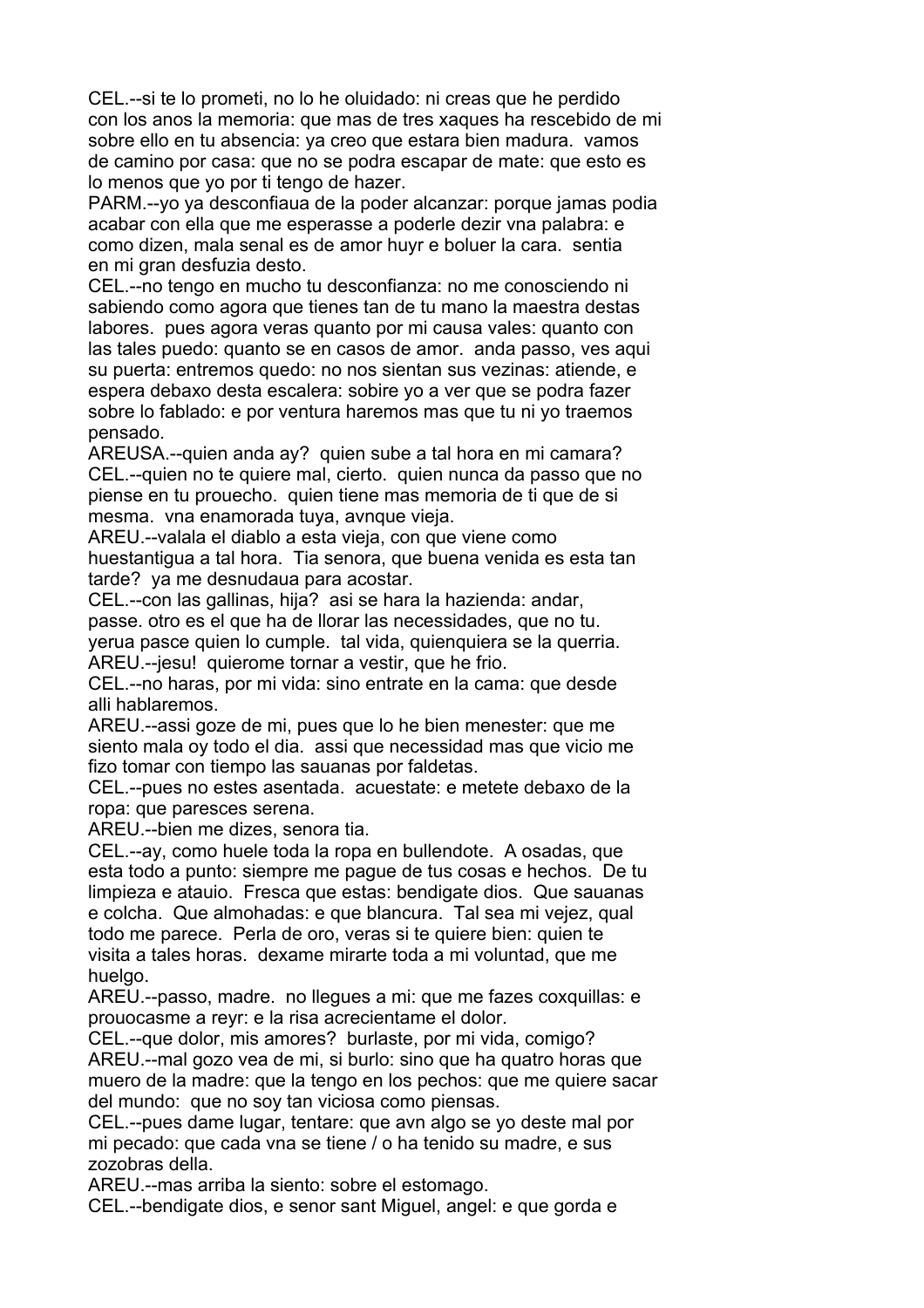CEL.--si te lo prometi, no lo he oluidado: ni creas que he perdido con los anos la memoria: que mas de tres xaques ha rescebido de mi sobre ello en tu absencia: ya creo que estara bien madura. vamos de camino por casa: que no se podra escapar de mate: que esto es lo menos que yo por ti tengo de hazer.

PARM.--yo ya desconfiaua de la poder alcanzar: porque jamas podia acabar con ella que me esperasse a poderle dezir vna palabra: e como dizen, mala senal es de amor huyr e boluer la cara. sentia en mi gran desfuzia desto.

CEL.--no tengo en mucho tu desconfianza: no me conosciendo ni sabiendo como agora que tienes tan de tu mano la maestra destas labores. pues agora veras quanto por mi causa vales: quanto con las tales puedo: quanto se en casos de amor. anda passo, ves aqui su puerta: entremos quedo: no nos sientan sus vezinas: atiende, e espera debaxo desta escalera: sobire yo a ver que se podra fazer sobre lo fablado: e por ventura haremos mas que tu ni yo traemos pensado.

AREUSA.--quien anda ay? quien sube a tal hora en mi camara?

CEL.--quien no te quiere mal, cierto. quien nunca da passo que no piense en tu prouecho. quien tiene mas memoria de ti que de si mesma. vna enamorada tuya, avnque vieja.

AREU.--valala el diablo a esta vieja, con que viene como huestantigua a tal hora. Tia senora, que buena venida es esta tan tarde? ya me desnudaua para acostar.

CEL.--con las gallinas, hija? asi se hara la hazienda: andar, passe. otro es el que ha de llorar las necessidades, que no tu. yerua pasce quien lo cumple. tal vida, quienquiera se la querria.

AREU.--jesu! quierome tornar a vestir, que he frio.

CEL.--no haras, por mi vida: sino entrate en la cama: que desde alli hablaremos.

AREU.--assi goze de mi, pues que lo he bien menester: que me siento mala oy todo el dia. assi que necessidad mas que vicio me fizo tomar con tiempo las sauanas por faldetas.

CEL.--pues no estes asentada. acuestate: e metete debaxo de la ropa: que paresces serena.

AREU.--bien me dizes, senora tia.

CEL.--ay, como huele toda la ropa en bullendote. A osadas, que esta todo a punto: siempre me pague de tus cosas e hechos. De tu limpieza e atauio. Fresca que estas: bendigate dios. Que sauanas e colcha. Que almohadas: e que blancura. Tal sea mi vejez, qual todo me parece. Perla de oro, veras si te quiere bien: quien te visita a tales horas. dexame mirarte toda a mi voluntad, que me huelgo.

AREU.--passo, madre. no llegues a mi: que me fazes coxquillas: e prouocasme a reyr: e la risa acrecientame el dolor.

CEL.--que dolor, mis amores? burlaste, por mi vida, comigo?

AREU.--mal gozo vea de mi, si burlo: sino que ha quatro horas que muero de la madre: que la tengo en los pechos: que me quiere sacar del mundo: que no soy tan viciosa como piensas.

CEL.--pues dame lugar, tentare: que avn algo se yo deste mal por mi pecado: que cada vna se tiene / o ha tenido su madre, e sus zozobras della.

AREU.--mas arriba la siento: sobre el estomago.

CEL.--bendigate dios, e senor sant Miguel, angel: e que gorda e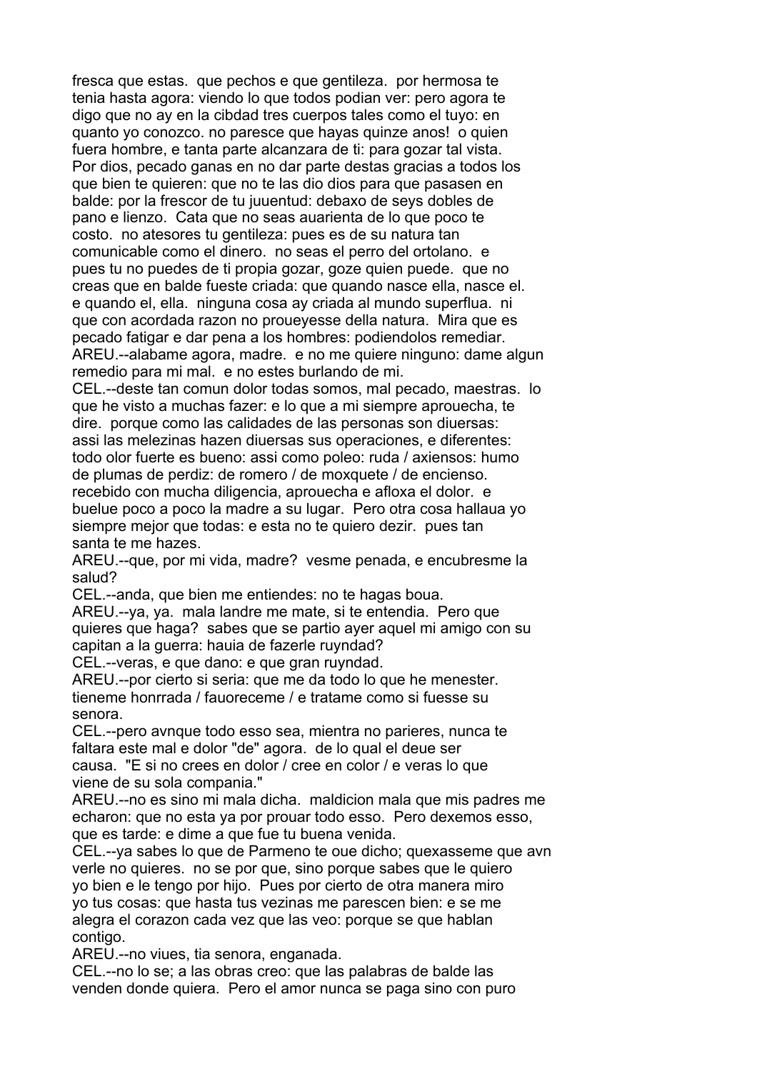fresca que estas. que pechos e que gentileza. por hermosa te tenia hasta agora: viendo lo que todos podian ver: pero agora te digo que no ay en la cibdad tres cuerpos tales como el tuyo: en quanto yo conozco. no paresce que hayas quinze anos! o quien fuera hombre, e tanta parte alcanzara de ti: para gozar tal vista. Por dios, pecado ganas en no dar parte destas gracias a todos los que bien te quieren: que no te las dio dios para que pasasen en balde: por la frescor de tu juuentud: debaxo de seys dobles de pano e lienzo. Cata que no seas auarienta de lo que poco te costo. no atesores tu gentileza: pues es de su natura tan comunicable como el dinero. no seas el perro del ortolano. e pues tu no puedes de ti propia gozar, goze quien puede. que no creas que en balde fueste criada: que quando nasce ella, nasce el. e quando el, ella. ninguna cosa ay criada al mundo superflua. ni que con acordada razon no proueyesse della natura. Mira que es pecado fatigar e dar pena a los hombres: podiendolos remediar.
AREU.--alabame agora, madre. e no me quiere ninguno: dame algun remedio para mi mal. e no estes burlando de mi.
CEL.--deste tan comun dolor todas somos, mal pecado, maestras. lo que he visto a muchas fazer: e lo que a mi siempre aprouecha, te dire. porque como las calidades de las personas son diuersas: assi las melezinas hazen diuersas sus operaciones, e diferentes: todo olor fuerte es bueno: assi como poleo: ruda / axiensos: humo de plumas de perdiz: de romero / de moxquete / de encienso. recebido con mucha diligencia, aprouecha e afloxa el dolor. e buelue poco a poco la madre a su lugar. Pero otra cosa hallaua yo siempre mejor que todas: e esta no te quiero dezir. pues tan santa te me hazes.
AREU.--que, por mi vida, madre? vesme penada, e encubresme la salud?
CEL.--anda, que bien me entiendes: no te hagas boua.
AREU.--ya, ya. mala landre me mate, si te entendia. Pero que quieres que haga? sabes que se partio ayer aquel mi amigo con su capitan a la guerra: hauia de fazerle ruyndad?
CEL.--veras, e que dano: e que gran ruyndad.
AREU.--por cierto si seria: que me da todo lo que he menester. tieneme honrrada / fauoreceme / e tratame como si fuesse su senora.
CEL.--pero avnque todo esso sea, mientra no parieres, nunca te faltara este mal e dolor "de" agora. de lo qual el deue ser causa. "E si no crees en dolor / cree en color / e veras lo que viene de su sola compania."
AREU.--no es sino mi mala dicha. maldicion mala que mis padres me echaron: que no esta ya por prouar todo esso. Pero dexemos esso, que es tarde: e dime a que fue tu buena venida.
CEL.--ya sabes lo que de Parmeno te oue dicho; quexasseme que avn verle no quieres. no se por que, sino porque sabes que le quiero yo bien e le tengo por hijo. Pues por cierto de otra manera miro yo tus cosas: que hasta tus vezinas me parescen bien: e se me alegra el corazon cada vez que las veo: porque se que hablan contigo.
AREU.--no viues, tia senora, enganada.
CEL.--no lo se; a las obras creo: que las palabras de balde las venden donde quiera. Pero el amor nunca se paga sino con puro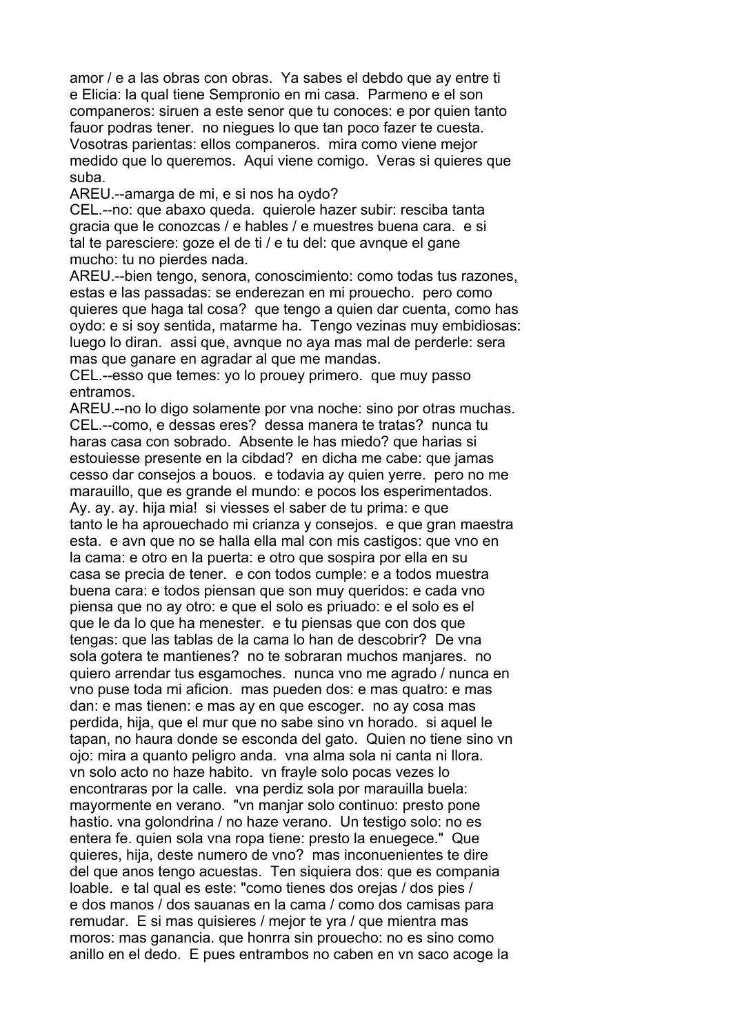amor / e a las obras con obras. Ya sabes el debdo que ay entre ti e Elicia: la qual tiene Sempronio en mi casa. Parmeno e el son companeros: siruen a este senor que tu conoces: e por quien tanto fauor podras tener. no niegues lo que tan poco fazer te cuesta. Vosotras parientas: ellos companeros. mira como viene mejor medido que lo queremos. Aqui viene comigo. Veras si quieres que suba.

AREU.--amarga de mi, e si nos ha oydo?

CEL.--no: que abaxo queda. quierole hazer subir: resciba tanta gracia que le conozcas / e hables / e muestres buena cara. e si tal te paresciere: goze el de ti / e tu del: que avnque el gane mucho: tu no pierdes nada.

AREU.--bien tengo, senora, conoscimiento: como todas tus razones, estas e las passadas: se enderezan en mi prouecho. pero como quieres que haga tal cosa? que tengo a quien dar cuenta, como has oydo: e si soy sentida, matarme ha. Tengo vezinas muy embidiosas: luego lo diran. assi que, avnque no aya mas mal de perderle: sera mas que ganare en agradar al que me mandas.

CEL.--esso que temes: yo lo prouey primero. que muy passo entramos.

AREU.--no lo digo solamente por vna noche: sino por otras muchas.

CEL.--como, e dessas eres? dessa manera te tratas? nunca tu haras casa con sobrado. Absente le has miedo? que harias si estouiesse presente en la cibdad? en dicha me cabe: que jamas cesso dar consejos a bouos. e todavia ay quien yerre. pero no me marauillo, que es grande el mundo: e pocos los esperimentados. Ay. ay. ay. hija mia! si viesses el saber de tu prima: e que tanto le ha aprouechado mi crianza y consejos. e que gran maestra esta. e avn que no se halla ella mal con mis castigos: que vno en la cama: e otro en la puerta: e otro que sospira por ella en su casa se precia de tener. e con todos cumple: e a todos muestra buena cara: e todos piensan que son muy queridos: e cada vno piensa que no ay otro: e que el solo es priuado: e el solo es el que le da lo que ha menester. e tu piensas que con dos que tengas: que las tablas de la cama lo han de descobrir? De vna sola gotera te mantienes? no te sobraran muchos manjares. no quiero arrendar tus esgamoches. nunca vno me agrado / nunca en vno puse toda mi aficion. mas pueden dos: e mas quatro: e mas dan: e mas tienen: e mas ay en que escoger. no ay cosa mas perdida, hija, que el mur que no sabe sino vn horado. si aquel le tapan, no haura donde se esconda del gato. Quien no tiene sino vn ojo: mira a quanto peligro anda. vna alma sola ni canta ni llora. vn solo acto no haze habito. vn frayle solo pocas vezes lo encontraras por la calle. vna perdiz sola por marauilla buela: mayormente en verano. "vn manjar solo continuo: presto pone hastio. vna golondrina / no haze verano. Un testigo solo: no es entera fe. quien sola vna ropa tiene: presto la enuegece." Que quieres, hija, deste numero de vno? mas inconuenientes te dire del que anos tengo acuestas. Ten siquiera dos: que es compania loable. e tal qual es este: "como tienes dos orejas / dos pies / e dos manos / dos sauanas en la cama / como dos camisas para remudar. E si mas quisieres / mejor te yra / que mientra mas moros: mas ganancia. que honrra sin prouecho: no es sino como anillo en el dedo. E pues entrambos no caben en vn saco acoge la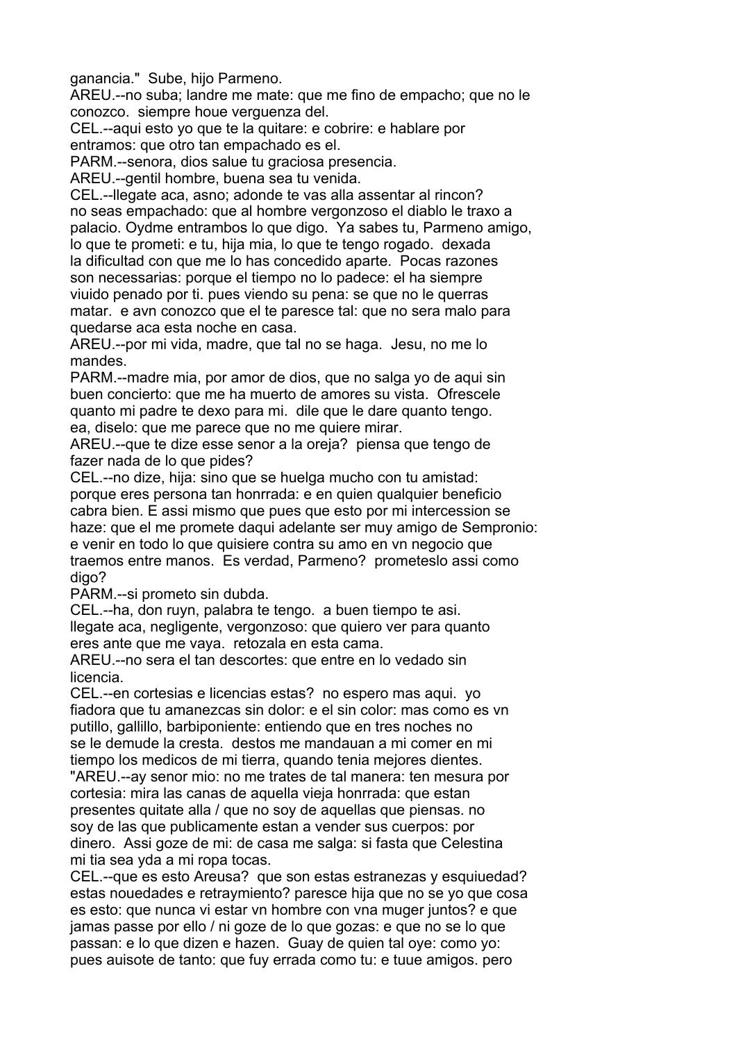ganancia."  Sube, hijo Parmeno.
AREU.--no suba; landre me mate: que me fino de empacho; que no le conozco.  siempre houe verguenza del.
CEL.--aqui esto yo que te la quitare: e cobrire: e hablare por entramos: que otro tan empachado es el.
PARM.--senora, dios salue tu graciosa presencia.
AREU.--gentil hombre, buena sea tu venida.
CEL.--llegate aca, asno; adonde te vas alla assentar al rincon? no seas empachado: que al hombre vergonzoso el diablo le traxo a palacio. Oydme entrambos lo que digo.  Ya sabes tu, Parmeno amigo, lo que te prometi: e tu, hija mia, lo que te tengo rogado.  dexada la dificultad con que me lo has concedido aparte.  Pocas razones son necessarias: porque el tiempo no lo padece: el ha siempre viuido penado por ti. pues viendo su pena: se que no le querras matar.  e avn conozco que el te paresce tal: que no sera malo para quedarse aca esta noche en casa.
AREU.--por mi vida, madre, que tal no se haga.  Jesu, no me lo mandes.
PARM.--madre mia, por amor de dios, que no salga yo de aqui sin buen concierto: que me ha muerto de amores su vista.  Ofrescele quanto mi padre te dexo para mi.  dile que le dare quanto tengo. ea, diselo: que me parece que no me quiere mirar.
AREU.--que te dize esse senor a la oreja?  piensa que tengo de fazer nada de lo que pides?
CEL.--no dize, hija: sino que se huelga mucho con tu amistad: porque eres persona tan honrrada: e en quien qualquier beneficio cabra bien. E assi mismo que pues que esto por mi intercession se haze: que el me promete daqui adelante ser muy amigo de Sempronio: e venir en todo lo que quisiere contra su amo en vn negocio que traemos entre manos.  Es verdad, Parmeno?  prometeslo assi como digo?
PARM.--si prometo sin dubda.
CEL.--ha, don ruyn, palabra te tengo.  a buen tiempo te asi. llegate aca, negligente, vergonzoso: que quiero ver para quanto eres ante que me vaya.  retozala en esta cama.
AREU.--no sera el tan descortes: que entre en lo vedado sin licencia.
CEL.--en cortesias e licencias estas?  no espero mas aqui.  yo fiadora que tu amanezcas sin dolor: e el sin color: mas como es vn putillo, gallillo, barbiponiente: entiendo que en tres noches no se le demude la cresta.  destos me mandauan a mi comer en mi tiempo los medicos de mi tierra, quando tenia mejores dientes.
"AREU.--ay senor mio: no me trates de tal manera: ten mesura por cortesia: mira las canas de aquella vieja honrrada: que estan presentes quitate alla / que no soy de aquellas que piensas. no soy de las que publicamente estan a vender sus cuerpos: por dinero.  Assi goze de mi: de casa me salga: si fasta que Celestina mi tia sea yda a mi ropa tocas.
CEL.--que es esto Areusa?  que son estas estranezas y esquiuedad? estas nouedades e retraymiento? paresce hija que no se yo que cosa es esto: que nunca vi estar vn hombre con vna muger juntos? e que jamas passe por ello / ni goze de lo que gozas: e que no se lo que passan: e lo que dizen e hazen.  Guay de quien tal oye: como yo: pues auisote de tanto: que fuy errada como tu: e tuue amigos. pero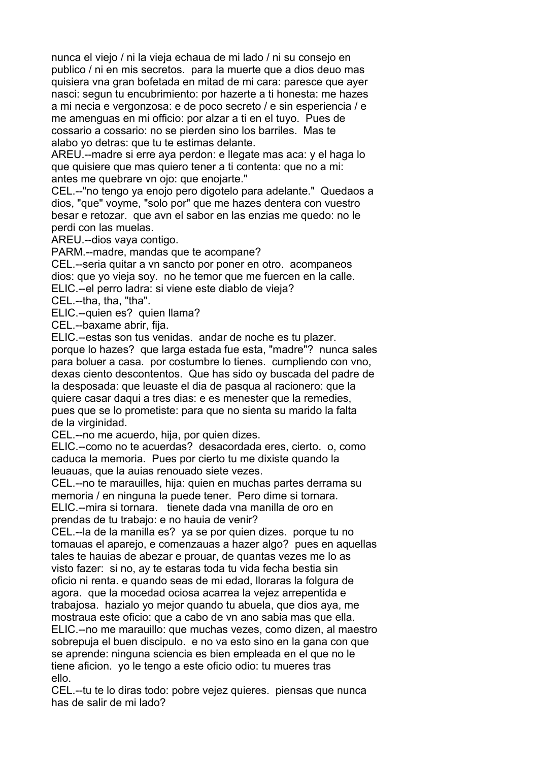nunca el viejo / ni la vieja echaua de mi lado / ni su consejo en publico / ni en mis secretos. para la muerte que a dios deuo mas quisiera vna gran bofetada en mitad de mi cara: paresce que ayer nasci: segun tu encubrimiento: por hazerte a ti honesta: me hazes a mi necia e vergonzosa: e de poco secreto / e sin esperiencia / e me amenguas en mi officio: por alzar a ti en el tuyo. Pues de cossario a cossario: no se pierden sino los barriles. Mas te alabo yo detras: que tu te estimas delante.

AREU.--madre si erre aya perdon: e llegate mas aca: y el haga lo que quisiere que mas quiero tener a ti contenta: que no a mi: antes me quebrare vn ojo: que enojarte."

CEL.--"no tengo ya enojo pero digotelo para adelante." Quedaos a dios, "que" voyme, "solo por" que me hazes dentera con vuestro besar e retozar. que avn el sabor en las enzias me quedo: no le perdi con las muelas.

AREU.--dios vaya contigo.

PARM.--madre, mandas que te acompane?

CEL.--seria quitar a vn sancto por poner en otro. acompaneos dios: que yo vieja soy. no he temor que me fuercen en la calle.

ELIC.--el perro ladra: si viene este diablo de vieja?

CEL.--tha, tha, "tha".

ELIC.--quien es? quien llama?

CEL.--baxame abrir, fija.

ELIC.--estas son tus venidas. andar de noche es tu plazer. porque lo hazes? que larga estada fue esta, "madre"? nunca sales para boluer a casa. por costumbre lo tienes. cumpliendo con vno, dexas ciento descontentos. Que has sido oy buscada del padre de la desposada: que leuaste el dia de pasqua al racionero: que la quiere casar daqui a tres dias: e es menester que la remedies, pues que se lo prometiste: para que no sienta su marido la falta de la virginidad.

CEL.--no me acuerdo, hija, por quien dizes.

ELIC.--como no te acuerdas? desacordada eres, cierto. o, como caduca la memoria. Pues por cierto tu me dixiste quando la leuauas, que la auias renouado siete vezes.

CEL.--no te marauilles, hija: quien en muchas partes derrama su memoria / en ninguna la puede tener. Pero dime si tornara.

ELIC.--mira si tornara. tienete dada vna manilla de oro en prendas de tu trabajo: e no hauia de venir?

CEL.--la de la manilla es? ya se por quien dizes. porque tu no tomauas el aparejo, e comenzauas a hazer algo? pues en aquellas tales te hauias de abezar e prouar, de quantas vezes me lo as visto fazer: si no, ay te estaras toda tu vida fecha bestia sin oficio ni renta. e quando seas de mi edad, lloraras la folgura de agora. que la mocedad ociosa acarrea la vejez arrepentida e trabajosa. hazialo yo mejor quando tu abuela, que dios aya, me mostraua este oficio: que a cabo de vn ano sabia mas que ella.

ELIC.--no me marauillo: que muchas vezes, como dizen, al maestro sobrepuja el buen discipulo. e no va esto sino en la gana con que se aprende: ninguna sciencia es bien empleada en el que no le tiene aficion. yo le tengo a este oficio odio: tu mueres tras ello.

CEL.--tu te lo diras todo: pobre vejez quieres. piensas que nunca has de salir de mi lado?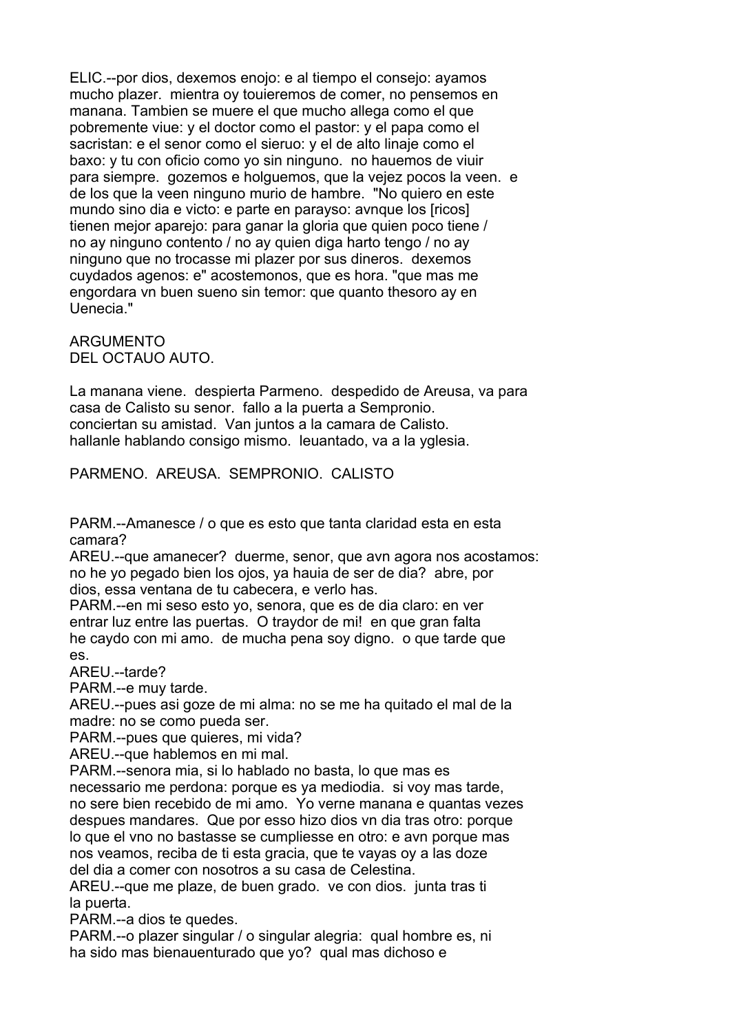ELIC.--por dios, dexemos enojo: e al tiempo el consejo: ayamos mucho plazer. mientra oy touieremos de comer, no pensemos en manana. Tambien se muere el que mucho allega como el que pobremente viue: y el doctor como el pastor: y el papa como el sacristan: e el senor como el sieruo: y el de alto linaje como el baxo: y tu con oficio como yo sin ninguno. no hauemos de viuir para siempre. gozemos e holguemos, que la vejez pocos la veen. e de los que la veen ninguno murio de hambre. "No quiero en este mundo sino dia e victo: e parte en parayso: avnque los [ricos] tienen mejor aparejo: para ganar la gloria que quien poco tiene / no ay ninguno contento / no ay quien diga harto tengo / no ay ninguno que no trocasse mi plazer por sus dineros. dexemos cuydados agenos: e" acostemonos, que es hora. "que mas me engordara vn buen sueno sin temor: que quanto thesoro ay en Uenecia."

ARGUMENTO
DEL OCTAUO AUTO.

La manana viene. despierta Parmeno. despedido de Areusa, va para casa de Calisto su senor. fallo a la puerta a Sempronio. conciertan su amistad. Van juntos a la camara de Calisto. hallanle hablando consigo mismo. leuantado, va a la yglesia.

PARMENO. AREUSA. SEMPRONIO. CALISTO

PARM.--Amanesce / o que es esto que tanta claridad esta en esta camara?
AREU.--que amanecer? duerme, senor, que avn agora nos acostamos: no he yo pegado bien los ojos, ya hauia de ser de dia? abre, por dios, essa ventana de tu cabecera, e verlo has.
PARM.--en mi seso esto yo, senora, que es de dia claro: en ver entrar luz entre las puertas. O traydor de mi! en que gran falta he caydo con mi amo. de mucha pena soy digno. o que tarde que es.
AREU.--tarde?
PARM.--e muy tarde.
AREU.--pues asi goze de mi alma: no se me ha quitado el mal de la madre: no se como pueda ser.
PARM.--pues que quieres, mi vida?
AREU.--que hablemos en mi mal.
PARM.--senora mia, si lo hablado no basta, lo que mas es necessario me perdona: porque es ya mediodia. si voy mas tarde, no sere bien recebido de mi amo. Yo verne manana e quantas vezes despues mandares. Que por esso hizo dios vn dia tras otro: porque lo que el vno no bastasse se cumpliesse en otro: e avn porque mas nos veamos, reciba de ti esta gracia, que te vayas oy a las doze del dia a comer con nosotros a su casa de Celestina.
AREU.--que me plaze, de buen grado. ve con dios. junta tras ti la puerta.
PARM.--a dios te quedes.
PARM.--o plazer singular / o singular alegria: qual hombre es, ni ha sido mas bienauenturado que yo? qual mas dichoso e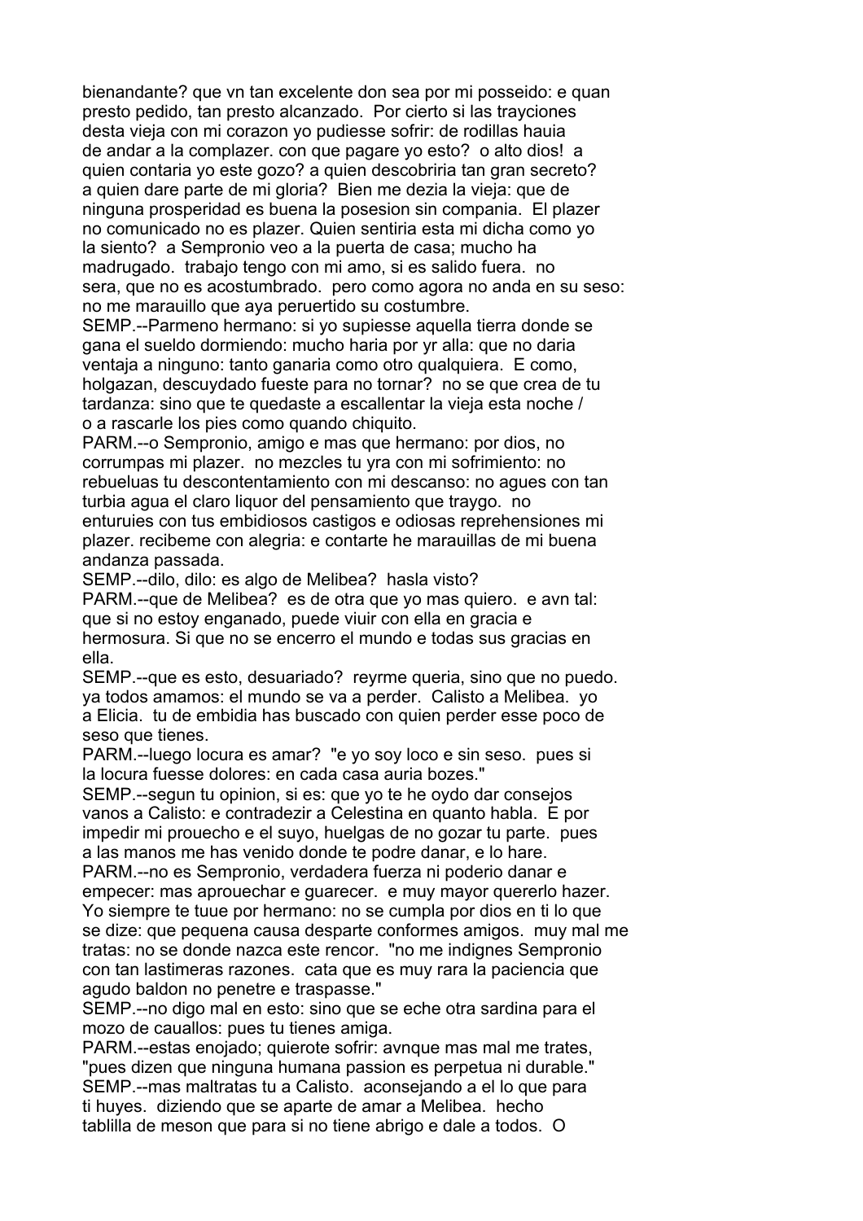bienandante? que vn tan excelente don sea por mi posseido: e quan presto pedido, tan presto alcanzado. Por cierto si las trayciones desta vieja con mi corazon yo pudiesse sofrir: de rodillas hauia de andar a la complazer. con que pagare yo esto? o alto dios! a quien contaria yo este gozo? a quien descobriria tan gran secreto? a quien dare parte de mi gloria? Bien me dezia la vieja: que de ninguna prosperidad es buena la posesion sin compania. El plazer no comunicado no es plazer. Quien sentiria esta mi dicha como yo la siento? a Sempronio veo a la puerta de casa; mucho ha madrugado. trabajo tengo con mi amo, si es salido fuera. no sera, que no es acostumbrado. pero como agora no anda en su seso: no me marauillo que aya peruertido su costumbre.

SEMP.--Parmeno hermano: si yo supiesse aquella tierra donde se gana el sueldo dormiendo: mucho haria por yr alla: que no daria ventaja a ninguno: tanto ganaria como otro qualquiera. E como, holgazan, descuydado fueste para no tornar? no se que crea de tu tardanza: sino que te quedaste a escallentar la vieja esta noche / o a rascarle los pies como quando chiquito.

PARM.--o Sempronio, amigo e mas que hermano: por dios, no corrumpas mi plazer. no mezcles tu yra con mi sofrimiento: no rebueluas tu descontentamiento con mi descanso: no agues con tan turbia agua el claro liquor del pensamiento que traygo. no enturuies con tus embidiosos castigos e odiosas reprehensiones mi plazer. recibeme con alegria: e contarte he marauillas de mi buena andanza passada.

SEMP.--dilo, dilo: es algo de Melibea? hasla visto?

PARM.--que de Melibea? es de otra que yo mas quiero. e avn tal: que si no estoy enganado, puede viuir con ella en gracia e hermosura. Si que no se encerro el mundo e todas sus gracias en ella.

SEMP.--que es esto, desuariado? reyrme queria, sino que no puedo. ya todos amamos: el mundo se va a perder. Calisto a Melibea. yo a Elicia. tu de embidia has buscado con quien perder esse poco de seso que tienes.

PARM.--luego locura es amar? "e yo soy loco e sin seso. pues si la locura fuesse dolores: en cada casa auria bozes."

SEMP.--segun tu opinion, si es: que yo te he oydo dar consejos vanos a Calisto: e contradezir a Celestina en quanto habla. E por impedir mi prouecho e el suyo, huelgas de no gozar tu parte. pues a las manos me has venido donde te podre danar, e lo hare.

PARM.--no es Sempronio, verdadera fuerza ni poderio danar e empecer: mas aprouechar e guarecer. e muy mayor quererlo hazer. Yo siempre te tuue por hermano: no se cumpla por dios en ti lo que se dize: que pequena causa desparte conformes amigos. muy mal me tratas: no se donde nazca este rencor. "no me indignes Sempronio con tan lastimeras razones. cata que es muy rara la paciencia que agudo baldon no penetre e traspasse."

SEMP.--no digo mal en esto: sino que se eche otra sardina para el mozo de cauallos: pues tu tienes amiga.

PARM.--estas enojado; quierote sofrir: avnque mas mal me trates, "pues dizen que ninguna humana passion es perpetua ni durable."

SEMP.--mas maltratas tu a Calisto. aconsejando a el lo que para ti huyes. diziendo que se aparte de amar a Melibea. hecho tablilla de meson que para si no tiene abrigo e dale a todos. O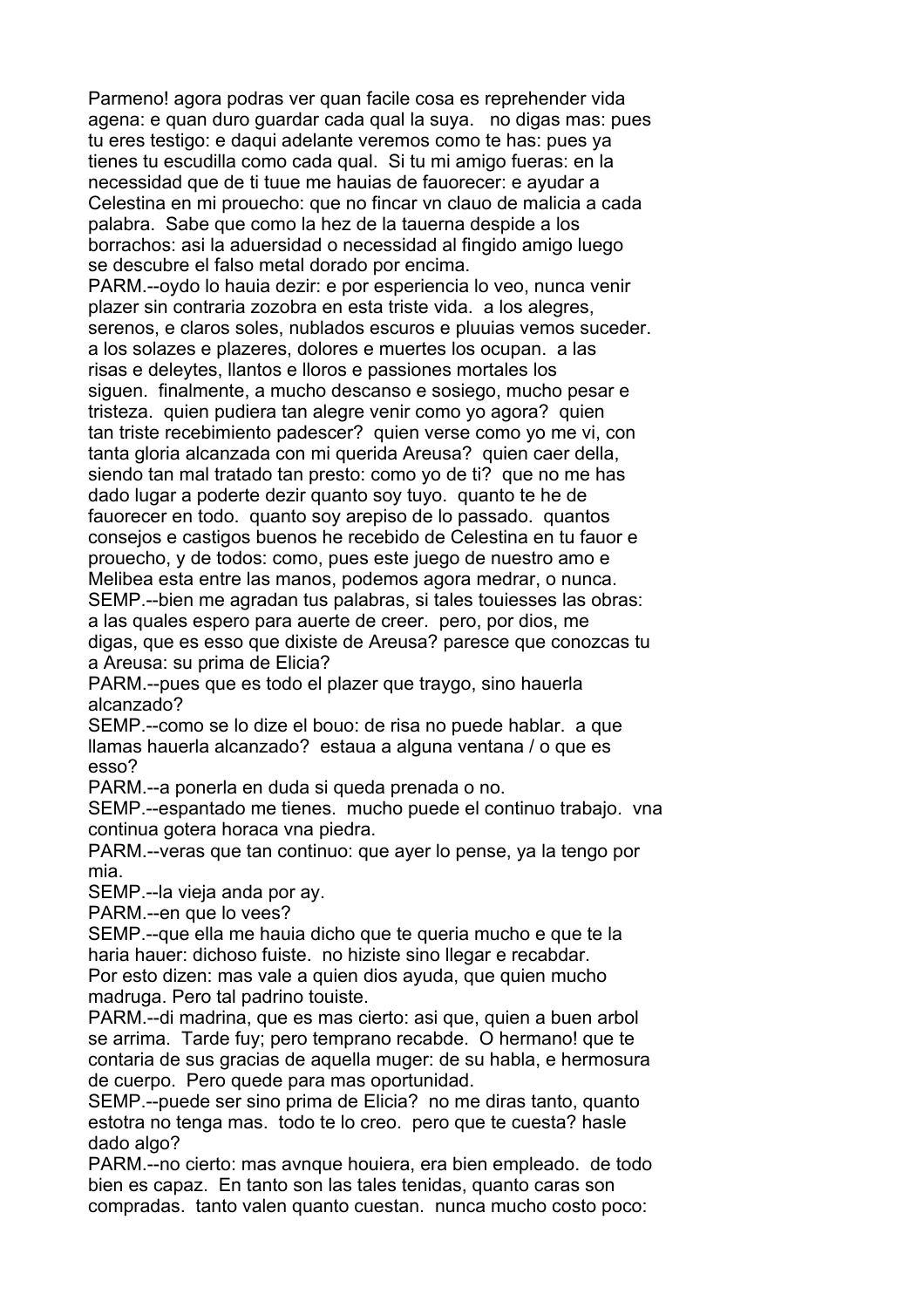Parmeno! agora podras ver quan facile cosa es reprehender vida agena: e quan duro guardar cada qual la suya.  no digas mas: pues tu eres testigo: e daqui adelante veremos como te has: pues ya tienes tu escudilla como cada qual.  Si tu mi amigo fueras: en la necessidad que de ti tuue me hauias de fauorecer: e ayudar a Celestina en mi prouecho: que no fincar vn clauo de malicia a cada palabra.  Sabe que como la hez de la tauerna despide a los borrachos: asi la aduersidad o necessidad al fingido amigo luego se descubre el falso metal dorado por encima.

PARM.--oydo lo hauia dezir: e por esperiencia lo veo, nunca venir plazer sin contraria zozobra en esta triste vida.  a los alegres, serenos, e claros soles, nublados escuros e pluuias vemos suceder.  a los solazes e plazeres, dolores e muertes los ocupan.  a las risas e deleytes, llantos e lloros e passiones mortales los siguen.  finalmente, a mucho descanso e sosiego, mucho pesar e tristeza.  quien pudiera tan alegre venir como yo agora?  quien tan triste recebimiento padescer?  quien verse como yo me vi, con tanta gloria alcanzada con mi querida Areusa?  quien caer della, siendo tan mal tratado tan presto: como yo de ti?  que no me has dado lugar a poderte dezir quanto soy tuyo.  quanto te he de fauorecer en todo.  quanto soy arepiso de lo passado.  quantos consejos e castigos buenos he recebido de Celestina en tu fauor e prouecho, y de todos: como, pues este juego de nuestro amo e Melibea esta entre las manos, podemos agora medrar, o nunca.

SEMP.--bien me agradan tus palabras, si tales touiesses las obras: a las quales espero para auerte de creer.  pero, por dios, me digas, que es esso que dixiste de Areusa? paresce que conozcas tu a Areusa: su prima de Elicia?

PARM.--pues que es todo el plazer que traygo, sino hauerla alcanzado?

SEMP.--como se lo dize el bouo: de risa no puede hablar.  a que llamas hauerla alcanzado?  estaua a alguna ventana / o que es esso?

PARM.--a ponerla en duda si queda prenada o no.

SEMP.--espantado me tienes.  mucho puede el continuo trabajo.  vna continua gotera horaca vna piedra.

PARM.--veras que tan continuo: que ayer lo pense, ya la tengo por mia.

SEMP.--la vieja anda por ay.

PARM.--en que lo vees?

SEMP.--que ella me hauia dicho que te queria mucho e que te la haria hauer: dichoso fuiste.  no hiziste sino llegar e recabdar. Por esto dizen: mas vale a quien dios ayuda, que quien mucho madruga. Pero tal padrino touiste.

PARM.--di madrina, que es mas cierto: asi que, quien a buen arbol se arrima.  Tarde fuy; pero temprano recabde.  O hermano! que te contaria de sus gracias de aquella muger: de su habla, e hermosura de cuerpo.  Pero quede para mas oportunidad.

SEMP.--puede ser sino prima de Elicia?  no me diras tanto, quanto estotra no tenga mas.  todo te lo creo.  pero que te cuesta? hasle dado algo?

PARM.--no cierto: mas avnque houiera, era bien empleado.  de todo bien es capaz.  En tanto son las tales tenidas, quanto caras son compradas.  tanto valen quanto cuestan.  nunca mucho costo poco: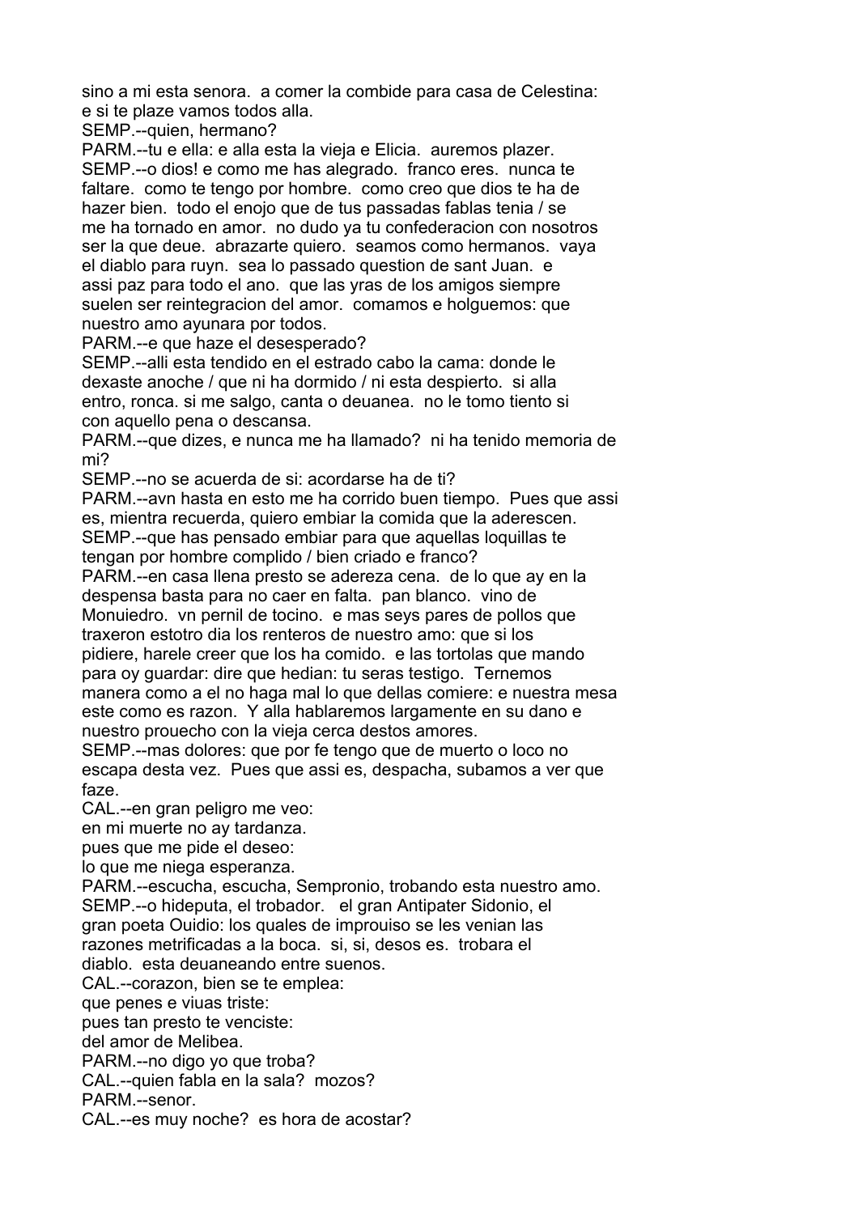sino a mi esta senora. a comer la combide para casa de Celestina: e si te plaze vamos todos alla.
SEMP.--quien, hermano?
PARM.--tu e ella: e alla esta la vieja e Elicia. auremos plazer.
SEMP.--o dios! e como me has alegrado. franco eres. nunca te faltare. como te tengo por hombre. como creo que dios te ha de hazer bien. todo el enojo que de tus passadas fablas tenia / se me ha tornado en amor. no dudo ya tu confederacion con nosotros ser la que deue. abrazarte quiero. seamos como hermanos. vaya el diablo para ruyn. sea lo passado question de sant Juan. e assi paz para todo el ano. que las yras de los amigos siempre suelen ser reintegracion del amor. comamos e holguemos: que nuestro amo ayunara por todos.
PARM.--e que haze el desesperado?
SEMP.--alli esta tendido en el estrado cabo la cama: donde le dexaste anoche / que ni ha dormido / ni esta despierto. si alla entro, ronca. si me salgo, canta o deuanea. no le tomo tiento si con aquello pena o descansa.
PARM.--que dizes, e nunca me ha llamado? ni ha tenido memoria de mi?
SEMP.--no se acuerda de si: acordarse ha de ti?
PARM.--avn hasta en esto me ha corrido buen tiempo. Pues que assi es, mientra recuerda, quiero embiar la comida que la aderescen.
SEMP.--que has pensado embiar para que aquellas loquillas te tengan por hombre complido / bien criado e franco?
PARM.--en casa llena presto se adereza cena. de lo que ay en la despensa basta para no caer en falta. pan blanco. vino de Monuiedro. vn pernil de tocino. e mas seys pares de pollos que traxeron estotro dia los renteros de nuestro amo: que si los pidiere, harele creer que los ha comido. e las tortolas que mando para oy guardar: dire que hedian: tu seras testigo. Ternemos manera como a el no haga mal lo que dellas comiere: e nuestra mesa este como es razon. Y alla hablaremos largamente en su dano e nuestro prouecho con la vieja cerca destos amores.
SEMP.--mas dolores: que por fe tengo que de muerto o loco no escapa desta vez. Pues que assi es, despacha, subamos a ver que faze.
CAL.--en gran peligro me veo:
en mi muerte no ay tardanza.
pues que me pide el deseo:
lo que me niega esperanza.
PARM.--escucha, escucha, Sempronio, trobando esta nuestro amo.
SEMP.--o hideputa, el trobador. el gran Antipater Sidonio, el gran poeta Ouidio: los quales de improuiso se les venian las razones metrificadas a la boca. si, si, desos es. trobara el diablo. esta deuaneando entre suenos.
CAL.--corazon, bien se te emplea:
que penes e viuas triste:
pues tan presto te venciste:
del amor de Melibea.
PARM.--no digo yo que troba?
CAL.--quien fabla en la sala? mozos?
PARM.--senor.
CAL.--es muy noche? es hora de acostar?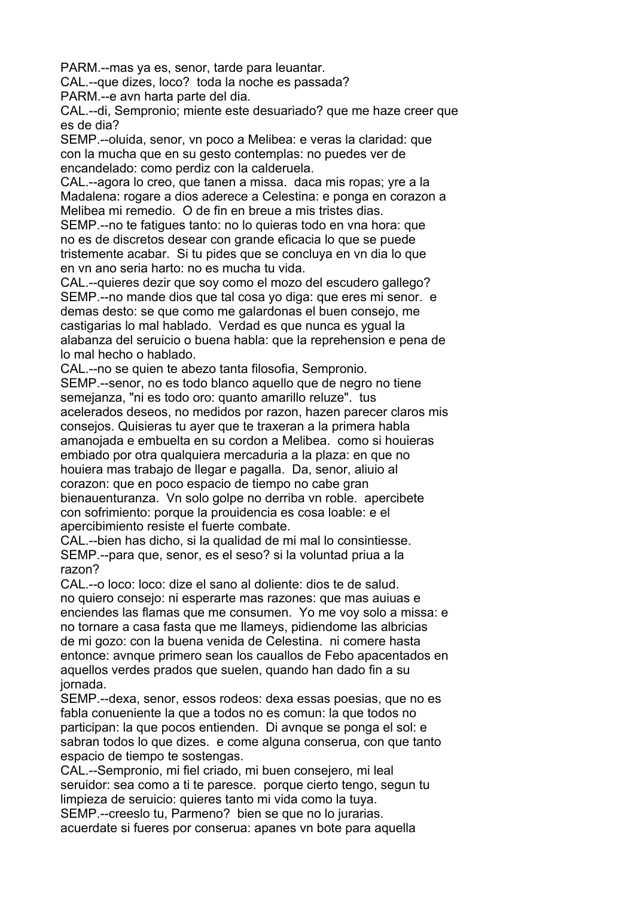PARM.--mas ya es, senor, tarde para leuantar.
CAL.--que dizes, loco? toda la noche es passada?
PARM.--e avn harta parte del dia.
CAL.--di, Sempronio; miente este desuariado? que me haze creer que es de dia?
SEMP.--oluida, senor, vn poco a Melibea: e veras la claridad: que con la mucha que en su gesto contemplas: no puedes ver de encandelado: como perdiz con la calderuela.
CAL.--agora lo creo, que tanen a missa. daca mis ropas; yre a la Madalena: rogare a dios aderece a Celestina: e ponga en corazon a Melibea mi remedio. O de fin en breue a mis tristes dias.
SEMP.--no te fatigues tanto: no lo quieras todo en vna hora: que no es de discretos desear con grande eficacia lo que se puede tristemente acabar. Si tu pides que se concluya en vn dia lo que en vn ano seria harto: no es mucha tu vida.
CAL.--quieres dezir que soy como el mozo del escudero gallego?
SEMP.--no mande dios que tal cosa yo diga: que eres mi senor. e demas desto: se que como me galardonas el buen consejo, me castigarias lo mal hablado. Verdad es que nunca es ygual la alabanza del seruicio o buena habla: que la reprehension e pena de lo mal hecho o hablado.
CAL.--no se quien te abezo tanta filosofia, Sempronio.
SEMP.--senor, no es todo blanco aquello que de negro no tiene semejanza, "ni es todo oro: quanto amarillo reluze". tus acelerados deseos, no medidos por razon, hazen parecer claros mis consejos. Quisieras tu ayer que te traxeran a la primera habla amanojada e embuelta en su cordon a Melibea. como si houieras embiado por otra qualquiera mercaduria a la plaza: en que no houiera mas trabajo de llegar e pagalla. Da, senor, aliuio al corazon: que en poco espacio de tiempo no cabe gran bienauenturanza. Vn solo golpe no derriba vn roble. apercibete con sofrimiento: porque la prouidencia es cosa loable: e el apercibimiento resiste el fuerte combate.
CAL.--bien has dicho, si la qualidad de mi mal lo consintiesse.
SEMP.--para que, senor, es el seso? si la voluntad priua a la razon?
CAL.--o loco: loco: dize el sano al doliente: dios te de salud. no quiero consejo: ni esperarte mas razones: que mas auiuas e enciendes las flamas que me consumen. Yo me voy solo a missa: e no tornare a casa fasta que me llameys, pidiendome las albricias de mi gozo: con la buena venida de Celestina. ni comere hasta entonce: avnque primero sean los cauallos de Febo apacentados en aquellos verdes prados que suelen, quando han dado fin a su jornada.
SEMP.--dexa, senor, essos rodeos: dexa essas poesias, que no es fabla conueniente la que a todos no es comun: la que todos no participan: la que pocos entienden. Di avnque se ponga el sol: e sabran todos lo que dizes. e come alguna conserua, con que tanto espacio de tiempo te sostengas.
CAL.--Sempronio, mi fiel criado, mi buen consejero, mi leal seruidor: sea como a ti te paresce. porque cierto tengo, segun tu limpieza de seruicio: quieres tanto mi vida como la tuya.
SEMP.--creeslo tu, Parmeno? bien se que no lo jurarias. acuerdate si fueres por conserua: apanes vn bote para aquella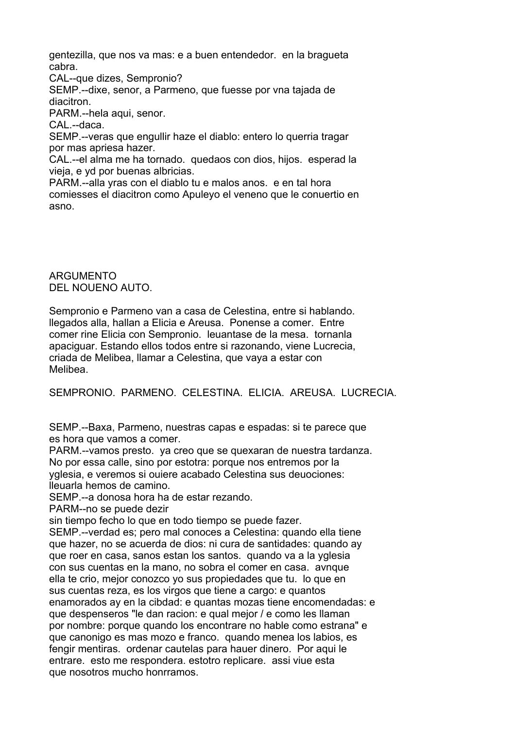gentezilla, que nos va mas: e a buen entendedor. en la bragueta cabra.

CAL--que dizes, Sempronio?

SEMP.--dixe, senor, a Parmeno, que fuesse por vna tajada de diacitron.

PARM.--hela aqui, senor.

CAL.--daca.

SEMP.--veras que engullir haze el diablo: entero lo querria tragar por mas apriesa hazer.

CAL.--el alma me ha tornado. quedaos con dios, hijos. esperad la vieja, e yd por buenas albricias.

PARM.--alla yras con el diablo tu e malos anos. e en tal hora comiesses el diacitron como Apuleyo el veneno que le conuertio en asno.

## ARGUMENTO
## DEL NOUENO AUTO.

Sempronio e Parmeno van a casa de Celestina, entre si hablando. llegados alla, hallan a Elicia e Areusa. Ponense a comer. Entre comer rine Elicia con Sempronio. leuantase de la mesa. tornanla apaciguar. Estando ellos todos entre si razonando, viene Lucrecia, criada de Melibea, llamar a Celestina, que vaya a estar con Melibea.

SEMPRONIO. PARMENO. CELESTINA. ELICIA. AREUSA. LUCRECIA.

SEMP.--Baxa, Parmeno, nuestras capas e espadas: si te parece que es hora que vamos a comer.

PARM.--vamos presto. ya creo que se quexaran de nuestra tardanza. No por essa calle, sino por estotra: porque nos entremos por la yglesia, e veremos si ouiere acabado Celestina sus deuociones: lleuarla hemos de camino.

SEMP.--a donosa hora ha de estar rezando.

PARM--no se puede dezir
sin tiempo fecho lo que en todo tiempo se puede fazer.

SEMP.--verdad es; pero mal conoces a Celestina: quando ella tiene que hazer, no se acuerda de dios: ni cura de santidades: quando ay que roer en casa, sanos estan los santos. quando va a la yglesia con sus cuentas en la mano, no sobra el comer en casa. avnque ella te crio, mejor conozco yo sus propiedades que tu. lo que en sus cuentas reza, es los virgos que tiene a cargo: e quantos enamorados ay en la cibdad: e quantas mozas tiene encomendadas: e que despenseros "le dan racion: e qual mejor / e como les llaman por nombre: porque quando los encontrare no hable como estrana" e que canonigo es mas mozo e franco. quando menea los labios, es fengir mentiras. ordenar cautelas para hauer dinero. Por aqui le entrare. esto me respondera. estotro replicare. assi viue esta que nosotros mucho honrramos.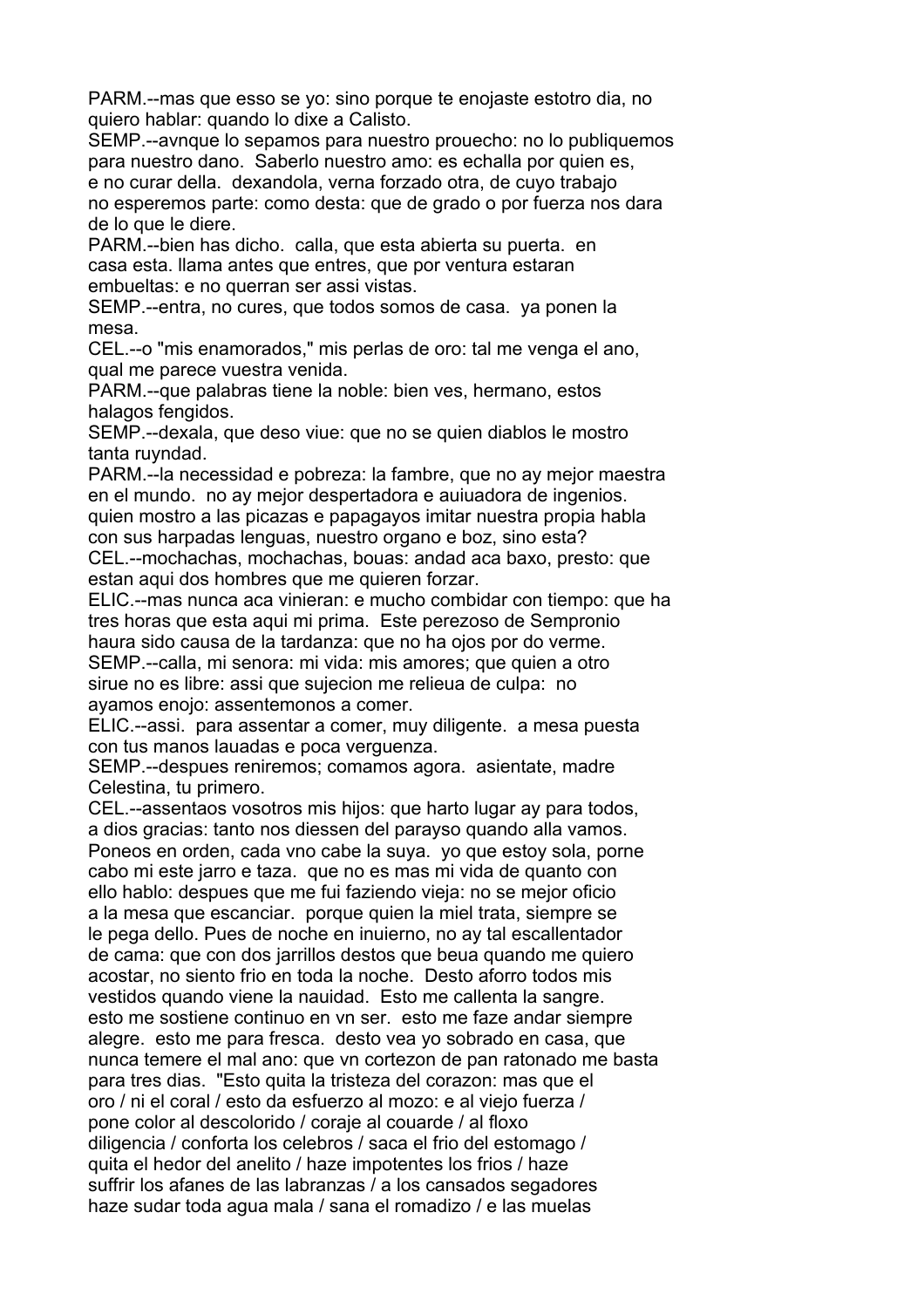PARM.--mas que esso se yo: sino porque te enojaste estotro dia, no quiero hablar: quando lo dixe a Calisto.
SEMP.--avnque lo sepamos para nuestro prouecho: no lo publiquemos para nuestro dano. Saberlo nuestro amo: es echalla por quien es, e no curar della. dexandola, verna forzado otra, de cuyo trabajo no esperemos parte: como desta: que de grado o por fuerza nos dara de lo que le diere.
PARM.--bien has dicho. calla, que esta abierta su puerta. en casa esta. llama antes que entres, que por ventura estaran embueltas: e no querran ser assi vistas.
SEMP.--entra, no cures, que todos somos de casa. ya ponen la mesa.
CEL.--o "mis enamorados," mis perlas de oro: tal me venga el ano, qual me parece vuestra venida.
PARM.--que palabras tiene la noble: bien ves, hermano, estos halagos fengidos.
SEMP.--dexala, que deso viue: que no se quien diablos le mostro tanta ruyndad.
PARM.--la necessidad e pobreza: la fambre, que no ay mejor maestra en el mundo. no ay mejor despertadora e auiuadora de ingenios. quien mostro a las picazas e papagayos imitar nuestra propia habla con sus harpadas lenguas, nuestro organo e boz, sino esta?
CEL.--mochachas, mochachas, bouas: andad aca baxo, presto: que estan aqui dos hombres que me quieren forzar.
ELIC.--mas nunca aca vinieran: e mucho combidar con tiempo: que ha tres horas que esta aqui mi prima. Este perezoso de Sempronio haura sido causa de la tardanza: que no ha ojos por do verme.
SEMP.--calla, mi senora: mi vida: mis amores; que quien a otro sirue no es libre: assi que sujecion me relieua de culpa: no ayamos enojo: assentemonos a comer.
ELIC.--assi. para assentar a comer, muy diligente. a mesa puesta con tus manos lauadas e poca verguenza.
SEMP.--despues reniremos; comamos agora. asientate, madre Celestina, tu primero.
CEL.--assentaos vosotros mis hijos: que harto lugar ay para todos, a dios gracias: tanto nos diessen del parayso quando alla vamos. Poneos en orden, cada vno cabe la suya. yo que estoy sola, porne cabo mi este jarro e taza. que no es mas mi vida de quanto con ello hablo: despues que me fui faziendo vieja: no se mejor oficio a la mesa que escanciar. porque quien la miel trata, siempre se le pega dello. Pues de noche en inuierno, no ay tal escallentador de cama: que con dos jarrillos destos que beua quando me quiero acostar, no siento frio en toda la noche. Desto aforro todos mis vestidos quando viene la nauidad. Esto me callenta la sangre. esto me sostiene continuo en vn ser. esto me faze andar siempre alegre. esto me para fresca. desto vea yo sobrado en casa, que nunca temere el mal ano: que vn cortezon de pan ratonado me basta para tres dias. "Esto quita la tristeza del corazon: mas que el oro / ni el coral / esto da esfuerzo al mozo: e al viejo fuerza / pone color al descolorido / coraje al couarde / al floxo diligencia / conforta los celebros / saca el frio del estomago / quita el hedor del anelito / haze impotentes los frios / haze suffrir los afanes de las labranzas / a los cansados segadores haze sudar toda agua mala / sana el romadizo / e las muelas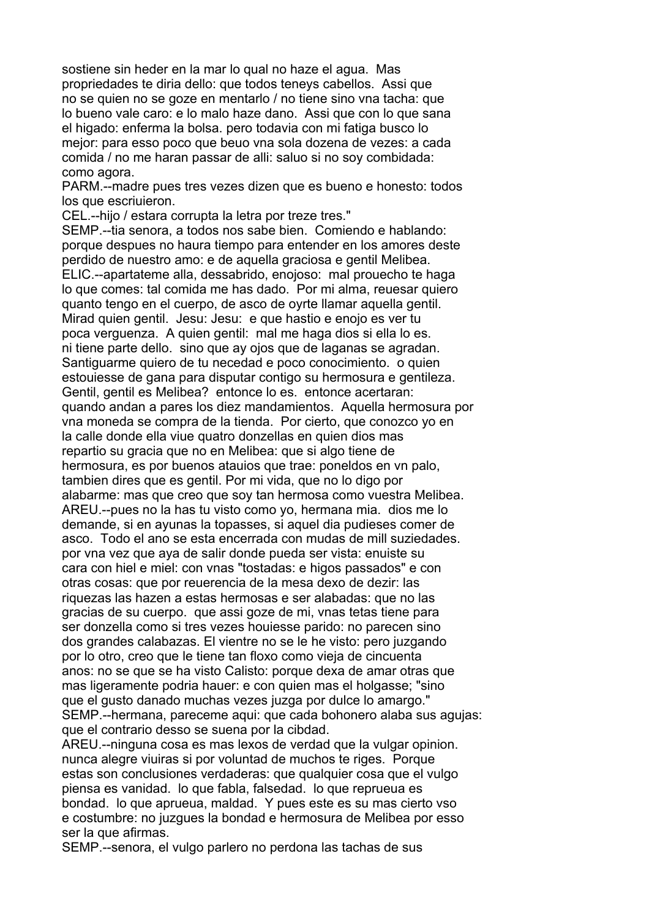sostiene sin heder en la mar lo qual no haze el agua. Mas propriedades te diria dello: que todos teneys cabellos. Assi que no se quien no se goze en mentarlo / no tiene sino vna tacha: que lo bueno vale caro: e lo malo haze dano. Assi que con lo que sana el higado: enferma la bolsa. pero todavia con mi fatiga busco lo mejor: para esso poco que beuo vna sola dozena de vezes: a cada comida / no me haran passar de alli: saluo si no soy combidada: como agora.

PARM.--madre pues tres vezes dizen que es bueno e honesto: todos los que escriuieron.

CEL.--hijo / estara corrupta la letra por treze tres."

SEMP.--tia senora, a todos nos sabe bien. Comiendo e hablando: porque despues no haura tiempo para entender en los amores deste perdido de nuestro amo: e de aquella graciosa e gentil Melibea.

ELIC.--apartateme alla, dessabrido, enojoso: mal prouecho te haga lo que comes: tal comida me has dado. Por mi alma, reuesar quiero quanto tengo en el cuerpo, de asco de oyrte llamar aquella gentil. Mirad quien gentil. Jesu: Jesu: e que hastio e enojo es ver tu poca verguenza. A quien gentil: mal me haga dios si ella lo es. ni tiene parte dello. sino que ay ojos que de laganas se agradan. Santiguarme quiero de tu necedad e poco conocimiento. o quien estouiesse de gana para disputar contigo su hermosura e gentileza. Gentil, gentil es Melibea? entonce lo es. entonce acertaran: quando andan a pares los diez mandamientos. Aquella hermosura por vna moneda se compra de la tienda. Por cierto, que conozco yo en la calle donde ella viue quatro donzellas en quien dios mas repartio su gracia que no en Melibea: que si algo tiene de hermosura, es por buenos atauios que trae: poneldos en vn palo, tambien dires que es gentil. Por mi vida, que no lo digo por alabarme: mas que creo que soy tan hermosa como vuestra Melibea.

AREU.--pues no la has tu visto como yo, hermana mia. dios me lo demande, si en ayunas la topasses, si aquel dia pudieses comer de asco. Todo el ano se esta encerrada con mudas de mill suziedades. por vna vez que aya de salir donde pueda ser vista: enuiste su cara con hiel e miel: con vnas "tostadas: e higos passados" e con otras cosas: que por reuerencia de la mesa dexo de dezir: las riquezas las hazen a estas hermosas e ser alabadas: que no las gracias de su cuerpo. que assi goze de mi, vnas tetas tiene para ser donzella como si tres vezes houiesse parido: no parecen sino dos grandes calabazas. El vientre no se le he visto: pero juzgando por lo otro, creo que le tiene tan floxo como vieja de cincuenta anos: no se que se ha visto Calisto: porque dexa de amar otras que mas ligeramente podria hauer: e con quien mas el holgasse; "sino que el gusto danado muchas vezes juzga por dulce lo amargo."

SEMP.--hermana, pareceme aqui: que cada bohonero alaba sus agujas: que el contrario desso se suena por la cibdad.

AREU.--ninguna cosa es mas lexos de verdad que la vulgar opinion. nunca alegre viuiras si por voluntad de muchos te riges. Porque estas son conclusiones verdaderas: que qualquier cosa que el vulgo piensa es vanidad. lo que fabla, falsedad. lo que reprueua es bondad. lo que aprueua, maldad. Y pues este es su mas cierto vso e costumbre: no juzgues la bondad e hermosura de Melibea por esso ser la que afirmas.

SEMP.--senora, el vulgo parlero no perdona las tachas de sus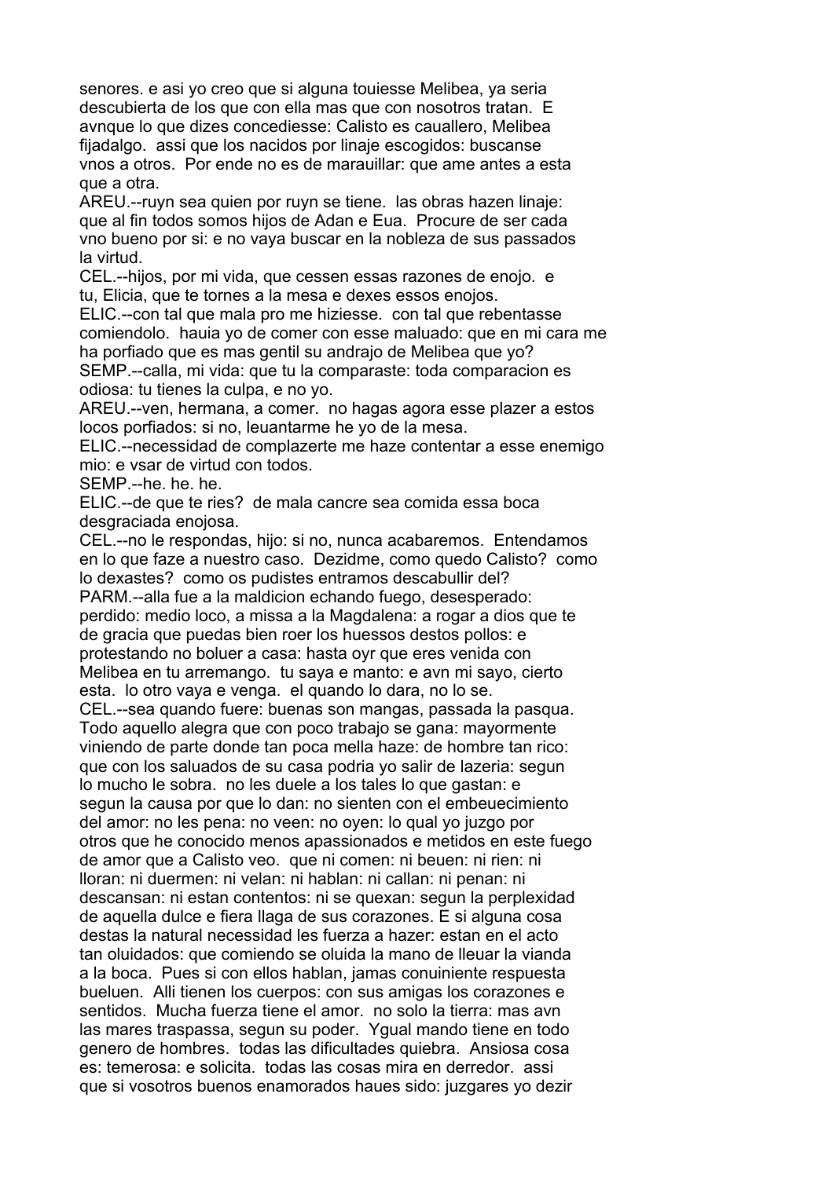senores. e asi yo creo que si alguna touiesse Melibea, ya seria descubierta de los que con ella mas que con nosotros tratan. E avnque lo que dizes concediesse: Calisto es cauallero, Melibea fijadalgo. assi que los nacidos por linaje escogidos: buscanse vnos a otros. Por ende no es de marauillar: que ame antes a esta que a otra.

AREU.--ruyn sea quien por ruyn se tiene. las obras hazen linaje: que al fin todos somos hijos de Adan e Eua. Procure de ser cada vno bueno por si: e no vaya buscar en la nobleza de sus passados la virtud.

CEL.--hijos, por mi vida, que cessen essas razones de enojo. e tu, Elicia, que te tornes a la mesa e dexes essos enojos.

ELIC.--con tal que mala pro me hiziesse. con tal que rebentasse comiendolo. hauia yo de comer con esse maluado: que en mi cara me ha porfiado que es mas gentil su andrajo de Melibea que yo?

SEMP.--calla, mi vida: que tu la comparaste: toda comparacion es odiosa: tu tienes la culpa, e no yo.

AREU.--ven, hermana, a comer. no hagas agora esse plazer a estos locos porfiados: si no, leuantarme he yo de la mesa.

ELIC.--necessidad de complazerte me haze contentar a esse enemigo mio: e vsar de virtud con todos.

SEMP.--he. he. he.

ELIC.--de que te ries? de mala cancre sea comida essa boca desgraciada enojosa.

CEL.--no le respondas, hijo: si no, nunca acabaremos. Entendamos en lo que faze a nuestro caso. Dezidme, como quedo Calisto? como lo dexastes? como os pudistes entramos descabullir del?

PARM.--alla fue a la maldicion echando fuego, desesperado: perdido: medio loco, a missa a la Magdalena: a rogar a dios que te de gracia que puedas bien roer los huessos destos pollos: e protestando no boluer a casa: hasta oyr que eres venida con Melibea en tu arremango. tu saya e manto: e avn mi sayo, cierto esta. lo otro vaya e venga. el quando lo dara, no lo se.

CEL.--sea quando fuere: buenas son mangas, passada la pasqua. Todo aquello alegra que con poco trabajo se gana: mayormente viniendo de parte donde tan poca mella haze: de hombre tan rico: que con los saluados de su casa podria yo salir de lazeria: segun lo mucho le sobra. no les duele a los tales lo que gastan: e segun la causa por que lo dan: no sienten con el embeuecimiento del amor: no les pena: no veen: no oyen: lo qual yo juzgo por otros que he conocido menos apassionados e metidos en este fuego de amor que a Calisto veo. que ni comen: ni beuen: ni rien: ni lloran: ni duermen: ni velan: ni hablan: ni callan: ni penan: ni descansan: ni estan contentos: ni se quexan: segun la perplexidad de aquella dulce e fiera llaga de sus corazones. E si alguna cosa destas la natural necessidad les fuerza a hazer: estan en el acto tan oluidados: que comiendo se oluida la mano de lleuar la vianda a la boca. Pues si con ellos hablan, jamas conuiniente respuesta bueluen. Alli tienen los cuerpos: con sus amigas los corazones e sentidos. Mucha fuerza tiene el amor. no solo la tierra: mas avn las mares traspassa, segun su poder. Ygual mando tiene en todo genero de hombres. todas las dificultades quiebra. Ansiosa cosa es: temerosa: e solicita. todas las cosas mira en derredor. assi que si vosotros buenos enamorados haues sido: juzgares yo dezir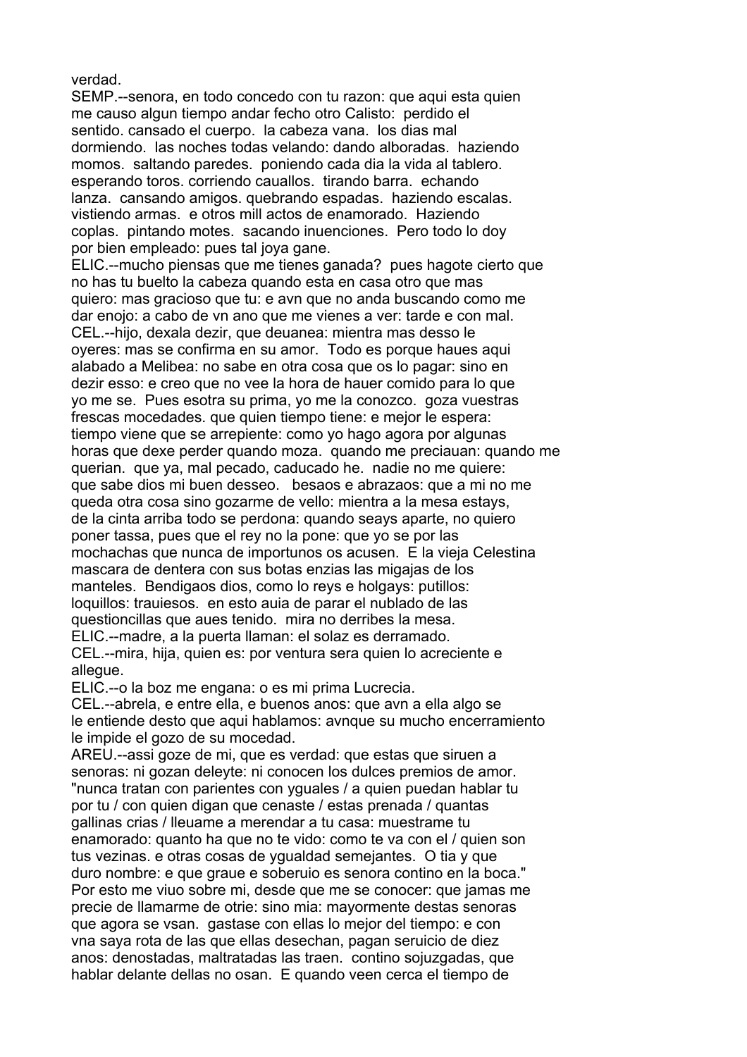verdad.
SEMP.--senora, en todo concedo con tu razon: que aqui esta quien me causo algun tiempo andar fecho otro Calisto: perdido el sentido. cansado el cuerpo. la cabeza vana. los dias mal dormiendo. las noches todas velando: dando alboradas. haziendo momos. saltando paredes. poniendo cada dia la vida al tablero. esperando toros. corriendo cauallos. tirando barra. echando lanza. cansando amigos. quebrando espadas. haziendo escalas. vistiendo armas. e otros mill actos de enamorado. Haziendo coplas. pintando motes. sacando inuenciones. Pero todo lo doy por bien empleado: pues tal joya gane.
ELIC.--mucho piensas que me tienes ganada? pues hagote cierto que no has tu buelto la cabeza quando esta en casa otro que mas quiero: mas gracioso que tu: e avn que no anda buscando como me dar enojo: a cabo de vn ano que me vienes a ver: tarde e con mal.
CEL.--hijo, dexala dezir, que deuanea: mientra mas desso le oyeres: mas se confirma en su amor. Todo es porque haues aqui alabado a Melibea: no sabe en otra cosa que os lo pagar: sino en dezir esso: e creo que no vee la hora de hauer comido para lo que yo me se. Pues esotra su prima, yo me la conozco. goza vuestras frescas mocedades. que quien tiempo tiene: e mejor le espera: tiempo viene que se arrepiente: como yo hago agora por algunas horas que dexe perder quando moza. quando me preciauan: quando me querian. que ya, mal pecado, caducado he. nadie no me quiere: que sabe dios mi buen desseo. besaos e abrazaos: que a mi no me queda otra cosa sino gozarme de vello: mientra a la mesa estays, de la cinta arriba todo se perdona: quando seays aparte, no quiero poner tassa, pues que el rey no la pone: que yo se por las mochachas que nunca de importunos os acusen. E la vieja Celestina mascara de dentera con sus botas enzias las migajas de los manteles. Bendigaos dios, como lo reys e holgays: putillos: loquillos: trauiesos. en esto auia de parar el nublado de las questioncillas que aues tenido. mira no derribes la mesa.
ELIC.--madre, a la puerta llaman: el solaz es derramado.
CEL.--mira, hija, quien es: por ventura sera quien lo acreciente e allegue.
ELIC.--o la boz me engana: o es mi prima Lucrecia.
CEL.--abrela, e entre ella, e buenos anos: que avn a ella algo se le entiende desto que aqui hablamos: avnque su mucho encerramiento le impide el gozo de su mocedad.
AREU.--assi goze de mi, que es verdad: que estas que siruen a senoras: ni gozan deleyte: ni conocen los dulces premios de amor. "nunca tratan con parientes con yguales / a quien puedan hablar tu por tu / con quien digan que cenaste / estas prenada / quantas gallinas crias / lleuame a merendar a tu casa: muestrame tu enamorado: quanto ha que no te vido: como te va con el / quien son tus vezinas. e otras cosas de ygualdad semejantes. O tia y que duro nombre: e que graue e soberuio es senora contino en la boca." Por esto me viuo sobre mi, desde que me se conocer: que jamas me precie de llamarme de otrie: sino mia: mayormente destas senoras que agora se vsan. gastase con ellas lo mejor del tiempo: e con vna saya rota de las que ellas desechan, pagan seruicio de diez anos: denostadas, maltratadas las traen. contino sojuzgadas, que hablar delante dellas no osan. E quando veen cerca el tiempo de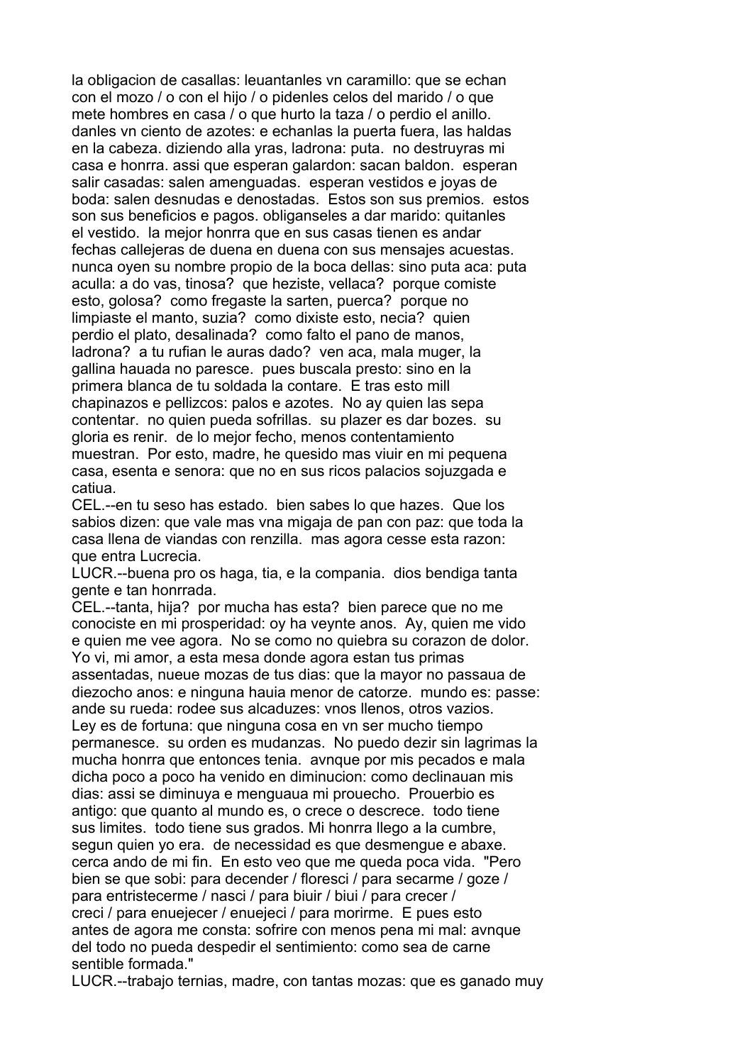la obligacion de casallas: leuantanles vn caramillo: que se echan con el mozo / o con el hijo / o pidenles celos del marido / o que mete hombres en casa / o que hurto la taza / o perdio el anillo. danles vn ciento de azotes: e echanlas la puerta fuera, las haldas en la cabeza. diziendo alla yras, ladrona: puta. no destruyras mi casa e honrra. assi que esperan galardon: sacan baldon. esperan salir casadas: salen amenguadas. esperan vestidos e joyas de boda: salen desnudas e denostadas. Estos son sus premios. estos son sus beneficios e pagos. obliganseles a dar marido: quitanles el vestido. la mejor honrra que en sus casas tienen es andar fechas callejeras de duena en duena con sus mensajes acuestas. nunca oyen su nombre propio de la boca dellas: sino puta aca: puta aculla: a do vas, tinosa? que heziste, vellaca? porque comiste esto, golosa? como fregaste la sarten, puerca? porque no limpiaste el manto, suzia? como dixiste esto, necia? quien perdio el plato, desalinada? como falto el pano de manos, ladrona? a tu rufian le auras dado? ven aca, mala muger, la gallina hauada no paresce. pues buscala presto: sino en la primera blanca de tu soldada la contare. E tras esto mill chapinazos e pellizcos: palos e azotes. No ay quien las sepa contentar. no quien pueda sofrillas. su plazer es dar bozes. su gloria es renir. de lo mejor fecho, menos contentamiento muestran. Por esto, madre, he quesido mas viuir en mi pequena casa, esenta e senora: que no en sus ricos palacios sojuzgada e catiua.

CEL.--en tu seso has estado. bien sabes lo que hazes. Que los sabios dizen: que vale mas vna migaja de pan con paz: que toda la casa llena de viandas con renzilla. mas agora cesse esta razon: que entra Lucrecia.

LUCR.--buena pro os haga, tia, e la compania. dios bendiga tanta gente e tan honrrada.

CEL.--tanta, hija? por mucha has esta? bien parece que no me conociste en mi prosperidad: oy ha veynte anos. Ay, quien me vido e quien me vee agora. No se como no quiebra su corazon de dolor. Yo vi, mi amor, a esta mesa donde agora estan tus primas assentadas, nueue mozas de tus dias: que la mayor no passaua de diezocho anos: e ninguna hauia menor de catorze. mundo es: passe: ande su rueda: rodee sus alcaduzes: vnos llenos, otros vazios. Ley es de fortuna: que ninguna cosa en vn ser mucho tiempo permanesce. su orden es mudanzas. No puedo dezir sin lagrimas la mucha honrra que entonces tenia. avnque por mis pecados e mala dicha poco a poco ha venido en diminucion: como declinauan mis dias: assi se diminuya e menguaua mi prouecho. Prouerbio es antigo: que quanto al mundo es, o crece o descrece. todo tiene sus limites. todo tiene sus grados. Mi honrra llego a la cumbre, segun quien yo era. de necessidad es que desmengue e abaxe. cerca ando de mi fin. En esto veo que me queda poca vida. "Pero bien se que sobi: para decender / floresci / para secarme / goze / para entristecerme / nasci / para biuir / biui / para crecer / creci / para enuejecer / enuejeci / para morirme. E pues esto antes de agora me consta: sofrire con menos pena mi mal: avnque del todo no pueda despedir el sentimiento: como sea de carne sentible formada."

LUCR.--trabajo ternias, madre, con tantas mozas: que es ganado muy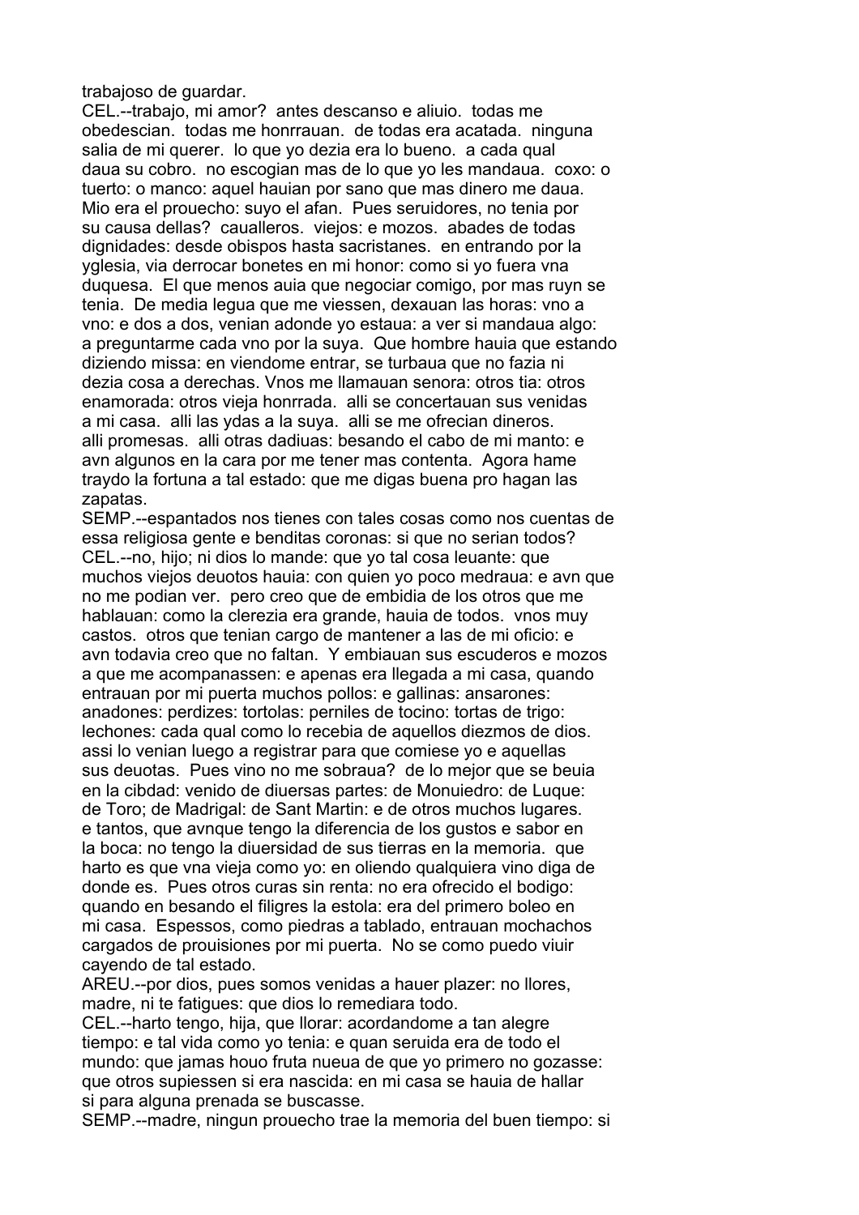trabajoso de guardar.

CEL.--trabajo, mi amor? antes descanso e aliuio. todas me obedescian. todas me honrrauan. de todas era acatada. ninguna salia de mi querer. lo que yo dezia era lo bueno. a cada qual daua su cobro. no escogian mas de lo que yo les mandaua. coxo: o tuerto: o manco: aquel hauian por sano que mas dinero me daua. Mio era el prouecho: suyo el afan. Pues seruidores, no tenia por su causa dellas? caualleros. viejos: e mozos. abades de todas dignidades: desde obispos hasta sacristanes. en entrando por la yglesia, via derrocar bonetes en mi honor: como si yo fuera vna duquesa. El que menos auia que negociar comigo, por mas ruyn se tenia. De media legua que me viessen, dexauan las horas: vno a vno: e dos a dos, venian adonde yo estaua: a ver si mandaua algo: a preguntarme cada vno por la suya. Que hombre hauia que estando diziendo missa: en viendome entrar, se turbaua que no fazia ni dezia cosa a derechas. Vnos me llamauan senora: otros tia: otros enamorada: otros vieja honrrada. alli se concertauan sus venidas a mi casa. alli las ydas a la suya. alli se me ofrecian dineros. alli promesas. alli otras dadiuas: besando el cabo de mi manto: e avn algunos en la cara por me tener mas contenta. Agora hame traydo la fortuna a tal estado: que me digas buena pro hagan las zapatas.

SEMP.--espantados nos tienes con tales cosas como nos cuentas de essa religiosa gente e benditas coronas: si que no serian todos?

CEL.--no, hijo; ni dios lo mande: que yo tal cosa leuante: que muchos viejos deuotos hauia: con quien yo poco medraua: e avn que no me podian ver. pero creo que de embidia de los otros que me hablauan: como la clerezia era grande, hauia de todos. vnos muy castos. otros que tenian cargo de mantener a las de mi oficio: e avn todavia creo que no faltan. Y embiauan sus escuderos e mozos a que me acompanassen: e apenas era llegada a mi casa, quando entrauan por mi puerta muchos pollos: e gallinas: ansarones: anadones: perdizes: tortolas: perniles de tocino: tortas de trigo: lechones: cada qual como lo recebia de aquellos diezmos de dios. assi lo venian luego a registrar para que comiese yo e aquellas sus deuotas. Pues vino no me sobraua? de lo mejor que se beuia en la cibdad: venido de diuersas partes: de Monuiedro: de Luque: de Toro; de Madrigal: de Sant Martin: e de otros muchos lugares. e tantos, que avnque tengo la diferencia de los gustos e sabor en la boca: no tengo la diuersidad de sus tierras en la memoria. que harto es que vna vieja como yo: en oliendo qualquiera vino diga de donde es. Pues otros curas sin renta: no era ofrecido el bodigo: quando en besando el filigres la estola: era del primero boleo en mi casa. Espessos, como piedras a tablado, entrauan mochachos cargados de prouisiones por mi puerta. No se como puedo viuir cayendo de tal estado.

AREU.--por dios, pues somos venidas a hauer plazer: no llores, madre, ni te fatigues: que dios lo remediara todo.

CEL.--harto tengo, hija, que llorar: acordandome a tan alegre tiempo: e tal vida como yo tenia: e quan seruida era de todo el mundo: que jamas houo fruta nueua de que yo primero no gozasse: que otros supiessen si era nascida: en mi casa se hauia de hallar si para alguna prenada se buscasse.

SEMP.--madre, ningun prouecho trae la memoria del buen tiempo: si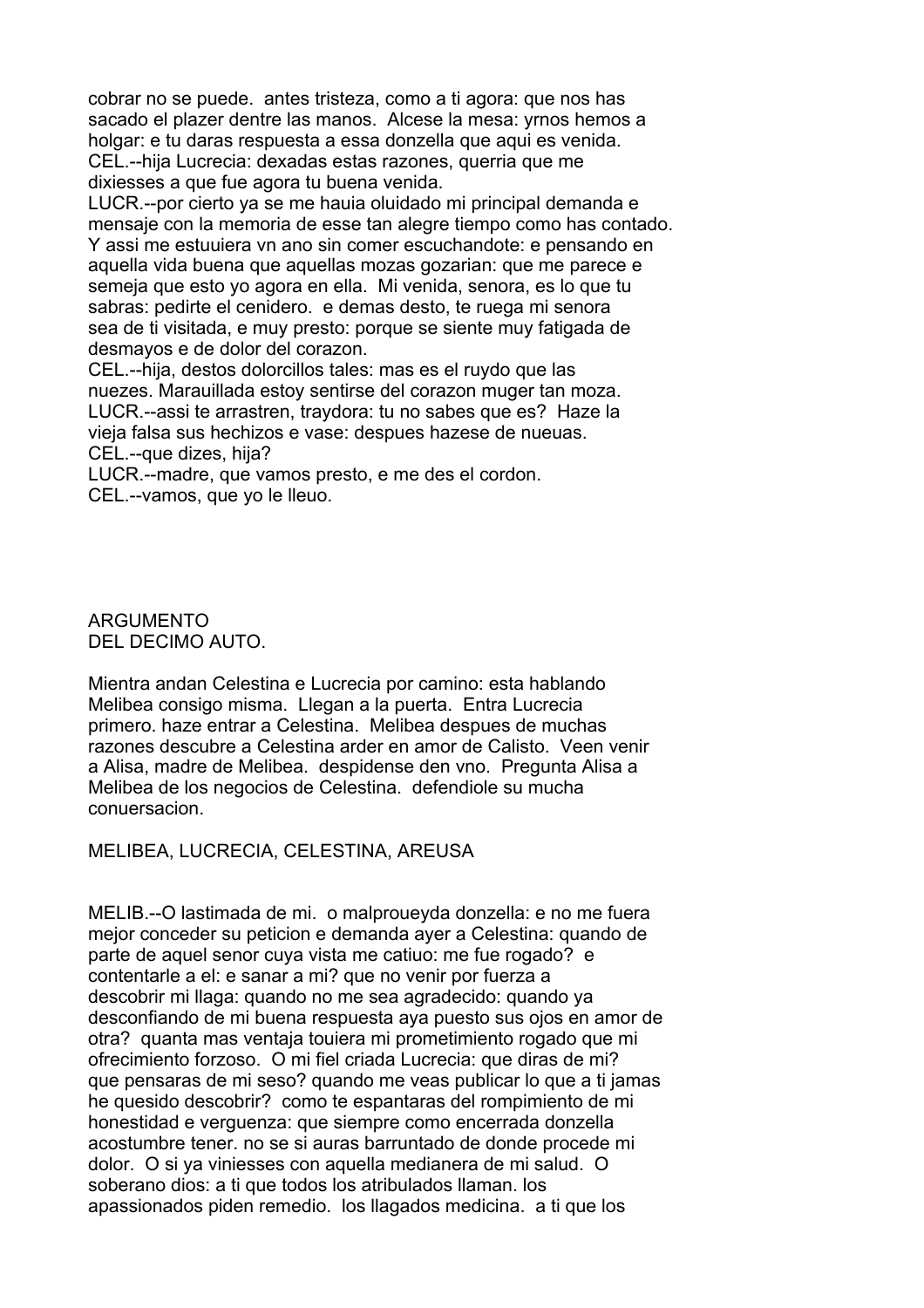cobrar no se puede. antes tristeza, como a ti agora: que nos has sacado el plazer dentre las manos. Alcese la mesa: yrnos hemos a holgar: e tu daras respuesta a essa donzella que aqui es venida.

CEL.--hija Lucrecia: dexadas estas razones, querria que me dixiesses a que fue agora tu buena venida.

LUCR.--por cierto ya se me hauia oluidado mi principal demanda e mensaje con la memoria de esse tan alegre tiempo como has contado. Y assi me estuuiera vn ano sin comer escuchandote: e pensando en aquella vida buena que aquellas mozas gozarian: que me parece e semeja que esto yo agora en ella. Mi venida, senora, es lo que tu sabras: pedirte el cenidero. e demas desto, te ruega mi senora sea de ti visitada, e muy presto: porque se siente muy fatigada de desmayos e de dolor del corazon.

CEL.--hija, destos dolorcillos tales: mas es el ruydo que las nuezes. Marauillada estoy sentirse del corazon muger tan moza.

LUCR.--assi te arrastren, traydora: tu no sabes que es? Haze la vieja falsa sus hechizos e vase: despues hazese de nueuas.

CEL.--que dizes, hija?

LUCR.--madre, que vamos presto, e me des el cordon.

CEL.--vamos, que yo le lleuo.

## ARGUMENTO
## DEL DECIMO AUTO.

Mientra andan Celestina e Lucrecia por camino: esta hablando Melibea consigo misma. Llegan a la puerta. Entra Lucrecia primero. haze entrar a Celestina. Melibea despues de muchas razones descubre a Celestina arder en amor de Calisto. Veen venir a Alisa, madre de Melibea. despidense den vno. Pregunta Alisa a Melibea de los negocios de Celestina. defendiole su mucha conuersacion.

MELIBEA, LUCRECIA, CELESTINA, AREUSA

MELIB.--O lastimada de mi. o malproueyda donzella: e no me fuera mejor conceder su peticion e demanda ayer a Celestina: quando de parte de aquel senor cuya vista me catiuo: me fue rogado? e contentarle a el: e sanar a mi? que no venir por fuerza a descobrir mi llaga: quando no me sea agradecido: quando ya desconfiando de mi buena respuesta aya puesto sus ojos en amor de otra? quanta mas ventaja touiera mi prometimiento rogado que mi ofrecimiento forzoso. O mi fiel criada Lucrecia: que diras de mi? que pensaras de mi seso? quando me veas publicar lo que a ti jamas he quesido descobrir? como te espantaras del rompimiento de mi honestidad e verguenza: que siempre como encerrada donzella acostumbre tener. no se si auras barruntado de donde procede mi dolor. O si ya viniesses con aquella medianera de mi salud. O soberano dios: a ti que todos los atribulados llaman. los apassionados piden remedio. los llagados medicina. a ti que los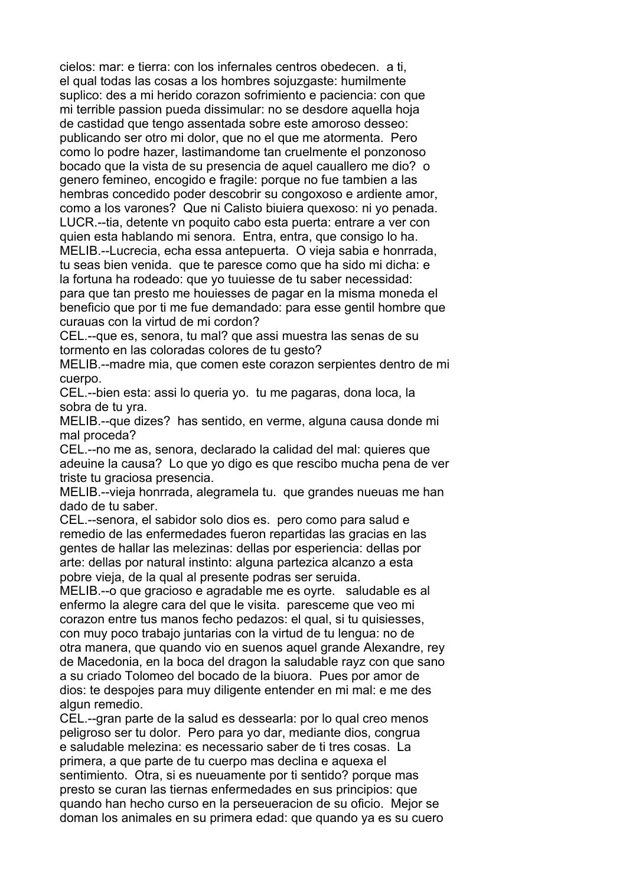cielos: mar: e tierra: con los infernales centros obedecen. a ti, el qual todas las cosas a los hombres sojuzgaste: humilmente suplico: des a mi herido corazon sofrimiento e paciencia: con que mi terrible passion pueda dissimular: no se desdore aquella hoja de castidad que tengo assentada sobre este amoroso desseo: publicando ser otro mi dolor, que no el que me atormenta. Pero como lo podre hazer, lastimandome tan cruelmente el ponzonoso bocado que la vista de su presencia de aquel cauallero me dio? o genero femineo, encogido e fragile: porque no fue tambien a las hembras concedido poder descobrir su congoxoso e ardiente amor, como a los varones? Que ni Calisto biuiera quexoso: ni yo penada.
LUCR.--tia, detente vn poquito cabo esta puerta: entrare a ver con quien esta hablando mi senora. Entra, entra, que consigo lo ha.
MELIB.--Lucrecia, echa essa antepuerta. O vieja sabia e honrrada, tu seas bien venida. que te paresce como que ha sido mi dicha: e la fortuna ha rodeado: que yo tuuiesse de tu saber necessidad: para que tan presto me houiesses de pagar en la misma moneda el beneficio que por ti me fue demandado: para esse gentil hombre que curauas con la virtud de mi cordon?
CEL.--que es, senora, tu mal? que assi muestra las senas de su tormento en las coloradas colores de tu gesto?
MELIB.--madre mia, que comen este corazon serpientes dentro de mi cuerpo.
CEL.--bien esta: assi lo queria yo. tu me pagaras, dona loca, la sobra de tu yra.
MELIB.--que dizes? has sentido, en verme, alguna causa donde mi mal proceda?
CEL.--no me as, senora, declarado la calidad del mal: quieres que adeuine la causa? Lo que yo digo es que rescibo mucha pena de ver triste tu graciosa presencia.
MELIB.--vieja honrrada, alegramela tu. que grandes nueuas me han dado de tu saber.
CEL.--senora, el sabidor solo dios es. pero como para salud e remedio de las enfermedades fueron repartidas las gracias en las gentes de hallar las melezinas: dellas por esperiencia: dellas por arte: dellas por natural instinto: alguna partezica alcanzo a esta pobre vieja, de la qual al presente podras ser seruida.
MELIB.--o que gracioso e agradable me es oyrte. saludable es al enfermo la alegre cara del que le visita. paresceme que veo mi corazon entre tus manos fecho pedazos: el qual, si tu quisiesses, con muy poco trabajo juntarias con la virtud de tu lengua: no de otra manera, que quando vio en suenos aquel grande Alexandre, rey de Macedonia, en la boca del dragon la saludable rayz con que sano a su criado Tolomeo del bocado de la biuora. Pues por amor de dios: te despojes para muy diligente entender en mi mal: e me des algun remedio.
CEL.--gran parte de la salud es dessearla: por lo qual creo menos peligroso ser tu dolor. Pero para yo dar, mediante dios, congrua e saludable melezina: es necessario saber de ti tres cosas. La primera, a que parte de tu cuerpo mas declina e aquexa el sentimiento. Otra, si es nueuamente por ti sentido? porque mas presto se curan las tiernas enfermedades en sus principios: que quando han hecho curso en la perseueracion de su oficio. Mejor se doman los animales en su primera edad: que quando ya es su cuero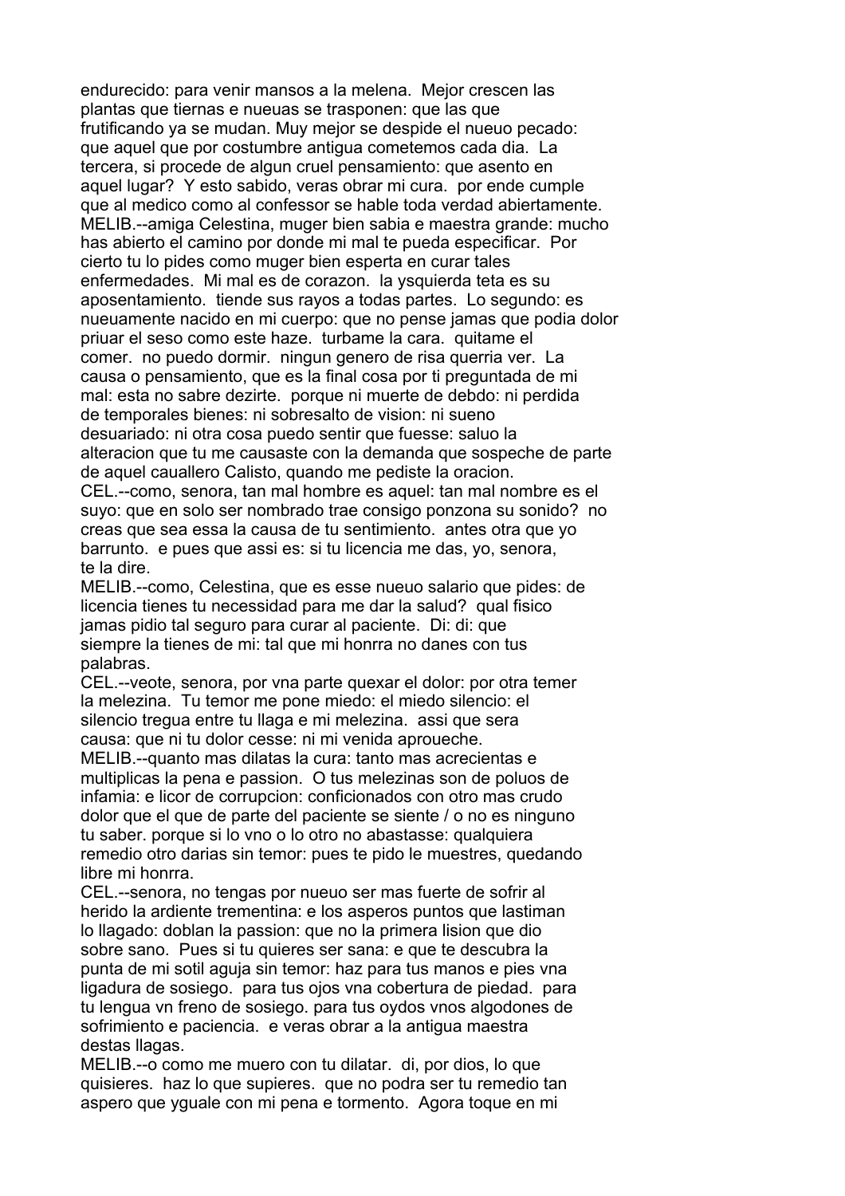endurecido: para venir mansos a la melena. Mejor crescen las plantas que tiernas e nueuas se trasponen: que las que frutificando ya se mudan. Muy mejor se despide el nueuo pecado: que aquel que por costumbre antigua cometemos cada dia. La tercera, si procede de algun cruel pensamiento: que asento en aquel lugar? Y esto sabido, veras obrar mi cura. por ende cumple que al medico como al confessor se hable toda verdad abiertamente.

MELIB.--amiga Celestina, muger bien sabia e maestra grande: mucho has abierto el camino por donde mi mal te pueda especificar. Por cierto tu lo pides como muger bien esperta en curar tales enfermedades. Mi mal es de corazon. la ysquierda teta es su aposentamiento. tiende sus rayos a todas partes. Lo segundo: es nueuamente nacido en mi cuerpo: que no pense jamas que podia dolor priuar el seso como este haze. turbame la cara. quitame el comer. no puedo dormir. ningun genero de risa querria ver. La causa o pensamiento, que es la final cosa por ti preguntada de mi mal: esta no sabre dezirte. porque ni muerte de debdo: ni perdida de temporales bienes: ni sobresalto de vision: ni sueno desuariado: ni otra cosa puedo sentir que fuesse: saluo la alteracion que tu me causaste con la demanda que sospeche de parte de aquel cauallero Calisto, quando me pediste la oracion.

CEL.--como, senora, tan mal hombre es aquel: tan mal nombre es el suyo: que en solo ser nombrado trae consigo ponzona su sonido? no creas que sea essa la causa de tu sentimiento. antes otra que yo barrunto. e pues que assi es: si tu licencia me das, yo, senora, te la dire.

MELIB.--como, Celestina, que es esse nueuo salario que pides: de licencia tienes tu necessidad para me dar la salud? qual fisico jamas pidio tal seguro para curar al paciente. Di: di: que siempre la tienes de mi: tal que mi honrra no danes con tus palabras.

CEL.--veote, senora, por vna parte quexar el dolor: por otra temer la melezina. Tu temor me pone miedo: el miedo silencio: el silencio tregua entre tu llaga e mi melezina. assi que sera causa: que ni tu dolor cesse: ni mi venida aproueche.

MELIB.--quanto mas dilatas la cura: tanto mas acrecientas e multiplicas la pena e passion. O tus melezinas son de poluos de infamia: e licor de corrupcion: conficionados con otro mas crudo dolor que el que de parte del paciente se siente / o no es ninguno tu saber. porque si lo vno o lo otro no abastasse: qualquiera remedio otro darias sin temor: pues te pido le muestres, quedando libre mi honrra.

CEL.--senora, no tengas por nueuo ser mas fuerte de sofrir al herido la ardiente trementina: e los asperos puntos que lastiman lo llagado: doblan la passion: que no la primera lision que dio sobre sano. Pues si tu quieres ser sana: e que te descubra la punta de mi sotil aguja sin temor: haz para tus manos e pies vna ligadura de sosiego. para tus ojos vna cobertura de piedad. para tu lengua vn freno de sosiego. para tus oydos vnos algodones de sofrimiento e paciencia. e veras obrar a la antigua maestra destas llagas.

MELIB.--o como me muero con tu dilatar. di, por dios, lo que quisieres. haz lo que supieres. que no podra ser tu remedio tan aspero que yguale con mi pena e tormento. Agora toque en mi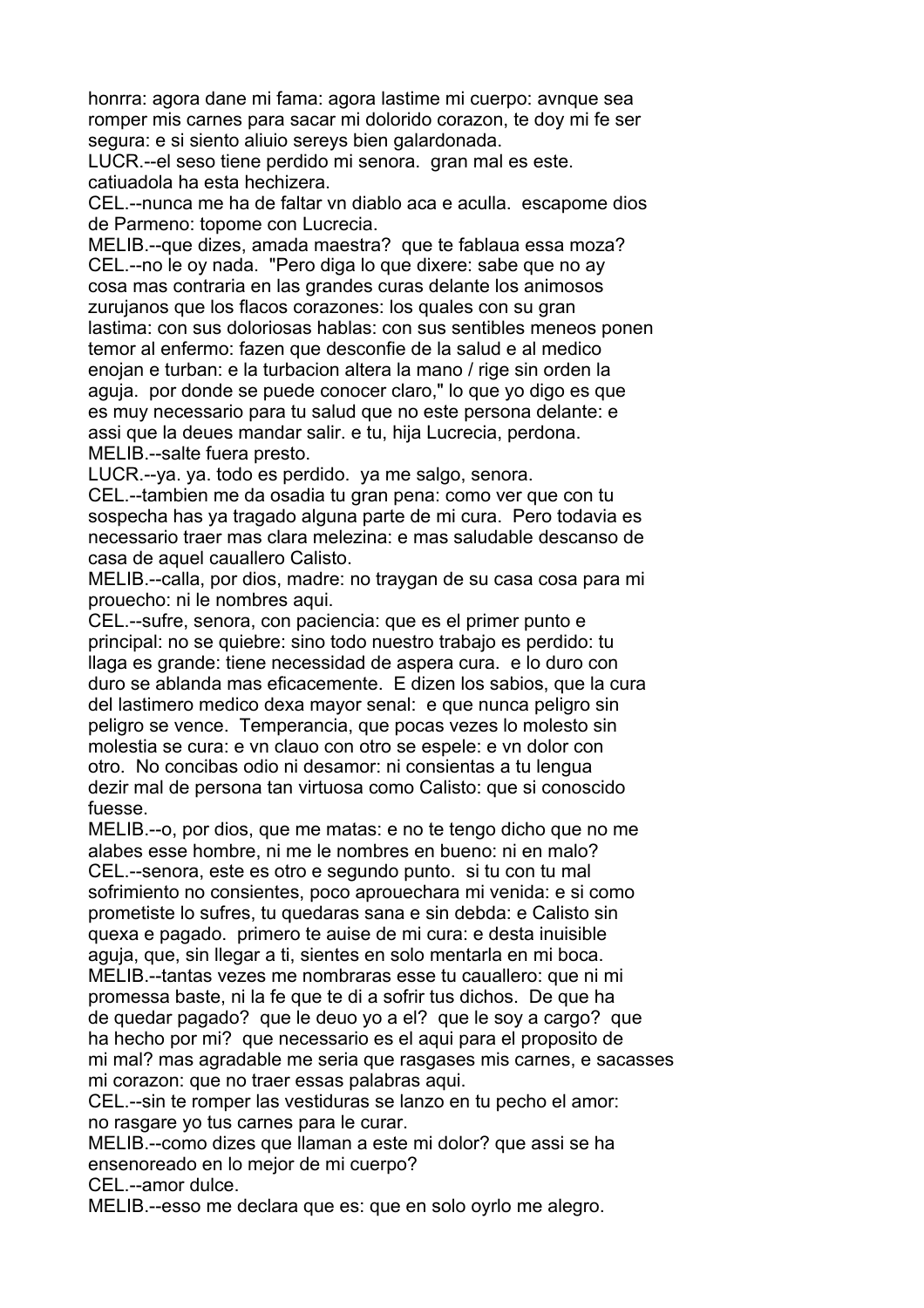honrra: agora dane mi fama: agora lastime mi cuerpo: avnque sea romper mis carnes para sacar mi dolorido corazon, te doy mi fe ser segura: e si siento aliuio sereys bien galardonada.

LUCR.--el seso tiene perdido mi senora. gran mal es este. catiuadola ha esta hechizera.

CEL.--nunca me ha de faltar vn diablo aca e aculla. escapome dios de Parmeno: topome con Lucrecia.

MELIB.--que dizes, amada maestra? que te fablaua essa moza?

CEL.--no le oy nada. "Pero diga lo que dixere: sabe que no ay cosa mas contraria en las grandes curas delante los animosos zurujanos que los flacos corazones: los quales con su gran lastima: con sus doloriosas hablas: con sus sentibles meneos ponen temor al enfermo: fazen que desconfie de la salud e al medico enojan e turban: e la turbacion altera la mano / rige sin orden la aguja. por donde se puede conocer claro," lo que yo digo es que es muy necessario para tu salud que no este persona delante: e assi que la deues mandar salir. e tu, hija Lucrecia, perdona.

MELIB.--salte fuera presto.

LUCR.--ya. ya. todo es perdido. ya me salgo, senora.

CEL.--tambien me da osadia tu gran pena: como ver que con tu sospecha has ya tragado alguna parte de mi cura. Pero todavia es necessario traer mas clara melezina: e mas saludable descanso de casa de aquel cauallero Calisto.

MELIB.--calla, por dios, madre: no traygan de su casa cosa para mi prouecho: ni le nombres aqui.

CEL.--sufre, senora, con paciencia: que es el primer punto e principal: no se quiebre: sino todo nuestro trabajo es perdido: tu llaga es grande: tiene necessidad de aspera cura. e lo duro con duro se ablanda mas eficacemente. E dizen los sabios, que la cura del lastimero medico dexa mayor senal: e que nunca peligro sin peligro se vence. Temperancia, que pocas vezes lo molesto sin molestia se cura: e vn clauo con otro se espele: e vn dolor con otro. No concibas odio ni desamor: ni consientas a tu lengua dezir mal de persona tan virtuosa como Calisto: que si conoscido fuesse.

MELIB.--o, por dios, que me matas: e no te tengo dicho que no me alabes esse hombre, ni me le nombres en bueno: ni en malo?

CEL.--senora, este es otro e segundo punto. si tu con tu mal sofrimiento no consientes, poco aprouechara mi venida: e si como prometiste lo sufres, tu quedaras sana e sin debda: e Calisto sin quexa e pagado. primero te auise de mi cura: e desta inuisible aguja, que, sin llegar a ti, sientes en solo mentarla en mi boca.

MELIB.--tantas vezes me nombraras esse tu cauallero: que ni mi promessa baste, ni la fe que te di a sofrir tus dichos. De que ha de quedar pagado? que le deuo yo a el? que le soy a cargo? que ha hecho por mi? que necessario es el aqui para el proposito de mi mal? mas agradable me seria que rasgases mis carnes, e sacasses mi corazon: que no traer essas palabras aqui.

CEL.--sin te romper las vestiduras se lanzo en tu pecho el amor: no rasgare yo tus carnes para le curar.

MELIB.--como dizes que llaman a este mi dolor? que assi se ha ensenoreado en lo mejor de mi cuerpo?

CEL.--amor dulce.

MELIB.--esso me declara que es: que en solo oyrlo me alegro.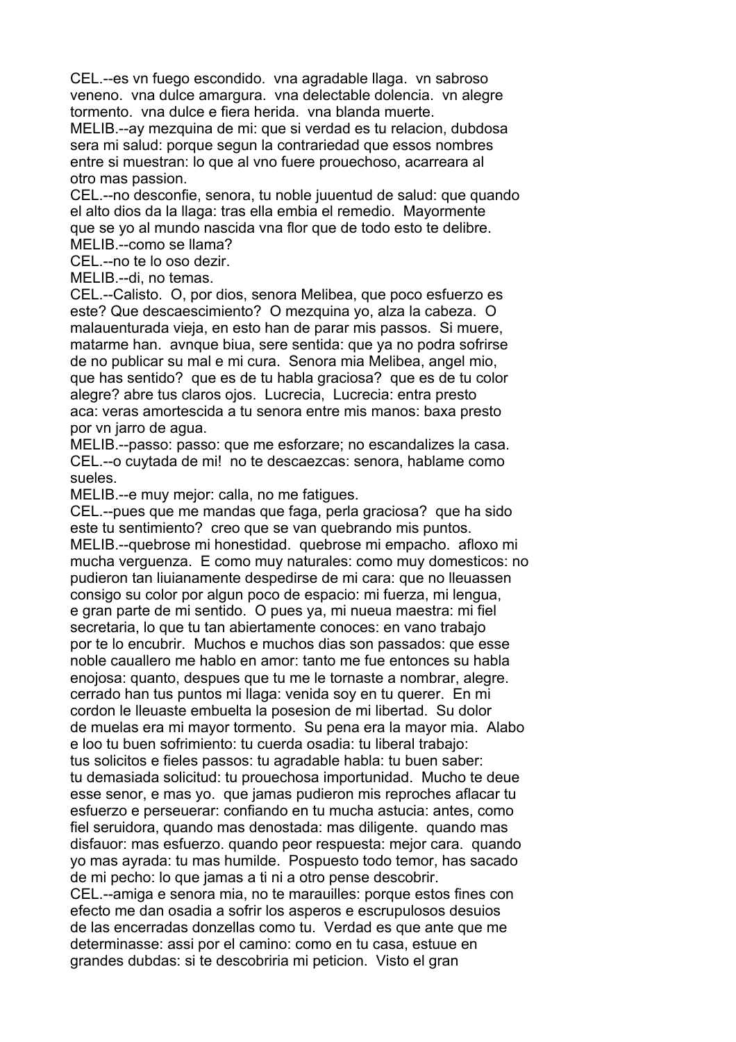CEL.--es vn fuego escondido. vna agradable llaga. vn sabroso veneno. vna dulce amargura. vna delectable dolencia. vn alegre tormento. vna dulce e fiera herida. vna blanda muerte.

MELIB.--ay mezquina de mi: que si verdad es tu relacion, dubdosa sera mi salud: porque segun la contrariedad que essos nombres entre si muestran: lo que al vno fuere prouechoso, acarreara al otro mas passion.

CEL.--no desconfie, senora, tu noble juuentud de salud: que quando el alto dios da la llaga: tras ella embia el remedio. Mayormente que se yo al mundo nascida vna flor que de todo esto te delibre.

MELIB.--como se llama?

CEL.--no te lo oso dezir.

MELIB.--di, no temas.

CEL.--Calisto. O, por dios, senora Melibea, que poco esfuerzo es este? Que descaescimiento? O mezquina yo, alza la cabeza. O malauenturada vieja, en esto han de parar mis passos. Si muere, matarme han. avnque biua, sere sentida: que ya no podra sofrirse de no publicar su mal e mi cura. Senora mia Melibea, angel mio, que has sentido? que es de tu habla graciosa? que es de tu color alegre? abre tus claros ojos. Lucrecia, Lucrecia: entra presto aca: veras amortescida a tu senora entre mis manos: baxa presto por vn jarro de agua.

MELIB.--passo: passo: que me esforzare; no escandalizes la casa.

CEL.--o cuytada de mi! no te descaezcas: senora, hablame como sueles.

MELIB.--e muy mejor: calla, no me fatigues.

CEL.--pues que me mandas que faga, perla graciosa? que ha sido este tu sentimiento? creo que se van quebrando mis puntos.

MELIB.--quebrose mi honestidad. quebrose mi empacho. afloxo mi mucha verguenza. E como muy naturales: como muy domesticos: no pudieron tan liuianamente despedirse de mi cara: que no lleuassen consigo su color por algun poco de espacio: mi fuerza, mi lengua, e gran parte de mi sentido. O pues ya, mi nueua maestra: mi fiel secretaria, lo que tu tan abiertamente conoces: en vano trabajo por te lo encubrir. Muchos e muchos dias son passados: que esse noble cauallero me hablo en amor: tanto me fue entonces su habla enojosa: quanto, despues que tu me le tornaste a nombrar, alegre. cerrado han tus puntos mi llaga: venida soy en tu querer. En mi cordon le lleuaste embuelta la posesion de mi libertad. Su dolor de muelas era mi mayor tormento. Su pena era la mayor mia. Alabo e loo tu buen sofrimiento: tu cuerda osadia: tu liberal trabajo: tus solicitos e fieles passos: tu agradable habla: tu buen saber: tu demasiada solicitud: tu prouechosa importunidad. Mucho te deue esse senor, e mas yo. que jamas pudieron mis reproches aflacar tu esfuerzo e perseuerar: confiando en tu mucha astucia: antes, como fiel seruidora, quando mas denostada: mas diligente. quando mas disfauor: mas esfuerzo. quando peor respuesta: mejor cara. quando yo mas ayrada: tu mas humilde. Pospuesto todo temor, has sacado de mi pecho: lo que jamas a ti ni a otro pense descobrir.

CEL.--amiga e senora mia, no te marauilles: porque estos fines con efecto me dan osadia a sofrir los asperos e escrupulosos desuios de las encerradas donzellas como tu. Verdad es que ante que me determinasse: assi por el camino: como en tu casa, estuue en grandes dubdas: si te descobriria mi peticion. Visto el gran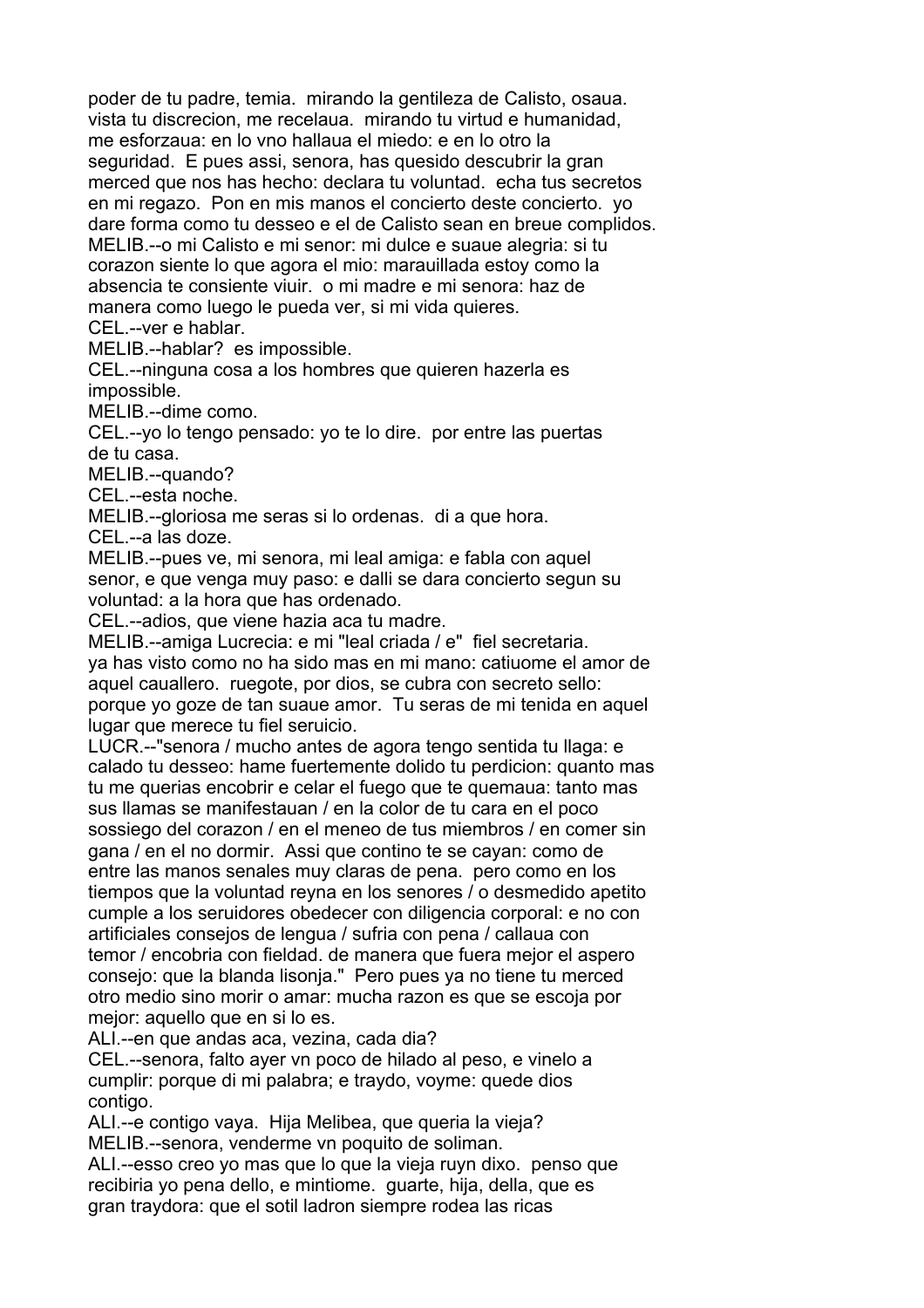poder de tu padre, temia.  mirando la gentileza de Calisto, osaua. vista tu discrecion, me recelaua.  mirando tu virtud e humanidad, me esforzaua: en lo vno hallaua el miedo: e en lo otro la seguridad.  E pues assi, senora, has quesido descubrir la gran merced que nos has hecho: declara tu voluntad.  echa tus secretos en mi regazo.  Pon en mis manos el concierto deste concierto.  yo dare forma como tu desseo e el de Calisto sean en breue complidos.

MELIB.--o mi Calisto e mi senor: mi dulce e suaue alegria: si tu corazon siente lo que agora el mio: marauillada estoy como la absencia te consiente viuir.  o mi madre e mi senora: haz de manera como luego le pueda ver, si mi vida quieres.

CEL.--ver e hablar.

MELIB.--hablar?  es impossible.

CEL.--ninguna cosa a los hombres que quieren hazerla es impossible.

MELIB.--dime como.

CEL.--yo lo tengo pensado: yo te lo dire.  por entre las puertas de tu casa.

MELIB.--quando?

CEL.--esta noche.

MELIB.--gloriosa me seras si lo ordenas.  di a que hora.

CEL.--a las doze.

MELIB.--pues ve, mi senora, mi leal amiga: e fabla con aquel senor, e que venga muy paso: e dalli se dara concierto segun su voluntad: a la hora que has ordenado.

CEL.--adios, que viene hazia aca tu madre.

MELIB.--amiga Lucrecia: e mi "leal criada / e"  fiel secretaria. ya has visto como no ha sido mas en mi mano: catiuome el amor de aquel cauallero.  ruegote, por dios, se cubra con secreto sello: porque yo goze de tan suaue amor.  Tu seras de mi tenida en aquel lugar que merece tu fiel seruicio.

LUCR.--"senora / mucho antes de agora tengo sentida tu llaga: e calado tu desseo: hame fuertemente dolido tu perdicion: quanto mas tu me querias encobrir e celar el fuego que te quemaua: tanto mas sus llamas se manifestauan / en la color de tu cara en el poco sossiego del corazon / en el meneo de tus miembros / en comer sin gana / en el no dormir.  Assi que contino te se cayan: como de entre las manos senales muy claras de pena.  pero como en los tiempos que la voluntad reyna en los senores / o desmedido apetito cumple a los seruidores obedecer con diligencia corporal: e no con artificiales consejos de lengua / sufria con pena / callaua con temor / encobria con fieldad. de manera que fuera mejor el aspero consejo: que la blanda lisonja."  Pero pues ya no tiene tu merced otro medio sino morir o amar: mucha razon es que se escoja por mejor: aquello que en si lo es.

ALI.--en que andas aca, vezina, cada dia?

CEL.--senora, falto ayer vn poco de hilado al peso, e vinelo a cumplir: porque di mi palabra; e traydo, voyme: quede dios contigo.

ALI.--e contigo vaya.  Hija Melibea, que queria la vieja?

MELIB.--senora, venderme vn poquito de soliman.

ALI.--esso creo yo mas que lo que la vieja ruyn dixo.  penso que recibiria yo pena dello, e mintiome.  guarte, hija, della, que es gran traydora: que el sotil ladron siempre rodea las ricas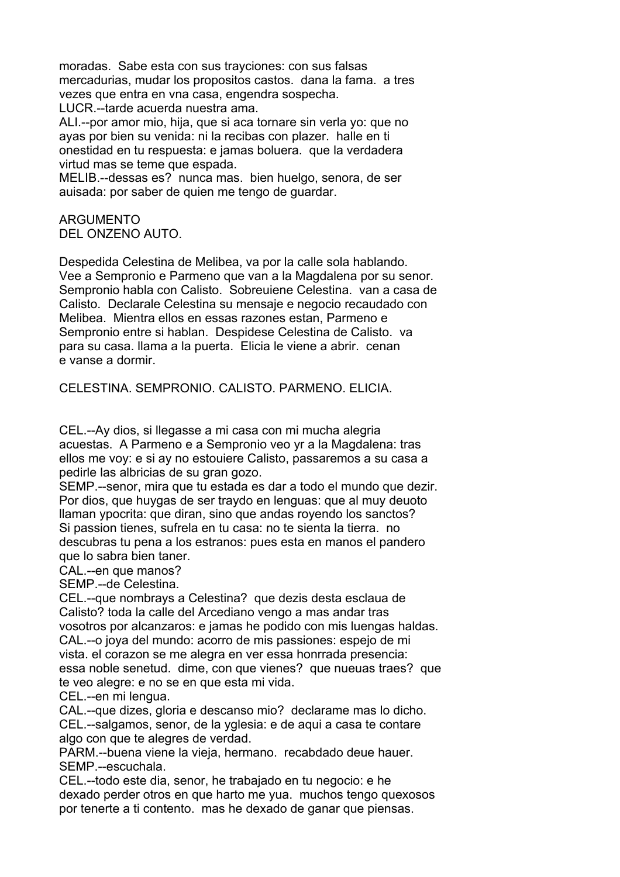moradas. Sabe esta con sus trayciones: con sus falsas mercadurias, mudar los propositos castos. dana la fama. a tres vezes que entra en vna casa, engendra sospecha.
LUCR.--tarde acuerda nuestra ama.
ALI.--por amor mio, hija, que si aca tornare sin verla yo: que no ayas por bien su venida: ni la recibas con plazer. halle en ti onestidad en tu respuesta: e jamas boluera. que la verdadera virtud mas se teme que espada.
MELIB.--dessas es? nunca mas. bien huelgo, senora, de ser auisada: por saber de quien me tengo de guardar.

ARGUMENTO
DEL ONZENO AUTO.

Despedida Celestina de Melibea, va por la calle sola hablando. Vee a Sempronio e Parmeno que van a la Magdalena por su senor. Sempronio habla con Calisto. Sobreuiene Celestina. van a casa de Calisto. Declarale Celestina su mensaje e negocio recaudado con Melibea. Mientra ellos en essas razones estan, Parmeno e Sempronio entre si hablan. Despidese Celestina de Calisto. va para su casa. llama a la puerta. Elicia le viene a abrir. cenan e vanse a dormir.

CELESTINA. SEMPRONIO. CALISTO. PARMENO. ELICIA.

CEL.--Ay dios, si llegasse a mi casa con mi mucha alegria acuestas. A Parmeno e a Sempronio veo yr a la Magdalena: tras ellos me voy: e si ay no estouiere Calisto, passaremos a su casa a pedirle las albricias de su gran gozo.
SEMP.--senor, mira que tu estada es dar a todo el mundo que dezir. Por dios, que huygas de ser traydo en lenguas: que al muy deuoto llaman ypocrita: que diran, sino que andas royendo los sanctos? Si passion tienes, sufrela en tu casa: no te sienta la tierra. no descubras tu pena a los estranos: pues esta en manos el pandero que lo sabra bien taner.
CAL.--en que manos?
SEMP.--de Celestina.
CEL.--que nombrays a Celestina? que dezis desta esclaua de Calisto? toda la calle del Arcediano vengo a mas andar tras vosotros por alcanzaros: e jamas he podido con mis luengas haldas.
CAL.--o joya del mundo: acorro de mis passiones: espejo de mi vista. el corazon se me alegra en ver essa honrrada presencia: essa noble senetud. dime, con que vienes? que nueuas traes? que te veo alegre: e no se en que esta mi vida.
CEL.--en mi lengua.
CAL.--que dizes, gloria e descanso mio? declarame mas lo dicho.
CEL.--salgamos, senor, de la yglesia: e de aqui a casa te contare algo con que te alegres de verdad.
PARM.--buena viene la vieja, hermano. recabdado deue hauer.
SEMP.--escuchala.
CEL.--todo este dia, senor, he trabajado en tu negocio: e he dexado perder otros en que harto me yua. muchos tengo quexosos por tenerte a ti contento. mas he dexado de ganar que piensas.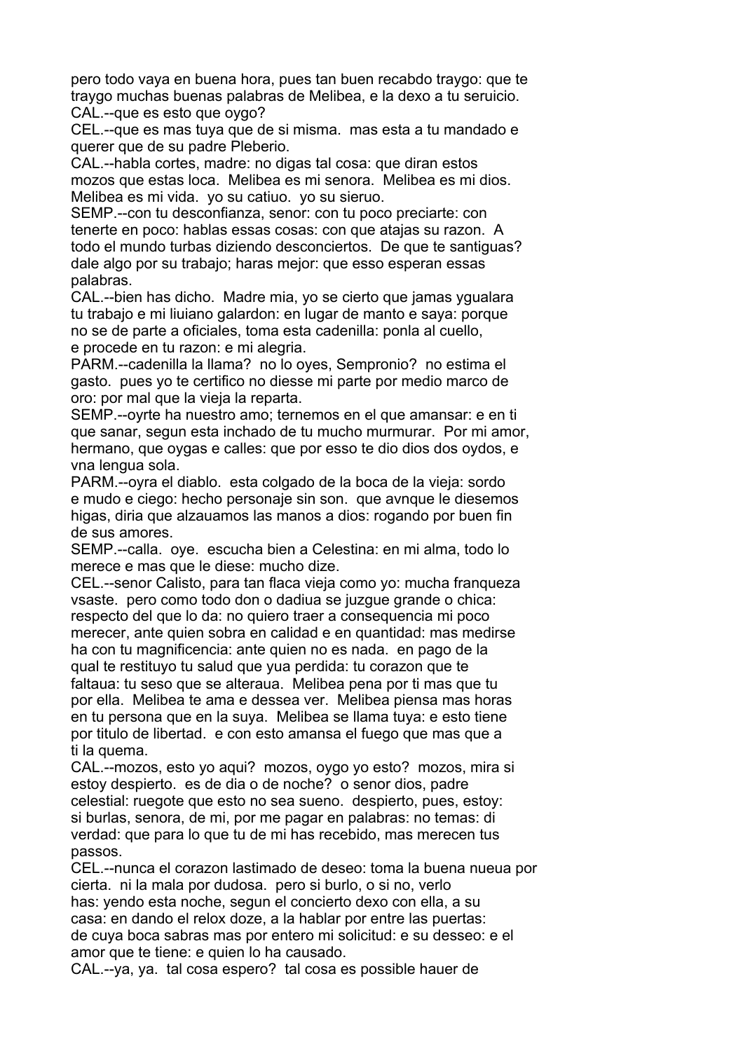pero todo vaya en buena hora, pues tan buen recabdo traygo: que te traygo muchas buenas palabras de Melibea, e la dexo a tu seruicio.
CAL.--que es esto que oygo?
CEL.--que es mas tuya que de si misma. mas esta a tu mandado e querer que de su padre Pleberio.
CAL.--habla cortes, madre: no digas tal cosa: que diran estos mozos que estas loca. Melibea es mi senora. Melibea es mi dios. Melibea es mi vida. yo su catiuo. yo su sieruo.
SEMP.--con tu desconfianza, senor: con tu poco preciarte: con tenerte en poco: hablas essas cosas: con que atajas su razon. A todo el mundo turbas diziendo desconciertos. De que te santiguas? dale algo por su trabajo; haras mejor: que esso esperan essas palabras.
CAL.--bien has dicho. Madre mia, yo se cierto que jamas ygualara tu trabajo e mi liuiano galardon: en lugar de manto e saya: porque no se de parte a oficiales, toma esta cadenilla: ponla al cuello, e procede en tu razon: e mi alegria.
PARM.--cadenilla la llama? no lo oyes, Sempronio? no estima el gasto. pues yo te certifico no diesse mi parte por medio marco de oro: por mal que la vieja la reparta.
SEMP.--oyrte ha nuestro amo; ternemos en el que amansar: e en ti que sanar, segun esta inchado de tu mucho murmurar. Por mi amor, hermano, que oygas e calles: que por esso te dio dios dos oydos, e vna lengua sola.
PARM.--oyra el diablo. esta colgado de la boca de la vieja: sordo e mudo e ciego: hecho personaje sin son. que avnque le diesemos higas, diria que alzauamos las manos a dios: rogando por buen fin de sus amores.
SEMP.--calla. oye. escucha bien a Celestina: en mi alma, todo lo merece e mas que le diese: mucho dize.
CEL.--senor Calisto, para tan flaca vieja como yo: mucha franqueza vsaste. pero como todo don o dadiua se juzgue grande o chica: respecto del que lo da: no quiero traer a consequencia mi poco merecer, ante quien sobra en calidad e en quantidad: mas medirse ha con tu magnificencia: ante quien no es nada. en pago de la qual te restituyo tu salud que yua perdida: tu corazon que te faltaua: tu seso que se alteraua. Melibea pena por ti mas que tu por ella. Melibea te ama e dessea ver. Melibea piensa mas horas en tu persona que en la suya. Melibea se llama tuya: e esto tiene por titulo de libertad. e con esto amansa el fuego que mas que a ti la quema.
CAL.--mozos, esto yo aqui? mozos, oygo yo esto? mozos, mira si estoy despierto. es de dia o de noche? o senor dios, padre celestial: ruegote que esto no sea sueno. despierto, pues, estoy: si burlas, senora, de mi, por me pagar en palabras: no temas: di verdad: que para lo que tu de mi has recebido, mas merecen tus passos.
CEL.--nunca el corazon lastimado de deseo: toma la buena nueua por cierta. ni la mala por dudosa. pero si burlo, o si no, verlo has: yendo esta noche, segun el concierto dexo con ella, a su casa: en dando el relox doze, a la hablar por entre las puertas: de cuya boca sabras mas por entero mi solicitud: e su desseo: e el amor que te tiene: e quien lo ha causado.
CAL.--ya, ya. tal cosa espero? tal cosa es possible hauer de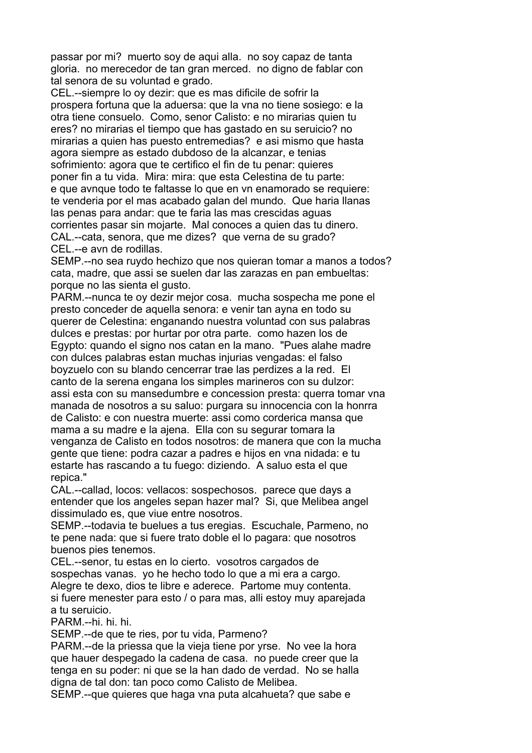passar por mi? muerto soy de aqui alla. no soy capaz de tanta gloria. no merecedor de tan gran merced. no digno de fablar con tal senora de su voluntad e grado.

CEL.--siempre lo oy dezir: que es mas dificile de sofrir la prospera fortuna que la aduersa: que la vna no tiene sosiego: e la otra tiene consuelo. Como, senor Calisto: e no mirarias quien tu eres? no mirarias el tiempo que has gastado en su seruicio? no mirarias a quien has puesto entremedias? e asi mismo que hasta agora siempre as estado dubdoso de la alcanzar, e tenias sofrimiento: agora que te certifico el fin de tu penar: quieres poner fin a tu vida. Mira: mira: que esta Celestina de tu parte: e que avnque todo te faltasse lo que en vn enamorado se requiere: te venderia por el mas acabado galan del mundo. Que haria llanas las penas para andar: que te faria las mas crescidas aguas corrientes pasar sin mojarte. Mal conoces a quien das tu dinero.

CAL.--cata, senora, que me dizes? que verna de su grado?

CEL.--e avn de rodillas.

SEMP.--no sea ruydo hechizo que nos quieran tomar a manos a todos? cata, madre, que assi se suelen dar las zarazas en pan embueltas: porque no las sienta el gusto.

PARM.--nunca te oy dezir mejor cosa. mucha sospecha me pone el presto conceder de aquella senora: e venir tan ayna en todo su querer de Celestina: enganando nuestra voluntad con sus palabras dulces e prestas: por hurtar por otra parte. como hazen los de Egypto: quando el signo nos catan en la mano. "Pues alahe madre con dulces palabras estan muchas injurias vengadas: el falso boyzuelo con su blando cencerrar trae las perdizes a la red. El canto de la serena engana los simples marineros con su dulzor: assi esta con su mansedumbre e concession presta: querra tomar vna manada de nosotros a su saluo: purgara su innocencia con la honrra de Calisto: e con nuestra muerte: assi como corderica mansa que mama a su madre e la ajena. Ella con su segurar tomara la venganza de Calisto en todos nosotros: de manera que con la mucha gente que tiene: podra cazar a padres e hijos en vna nidada: e tu estarte has rascando a tu fuego: diziendo. A saluo esta el que repica."

CAL.--callad, locos: vellacos: sospechosos. parece que days a entender que los angeles sepan hazer mal? Si, que Melibea angel dissimulado es, que viue entre nosotros.

SEMP.--todavia te buelues a tus eregias. Escuchale, Parmeno, no te pene nada: que si fuere trato doble el lo pagara: que nosotros buenos pies tenemos.

CEL.--senor, tu estas en lo cierto. vosotros cargados de sospechas vanas. yo he hecho todo lo que a mi era a cargo. Alegre te dexo, dios te libre e aderece. Partome muy contenta. si fuere menester para esto / o para mas, alli estoy muy aparejada a tu seruicio.

PARM.--hi. hi. hi.

SEMP.--de que te ries, por tu vida, Parmeno?

PARM.--de la priessa que la vieja tiene por yrse. No vee la hora que hauer despegado la cadena de casa. no puede creer que la tenga en su poder: ni que se la han dado de verdad. No se halla digna de tal don: tan poco como Calisto de Melibea.

SEMP.--que quieres que haga vna puta alcahueta? que sabe e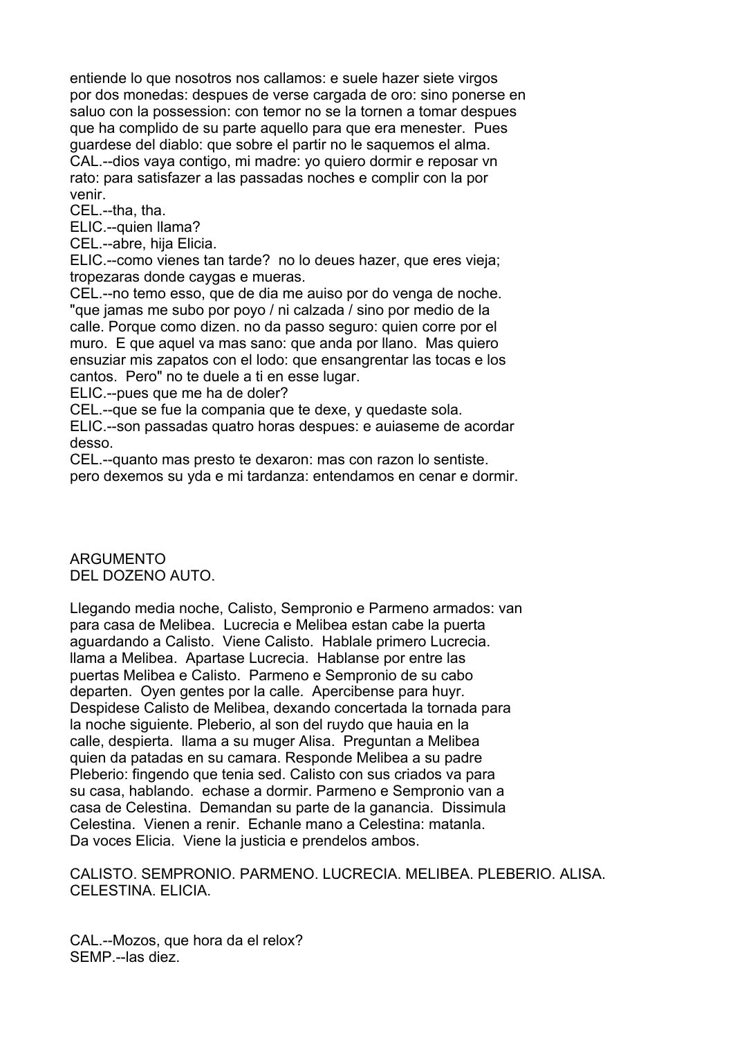entiende lo que nosotros nos callamos: e suele hazer siete virgos por dos monedas: despues de verse cargada de oro: sino ponerse en saluo con la possession: con temor no se la tornen a tomar despues que ha complido de su parte aquello para que era menester. Pues guardese del diablo: que sobre el partir no le saquemos el alma.

CAL.--dios vaya contigo, mi madre: yo quiero dormir e reposar vn rato: para satisfazer a las passadas noches e complir con la por venir.

CEL.--tha, tha.

ELIC.--quien llama?

CEL.--abre, hija Elicia.

ELIC.--como vienes tan tarde? no lo deues hazer, que eres vieja; tropezaras donde caygas e mueras.

CEL.--no temo esso, que de dia me auiso por do venga de noche. "que jamas me subo por poyo / ni calzada / sino por medio de la calle. Porque como dizen. no da passo seguro: quien corre por el muro. E que aquel va mas sano: que anda por llano. Mas quiero ensuziar mis zapatos con el lodo: que ensangrentar las tocas e los cantos. Pero" no te duele a ti en esse lugar.

ELIC.--pues que me ha de doler?

CEL.--que se fue la compania que te dexe, y quedaste sola.

ELIC.--son passadas quatro horas despues: e auiaseme de acordar desso.

CEL.--quanto mas presto te dexaron: mas con razon lo sentiste. pero dexemos su yda e mi tardanza: entendamos en cenar e dormir.

## ARGUMENTO
## DEL DOZENO AUTO.

Llegando media noche, Calisto, Sempronio e Parmeno armados: van para casa de Melibea. Lucrecia e Melibea estan cabe la puerta aguardando a Calisto. Viene Calisto. Hablale primero Lucrecia. llama a Melibea. Apartase Lucrecia. Hablanse por entre las puertas Melibea e Calisto. Parmeno e Sempronio de su cabo departen. Oyen gentes por la calle. Apercibense para huyr. Despidese Calisto de Melibea, dexando concertada la tornada para la noche siguiente. Pleberio, al son del ruydo que hauia en la calle, despierta. llama a su muger Alisa. Preguntan a Melibea quien da patadas en su camara. Responde Melibea a su padre Pleberio: fingendo que tenia sed. Calisto con sus criados va para su casa, hablando. echase a dormir. Parmeno e Sempronio van a casa de Celestina. Demandan su parte de la ganancia. Dissimula Celestina. Vienen a renir. Echanle mano a Celestina: matanla. Da voces Elicia. Viene la justicia e prendelos ambos.

CALISTO. SEMPRONIO. PARMENO. LUCRECIA. MELIBEA. PLEBERIO. ALISA. CELESTINA. ELICIA.

CAL.--Mozos, que hora da el relox?

SEMP.--las diez.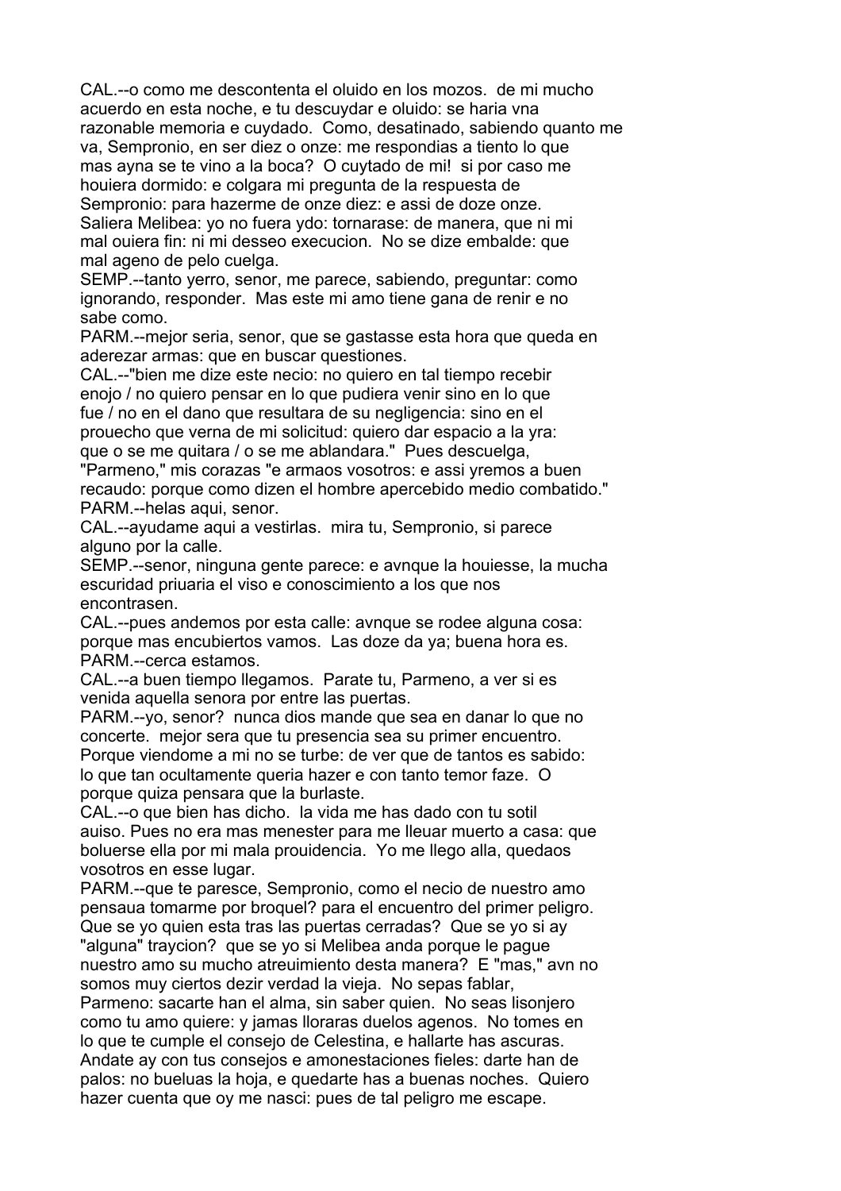CAL.--o como me descontenta el oluido en los mozos. de mi mucho acuerdo en esta noche, e tu descuydar e oluido: se haria vna razonable memoria e cuydado. Como, desatinado, sabiendo quanto me va, Sempronio, en ser diez o onze: me respondias a tiento lo que mas ayna se te vino a la boca? O cuytado de mi! si por caso me houiera dormido: e colgara mi pregunta de la respuesta de Sempronio: para hazerme de onze diez: e assi de doze onze. Saliera Melibea: yo no fuera ydo: tornarase: de manera, que ni mi mal ouiera fin: ni mi desseo execucion. No se dize embalde: que mal ageno de pelo cuelga.

SEMP.--tanto yerro, senor, me parece, sabiendo, preguntar: como ignorando, responder. Mas este mi amo tiene gana de renir e no sabe como.

PARM.--mejor seria, senor, que se gastasse esta hora que queda en aderezar armas: que en buscar questiones.

CAL.--"bien me dize este necio: no quiero en tal tiempo recebir enojo / no quiero pensar en lo que pudiera venir sino en lo que fue / no en el dano que resultara de su negligencia: sino en el prouecho que verna de mi solicitud: quiero dar espacio a la yra: que o se me quitara / o se me ablandara." Pues descuelga, "Parmeno," mis corazas "e armaos vosotros: e assi yremos a buen recaudo: porque como dizen el hombre apercebido medio combatido."

PARM.--helas aqui, senor.

CAL.--ayudame aqui a vestirlas. mira tu, Sempronio, si parece alguno por la calle.

SEMP.--senor, ninguna gente parece: e avnque la houiesse, la mucha escuridad priuaria el viso e conoscimiento a los que nos encontrasen.

CAL.--pues andemos por esta calle: avnque se rodee alguna cosa: porque mas encubiertos vamos. Las doze da ya; buena hora es.

PARM.--cerca estamos.

CAL.--a buen tiempo llegamos. Parate tu, Parmeno, a ver si es venida aquella senora por entre las puertas.

PARM.--yo, senor? nunca dios mande que sea en danar lo que no concerte. mejor sera que tu presencia sea su primer encuentro. Porque viendome a mi no se turbe: de ver que de tantos es sabido: lo que tan ocultamente queria hazer e con tanto temor faze. O porque quiza pensara que la burlaste.

CAL.--o que bien has dicho. la vida me has dado con tu sotil auiso. Pues no era mas menester para me lleuar muerto a casa: que boluerse ella por mi mala prouidencia. Yo me llego alla, quedaos vosotros en esse lugar.

PARM.--que te paresce, Sempronio, como el necio de nuestro amo pensaua tomarme por broquel? para el encuentro del primer peligro. Que se yo quien esta tras las puertas cerradas? Que se yo si ay "alguna" traycion? que se yo si Melibea anda porque le pague nuestro amo su mucho atreuimiento desta manera? E "mas," avn no somos muy ciertos dezir verdad la vieja. No sepas fablar, Parmeno: sacarte han el alma, sin saber quien. No seas lisonjero como tu amo quiere: y jamas lloraras duelos agenos. No tomes en lo que te cumple el consejo de Celestina, e hallarte has ascuras. Andate ay con tus consejos e amonestaciones fieles: darte han de palos: no bueluas la hoja, e quedarte has a buenas noches. Quiero hazer cuenta que oy me nasci: pues de tal peligro me escape.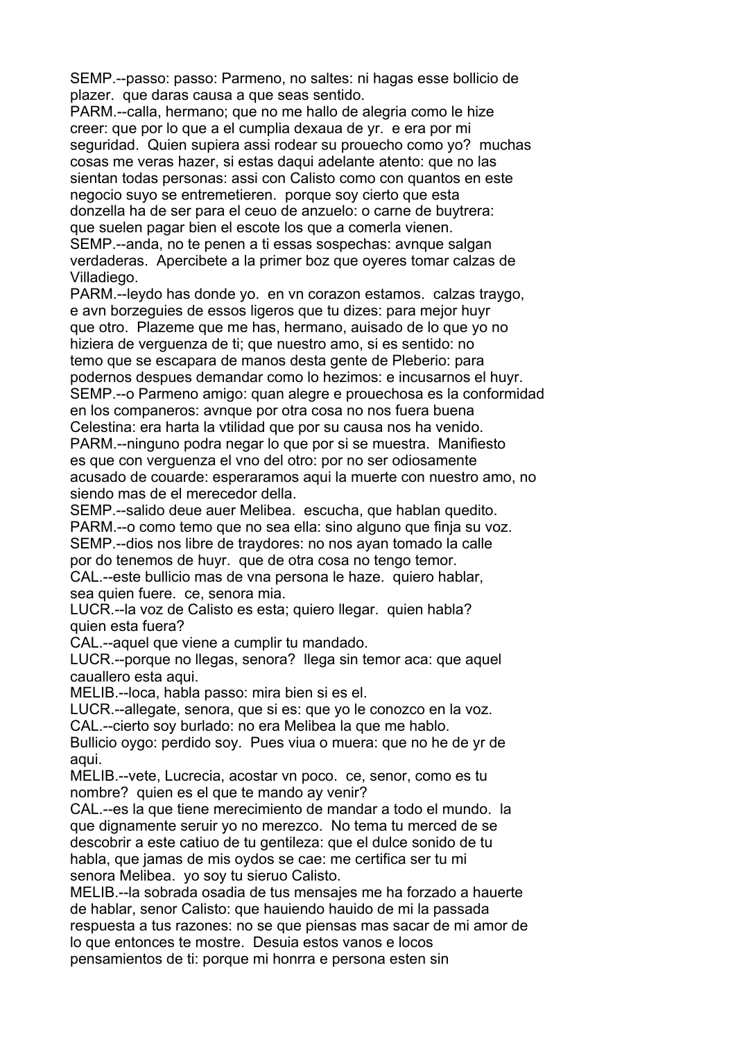SEMP.--passo: passo: Parmeno, no saltes: ni hagas esse bollicio de plazer. que daras causa a que seas sentido.
PARM.--calla, hermano; que no me hallo de alegria como le hize creer: que por lo que a el cumplia dexaua de yr. e era por mi seguridad. Quien supiera assi rodear su prouecho como yo? muchas cosas me veras hazer, si estas daqui adelante atento: que no las sientan todas personas: assi con Calisto como con quantos en este negocio suyo se entremetieren. porque soy cierto que esta donzella ha de ser para el ceuo de anzuelo: o carne de buytrera: que suelen pagar bien el escote los que a comerla vienen.
SEMP.--anda, no te penen a ti essas sospechas: avnque salgan verdaderas. Apercibete a la primer boz que oyeres tomar calzas de Villadiego.
PARM.--leydo has donde yo. en vn corazon estamos. calzas traygo, e avn borzeguies de essos ligeros que tu dizes: para mejor huyr que otro. Plazeme que me has, hermano, auisado de lo que yo no hiziera de verguenza de ti; que nuestro amo, si es sentido: no temo que se escapara de manos desta gente de Pleberio: para podernos despues demandar como lo hezimos: e incusarnos el huyr.
SEMP.--o Parmeno amigo: quan alegre e prouechosa es la conformidad en los companeros: avnque por otra cosa no nos fuera buena Celestina: era harta la vtilidad que por su causa nos ha venido.
PARM.--ninguno podra negar lo que por si se muestra. Manifiesto es que con verguenza el vno del otro: por no ser odiosamente acusado de couarde: esperaramos aqui la muerte con nuestro amo, no siendo mas de el merecedor della.
SEMP.--salido deue auer Melibea. escucha, que hablan quedito.
PARM.--o como temo que no sea ella: sino alguno que finja su voz.
SEMP.--dios nos libre de traydores: no nos ayan tomado la calle por do tenemos de huyr. que de otra cosa no tengo temor.
CAL.--este bullicio mas de vna persona le haze. quiero hablar, sea quien fuere. ce, senora mia.
LUCR.--la voz de Calisto es esta; quiero llegar. quien habla? quien esta fuera?
CAL.--aquel que viene a cumplir tu mandado.
LUCR.--porque no llegas, senora? llega sin temor aca: que aquel cauallero esta aqui.
MELIB.--loca, habla passo: mira bien si es el.
LUCR.--allegate, senora, que si es: que yo le conozco en la voz.
CAL.--cierto soy burlado: no era Melibea la que me hablo. Bullicio oygo: perdido soy. Pues viua o muera: que no he de yr de aqui.
MELIB.--vete, Lucrecia, acostar vn poco. ce, senor, como es tu nombre? quien es el que te mando ay venir?
CAL.--es la que tiene merecimiento de mandar a todo el mundo. la que dignamente seruir yo no merezco. No tema tu merced de se descobrir a este catiuo de tu gentileza: que el dulce sonido de tu habla, que jamas de mis oydos se cae: me certifica ser tu mi senora Melibea. yo soy tu sieruo Calisto.
MELIB.--la sobrada osadia de tus mensajes me ha forzado a hauerte de hablar, senor Calisto: que hauiendo hauido de mi la passada respuesta a tus razones: no se que piensas mas sacar de mi amor de lo que entonces te mostre. Desuia estos vanos e locos pensamientos de ti: porque mi honrra e persona esten sin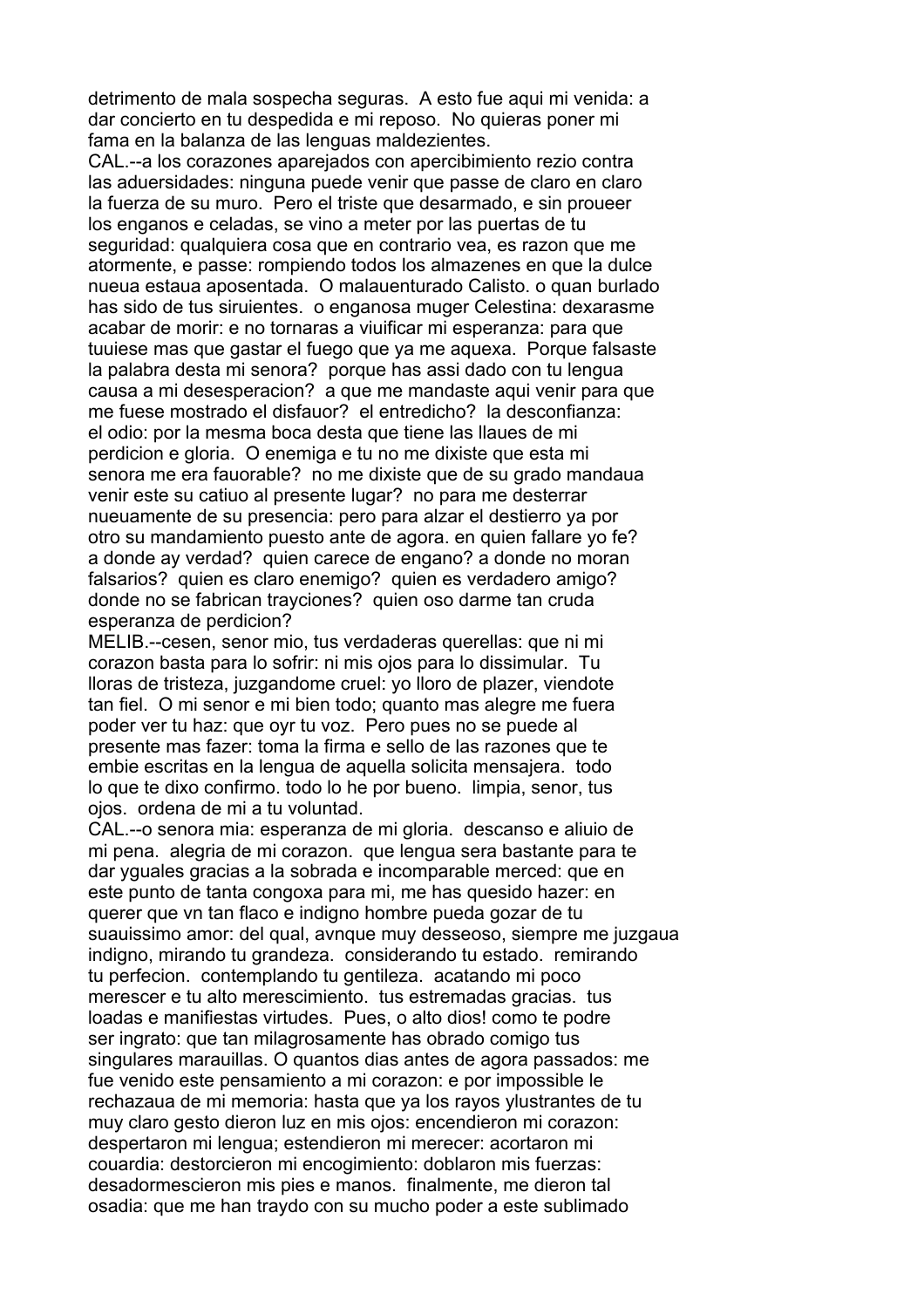detrimento de mala sospecha seguras. A esto fue aqui mi venida: a dar concierto en tu despedida e mi reposo. No quieras poner mi fama en la balanza de las lenguas maldezientes.

CAL.--a los corazones aparejados con apercibimiento rezio contra las aduersidades: ninguna puede venir que passe de claro en claro la fuerza de su muro. Pero el triste que desarmado, e sin proueer los enganos e celadas, se vino a meter por las puertas de tu seguridad: qualquiera cosa que en contrario vea, es razon que me atormente, e passe: rompiendo todos los almazenes en que la dulce nueua estaua aposentada. O malauenturado Calisto. o quan burlado has sido de tus siruientes. o enganosa muger Celestina: dexarasme acabar de morir: e no tornaras a viuificar mi esperanza: para que tuuiese mas que gastar el fuego que ya me aquexa. Porque falsaste la palabra desta mi senora? porque has assi dado con tu lengua causa a mi desesperacion? a que me mandaste aqui venir para que me fuese mostrado el disfauor? el entredicho? la desconfianza: el odio: por la mesma boca desta que tiene las llaues de mi perdicion e gloria. O enemiga e tu no me dixiste que esta mi senora me era fauorable? no me dixiste que de su grado mandaua venir este su catiuo al presente lugar? no para me desterrar nueuamente de su presencia: pero para alzar el destierro ya por otro su mandamiento puesto ante de agora. en quien fallare yo fe? a donde ay verdad? quien carece de engano? a donde no moran falsarios? quien es claro enemigo? quien es verdadero amigo? donde no se fabrican trayciones? quien oso darme tan cruda esperanza de perdicion?

MELIB.--cesen, senor mio, tus verdaderas querellas: que ni mi corazon basta para lo sofrir: ni mis ojos para lo dissimular. Tu lloras de tristeza, juzgandome cruel: yo lloro de plazer, viendote tan fiel. O mi senor e mi bien todo; quanto mas alegre me fuera poder ver tu haz: que oyr tu voz. Pero pues no se puede al presente mas fazer: toma la firma e sello de las razones que te embie escritas en la lengua de aquella solicita mensajera. todo lo que te dixo confirmo. todo lo he por bueno. limpia, senor, tus ojos. ordena de mi a tu voluntad.

CAL.--o senora mia: esperanza de mi gloria. descanso e aliuio de mi pena. alegria de mi corazon. que lengua sera bastante para te dar yguales gracias a la sobrada e incomparable merced: que en este punto de tanta congoxa para mi, me has quesido hazer: en querer que vn tan flaco e indigno hombre pueda gozar de tu suauissimo amor: del qual, avnque muy desseoso, siempre me juzgaua indigno, mirando tu grandeza. considerando tu estado. remirando tu perfecion. contemplando tu gentileza. acatando mi poco merescer e tu alto merescimiento. tus estremadas gracias. tus loadas e manifiestas virtudes. Pues, o alto dios! como te podre ser ingrato: que tan milagrosamente has obrado comigo tus singulares marauillas. O quantos dias antes de agora passados: me fue venido este pensamiento a mi corazon: e por impossible le rechazaua de mi memoria: hasta que ya los rayos ylustrantes de tu muy claro gesto dieron luz en mis ojos: encendieron mi corazon: despertaron mi lengua; estendieron mi merecer: acortaron mi couardia: destorcieron mi encogimiento: doblaron mis fuerzas: desadormescieron mis pies e manos. finalmente, me dieron tal osadia: que me han traydo con su mucho poder a este sublimado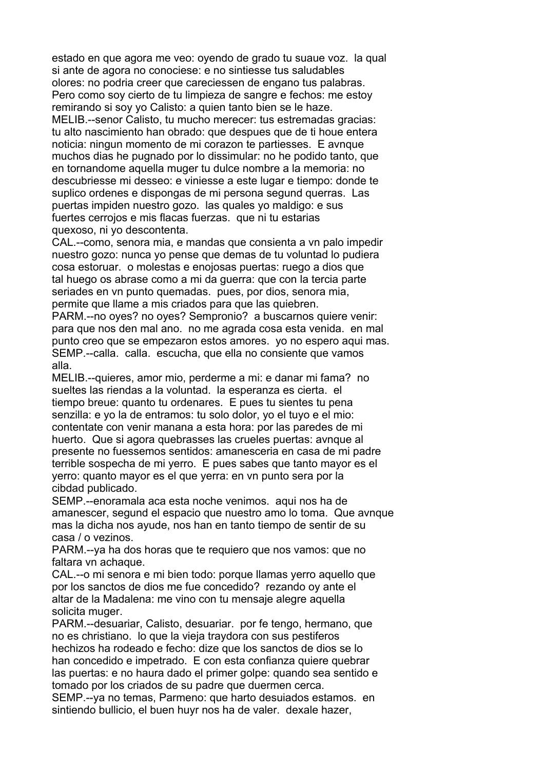estado en que agora me veo: oyendo de grado tu suaue voz. la qual si ante de agora no conociese: e no sintiesse tus saludables olores: no podria creer que careciessen de engano tus palabras. Pero como soy cierto de tu limpieza de sangre e fechos: me estoy remirando si soy yo Calisto: a quien tanto bien se le haze.

MELIB.--senor Calisto, tu mucho merecer: tus estremadas gracias: tu alto nascimiento han obrado: que despues que de ti houe entera noticia: ningun momento de mi corazon te partiesses. E avnque muchos dias he pugnado por lo dissimular: no he podido tanto, que en tornandome aquella muger tu dulce nombre a la memoria: no descubriesse mi desseo: e viniesse a este lugar e tiempo: donde te suplico ordenes e dispongas de mi persona segund querras. Las puertas impiden nuestro gozo. las quales yo maldigo: e sus fuertes cerrojos e mis flacas fuerzas. que ni tu estarias quexoso, ni yo descontenta.

CAL.--como, senora mia, e mandas que consienta a vn palo impedir nuestro gozo: nunca yo pense que demas de tu voluntad lo pudiera cosa estoruar. o molestas e enojosas puertas: ruego a dios que tal huego os abrase como a mi da guerra: que con la tercia parte seriades en vn punto quemadas. pues, por dios, senora mia, permite que llame a mis criados para que las quiebren.

PARM.--no oyes? no oyes? Sempronio? a buscarnos quiere venir: para que nos den mal ano. no me agrada cosa esta venida. en mal punto creo que se empezaron estos amores. yo no espero aqui mas.

SEMP.--calla. calla. escucha, que ella no consiente que vamos alla.

MELIB.--quieres, amor mio, perderme a mi: e danar mi fama? no sueltes las riendas a la voluntad. la esperanza es cierta. el tiempo breue: quanto tu ordenares. E pues tu sientes tu pena senzilla: e yo la de entramos: tu solo dolor, yo el tuyo e el mio: contentate con venir manana a esta hora: por las paredes de mi huerto. Que si agora quebrasses las crueles puertas: avnque al presente no fuessemos sentidos: amanesceria en casa de mi padre terrible sospecha de mi yerro. E pues sabes que tanto mayor es el yerro: quanto mayor es el que yerra: en vn punto sera por la cibdad publicado.

SEMP.--enoramala aca esta noche venimos. aqui nos ha de amanescer, segund el espacio que nuestro amo lo toma. Que avnque mas la dicha nos ayude, nos han en tanto tiempo de sentir de su casa / o vezinos.

PARM.--ya ha dos horas que te requiero que nos vamos: que no faltara vn achaque.

CAL.--o mi senora e mi bien todo: porque llamas yerro aquello que por los sanctos de dios me fue concedido? rezando oy ante el altar de la Madalena: me vino con tu mensaje alegre aquella solicita muger.

PARM.--desuariar, Calisto, desuariar. por fe tengo, hermano, que no es christiano. lo que la vieja traydora con sus pestiferos hechizos ha rodeado e fecho: dize que los sanctos de dios se lo han concedido e impetrado. E con esta confianza quiere quebrar las puertas: e no haura dado el primer golpe: quando sea sentido e tomado por los criados de su padre que duermen cerca.

SEMP.--ya no temas, Parmeno: que harto desuiados estamos. en sintiendo bullicio, el buen huyr nos ha de valer. dexale hazer,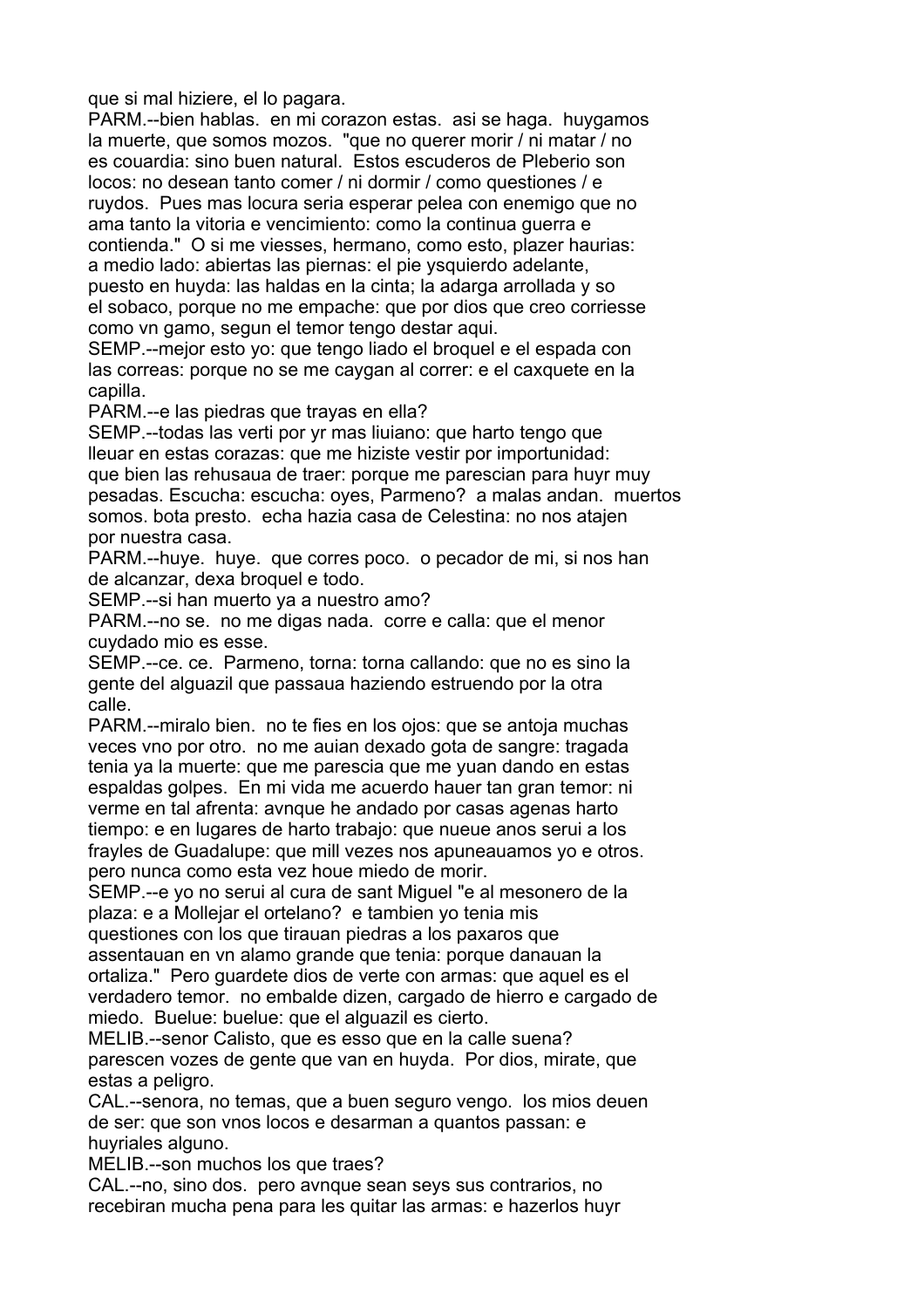que si mal hiziere, el lo pagara.

PARM.--bien hablas. en mi corazon estas. asi se haga. huygamos la muerte, que somos mozos. "que no querer morir / ni matar / no es couardia: sino buen natural. Estos escuderos de Pleberio son locos: no desean tanto comer / ni dormir / como questiones / e ruydos. Pues mas locura seria esperar pelea con enemigo que no ama tanto la vitoria e vencimiento: como la continua guerra e contienda." O si me viesses, hermano, como esto, plazer haurias: a medio lado: abiertas las piernas: el pie ysquierdo adelante, puesto en huyda: las haldas en la cinta; la adarga arrollada y so el sobaco, porque no me empache: que por dios que creo corriesse como vn gamo, segun el temor tengo destar aqui.

SEMP.--mejor esto yo: que tengo liado el broquel e el espada con las correas: porque no se me caygan al correr: e el caxquete en la capilla.

PARM.--e las piedras que trayas en ella?

SEMP.--todas las verti por yr mas liuiano: que harto tengo que lleuar en estas corazas: que me hiziste vestir por importunidad: que bien las rehusaua de traer: porque me parescian para huyr muy pesadas. Escucha: escucha: oyes, Parmeno? a malas andan. muertos somos. bota presto. echa hazia casa de Celestina: no nos atajen por nuestra casa.

PARM.--huye. huye. que corres poco. o pecador de mi, si nos han de alcanzar, dexa broquel e todo.

SEMP.--si han muerto ya a nuestro amo?

PARM.--no se. no me digas nada. corre e calla: que el menor cuydado mio es esse.

SEMP.--ce. ce. Parmeno, torna: torna callando: que no es sino la gente del alguazil que passaua haziendo estruendo por la otra calle.

PARM.--miralo bien. no te fies en los ojos: que se antoja muchas veces vno por otro. no me auian dexado gota de sangre: tragada tenia ya la muerte: que me parescia que me yuan dando en estas espaldas golpes. En mi vida me acuerdo hauer tan gran temor: ni verme en tal afrenta: avnque he andado por casas agenas harto tiempo: e en lugares de harto trabajo: que nueue anos serui a los frayles de Guadalupe: que mill vezes nos apuneauamos yo e otros. pero nunca como esta vez houe miedo de morir.

SEMP.--e yo no serui al cura de sant Miguel "e al mesonero de la plaza: e a Mollejar el ortelano? e tambien yo tenia mis questiones con los que tirauan piedras a los paxaros que assentauan en vn alamo grande que tenia: porque danauan la ortaliza." Pero guardete dios de verte con armas: que aquel es el verdadero temor. no embalde dizen, cargado de hierro e cargado de miedo. Buelue: buelue: que el alguazil es cierto.

MELIB.--senor Calisto, que es esso que en la calle suena? parescen vozes de gente que van en huyda. Por dios, mirate, que estas a peligro.

CAL.--senora, no temas, que a buen seguro vengo. los mios deuen de ser: que son vnos locos e desarman a quantos passan: e huyriales alguno.

MELIB.--son muchos los que traes?

CAL.--no, sino dos. pero avnque sean seys sus contrarios, no recebiran mucha pena para les quitar las armas: e hazerlos huyr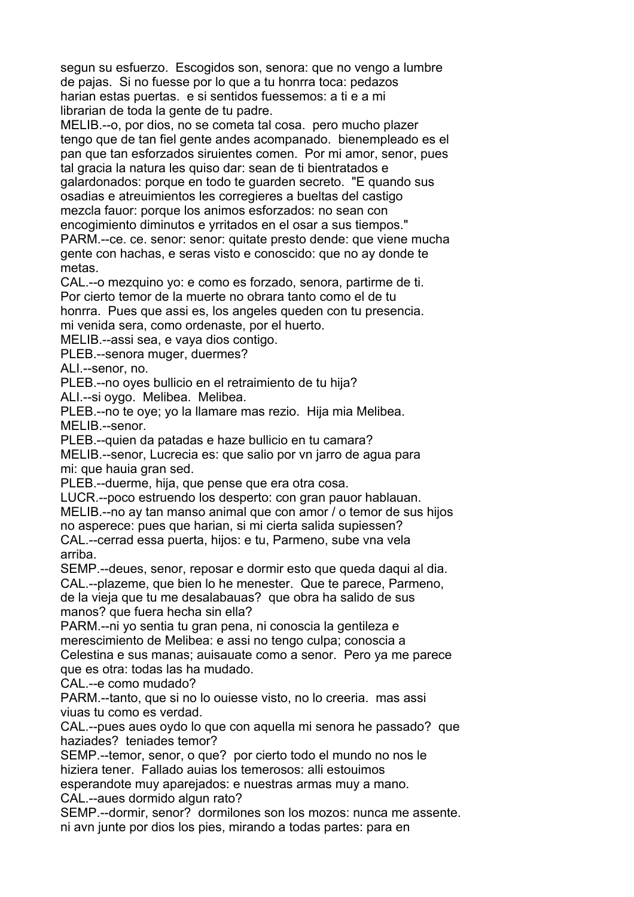segun su esfuerzo.  Escogidos son, senora: que no vengo a lumbre de pajas.  Si no fuesse por lo que a tu honrra toca: pedazos harian estas puertas.  e si sentidos fuessemos: a ti e a mi librarian de toda la gente de tu padre.

MELIB.--o, por dios, no se cometa tal cosa.  pero mucho plazer tengo que de tan fiel gente andes acompanado.  bienempleado es el pan que tan esforzados siruientes comen.  Por mi amor, senor, pues tal gracia la natura les quiso dar: sean de ti bientratados e galardonados: porque en todo te guarden secreto.  "E quando sus osadias e atreuimientos les corregieres a bueltas del castigo mezcla fauor: porque los animos esforzados: no sean con encogimiento diminutos e yrritados en el osar a sus tiempos."

PARM.--ce. ce. senor: senor: quitate presto dende: que viene mucha gente con hachas, e seras visto e conoscido: que no ay donde te metas.

CAL.--o mezquino yo: e como es forzado, senora, partirme de ti. Por cierto temor de la muerte no obrara tanto como el de tu honrra.  Pues que assi es, los angeles queden con tu presencia. mi venida sera, como ordenaste, por el huerto.

MELIB.--assi sea, e vaya dios contigo.

PLEB.--senora muger, duermes?

ALI.--senor, no.

PLEB.--no oyes bullicio en el retraimiento de tu hija?

ALI.--si oygo.  Melibea.  Melibea.

PLEB.--no te oye; yo la llamare mas rezio.  Hija mia Melibea.

MELIB.--senor.

PLEB.--quien da patadas e haze bullicio en tu camara?

MELIB.--senor, Lucrecia es: que salio por vn jarro de agua para mi: que hauia gran sed.

PLEB.--duerme, hija, que pense que era otra cosa.

LUCR.--poco estruendo los desperto: con gran pauor hablauan.

MELIB.--no ay tan manso animal que con amor / o temor de sus hijos no asperece: pues que harian, si mi cierta salida supiessen?

CAL.--cerrad essa puerta, hijos: e tu, Parmeno, sube vna vela arriba.

SEMP.--deues, senor, reposar e dormir esto que queda daqui al dia.

CAL.--plazeme, que bien lo he menester.  Que te parece, Parmeno, de la vieja que tu me desalabauas?  que obra ha salido de sus manos? que fuera hecha sin ella?

PARM.--ni yo sentia tu gran pena, ni conoscia la gentileza e merescimiento de Melibea: e assi no tengo culpa; conoscia a Celestina e sus manas; auisauate como a senor.  Pero ya me parece que es otra: todas las ha mudado.

CAL.--e como mudado?

PARM.--tanto, que si no lo ouiesse visto, no lo creeria.  mas assi viuas tu como es verdad.

CAL.--pues aues oydo lo que con aquella mi senora he passado?  que haziades?  teniades temor?

SEMP.--temor, senor, o que?  por cierto todo el mundo no nos le hiziera tener.  Fallado auias los temerosos: alli estouimos esperandote muy aparejados: e nuestras armas muy a mano.

CAL.--aues dormido algun rato?

SEMP.--dormir, senor?  dormilones son los mozos: nunca me assente. ni avn junte por dios los pies, mirando a todas partes: para en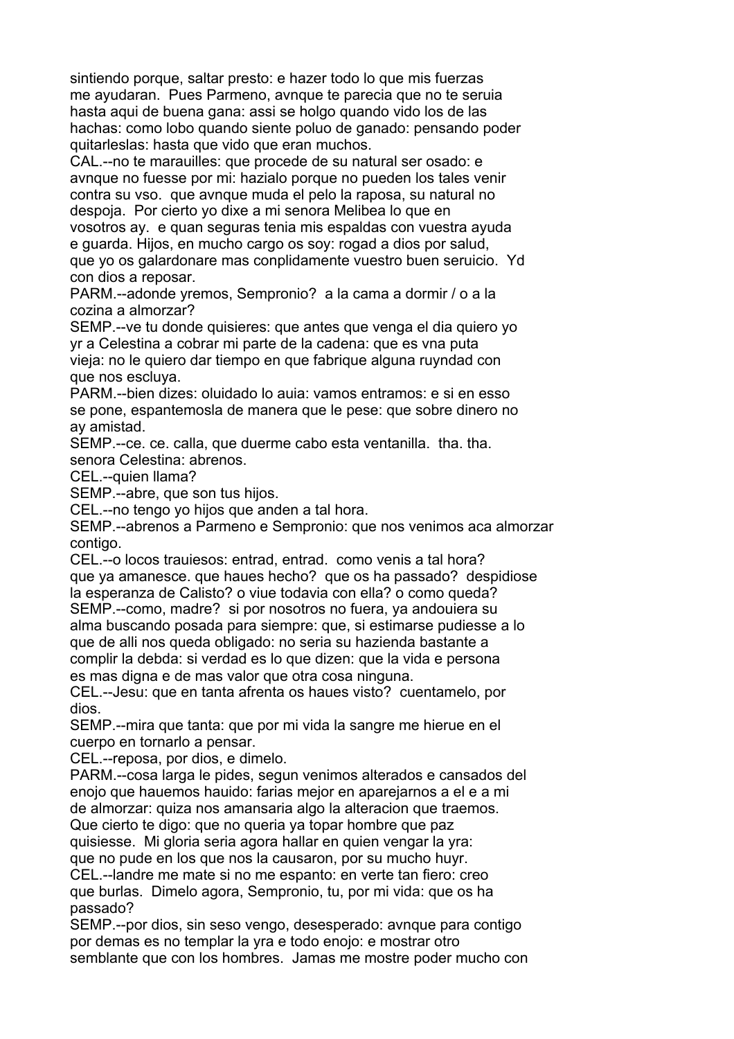sintiendo porque, saltar presto: e hazer todo lo que mis fuerzas me ayudaran. Pues Parmeno, avnque te parecia que no te seruia hasta aqui de buena gana: assi se holgo quando vido los de las hachas: como lobo quando siente poluo de ganado: pensando poder quitarleslas: hasta que vido que eran muchos.

CAL.--no te marauilles: que procede de su natural ser osado: e avnque no fuesse por mi: hazialo porque no pueden los tales venir contra su vso. que avnque muda el pelo la raposa, su natural no despoja. Por cierto yo dixe a mi senora Melibea lo que en vosotros ay. e quan seguras tenia mis espaldas con vuestra ayuda e guarda. Hijos, en mucho cargo os soy: rogad a dios por salud, que yo os galardonare mas conplidamente vuestro buen seruicio. Yd con dios a reposar.

PARM.--adonde yremos, Sempronio? a la cama a dormir / o a la cozina a almorzar?

SEMP.--ve tu donde quisieres: que antes que venga el dia quiero yo yr a Celestina a cobrar mi parte de la cadena: que es vna puta vieja: no le quiero dar tiempo en que fabrique alguna ruyndad con que nos escluya.

PARM.--bien dizes: oluidado lo auia: vamos entramos: e si en esso se pone, espantemosla de manera que le pese: que sobre dinero no ay amistad.

SEMP.--ce. ce. calla, que duerme cabo esta ventanilla. tha. tha. senora Celestina: abrenos.

CEL.--quien llama?

SEMP.--abre, que son tus hijos.

CEL.--no tengo yo hijos que anden a tal hora.

SEMP.--abrenos a Parmeno e Sempronio: que nos venimos aca almorzar contigo.

CEL.--o locos trauiesos: entrad, entrad. como venis a tal hora? que ya amanesce. que haues hecho? que os ha passado? despidiose la esperanza de Calisto? o viue todavia con ella? o como queda?

SEMP.--como, madre? si por nosotros no fuera, ya andouiera su alma buscando posada para siempre: que, si estimarse pudiesse a lo que de alli nos queda obligado: no seria su hazienda bastante a complir la debda: si verdad es lo que dizen: que la vida e persona es mas digna e de mas valor que otra cosa ninguna.

CEL.--Jesu: que en tanta afrenta os haues visto? cuentamelo, por dios.

SEMP.--mira que tanta: que por mi vida la sangre me hierue en el cuerpo en tornarlo a pensar.

CEL.--reposa, por dios, e dimelo.

PARM.--cosa larga le pides, segun venimos alterados e cansados del enojo que hauemos hauido: farias mejor en aparejarnos a el e a mi de almorzar: quiza nos amansaria algo la alteracion que traemos. Que cierto te digo: que no queria ya topar hombre que paz quisiesse. Mi gloria seria agora hallar en quien vengar la yra: que no pude en los que nos la causaron, por su mucho huyr.

CEL.--landre me mate si no me espanto: en verte tan fiero: creo que burlas. Dimelo agora, Sempronio, tu, por mi vida: que os ha passado?

SEMP.--por dios, sin seso vengo, desesperado: avnque para contigo por demas es no templar la yra e todo enojo: e mostrar otro semblante que con los hombres. Jamas me mostre poder mucho con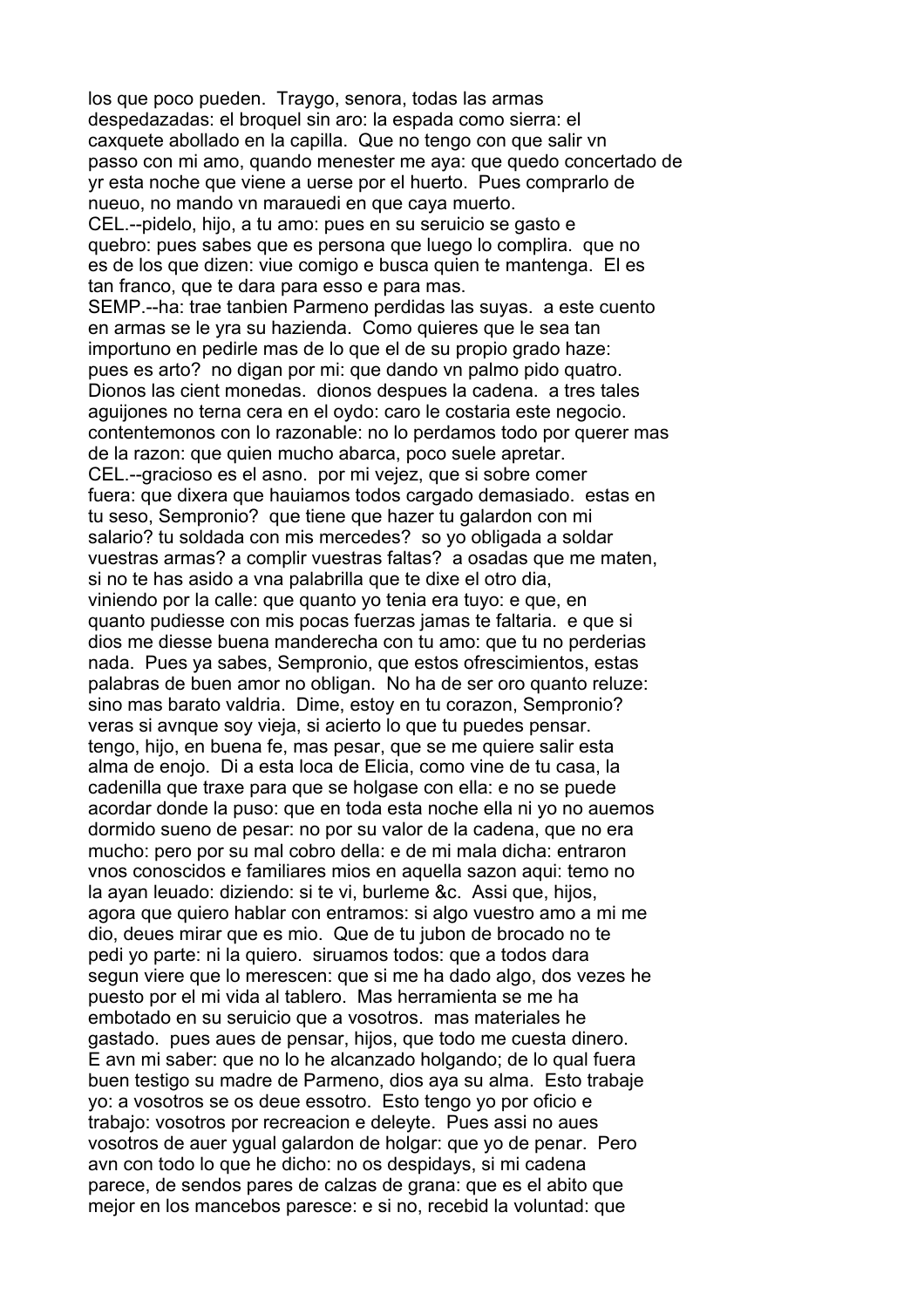los que poco pueden.  Traygo, senora, todas las armas despedazadas: el broquel sin aro: la espada como sierra: el caxquete abollado en la capilla.  Que no tengo con que salir vn passo con mi amo, quando menester me aya: que quedo concertado de yr esta noche que viene a uerse por el huerto.  Pues comprarlo de nueuo, no mando vn marauedi en que caya muerto.
CEL.--pidelo, hijo, a tu amo: pues en su seruicio se gasto e quebro: pues sabes que es persona que luego lo complira.  que no es de los que dizen: viue comigo e busca quien te mantenga.  El es tan franco, que te dara para esso e para mas.
SEMP.--ha: trae tanbien Parmeno perdidas las suyas.  a este cuento en armas se le yra su hazienda.  Como quieres que le sea tan importuno en pedirle mas de lo que el de su propio grado haze: pues es arto?  no digan por mi: que dando vn palmo pido quatro. Dionos las cient monedas.  dionos despues la cadena.  a tres tales aguijones no terna cera en el oydo: caro le costaria este negocio. contentemonos con lo razonable: no lo perdamos todo por querer mas de la razon: que quien mucho abarca, poco suele apretar.
CEL.--gracioso es el asno.  por mi vejez, que si sobre comer fuera: que dixera que hauiamos todos cargado demasiado.  estas en tu seso, Sempronio?  que tiene que hazer tu galardon con mi salario? tu soldada con mis mercedes?  so yo obligada a soldar vuestras armas? a complir vuestras faltas?  a osadas que me maten, si no te has asido a vna palabrilla que te dixe el otro dia, viniendo por la calle: que quanto yo tenia era tuyo: e que, en quanto pudiesse con mis pocas fuerzas jamas te faltaria.  e que si dios me diesse buena manderecha con tu amo: que tu no perderias nada.  Pues ya sabes, Sempronio, que estos ofrescimientos, estas palabras de buen amor no obligan.  No ha de ser oro quanto reluze: sino mas barato valdria.  Dime, estoy en tu corazon, Sempronio? veras si avnque soy vieja, si acierto lo que tu puedes pensar. tengo, hijo, en buena fe, mas pesar, que se me quiere salir esta alma de enojo.  Di a esta loca de Elicia, como vine de tu casa, la cadenilla que traxe para que se holgase con ella: e no se puede acordar donde la puso: que en toda esta noche ella ni yo no auemos dormido sueno de pesar: no por su valor de la cadena, que no era mucho: pero por su mal cobro della: e de mi mala dicha: entraron vnos conoscidos e familiares mios en aquella sazon aqui: temo no la ayan leuado: diziendo: si te vi, burleme &c.  Assi que, hijos, agora que quiero hablar con entramos: si algo vuestro amo a mi me dio, deues mirar que es mio.  Que de tu jubon de brocado no te pedi yo parte: ni la quiero.  siruamos todos: que a todos dara segun viere que lo merescen: que si me ha dado algo, dos vezes he puesto por el mi vida al tablero.  Mas herramienta se me ha embotado en su seruicio que a vosotros.  mas materiales he gastado.  pues aues de pensar, hijos, que todo me cuesta dinero. E avn mi saber: que no lo he alcanzado holgando; de lo qual fuera buen testigo su madre de Parmeno, dios aya su alma.  Esto trabaje yo: a vosotros se os deue essotro.  Esto tengo yo por oficio e trabajo: vosotros por recreacion e deleyte.  Pues assi no aues vosotros de auer ygual galardon de holgar: que yo de penar.  Pero avn con todo lo que he dicho: no os despidays, si mi cadena parece, de sendos pares de calzas de grana: que es el abito que mejor en los mancebos paresce: e si no, recebid la voluntad: que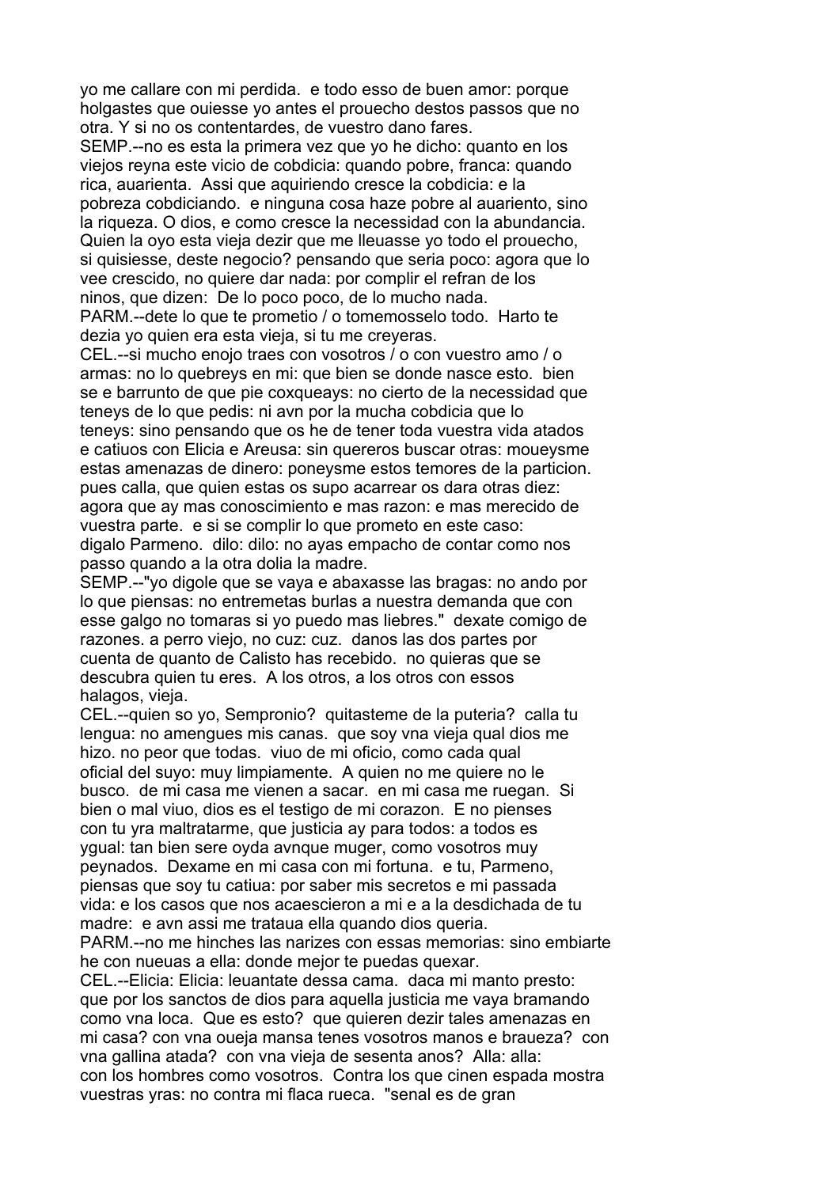yo me callare con mi perdida. e todo esso de buen amor: porque holgastes que ouiesse yo antes el prouecho destos passos que no otra. Y si no os contentardes, de vuestro dano fares.

SEMP.--no es esta la primera vez que yo he dicho: quanto en los viejos reyna este vicio de cobdicia: quando pobre, franca: quando rica, auarienta. Assi que aquiriendo cresce la cobdicia: e la pobreza cobdiciando. e ninguna cosa haze pobre al auariento, sino la riqueza. O dios, e como cresce la necessidad con la abundancia. Quien la oyo esta vieja dezir que me lleuasse yo todo el prouecho, si quisiesse, deste negocio? pensando que seria poco: agora que lo vee crescido, no quiere dar nada: por complir el refran de los ninos, que dizen: De lo poco poco, de lo mucho nada.

PARM.--dete lo que te prometio / o tomemosselo todo. Harto te dezia yo quien era esta vieja, si tu me creyeras.

CEL.--si mucho enojo traes con vosotros / o con vuestro amo / o armas: no lo quebreys en mi: que bien se donde nasce esto. bien se e barrunto de que pie coxqueays: no cierto de la necessidad que teneys de lo que pedis: ni avn por la mucha cobdicia que lo teneys: sino pensando que os he de tener toda vuestra vida atados e catiuos con Elicia e Areusa: sin quereros buscar otras: moueysme estas amenazas de dinero: poneysme estos temores de la particion. pues calla, que quien estas os supo acarrear os dara otras diez: agora que ay mas conoscimiento e mas razon: e mas merecido de vuestra parte. e si se complir lo que prometo en este caso: digalo Parmeno. dilo: dilo: no ayas empacho de contar como nos passo quando a la otra dolia la madre.

SEMP.--"yo digole que se vaya e abaxasse las bragas: no ando por lo que piensas: no entremetas burlas a nuestra demanda que con esse galgo no tomaras si yo puedo mas liebres." dexate comigo de razones. a perro viejo, no cuz: cuz. danos las dos partes por cuenta de quanto de Calisto has recebido. no quieras que se descubra quien tu eres. A los otros, a los otros con essos halagos, vieja.

CEL.--quien so yo, Sempronio? quitasteme de la puteria? calla tu lengua: no amengues mis canas. que soy vna vieja qual dios me hizo. no peor que todas. viuo de mi oficio, como cada qual oficial del suyo: muy limpiamente. A quien no me quiere no le busco. de mi casa me vienen a sacar. en mi casa me ruegan. Si bien o mal viuo, dios es el testigo de mi corazon. E no pienses con tu yra maltratarme, que justicia ay para todos: a todos es ygual: tan bien sere oyda avnque muger, como vosotros muy peynados. Dexame en mi casa con mi fortuna. e tu, Parmeno, piensas que soy tu catiua: por saber mis secretos e mi passada vida: e los casos que nos acaescieron a mi e a la desdichada de tu madre: e avn assi me trataua ella quando dios queria.

PARM.--no me hinches las narizes con essas memorias: sino embiarte he con nueuas a ella: donde mejor te puedas quexar.

CEL.--Elicia: Elicia: leuantate dessa cama. daca mi manto presto: que por los sanctos de dios para aquella justicia me vaya bramando como vna loca. Que es esto? que quieren dezir tales amenazas en mi casa? con vna oueja mansa tenes vosotros manos e braueza? con vna gallina atada? con vna vieja de sesenta anos? Alla: alla: con los hombres como vosotros. Contra los que cinen espada mostra vuestras yras: no contra mi flaca rueca. "senal es de gran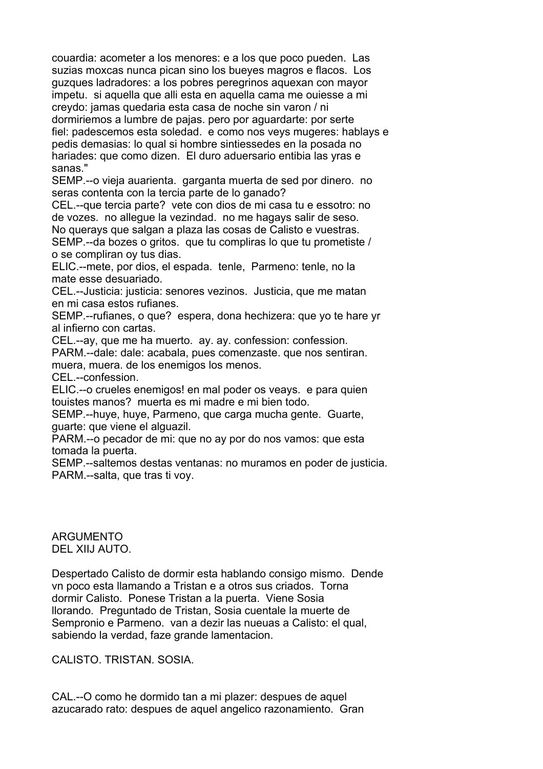couardia: acometer a los menores: e a los que poco pueden.  Las suzias moxcas nunca pican sino los bueyes magros e flacos.  Los guzques ladradores: a los pobres peregrinos aquexan con mayor impetu.  si aquella que alli esta en aquella cama me ouiesse a mi creydo: jamas quedaria esta casa de noche sin varon / ni dormiriemos a lumbre de pajas. pero por aguardarte: por serte fiel: padescemos esta soledad.  e como nos veys mugeres: hablays e pedis demasias: lo qual si hombre sintiessedes en la posada no hariades: que como dizen.  El duro aduersario entibia las yras e sanas."

SEMP.--o vieja auarienta.  garganta muerta de sed por dinero.  no seras contenta con la tercia parte de lo ganado?

CEL.--que tercia parte?  vete con dios de mi casa tu e essotro: no de vozes.  no allegue la vezindad.  no me hagays salir de seso.  No querays que salgan a plaza las cosas de Calisto e vuestras.

SEMP.--da bozes o gritos.  que tu compliras lo que tu prometiste / o se compliran oy tus dias.

ELIC.--mete, por dios, el espada.  tenle,  Parmeno: tenle, no la mate esse desuariado.

CEL.--Justicia: justicia: senores vezinos.  Justicia, que me matan en mi casa estos rufianes.

SEMP.--rufianes, o que?  espera, dona hechizera: que yo te hare yr al infierno con cartas.

CEL.--ay, que me ha muerto.  ay. ay. confession: confession.

PARM.--dale: dale: acabala, pues comenzaste. que nos sentiran. muera, muera. de los enemigos los menos.

CEL.--confession.

ELIC.--o crueles enemigos! en mal poder os veays.  e para quien touistes manos?  muerta es mi madre e mi bien todo.

SEMP.--huye, huye, Parmeno, que carga mucha gente.  Guarte, guarte: que viene el alguazil.

PARM.--o pecador de mi: que no ay por do nos vamos: que esta tomada la puerta.

SEMP.--saltemos destas ventanas: no muramos en poder de justicia.

PARM.--salta, que tras ti voy.

## ARGUMENTO
## DEL XIIJ AUTO.

Despertado Calisto de dormir esta hablando consigo mismo.  Dende vn poco esta llamando a Tristan e a otros sus criados.  Torna dormir Calisto.  Ponese Tristan a la puerta.  Viene Sosia llorando.  Preguntado de Tristan, Sosia cuentale la muerte de Sempronio e Parmeno.  van a dezir las nueuas a Calisto: el qual, sabiendo la verdad, faze grande lamentacion.

CALISTO. TRISTAN. SOSIA.

CAL.--O como he dormido tan a mi plazer: despues de aquel azucarado rato: despues de aquel angelico razonamiento.  Gran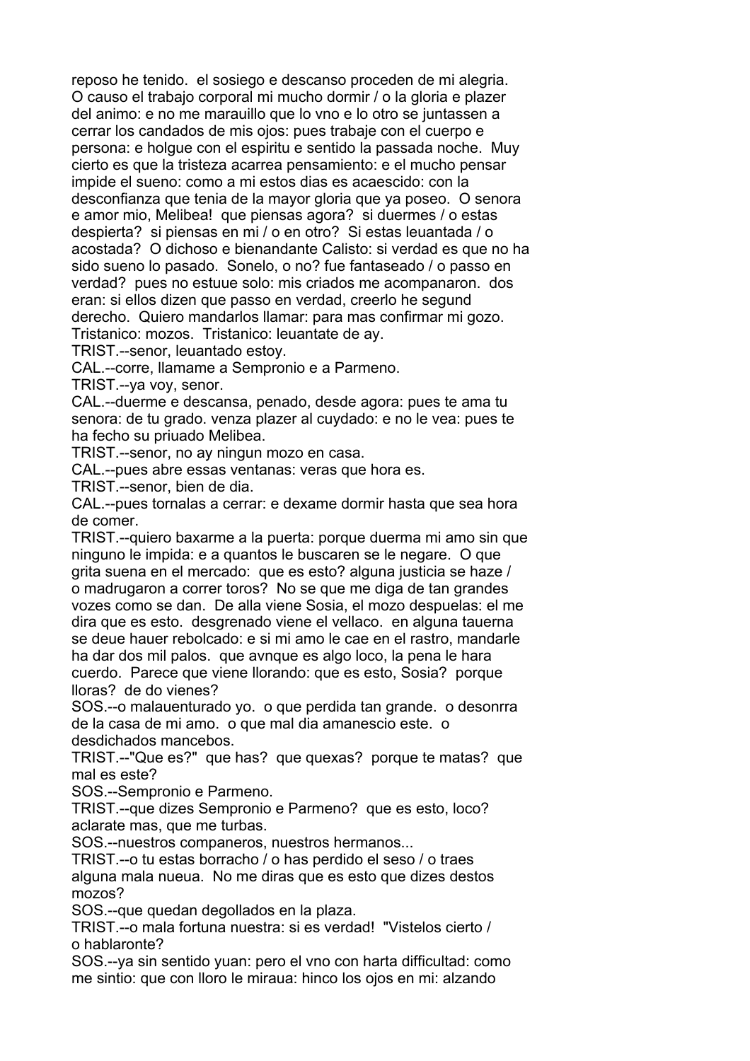reposo he tenido. el sosiego e descanso proceden de mi alegria. O causo el trabajo corporal mi mucho dormir / o la gloria e plazer del animo: e no me marauillo que lo vno e lo otro se juntassen a cerrar los candados de mis ojos: pues trabaje con el cuerpo e persona: e holgue con el espiritu e sentido la passada noche. Muy cierto es que la tristeza acarrea pensamiento: e el mucho pensar impide el sueno: como a mi estos dias es acaescido: con la desconfianza que tenia de la mayor gloria que ya poseo. O senora e amor mio, Melibea! que piensas agora? si duermes / o estas despierta? si piensas en mi / o en otro? Si estas leuantada / o acostada? O dichoso e bienandante Calisto: si verdad es que no ha sido sueno lo pasado. Sonelo, o no? fue fantaseado / o passo en verdad? pues no estuue solo: mis criados me acompanaron. dos eran: si ellos dizen que passo en verdad, creerlo he segund derecho. Quiero mandarlos llamar: para mas confirmar mi gozo. Tristanico: mozos. Tristanico: leuantate de ay.

TRIST.--senor, leuantado estoy.

CAL.--corre, llamame a Sempronio e a Parmeno.

TRIST.--ya voy, senor.

CAL.--duerme e descansa, penado, desde agora: pues te ama tu senora: de tu grado. venza plazer al cuydado: e no le vea: pues te ha fecho su priuado Melibea.

TRIST.--senor, no ay ningun mozo en casa.

CAL.--pues abre essas ventanas: veras que hora es.

TRIST.--senor, bien de dia.

CAL.--pues tornalas a cerrar: e dexame dormir hasta que sea hora de comer.

TRIST.--quiero baxarme a la puerta: porque duerma mi amo sin que ninguno le impida: e a quantos le buscaren se le negare. O que grita suena en el mercado: que es esto? alguna justicia se haze / o madrugaron a correr toros? No se que me diga de tan grandes vozes como se dan. De alla viene Sosia, el mozo despuelas: el me dira que es esto. desgrenado viene el vellaco. en alguna tauerna se deue hauer rebolcado: e si mi amo le cae en el rastro, mandarle ha dar dos mil palos. que avnque es algo loco, la pena le hara cuerdo. Parece que viene llorando: que es esto, Sosia? porque lloras? de do vienes?

SOS.--o malauenturado yo. o que perdida tan grande. o desonrra de la casa de mi amo. o que mal dia amanescio este. o desdichados mancebos.

TRIST.--"Que es?" que has? que quexas? porque te matas? que mal es este?

SOS.--Sempronio e Parmeno.

TRIST.--que dizes Sempronio e Parmeno? que es esto, loco? aclarate mas, que me turbas.

SOS.--nuestros companeros, nuestros hermanos...

TRIST.--o tu estas borracho / o has perdido el seso / o traes alguna mala nueua. No me diras que es esto que dizes destos mozos?

SOS.--que quedan degollados en la plaza.

TRIST.--o mala fortuna nuestra: si es verdad! "Vistelos cierto / o hablaronte?

SOS.--ya sin sentido yuan: pero el vno con harta difficultad: como me sintio: que con lloro le miraua: hinco los ojos en mi: alzando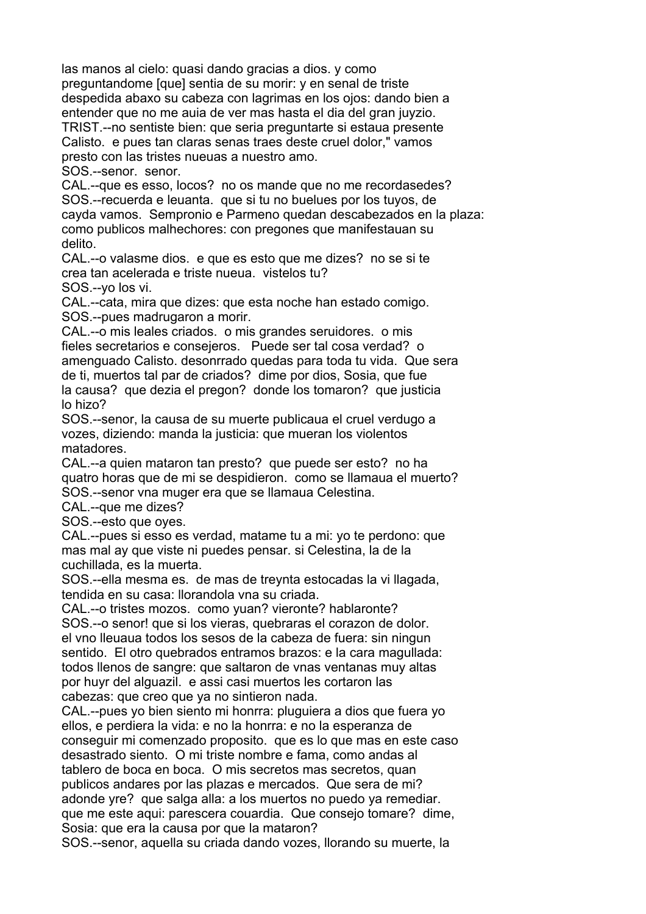las manos al cielo: quasi dando gracias a dios. y como preguntandome [que] sentia de su morir: y en senal de triste despedida abaxo su cabeza con lagrimas en los ojos: dando bien a entender que no me auia de ver mas hasta el dia del gran juyzio.

TRIST.--no sentiste bien: que seria preguntarte si estaua presente Calisto. e pues tan claras senas traes deste cruel dolor," vamos presto con las tristes nueuas a nuestro amo.

SOS.--senor. senor.

CAL.--que es esso, locos? no os mande que no me recordasedes?

SOS.--recuerda e leuanta. que si tu no buelues por los tuyos, de cayda vamos. Sempronio e Parmeno quedan descabezados en la plaza: como publicos malhechores: con pregones que manifestauan su delito.

CAL.--o valasme dios. e que es esto que me dizes? no se si te crea tan acelerada e triste nueua. vistelos tu?

SOS.--yo los vi.

CAL.--cata, mira que dizes: que esta noche han estado comigo.

SOS.--pues madrugaron a morir.

CAL.--o mis leales criados. o mis grandes seruidores. o mis fieles secretarios e consejeros. Puede ser tal cosa verdad? o amenguado Calisto. desonrrado quedas para toda tu vida. Que sera de ti, muertos tal par de criados? dime por dios, Sosia, que fue la causa? que dezia el pregon? donde los tomaron? que justicia lo hizo?

SOS.--senor, la causa de su muerte publicaua el cruel verdugo a vozes, diziendo: manda la justicia: que mueran los violentos matadores.

CAL.--a quien mataron tan presto? que puede ser esto? no ha quatro horas que de mi se despidieron. como se llamaua el muerto?

SOS.--senor vna muger era que se llamaua Celestina.

CAL.--que me dizes?

SOS.--esto que oyes.

CAL.--pues si esso es verdad, matame tu a mi: yo te perdono: que mas mal ay que viste ni puedes pensar. si Celestina, la de la cuchillada, es la muerta.

SOS.--ella mesma es. de mas de treynta estocadas la vi llagada, tendida en su casa: llorandola vna su criada.

CAL.--o tristes mozos. como yuan? vieronte? hablaronte?

SOS.--o senor! que si los vieras, quebraras el corazon de dolor. el vno lleuaua todos los sesos de la cabeza de fuera: sin ningun sentido. El otro quebrados entramos brazos: e la cara magullada: todos llenos de sangre: que saltaron de vnas ventanas muy altas por huyr del alguazil. e assi casi muertos les cortaron las cabezas: que creo que ya no sintieron nada.

CAL.--pues yo bien siento mi honrra: pluguiera a dios que fuera yo ellos, e perdiera la vida: e no la honrra: e no la esperanza de conseguir mi comenzado proposito. que es lo que mas en este caso desastrado siento. O mi triste nombre e fama, como andas al tablero de boca en boca. O mis secretos mas secretos, quan publicos andares por las plazas e mercados. Que sera de mi? adonde yre? que salga alla: a los muertos no puedo ya remediar. que me este aqui: parescera couardia. Que consejo tomare? dime, Sosia: que era la causa por que la mataron?

SOS.--senor, aquella su criada dando vozes, llorando su muerte, la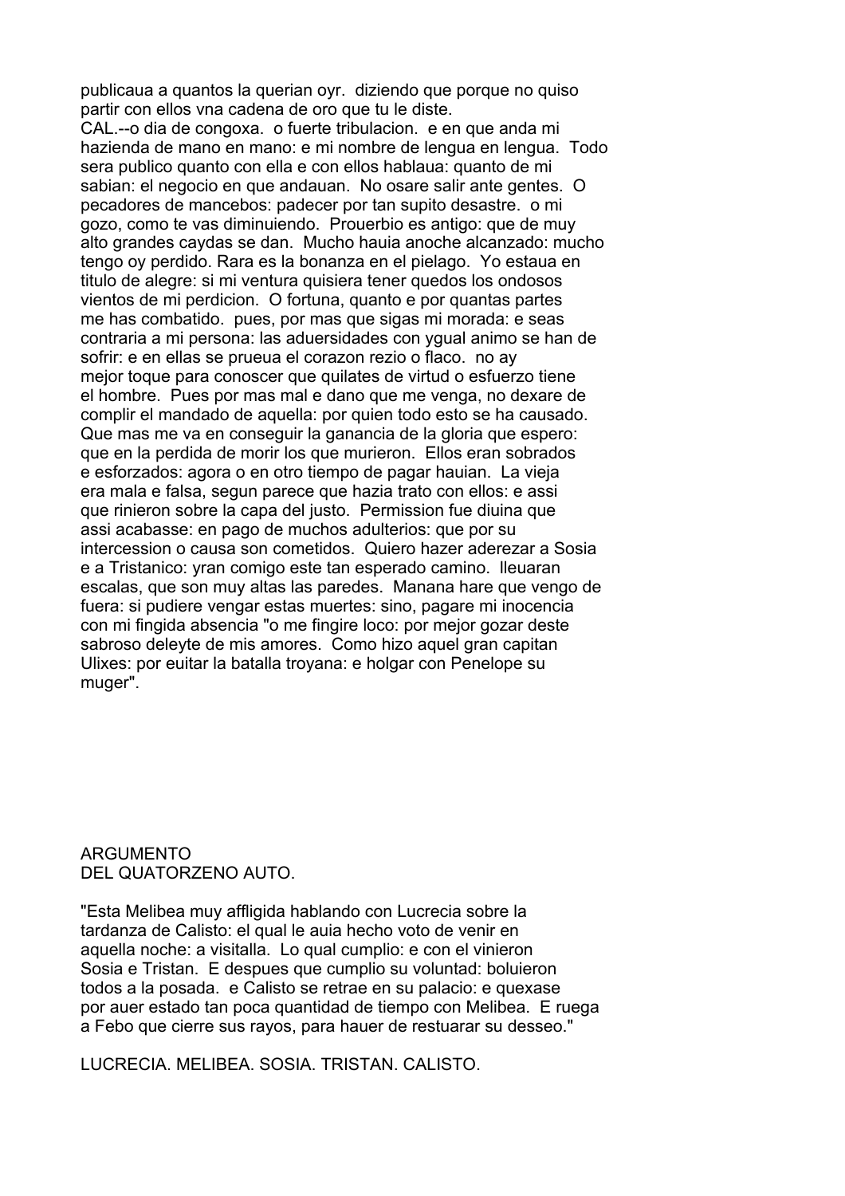publicaua a quantos la querian oyr. diziendo que porque no quiso partir con ellos vna cadena de oro que tu le diste.

CAL.--o dia de congoxa. o fuerte tribulacion. e en que anda mi hazienda de mano en mano: e mi nombre de lengua en lengua. Todo sera publico quanto con ella e con ellos hablaua: quanto de mi sabian: el negocio en que andauan. No osare salir ante gentes. O pecadores de mancebos: padecer por tan supito desastre. o mi gozo, como te vas diminuiendo. Prouerbio es antigo: que de muy alto grandes caydas se dan. Mucho hauia anoche alcanzado: mucho tengo oy perdido. Rara es la bonanza en el pielago. Yo estaua en titulo de alegre: si mi ventura quisiera tener quedos los ondosos vientos de mi perdicion. O fortuna, quanto e por quantas partes me has combatido. pues, por mas que sigas mi morada: e seas contraria a mi persona: las aduersidades con ygual animo se han de sofrir: e en ellas se prueua el corazon rezio o flaco. no ay mejor toque para conoscer que quilates de virtud o esfuerzo tiene el hombre. Pues por mas mal e dano que me venga, no dexare de complir el mandado de aquella: por quien todo esto se ha causado. Que mas me va en conseguir la ganancia de la gloria que espero: que en la perdida de morir los que murieron. Ellos eran sobrados e esforzados: agora o en otro tiempo de pagar hauian. La vieja era mala e falsa, segun parece que hazia trato con ellos: e assi que rinieron sobre la capa del justo. Permission fue diuina que assi acabasse: en pago de muchos adulterios: que por su intercession o causa son cometidos. Quiero hazer aderezar a Sosia e a Tristanico: yran comigo este tan esperado camino. lleuaran escalas, que son muy altas las paredes. Manana hare que vengo de fuera: si pudiere vengar estas muertes: sino, pagare mi inocencia con mi fingida absencia "o me fingire loco: por mejor gozar deste sabroso deleyte de mis amores. Como hizo aquel gran capitan Ulixes: por euitar la batalla troyana: e holgar con Penelope su muger".

## ARGUMENTO DEL QUATORZENO AUTO.

"Esta Melibea muy affligida hablando con Lucrecia sobre la tardanza de Calisto: el qual le auia hecho voto de venir en aquella noche: a visitalla. Lo qual cumplio: e con el vinieron Sosia e Tristan. E despues que cumplio su voluntad: boluieron todos a la posada. e Calisto se retrae en su palacio: e quexase por auer estado tan poca quantidad de tiempo con Melibea. E ruega a Febo que cierre sus rayos, para hauer de restuarar su desseo."

LUCRECIA. MELIBEA. SOSIA. TRISTAN. CALISTO.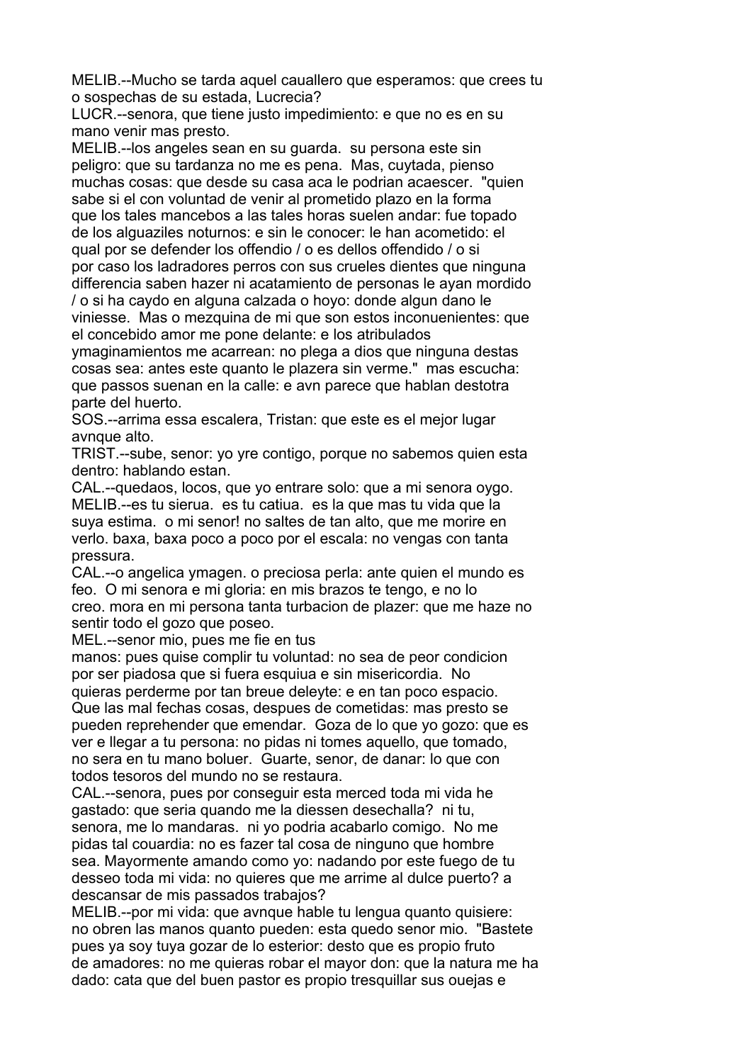MELIB.--Mucho se tarda aquel cauallero que esperamos: que crees tu o sospechas de su estada, Lucrecia?
LUCR.--senora, que tiene justo impedimiento: e que no es en su mano venir mas presto.
MELIB.--los angeles sean en su guarda. su persona este sin peligro: que su tardanza no me es pena. Mas, cuytada, pienso muchas cosas: que desde su casa aca le podrian acaescer. "quien sabe si el con voluntad de venir al prometido plazo en la forma que los tales mancebos a las tales horas suelen andar: fue topado de los alguaziles noturnos: e sin le conocer: le han acometido: el qual por se defender los offendio / o es dellos offendido / o si por caso los ladradores perros con sus crueles dientes que ninguna differencia saben hazer ni acatamiento de personas le ayan mordido / o si ha caydo en alguna calzada o hoyo: donde algun dano le viniesse. Mas o mezquina de mi que son estos inconuenientes: que el concebido amor me pone delante: e los atribulados ymaginamientos me acarrean: no plega a dios que ninguna destas cosas sea: antes este quanto le plazera sin verme." mas escucha: que passos suenan en la calle: e avn parece que hablan destotra parte del huerto.
SOS.--arrima essa escalera, Tristan: que este es el mejor lugar avnque alto.
TRIST.--sube, senor: yo yre contigo, porque no sabemos quien esta dentro: hablando estan.
CAL.--quedaos, locos, que yo entrare solo: que a mi senora oygo.
MELIB.--es tu sierua. es tu catiua. es la que mas tu vida que la suya estima. o mi senor! no saltes de tan alto, que me morire en verlo. baxa, baxa poco a poco por el escala: no vengas con tanta pressura.
CAL.--o angelica ymagen. o preciosa perla: ante quien el mundo es feo. O mi senora e mi gloria: en mis brazos te tengo, e no lo creo. mora en mi persona tanta turbacion de plazer: que me haze no sentir todo el gozo que poseo.
MEL.--senor mio, pues me fie en tus manos: pues quise complir tu voluntad: no sea de peor condicion por ser piadosa que si fuera esquiua e sin misericordia. No quieras perderme por tan breue deleyte: e en tan poco espacio. Que las mal fechas cosas, despues de cometidas: mas presto se pueden reprehender que emendar. Goza de lo que yo gozo: que es ver e llegar a tu persona: no pidas ni tomes aquello, que tomado, no sera en tu mano boluer. Guarte, senor, de danar: lo que con todos tesoros del mundo no se restaura.
CAL.--senora, pues por conseguir esta merced toda mi vida he gastado: que seria quando me la diessen desechalla? ni tu, senora, me lo mandaras. ni yo podria acabarlo comigo. No me pidas tal couardia: no es fazer tal cosa de ninguno que hombre sea. Mayormente amando como yo: nadando por este fuego de tu desseo toda mi vida: no quieres que me arrime al dulce puerto? a descansar de mis passados trabajos?
MELIB.--por mi vida: que avnque hable tu lengua quanto quisiere: no obren las manos quanto pueden: esta quedo senor mio. "Bastete pues ya soy tuya gozar de lo esterior: desto que es propio fruto de amadores: no me quieras robar el mayor don: que la natura me ha dado: cata que del buen pastor es propio tresquillar sus ouejas e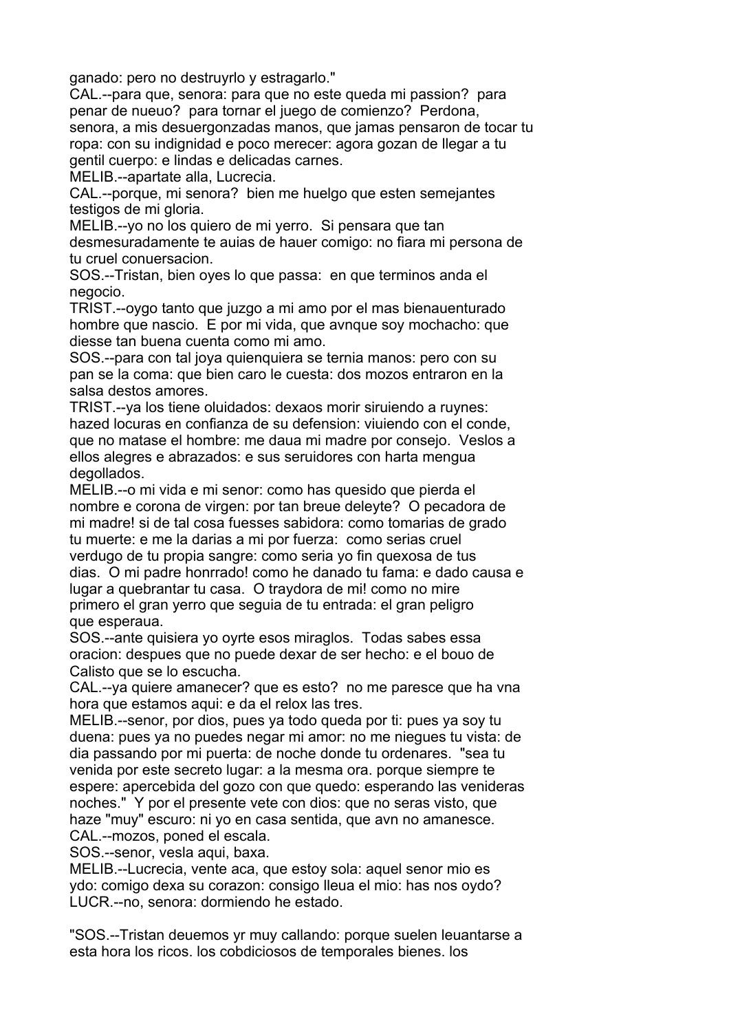ganado: pero no destruyrlo y estragarlo."

CAL.--para que, senora: para que no este queda mi passion? para penar de nueuo? para tornar el juego de comienzo? Perdona, senora, a mis desuergonzadas manos, que jamas pensaron de tocar tu ropa: con su indignidad e poco merecer: agora gozan de llegar a tu gentil cuerpo: e lindas e delicadas carnes.

MELIB.--apartate alla, Lucrecia.

CAL.--porque, mi senora? bien me huelgo que esten semejantes testigos de mi gloria.

MELIB.--yo no los quiero de mi yerro. Si pensara que tan desmesuradamente te auias de hauer comigo: no fiara mi persona de tu cruel conuersacion.

SOS.--Tristan, bien oyes lo que passa: en que terminos anda el negocio.

TRIST.--oygo tanto que juzgo a mi amo por el mas bienauenturado hombre que nascio. E por mi vida, que avnque soy mochacho: que diesse tan buena cuenta como mi amo.

SOS.--para con tal joya quienquiera se ternia manos: pero con su pan se la coma: que bien caro le cuesta: dos mozos entraron en la salsa destos amores.

TRIST.--ya los tiene oluidados: dexaos morir siruiendo a ruynes: hazed locuras en confianza de su defension: viuiendo con el conde, que no matase el hombre: me daua mi madre por consejo. Veslos a ellos alegres e abrazados: e sus seruidores con harta mengua degollados.

MELIB.--o mi vida e mi senor: como has quesido que pierda el nombre e corona de virgen: por tan breue deleyte? O pecadora de mi madre! si de tal cosa fuesses sabidora: como tomarias de grado tu muerte: e me la darias a mi por fuerza: como serias cruel verdugo de tu propia sangre: como seria yo fin quexosa de tus dias. O mi padre honrrado! como he danado tu fama: e dado causa e lugar a quebrantar tu casa. O traydora de mi! como no mire primero el gran yerro que seguia de tu entrada: el gran peligro que esperaua.

SOS.--ante quisiera yo oyrte esos miraglos. Todas sabes essa oracion: despues que no puede dexar de ser hecho: e el bouo de Calisto que se lo escucha.

CAL.--ya quiere amanecer? que es esto? no me paresce que ha vna hora que estamos aqui: e da el relox las tres.

MELIB.--senor, por dios, pues ya todo queda por ti: pues ya soy tu duena: pues ya no puedes negar mi amor: no me niegues tu vista: de dia passando por mi puerta: de noche donde tu ordenares. "sea tu venida por este secreto lugar: a la mesma ora. porque siempre te espere: apercebida del gozo con que quedo: esperando las venideras noches." Y por el presente vete con dios: que no seras visto, que haze "muy" escuro: ni yo en casa sentida, que avn no amanesce.

CAL.--mozos, poned el escala.

SOS.--senor, vesla aqui, baxa.

MELIB.--Lucrecia, vente aca, que estoy sola: aquel senor mio es ydo: comigo dexa su corazon: consigo lleua el mio: has nos oydo?

LUCR.--no, senora: dormiendo he estado.

"SOS.--Tristan deuemos yr muy callando: porque suelen leuantarse a esta hora los ricos. los cobdiciosos de temporales bienes. los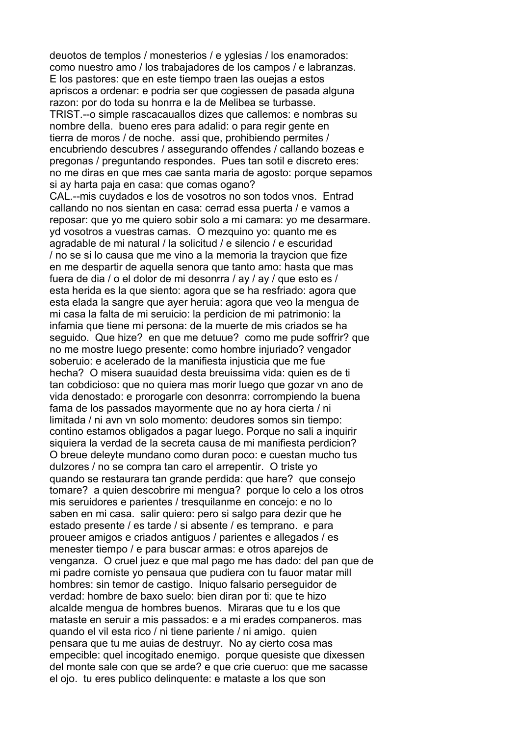deuotos de templos / monesterios / e yglesias / los enamorados: como nuestro amo / los trabajadores de los campos / e labranzas. E los pastores: que en este tiempo traen las ouejas a estos apriscos a ordenar: e podria ser que cogiessen de pasada alguna razon: por do toda su honrra e la de Melibea se turbasse.

TRIST.--o simple rascacauallos dizes que callemos: e nombras su nombre della. bueno eres para adalid: o para regir gente en tierra de moros / de noche. assi que, prohibiendo permites / encubriendo descubres / assegurando offendes / callando bozeas e pregonas / preguntando respondes. Pues tan sotil e discreto eres: no me diras en que mes cae santa maria de agosto: porque sepamos si ay harta paja en casa: que comas ogano?

CAL.--mis cuydados e los de vosotros no son todos vnos. Entrad callando no nos sientan en casa: cerrad essa puerta / e vamos a reposar: que yo me quiero sobir solo a mi camara: yo me desarmare. yd vosotros a vuestras camas. O mezquino yo: quanto me es agradable de mi natural / la solicitud / e silencio / e escuridad / no se si lo causa que me vino a la memoria la traycion que fize en me despartir de aquella senora que tanto amo: hasta que mas fuera de dia / o el dolor de mi desonrra / ay / ay / que esto es / esta herida es la que siento: agora que se ha resfriado: agora que esta elada la sangre que ayer heruia: agora que veo la mengua de mi casa la falta de mi seruicio: la perdicion de mi patrimonio: la infamia que tiene mi persona: de la muerte de mis criados se ha seguido. Que hize? en que me detuue? como me pude soffrir? que no me mostre luego presente: como hombre injuriado? vengador soberuio: e acelerado de la manifiesta injusticia que me fue hecha? O misera suauidad desta breuissima vida: quien es de ti tan cobdicioso: que no quiera mas morir luego que gozar vn ano de vida denostado: e prorogarle con desonrra: corrompiendo la buena fama de los passados mayormente que no ay hora cierta / ni limitada / ni avn vn solo momento: deudores somos sin tiempo: contino estamos obligados a pagar luego. Porque no sali a inquirir siquiera la verdad de la secreta causa de mi manifiesta perdicion? O breue deleyte mundano como duran poco: e cuestan mucho tus dulzores / no se compra tan caro el arrepentir. O triste yo quando se restaurara tan grande perdida: que hare? que consejo tomare? a quien descobrire mi mengua? porque lo celo a los otros mis seruidores e parientes / tresquilanme en concejo: e no lo saben en mi casa. salir quiero: pero si salgo para dezir que he estado presente / es tarde / si absente / es temprano. e para proueer amigos e criados antiguos / parientes e allegados / es menester tiempo / e para buscar armas: e otros aparejos de venganza. O cruel juez e que mal pago me has dado: del pan que de mi padre comiste yo pensaua que pudiera con tu fauor matar mill hombres: sin temor de castigo. Iniquo falsario perseguidor de verdad: hombre de baxo suelo: bien diran por ti: que te hizo alcalde mengua de hombres buenos. Miraras que tu e los que mataste en seruir a mis passados: e a mi erades companeros. mas quando el vil esta rico / ni tiene pariente / ni amigo. quien pensara que tu me auias de destruyr. No ay cierto cosa mas empecible: quel incogitado enemigo. porque quesiste que dixessen del monte sale con que se arde? e que crie cueruo: que me sacasse el ojo. tu eres publico delinquente: e mataste a los que son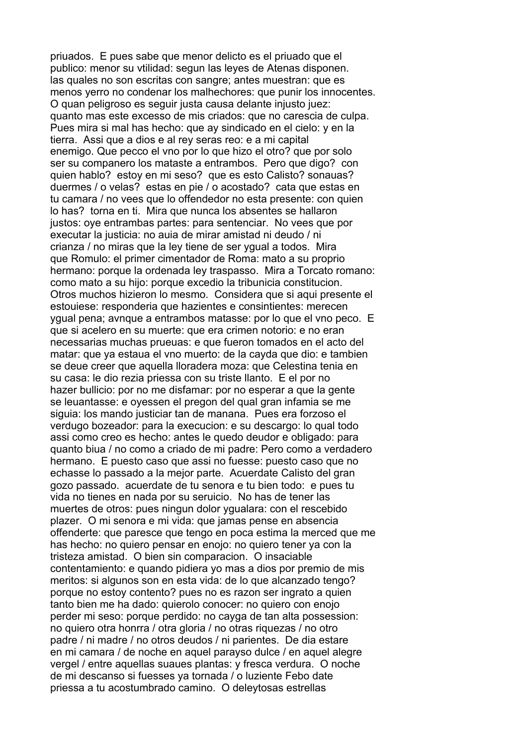priuados.  E pues sabe que menor delicto es el priuado que el publico: menor su vtilidad: segun las leyes de Atenas disponen. las quales no son escritas con sangre; antes muestran: que es menos yerro no condenar los malhechores: que punir los innocentes. O quan peligroso es seguir justa causa delante injusto juez: quanto mas este excesso de mis criados: que no carescia de culpa. Pues mira si mal has hecho: que ay sindicado en el cielo: y en la tierra.  Assi que a dios e al rey seras reo: e a mi capital enemigo. Que pecco el vno por lo que hizo el otro? que por solo ser su companero los mataste a entrambos.  Pero que digo?  con quien hablo?  estoy en mi seso?  que es esto Calisto? sonauas? duermes / o velas?  estas en pie / o acostado?  cata que estas en tu camara / no vees que lo offendedor no esta presente: con quien lo has?  torna en ti.  Mira que nunca los absentes se hallaron justos: oye entrambas partes: para sentenciar.  No vees que por executar la justicia: no auia de mirar amistad ni deudo / ni crianza / no miras que la ley tiene de ser ygual a todos.  Mira que Romulo: el primer cimentador de Roma: mato a su proprio hermano: porque la ordenada ley traspasso.  Mira a Torcato romano: como mato a su hijo: porque excedio la tribunicia constitucion. Otros muchos hizieron lo mesmo.  Considera que si aqui presente el estouiese: responderia que hazientes e consintientes: merecen ygual pena; avnque a entrambos matasse: por lo que el vno peco.  E que si acelero en su muerte: que era crimen notorio: e no eran necessarias muchas prueuas: e que fueron tomados en el acto del matar: que ya estaua el vno muerto: de la cayda que dio: e tambien se deue creer que aquella lloradera moza: que Celestina tenia en su casa: le dio rezia priessa con su triste llanto.  E el por no hazer bullicio: por no me disfamar: por no esperar a que la gente se leuantasse: e oyessen el pregon del qual gran infamia se me siguia: los mando justiciar tan de manana.  Pues era forzoso el verdugo bozeador: para la execucion: e su descargo: lo qual todo assi como creo es hecho: antes le quedo deudor e obligado: para quanto biua / no como a criado de mi padre: Pero como a verdadero hermano.  E puesto caso que assi no fuesse: puesto caso que no echasse lo passado a la mejor parte.  Acuerdate Calisto del gran gozo passado.  acuerdate de tu senora e tu bien todo:  e pues tu vida no tienes en nada por su seruicio.  No has de tener las muertes de otros: pues ningun dolor ygualara: con el rescebido plazer.  O mi senora e mi vida: que jamas pense en absencia offenderte: que paresce que tengo en poca estima la merced que me has hecho: no quiero pensar en enojo: no quiero tener ya con la tristeza amistad.  O bien sin comparacion.  O insaciable contentamiento: e quando pidiera yo mas a dios por premio de mis meritos: si algunos son en esta vida: de lo que alcanzado tengo? porque no estoy contento? pues no es razon ser ingrato a quien tanto bien me ha dado: quierolo conocer: no quiero con enojo perder mi seso: porque perdido: no cayga de tan alta possession: no quiero otra honrra / otra gloria / no otras riquezas / no otro padre / ni madre / no otros deudos / ni parientes.  De dia estare en mi camara / de noche en aquel parayso dulce / en aquel alegre vergel / entre aquellas suaues plantas: y fresca verdura.  O noche de mi descanso si fuesses ya tornada / o luziente Febo date priessa a tu acostumbrado camino.  O deleytosas estrellas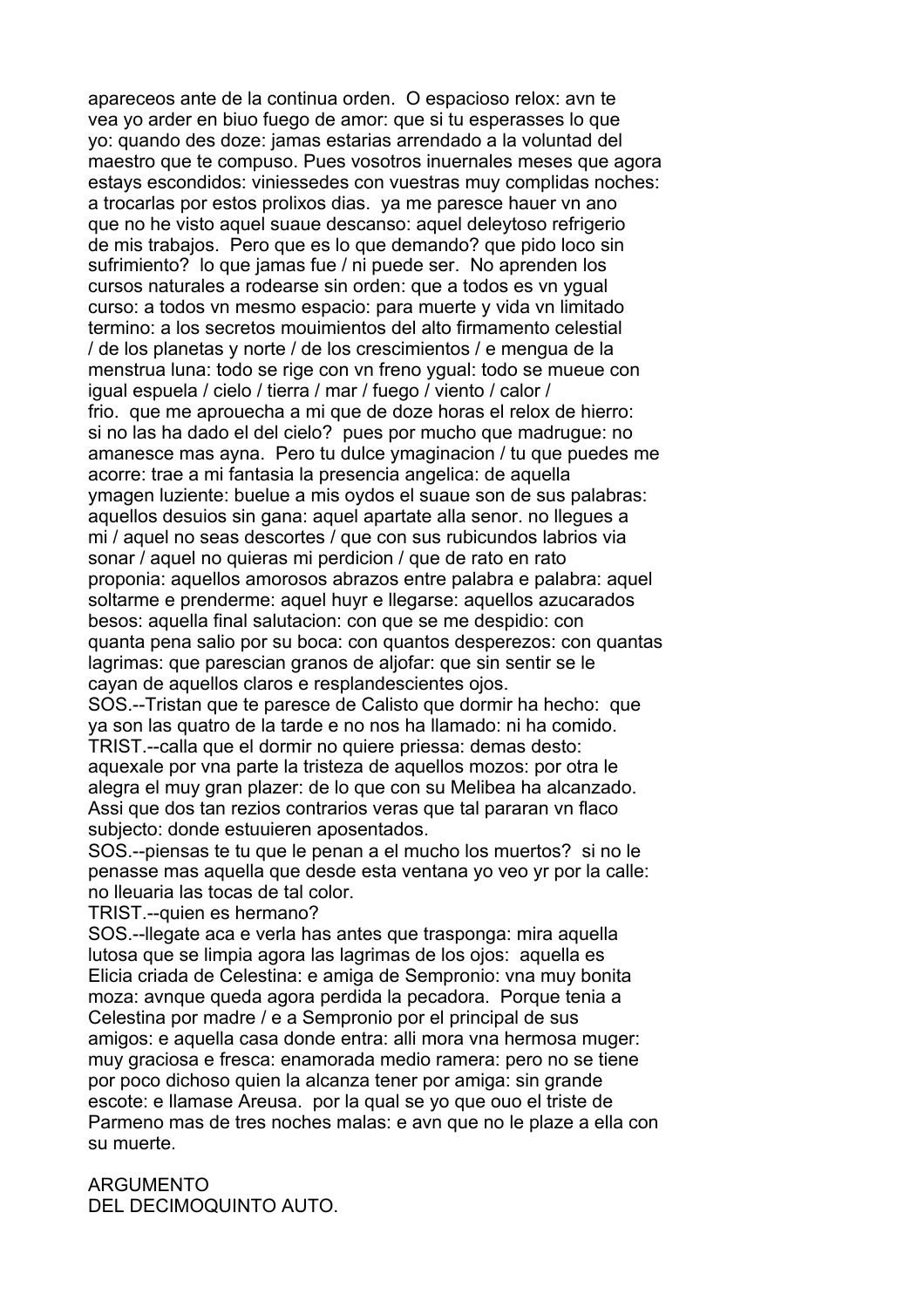apareceos ante de la continua orden.  O espacioso relox: avn te vea yo arder en biuo fuego de amor: que si tu esperasses lo que yo: quando des doze: jamas estarias arrendado a la voluntad del maestro que te compuso. Pues vosotros inuernales meses que agora estays escondidos: viniessedes con vuestras muy complidas noches: a trocarlas por estos prolixos dias.  ya me paresce hauer vn ano que no he visto aquel suaue descanso: aquel deleytoso refrigerio de mis trabajos.  Pero que es lo que demando? que pido loco sin sufrimiento?  lo que jamas fue / ni puede ser.  No aprenden los cursos naturales a rodearse sin orden: que a todos es vn ygual curso: a todos vn mesmo espacio: para muerte y vida vn limitado termino: a los secretos mouimientos del alto firmamento celestial / de los planetas y norte / de los crescimientos / e mengua de la menstrua luna: todo se rige con vn freno ygual: todo se mueue con igual espuela / cielo / tierra / mar / fuego / viento / calor / frio.  que me aprouecha a mi que de doze horas el relox de hierro: si no las ha dado el del cielo?  pues por mucho que madrugue: no amanesce mas ayna.  Pero tu dulce ymaginacion / tu que puedes me acorre: trae a mi fantasia la presencia angelica: de aquella ymagen luziente: buelue a mis oydos el suaue son de sus palabras: aquellos desuios sin gana: aquel apartate alla senor. no llegues a mi / aquel no seas descortes / que con sus rubicundos labrios via sonar / aquel no quieras mi perdicion / que de rato en rato proponia: aquellos amorosos abrazos entre palabra e palabra: aquel soltarme e prenderme: aquel huyr e llegarse: aquellos azucarados besos: aquella final salutacion: con que se me despidio: con quanta pena salio por su boca: con quantos desperezos: con quantas lagrimas: que parescian granos de aljofar: que sin sentir se le cayan de aquellos claros e resplandescientes ojos.
SOS.--Tristan que te paresce de Calisto que dormir ha hecho:  que ya son las quatro de la tarde e no nos ha llamado: ni ha comido.
TRIST.--calla que el dormir no quiere priessa: demas desto: aquexale por vna parte la tristeza de aquellos mozos: por otra le alegra el muy gran plazer: de lo que con su Melibea ha alcanzado. Assi que dos tan rezios contrarios veras que tal pararan vn flaco subjecto: donde estuuieren aposentados.
SOS.--piensas te tu que le penan a el mucho los muertos?  si no le penasse mas aquella que desde esta ventana yo veo yr por la calle: no lleuaria las tocas de tal color.
TRIST.--quien es hermano?
SOS.--llegate aca e verla has antes que trasponga: mira aquella lutosa que se limpia agora las lagrimas de los ojos:  aquella es Elicia criada de Celestina: e amiga de Sempronio: vna muy bonita moza: avnque queda agora perdida la pecadora.  Porque tenia a Celestina por madre / e a Sempronio por el principal de sus amigos: e aquella casa donde entra: alli mora vna hermosa muger: muy graciosa e fresca: enamorada medio ramera: pero no se tiene por poco dichoso quien la alcanza tener por amiga: sin grande escote: e llamase Areusa.  por la qual se yo que ouo el triste de Parmeno mas de tres noches malas: e avn que no le plaze a ella con su muerte.

ARGUMENTO
DEL DECIMOQUINTO AUTO.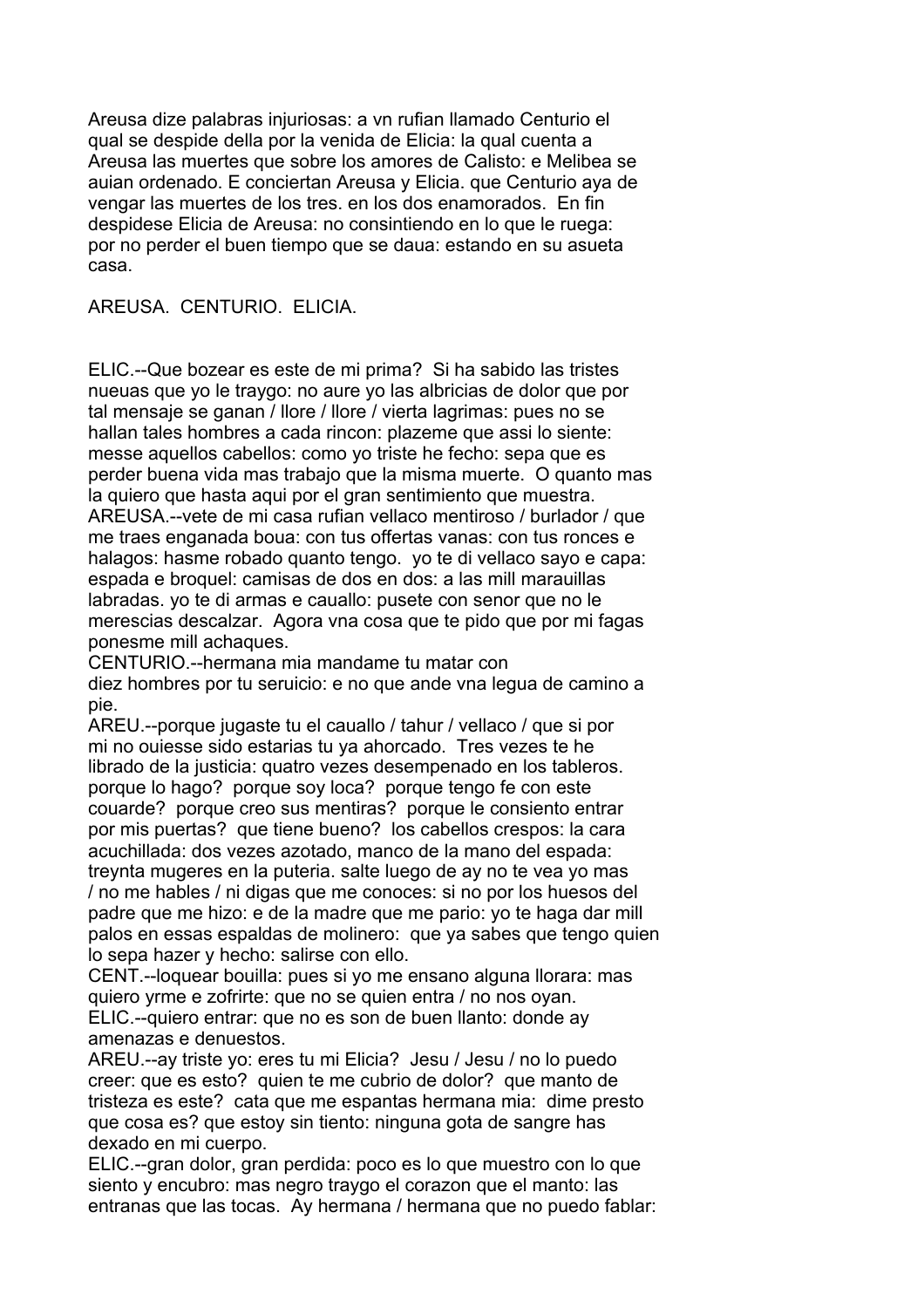Areusa dize palabras injuriosas: a vn rufian llamado Centurio el qual se despide della por la venida de Elicia: la qual cuenta a Areusa las muertes que sobre los amores de Calisto: e Melibea se auian ordenado. E conciertan Areusa y Elicia. que Centurio aya de vengar las muertes de los tres. en los dos enamorados. En fin despidese Elicia de Areusa: no consintiendo en lo que le ruega: por no perder el buen tiempo que se daua: estando en su asueta casa.

AREUSA. CENTURIO. ELICIA.

ELIC.--Que bozear es este de mi prima? Si ha sabido las tristes nueuas que yo le traygo: no aure yo las albricias de dolor que por tal mensaje se ganan / llore / llore / vierta lagrimas: pues no se hallan tales hombres a cada rincon: plazeme que assi lo siente: messe aquellos cabellos: como yo triste he fecho: sepa que es perder buena vida mas trabajo que la misma muerte. O quanto mas la quiero que hasta aqui por el gran sentimiento que muestra.
AREUSA.--vete de mi casa rufian vellaco mentiroso / burlador / que me traes enganada boua: con tus offertas vanas: con tus ronces e halagos: hasme robado quanto tengo. yo te di vellaco sayo e capa: espada e broquel: camisas de dos en dos: a las mill marauillas labradas. yo te di armas e cauallo: pusete con senor que no le merescias descalzar. Agora vna cosa que te pido que por mi fagas ponesme mill achaques.
CENTURIO.--hermana mia mandame tu matar con diez hombres por tu seruicio: e no que ande vna legua de camino a pie.
AREU.--porque jugaste tu el cauallo / tahur / vellaco / que si por mi no ouiesse sido estarias tu ya ahorcado. Tres vezes te he librado de la justicia: quatro vezes desempenado en los tableros. porque lo hago? porque soy loca? porque tengo fe con este couarde? porque creo sus mentiras? porque le consiento entrar por mis puertas? que tiene bueno? los cabellos crespos: la cara acuchillada: dos vezes azotado, manco de la mano del espada: treynta mugeres en la puteria. salte luego de ay no te vea yo mas / no me hables / ni digas que me conoces: si no por los huesos del padre que me hizo: e de la madre que me pario: yo te haga dar mill palos en essas espaldas de molinero: que ya sabes que tengo quien lo sepa hazer y hecho: salirse con ello.
CENT.--loquear bouilla: pues si yo me ensano alguna llorara: mas quiero yrme e zofrirte: que no se quien entra / no nos oyan.
ELIC.--quiero entrar: que no es son de buen llanto: donde ay amenazas e denuestos.
AREU.--ay triste yo: eres tu mi Elicia? Jesu / Jesu / no lo puedo creer: que es esto? quien te me cubrio de dolor? que manto de tristeza es este? cata que me espantas hermana mia: dime presto que cosa es? que estoy sin tiento: ninguna gota de sangre has dexado en mi cuerpo.
ELIC.--gran dolor, gran perdida: poco es lo que muestro con lo que siento y encubro: mas negro traygo el corazon que el manto: las entranas que las tocas. Ay hermana / hermana que no puedo fablar: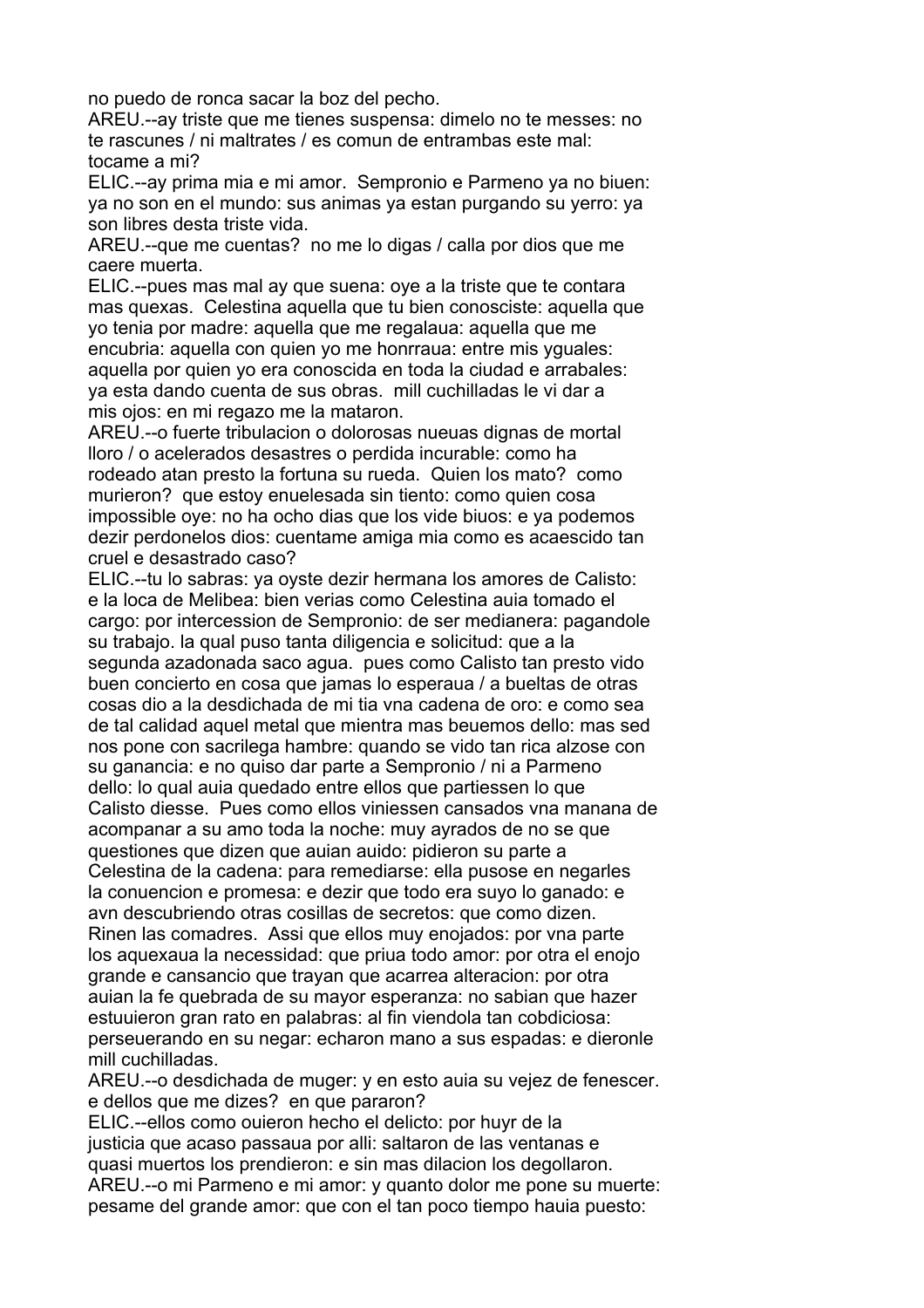no puedo de ronca sacar la boz del pecho.

AREU.--ay triste que me tienes suspensa: dimelo no te messes: no te rascunes / ni maltrates / es comun de entrambas este mal: tocame a mi?

ELIC.--ay prima mia e mi amor. Sempronio e Parmeno ya no biuen: ya no son en el mundo: sus animas ya estan purgando su yerro: ya son libres desta triste vida.

AREU.--que me cuentas? no me lo digas / calla por dios que me caere muerta.

ELIC.--pues mas mal ay que suena: oye a la triste que te contara mas quexas. Celestina aquella que tu bien conosciste: aquella que yo tenia por madre: aquella que me regalaua: aquella que me encubria: aquella con quien yo me honrraua: entre mis yguales: aquella por quien yo era conoscida en toda la ciudad e arrabales: ya esta dando cuenta de sus obras. mill cuchilladas le vi dar a mis ojos: en mi regazo me la mataron.

AREU.--o fuerte tribulacion o dolorosas nueuas dignas de mortal lloro / o acelerados desastres o perdida incurable: como ha rodeado atan presto la fortuna su rueda. Quien los mato? como murieron? que estoy enuelesada sin tiento: como quien cosa impossible oye: no ha ocho dias que los vide biuos: e ya podemos dezir perdonelos dios: cuentame amiga mia como es acaescido tan cruel e desastrado caso?

ELIC.--tu lo sabras: ya oyste dezir hermana los amores de Calisto: e la loca de Melibea: bien verias como Celestina auia tomado el cargo: por intercession de Sempronio: de ser medianera: pagandole su trabajo. la qual puso tanta diligencia e solicitud: que a la segunda azadonada saco agua. pues como Calisto tan presto vido buen concierto en cosa que jamas lo esperaua / a bueltas de otras cosas dio a la desdichada de mi tia vna cadena de oro: e como sea de tal calidad aquel metal que mientra mas beuemos dello: mas sed nos pone con sacrilega hambre: quando se vido tan rica alzose con su ganancia: e no quiso dar parte a Sempronio / ni a Parmeno dello: lo qual auia quedado entre ellos que partiessen lo que Calisto diesse. Pues como ellos viniessen cansados vna manana de acompanar a su amo toda la noche: muy ayrados de no se que questiones que dizen que auian auido: pidieron su parte a Celestina de la cadena: para remediarse: ella pusose en negarles la conuencion e promesa: e dezir que todo era suyo lo ganado: e avn descubriendo otras cosillas de secretos: que como dizen. Rinen las comadres. Assi que ellos muy enojados: por vna parte los aquexaua la necessidad: que priua todo amor: por otra el enojo grande e cansancio que trayan que acarrea alteracion: por otra auian la fe quebrada de su mayor esperanza: no sabian que hazer estuuieron gran rato en palabras: al fin viendola tan cobdiciosa: perseuerando en su negar: echaron mano a sus espadas: e dieronle mill cuchilladas.

AREU.--o desdichada de muger: y en esto auia su vejez de fenescer. e dellos que me dizes? en que pararon?

ELIC.--ellos como ouieron hecho el delicto: por huyr de la justicia que acaso passaua por alli: saltaron de las ventanas e quasi muertos los prendieron: e sin mas dilacion los degollaron.

AREU.--o mi Parmeno e mi amor: y quanto dolor me pone su muerte: pesame del grande amor: que con el tan poco tiempo hauia puesto: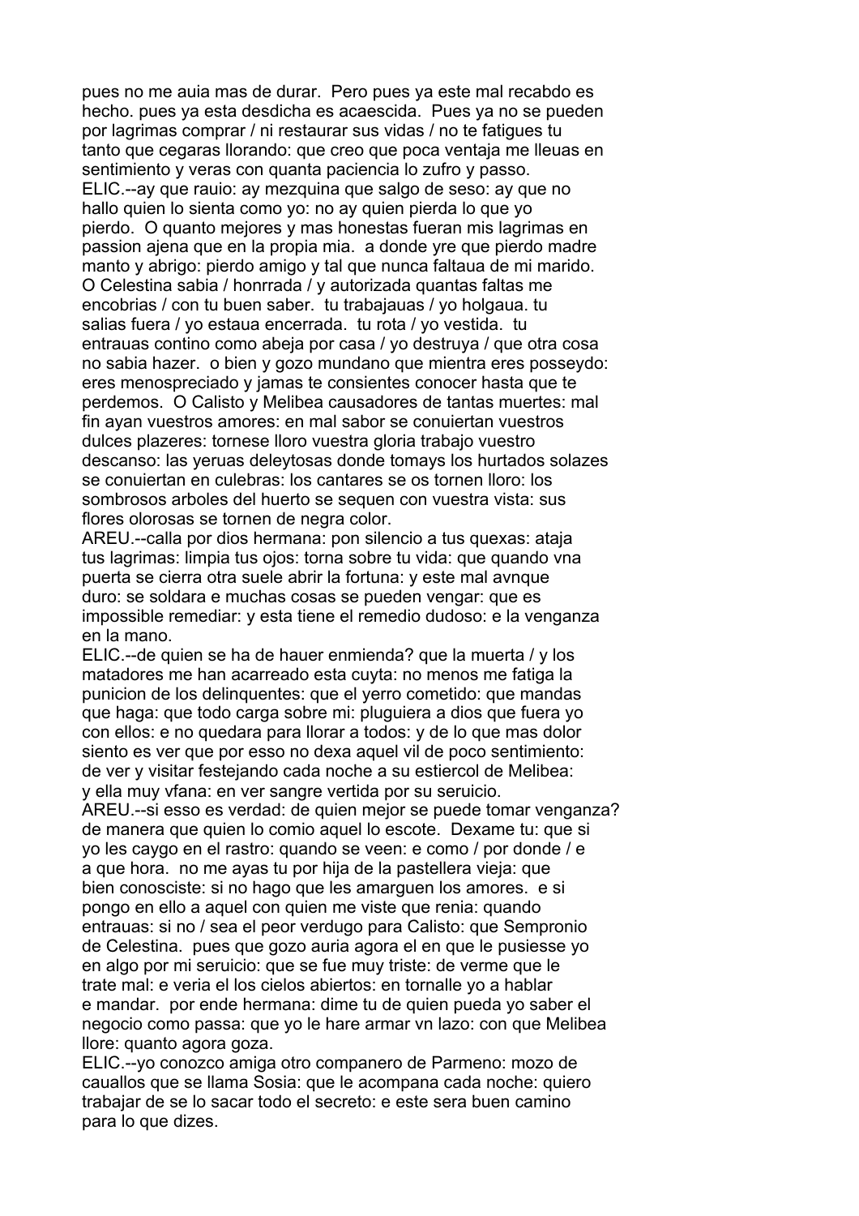pues no me auia mas de durar. Pero pues ya este mal recabdo es hecho. pues ya esta desdicha es acaescida. Pues ya no se pueden por lagrimas comprar / ni restaurar sus vidas / no te fatigues tu tanto que cegaras llorando: que creo que poca ventaja me lleuas en sentimiento y veras con quanta paciencia lo zufro y passo.

ELIC.--ay que rauio: ay mezquina que salgo de seso: ay que no hallo quien lo sienta como yo: no ay quien pierda lo que yo pierdo. O quanto mejores y mas honestas fueran mis lagrimas en passion ajena que en la propia mia. a donde yre que pierdo madre manto y abrigo: pierdo amigo y tal que nunca faltaua de mi marido. O Celestina sabia / honrrada / y autorizada quantas faltas me encobrias / con tu buen saber. tu trabajauas / yo holgaua. tu salias fuera / yo estaua encerrada. tu rota / yo vestida. tu entrauas contino como abeja por casa / yo destruya / que otra cosa no sabia hazer. o bien y gozo mundano que mientra eres posseydo: eres menospreciado y jamas te consientes conocer hasta que te perdemos. O Calisto y Melibea causadores de tantas muertes: mal fin ayan vuestros amores: en mal sabor se conuiertan vuestros dulces plazeres: tornese lloro vuestra gloria trabajo vuestro descanso: las yeruas deleytosas donde tomays los hurtados solazes se conuiertan en culebras: los cantares se os tornen lloro: los sombrosos arboles del huerto se sequen con vuestra vista: sus flores olorosas se tornen de negra color.

AREU.--calla por dios hermana: pon silencio a tus quexas: ataja tus lagrimas: limpia tus ojos: torna sobre tu vida: que quando vna puerta se cierra otra suele abrir la fortuna: y este mal avnque duro: se soldara e muchas cosas se pueden vengar: que es impossible remediar: y esta tiene el remedio dudoso: e la venganza en la mano.

ELIC.--de quien se ha de hauer enmienda? que la muerta / y los matadores me han acarreado esta cuyta: no menos me fatiga la punicion de los delinquentes: que el yerro cometido: que mandas que haga: que todo carga sobre mi: pluguiera a dios que fuera yo con ellos: e no quedara para llorar a todos: y de lo que mas dolor siento es ver que por esso no dexa aquel vil de poco sentimiento: de ver y visitar festejando cada noche a su estiercol de Melibea: y ella muy vfana: en ver sangre vertida por su seruicio.

AREU.--si esso es verdad: de quien mejor se puede tomar venganza? de manera que quien lo comio aquel lo escote. Dexame tu: que si yo les caygo en el rastro: quando se veen: e como / por donde / e a que hora. no me ayas tu por hija de la pastellera vieja: que bien conosciste: si no hago que les amarguen los amores. e si pongo en ello a aquel con quien me viste que renia: quando entrauas: si no / sea el peor verdugo para Calisto: que Sempronio de Celestina. pues que gozo auria agora el en que le pusiesse yo en algo por mi seruicio: que se fue muy triste: de verme que le trate mal: e veria el los cielos abiertos: en tornalle yo a hablar e mandar. por ende hermana: dime tu de quien pueda yo saber el negocio como passa: que yo le hare armar vn lazo: con que Melibea llore: quanto agora goza.

ELIC.--yo conozco amiga otro companero de Parmeno: mozo de cauallos que se llama Sosia: que le acompana cada noche: quiero trabajar de se lo sacar todo el secreto: e este sera buen camino para lo que dizes.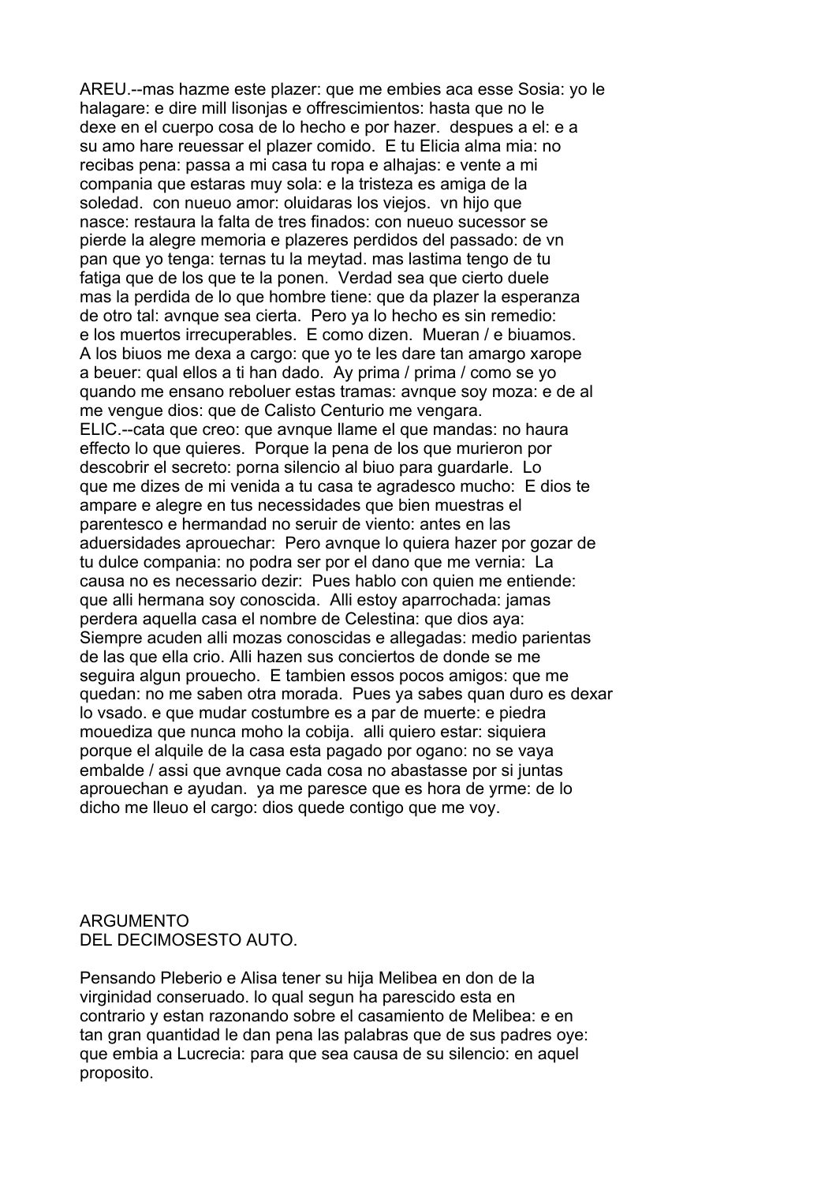AREU.--mas hazme este plazer: que me embies aca esse Sosia: yo le halagare: e dire mill lisonjas e offrescimientos: hasta que no le dexe en el cuerpo cosa de lo hecho e por hazer. despues a el: e a su amo hare reuessar el plazer comido. E tu Elicia alma mia: no recibas pena: passa a mi casa tu ropa e alhajas: e vente a mi compania que estaras muy sola: e la tristeza es amiga de la soledad. con nueuo amor: oluidaras los viejos. vn hijo que nasce: restaura la falta de tres finados: con nueuo sucessor se pierde la alegre memoria e plazeres perdidos del passado: de vn pan que yo tenga: ternas tu la meytad. mas lastima tengo de tu fatiga que de los que te la ponen. Verdad sea que cierto duele mas la perdida de lo que hombre tiene: que da plazer la esperanza de otro tal: avnque sea cierta. Pero ya lo hecho es sin remedio: e los muertos irrecuperables. E como dizen. Mueran / e biuamos. A los biuos me dexa a cargo: que yo te les dare tan amargo xarope a beuer: qual ellos a ti han dado. Ay prima / prima / como se yo quando me ensano reboluer estas tramas: avnque soy moza: e de al me vengue dios: que de Calisto Centurio me vengara.
ELIC.--cata que creo: que avnque llame el que mandas: no haura effecto lo que quieres. Porque la pena de los que murieron por descobrir el secreto: porna silencio al biuo para guardarle. Lo que me dizes de mi venida a tu casa te agradesco mucho: E dios te ampare e alegre en tus necessidades que bien muestras el parentesco e hermandad no seruir de viento: antes en las aduersidades aprouechar: Pero avnque lo quiera hazer por gozar de tu dulce compania: no podra ser por el dano que me vernia: La causa no es necessario dezir: Pues hablo con quien me entiende: que alli hermana soy conoscida. Alli estoy aparrochada: jamas perdera aquella casa el nombre de Celestina: que dios aya: Siempre acuden alli mozas conoscidas e allegadas: medio parientas de las que ella crio. Alli hazen sus conciertos de donde se me seguira algun prouecho. E tambien essos pocos amigos: que me quedan: no me saben otra morada. Pues ya sabes quan duro es dexar lo vsado. e que mudar costumbre es a par de muerte: e piedra mouediza que nunca moho la cobija. alli quiero estar: siquiera porque el alquile de la casa esta pagado por ogano: no se vaya embalde / assi que avnque cada cosa no abastasse por si juntas aprouechan e ayudan. ya me paresce que es hora de yrme: de lo dicho me lleuo el cargo: dios quede contigo que me voy.

## ARGUMENTO
## DEL DECIMOSESTO AUTO.

Pensando Pleberio e Alisa tener su hija Melibea en don de la virginidad conseruado. lo qual segun ha parescido esta en contrario y estan razonando sobre el casamiento de Melibea: e en tan gran quantidad le dan pena las palabras que de sus padres oye: que embia a Lucrecia: para que sea causa de su silencio: en aquel proposito.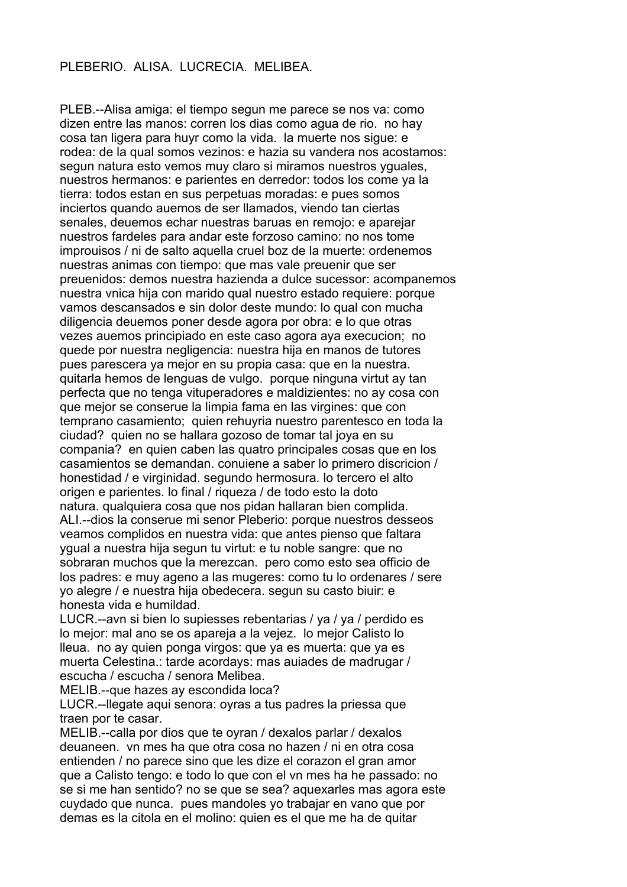PLEBERIO. ALISA. LUCRECIA. MELIBEA.

PLEB.--Alisa amiga: el tiempo segun me parece se nos va: como dizen entre las manos: corren los dias como agua de rio. no hay cosa tan ligera para huyr como la vida. la muerte nos sigue: e rodea: de la qual somos vezinos: e hazia su vandera nos acostamos: segun natura esto vemos muy claro si miramos nuestros yguales, nuestros hermanos: e parientes en derredor: todos los come ya la tierra: todos estan en sus perpetuas moradas: e pues somos inciertos quando auemos de ser llamados, viendo tan ciertas senales, deuemos echar nuestras baruas en remojo: e aparejar nuestros fardeles para andar este forzoso camino: no nos tome improuisos / ni de salto aquella cruel boz de la muerte: ordenemos nuestras animas con tiempo: que mas vale preuenir que ser preuenidos: demos nuestra hazienda a dulce sucessor: acompanemos nuestra vnica hija con marido qual nuestro estado requiere: porque vamos descansados e sin dolor deste mundo: lo qual con mucha diligencia deuemos poner desde agora por obra: e lo que otras vezes auemos principiado en este caso agora aya execucion; no quede por nuestra negligencia: nuestra hija en manos de tutores pues parescera ya mejor en su propia casa: que en la nuestra. quitarla hemos de lenguas de vulgo. porque ninguna virtut ay tan perfecta que no tenga vituperadores e maldizientes: no ay cosa con que mejor se conserue la limpia fama en las virgines: que con temprano casamiento; quien rehuyria nuestro parentesco en toda la ciudad? quien no se hallara gozoso de tomar tal joya en su compania? en quien caben las quatro principales cosas que en los casamientos se demandan. conuiene a saber lo primero discricion / honestidad / e virginidad. segundo hermosura. lo tercero el alto origen e parientes. lo final / riqueza / de todo esto la doto natura. qualquiera cosa que nos pidan hallaran bien complida.
ALI.--dios la conserue mi senor Pleberio: porque nuestros desseos veamos complidos en nuestra vida: que antes pienso que faltara ygual a nuestra hija segun tu virtut: e tu noble sangre: que no sobraran muchos que la merezcan. pero como esto sea officio de los padres: e muy ageno a las mugeres: como tu lo ordenares / sere yo alegre / e nuestra hija obedecera. segun su casto biuir: e honesta vida e humildad.
LUCR.--avn si bien lo supiesses rebentarias / ya / ya / perdido es lo mejor: mal ano se os apareja a la vejez. lo mejor Calisto lo lleua. no ay quien ponga virgos: que ya es muerta: que ya es muerta Celestina.: tarde acordays: mas auiades de madrugar / escucha / escucha / senora Melibea.
MELIB.--que hazes ay escondida loca?
LUCR.--llegate aqui senora: oyras a tus padres la priessa que traen por te casar.
MELIB.--calla por dios que te oyran / dexalos parlar / dexalos deuaneen. vn mes ha que otra cosa no hazen / ni en otra cosa entienden / no parece sino que les dize el corazon el gran amor que a Calisto tengo: e todo lo que con el vn mes ha he passado: no se si me han sentido? no se que se sea? aquexarles mas agora este cuydado que nunca. pues mandoles yo trabajar en vano que por demas es la citola en el molino: quien es el que me ha de quitar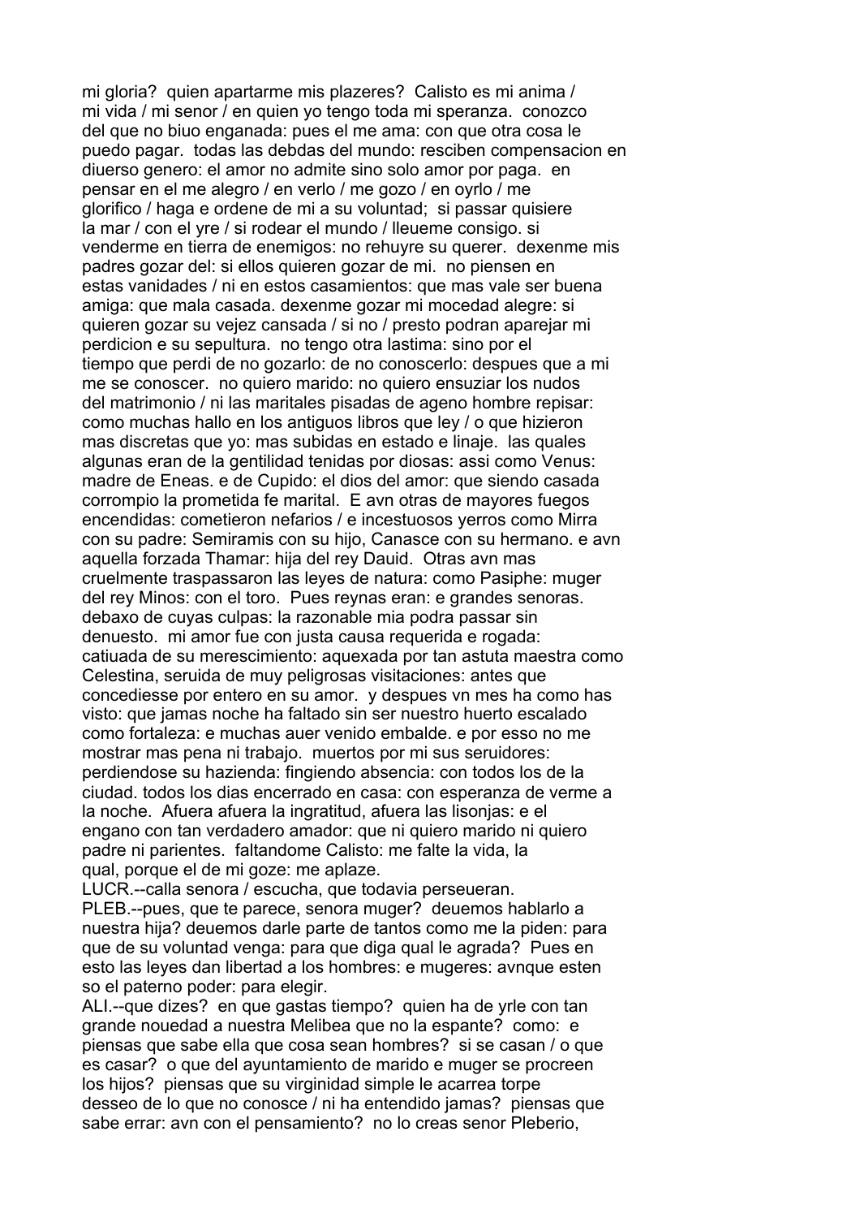mi gloria? quien apartarme mis plazeres? Calisto es mi anima / mi vida / mi senor / en quien yo tengo toda mi speranza. conozco del que no biuo enganada: pues el me ama: con que otra cosa le puedo pagar. todas las debdas del mundo: resciben compensacion en diuerso genero: el amor no admite sino solo amor por paga. en pensar en el me alegro / en verlo / me gozo / en oyrlo / me glorifico / haga e ordene de mi a su voluntad; si passar quisiere la mar / con el yre / si rodear el mundo / lleueme consigo. si venderme en tierra de enemigos: no rehuyre su querer. dexenme mis padres gozar del: si ellos quieren gozar de mi. no piensen en estas vanidades / ni en estos casamientos: que mas vale ser buena amiga: que mala casada. dexenme gozar mi mocedad alegre: si quieren gozar su vejez cansada / si no / presto podran aparejar mi perdicion e su sepultura. no tengo otra lastima: sino por el tiempo que perdi de no gozarlo: de no conoscerlo: despues que a mi me se conoscer. no quiero marido: no quiero ensuziar los nudos del matrimonio / ni las maritales pisadas de ageno hombre repisar: como muchas hallo en los antiguos libros que ley / o que hizieron mas discretas que yo: mas subidas en estado e linaje. las quales algunas eran de la gentilidad tenidas por diosas: assi como Venus: madre de Eneas. e de Cupido: el dios del amor: que siendo casada corrompio la prometida fe marital. E avn otras de mayores fuegos encendidas: cometieron nefarios / e incestuosos yerros como Mirra con su padre: Semiramis con su hijo, Canasce con su hermano. e avn aquella forzada Thamar: hija del rey Dauid. Otras avn mas cruelmente traspassaron las leyes de natura: como Pasiphe: muger del rey Minos: con el toro. Pues reynas eran: e grandes senoras. debaxo de cuyas culpas: la razonable mia podra passar sin denuesto. mi amor fue con justa causa requerida e rogada: catiuada de su merescimiento: aquexada por tan astuta maestra como Celestina, seruida de muy peligrosas visitaciones: antes que concediesse por entero en su amor. y despues vn mes ha como has visto: que jamas noche ha faltado sin ser nuestro huerto escalado como fortaleza: e muchas auer venido embalde. e por esso no me mostrar mas pena ni trabajo. muertos por mi sus seruidores: perdiendose su hazienda: fingiendo absencia: con todos los de la ciudad. todos los dias encerrado en casa: con esperanza de verme a la noche. Afuera afuera la ingratitud, afuera las lisonjas: e el engano con tan verdadero amador: que ni quiero marido ni quiero padre ni parientes. faltandome Calisto: me falte la vida, la qual, porque el de mi goze: me aplaze.

LUCR.--calla senora / escucha, que todavia perseueran.

PLEB.--pues, que te parece, senora muger? deuemos hablarlo a nuestra hija? deuemos darle parte de tantos como me la piden: para que de su voluntad venga: para que diga qual le agrada? Pues en esto las leyes dan libertad a los hombres: e mugeres: avnque esten so el paterno poder: para elegir.

ALI.--que dizes? en que gastas tiempo? quien ha de yrle con tan grande nouedad a nuestra Melibea que no la espante? como: e piensas que sabe ella que cosa sean hombres? si se casan / o que es casar? o que del ayuntamiento de marido e muger se procreen los hijos? piensas que su virginidad simple le acarrea torpe desseo de lo que no conosce / ni ha entendido jamas? piensas que sabe errar: avn con el pensamiento? no lo creas senor Pleberio,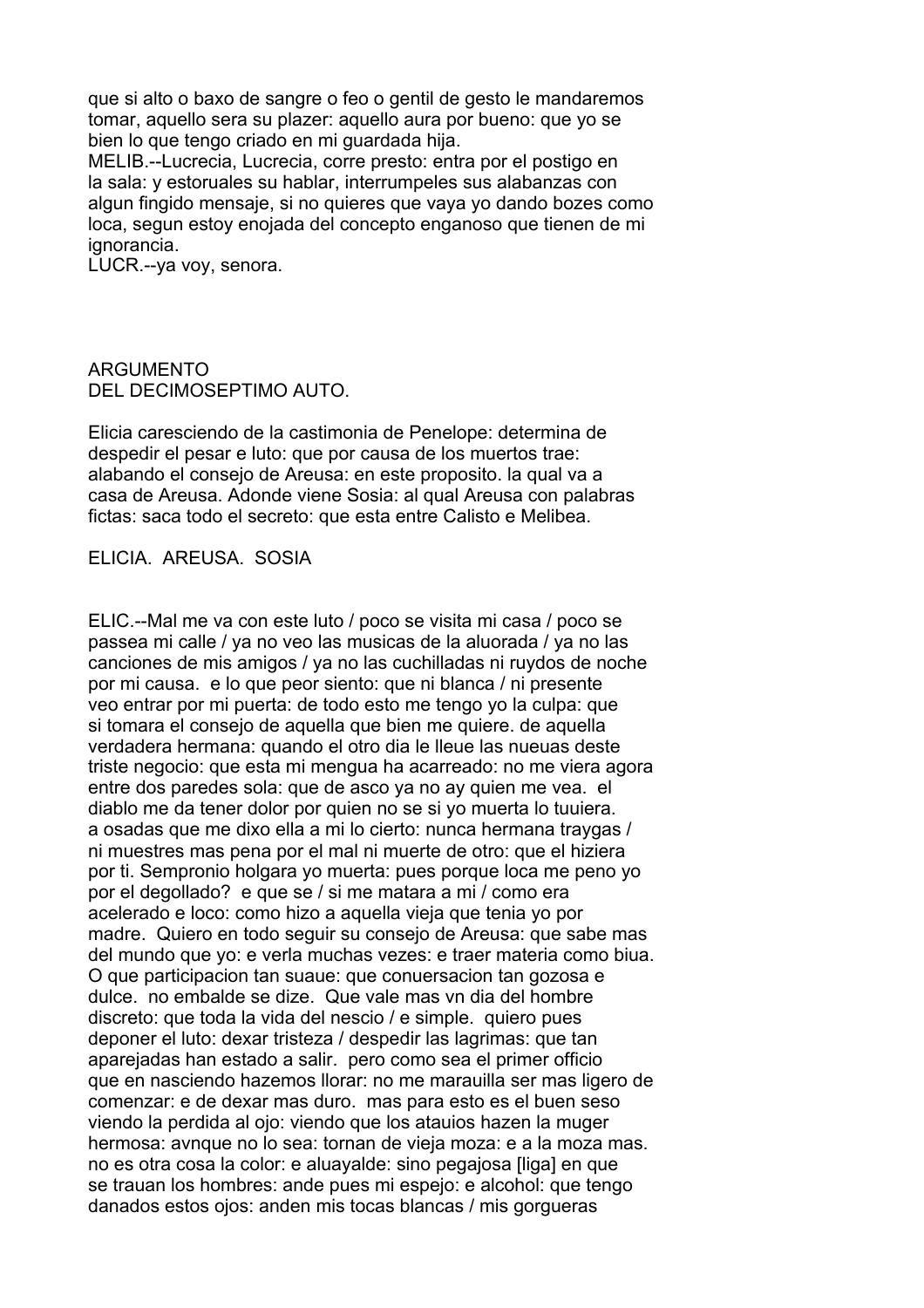que si alto o baxo de sangre o feo o gentil de gesto le mandaremos tomar, aquello sera su plazer: aquello aura por bueno: que yo se bien lo que tengo criado en mi guardada hija.

MELIB.--Lucrecia, Lucrecia, corre presto: entra por el postigo en la sala: y estoruales su hablar, interrumpeles sus alabanzas con algun fingido mensaje, si no quieres que vaya yo dando bozes como loca, segun estoy enojada del concepto enganoso que tienen de mi ignorancia.

LUCR.--ya voy, senora.

## ARGUMENTO
## DEL DECIMOSEPTIMO AUTO.

Elicia caresciendo de la castimonia de Penelope: determina de despedir el pesar e luto: que por causa de los muertos trae: alabando el consejo de Areusa: en este proposito. la qual va a casa de Areusa. Adonde viene Sosia: al qual Areusa con palabras fictas: saca todo el secreto: que esta entre Calisto e Melibea.

ELICIA. AREUSA. SOSIA

ELIC.--Mal me va con este luto / poco se visita mi casa / poco se passea mi calle / ya no veo las musicas de la aluorada / ya no las canciones de mis amigos / ya no las cuchilladas ni ruydos de noche por mi causa. e lo que peor siento: que ni blanca / ni presente veo entrar por mi puerta: de todo esto me tengo yo la culpa: que si tomara el consejo de aquella que bien me quiere. de aquella verdadera hermana: quando el otro dia le lleue las nueuas deste triste negocio: que esta mi mengua ha acarreado: no me viera agora entre dos paredes sola: que de asco ya no ay quien me vea. el diablo me da tener dolor por quien no se si yo muerta lo tuuiera. a osadas que me dixo ella a mi lo cierto: nunca hermana traygas / ni muestres mas pena por el mal ni muerte de otro: que el hiziera por ti. Sempronio holgara yo muerta: pues porque loca me peno yo por el degollado? e que se / si me matara a mi / como era acelerado e loco: como hizo a aquella vieja que tenia yo por madre. Quiero en todo seguir su consejo de Areusa: que sabe mas del mundo que yo: e verla muchas vezes: e traer materia como biua. O que participacion tan suaue: que conuersacion tan gozosa e dulce. no embalde se dize. Que vale mas vn dia del hombre discreto: que toda la vida del nescio / e simple. quiero pues deponer el luto: dexar tristeza / despedir las lagrimas: que tan aparejadas han estado a salir. pero como sea el primer officio que en nasciendo hazemos llorar: no me marauilla ser mas ligero de comenzar: e de dexar mas duro. mas para esto es el buen seso viendo la perdida al ojo: viendo que los atauios hazen la muger hermosa: avnque no lo sea: tornan de vieja moza: e a la moza mas. no es otra cosa la color: e aluayalde: sino pegajosa [liga] en que se trauan los hombres: ande pues mi espejo: e alcohol: que tengo danados estos ojos: anden mis tocas blancas / mis gorgueras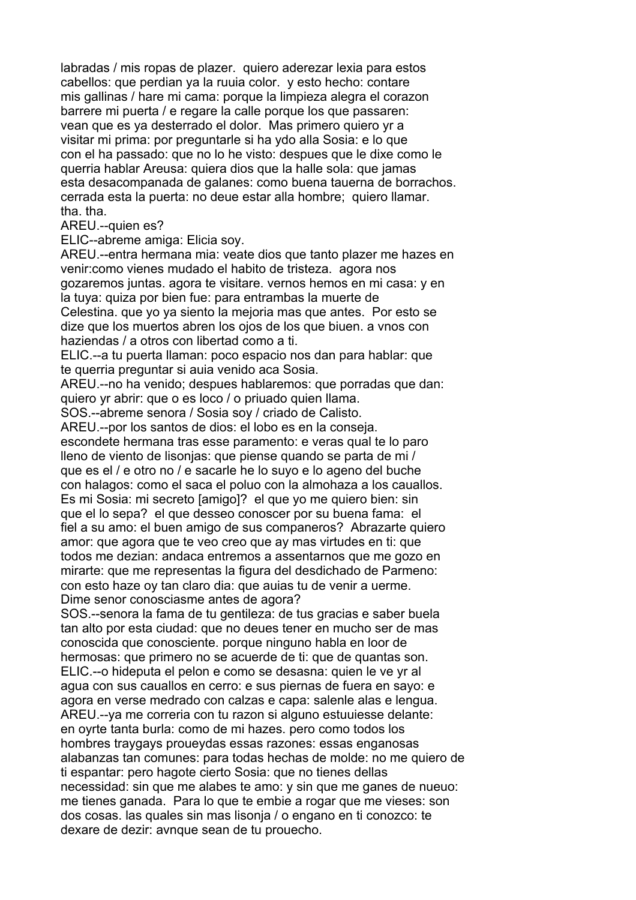labradas / mis ropas de plazer.  quiero aderezar lexia para estos cabellos: que perdian ya la ruuia color.  y esto hecho: contare mis gallinas / hare mi cama: porque la limpieza alegra el corazon barrere mi puerta / e regare la calle porque los que passaren: vean que es ya desterrado el dolor.  Mas primero quiero yr a visitar mi prima: por preguntarle si ha ydo alla Sosia: e lo que con el ha passado: que no lo he visto: despues que le dixe como le querria hablar Areusa: quiera dios que la halle sola: que jamas esta desacompanada de galanes: como buena tauerna de borrachos. cerrada esta la puerta: no deue estar alla hombre;  quiero llamar. tha. tha.

AREU.--quien es?

ELIC--abreme amiga: Elicia soy.

AREU.--entra hermana mia: veate dios que tanto plazer me hazes en venir:como vienes mudado el habito de tristeza.  agora nos gozaremos juntas. agora te visitare. vernos hemos en mi casa: y en la tuya: quiza por bien fue: para entrambas la muerte de Celestina. que yo ya siento la mejoria mas que antes.  Por esto se dize que los muertos abren los ojos de los que biuen. a vnos con haziendas / a otros con libertad como a ti.

ELIC.--a tu puerta llaman: poco espacio nos dan para hablar: que te querria preguntar si auia venido aca Sosia.

AREU.--no ha venido; despues hablaremos: que porradas que dan: quiero yr abrir: que o es loco / o priuado quien llama.

SOS.--abreme senora / Sosia soy / criado de Calisto.

AREU.--por los santos de dios: el lobo es en la conseja. escondete hermana tras esse paramento: e veras qual te lo paro lleno de viento de lisonjas: que piense quando se parta de mi / que es el / e otro no / e sacarle he lo suyo e lo ageno del buche con halagos: como el saca el poluo con la almohaza a los cauallos. Es mi Sosia: mi secreto [amigo]?  el que yo me quiero bien: sin que el lo sepa?  el que desseo conoscer por su buena fama:  el fiel a su amo: el buen amigo de sus companeros?  Abrazarte quiero amor: que agora que te veo creo que ay mas virtudes en ti: que todos me dezian: andaca entremos a assentarnos que me gozo en mirarte: que me representas la figura del desdichado de Parmeno: con esto haze oy tan claro dia: que auias tu de venir a uerme. Dime senor conosciasme antes de agora?

SOS.--senora la fama de tu gentileza: de tus gracias e saber buela tan alto por esta ciudad: que no deues tener en mucho ser de mas conoscida que conosciente. porque ninguno habla en loor de hermosas: que primero no se acuerde de ti: que de quantas son.

ELIC.--o hideputa el pelon e como se desasna: quien le ve yr al agua con sus cauallos en cerro: e sus piernas de fuera en sayo: e agora en verse medrado con calzas e capa: salenle alas e lengua.

AREU.--ya me correria con tu razon si alguno estuuiesse delante: en oyrte tanta burla: como de mi hazes. pero como todos los hombres traygays proueydas essas razones: essas enganosas alabanzas tan comunes: para todas hechas de molde: no me quiero de ti espantar: pero hagote cierto Sosia: que no tienes dellas necessidad: sin que me alabes te amo: y sin que me ganes de nueuo: me tienes ganada.  Para lo que te embie a rogar que me vieses: son dos cosas. las quales sin mas lisonja / o engano en ti conozco: te dexare de dezir: avnque sean de tu prouecho.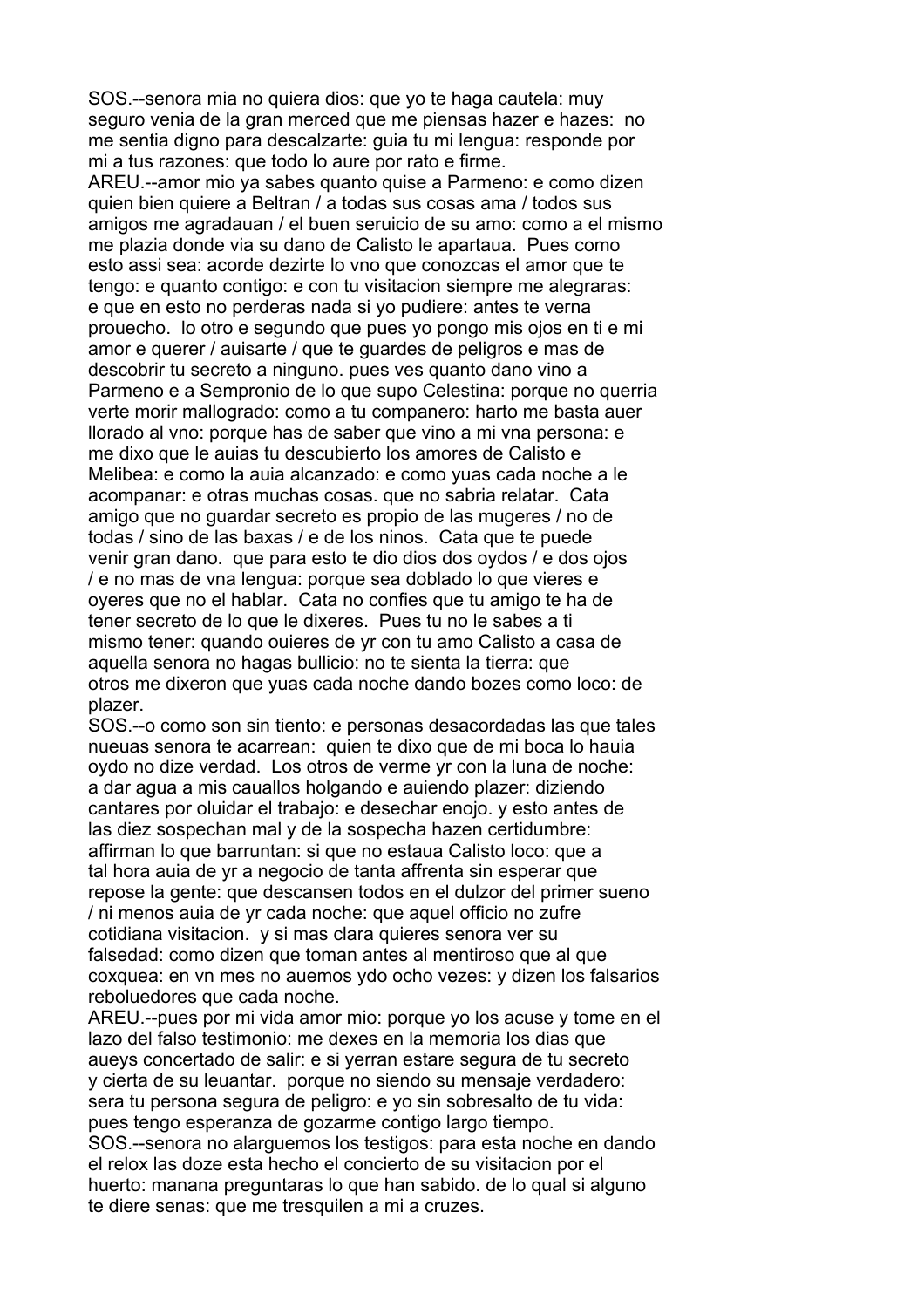SOS.--senora mia no quiera dios: que yo te haga cautela: muy seguro venia de la gran merced que me piensas hazer e hazes: no me sentia digno para descalzarte: guia tu mi lengua: responde por mi a tus razones: que todo lo aure por rato e firme.

AREU.--amor mio ya sabes quanto quise a Parmeno: e como dizen quien bien quiere a Beltran / a todas sus cosas ama / todos sus amigos me agradauan / el buen seruicio de su amo: como a el mismo me plazia donde via su dano de Calisto le apartaua. Pues como esto assi sea: acorde dezirte lo vno que conozcas el amor que te tengo: e quanto contigo: e con tu visitacion siempre me alegraras: e que en esto no perderas nada si yo pudiere: antes te verna prouecho. lo otro e segundo que pues yo pongo mis ojos en ti e mi amor e querer / auisarte / que te guardes de peligros e mas de descobrir tu secreto a ninguno. pues ves quanto dano vino a Parmeno e a Sempronio de lo que supo Celestina: porque no querria verte morir mallogrado: como a tu companero: harto me basta auer llorado al vno: porque has de saber que vino a mi vna persona: e me dixo que le auias tu descubierto los amores de Calisto e Melibea: e como la auia alcanzado: e como yuas cada noche a le acompanar: e otras muchas cosas. que no sabria relatar. Cata amigo que no guardar secreto es propio de las mugeres / no de todas / sino de las baxas / e de los ninos. Cata que te puede venir gran dano. que para esto te dio dios dos oydos / e dos ojos / e no mas de vna lengua: porque sea doblado lo que vieres e oyeres que no el hablar. Cata no confies que tu amigo te ha de tener secreto de lo que le dixeres. Pues tu no le sabes a ti mismo tener: quando ouieres de yr con tu amo Calisto a casa de aquella senora no hagas bullicio: no te sienta la tierra: que otros me dixeron que yuas cada noche dando bozes como loco: de plazer.

SOS.--o como son sin tiento: e personas desacordadas las que tales nueuas senora te acarrean: quien te dixo que de mi boca lo hauia oydo no dize verdad. Los otros de verme yr con la luna de noche: a dar agua a mis cauallos holgando e auiendo plazer: diziendo cantares por oluidar el trabajo: e desechar enojo. y esto antes de las diez sospechan mal y de la sospecha hazen certidumbre: affirman lo que barruntan: si que no estaua Calisto loco: que a tal hora auia de yr a negocio de tanta affrenta sin esperar que repose la gente: que descansen todos en el dulzor del primer sueno / ni menos auia de yr cada noche: que aquel officio no zufre cotidiana visitacion. y si mas clara quieres senora ver su falsedad: como dizen que toman antes al mentiroso que al que coxquea: en vn mes no auemos ydo ocho vezes: y dizen los falsarios reboluedores que cada noche.

AREU.--pues por mi vida amor mio: porque yo los acuse y tome en el lazo del falso testimonio: me dexes en la memoria los dias que aueys concertado de salir: e si yerran estare segura de tu secreto y cierta de su leuantar. porque no siendo su mensaje verdadero: sera tu persona segura de peligro: e yo sin sobresalto de tu vida: pues tengo esperanza de gozarme contigo largo tiempo.

SOS.--senora no alarguemos los testigos: para esta noche en dando el relox las doze esta hecho el concierto de su visitacion por el huerto: manana preguntaras lo que han sabido. de lo qual si alguno te diere senas: que me tresquilen a mi a cruzes.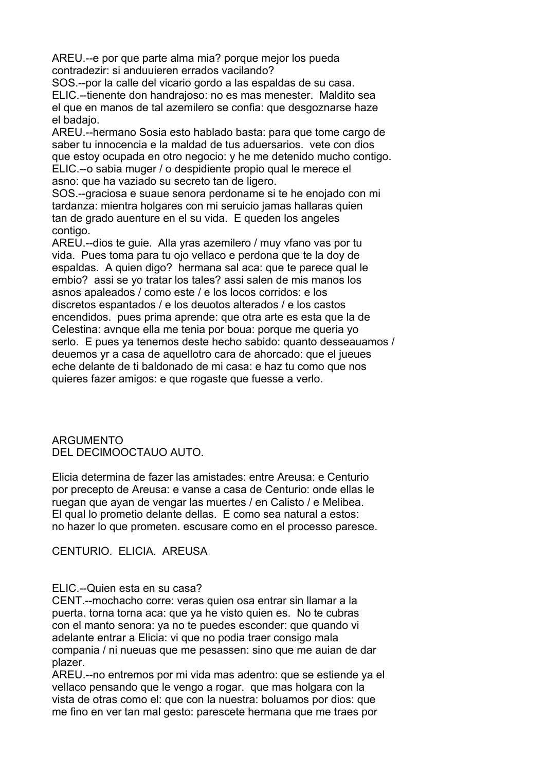AREU.--e por que parte alma mia? porque mejor los pueda contradezir: si anduuieren errados vacilando?
SOS.--por la calle del vicario gordo a las espaldas de su casa.
ELIC.--tienente don handrajoso: no es mas menester. Maldito sea el que en manos de tal azemilero se confia: que desgoznarse haze el badajo.
AREU.--hermano Sosia esto hablado basta: para que tome cargo de saber tu innocencia e la maldad de tus aduersarios. vete con dios que estoy ocupada en otro negocio: y he me detenido mucho contigo.
ELIC.--o sabia muger / o despidiente propio qual le merece el asno: que ha vaziado su secreto tan de ligero.
SOS.--graciosa e suaue senora perdoname si te he enojado con mi tardanza: mientra holgares con mi seruicio jamas hallaras quien tan de grado auenture en el su vida. E queden los angeles contigo.
AREU.--dios te guie. Alla yras azemilero / muy vfano vas por tu vida. Pues toma para tu ojo vellaco e perdona que te la doy de espaldas. A quien digo? hermana sal aca: que te parece qual le embio? assi se yo tratar los tales? assi salen de mis manos los asnos apaleados / como este / e los locos corridos: e los discretos espantados / e los deuotos alterados / e los castos encendidos. pues prima aprende: que otra arte es esta que la de Celestina: avnque ella me tenia por boua: porque me queria yo serlo. E pues ya tenemos deste hecho sabido: quanto desseauamos / deuemos yr a casa de aquellotro cara de ahorcado: que el jueues eche delante de ti baldonado de mi casa: e haz tu como que nos quieres fazer amigos: e que rogaste que fuesse a verlo.

## ARGUMENTO DEL DECIMOOCTAUO AUTO.

Elicia determina de fazer las amistades: entre Areusa: e Centurio por precepto de Areusa: e vanse a casa de Centurio: onde ellas le ruegan que ayan de vengar las muertes / en Calisto / e Melibea. El qual lo prometio delante dellas. E como sea natural a estos: no hazer lo que prometen. escusare como en el processo paresce.

CENTURIO. ELICIA. AREUSA

ELIC.--Quien esta en su casa?
CENT.--mochacho corre: veras quien osa entrar sin llamar a la puerta. torna torna aca: que ya he visto quien es. No te cubras con el manto senora: ya no te puedes esconder: que quando vi adelante entrar a Elicia: vi que no podia traer consigo mala compania / ni nueuas que me pesassen: sino que me auian de dar plazer.
AREU.--no entremos por mi vida mas adentro: que se estiende ya el vellaco pensando que le vengo a rogar. que mas holgara con la vista de otras como el: que con la nuestra: boluamos por dios: que me fino en ver tan mal gesto: parescete hermana que me traes por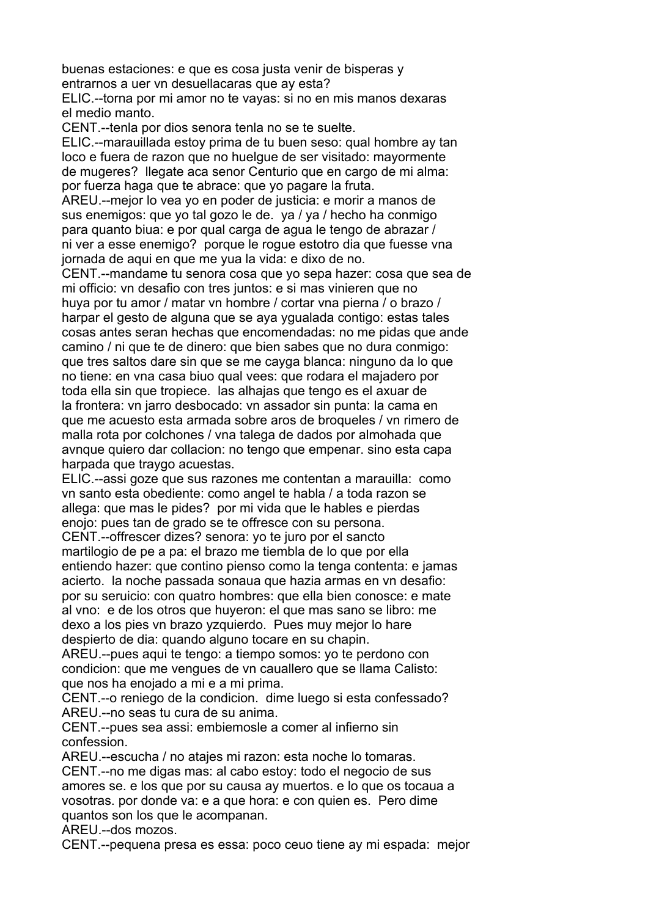buenas estaciones: e que es cosa justa venir de bisperas y entrarnos a uer vn desuellacaras que ay esta?

ELIC.--torna por mi amor no te vayas: si no en mis manos dexaras el medio manto.

CENT.--tenla por dios senora tenla no se te suelte.

ELIC.--marauillada estoy prima de tu buen seso: qual hombre ay tan loco e fuera de razon que no huelgue de ser visitado: mayormente de mugeres? llegate aca senor Centurio que en cargo de mi alma: por fuerza haga que te abrace: que yo pagare la fruta.

AREU.--mejor lo vea yo en poder de justicia: e morir a manos de sus enemigos: que yo tal gozo le de. ya / ya / hecho ha conmigo para quanto biua: e por qual carga de agua le tengo de abrazar / ni ver a esse enemigo? porque le rogue estotro dia que fuesse vna jornada de aqui en que me yua la vida: e dixo de no.

CENT.--mandame tu senora cosa que yo sepa hazer: cosa que sea de mi officio: vn desafio con tres juntos: e si mas vinieren que no huya por tu amor / matar vn hombre / cortar vna pierna / o brazo / harpar el gesto de alguna que se aya ygualada contigo: estas tales cosas antes seran hechas que encomendadas: no me pidas que ande camino / ni que te de dinero: que bien sabes que no dura conmigo: que tres saltos dare sin que se me cayga blanca: ninguno da lo que no tiene: en vna casa biuo qual vees: que rodara el majadero por toda ella sin que tropiece. las alhajas que tengo es el axuar de la frontera: vn jarro desbocado: vn assador sin punta: la cama en que me acuesto esta armada sobre aros de broqueles / vn rimero de malla rota por colchones / vna talega de dados por almohada que avnque quiero dar collacion: no tengo que empenar. sino esta capa harpada que traygo acuestas.

ELIC.--assi goze que sus razones me contentan a marauilla: como vn santo esta obediente: como angel te habla / a toda razon se allega: que mas le pides? por mi vida que le hables e pierdas enojo: pues tan de grado se te offresce con su persona.

CENT.--offrescer dizes? senora: yo te juro por el sancto martilogio de pe a pa: el brazo me tiembla de lo que por ella entiendo hazer: que contino pienso como la tenga contenta: e jamas acierto. la noche passada sonaua que hazia armas en vn desafio: por su seruicio: con quatro hombres: que ella bien conosce: e mate al vno: e de los otros que huyeron: el que mas sano se libro: me dexo a los pies vn brazo yzquierdo. Pues muy mejor lo hare despierto de dia: quando alguno tocare en su chapin.

AREU.--pues aqui te tengo: a tiempo somos: yo te perdono con condicion: que me vengues de vn cauallero que se llama Calisto: que nos ha enojado a mi e a mi prima.

CENT.--o reniego de la condicion. dime luego si esta confessado?

AREU.--no seas tu cura de su anima.

CENT.--pues sea assi: embiemosle a comer al infierno sin confession.

AREU.--escucha / no atajes mi razon: esta noche lo tomaras.

CENT.--no me digas mas: al cabo estoy: todo el negocio de sus amores se. e los que por su causa ay muertos. e lo que os tocaua a vosotras. por donde va: e a que hora: e con quien es. Pero dime quantos son los que le acompanan.

AREU.--dos mozos.

CENT.--pequena presa es essa: poco ceuo tiene ay mi espada: mejor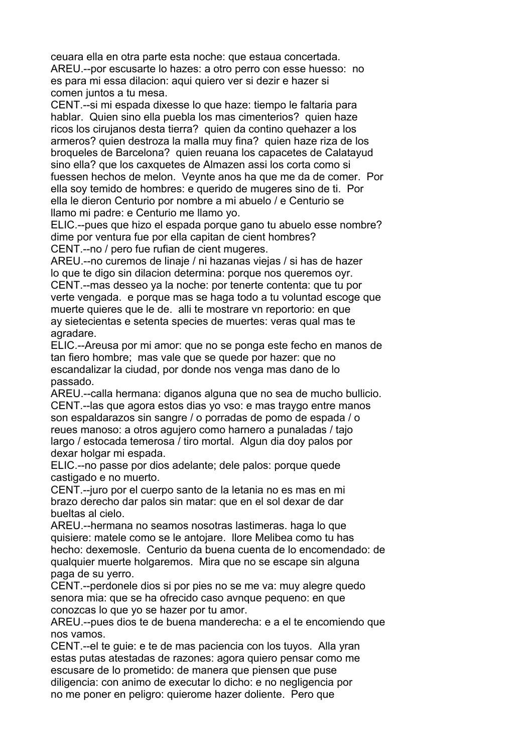ceuara ella en otra parte esta noche: que estaua concertada.
AREU.--por escusarte lo hazes: a otro perro con esse huesso: no es para mi essa dilacion: aqui quiero ver si dezir e hazer si comen juntos a tu mesa.
CENT.--si mi espada dixesse lo que haze: tiempo le faltaria para hablar. Quien sino ella puebla los mas cimenterios? quien haze ricos los cirujanos desta tierra? quien da contino quehazer a los armeros? quien destroza la malla muy fina? quien haze riza de los broqueles de Barcelona? quien reuana los capacetes de Calatayud sino ella? que los caxquetes de Almazen assi los corta como si fuessen hechos de melon. Veynte anos ha que me da de comer. Por ella soy temido de hombres: e querido de mugeres sino de ti. Por ella le dieron Centurio por nombre a mi abuelo / e Centurio se llamo mi padre: e Centurio me llamo yo.
ELIC.--pues que hizo el espada porque gano tu abuelo esse nombre? dime por ventura fue por ella capitan de cient hombres?
CENT.--no / pero fue rufian de cient mugeres.
AREU.--no curemos de linaje / ni hazanas viejas / si has de hazer lo que te digo sin dilacion determina: porque nos queremos oyr.
CENT.--mas desseo ya la noche: por tenerte contenta: que tu por verte vengada. e porque mas se haga todo a tu voluntad escoge que muerte quieres que le de. alli te mostrare vn reportorio: en que ay sietecientas e setenta species de muertes: veras qual mas te agradare.
ELIC.--Areusa por mi amor: que no se ponga este fecho en manos de tan fiero hombre; mas vale que se quede por hazer: que no escandalizar la ciudad, por donde nos venga mas dano de lo passado.
AREU.--calla hermana: diganos alguna que no sea de mucho bullicio.
CENT.--las que agora estos dias yo vso: e mas traygo entre manos son espaldarazos sin sangre / o porradas de pomo de espada / o reues manoso: a otros agujero como harnero a punaladas / tajo largo / estocada temerosa / tiro mortal. Algun dia doy palos por dexar holgar mi espada.
ELIC.--no passe por dios adelante; dele palos: porque quede castigado e no muerto.
CENT.--juro por el cuerpo santo de la letania no es mas en mi brazo derecho dar palos sin matar: que en el sol dexar de dar bueltas al cielo.
AREU.--hermana no seamos nosotras lastimeras. haga lo que quisiere: matele como se le antojare. llore Melibea como tu has hecho: dexemosle. Centurio da buena cuenta de lo encomendado: de qualquier muerte holgaremos. Mira que no se escape sin alguna paga de su yerro.
CENT.--perdonele dios si por pies no se me va: muy alegre quedo senora mia: que se ha ofrecido caso avnque pequeno: en que conozcas lo que yo se hazer por tu amor.
AREU.--pues dios te de buena manderecha: e a el te encomiendo que nos vamos.
CENT.--el te guie: e te de mas paciencia con los tuyos. Alla yran estas putas atestadas de razones: agora quiero pensar como me escusare de lo prometido: de manera que piensen que puse diligencia: con animo de executar lo dicho: e no negligencia por no me poner en peligro: quierome hazer doliente. Pero que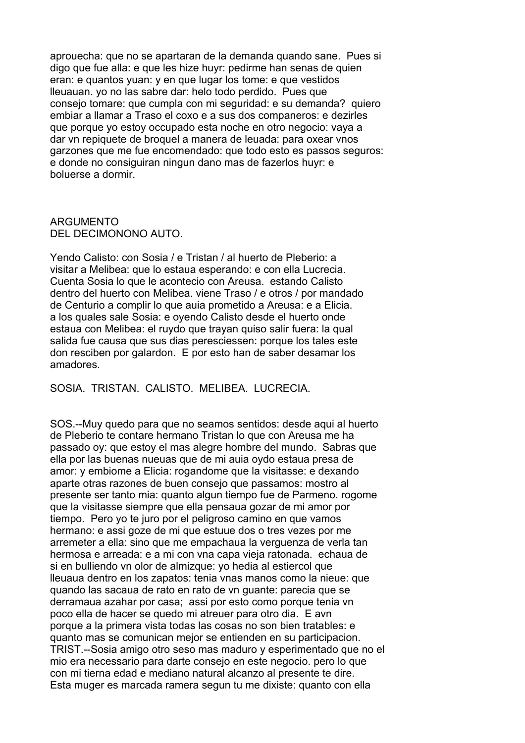aprouecha: que no se apartaran de la demanda quando sane. Pues si digo que fue alla: e que les hize huyr: pedirme han senas de quien eran: e quantos yuan: y en que lugar los tome: e que vestidos lleuauan. yo no las sabre dar: helo todo perdido. Pues que consejo tomare: que cumpla con mi seguridad: e su demanda? quiero embiar a llamar a Traso el coxo e a sus dos companeros: e dezirles que porque yo estoy occupado esta noche en otro negocio: vaya a dar vn repiquete de broquel a manera de leuada: para oxear vnos garzones que me fue encomendado: que todo esto es passos seguros: e donde no consiguiran ningun dano mas de fazerlos huyr: e boluerse a dormir.

## ARGUMENTO DEL DECIMONONO AUTO.

Yendo Calisto: con Sosia / e Tristan / al huerto de Pleberio: a visitar a Melibea: que lo estaua esperando: e con ella Lucrecia. Cuenta Sosia lo que le acontecio con Areusa. estando Calisto dentro del huerto con Melibea. viene Traso / e otros / por mandado de Centurio a complir lo que auia prometido a Areusa: e a Elicia. a los quales sale Sosia: e oyendo Calisto desde el huerto onde estaua con Melibea: el ruydo que trayan quiso salir fuera: la qual salida fue causa que sus dias peresciessen: porque los tales este don resciben por galardon. E por esto han de saber desamar los amadores.

SOSIA. TRISTAN. CALISTO. MELIBEA. LUCRECIA.

SOS.--Muy quedo para que no seamos sentidos: desde aqui al huerto de Pleberio te contare hermano Tristan lo que con Areusa me ha passado oy: que estoy el mas alegre hombre del mundo. Sabras que ella por las buenas nueuas que de mi auia oydo estaua presa de amor: y embiome a Elicia: rogandome que la visitasse: e dexando aparte otras razones de buen consejo que passamos: mostro al presente ser tanto mia: quanto algun tiempo fue de Parmeno. rogome que la visitasse siempre que ella pensaua gozar de mi amor por tiempo. Pero yo te juro por el peligroso camino en que vamos hermano: e assi goze de mi que estuue dos o tres vezes por me arremeter a ella: sino que me empachaua la verguenza de verla tan hermosa e arreada: e a mi con vna capa vieja ratonada. echaua de si en bulliendo vn olor de almizque: yo hedia al estiercol que lleuaua dentro en los zapatos: tenia vnas manos como la nieue: que quando las sacaua de rato en rato de vn guante: parecia que se derramaua azahar por casa; assi por esto como porque tenia vn poco ella de hacer se quedo mi atreuer para otro dia. E avn porque a la primera vista todas las cosas no son bien tratables: e quanto mas se comunican mejor se entienden en su participacion.
TRIST.--Sosia amigo otro seso mas maduro y esperimentado que no el mio era necessario para darte consejo en este negocio. pero lo que con mi tierna edad e mediano natural alcanzo al presente te dire. Esta muger es marcada ramera segun tu me dixiste: quanto con ella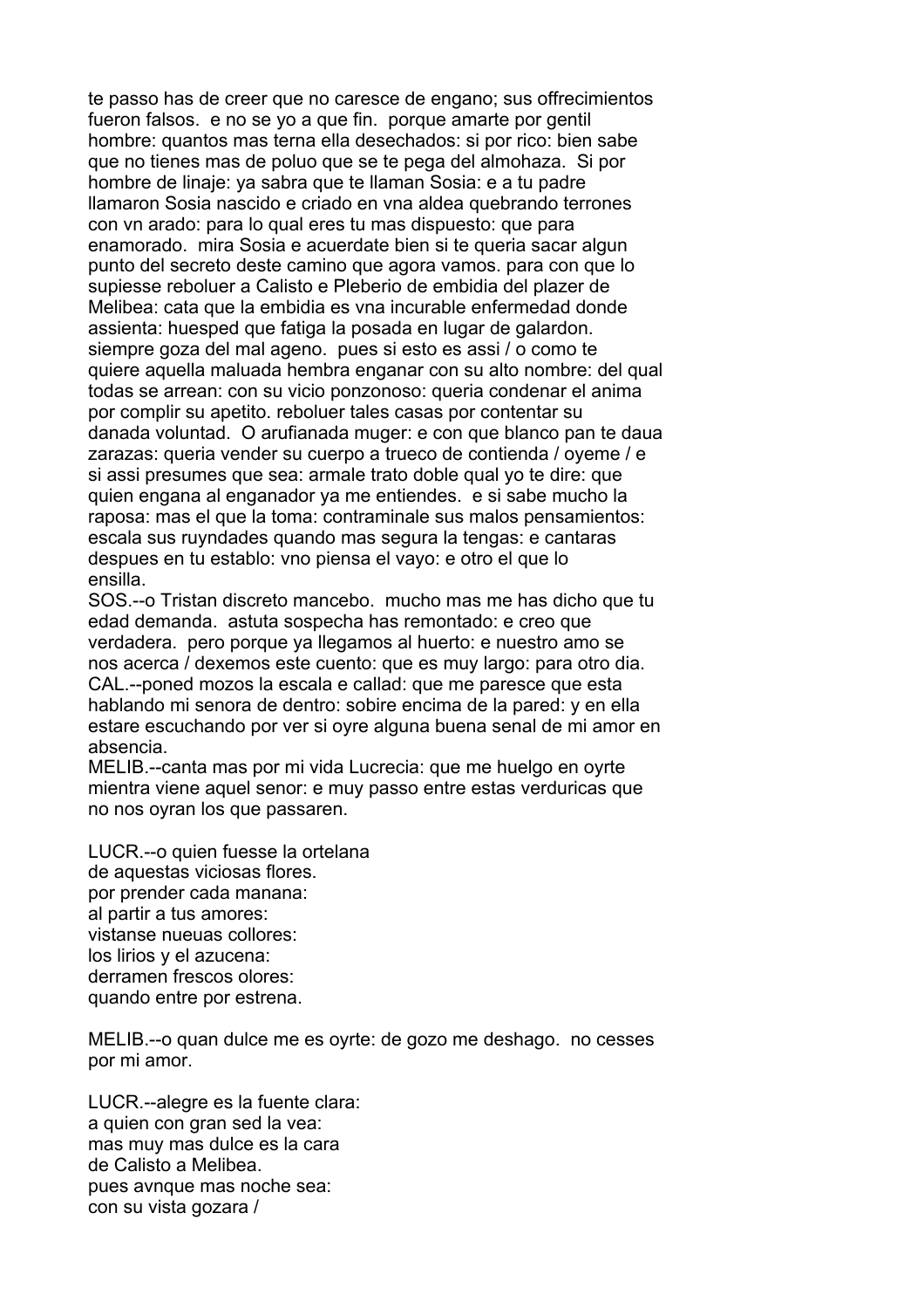te passo has de creer que no caresce de engano; sus offrecimientos fueron falsos. e no se yo a que fin. porque amarte por gentil hombre: quantos mas terna ella desechados: si por rico: bien sabe que no tienes mas de poluo que se te pega del almohaza. Si por hombre de linaje: ya sabra que te llaman Sosia: e a tu padre llamaron Sosia nascido e criado en vna aldea quebrando terrones con vn arado: para lo qual eres tu mas dispuesto: que para enamorado. mira Sosia e acuerdate bien si te queria sacar algun punto del secreto deste camino que agora vamos. para con que lo supiesse reboluer a Calisto e Pleberio de embidia del plazer de Melibea: cata que la embidia es vna incurable enfermedad donde assienta: huesped que fatiga la posada en lugar de galardon. siempre goza del mal ageno. pues si esto es assi / o como te quiere aquella maluada hembra enganar con su alto nombre: del qual todas se arrean: con su vicio ponzonoso: queria condenar el anima por complir su apetito. reboluer tales casas por contentar su danada voluntad. O arufianada muger: e con que blanco pan te daua zarazas: queria vender su cuerpo a trueco de contienda / oyeme / e si assi presumes que sea: armale trato doble qual yo te dire: que quien engana al enganador ya me entiendes. e si sabe mucho la raposa: mas el que la toma: contraminale sus malos pensamientos: escala sus ruyndades quando mas segura la tengas: e cantaras despues en tu establo: vno piensa el vayo: e otro el que lo ensilla.

SOS.--o Tristan discreto mancebo. mucho mas me has dicho que tu edad demanda. astuta sospecha has remontado: e creo que verdadera. pero porque ya llegamos al huerto: e nuestro amo se nos acerca / dexemos este cuento: que es muy largo: para otro dia.

CAL.--poned mozos la escala e callad: que me paresce que esta hablando mi senora de dentro: sobire encima de la pared: y en ella estare escuchando por ver si oyre alguna buena senal de mi amor en absencia.

MELIB.--canta mas por mi vida Lucrecia: que me huelgo en oyrte mientra viene aquel senor: e muy passo entre estas verduricas que no nos oyran los que passaren.

LUCR.--o quien fuesse la ortelana  
de aquestas viciosas flores.  
por prender cada manana:  
al partir a tus amores:  
vistanse nueuas collores:  
los lirios y el azucena:  
derramen frescos olores:  
quando entre por estrena.

MELIB.--o quan dulce me es oyrte: de gozo me deshago. no cesses por mi amor.

LUCR.--alegre es la fuente clara:  
a quien con gran sed la vea:  
mas muy mas dulce es la cara  
de Calisto a Melibea.  
pues avnque mas noche sea:  
con su vista gozara /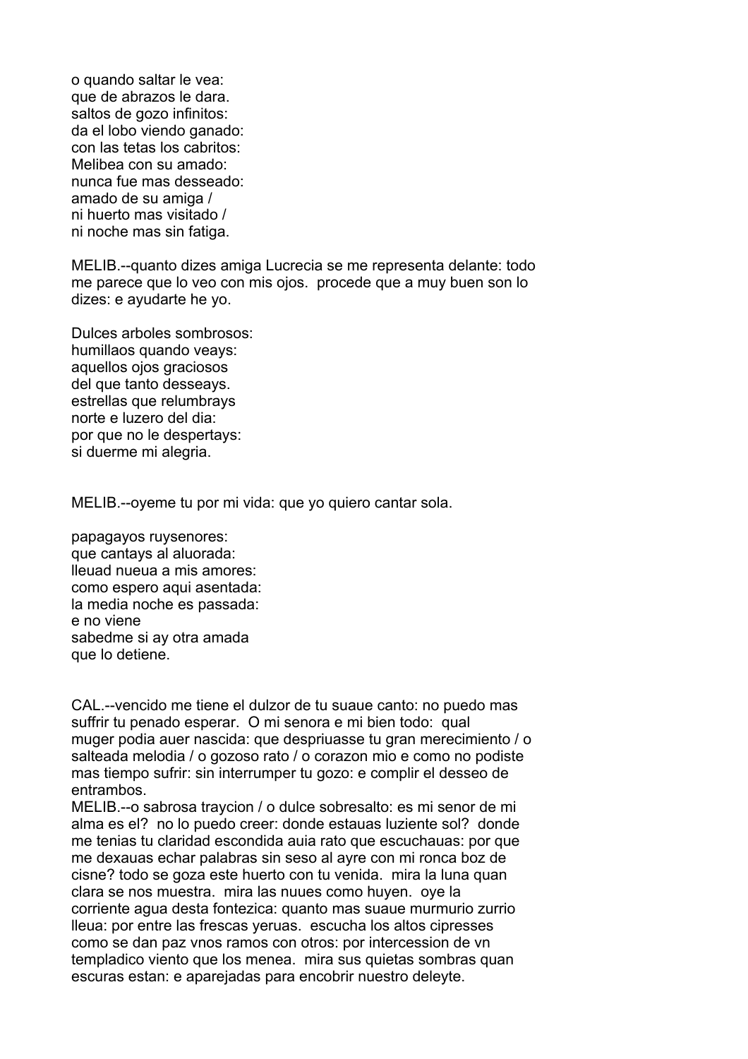o quando saltar le vea:
que de abrazos le dara.
saltos de gozo infinitos:
da el lobo viendo ganado:
con las tetas los cabritos:
Melibea con su amado:
nunca fue mas desseado:
amado de su amiga /
ni huerto mas visitado /
ni noche mas sin fatiga.

MELIB.--quanto dizes amiga Lucrecia se me representa delante: todo me parece que lo veo con mis ojos. procede que a muy buen son lo dizes: e ayudarte he yo.

Dulces arboles sombrosos:
humillaos quando veays:
aquellos ojos graciosos
del que tanto desseays.
estrellas que relumbrays
norte e luzero del dia:
por que no le despertays:
si duerme mi alegria.

MELIB.--oyeme tu por mi vida: que yo quiero cantar sola.

papagayos ruysenores:
que cantays al aluorada:
lleuad nueua a mis amores:
como espero aqui asentada:
la media noche es passada:
e no viene
sabedme si ay otra amada
que lo detiene.

CAL.--vencido me tiene el dulzor de tu suaue canto: no puedo mas suffrir tu penado esperar. O mi senora e mi bien todo: qual muger podia auer nascida: que despriuasse tu gran merecimiento / o salteada melodia / o gozoso rato / o corazon mio e como no podiste mas tiempo sufrir: sin interrumper tu gozo: e complir el desseo de entrambos.
MELIB.--o sabrosa traycion / o dulce sobresalto: es mi senor de mi alma es el? no lo puedo creer: donde estauas luziente sol? donde me tenias tu claridad escondida auia rato que escuchauas: por que me dexauas echar palabras sin seso al ayre con mi ronca boz de cisne? todo se goza este huerto con tu venida. mira la luna quan clara se nos muestra. mira las nuues como huyen. oye la corriente agua desta fontezica: quanto mas suaue murmurio zurrio lleua: por entre las frescas yeruas. escucha los altos cipresses como se dan paz vnos ramos con otros: por intercession de vn templadico viento que los menea. mira sus quietas sombras quan escuras estan: e aparejadas para encobrir nuestro deleyte.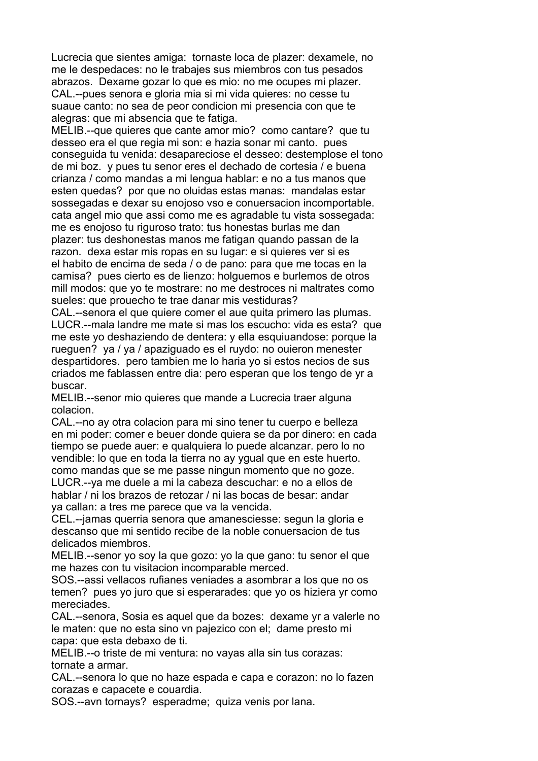Lucrecia que sientes amiga: tornaste loca de plazer: dexamele, no me le despedaces: no le trabajes sus miembros con tus pesados abrazos. Dexame gozar lo que es mio: no me ocupes mi plazer.
CAL.--pues senora e gloria mia si mi vida quieres: no cesse tu suaue canto: no sea de peor condicion mi presencia con que te alegras: que mi absencia que te fatiga.
MELIB.--que quieres que cante amor mio? como cantare? que tu desseo era el que regia mi son: e hazia sonar mi canto. pues conseguida tu venida: desapareciose el desseo: destemplose el tono de mi boz. y pues tu senor eres el dechado de cortesia / e buena crianza / como mandas a mi lengua hablar: e no a tus manos que esten quedas? por que no oluidas estas manas: mandalas estar sossegadas e dexar su enojoso vso e conuersacion incomportable. cata angel mio que assi como me es agradable tu vista sossegada: me es enojoso tu riguroso trato: tus honestas burlas me dan plazer: tus deshonestas manos me fatigan quando passan de la razon. dexa estar mis ropas en su lugar: e si quieres ver si es el habito de encima de seda / o de pano: para que me tocas en la camisa? pues cierto es de lienzo: holguemos e burlemos de otros mill modos: que yo te mostrare: no me destroces ni maltrates como sueles: que prouecho te trae danar mis vestiduras?
CAL.--senora el que quiere comer el aue quita primero las plumas.
LUCR.--mala landre me mate si mas los escucho: vida es esta? que me este yo deshaziendo de dentera: y ella esquiuandose: porque la rueguen? ya / ya / apaziguado es el ruydo: no ouieron menester despartidores. pero tambien me lo haria yo si estos necios de sus criados me fablassen entre dia: pero esperan que los tengo de yr a buscar.
MELIB.--senor mio quieres que mande a Lucrecia traer alguna colacion.
CAL.--no ay otra colacion para mi sino tener tu cuerpo e belleza en mi poder: comer e beuer donde quiera se da por dinero: en cada tiempo se puede auer: e qualquiera lo puede alcanzar. pero lo no vendible: lo que en toda la tierra no ay ygual que en este huerto. como mandas que se me passe ningun momento que no goze.
LUCR.--ya me duele a mi la cabeza descuchar: e no a ellos de hablar / ni los brazos de retozar / ni las bocas de besar: andar ya callan: a tres me parece que va la vencida.
CEL.--jamas querria senora que amanesciesse: segun la gloria e descanso que mi sentido recibe de la noble conuersacion de tus delicados miembros.
MELIB.--senor yo soy la que gozo: yo la que gano: tu senor el que me hazes con tu visitacion incomparable merced.
SOS.--assi vellacos rufianes veniades a asombrar a los que no os temen? pues yo juro que si esperarades: que yo os hiziera yr como mereciades.
CAL.--senora, Sosia es aquel que da bozes: dexame yr a valerle no le maten: que no esta sino vn pajezico con el; dame presto mi capa: que esta debaxo de ti.
MELIB.--o triste de mi ventura: no vayas alla sin tus corazas: tornate a armar.
CAL.--senora lo que no haze espada e capa e corazon: no lo fazen corazas e capacete e couardia.
SOS.--avn tornays? esperadme; quiza venis por lana.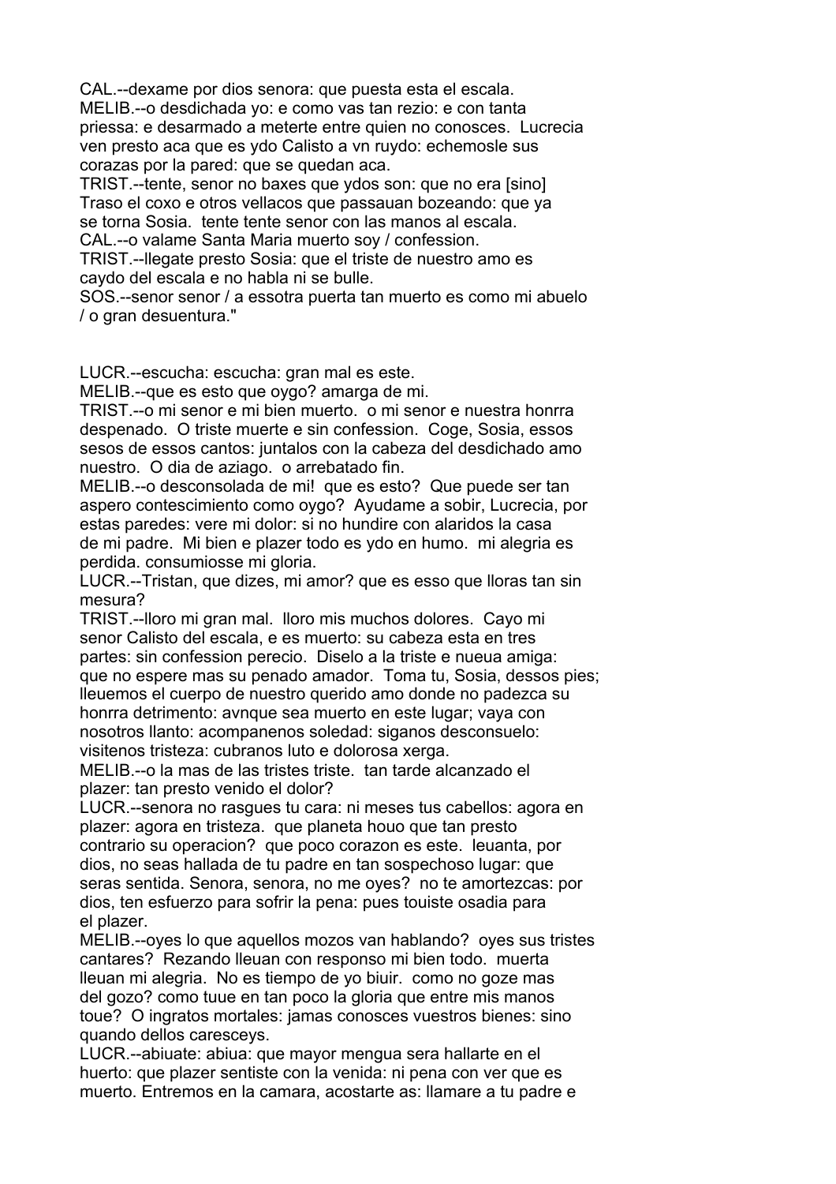CAL.--dexame por dios senora: que puesta esta el escala.
MELIB.--o desdichada yo: e como vas tan rezio: e con tanta priessa: e desarmado a meterte entre quien no conosces. Lucrecia ven presto aca que es ydo Calisto a vn ruydo: echemosle sus corazas por la pared: que se quedan aca.
TRIST.--tente, senor no baxes que ydos son: que no era [sino] Traso el coxo e otros vellacos que passauan bozeando: que ya se torna Sosia. tente tente senor con las manos al escala.
CAL.--o valame Santa Maria muerto soy / confession.
TRIST.--llegate presto Sosia: que el triste de nuestro amo es caydo del escala e no habla ni se bulle.
SOS.--senor senor / a essotra puerta tan muerto es como mi abuelo / o gran desuentura."

LUCR.--escucha: escucha: gran mal es este.
MELIB.--que es esto que oygo? amarga de mi.
TRIST.--o mi senor e mi bien muerto. o mi senor e nuestra honrra despenado. O triste muerte e sin confession. Coge, Sosia, essos sesos de essos cantos: juntalos con la cabeza del desdichado amo nuestro. O dia de aziago. o arrebatado fin.
MELIB.--o desconsolada de mi! que es esto? Que puede ser tan aspero contescimiento como oygo? Ayudame a sobir, Lucrecia, por estas paredes: vere mi dolor: si no hundire con alaridos la casa de mi padre. Mi bien e plazer todo es ydo en humo. mi alegria es perdida. consumiosse mi gloria.
LUCR.--Tristan, que dizes, mi amor? que es esso que lloras tan sin mesura?
TRIST.--lloro mi gran mal. lloro mis muchos dolores. Cayo mi senor Calisto del escala, e es muerto: su cabeza esta en tres partes: sin confession perecio. Diselo a la triste e nueua amiga: que no espere mas su penado amador. Toma tu, Sosia, dessos pies; lleuemos el cuerpo de nuestro querido amo donde no padezca su honrra detrimento: avnque sea muerto en este lugar; vaya con nosotros llanto: acompanenos soledad: siganos desconsuelo: visitenos tristeza: cubranos luto e dolorosa xerga.
MELIB.--o la mas de las tristes triste. tan tarde alcanzado el plazer: tan presto venido el dolor?
LUCR.--senora no rasgues tu cara: ni meses tus cabellos: agora en plazer: agora en tristeza. que planeta houo que tan presto contrario su operacion? que poco corazon es este. leuanta, por dios, no seas hallada de tu padre en tan sospechoso lugar: que seras sentida. Senora, senora, no me oyes? no te amortezcas: por dios, ten esfuerzo para sofrir la pena: pues touiste osadia para el plazer.
MELIB.--oyes lo que aquellos mozos van hablando? oyes sus tristes cantares? Rezando lleuan con responso mi bien todo. muerta lleuan mi alegria. No es tiempo de yo biuir. como no goze mas del gozo? como tuue en tan poco la gloria que entre mis manos toue? O ingratos mortales: jamas conosces vuestros bienes: sino quando dellos caresceys.
LUCR.--abiuate: abiua: que mayor mengua sera hallarte en el huerto: que plazer sentiste con la venida: ni pena con ver que es muerto. Entremos en la camara, acostarte as: llamare a tu padre e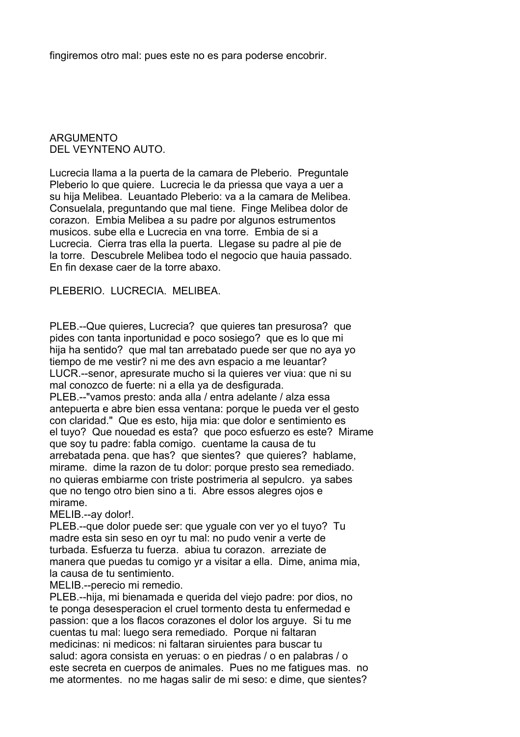fingiremos otro mal: pues este no es para poderse encobrir.

## ARGUMENTO
## DEL VEYNTENO AUTO.

Lucrecia llama a la puerta de la camara de Pleberio. Preguntale Pleberio lo que quiere. Lucrecia le da priessa que vaya a uer a su hija Melibea. Leuantado Pleberio: va a la camara de Melibea. Consuelala, preguntando que mal tiene. Finge Melibea dolor de corazon. Embia Melibea a su padre por algunos estrumentos musicos. sube ella e Lucrecia en vna torre. Embia de si a Lucrecia. Cierra tras ella la puerta. Llegase su padre al pie de la torre. Descubrele Melibea todo el negocio que hauia passado. En fin dexase caer de la torre abaxo.

PLEBERIO. LUCRECIA. MELIBEA.

PLEB.--Que quieres, Lucrecia? que quieres tan presurosa? que pides con tanta inportunidad e poco sosiego? que es lo que mi hija ha sentido? que mal tan arrebatado puede ser que no aya yo tiempo de me vestir? ni me des avn espacio a me leuantar?
LUCR.--senor, apresurate mucho si la quieres ver viua: que ni su mal conozco de fuerte: ni a ella ya de desfigurada.
PLEB.--"vamos presto: anda alla / entra adelante / alza essa antepuerta e abre bien essa ventana: porque le pueda ver el gesto con claridad." Que es esto, hija mia: que dolor e sentimiento es el tuyo? Que nouedad es esta? que poco esfuerzo es este? Mirame que soy tu padre: fabla comigo. cuentame la causa de tu arrebatada pena. que has? que sientes? que quieres? hablame, mirame. dime la razon de tu dolor: porque presto sea remediado. no quieras embiarme con triste postrimeria al sepulcro. ya sabes que no tengo otro bien sino a ti. Abre essos alegres ojos e mirame.
MELIB.--ay dolor!.
PLEB.--que dolor puede ser: que yguale con ver yo el tuyo? Tu madre esta sin seso en oyr tu mal: no pudo venir a verte de turbada. Esfuerza tu fuerza. abiua tu corazon. arreziate de manera que puedas tu comigo yr a visitar a ella. Dime, anima mia, la causa de tu sentimiento.
MELIB.--perecio mi remedio.
PLEB.--hija, mi bienamada e querida del viejo padre: por dios, no te ponga desesperacion el cruel tormento desta tu enfermedad e passion: que a los flacos corazones el dolor los arguye. Si tu me cuentas tu mal: luego sera remediado. Porque ni faltaran medicinas: ni medicos: ni faltaran siruientes para buscar tu salud: agora consista en yeruas: o en piedras / o en palabras / o este secreta en cuerpos de animales. Pues no me fatigues mas. no me atormentes. no me hagas salir de mi seso: e dime, que sientes?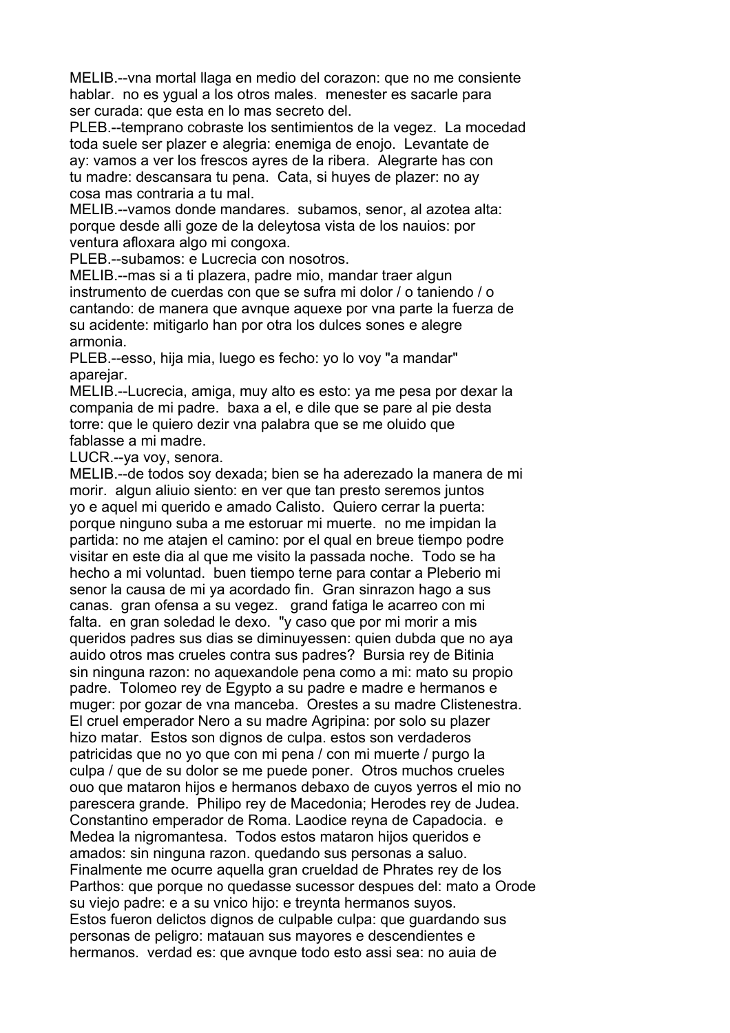MELIB.--vna mortal llaga en medio del corazon: que no me consiente hablar. no es ygual a los otros males. menester es sacarle para ser curada: que esta en lo mas secreto del.

PLEB.--temprano cobraste los sentimientos de la vegez. La mocedad toda suele ser plazer e alegria: enemiga de enojo. Levantate de ay: vamos a ver los frescos ayres de la ribera. Alegrarte has con tu madre: descansara tu pena. Cata, si huyes de plazer: no ay cosa mas contraria a tu mal.

MELIB.--vamos donde mandares. subamos, senor, al azotea alta: porque desde alli goze de la deleytosa vista de los nauios: por ventura afloxara algo mi congoxa.

PLEB.--subamos: e Lucrecia con nosotros.

MELIB.--mas si a ti plazera, padre mio, mandar traer algun instrumento de cuerdas con que se sufra mi dolor / o taniendo / o cantando: de manera que avnque aquexe por vna parte la fuerza de su acidente: mitigarlo han por otra los dulces sones e alegre armonia.

PLEB.--esso, hija mia, luego es fecho: yo lo voy "a mandar" aparejar.

MELIB.--Lucrecia, amiga, muy alto es esto: ya me pesa por dexar la compania de mi padre. baxa a el, e dile que se pare al pie desta torre: que le quiero dezir vna palabra que se me oluido que fablasse a mi madre.

LUCR.--ya voy, senora.

MELIB.--de todos soy dexada; bien se ha aderezado la manera de mi morir. algun aliuio siento: en ver que tan presto seremos juntos yo e aquel mi querido e amado Calisto. Quiero cerrar la puerta: porque ninguno suba a me estoruar mi muerte. no me impidan la partida: no me atajen el camino: por el qual en breue tiempo podre visitar en este dia al que me visito la passada noche. Todo se ha hecho a mi voluntad. buen tiempo terne para contar a Pleberio mi senor la causa de mi ya acordado fin. Gran sinrazon hago a sus canas. gran ofensa a su vegez. grand fatiga le acarreo con mi falta. en gran soledad le dexo. "y caso que por mi morir a mis queridos padres sus dias se diminuyessen: quien dubda que no aya auido otros mas crueles contra sus padres? Bursia rey de Bitinia sin ninguna razon: no aquexandole pena como a mi: mato su propio padre. Tolomeo rey de Egypto a su padre e madre e hermanos e muger: por gozar de vna manceba. Orestes a su madre Clistenestra. El cruel emperador Nero a su madre Agripina: por solo su plazer hizo matar. Estos son dignos de culpa. estos son verdaderos patricidas que no yo que con mi pena / con mi muerte / purgo la culpa / que de su dolor se me puede poner. Otros muchos crueles ouo que mataron hijos e hermanos debaxo de cuyos yerros el mio no parescera grande. Philipo rey de Macedonia; Herodes rey de Judea. Constantino emperador de Roma. Laodice reyna de Capadocia. e Medea la nigromantesa. Todos estos mataron hijos queridos e amados: sin ninguna razon. quedando sus personas a saluo. Finalmente me ocurre aquella gran crueldad de Phrates rey de los Parthos: que porque no quedasse sucessor despues del: mato a Orode su viejo padre: e a su vnico hijo: e treynta hermanos suyos. Estos fueron delictos dignos de culpable culpa: que guardando sus personas de peligro: matauan sus mayores e descendientes e hermanos. verdad es: que avnque todo esto assi sea: no auia de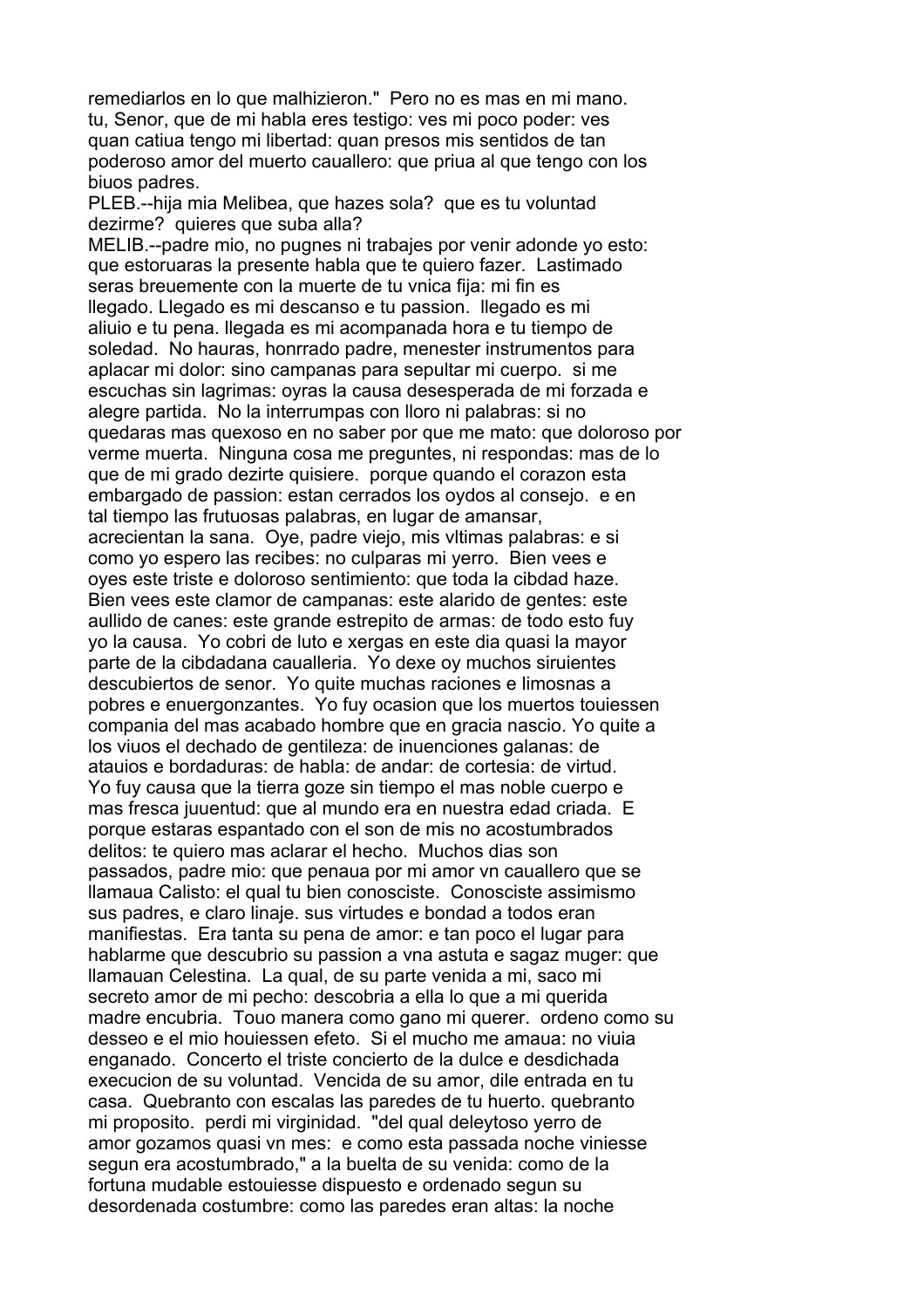remediarlos en lo que malhizieron."  Pero no es mas en mi mano. tu, Senor, que de mi habla eres testigo: ves mi poco poder: ves quan catiua tengo mi libertad: quan presos mis sentidos de tan poderoso amor del muerto cauallero: que priua al que tengo con los biuos padres.

PLEB.--hija mia Melibea, que hazes sola?  que es tu voluntad dezirme?  quieres que suba alla?

MELIB.--padre mio, no pugnes ni trabajes por venir adonde yo esto: que estoruaras la presente habla que te quiero fazer.  Lastimado seras breuemente con la muerte de tu vnica fija: mi fin es llegado. Llegado es mi descanso e tu passion.  llegado es mi aliuio e tu pena. llegada es mi acompanada hora e tu tiempo de soledad.  No hauras, honrrado padre, menester instrumentos para aplacar mi dolor: sino campanas para sepultar mi cuerpo.  si me escuchas sin lagrimas: oyras la causa desesperada de mi forzada e alegre partida.  No la interrumpas con lloro ni palabras: si no quedaras mas quexoso en no saber por que me mato: que doloroso por verme muerta.  Ninguna cosa me preguntes, ni respondas: mas de lo que de mi grado dezirte quisiere.  porque quando el corazon esta embargado de passion: estan cerrados los oydos al consejo.  e en tal tiempo las frutuosas palabras, en lugar de amansar, acrecientan la sana.  Oye, padre viejo, mis vltimas palabras: e si como yo espero las recibes: no culparas mi yerro.  Bien vees e oyes este triste e doloroso sentimiento: que toda la cibdad haze. Bien vees este clamor de campanas: este alarido de gentes: este aullido de canes: este grande estrepito de armas: de todo esto fuy yo la causa.  Yo cobri de luto e xergas en este dia quasi la mayor parte de la cibdadana caualleria.  Yo dexe oy muchos siruientes descubiertos de senor.  Yo quite muchas raciones e limosnas a pobres e enuergonzantes.  Yo fuy ocasion que los muertos touiessen compania del mas acabado hombre que en gracia nascio. Yo quite a los viuos el dechado de gentileza: de inuenciones galanas: de atauios e bordaduras: de habla: de andar: de cortesia: de virtud. Yo fuy causa que la tierra goze sin tiempo el mas noble cuerpo e mas fresca juuentud: que al mundo era en nuestra edad criada.  E porque estaras espantado con el son de mis no acostumbrados delitos: te quiero mas aclarar el hecho.  Muchos dias son passados, padre mio: que penaua por mi amor vn cauallero que se llamaua Calisto: el qual tu bien conosciste.  Conosciste assimismo sus padres, e claro linaje. sus virtudes e bondad a todos eran manifiestas.  Era tanta su pena de amor: e tan poco el lugar para hablarme que descubrio su passion a vna astuta e sagaz muger: que llamauan Celestina.  La qual, de su parte venida a mi, saco mi secreto amor de mi pecho: descobria a ella lo que a mi querida madre encubria.  Touo manera como gano mi querer.  ordeno como su desseo e el mio houiessen efeto.  Si el mucho me amaua: no viuia enganado.  Concerto el triste concierto de la dulce e desdichada execucion de su voluntad.  Vencida de su amor, dile entrada en tu casa.  Quebranto con escalas las paredes de tu huerto. quebranto mi proposito.  perdi mi virginidad.  "del qual deleytoso yerro de amor gozamos quasi vn mes:  e como esta passada noche viniesse segun era acostumbrado," a la buelta de su venida: como de la fortuna mudable estouiesse dispuesto e ordenado segun su desordenada costumbre: como las paredes eran altas: la noche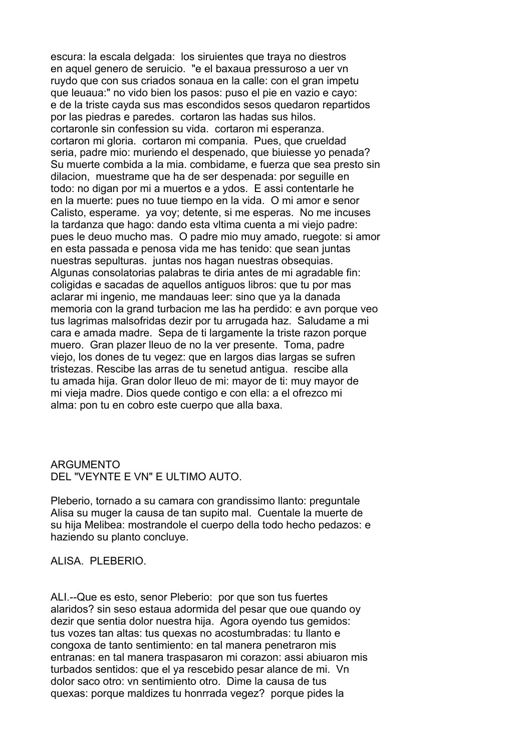escura: la escala delgada: los siruientes que traya no diestros en aquel genero de seruicio. "e el baxaua pressuroso a uer vn ruydo que con sus criados sonaua en la calle: con el gran impetu que leuaua:" no vido bien los pasos: puso el pie en vazio e cayo: e de la triste cayda sus mas escondidos sesos quedaron repartidos por las piedras e paredes. cortaron las hadas sus hilos. cortaronle sin confession su vida. cortaron mi esperanza. cortaron mi gloria. cortaron mi compania. Pues, que crueldad seria, padre mio: muriendo el despenado, que biuiesse yo penada? Su muerte combida a la mia. combidame, e fuerza que sea presto sin dilacion, muestrame que ha de ser despenada: por seguille en todo: no digan por mi a muertos e a ydos. E assi contentarle he en la muerte: pues no tuue tiempo en la vida. O mi amor e senor Calisto, esperame. ya voy; detente, si me esperas. No me incuses la tardanza que hago: dando esta vltima cuenta a mi viejo padre: pues le deuo mucho mas. O padre mio muy amado, ruegote: si amor en esta passada e penosa vida me has tenido: que sean juntas nuestras sepulturas. juntas nos hagan nuestras obsequias. Algunas consolatorias palabras te diria antes de mi agradable fin: coligidas e sacadas de aquellos antiguos libros: que tu por mas aclarar mi ingenio, me mandauas leer: sino que ya la danada memoria con la grand turbacion me las ha perdido: e avn porque veo tus lagrimas malsofridas dezir por tu arrugada haz. Saludame a mi cara e amada madre. Sepa de ti largamente la triste razon porque muero. Gran plazer lleuo de no la ver presente. Toma, padre viejo, los dones de tu vegez: que en largos dias largas se sufren tristezas. Rescibe las arras de tu senetud antigua. rescibe alla tu amada hija. Gran dolor lleuo de mi: mayor de ti: muy mayor de mi vieja madre. Dios quede contigo e con ella: a el ofrezco mi alma: pon tu en cobro este cuerpo que alla baxa.

## ARGUMENTO
## DEL "VEYNTE E VN" E ULTIMO AUTO.

Pleberio, tornado a su camara con grandissimo llanto: preguntale Alisa su muger la causa de tan supito mal. Cuentale la muerte de su hija Melibea: mostrandole el cuerpo della todo hecho pedazos: e haziendo su planto concluye.

ALISA. PLEBERIO.

ALI.--Que es esto, senor Pleberio: por que son tus fuertes alaridos? sin seso estaua adormida del pesar que oue quando oy dezir que sentia dolor nuestra hija. Agora oyendo tus gemidos: tus vozes tan altas: tus quexas no acostumbradas: tu llanto e congoxa de tanto sentimiento: en tal manera penetraron mis entranas: en tal manera traspasaron mi corazon: assi abiuaron mis turbados sentidos: que el ya rescebido pesar alance de mi. Vn dolor saco otro: vn sentimiento otro. Dime la causa de tus quexas: porque maldizes tu honrrada vegez? porque pides la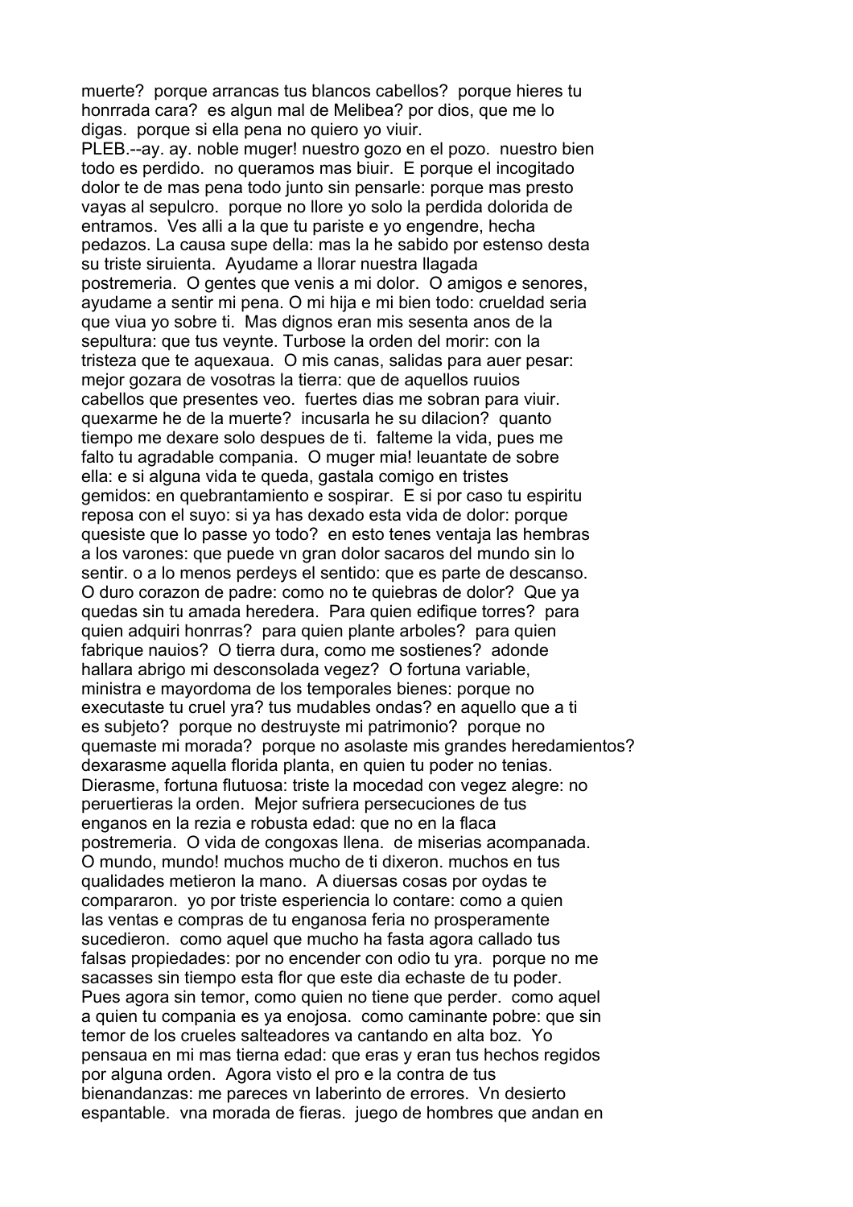muerte? porque arrancas tus blancos cabellos? porque hieres tu honrrada cara? es algun mal de Melibea? por dios, que me lo digas. porque si ella pena no quiero yo viuir.

PLEB.--ay. ay. noble muger! nuestro gozo en el pozo. nuestro bien todo es perdido. no queramos mas biuir. E porque el incogitado dolor te de mas pena todo junto sin pensarle: porque mas presto vayas al sepulcro. porque no llore yo solo la perdida dolorida de entramos. Ves alli a la que tu pariste e yo engendre, hecha pedazos. La causa supe della: mas la he sabido por estenso desta su triste siruienta. Ayudame a llorar nuestra llagada postremeria. O gentes que venis a mi dolor. O amigos e senores, ayudame a sentir mi pena. O mi hija e mi bien todo: crueldad seria que viua yo sobre ti. Mas dignos eran mis sesenta anos de la sepultura: que tus veynte. Turbose la orden del morir: con la tristeza que te aquexaua. O mis canas, salidas para auer pesar: mejor gozara de vosotras la tierra: que de aquellos ruuios cabellos que presentes veo. fuertes dias me sobran para viuir. quexarme he de la muerte? incusarla he su dilacion? quanto tiempo me dexare solo despues de ti. falteme la vida, pues me falto tu agradable compania. O muger mia! leuantate de sobre ella: e si alguna vida te queda, gastala comigo en tristes gemidos: en quebrantamiento e sospirar. E si por caso tu espiritu reposa con el suyo: si ya has dexado esta vida de dolor: porque quesiste que lo passe yo todo? en esto tenes ventaja las hembras a los varones: que puede vn gran dolor sacaros del mundo sin lo sentir. o a lo menos perdeys el sentido: que es parte de descanso. O duro corazon de padre: como no te quiebras de dolor? Que ya quedas sin tu amada heredera. Para quien edifique torres? para quien adquiri honrras? para quien plante arboles? para quien fabrique nauios? O tierra dura, como me sostienes? adonde hallara abrigo mi desconsolada vegez? O fortuna variable, ministra e mayordoma de los temporales bienes: porque no executaste tu cruel yra? tus mudables ondas? en aquello que a ti es subjeto? porque no destruyste mi patrimonio? porque no quemaste mi morada? porque no asolaste mis grandes heredamientos? dexarasme aquella florida planta, en quien tu poder no tenias. Dierasme, fortuna flutuosa: triste la mocedad con vegez alegre: no peruertieras la orden. Mejor sufriera persecuciones de tus enganos en la rezia e robusta edad: que no en la flaca postremeria. O vida de congoxas llena. de miserias acompanada. O mundo, mundo! muchos mucho de ti dixeron. muchos en tus qualidades metieron la mano. A diuersas cosas por oydas te compararon. yo por triste esperiencia lo contare: como a quien las ventas e compras de tu enganosa feria no prosperamente sucedieron. como aquel que mucho ha fasta agora callado tus falsas propiedades: por no encender con odio tu yra. porque no me sacasses sin tiempo esta flor que este dia echaste de tu poder. Pues agora sin temor, como quien no tiene que perder. como aquel a quien tu compania es ya enojosa. como caminante pobre: que sin temor de los crueles salteadores va cantando en alta boz. Yo pensaua en mi mas tierna edad: que eras y eran tus hechos regidos por alguna orden. Agora visto el pro e la contra de tus bienandanzas: me pareces vn laberinto de errores. Vn desierto espantable. vna morada de fieras. juego de hombres que andan en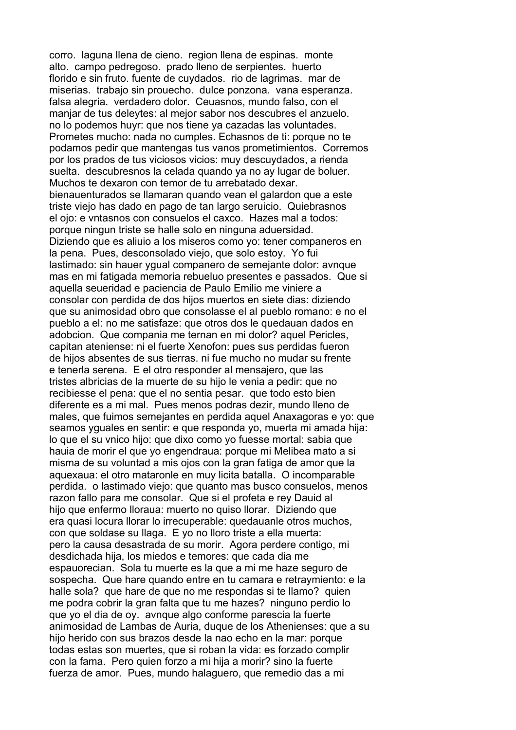corro. laguna llena de cieno. region llena de espinas. monte alto. campo pedregoso. prado lleno de serpientes. huerto florido e sin fruto. fuente de cuydados. rio de lagrimas. mar de miserias. trabajo sin prouecho. dulce ponzona. vana esperanza. falsa alegria. verdadero dolor. Ceuasnos, mundo falso, con el manjar de tus deleytes: al mejor sabor nos descubres el anzuelo. no lo podemos huyr: que nos tiene ya cazadas las voluntades. Prometes mucho: nada no cumples. Echasnos de ti: porque no te podamos pedir que mantengas tus vanos prometimientos. Corremos por los prados de tus viciosos vicios: muy descuydados, a rienda suelta. descubresnos la celada quando ya no ay lugar de boluer. Muchos te dexaron con temor de tu arrebatado dexar. bienauenturados se llamaran quando vean el galardon que a este triste viejo has dado en pago de tan largo seruicio. Quiebrasnos el ojo: e vntasnos con consuelos el caxco. Hazes mal a todos: porque ningun triste se halle solo en ninguna aduersidad. Diziendo que es aliuio a los miseros como yo: tener companeros en la pena. Pues, desconsolado viejo, que solo estoy. Yo fui lastimado: sin hauer ygual companero de semejante dolor: avnque mas en mi fatigada memoria rebueluo presentes e passados. Que si aquella seueridad e paciencia de Paulo Emilio me viniere a consolar con perdida de dos hijos muertos en siete dias: diziendo que su animosidad obro que consolasse el al pueblo romano: e no el pueblo a el: no me satisfaze: que otros dos le quedauan dados en adobcion. Que compania me ternan en mi dolor? aquel Pericles, capitan ateniense: ni el fuerte Xenofon: pues sus perdidas fueron de hijos absentes de sus tierras. ni fue mucho no mudar su frente e tenerla serena. E el otro responder al mensajero, que las tristes albricias de la muerte de su hijo le venia a pedir: que no recibiesse el pena: que el no sentia pesar. que todo esto bien diferente es a mi mal. Pues menos podras dezir, mundo lleno de males, que fuimos semejantes en perdida aquel Anaxagoras e yo: que seamos yguales en sentir: e que responda yo, muerta mi amada hija: lo que el su vnico hijo: que dixo como yo fuesse mortal: sabia que hauia de morir el que yo engendraua: porque mi Melibea mato a si misma de su voluntad a mis ojos con la gran fatiga de amor que la aquexaua: el otro mataronle en muy licita batalla. O incomparable perdida. o lastimado viejo: que quanto mas busco consuelos, menos razon fallo para me consolar. Que si el profeta e rey Dauid al hijo que enfermo lloraua: muerto no quiso llorar. Diziendo que era quasi locura llorar lo irrecuperable: quedauanle otros muchos, con que soldase su llaga. E yo no lloro triste a ella muerta: pero la causa desastrada de su morir. Agora perdere contigo, mi desdichada hija, los miedos e temores: que cada dia me espauorecian. Sola tu muerte es la que a mi me haze seguro de sospecha. Que hare quando entre en tu camara e retraymiento: e la halle sola? que hare de que no me respondas si te llamo? quien me podra cobrir la gran falta que tu me hazes? ninguno perdio lo que yo el dia de oy. avnque algo conforme parescia la fuerte animosidad de Lambas de Auria, duque de los Athenienses: que a su hijo herido con sus brazos desde la nao echo en la mar: porque todas estas son muertes, que si roban la vida: es forzado complir con la fama. Pero quien forzo a mi hija a morir? sino la fuerte fuerza de amor. Pues, mundo halaguero, que remedio das a mi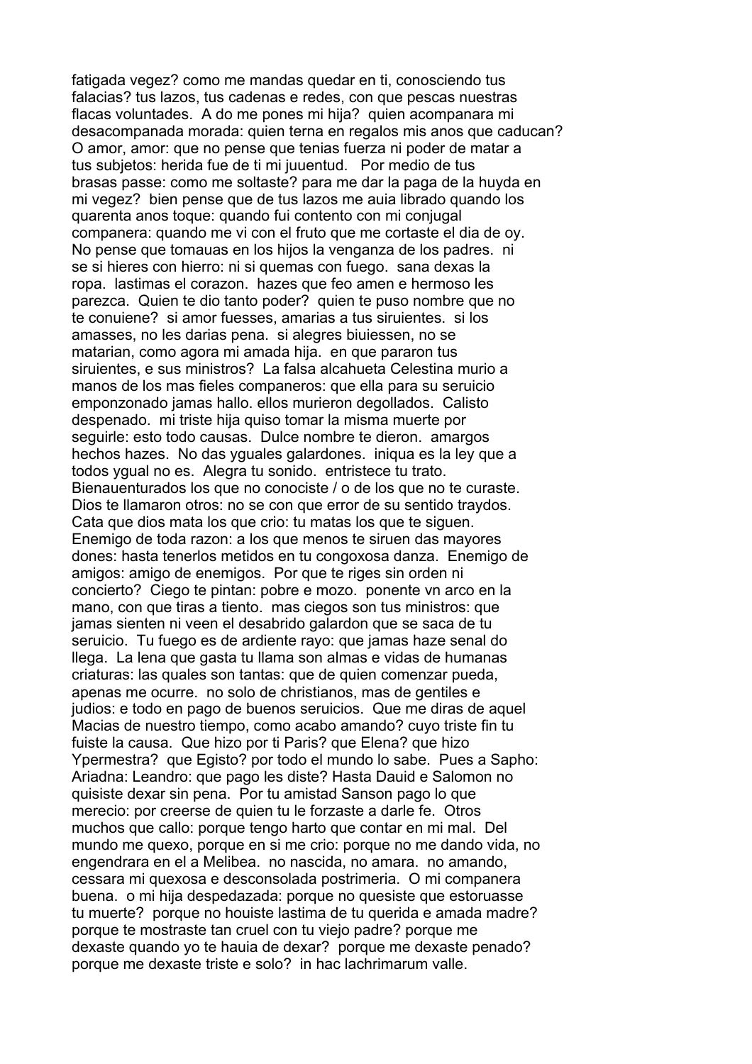fatigada vegez? como me mandas quedar en ti, conosciendo tus falacias? tus lazos, tus cadenas e redes, con que pescas nuestras flacas voluntades. A do me pones mi hija? quien acompanara mi desacompanada morada: quien terna en regalos mis anos que caducan? O amor, amor: que no pense que tenias fuerza ni poder de matar a tus subjetos: herida fue de ti mi juuentud. Por medio de tus brasas passe: como me soltaste? para me dar la paga de la huyda en mi vegez? bien pense que de tus lazos me auia librado quando los quarenta anos toque: quando fui contento con mi conjugal companera: quando me vi con el fruto que me cortaste el dia de oy. No pense que tomauas en los hijos la venganza de los padres. ni se si hieres con hierro: ni si quemas con fuego. sana dexas la ropa. lastimas el corazon. hazes que feo amen e hermoso les parezca. Quien te dio tanto poder? quien te puso nombre que no te conuiene? si amor fuesses, amarias a tus siruientes. si los amasses, no les darias pena. si alegres biuiessen, no se matarian, como agora mi amada hija. en que pararon tus siruientes, e sus ministros? La falsa alcahueta Celestina murio a manos de los mas fieles companeros: que ella para su seruicio emponzonado jamas hallo. ellos murieron degollados. Calisto despenado. mi triste hija quiso tomar la misma muerte por seguirle: esto todo causas. Dulce nombre te dieron. amargos hechos hazes. No das yguales galardones. iniqua es la ley que a todos ygual no es. Alegra tu sonido. entristece tu trato. Bienauenturados los que no conociste / o de los que no te curaste. Dios te llamaron otros: no se con que error de su sentido traydos. Cata que dios mata los que crio: tu matas los que te siguen. Enemigo de toda razon: a los que menos te siruen das mayores dones: hasta tenerlos metidos en tu congoxosa danza. Enemigo de amigos: amigo de enemigos. Por que te riges sin orden ni concierto? Ciego te pintan: pobre e mozo. ponente vn arco en la mano, con que tiras a tiento. mas ciegos son tus ministros: que jamas sienten ni veen el desabrido galardon que se saca de tu seruicio. Tu fuego es de ardiente rayo: que jamas haze senal do llega. La lena que gasta tu llama son almas e vidas de humanas criaturas: las quales son tantas: que de quien comenzar pueda, apenas me ocurre. no solo de christianos, mas de gentiles e judios: e todo en pago de buenos seruicios. Que me diras de aquel Macias de nuestro tiempo, como acabo amando? cuyo triste fin tu fuiste la causa. Que hizo por ti Paris? que Elena? que hizo Ypermestra? que Egisto? por todo el mundo lo sabe. Pues a Sapho: Ariadna: Leandro: que pago les diste? Hasta Dauid e Salomon no quisiste dexar sin pena. Por tu amistad Sanson pago lo que merecio: por creerse de quien tu le forzaste a darle fe. Otros muchos que callo: porque tengo harto que contar en mi mal. Del mundo me quexo, porque en si me crio: porque no me dando vida, no engendrara en el a Melibea. no nascida, no amara. no amando, cessara mi quexosa e desconsolada postrimeria. O mi companera buena. o mi hija despedazada: porque no quesiste que estoruasse tu muerte? porque no houiste lastima de tu querida e amada madre? porque te mostraste tan cruel con tu viejo padre? porque me dexaste quando yo te hauia de dexar? porque me dexaste penado? porque me dexaste triste e solo? in hac lachrimarum valle.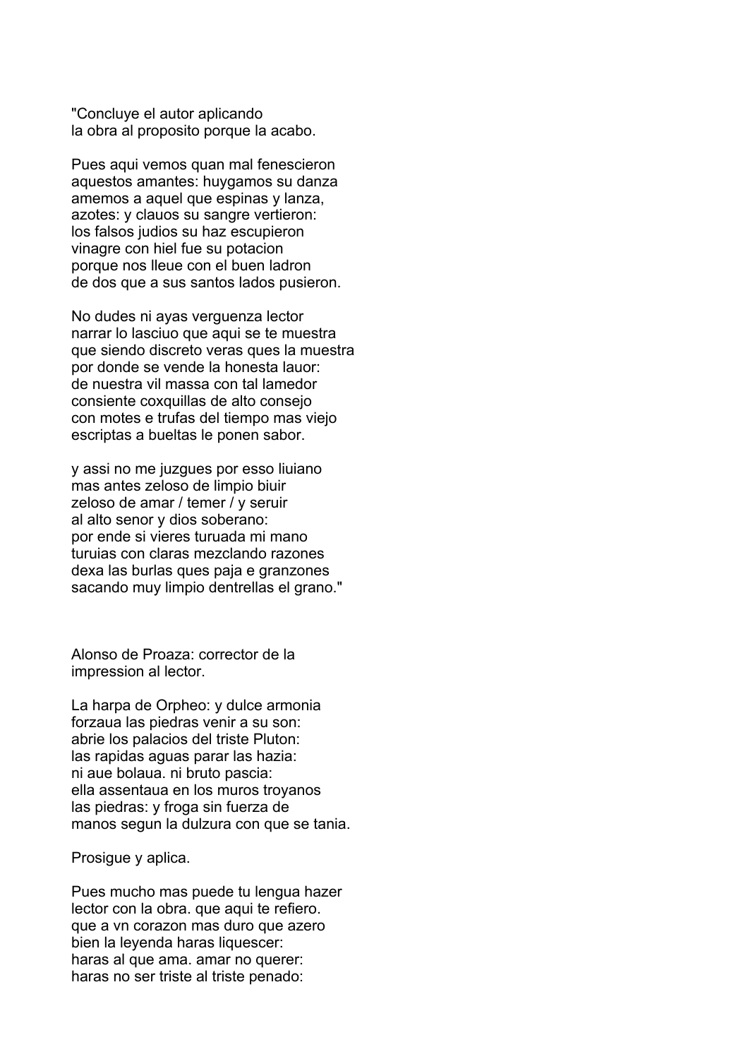"Concluye el autor aplicando
la obra al proposito porque la acabo.

Pues aqui vemos quan mal fenescieron
aquestos amantes: huygamos su danza
amemos a aquel que espinas y lanza,
azotes: y clauos su sangre vertieron:
los falsos judios su haz escupieron
vinagre con hiel fue su potacion
porque nos lleue con el buen ladron
de dos que a sus santos lados pusieron.

No dudes ni ayas verguenza lector
narrar lo lasciuo que aqui se te muestra
que siendo discreto veras ques la muestra
por donde se vende la honesta lauor:
de nuestra vil massa con tal lamedor
consiente coxquillas de alto consejo
con motes e trufas del tiempo mas viejo
escriptas a bueltas le ponen sabor.

y assi no me juzgues por esso liuiano
mas antes zeloso de limpio biuir
zeloso de amar / temer / y seruir
al alto senor y dios soberano:
por ende si vieres turuada mi mano
turuias con claras mezclando razones
dexa las burlas ques paja e granzones
sacando muy limpio dentrellas el grano."

Alonso de Proaza: corrector de la
impression al lector.

La harpa de Orpheo: y dulce armonia
forzaua las piedras venir a su son:
abrie los palacios del triste Pluton:
las rapidas aguas parar las hazia:
ni aue bolaua. ni bruto pascia:
ella assentaua en los muros troyanos
las piedras: y froga sin fuerza de
manos segun la dulzura con que se tania.

Prosigue y aplica.

Pues mucho mas puede tu lengua hazer
lector con la obra. que aqui te refiero.
que a vn corazon mas duro que azero
bien la leyenda haras liquescer:
haras al que ama. amar no querer:
haras no ser triste al triste penado: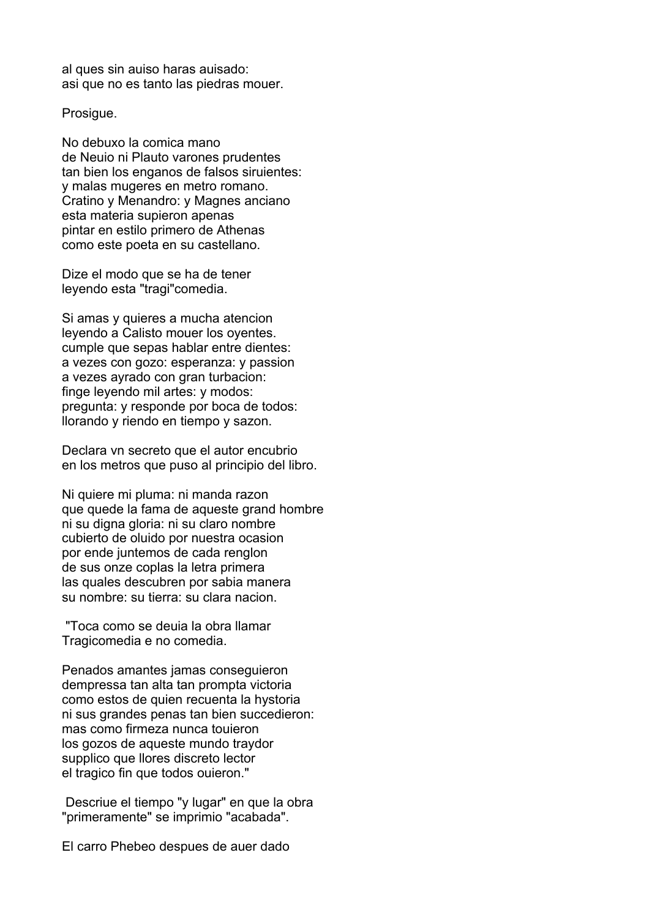al ques sin auiso haras auisado:
asi que no es tanto las piedras mouer.

Prosigue.

No debuxo la comica mano
de Neuio ni Plauto varones prudentes
tan bien los enganos de falsos siruientes:
y malas mugeres en metro romano.
Cratino y Menandro: y Magnes anciano
esta materia supieron apenas
pintar en estilo primero de Athenas
como este poeta en su castellano.

Dize el modo que se ha de tener
leyendo esta "tragi"comedia.

Si amas y quieres a mucha atencion
leyendo a Calisto mouer los oyentes.
cumple que sepas hablar entre dientes:
a vezes con gozo: esperanza: y passion
a vezes ayrado con gran turbacion:
finge leyendo mil artes: y modos:
pregunta: y responde por boca de todos:
llorando y riendo en tiempo y sazon.

Declara vn secreto que el autor encubrio
en los metros que puso al principio del libro.

Ni quiere mi pluma: ni manda razon
que quede la fama de aqueste grand hombre
ni su digna gloria: ni su claro nombre
cubierto de oluido por nuestra ocasion
por ende juntemos de cada renglon
de sus onze coplas la letra primera
las quales descubren por sabia manera
su nombre: su tierra: su clara nacion.

"Toca como se deuia la obra llamar
Tragicomedia e no comedia.

Penados amantes jamas conseguieron
dempressa tan alta tan prompta victoria
como estos de quien recuenta la hystoria
ni sus grandes penas tan bien succedieron:
mas como firmeza nunca touieron
los gozos de aqueste mundo traydor
supplico que llores discreto lector
el tragico fin que todos ouieron."

Descriue el tiempo "y lugar" en que la obra
"primeramente" se imprimio "acabada".

El carro Phebeo despues de auer dado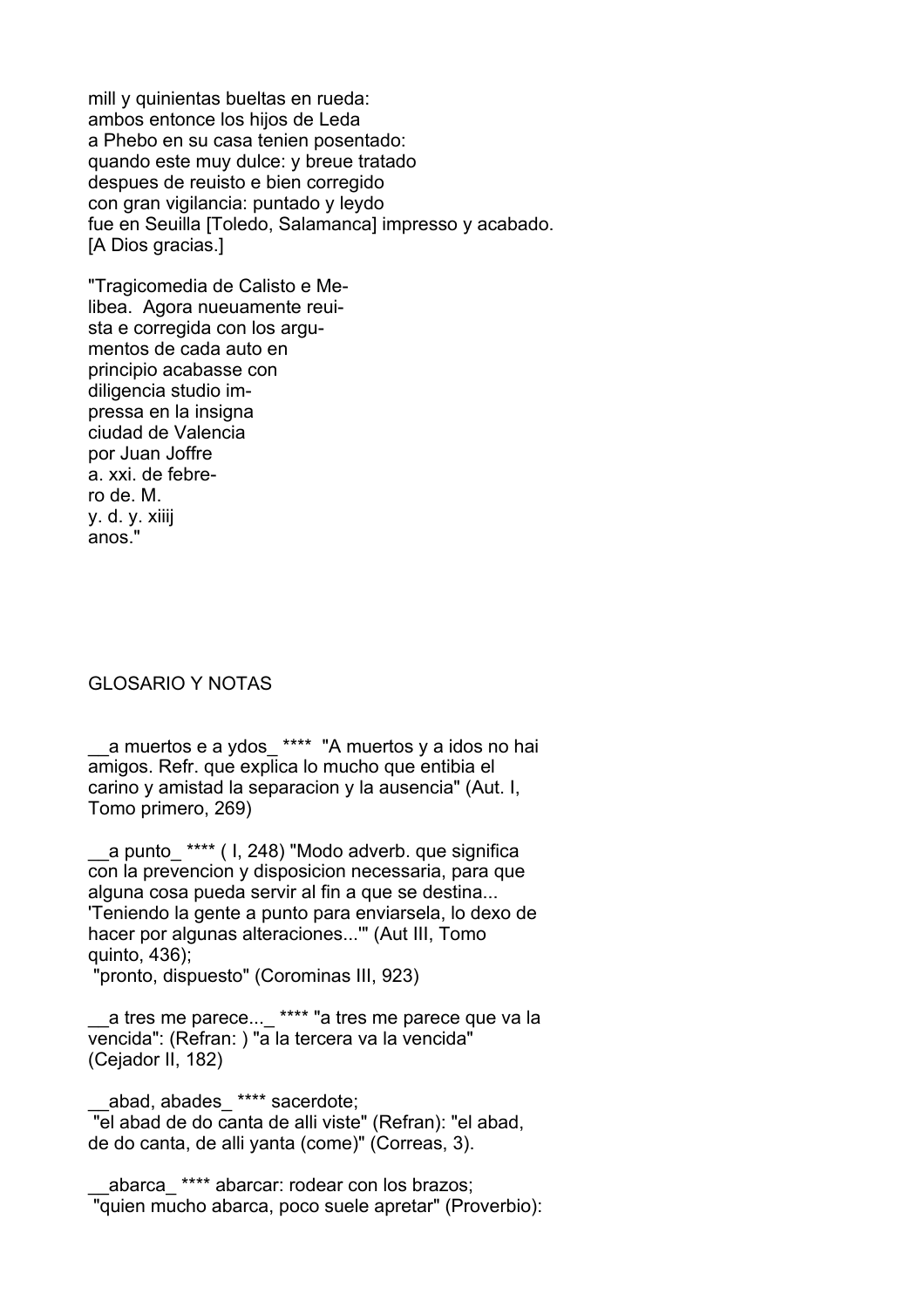mill y quinientas bueltas en rueda:
ambos entonce los hijos de Leda
a Phebo en su casa tenien posentado:
quando este muy dulce: y breue tratado
despues de reuisto e bien corregido
con gran vigilancia: puntado y leydo
fue en Seuilla [Toledo, Salamanca] impresso y acabado.
[A Dios gracias.]

"Tragicomedia de Calisto e Me-
libea. Agora nueuamente reui-
sta e corregida con los argu-
mentos de cada auto en
principio acabasse con
diligencia studio im-
pressa en la insigna
ciudad de Valencia
por Juan Joffre
a. xxi. de febre-
ro de. M.
y. d. y. xiiij
anos."

## GLOSARIO Y NOTAS

__a muertos e a ydos_ **** "A muertos y a idos no hai amigos. Refr. que explica lo mucho que entibia el carino y amistad la separacion y la ausencia" (Aut. I, Tomo primero, 269)

__a punto_ **** ( I, 248) "Modo adverb. que significa con la prevencion y disposicion necessaria, para que alguna cosa pueda servir al fin a que se destina... 'Teniendo la gente a punto para enviarsela, lo dexo de hacer por algunas alteraciones...'" (Aut III, Tomo quinto, 436);
"pronto, dispuesto" (Corominas III, 923)

__a tres me parece..._ **** "a tres me parece que va la vencida": (Refran: ) "a la tercera va la vencida" (Cejador II, 182)

__abad, abades_ **** sacerdote;
"el abad de do canta de alli viste" (Refran): "el abad, de do canta, de alli yanta (come)" (Correas, 3).

__abarca_ **** abarcar: rodear con los brazos;
"quien mucho abarca, poco suele apretar" (Proverbio):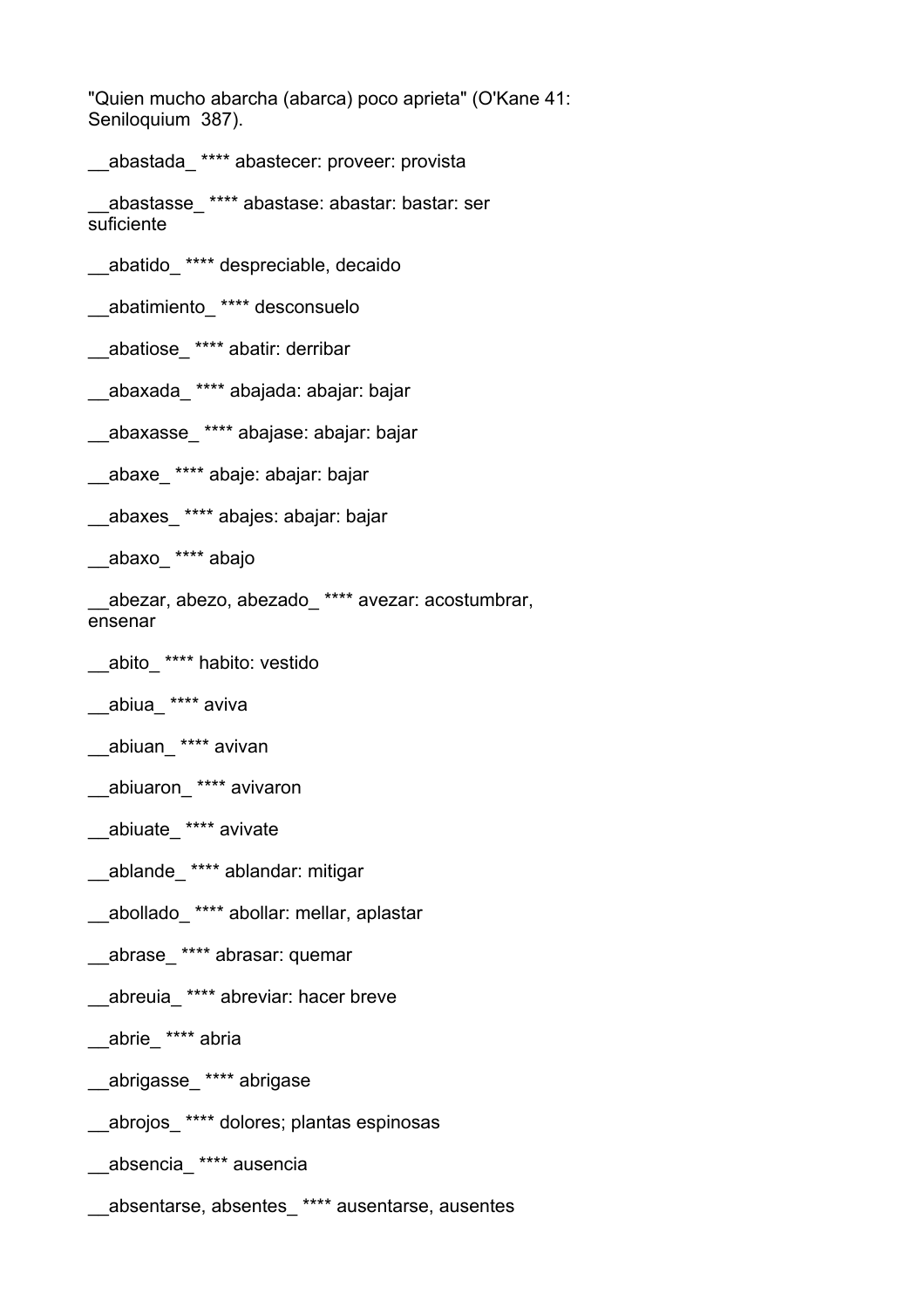"Quien mucho abarcha (abarca) poco aprieta" (O'Kane 41: Seniloquium 387).

__abastada_ **** abastecer: proveer: provista

__abastasse_ **** abastase: abastar: bastar: ser suficiente

__abatido_ **** despreciable, decaido

__abatimiento_ **** desconsuelo

__abatiose_ **** abatir: derribar

__abaxada_ **** abajada: abajar: bajar

__abaxasse_ **** abajase: abajar: bajar

__abaxe_ **** abaje: abajar: bajar

__abaxes_ **** abajes: abajar: bajar

__abaxo_ **** abajo

__abezar, abezo, abezado_ **** avezar: acostumbrar, ensenar

__abito_ **** habito: vestido

__abiua_ **** aviva

__abiuan_ **** avivan

__abiuaron_ **** avivaron

__abiuate_ **** avivate

__ablande_ **** ablandar: mitigar

__abollado_ **** abollar: mellar, aplastar

__abrase_ **** abrasar: quemar

__abreuia_ **** abreviar: hacer breve

__abrie_ **** abria

__abrigasse_ **** abrigase

__abrojos_ **** dolores; plantas espinosas

__absencia_ **** ausencia

__absentarse, absentes_ **** ausentarse, ausentes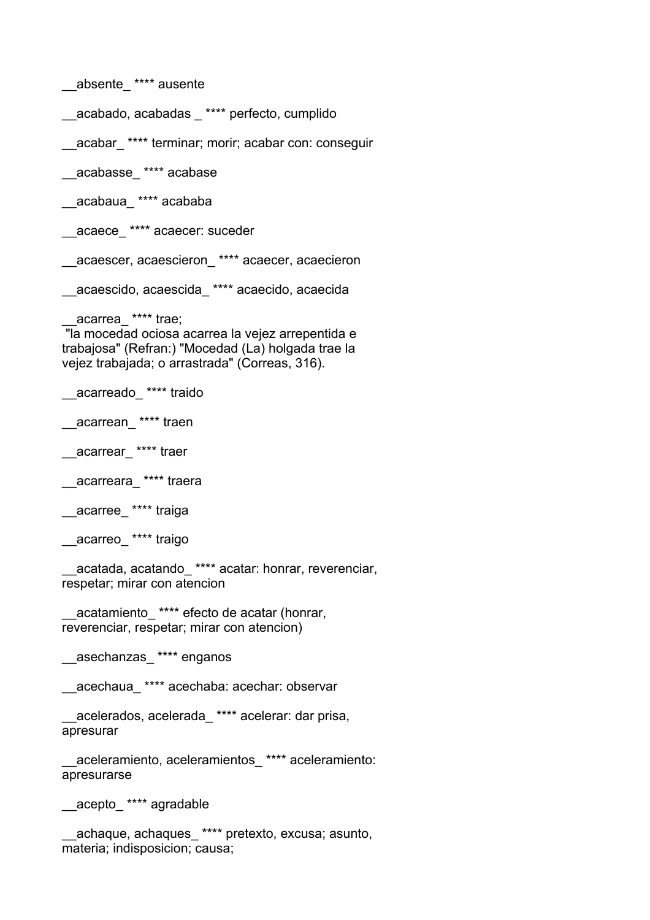__absente_ **** ausente

__acabado, acabadas _ **** perfecto, cumplido

__acabar_ **** terminar; morir; acabar con: conseguir

__acabasse_ **** acabase

__acabaua_ **** acababa

__acaece_ **** acaecer: suceder

__acaescer, acaescieron_ **** acaecer, acaecieron

__acaescido, acaescida_ **** acaecido, acaecida

__acarrea_ **** trae;
"la mocedad ociosa acarrea la vejez arrepentida e trabajosa" (Refran:) "Mocedad (La) holgada trae la vejez trabajada; o arrastrada" (Correas, 316).

__acarreado_ **** traido

__acarrean_ **** traen

__acarrear_ **** traer

__acarreara_ **** traera

__acarree_ **** traiga

__acarreo_ **** traigo

__acatada, acatando_ **** acatar: honrar, reverenciar, respetar; mirar con atencion

__acatamiento_ **** efecto de acatar (honrar, reverenciar, respetar; mirar con atencion)

__asechanzas_ **** enganos

__acechaua_ **** acechaba: acechar: observar

__acelerados, acelerada_ **** acelerar: dar prisa, apresurar

__aceleramiento, aceleramientos_ **** aceleramiento: apresurarse

__acepto_ **** agradable

__achaque, achaques_ **** pretexto, excusa; asunto, materia; indisposicion; causa;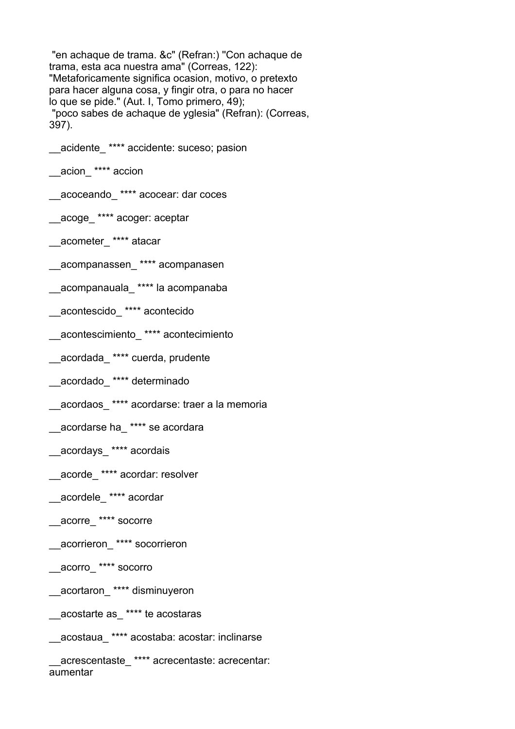"en achaque de trama. &c" (Refran:) "Con achaque de trama, esta aca nuestra ama" (Correas, 122): "Metaforicamente significa ocasion, motivo, o pretexto para hacer alguna cosa, y fingir otra, o para no hacer lo que se pide." (Aut. I, Tomo primero, 49);
"poco sabes de achaque de yglesia" (Refran): (Correas, 397).

__acidente_ **** accidente: suceso; pasion

__acion_ **** accion

__acoceando_ **** acocear: dar coces

__acoge_ **** acoger: aceptar

__acometer_ **** atacar

__acompanassen_ **** acompanasen

__acompanauala_ **** la acompanaba

__acontescido_ **** acontecido

__acontescimiento_ **** acontecimiento

__acordada_ **** cuerda, prudente

__acordado_ **** determinado

__acordaos_ **** acordarse: traer a la memoria

__acordarse ha_ **** se acordara

__acordays_ **** acordais

__acorde_ **** acordar: resolver

__acordele_ **** acordar

__acorre_ **** socorre

__acorrieron_ **** socorrieron

__acorro_ **** socorro

__acortaron_ **** disminuyeron

__acostarte as_ **** te acostaras

__acostaua_ **** acostaba: acostar: inclinarse

__acrescentaste_ **** acrecentaste: acrecentar: aumentar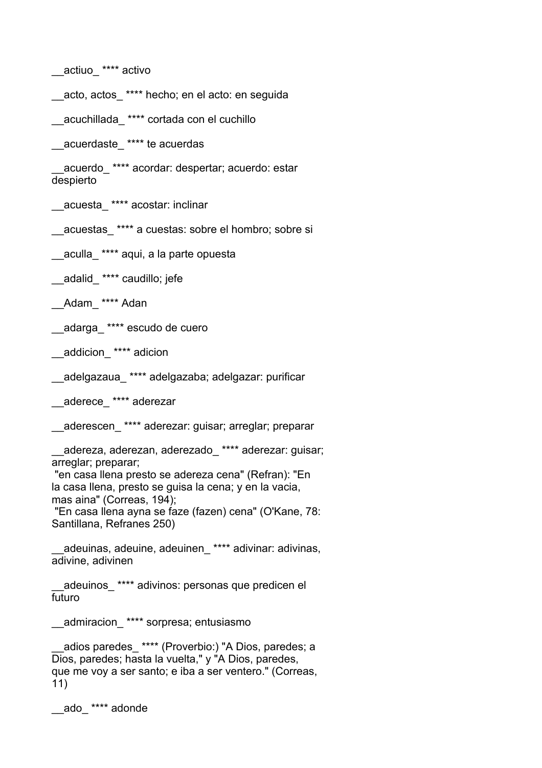__actiuo_ **** activo

__acto, actos_ **** hecho; en el acto: en seguida

__acuchillada_ **** cortada con el cuchillo

__acuerdaste_ **** te acuerdas

__acuerdo_ **** acordar: despertar; acuerdo: estar despierto

__acuesta_ **** acostar: inclinar

__acuestas_ **** a cuestas: sobre el hombro; sobre si

__aculla_ **** aqui, a la parte opuesta

__adalid_ **** caudillo; jefe

__Adam_ **** Adan

__adarga_ **** escudo de cuero

__addicion_ **** adicion

__adelgazaua_ **** adelgazaba; adelgazar: purificar

__aderece_ **** aderezar

__aderescen_ **** aderezar: guisar; arreglar; preparar

__adereza, aderezan, aderezado_ **** aderezar: guisar; arreglar; preparar;
 "en casa llena presto se adereza cena" (Refran): "En la casa llena, presto se guisa la cena; y en la vacia, mas aina" (Correas, 194);
 "En casa llena ayna se faze (fazen) cena" (O'Kane, 78: Santillana, Refranes 250)

__adeuinas, adeuine, adeuinen_ **** adivinar: adivinas, adivine, adivinen

__adeuinos_ **** adivinos: personas que predicen el futuro

__admiracion_ **** sorpresa; entusiasmo

__adios paredes_ **** (Proverbio:) "A Dios, paredes; a Dios, paredes; hasta la vuelta," y "A Dios, paredes, que me voy a ser santo; e iba a ser ventero." (Correas, 11)

__ado_ **** adonde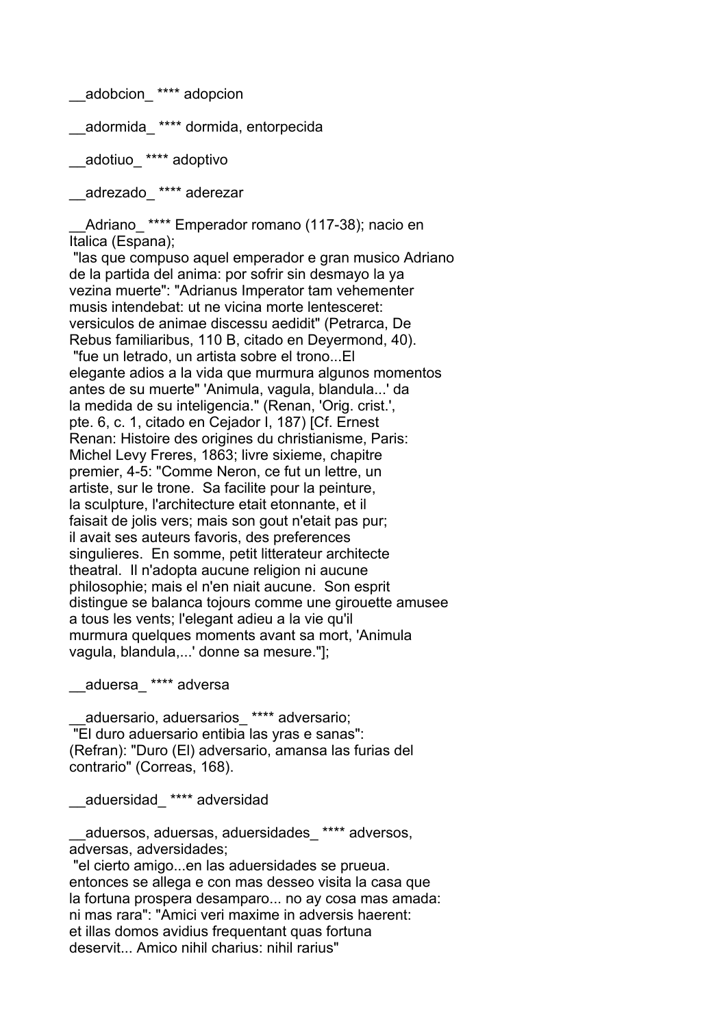__adobcion_ **** adopcion

__adormida_ **** dormida, entorpecida

__adotiuo_ **** adoptivo

__adrezado_ **** aderezar

__Adriano_ **** Emperador romano (117-38); nacio en Italica (Espana);
"las que compuso aquel emperador e gran musico Adriano de la partida del anima: por sofrir sin desmayo la ya vezina muerte": "Adrianus Imperator tam vehementer musis intendebat: ut ne vicina morte lentesceret: versiculos de animae discessu aedidit" (Petrarca, De Rebus familiaribus, 110 B, citado en Deyermond, 40).
"fue un letrado, un artista sobre el trono...El elegante adios a la vida que murmura algunos momentos antes de su muerte" 'Animula, vagula, blandula...' da la medida de su inteligencia." (Renan, 'Orig. crist.', pte. 6, c. 1, citado en Cejador I, 187) [Cf. Ernest Renan: Histoire des origines du christianisme, Paris: Michel Levy Freres, 1863; livre sixieme, chapitre premier, 4-5: "Comme Neron, ce fut un lettre, un artiste, sur le trone. Sa facilite pour la peinture, la sculpture, l'architecture etait etonnante, et il faisait de jolis vers; mais son gout n'etait pas pur; il avait ses auteurs favoris, des preferences singulieres. En somme, petit litterateur architecte theatral. Il n'adopta aucune religion ni aucune philosophie; mais el n'en niait aucune. Son esprit distingue se balanca tojours comme une girouette amusee a tous les vents; l'elegant adieu a la vie qu'il murmura quelques moments avant sa mort, 'Animula vagula, blandula,...' donne sa mesure."];

__aduersa_ **** adversa

__aduersario, aduersarios_ **** adversario;
"El duro aduersario entibia las yras e sanas": (Refran): "Duro (El) adversario, amansa las furias del contrario" (Correas, 168).

__aduersidad_ **** adversidad

__aduersos, aduersas, aduersidades_ **** adversos, adversas, adversidades;
"el cierto amigo...en las aduersidades se prueua. entonces se allega e con mas desseo visita la casa que la fortuna prospera desamparo... no ay cosa mas amada: ni mas rara": "Amici veri maxime in adversis haerent: et illas domos avidius frequentant quas fortuna deservit... Amico nihil charius: nihil rarius"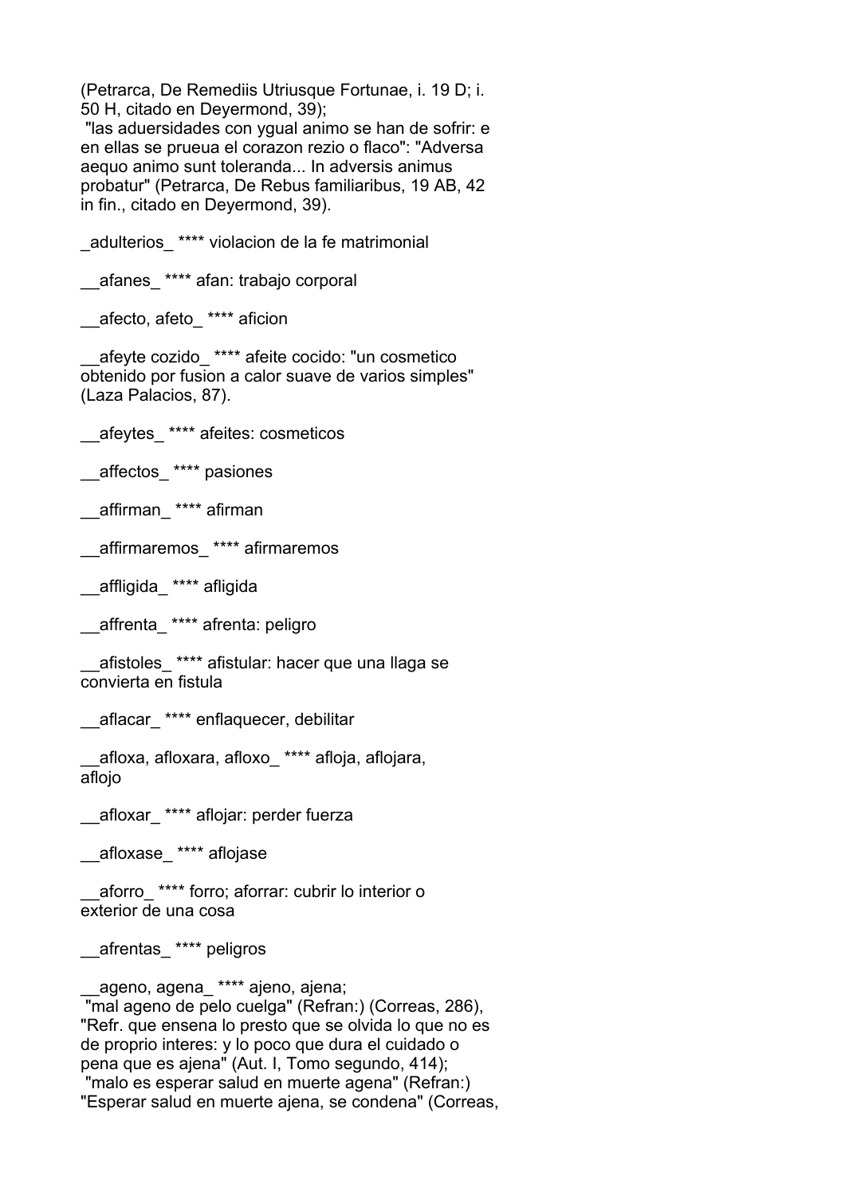(Petrarca, De Remediis Utriusque Fortunae, i. 19 D; i. 50 H, citado en Deyermond, 39);
"las aduersidades con ygual animo se han de sofrir: e en ellas se prueua el corazon rezio o flaco": "Adversa aequo animo sunt toleranda... In adversis animus probatur" (Petrarca, De Rebus familiaribus, 19 AB, 42 in fin., citado en Deyermond, 39).

_adulterios_ **** violacion de la fe matrimonial

__afanes_ **** afan: trabajo corporal

__afecto, afeto_ **** aficion

__afeyte cozido_ **** afeite cocido: "un cosmetico obtenido por fusion a calor suave de varios simples" (Laza Palacios, 87).

__afeytes_ **** afeites: cosmeticos

__affectos_ **** pasiones

__affirman_ **** afirman

__affirmaremos_ **** afirmaremos

__affligida_ **** afligida

__affrenta_ **** afrenta: peligro

__afistoles_ **** afistular: hacer que una llaga se convierta en fistula

__aflacar_ **** enflaquecer, debilitar

__afloxa, afloxara, afloxo_ **** afloja, aflojara, aflojo

__afloxar_ **** aflojar: perder fuerza

__afloxase_ **** aflojase

__aforro_ **** forro; aforrar: cubrir lo interior o exterior de una cosa

__afrentas_ **** peligros

__ageno, agena_ **** ajeno, ajena;
"mal ageno de pelo cuelga" (Refran:) (Correas, 286), "Refr. que ensena lo presto que se olvida lo que no es de proprio interes: y lo poco que dura el cuidado o pena que es ajena" (Aut. I, Tomo segundo, 414);
"malo es esperar salud en muerte agena" (Refran:) "Esperar salud en muerte ajena, se condena" (Correas,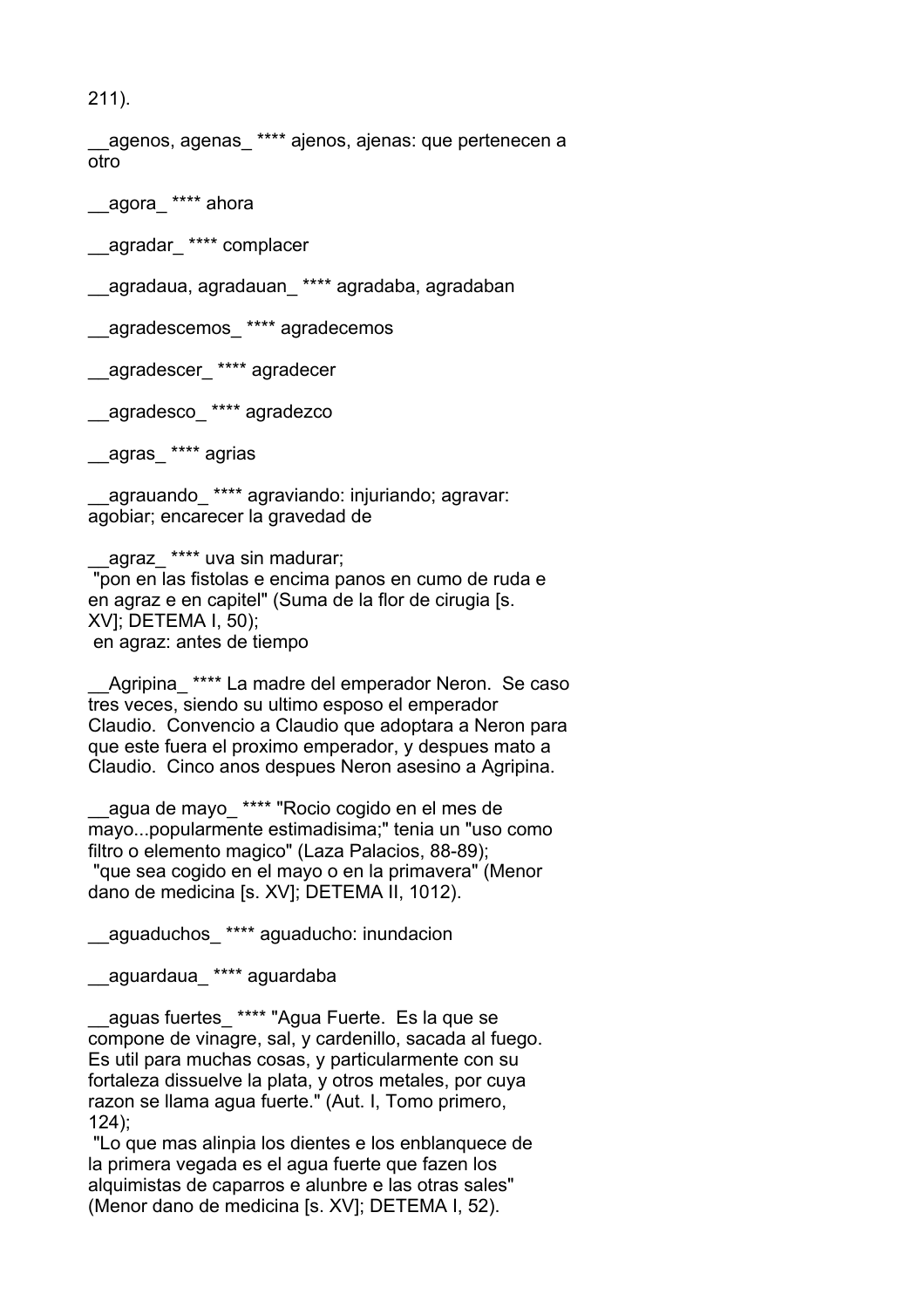211).

__agenos, agenas_ **** ajenos, ajenas: que pertenecen a otro

__agora_ **** ahora

__agradar_ **** complacer

__agradaua, agradauan_ **** agradaba, agradaban

__agradescemos_ **** agradecemos

__agradescer_ **** agradecer

__agradesco_ **** agradezco

__agras_ **** agrias

__agrauando_ **** agraviando: injuriando; agravar: agobiar; encarecer la gravedad de

__agraz_ **** uva sin madurar;
 "pon en las fistolas e encima panos en cumo de ruda e en agraz e en capitel" (Suma de la flor de cirugia [s. XV]; DETEMA I, 50);
 en agraz: antes de tiempo

__Agripina_ **** La madre del emperador Neron. Se caso tres veces, siendo su ultimo esposo el emperador Claudio. Convencio a Claudio que adoptara a Neron para que este fuera el proximo emperador, y despues mato a Claudio. Cinco anos despues Neron asesino a Agripina.

__agua de mayo_ **** "Rocio cogido en el mes de mayo...popularmente estimadisima;" tenia un "uso como filtro o elemento magico" (Laza Palacios, 88-89);
 "que sea cogido en el mayo o en la primavera" (Menor dano de medicina [s. XV]; DETEMA II, 1012).

__aguaduchos_ **** aguaducho: inundacion

__aguardaua_ **** aguardaba

__aguas fuertes_ **** "Agua Fuerte. Es la que se compone de vinagre, sal, y cardenillo, sacada al fuego. Es util para muchas cosas, y particularmente con su fortaleza dissuelve la plata, y otros metales, por cuya razon se llama agua fuerte." (Aut. I, Tomo primero, 124);
 "Lo que mas alinpia los dientes e los enblanquece de la primera vegada es el agua fuerte que fazen los alquimistas de caparros e alunbre e las otras sales" (Menor dano de medicina [s. XV]; DETEMA I, 52).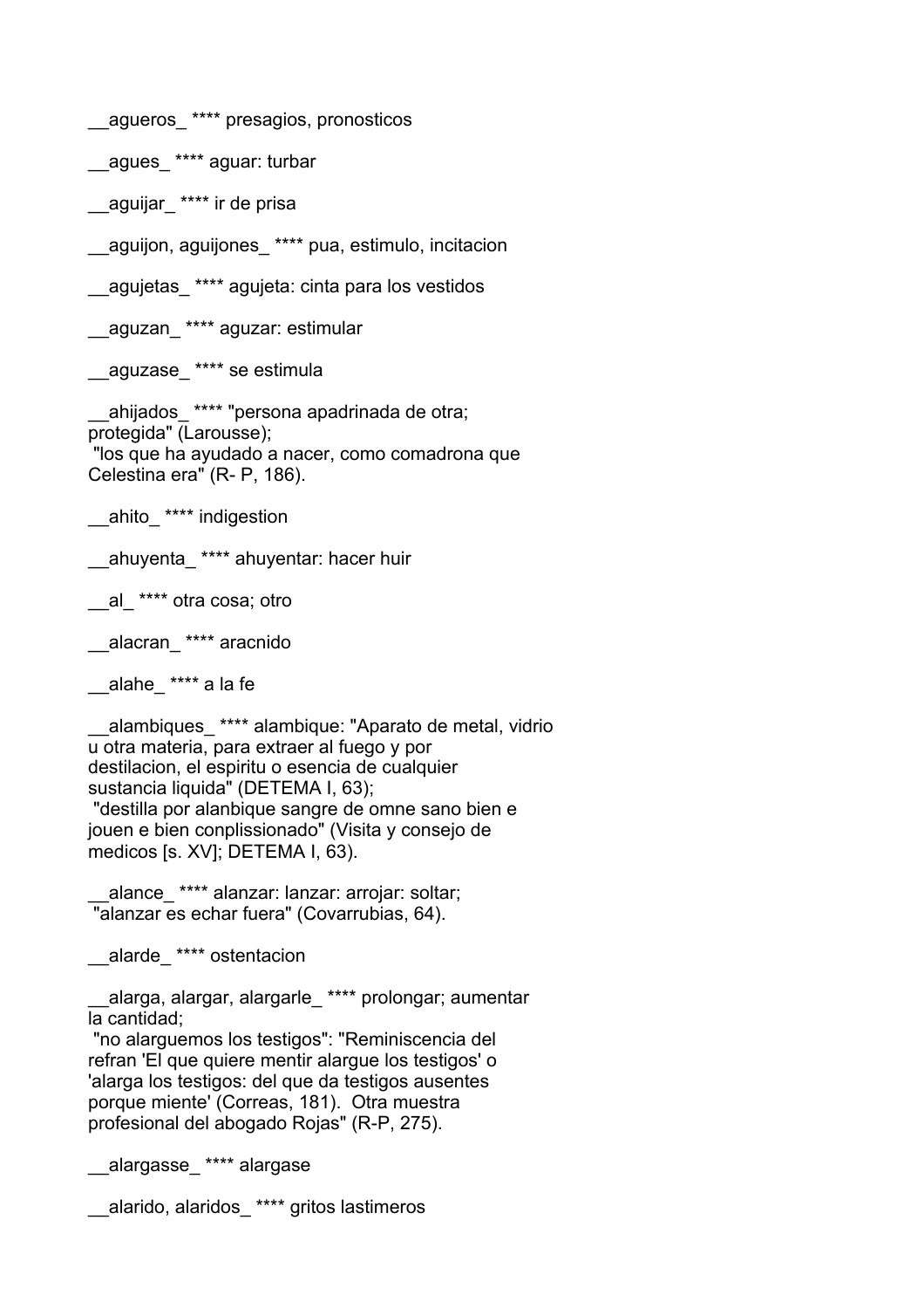__agueros_ **** presagios, pronosticos

__agues_ **** aguar: turbar

__aguijar_ **** ir de prisa

__aguijon, aguijones_ **** pua, estimulo, incitacion

__agujetas_ **** agujeta: cinta para los vestidos

__aguzan_ **** aguzar: estimular

__aguzase_ **** se estimula

__ahijados_ **** "persona apadrinada de otra; protegida" (Larousse);
"los que ha ayudado a nacer, como comadrona que Celestina era" (R- P, 186).

__ahito_ **** indigestion

__ahuyenta_ **** ahuyentar: hacer huir

__al_ **** otra cosa; otro

__alacran_ **** aracnido

__alahe_ **** a la fe

__alambiques_ **** alambique: "Aparato de metal, vidrio u otra materia, para extraer al fuego y por destilacion, el espiritu o esencia de cualquier sustancia liquida" (DETEMA I, 63);
"destilla por alanbique sangre de omne sano bien e jouen e bien conplissionado" (Visita y consejo de medicos [s. XV]; DETEMA I, 63).

__alance_ **** alanzar: lanzar: arrojar: soltar;
"alanzar es echar fuera" (Covarrubias, 64).

__alarde_ **** ostentacion

__alarga, alargar, alargarle_ **** prolongar; aumentar la cantidad;
"no alarguemos los testigos": "Reminiscencia del refran 'El que quiere mentir alargue los testigos' o 'alarga los testigos: del que da testigos ausentes porque miente' (Correas, 181). Otra muestra profesional del abogado Rojas" (R-P, 275).

__alargasse_ **** alargase

__alarido, alaridos_ **** gritos lastimeros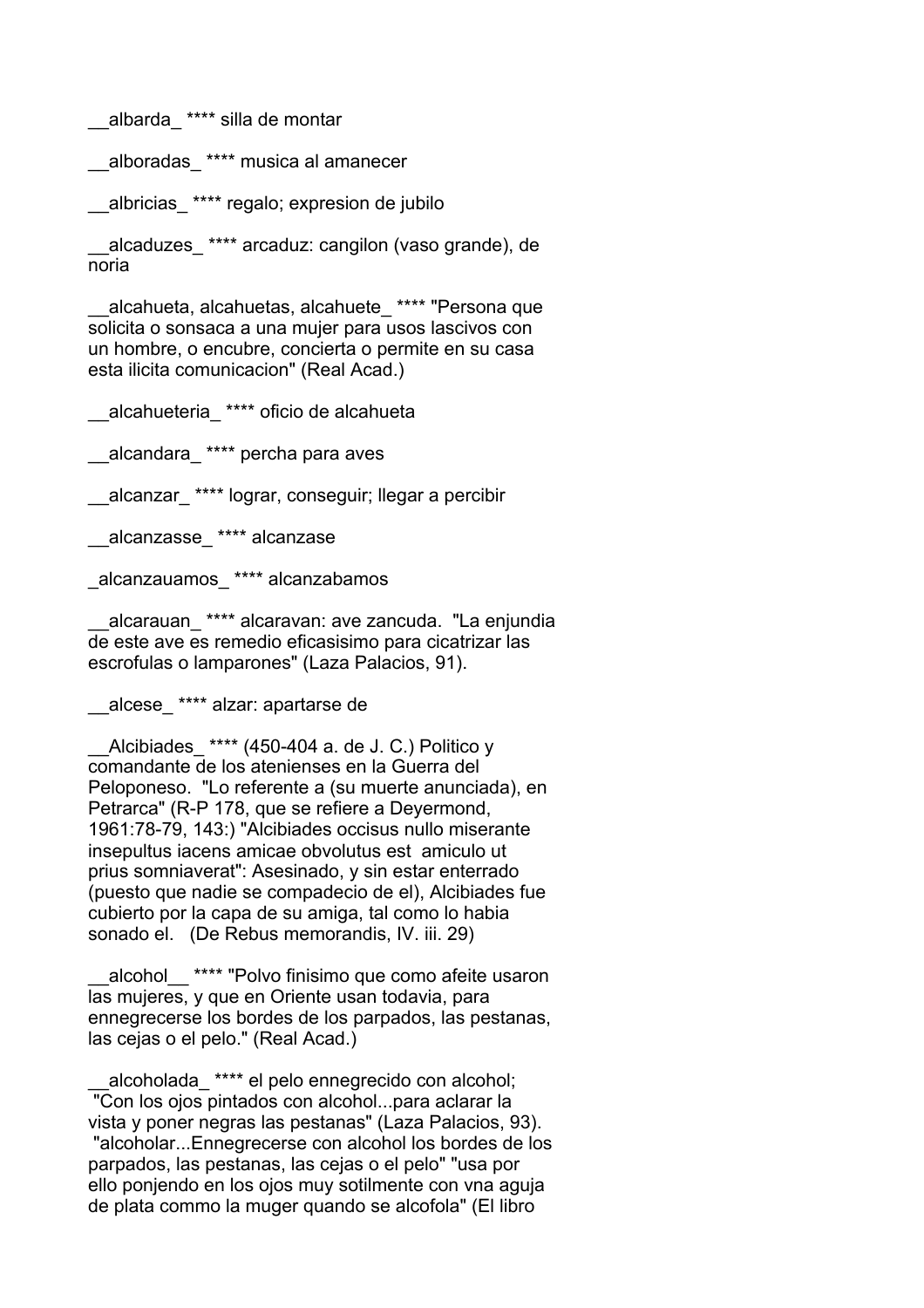__albarda_ **** silla de montar

__alboradas_ **** musica al amanecer

__albricias_ **** regalo; expresion de jubilo

__alcaduzes_ **** arcaduz: cangilon (vaso grande), de noria

__alcahueta, alcahuetas, alcahuete_ **** "Persona que solicita o sonsaca a una mujer para usos lascivos con un hombre, o encubre, concierta o permite en su casa esta ilicita comunicacion" (Real Acad.)

__alcahueteria_ **** oficio de alcahueta

__alcandara_ **** percha para aves

__alcanzar_ **** lograr, conseguir; llegar a percibir

__alcanzasse_ **** alcanzase

_alcanzauamos_ **** alcanzabamos

__alcarauan_ **** alcaravan: ave zancuda. "La enjundia de este ave es remedio eficasisimo para cicatrizar las escrofulas o lamparones" (Laza Palacios, 91).

__alcese_ **** alzar: apartarse de

__Alcibiades_ **** (450-404 a. de J. C.) Politico y comandante de los atenienses en la Guerra del Peloponeso. "Lo referente a (su muerte anunciada), en Petrarca" (R-P 178, que se refiere a Deyermond, 1961:78-79, 143:) "Alcibiades occisus nullo miserante insepultus iacens amicae obvolutus est amiculo ut prius somniaverat": Asesinado, y sin estar enterrado (puesto que nadie se compadecio de el), Alcibiades fue cubierto por la capa de su amiga, tal como lo habia sonado el. (De Rebus memorandis, IV. iii. 29)

__alcohol__ **** "Polvo finisimo que como afeite usaron las mujeres, y que en Oriente usan todavia, para ennegrecerse los bordes de los parpados, las pestanas, las cejas o el pelo." (Real Acad.)

__alcoholada_ **** el pelo ennegrecido con alcohol; "Con los ojos pintados con alcohol...para aclarar la vista y poner negras las pestanas" (Laza Palacios, 93). "alcoholar...Ennegrecerse con alcohol los bordes de los parpados, las pestanas, las cejas o el pelo" "usa por ello ponjendo en los ojos muy sotilmente con vna aguja de plata commo la muger quando se alcofola" (El libro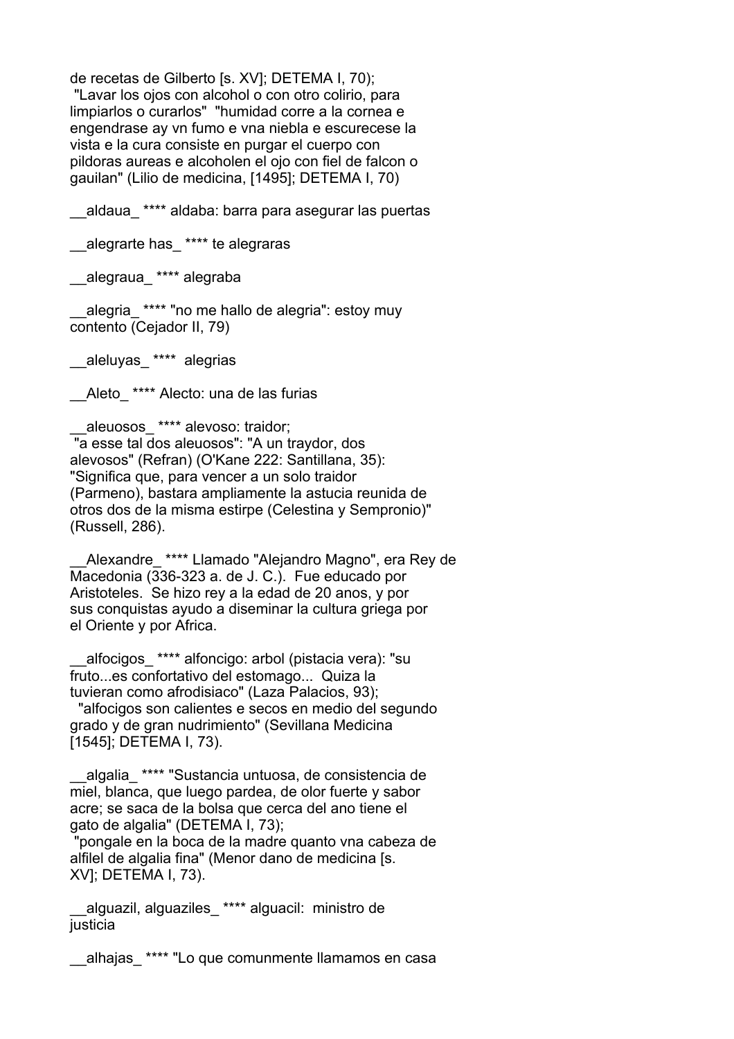de recetas de Gilberto [s. XV]; DETEMA I, 70);
"Lavar los ojos con alcohol o con otro colirio, para limpiarlos o curarlos" "humidad corre a la cornea e engendrase ay vn fumo e vna niebla e escurecese la vista e la cura consiste en purgar el cuerpo con pildoras aureas e alcoholen el ojo con fiel de falcon o gauilan" (Lilio de medicina, [1495]; DETEMA I, 70)

__aldaua_ **** aldaba: barra para asegurar las puertas

__alegrarte has_ **** te alegraras

__alegraua_ **** alegraba

__alegria_ **** "no me hallo de alegria": estoy muy contento (Cejador II, 79)

__aleluyas_ **** alegrias

__Aleto_ **** Alecto: una de las furias

__aleuosos_ **** alevoso: traidor;
"a esse tal dos aleuosos": "A un traydor, dos alevosos" (Refran) (O'Kane 222: Santillana, 35): "Significa que, para vencer a un solo traidor (Parmeno), bastara ampliamente la astucia reunida de otros dos de la misma estirpe (Celestina y Sempronio)" (Russell, 286).

__Alexandre_ **** Llamado "Alejandro Magno", era Rey de Macedonia (336-323 a. de J. C.). Fue educado por Aristoteles. Se hizo rey a la edad de 20 anos, y por sus conquistas ayudo a diseminar la cultura griega por el Oriente y por Africa.

__alfocigos_ **** alfoncigo: arbol (pistacia vera): "su fruto...es confortativo del estomago... Quiza la tuvieran como afrodisiaco" (Laza Palacios, 93);
"alfocigos son calientes e secos en medio del segundo grado y de gran nudrimiento" (Sevillana Medicina [1545]; DETEMA I, 73).

__algalia_ **** "Sustancia untuosa, de consistencia de miel, blanca, que luego pardea, de olor fuerte y sabor acre; se saca de la bolsa que cerca del ano tiene el gato de algalia" (DETEMA I, 73);
"pongale en la boca de la madre quanto vna cabeza de alfilel de algalia fina" (Menor dano de medicina [s. XV]; DETEMA I, 73).

__alguazil, alguaziles_ **** alguacil: ministro de justicia

__alhajas_ **** "Lo que comunmente llamamos en casa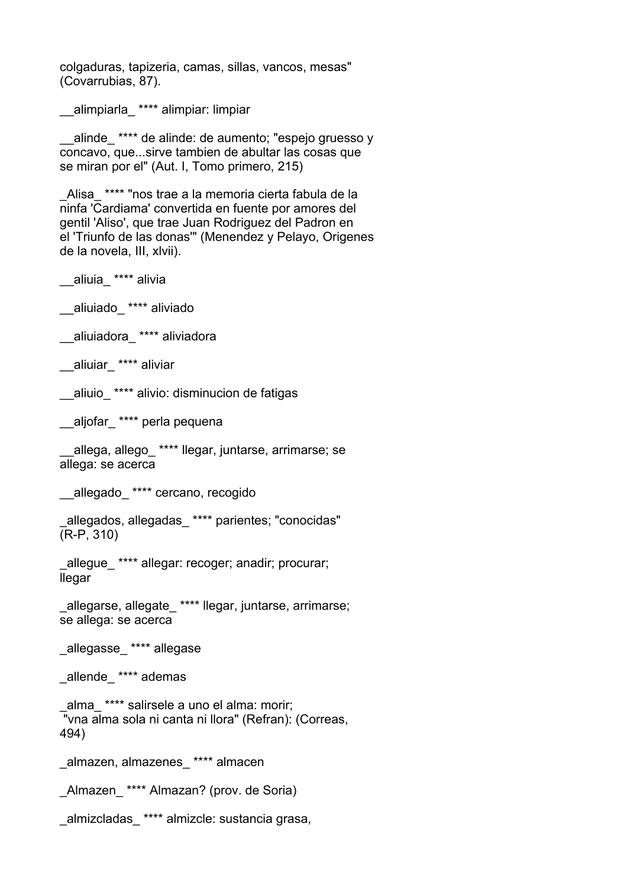colgaduras, tapizeria, camas, sillas, vancos, mesas" (Covarrubias, 87).

__alimpiarla_ **** alimpiar: limpiar

__alinde_ **** de alinde: de aumento; "espejo gruesso y concavo, que...sirve tambien de abultar las cosas que se miran por el" (Aut. I, Tomo primero, 215)

_Alisa_ **** "nos trae a la memoria cierta fabula de la ninfa 'Cardiama' convertida en fuente por amores del gentil 'Aliso', que trae Juan Rodriguez del Padron en el 'Triunfo de las donas'" (Menendez y Pelayo, Origenes de la novela, III, xlvii).

__aliuia_ **** alivia

__aliuiado_ **** aliviado

__aliuiadora_ **** aliviadora

__aliuiar_ **** aliviar

__aliuio_ **** alivio: disminucion de fatigas

__aljofar_ **** perla pequena

__allega, allego_ **** llegar, juntarse, arrimarse; se allega: se acerca

__allegado_ **** cercano, recogido

_allegados, allegadas_ **** parientes; "conocidas" (R-P, 310)

_allegue_ **** allegar: recoger; anadir; procurar; llegar

_allegarse, allegate_ **** llegar, juntarse, arrimarse; se allega: se acerca

_allegasse_ **** allegase

_allende_ **** ademas

_alma_ **** salirsele a uno el alma: morir; "vna alma sola ni canta ni llora" (Refran): (Correas, 494)

_almazen, almazenes_ **** almacen

_Almazen_ **** Almazan? (prov. de Soria)

_almizcladas_ **** almizcle: sustancia grasa,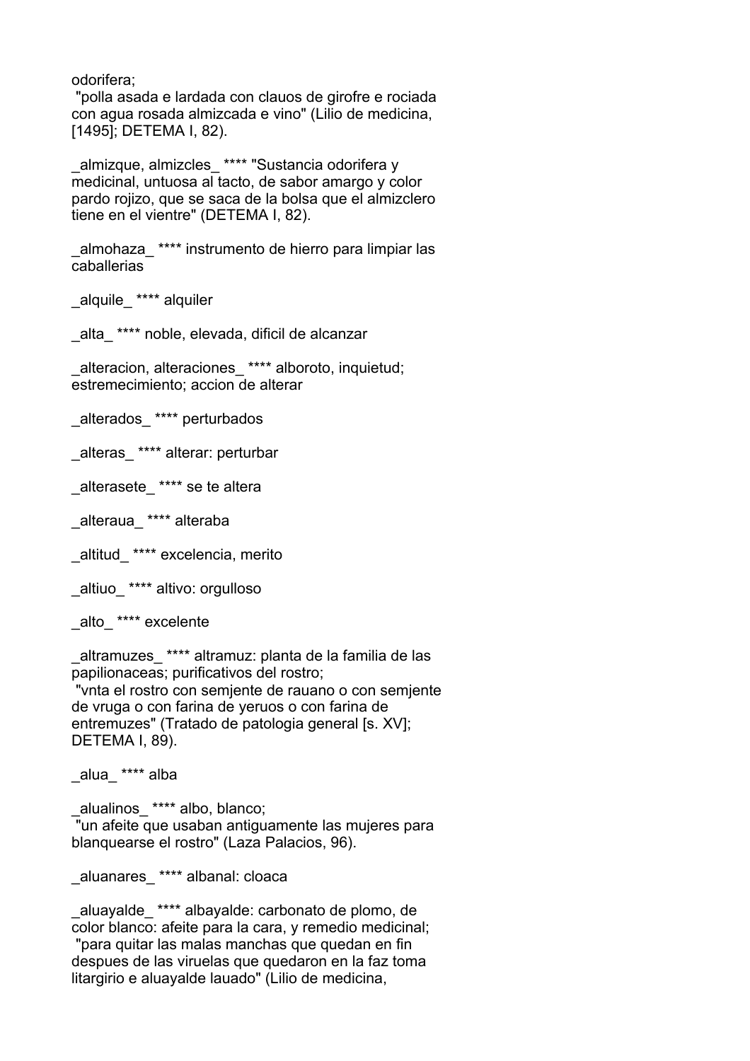odorifera;
 "polla asada e lardada con clauos de girofre e rociada con agua rosada almizcada e vino" (Lilio de medicina, [1495]; DETEMA I, 82).

_almizque, almizcles_ **** "Sustancia odorifera y medicinal, untuosa al tacto, de sabor amargo y color pardo rojizo, que se saca de la bolsa que el almizclero tiene en el vientre" (DETEMA I, 82).

_almohaza_ **** instrumento de hierro para limpiar las caballerias

_alquile_ **** alquiler

_alta_ **** noble, elevada, dificil de alcanzar

_alteracion, alteraciones_ **** alboroto, inquietud; estremecimiento; accion de alterar

_alterados_ **** perturbados

_alteras_ **** alterar: perturbar

_alterasete_ **** se te altera

_alteraua_ **** alteraba

_altitud_ **** excelencia, merito

_altiuo_ **** altivo: orgulloso

_alto_ **** excelente

_altramuzes_ **** altramuz: planta de la familia de las papilionaceas; purificativos del rostro;
 "vnta el rostro con semjente de rauano o con semjente de vruga o con farina de yeruos o con farina de entremuzes" (Tratado de patologia general [s. XV]; DETEMA I, 89).

_alua_ **** alba

_alualinos_ **** albo, blanco;
 "un afeite que usaban antiguamente las mujeres para blanquearse el rostro" (Laza Palacios, 96).

_aluanares_ **** albanal: cloaca

_aluayalde_ **** albayalde: carbonato de plomo, de color blanco: afeite para la cara, y remedio medicinal;
 "para quitar las malas manchas que quedan en fin despues de las viruelas que quedaron en la faz toma litargirio e aluayalde lauado" (Lilio de medicina,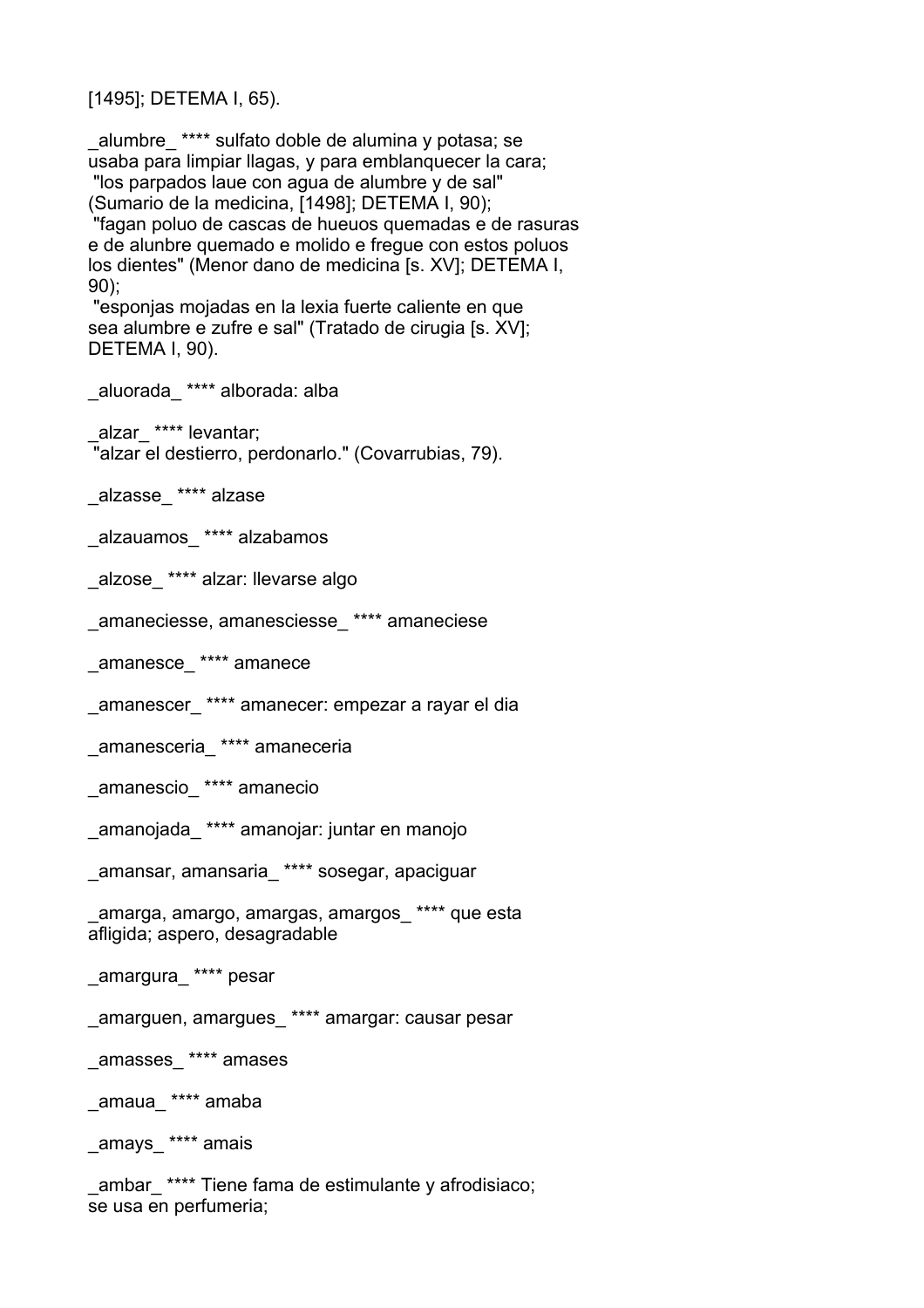[1495]; DETEMA I, 65).

_alumbre_ **** sulfato doble de alumina y potasa; se usaba para limpiar llagas, y para emblanquecer la cara;
 "los parpados laue con agua de alumbre y de sal" (Sumario de la medicina, [1498]; DETEMA I, 90);
 "fagan poluo de cascas de hueuos quemadas e de rasuras e de alunbre quemado e molido e fregue con estos poluos los dientes" (Menor dano de medicina [s. XV]; DETEMA I, 90);
 "esponjas mojadas en la lexia fuerte caliente en que sea alumbre e zufre e sal" (Tratado de cirugia [s. XV]; DETEMA I, 90).

_aluorada_ **** alborada: alba

_alzar_ **** levantar;
 "alzar el destierro, perdonarlo." (Covarrubias, 79).

_alzasse_ **** alzase

_alzauamos_ **** alzabamos

_alzose_ **** alzar: llevarse algo

_amaneciesse, amanesciesse_ **** amaneciese

_amanesce_ **** amanece

_amanescer_ **** amanecer: empezar a rayar el dia

_amanesceria_ **** amaneceria

_amanescio_ **** amanecio

_amanojada_ **** amanojar: juntar en manojo

_amansar, amansaria_ **** sosegar, apaciguar

_amarga, amargo, amargas, amargos_ **** que esta afligida; aspero, desagradable

_amargura_ **** pesar

_amarguen, amargues_ **** amargar: causar pesar

_amasses_ **** amases

_amaua_ **** amaba

_amays_ **** amais

_ambar_ **** Tiene fama de estimulante y afrodisiaco; se usa en perfumeria;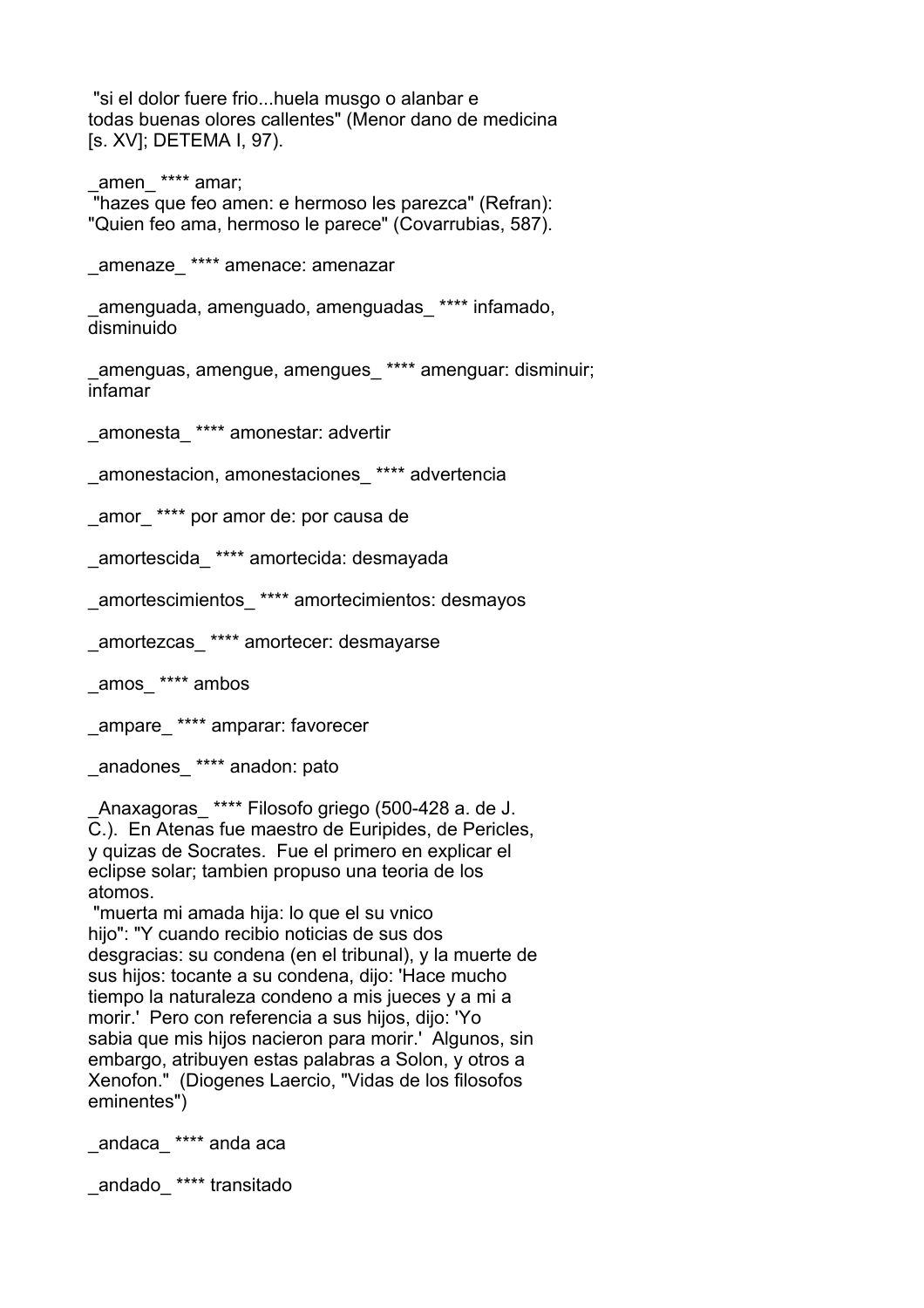"si el dolor fuere frio...huela musgo o alanbar e todas buenas olores callentes" (Menor dano de medicina [s. XV]; DETEMA I, 97).

_amen_ **** amar;
"hazes que feo amen: e hermoso les parezca" (Refran): "Quien feo ama, hermoso le parece" (Covarrubias, 587).

_amenaze_ **** amenace: amenazar

_amenguada, amenguado, amenguadas_ **** infamado, disminuido

_amenguas, amengue, amengues_ **** amenguar: disminuir; infamar

_amonesta_ **** amonestar: advertir

_amonestacion, amonestaciones_ **** advertencia

_amor_ **** por amor de: por causa de

_amortescida_ **** amortecida: desmayada

_amortescimientos_ **** amortecimientos: desmayos

_amortezcas_ **** amortecer: desmayarse

_amos_ **** ambos

_ampare_ **** amparar: favorecer

_anadones_ **** anadon: pato

_Anaxagoras_ **** Filosofo griego (500-428 a. de J. C.). En Atenas fue maestro de Euripides, de Pericles, y quizas de Socrates. Fue el primero en explicar el eclipse solar; tambien propuso una teoria de los atomos.
"muerta mi amada hija: lo que el su vnico hijo": "Y cuando recibio noticias de sus dos desgracias: su condena (en el tribunal), y la muerte de sus hijos: tocante a su condena, dijo: 'Hace mucho tiempo la naturaleza condeno a mis jueces y a mi a morir.' Pero con referencia a sus hijos, dijo: 'Yo sabia que mis hijos nacieron para morir.' Algunos, sin embargo, atribuyen estas palabras a Solon, y otros a Xenofon." (Diogenes Laercio, "Vidas de los filosofos eminentes")

_andaca_ **** anda aca

_andado_ **** transitado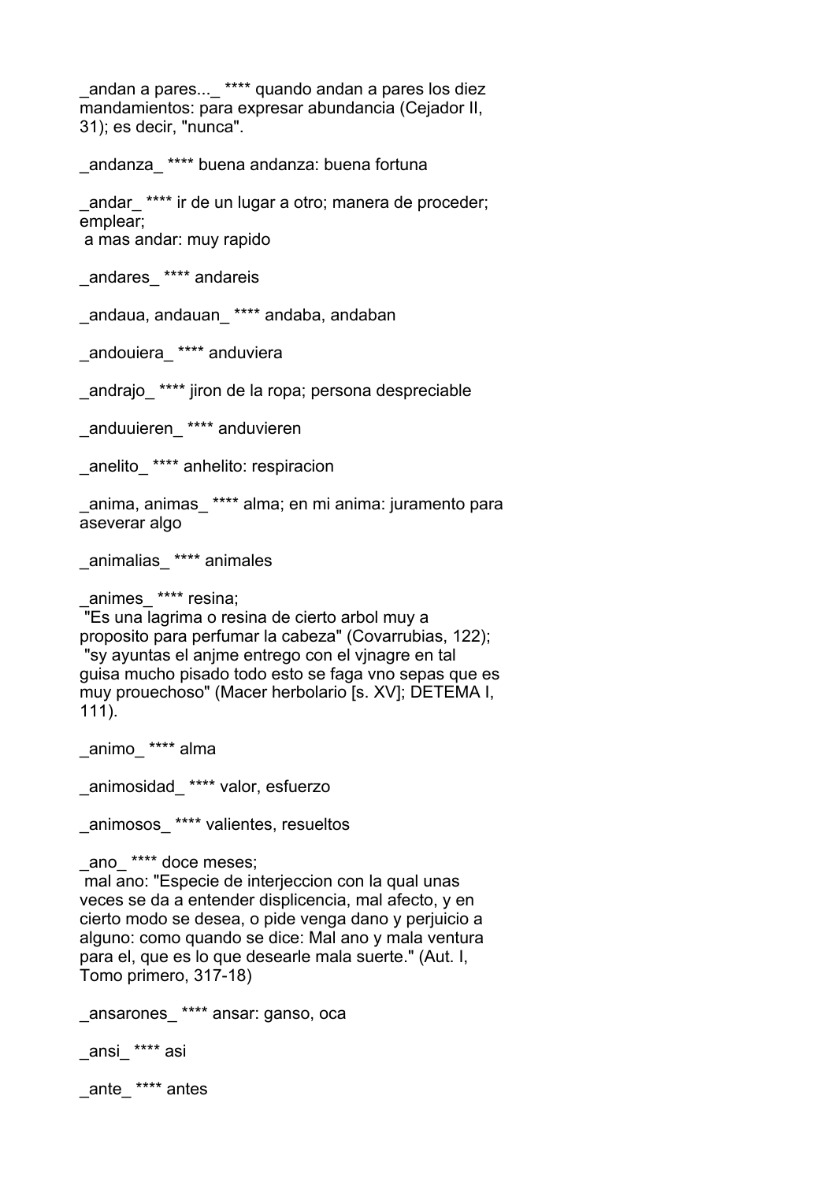_andan a pares..._ **** quando andan a pares los diez mandamientos: para expresar abundancia (Cejador II, 31); es decir, "nunca".

_andanza_ **** buena andanza: buena fortuna

_andar_ **** ir de un lugar a otro; manera de proceder; emplear;
a mas andar: muy rapido

_andares_ **** andareis

_andaua, andauan_ **** andaba, andaban

_andouiera_ **** anduviera

_andrajo_ **** jiron de la ropa; persona despreciable

_anduuieren_ **** anduvieren

_anelito_ **** anhelito: respiracion

_anima, animas_ **** alma; en mi anima: juramento para aseverar algo

_animalias_ **** animales

_animes_ **** resina;
"Es una lagrima o resina de cierto arbol muy a proposito para perfumar la cabeza" (Covarrubias, 122);
"sy ayuntas el anjme entrego con el vjnagre en tal guisa mucho pisado todo esto se faga vno sepas que es muy prouechoso" (Macer herbolario [s. XV]; DETEMA I, 111).

_animo_ **** alma

_animosidad_ **** valor, esfuerzo

_animosos_ **** valientes, resueltos

_ano_ **** doce meses;
mal ano: "Especie de interjeccion con la qual unas veces se da a entender displicencia, mal afecto, y en cierto modo se desea, o pide venga dano y perjuicio a alguno: como quando se dice: Mal ano y mala ventura para el, que es lo que desearle mala suerte." (Aut. I, Tomo primero, 317-18)

_ansarones_ **** ansar: ganso, oca

_ansi_ **** asi

_ante_ **** antes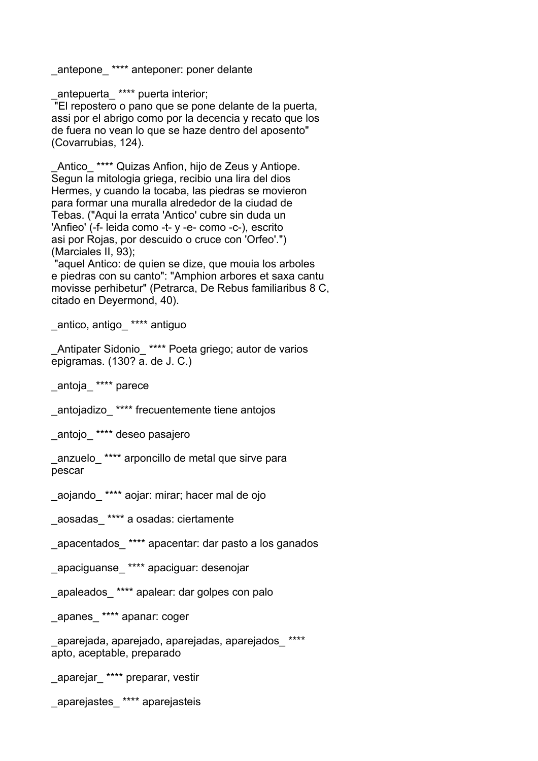_antepone_ **** anteponer: poner delante

_antepuerta_ **** puerta interior;
"El repostero o pano que se pone delante de la puerta, assi por el abrigo como por la decencia y recato que los de fuera no vean lo que se haze dentro del aposento" (Covarrubias, 124).

_Antico_ **** Quizas Anfion, hijo de Zeus y Antiope. Segun la mitologia griega, recibio una lira del dios Hermes, y cuando la tocaba, las piedras se movieron para formar una muralla alrededor de la ciudad de Tebas. ("Aqui la errata 'Antico' cubre sin duda un 'Anfieo' (-f- leida como -t- y -e- como -c-), escrito asi por Rojas, por descuido o cruce con 'Orfeo'.") (Marciales II, 93);
"aquel Antico: de quien se dize, que mouia los arboles e piedras con su canto": "Amphion arbores et saxa cantu movisse perhibetur" (Petrarca, De Rebus familiaribus 8 C, citado en Deyermond, 40).

_antico, antigo_ **** antiguo

_Antipater Sidonio_ **** Poeta griego; autor de varios epigramas. (130? a. de J. C.)

_antoja_ **** parece

_antojadizo_ **** frecuentemente tiene antojos

_antojo_ **** deseo pasajero

_anzuelo_ **** arponcillo de metal que sirve para pescar

_aojando_ **** aojar: mirar; hacer mal de ojo

_aosadas_ **** a osadas: ciertamente

_apacentados_ **** apacentar: dar pasto a los ganados

_apaciguanse_ **** apaciguar: desenojar

_apaleados_ **** apalear: dar golpes con palo

_apanes_ **** apanar: coger

_aparejada, aparejado, aparejadas, aparejados_ **** apto, aceptable, preparado

_aparejar_ **** preparar, vestir

_aparejastes_ **** aparejasteis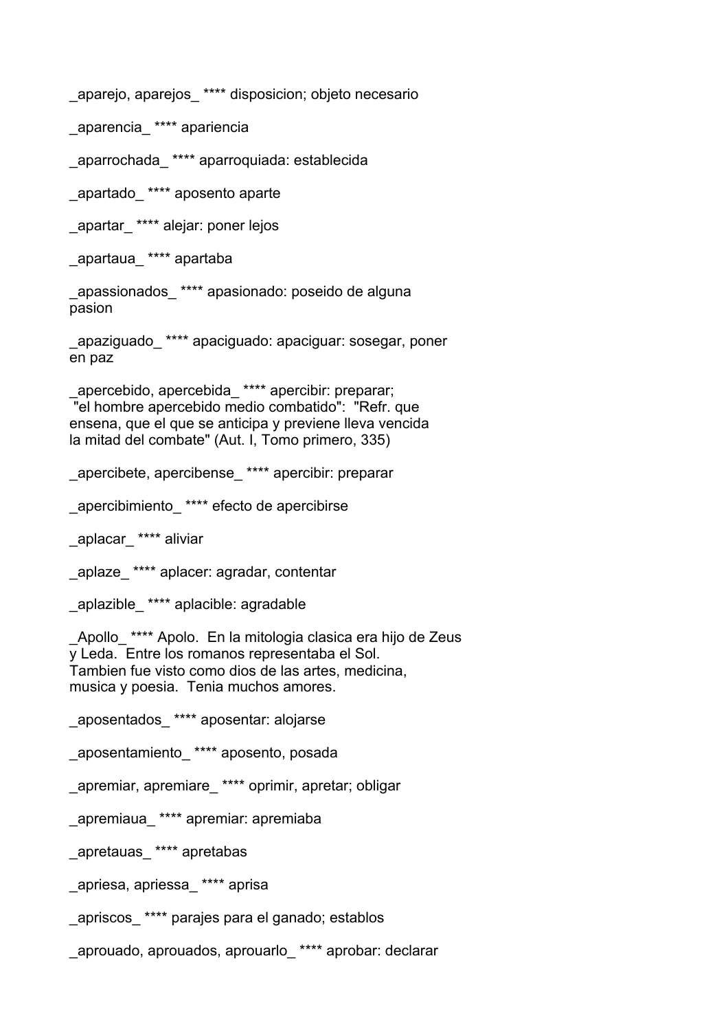_aparejo, aparejos_ **** disposicion; objeto necesario

_aparencia_ **** apariencia

_aparrochada_ **** aparroquiada: establecida

_apartado_ **** aposento aparte

_apartar_ **** alejar: poner lejos

_apartaua_ **** apartaba

_apassionados_ **** apasionado: poseido de alguna pasion

_apaziguado_ **** apaciguado: apaciguar: sosegar, poner en paz

_apercebido, apercebida_ **** apercibir: preparar; "el hombre apercebido medio combatido": "Refr. que ensena, que el que se anticipa y previene lleva vencida la mitad del combate" (Aut. I, Tomo primero, 335)

_apercibete, apercibense_ **** apercibir: preparar

_apercibimiento_ **** efecto de apercibirse

_aplacar_ **** aliviar

_aplaze_ **** aplacer: agradar, contentar

_aplazible_ **** aplacible: agradable

_Apollo_ **** Apolo. En la mitologia clasica era hijo de Zeus y Leda. Entre los romanos representaba el Sol. Tambien fue visto como dios de las artes, medicina, musica y poesia. Tenia muchos amores.

_aposentados_ **** aposentar: alojarse

_aposentamiento_ **** aposento, posada

_apremiar, apremiare_ **** oprimir, apretar; obligar

_apremiaua_ **** apremiar: apremiaba

_apretauas_ **** apretabas

_apriesa, apriessa_ **** aprisa

_apriscos_ **** parajes para el ganado; establos

_aprouado, aprouados, aprouarlo_ **** aprobar: declarar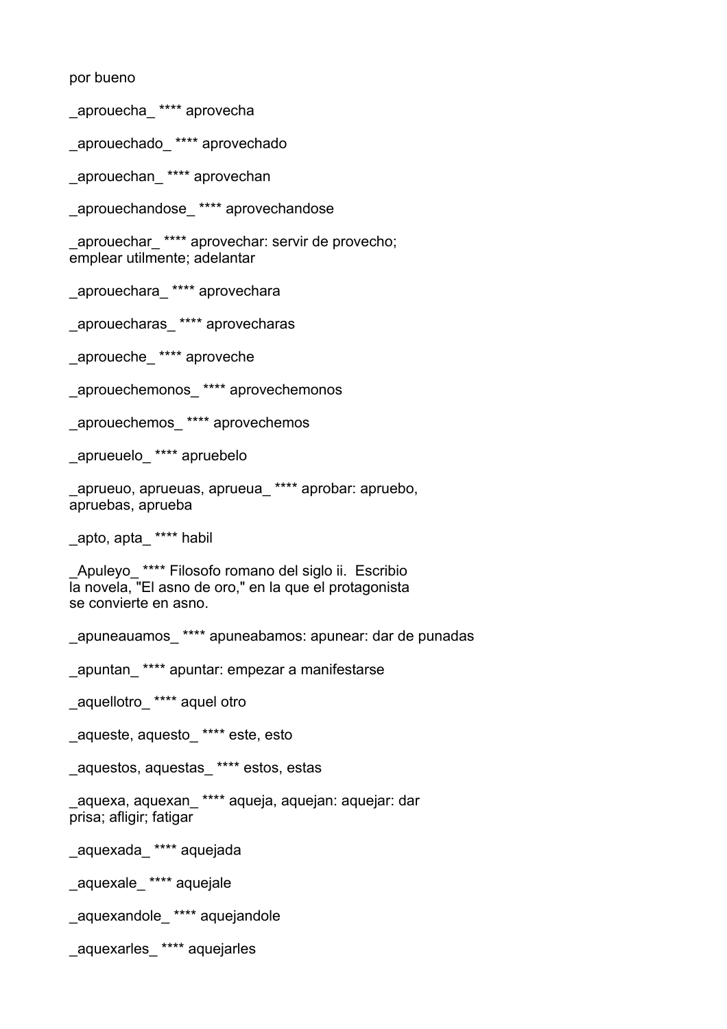por bueno

_aprouecha_ **** aprovecha

_aprouechado_ **** aprovechado

_aprouechan_ **** aprovechan

_aprouechandose_ **** aprovechandose

_aprouechar_ **** aprovechar: servir de provecho; emplear utilmente; adelantar

_aprouechara_ **** aprovechara

_aprouecharas_ **** aprovecharas

_aproueche_ **** aproveche

_aprouechemonos_ **** aprovechemonos

_aprouechemos_ **** aprovechemos

_aprueuelo_ **** apruebelo

_aprueuo, aprueuas, aprueua_ **** aprobar: apruebo, apruebas, aprueba

_apto, apta_ **** habil

_Apuleyo_ **** Filosofo romano del siglo ii.  Escribio la novela, "El asno de oro," en la que el protagonista se convierte en asno.

_apuneauamos_ **** apuneabamos: apunear: dar de punadas

_apuntan_ **** apuntar: empezar a manifestarse

_aquellotro_ **** aquel otro

_aqueste, aquesto_ **** este, esto

_aquestos, aquestas_ **** estos, estas

_aquexa, aquexan_ **** aqueja, aquejan: aquejar: dar prisa; afligir; fatigar

_aquexada_ **** aquejada

_aquexale_ **** aquejale

_aquexandole_ **** aquejandole

_aquexarles_ **** aquejarles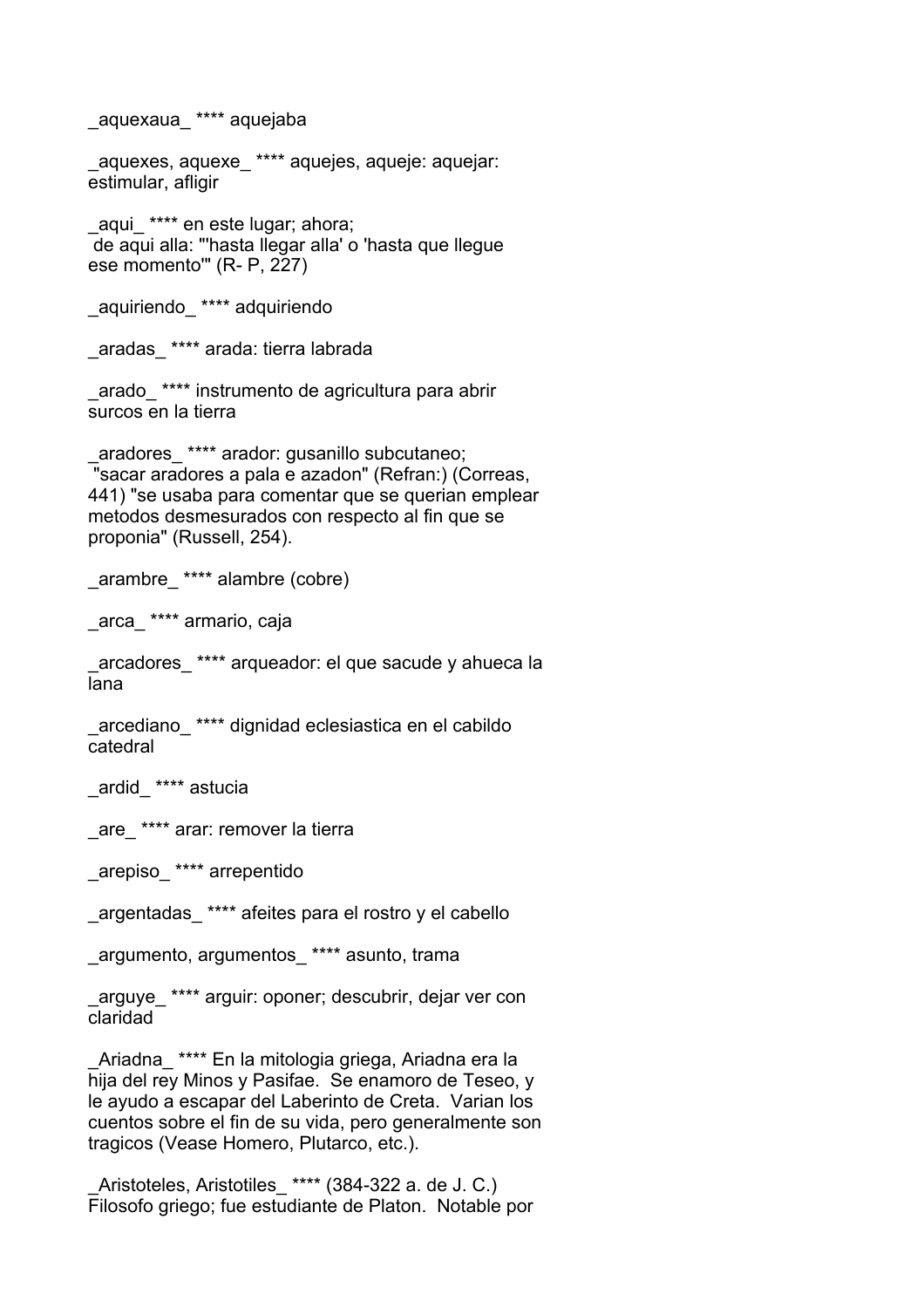_aquexaua_ **** aquejaba

_aquexes, aquexe_ **** aquejes, aqueje: aquejar: estimular, afligir

_aqui_ **** en este lugar; ahora;
de aqui alla: "'hasta llegar alla' o 'hasta que llegue ese momento'" (R- P, 227)

_aquiriendo_ **** adquiriendo

_aradas_ **** arada: tierra labrada

_arado_ **** instrumento de agricultura para abrir surcos en la tierra

_aradores_ **** arador: gusanillo subcutaneo;
"sacar aradores a pala e azadon" (Refran:) (Correas, 441) "se usaba para comentar que se querian emplear metodos desmesurados con respecto al fin que se proponia" (Russell, 254).

_arambre_ **** alambre (cobre)

_arca_ **** armario, caja

_arcadores_ **** arqueador: el que sacude y ahueca la lana

_arcediano_ **** dignidad eclesiastica en el cabildo catedral

_ardid_ **** astucia

_are_ **** arar: remover la tierra

_arepiso_ **** arrepentido

_argentadas_ **** afeites para el rostro y el cabello

_argumento, argumentos_ **** asunto, trama

_arguye_ **** arguir: oponer; descubrir, dejar ver con claridad

_Ariadna_ **** En la mitologia griega, Ariadna era la hija del rey Minos y Pasifae. Se enamoro de Teseo, y le ayudo a escapar del Laberinto de Creta. Varian los cuentos sobre el fin de su vida, pero generalmente son tragicos (Vease Homero, Plutarco, etc.).

_Aristoteles, Aristotiles_ **** (384-322 a. de J. C.) Filosofo griego; fue estudiante de Platon. Notable por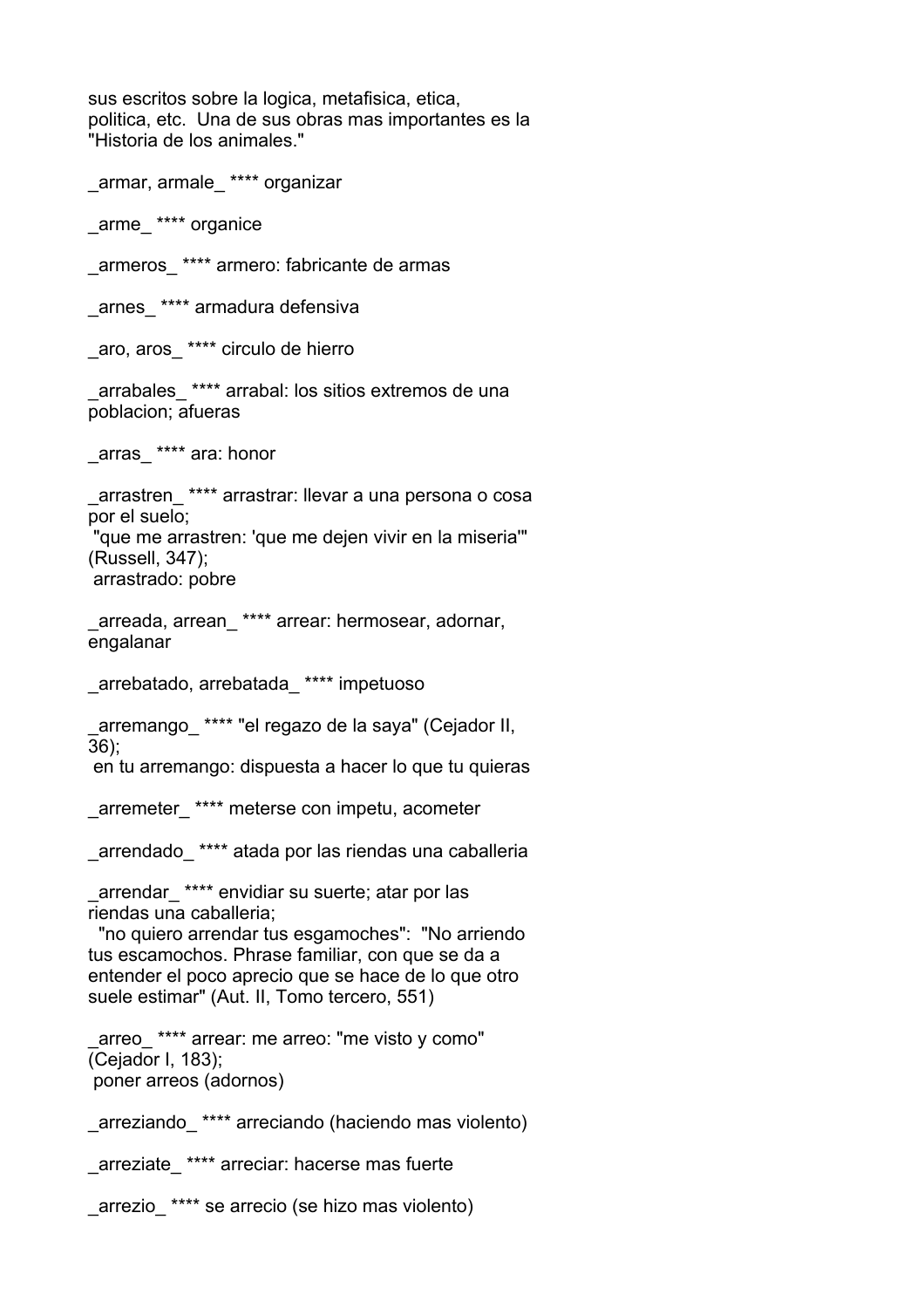sus escritos sobre la logica, metafisica, etica, politica, etc.  Una de sus obras mas importantes es la "Historia de los animales."

_armar, armale_ **** organizar

_arme_ **** organice

_armeros_ **** armero: fabricante de armas

_arnes_ **** armadura defensiva

_aro, aros_ **** circulo de hierro

_arrabales_ **** arrabal: los sitios extremos de una poblacion; afueras

_arras_ **** ara: honor

_arrastren_ **** arrastrar: llevar a una persona o cosa por el suelo;
 "que me arrastren: 'que me dejen vivir en la miseria'" (Russell, 347);
 arrastrado: pobre

_arreada, arrean_ **** arrear: hermosear, adornar, engalanar

_arrebatado, arrebatada_ **** impetuoso

_arremango_ **** "el regazo de la saya" (Cejador II, 36);
 en tu arremango: dispuesta a hacer lo que tu quieras

_arremeter_ **** meterse con impetu, acometer

_arrendado_ **** atada por las riendas una caballeria

_arrendar_ **** envidiar su suerte; atar por las riendas una caballeria;
  "no quiero arrendar tus esgamoches":  "No arriendo tus escamochos. Phrase familiar, con que se da a entender el poco aprecio que se hace de lo que otro suele estimar" (Aut. II, Tomo tercero, 551)

_arreo_ **** arrear: me arreo: "me visto y como" (Cejador I, 183);
 poner arreos (adornos)

_arreziando_ **** arreciando (haciendo mas violento)

_arreziate_ **** arreciar: hacerse mas fuerte

_arrezio_ **** se arrecio (se hizo mas violento)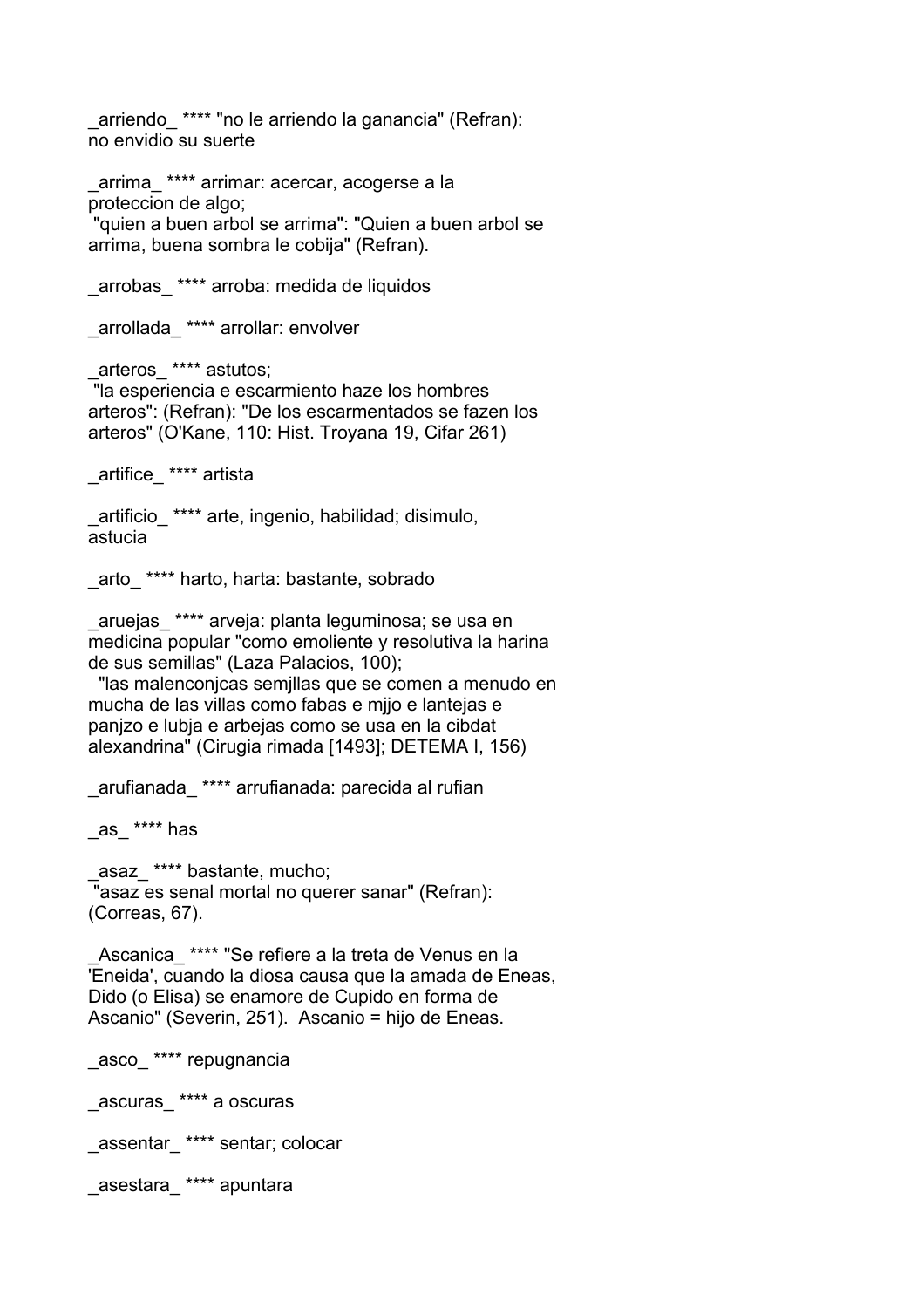_arriendo_ **** "no le arriendo la ganancia" (Refran): no envidio su suerte

_arrima_ **** arrimar: acercar, acogerse a la proteccion de algo;
 "quien a buen arbol se arrima": "Quien a buen arbol se arrima, buena sombra le cobija" (Refran).

_arrobas_ **** arroba: medida de liquidos

_arrollada_ **** arrollar: envolver

_arteros_ **** astutos;
 "la esperiencia e escarmiento haze los hombres arteros": (Refran): "De los escarmentados se fazen los arteros" (O'Kane, 110: Hist. Troyana 19, Cifar 261)

_artifice_ **** artista

_artificio_ **** arte, ingenio, habilidad; disimulo, astucia

_arto_ **** harto, harta: bastante, sobrado

_aruejas_ **** arveja: planta leguminosa; se usa en medicina popular "como emoliente y resolutiva la harina de sus semillas" (Laza Palacios, 100);
 "las malenconjcas semjllas que se comen a menudo en mucha de las villas como fabas e mjjo e lantejas e panjzo e lubja e arbejas como se usa en la cibdat alexandrina" (Cirugia rimada [1493]; DETEMA I, 156)

_arufianada_ **** arrufianada: parecida al rufian

_as_ **** has

_asaz_ **** bastante, mucho;
 "asaz es senal mortal no querer sanar" (Refran): (Correas, 67).

_Ascanica_ **** "Se refiere a la treta de Venus en la 'Eneida', cuando la diosa causa que la amada de Eneas, Dido (o Elisa) se enamore de Cupido en forma de Ascanio" (Severin, 251). Ascanio = hijo de Eneas.

_asco_ **** repugnancia

_ascuras_ **** a oscuras

_assentar_ **** sentar; colocar

_asestara_ **** apuntara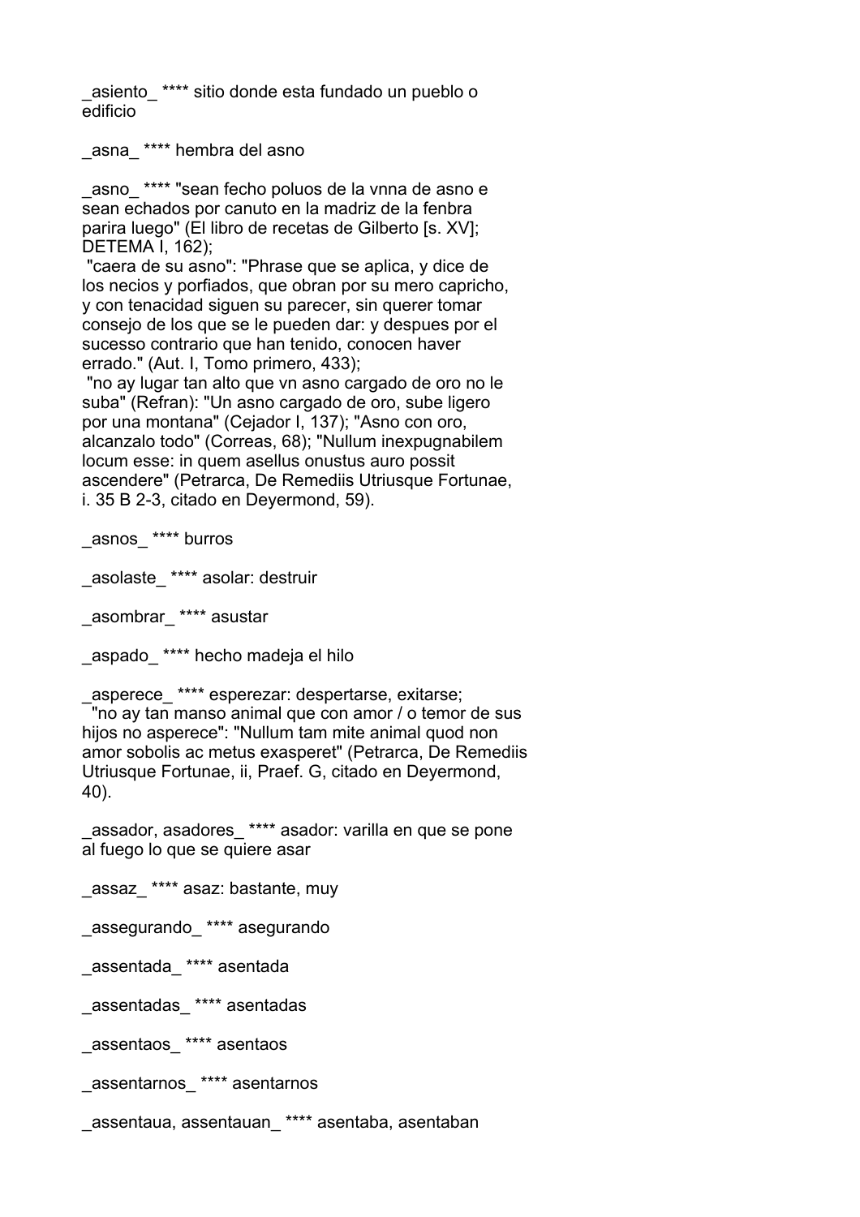_asiento_ **** sitio donde esta fundado un pueblo o edificio

_asna_ **** hembra del asno

_asno_ **** "sean fecho poluos de la vnna de asno e sean echados por canuto en la madriz de la fenbra parira luego" (El libro de recetas de Gilberto [s. XV]; DETEMA I, 162);
"caera de su asno": "Phrase que se aplica, y dice de los necios y porfiados, que obran por su mero capricho, y con tenacidad siguen su parecer, sin querer tomar consejo de los que se le pueden dar: y despues por el sucesso contrario que han tenido, conocen haver errado." (Aut. I, Tomo primero, 433);
"no ay lugar tan alto que vn asno cargado de oro no le suba" (Refran): "Un asno cargado de oro, sube ligero por una montana" (Cejador I, 137); "Asno con oro, alcanzalo todo" (Correas, 68); "Nullum inexpugnabilem locum esse: in quem asellus onustus auro possit ascendere" (Petrarca, De Remediis Utriusque Fortunae, i. 35 B 2-3, citado en Deyermond, 59).

_asnos_ **** burros

_asolaste_ **** asolar: destruir

_asombrar_ **** asustar

_aspado_ **** hecho madeja el hilo

_asperece_ **** esperezar: despertarse, exitarse;
"no ay tan manso animal que con amor / o temor de sus hijos no asperece": "Nullum tam mite animal quod non amor sobolis ac metus exasperet" (Petrarca, De Remediis Utriusque Fortunae, ii, Praef. G, citado en Deyermond, 40).

_assador, asadores_ **** asador: varilla en que se pone al fuego lo que se quiere asar

_assaz_ **** asaz: bastante, muy

_assegurando_ **** asegurando

_assentada_ **** asentada

_assentadas_ **** asentadas

_assentaos_ **** asentaos

_assentarnos_ **** asentarnos

_assentaua, assentauan_ **** asentaba, asentaban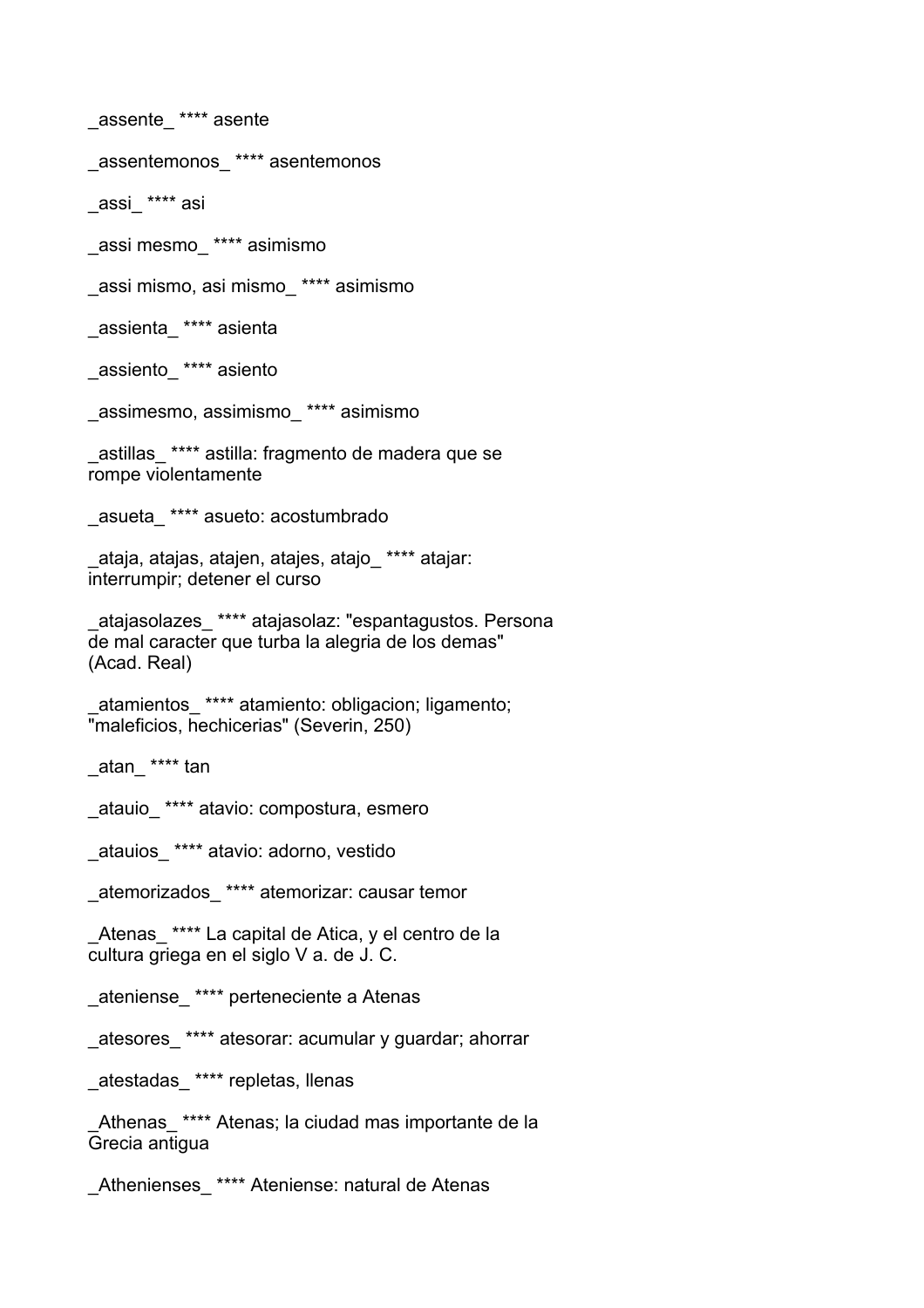_assente_ **** asente

_assentemonos_ **** asentemonos

_assi_ **** asi

_assi mesmo_ **** asimismo

_assi mismo, asi mismo_ **** asimismo

_assienta_ **** asienta

_assiento_ **** asiento

_assimesmo, assimismo_ **** asimismo

_astillas_ **** astilla: fragmento de madera que se rompe violentamente

_asueta_ **** asueto: acostumbrado

_ataja, atajas, atajen, atajes, atajo_ **** atajar: interrumpir; detener el curso

_atajasolazes_ **** atajasolaz: "espantagustos. Persona de mal caracter que turba la alegria de los demas" (Acad. Real)

_atamientos_ **** atamiento: obligacion; ligamento; "maleficios, hechicerias" (Severin, 250)

_atan_ **** tan

_atauio_ **** atavio: compostura, esmero

_atauios_ **** atavio: adorno, vestido

_atemorizados_ **** atemorizar: causar temor

_Atenas_ **** La capital de Atica, y el centro de la cultura griega en el siglo V a. de J. C.

_ateniense_ **** perteneciente a Atenas

_atesores_ **** atesorar: acumular y guardar; ahorrar

_atestadas_ **** repletas, llenas

_Athenas_ **** Atenas; la ciudad mas importante de la Grecia antigua

_Athenienses_ **** Ateniense: natural de Atenas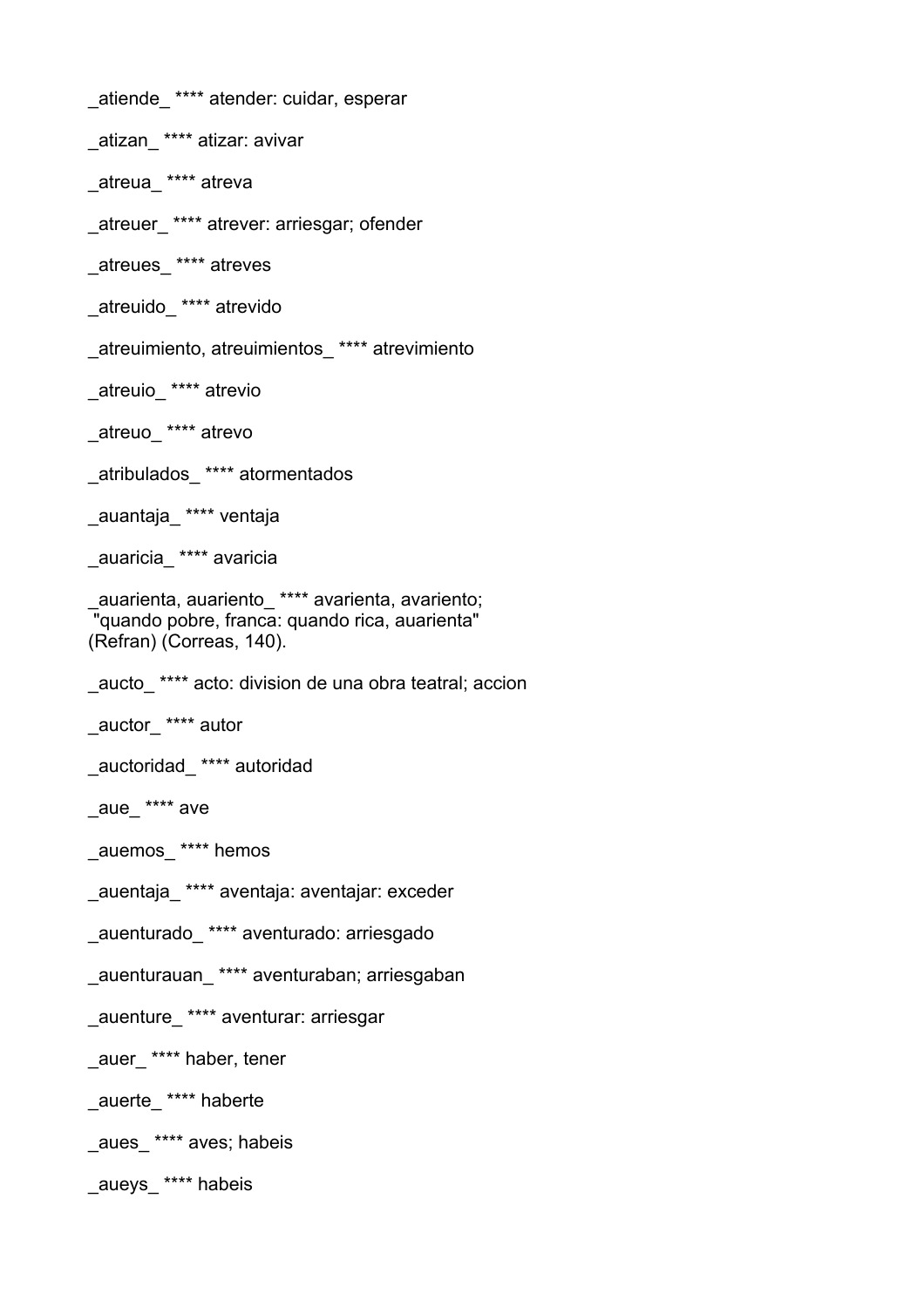_atiende_ **** atender: cuidar, esperar

_atizan_ **** atizar: avivar

_atreua_ **** atreva

_atreuer_ **** atrever: arriesgar; ofender

_atreues_ **** atreves

_atreuido_ **** atrevido

_atreuimiento, atreuimientos_ **** atrevimiento

_atreuio_ **** atrevio

_atreuo_ **** atrevo

_atribulados_ **** atormentados

_auantaja_ **** ventaja

_auaricia_ **** avaricia

_auarienta, auariento_ **** avarienta, avariento;
"quando pobre, franca: quando rica, auarienta"
(Refran) (Correas, 140).

_aucto_ **** acto: division de una obra teatral; accion

_auctor_ **** autor

_auctoridad_ **** autoridad

_aue_ **** ave

_auemos_ **** hemos

_auentaja_ **** aventaja: aventajar: exceder

_auenturado_ **** aventurado: arriesgado

_auenturauan_ **** aventuraban; arriesgaban

_auenture_ **** aventurar: arriesgar

_auer_ **** haber, tener

_auerte_ **** haberte

_aues_ **** aves; habeis

_aueys_ **** habeis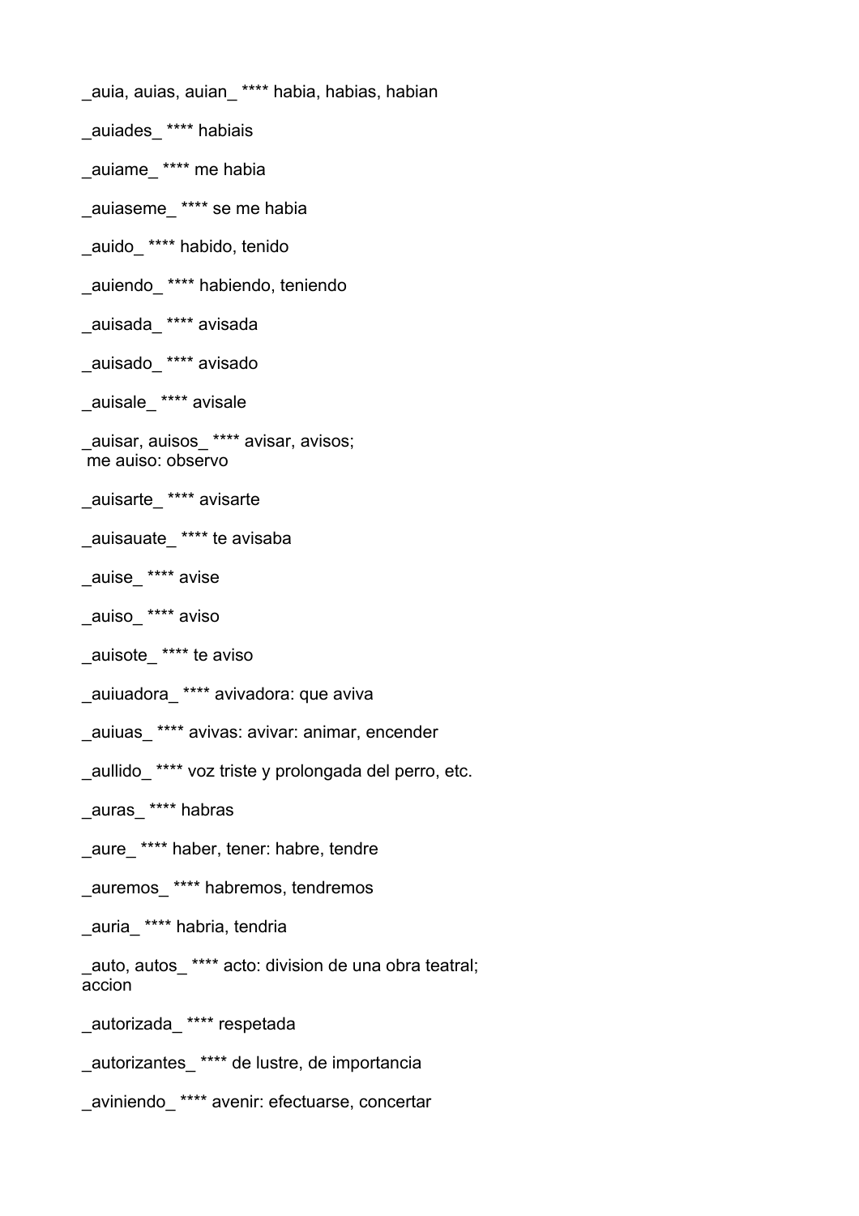_auia, auias, auian_ **** habia, habias, habian

_auiades_ **** habiais

_auiame_ **** me habia

_auiaseme_ **** se me habia

_auido_ **** habido, tenido

_auiendo_ **** habiendo, teniendo

_auisada_ **** avisada

_auisado_ **** avisado

_auisale_ **** avisale

_auisar, auisos_ **** avisar, avisos;
me auiso: observo

_auisarte_ **** avisarte

_auisauate_ **** te avisaba

_auise_ **** avise

_auiso_ **** aviso

_auisote_ **** te aviso

_auiuadora_ **** avivadora: que aviva

_auiuas_ **** avivas: avivar: animar, encender

_aullido_ **** voz triste y prolongada del perro, etc.

_auras_ **** habras

_aure_ **** haber, tener: habre, tendre

_auremos_ **** habremos, tendremos

_auria_ **** habria, tendria

_auto, autos_ **** acto: division de una obra teatral;
accion

_autorizada_ **** respetada

_autorizantes_ **** de lustre, de importancia

_aviniendo_ **** avenir: efectuarse, concertar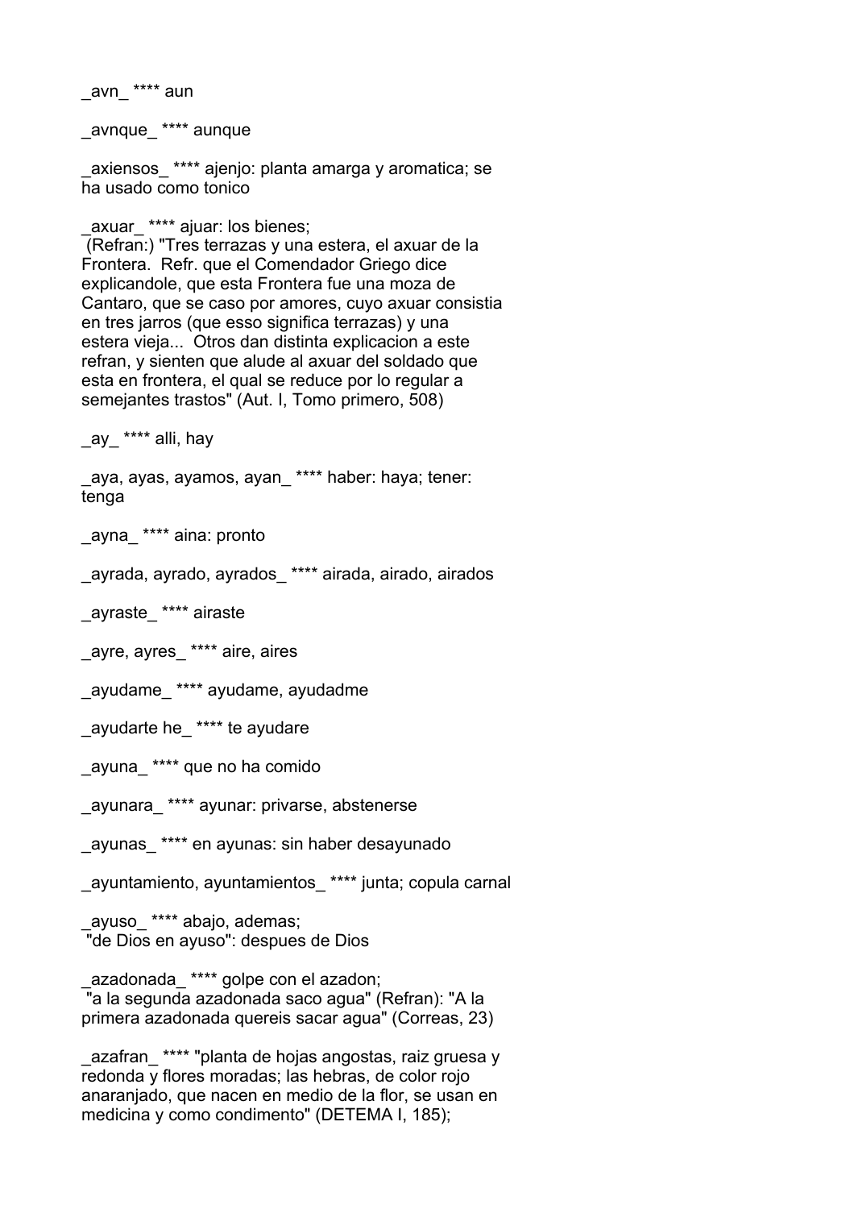_avn_ **** aun

_avnque_ **** aunque

_axiensos_ **** ajenjo: planta amarga y aromatica; se ha usado como tonico

_axuar_ **** ajuar: los bienes;
 (Refran:) "Tres terrazas y una estera, el axuar de la Frontera.  Refr. que el Comendador Griego dice explicandole, que esta Frontera fue una moza de Cantaro, que se caso por amores, cuyo axuar consistia en tres jarros (que esso significa terrazas) y una estera vieja...  Otros dan distinta explicacion a este refran, y sienten que alude al axuar del soldado que esta en frontera, el qual se reduce por lo regular a semejantes trastos" (Aut. I, Tomo primero, 508)

_ay_ **** alli, hay

_aya, ayas, ayamos, ayan_ **** haber: haya; tener: tenga

_ayna_ **** aina: pronto

_ayrada, ayrado, ayrados_ **** airada, airado, airados

_ayraste_ **** airaste

_ayre, ayres_ **** aire, aires

_ayudame_ **** ayudame, ayudadme

_ayudarte he_ **** te ayudare

_ayuna_ **** que no ha comido

_ayunara_ **** ayunar: privarse, abstenerse

_ayunas_ **** en ayunas: sin haber desayunado

_ayuntamiento, ayuntamientos_ **** junta; copula carnal

_ayuso_ **** abajo, ademas;
 "de Dios en ayuso": despues de Dios

_azadonada_ **** golpe con el azadon;
 "a la segunda azadonada saco agua" (Refran): "A la primera azadonada quereis sacar agua" (Correas, 23)

_azafran_ **** "planta de hojas angostas, raiz gruesa y redonda y flores moradas; las hebras, de color rojo anaranjado, que nacen en medio de la flor, se usan en medicina y como condimento" (DETEMA I, 185);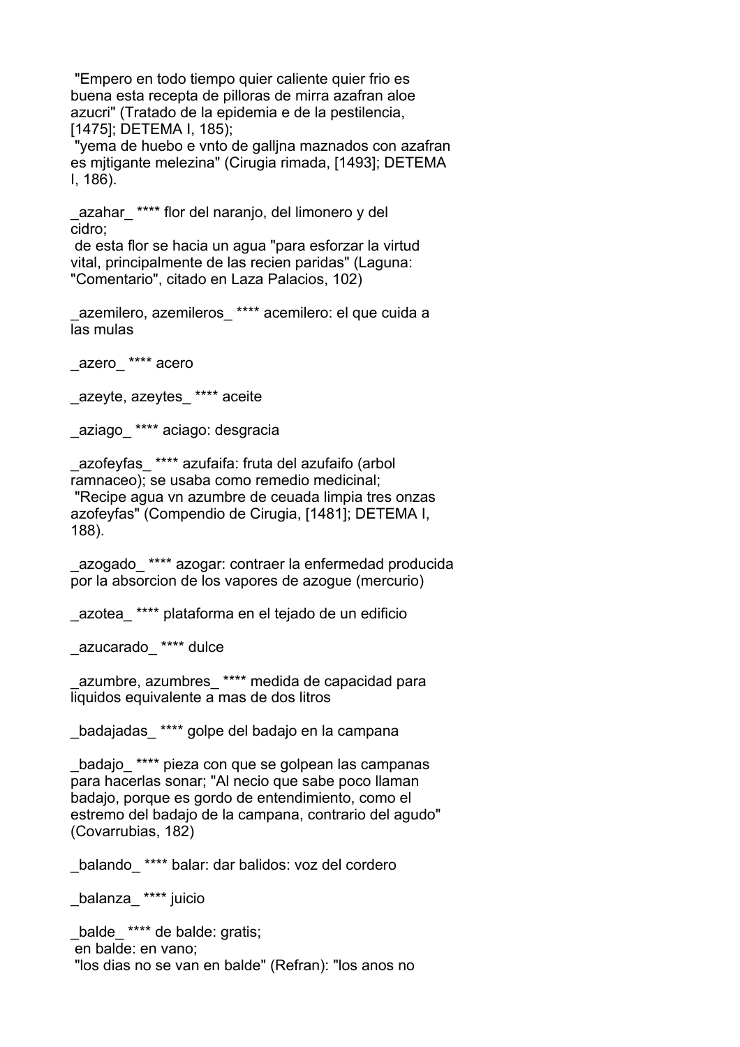"Empero en todo tiempo quier caliente quier frio es buena esta recepta de pilloras de mirra azafran aloe azucri" (Tratado de la epidemia e de la pestilencia, [1475]; DETEMA I, 185);
"yema de huebo e vnto de galljna maznados con azafran es mjtigante melezina" (Cirugia rimada, [1493]; DETEMA I, 186).

_azahar_ **** flor del naranjo, del limonero y del cidro;
de esta flor se hacia un agua "para esforzar la virtud vital, principalmente de las recien paridas" (Laguna: "Comentario", citado en Laza Palacios, 102)

_azemilero, azemileros_ **** acemilero: el que cuida a las mulas

_azero_ **** acero

_azeyte, azeytes_ **** aceite

_aziago_ **** aciago: desgracia

_azofeyfas_ **** azufaifa: fruta del azufaifo (arbol ramnaceo); se usaba como remedio medicinal;
"Recipe agua vn azumbre de ceuada limpia tres onzas azofeyfas" (Compendio de Cirugia, [1481]; DETEMA I, 188).

_azogado_ **** azogar: contraer la enfermedad producida por la absorcion de los vapores de azogue (mercurio)

_azotea_ **** plataforma en el tejado de un edificio

_azucarado_ **** dulce

_azumbre, azumbres_ **** medida de capacidad para liquidos equivalente a mas de dos litros

_badajadas_ **** golpe del badajo en la campana

_badajo_ **** pieza con que se golpean las campanas para hacerlas sonar; "Al necio que sabe poco llaman badajo, porque es gordo de entendimiento, como el estremo del badajo de la campana, contrario del agudo" (Covarrubias, 182)

_balando_ **** balar: dar balidos: voz del cordero

_balanza_ **** juicio

_balde_ **** de balde: gratis;
en balde: en vano;
"los dias no se van en balde" (Refran): "los anos no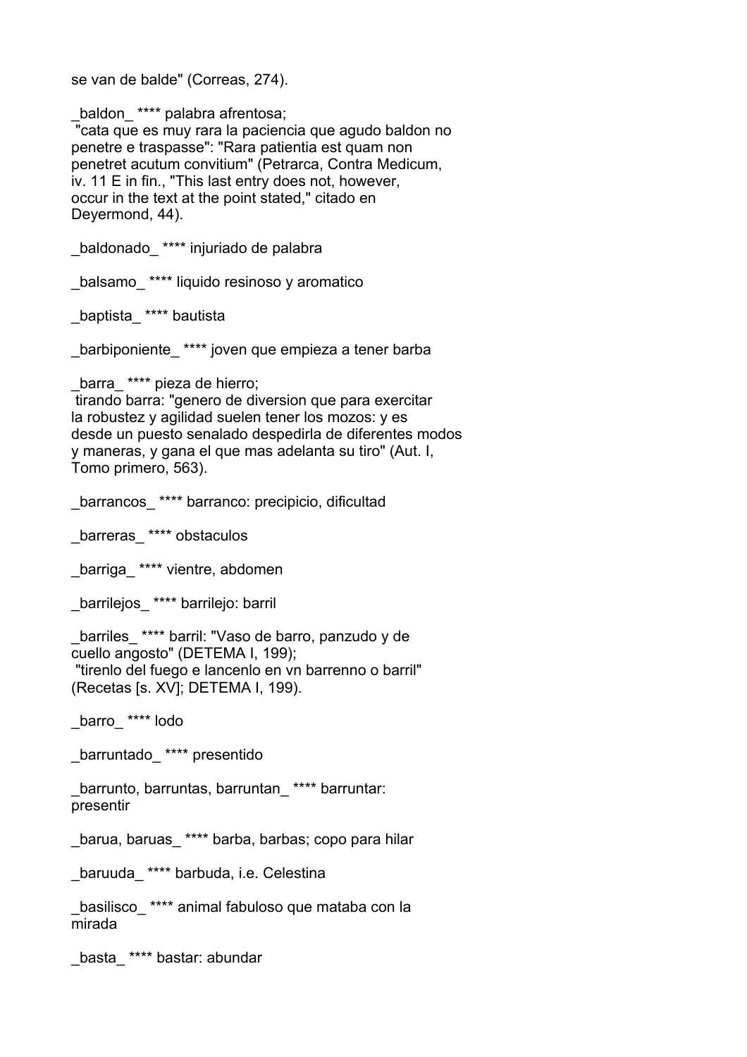se van de balde" (Correas, 274).

_baldon_ **** palabra afrentosa;
 "cata que es muy rara la paciencia que agudo baldon no penetre e traspasse": "Rara patientia est quam non penetret acutum convitium" (Petrarca, Contra Medicum, iv. 11 E in fin., "This last entry does not, however, occur in the text at the point stated," citado en Deyermond, 44).

_baldonado_ **** injuriado de palabra

_balsamo_ **** liquido resinoso y aromatico

_baptista_ **** bautista

_barbiponiente_ **** joven que empieza a tener barba

_barra_ **** pieza de hierro;
 tirando barra: "genero de diversion que para exercitar la robustez y agilidad suelen tener los mozos: y es desde un puesto senalado despedirla de diferentes modos y maneras, y gana el que mas adelanta su tiro" (Aut. I, Tomo primero, 563).

_barrancos_ **** barranco: precipicio, dificultad

_barreras_ **** obstaculos

_barriga_ **** vientre, abdomen

_barrilejos_ **** barrilejo: barril

_barriles_ **** barril: "Vaso de barro, panzudo y de cuello angosto" (DETEMA I, 199);
 "tirenlo del fuego e lancenlo en vn barrenno o barril" (Recetas [s. XV]; DETEMA I, 199).

_barro_ **** lodo

_barruntado_ **** presentido

_barrunto, barruntas, barruntan_ **** barruntar: presentir

_barua, baruas_ **** barba, barbas; copo para hilar

_baruuda_ **** barbuda, i.e. Celestina

_basilisco_ **** animal fabuloso que mataba con la mirada

_basta_ **** bastar: abundar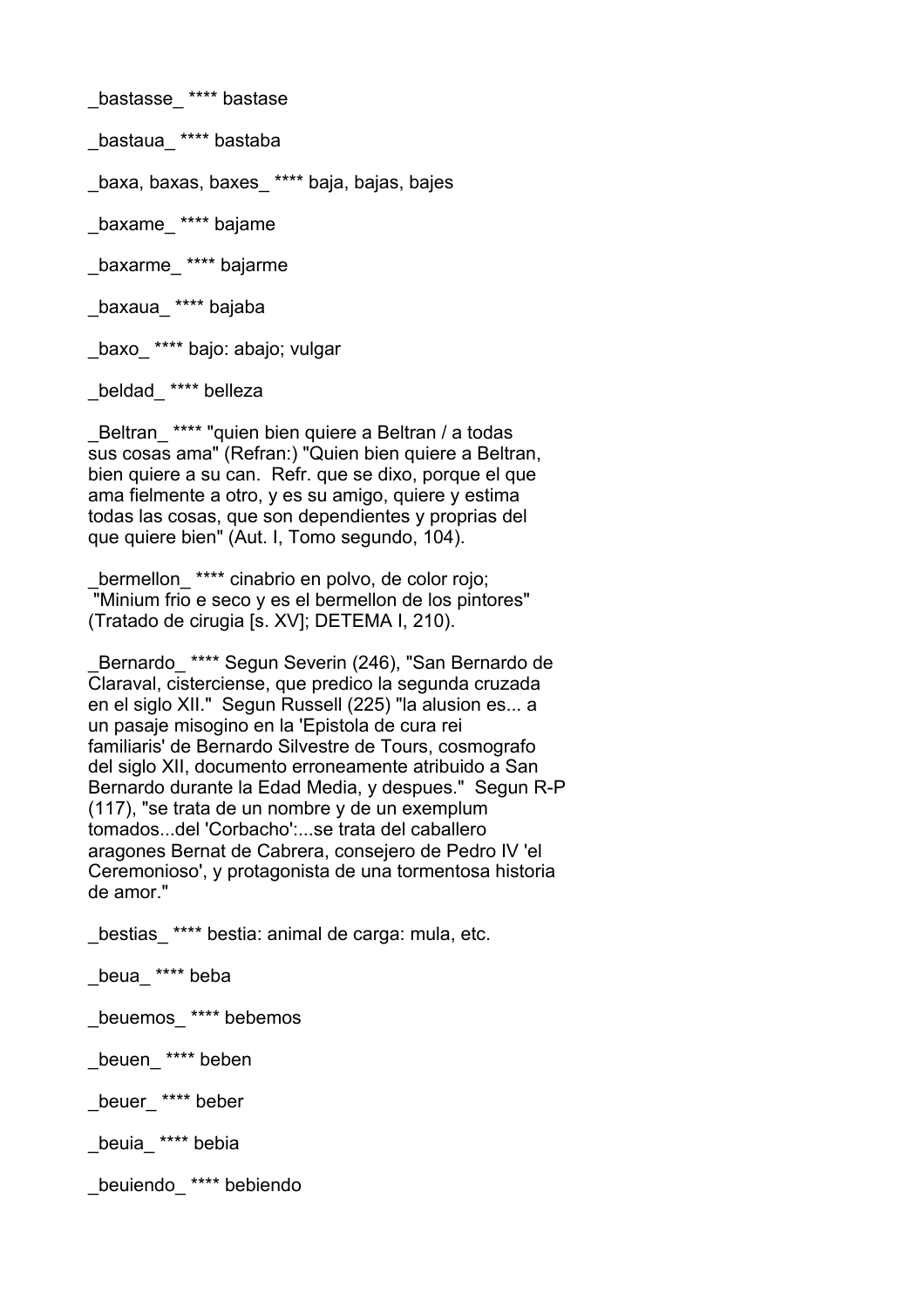_bastasse_ **** bastase

_bastaua_ **** bastaba

_baxa, baxas, baxes_ **** baja, bajas, bajes

_baxame_ **** bajame

_baxarme_ **** bajarme

_baxaua_ **** bajaba

_baxo_ **** bajo: abajo; vulgar

_beldad_ **** belleza

_Beltran_ **** "quien bien quiere a Beltran / a todas sus cosas ama" (Refran:) "Quien bien quiere a Beltran, bien quiere a su can. Refr. que se dixo, porque el que ama fielmente a otro, y es su amigo, quiere y estima todas las cosas, que son dependientes y proprias del que quiere bien" (Aut. I, Tomo segundo, 104).

_bermellon_ **** cinabrio en polvo, de color rojo; "Minium frio e seco y es el bermellon de los pintores" (Tratado de cirugia [s. XV]; DETEMA I, 210).

_Bernardo_ **** Segun Severin (246), "San Bernardo de Claraval, cisterciense, que predico la segunda cruzada en el siglo XII." Segun Russell (225) "la alusion es... a un pasaje misogino en la 'Epistola de cura rei familiaris' de Bernardo Silvestre de Tours, cosmografo del siglo XII, documento erroneamente atribuido a San Bernardo durante la Edad Media, y despues." Segun R-P (117), "se trata de un nombre y de un exemplum tomados...del 'Corbacho':...se trata del caballero aragones Bernat de Cabrera, consejero de Pedro IV 'el Ceremonioso', y protagonista de una tormentosa historia de amor."

_bestias_ **** bestia: animal de carga: mula, etc.

_beua_ **** beba

_beuemos_ **** bebemos

_beuen_ **** beben

_beuer_ **** beber

_beuia_ **** bebia

_beuiendo_ **** bebiendo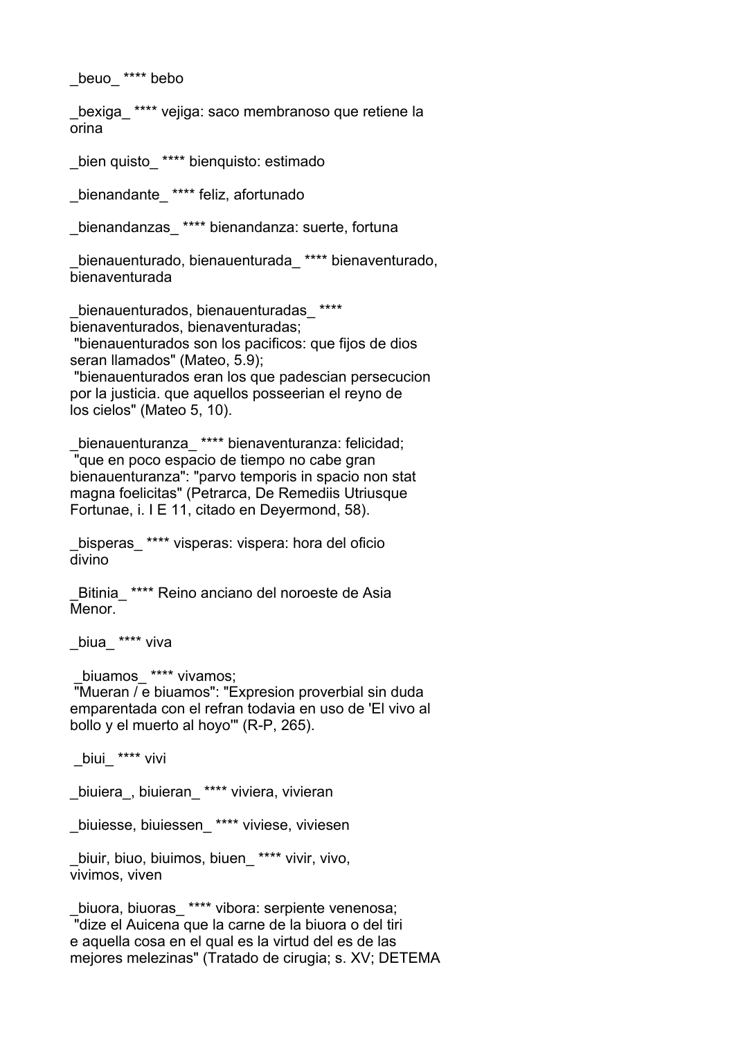_beuo_ **** bebo

_bexiga_ **** vejiga: saco membranoso que retiene la orina

_bien quisto_ **** bienquisto: estimado

_bienandante_ **** feliz, afortunado

_bienandanzas_ **** bienandanza: suerte, fortuna

_bienauenturado, bienauenturada_ **** bienaventurado, bienaventurada

_bienauenturados, bienauenturadas_ **** bienaventurados, bienaventuradas;
"bienauenturados son los pacificos: que fijos de dios seran llamados" (Mateo, 5.9);
"bienauenturados eran los que padescian persecucion por la justicia. que aquellos posseerian el reyno de los cielos" (Mateo 5, 10).

_bienauenturanza_ **** bienaventuranza: felicidad;
"que en poco espacio de tiempo no cabe gran bienauenturanza": "parvo temporis in spacio non stat magna foelicitas" (Petrarca, De Remediis Utriusque Fortunae, i. I E 11, citado en Deyermond, 58).

_bisperas_ **** visperas: vispera: hora del oficio divino

_Bitinia_ **** Reino anciano del noroeste de Asia Menor.

_biua_ **** viva

_biuamos_ **** vivamos;
"Mueran / e biuamos": "Expresion proverbial sin duda emparentada con el refran todavia en uso de 'El vivo al bollo y el muerto al hoyo'" (R-P, 265).

_biui_ **** vivi

_biuiera_, biuieran_ **** viviera, vivieran

_biuiesse, biuiessen_ **** viviese, viviesen

_biuir, biuo, biuimos, biuen_ **** vivir, vivo, vivimos, viven

_biuora, biuoras_ **** vibora: serpiente venenosa;
"dize el Auicena que la carne de la biuora o del tiri e aquella cosa en el qual es la virtud del es de las mejores melezinas" (Tratado de cirugia; s. XV; DETEMA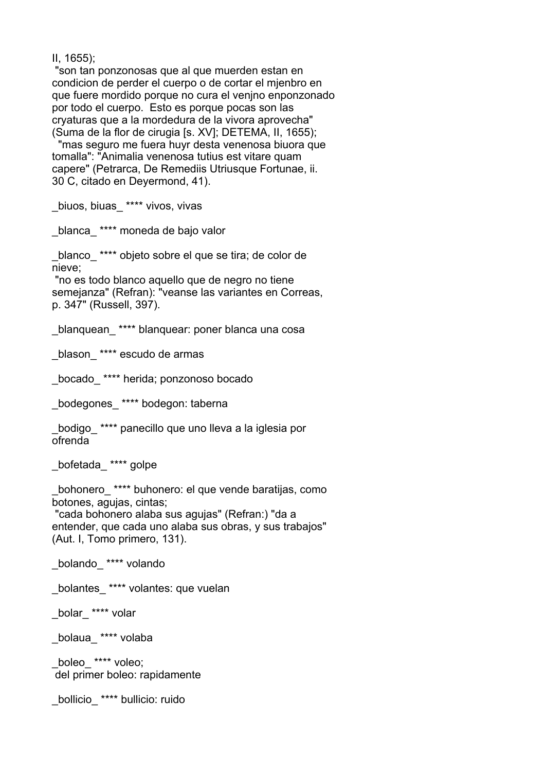II, 1655);
"son tan ponzonosas que al que muerden estan en condicion de perder el cuerpo o de cortar el mjenbro en que fuere mordido porque no cura el venjno enponzonado por todo el cuerpo. Esto es porque pocas son las cryaturas que a la mordedura de la vivora aprovecha" (Suma de la flor de cirugia [s. XV]; DETEMA, II, 1655);
"mas seguro me fuera huyr desta venenosa biuora que tomalla": "Animalia venenosa tutius est vitare quam capere" (Petrarca, De Remediis Utriusque Fortunae, ii. 30 C, citado en Deyermond, 41).

_biuos, biuas_ **** vivos, vivas

_blanca_ **** moneda de bajo valor

_blanco_ **** objeto sobre el que se tira; de color de nieve;
"no es todo blanco aquello que de negro no tiene semejanza" (Refran): "veanse las variantes en Correas, p. 347" (Russell, 397).

_blanquean_ **** blanquear: poner blanca una cosa

_blason_ **** escudo de armas

_bocado_ **** herida; ponzonoso bocado

_bodegones_ **** bodegon: taberna

_bodigo_ **** panecillo que uno lleva a la iglesia por ofrenda

_bofetada_ **** golpe

_bohonero_ **** buhonero: el que vende baratijas, como botones, agujas, cintas;
"cada bohonero alaba sus agujas" (Refran:) "da a entender, que cada uno alaba sus obras, y sus trabajos" (Aut. I, Tomo primero, 131).

_bolando_ **** volando

_bolantes_ **** volantes: que vuelan

_bolar_ **** volar

_bolaua_ **** volaba

_boleo_ **** voleo;
del primer boleo: rapidamente

_bollicio_ **** bullicio: ruido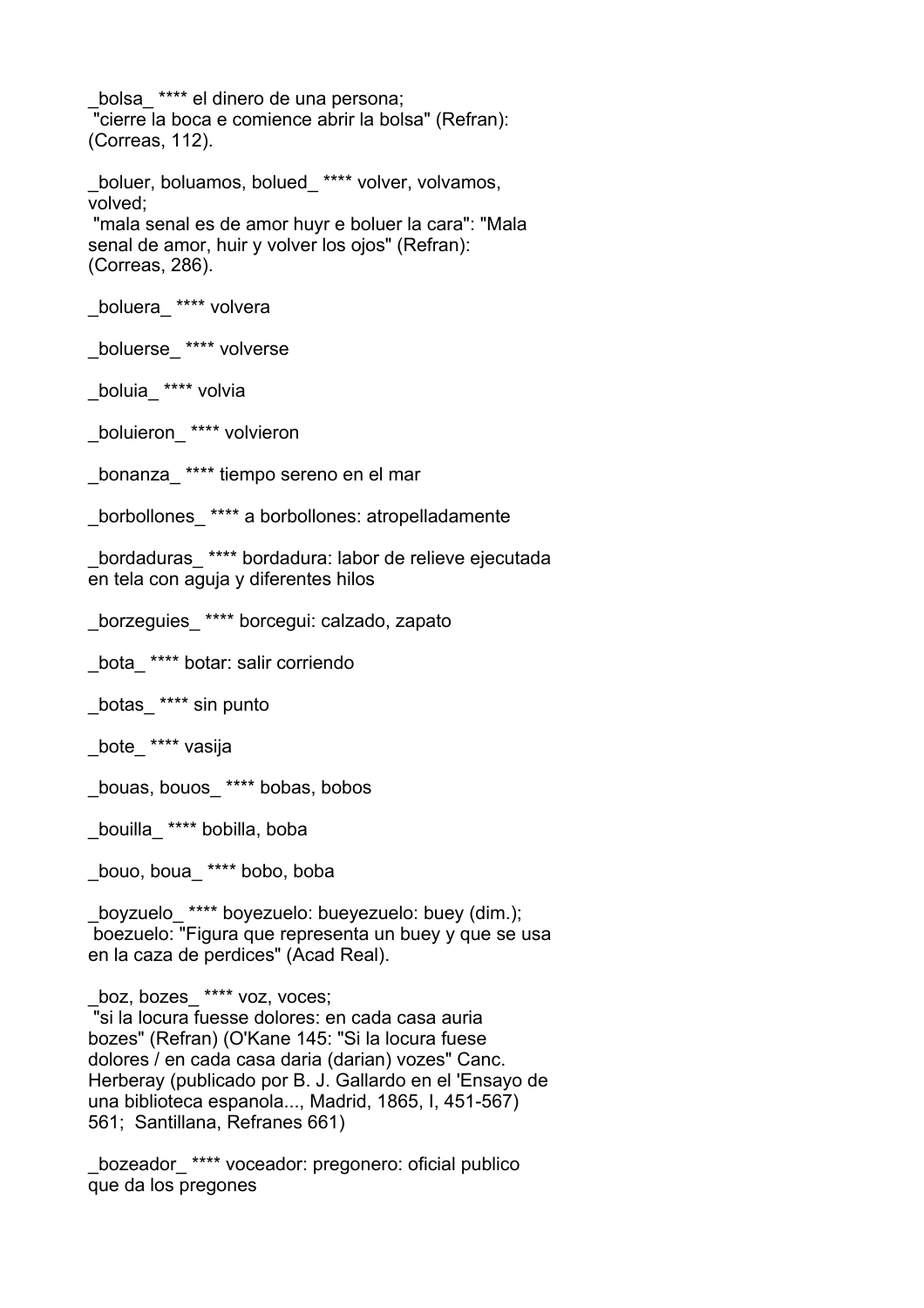_bolsa_ **** el dinero de una persona;
"cierre la boca e comience abrir la bolsa" (Refran): (Correas, 112).

_boluer, boluamos, bolued_ **** volver, volvamos, volved;
"mala senal es de amor huyr e boluer la cara": "Mala senal de amor, huir y volver los ojos" (Refran): (Correas, 286).

_boluera_ **** volvera

_boluerse_ **** volverse

_boluia_ **** volvia

_boluieron_ **** volvieron

_bonanza_ **** tiempo sereno en el mar

_borbollones_ **** a borbollones: atropelladamente

_bordaduras_ **** bordadura: labor de relieve ejecutada en tela con aguja y diferentes hilos

_borzeguies_ **** borcegui: calzado, zapato

_bota_ **** botar: salir corriendo

_botas_ **** sin punto

_bote_ **** vasija

_bouas, bouos_ **** bobas, bobos

_bouilla_ **** bobilla, boba

_bouo, boua_ **** bobo, boba

_boyzuelo_ **** boyezuelo: bueyezuelo: buey (dim.);
boezuelo: "Figura que representa un buey y que se usa en la caza de perdices" (Acad Real).

_boz, bozes_ **** voz, voces;
"si la locura fuesse dolores: en cada casa auria bozes" (Refran) (O'Kane 145: "Si la locura fuese dolores / en cada casa daria (darian) vozes" Canc. Herberay (publicado por B. J. Gallardo en el 'Ensayo de una biblioteca espanola..., Madrid, 1865, I, 451-567) 561; Santillana, Refranes 661)

_bozeador_ **** voceador: pregonero: oficial publico que da los pregones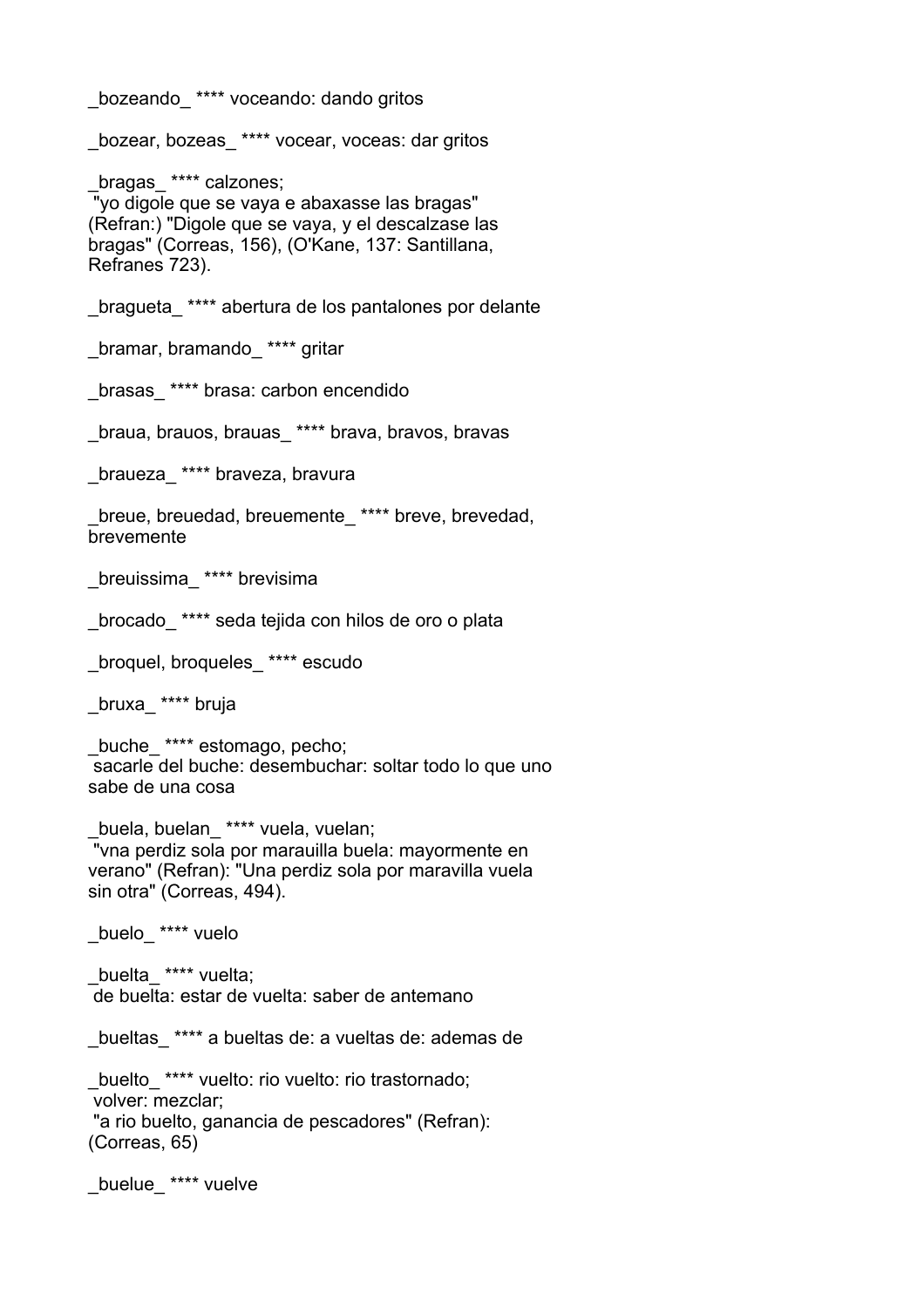_bozeando_ **** voceando: dando gritos

_bozear, bozeas_ **** vocear, voceas: dar gritos

_bragas_ **** calzones;
 "yo digole que se vaya e abaxasse las bragas" (Refran:) "Digole que se vaya, y el descalzase las bragas" (Correas, 156), (O'Kane, 137: Santillana, Refranes 723).

_bragueta_ **** abertura de los pantalones por delante

_bramar, bramando_ **** gritar

_brasas_ **** brasa: carbon encendido

_braua, brauos, brauas_ **** brava, bravos, bravas

_braueza_ **** braveza, bravura

_breue, breuedad, breuemente_ **** breve, brevedad, brevemente

_breuissima_ **** brevisima

_brocado_ **** seda tejida con hilos de oro o plata

_broquel, broqueles_ **** escudo

_bruxa_ **** bruja

_buche_ **** estomago, pecho;
 sacarle del buche: desembuchar: soltar todo lo que uno sabe de una cosa

_buela, buelan_ **** vuela, vuelan;
 "vna perdiz sola por marauilla buela: mayormente en verano" (Refran): "Una perdiz sola por maravilla vuela sin otra" (Correas, 494).

_buelo_ **** vuelo

_buelta_ **** vuelta;
 de buelta: estar de vuelta: saber de antemano

_bueltas_ **** a bueltas de: a vueltas de: ademas de

_buelto_ **** vuelto: rio vuelto: rio trastornado;
 volver: mezclar;
 "a rio buelto, ganancia de pescadores" (Refran): (Correas, 65)

_buelue_ **** vuelve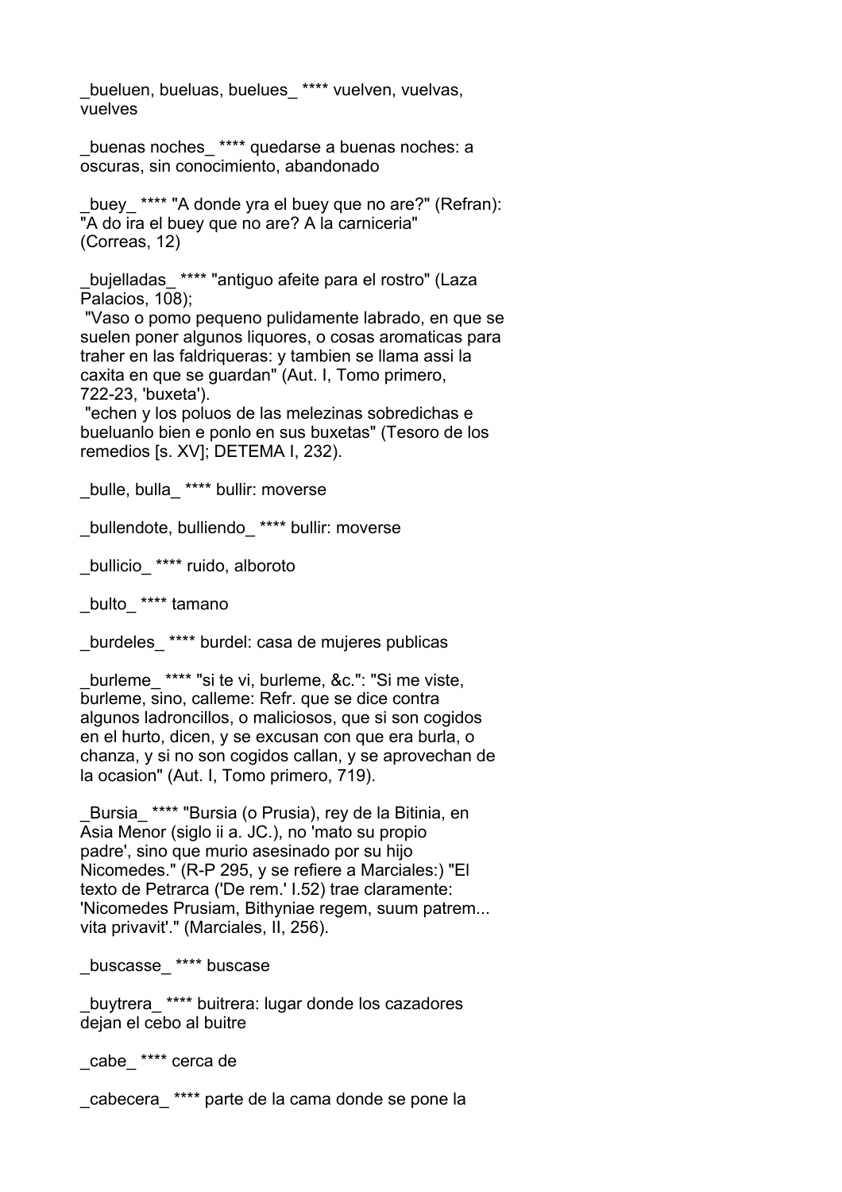_bueluen, bueluas, buelues_ **** vuelven, vuelvas, vuelves

_buenas noches_ **** quedarse a buenas noches: a oscuras, sin conocimiento, abandonado

_buey_ **** "A donde yra el buey que no are?" (Refran): "A do ira el buey que no are? A la carniceria" (Correas, 12)

_bujelladas_ **** "antiguo afeite para el rostro" (Laza Palacios, 108);
"Vaso o pomo pequeno pulidamente labrado, en que se suelen poner algunos liquores, o cosas aromaticas para traher en las faldriqueras: y tambien se llama assi la caxita en que se guardan" (Aut. I, Tomo primero, 722-23, 'buxeta').
"echen y los poluos de las melezinas sobredichas e bueluanlo bien e ponlo en sus buxetas" (Tesoro de los remedios [s. XV]; DETEMA I, 232).

_bulle, bulla_ **** bullir: moverse

_bullendote, bulliendo_ **** bullir: moverse

_bullicio_ **** ruido, alboroto

_bulto_ **** tamano

_burdeles_ **** burdel: casa de mujeres publicas

_burleme_ **** "si te vi, burleme, &c.": "Si me viste, burleme, sino, calleme: Refr. que se dice contra algunos ladroncillos, o maliciosos, que si son cogidos en el hurto, dicen, y se excusan con que era burla, o chanza, y si no son cogidos callan, y se aprovechan de la ocasion" (Aut. I, Tomo primero, 719).

_Bursia_ **** "Bursia (o Prusia), rey de la Bitinia, en Asia Menor (siglo ii a. JC.), no 'mato su propio padre', sino que murio asesinado por su hijo Nicomedes." (R-P 295, y se refiere a Marciales:) "El texto de Petrarca ('De rem.' I.52) trae claramente: 'Nicomedes Prusiam, Bithyniae regem, suum patrem... vita privavit'." (Marciales, II, 256).

_buscasse_ **** buscase

_buytrera_ **** buitrera: lugar donde los cazadores dejan el cebo al buitre

_cabe_ **** cerca de

_cabecera_ **** parte de la cama donde se pone la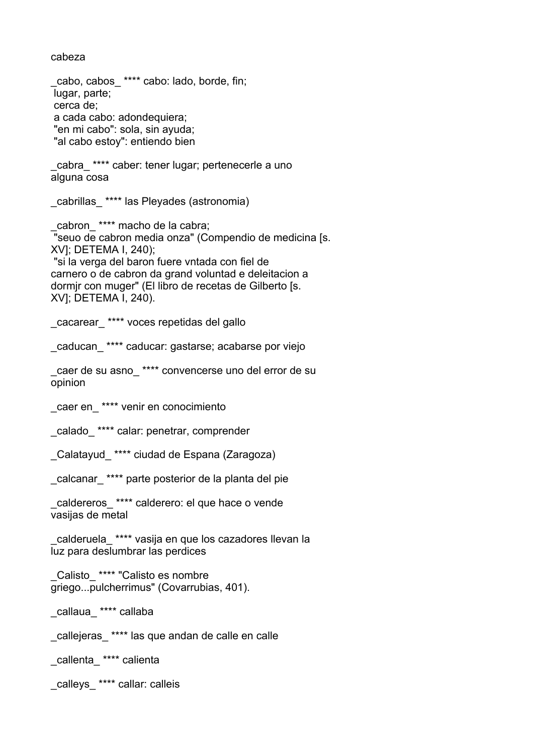cabeza

_cabo, cabos_ **** cabo: lado, borde, fin;
 lugar, parte;
 cerca de;
 a cada cabo: adondequiera;
 "en mi cabo": sola, sin ayuda;
 "al cabo estoy": entiendo bien

_cabra_ **** caber: tener lugar; pertenecerle a uno alguna cosa

_cabrillas_ **** las Pleyades (astronomia)

_cabron_ **** macho de la cabra;
 "seuo de cabron media onza" (Compendio de medicina [s. XV]; DETEMA I, 240);
 "si la verga del baron fuere vntada con fiel de carnero o de cabron da grand voluntad e deleitacion a dormjr con muger" (El libro de recetas de Gilberto [s. XV]; DETEMA I, 240).

_cacarear_ **** voces repetidas del gallo

_caducan_ **** caducar: gastarse; acabarse por viejo

_caer de su asno_ **** convencerse uno del error de su opinion

_caer en_ **** venir en conocimiento

_calado_ **** calar: penetrar, comprender

_Calatayud_ **** ciudad de Espana (Zaragoza)

_calcanar_ **** parte posterior de la planta del pie

_caldereros_ **** calderero: el que hace o vende vasijas de metal

_calderuela_ **** vasija en que los cazadores llevan la luz para deslumbrar las perdices

_Calisto_ **** "Calisto es nombre griego...pulcherrimus" (Covarrubias, 401).

_callaua_ **** callaba

_callejeras_ **** las que andan de calle en calle

_callenta_ **** calienta

_calleys_ **** callar: calleis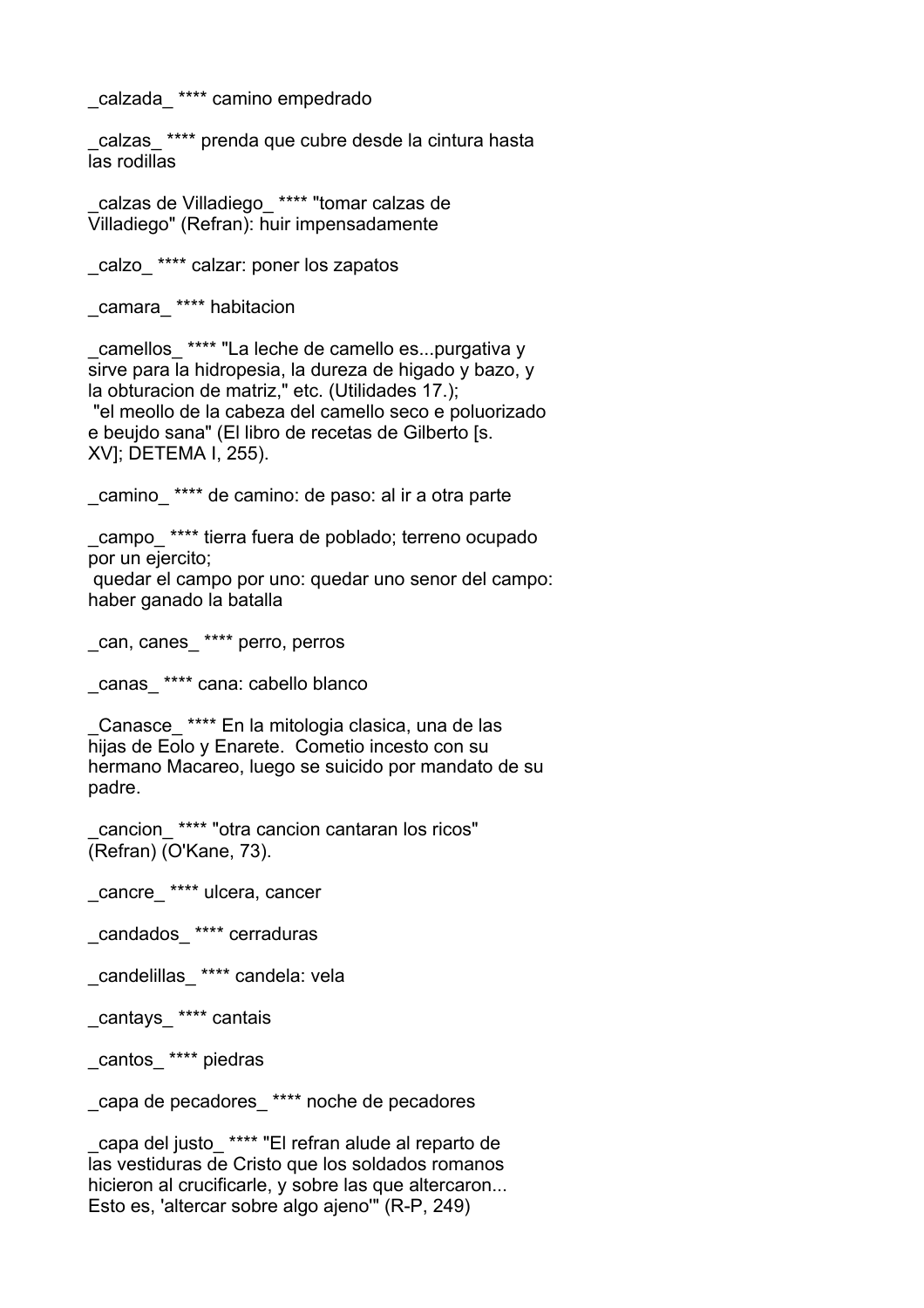_calzada_ **** camino empedrado

_calzas_ **** prenda que cubre desde la cintura hasta las rodillas

_calzas de Villadiego_ **** "tomar calzas de Villadiego" (Refran): huir impensadamente

_calzo_ **** calzar: poner los zapatos

_camara_ **** habitacion

_camellos_ **** "La leche de camello es...purgativa y sirve para la hidropesia, la dureza de higado y bazo, y la obturacion de matriz," etc. (Utilidades 17.);
 "el meollo de la cabeza del camello seco e poluorizado e beujdo sana" (El libro de recetas de Gilberto [s. XV]; DETEMA I, 255).

_camino_ **** de camino: de paso: al ir a otra parte

_campo_ **** tierra fuera de poblado; terreno ocupado por un ejercito;
 quedar el campo por uno: quedar uno senor del campo: haber ganado la batalla

_can, canes_ **** perro, perros

_canas_ **** cana: cabello blanco

_Canasce_ **** En la mitologia clasica, una de las hijas de Eolo y Enarete. Cometio incesto con su hermano Macareo, luego se suicido por mandato de su padre.

_cancion_ **** "otra cancion cantaran los ricos" (Refran) (O'Kane, 73).

_cancre_ **** ulcera, cancer

_candados_ **** cerraduras

_candelillas_ **** candela: vela

_cantays_ **** cantais

_cantos_ **** piedras

_capa de pecadores_ **** noche de pecadores

_capa del justo_ **** "El refran alude al reparto de las vestiduras de Cristo que los soldados romanos hicieron al crucificarle, y sobre las que altercaron... Esto es, 'altercar sobre algo ajeno'" (R-P, 249)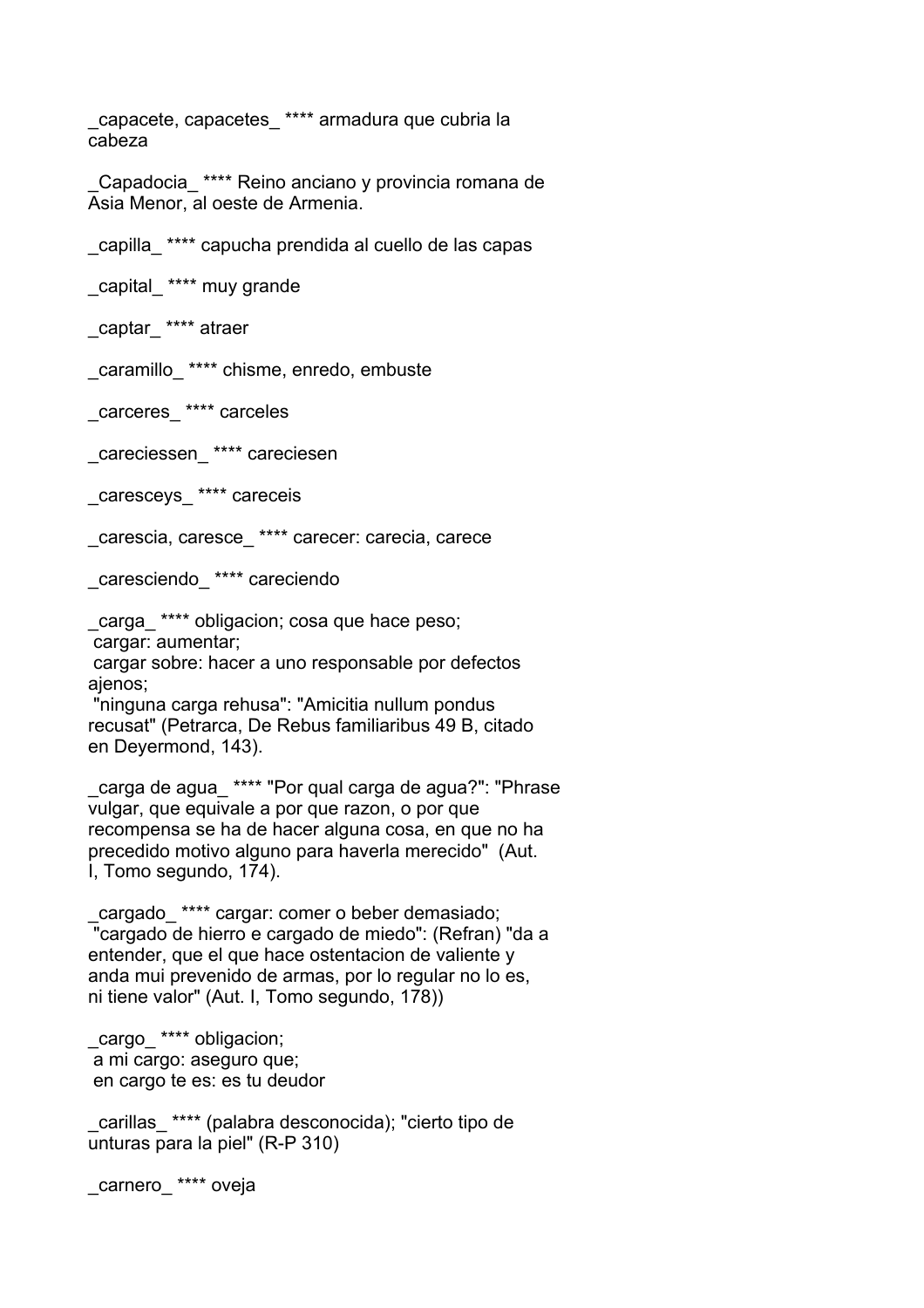_capacete, capacetes_ **** armadura que cubria la cabeza

_Capadocia_ **** Reino anciano y provincia romana de Asia Menor, al oeste de Armenia.

_capilla_ **** capucha prendida al cuello de las capas

_capital_ **** muy grande

_captar_ **** atraer

_caramillo_ **** chisme, enredo, embuste

_carceres_ **** carceles

_careciessen_ **** careciesen

_caresceys_ **** careceis

_carescia, caresce_ **** carecer: carecia, carece

_caresciendo_ **** careciendo

_carga_ **** obligacion; cosa que hace peso;
cargar: aumentar;
cargar sobre: hacer a uno responsable por defectos ajenos;
"ninguna carga rehusa": "Amicitia nullum pondus recusat" (Petrarca, De Rebus familiaribus 49 B, citado en Deyermond, 143).

_carga de agua_ **** "Por qual carga de agua?": "Phrase vulgar, que equivale a por que razon, o por que recompensa se ha de hacer alguna cosa, en que no ha precedido motivo alguno para haverla merecido" (Aut. I, Tomo segundo, 174).

_cargado_ **** cargar: comer o beber demasiado;
"cargado de hierro e cargado de miedo": (Refran) "da a entender, que el que hace ostentacion de valiente y anda mui prevenido de armas, por lo regular no lo es, ni tiene valor" (Aut. I, Tomo segundo, 178))

_cargo_ **** obligacion;
a mi cargo: aseguro que;
en cargo te es: es tu deudor

_carillas_ **** (palabra desconocida); "cierto tipo de unturas para la piel" (R-P 310)

_carnero_ **** oveja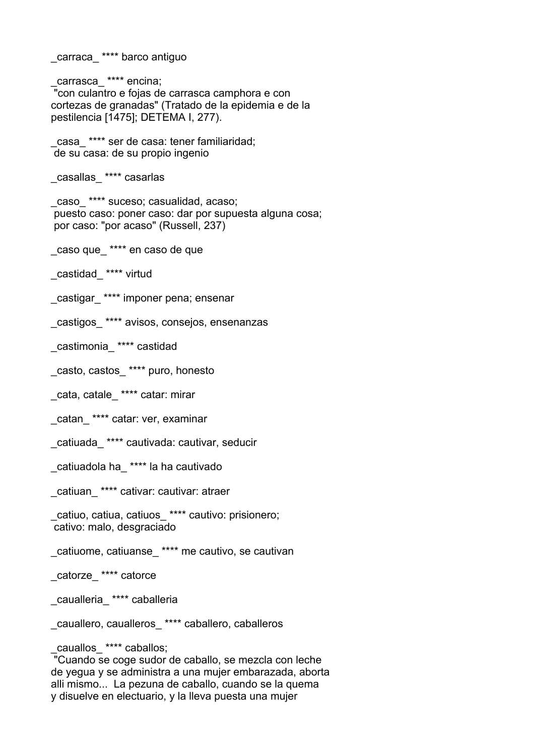_carraca_ **** barco antiguo

_carrasca_ **** encina;
 "con culantro e fojas de carrasca camphora e con cortezas de granadas" (Tratado de la epidemia e de la pestilencia [1475]; DETEMA I, 277).

_casa_ **** ser de casa: tener familiaridad;
 de su casa: de su propio ingenio

_casallas_ **** casarlas

_caso_ **** suceso; casualidad, acaso;
 puesto caso: poner caso: dar por supuesta alguna cosa;
 por caso: "por acaso" (Russell, 237)

_caso que_ **** en caso de que

_castidad_ **** virtud

_castigar_ **** imponer pena; ensenar

_castigos_ **** avisos, consejos, ensenanzas

_castimonia_ **** castidad

_casto, castos_ **** puro, honesto

_cata, catale_ **** catar: mirar

_catan_ **** catar: ver, examinar

_catiuada_ **** cautivada: cautivar, seducir

_catiuadola ha_ **** la ha cautivado

_catiuan_ **** cativar: cautivar: atraer

_catiuo, catiua, catiuos_ **** cautivo: prisionero;
 cativo: malo, desgraciado

_catiuome, catiuanse_ **** me cautivo, se cautivan

_catorze_ **** catorce

_caualleria_ **** caballeria

_cauallero, caualleros_ **** caballero, caballeros

_cauallos_ **** caballos;
 "Cuando se coge sudor de caballo, se mezcla con leche de yegua y se administra a una mujer embarazada, aborta alli mismo... La pezuna de caballo, cuando se la quema y disuelve en electuario, y la lleva puesta una mujer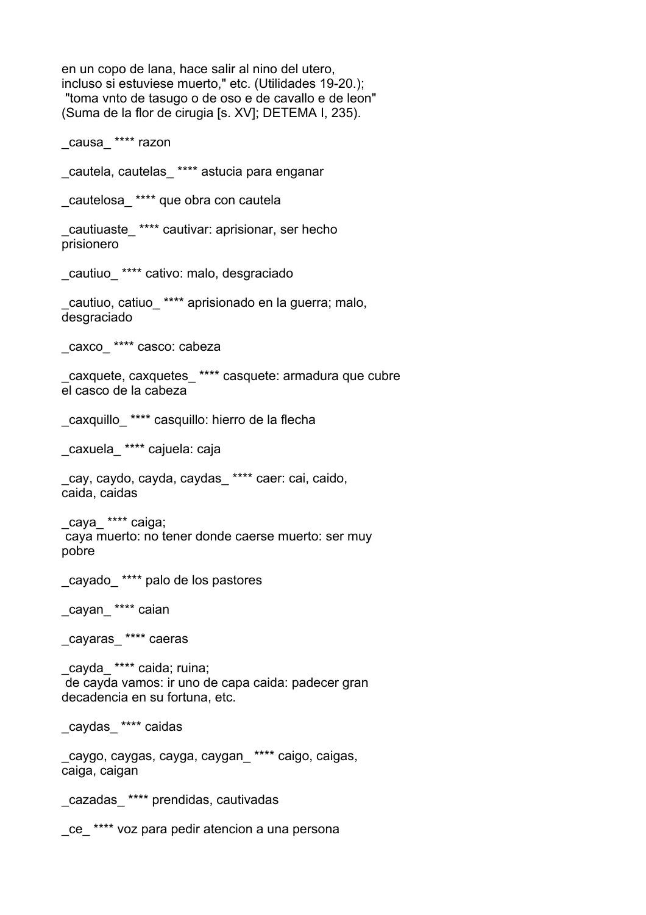en un copo de lana, hace salir al nino del utero,
incluso si estuviese muerto," etc. (Utilidades 19-20.);
"toma vnto de tasugo o de oso e de cavallo e de leon"
(Suma de la flor de cirugia [s. XV]; DETEMA I, 235).

_causa_ **** razon

_cautela, cautelas_ **** astucia para enganar

_cautelosa_ **** que obra con cautela

_cautiuaste_ **** cautivar: aprisionar, ser hecho
prisionero

_cautiuo_ **** cativo: malo, desgraciado

_cautiuo, catiuo_ **** aprisionado en la guerra; malo,
desgraciado

_caxco_ **** casco: cabeza

_caxquete, caxquetes_ **** casquete: armadura que cubre
el casco de la cabeza

_caxquillo_ **** casquillo: hierro de la flecha

_caxuela_ **** cajuela: caja

_cay, caydo, cayda, caydas_ **** caer: cai, caido,
caida, caidas

_caya_ **** caiga;
caya muerto: no tener donde caerse muerto: ser muy
pobre

_cayado_ **** palo de los pastores

_cayan_ **** caian

_cayaras_ **** caeras

_cayda_ **** caida; ruina;
de cayda vamos: ir uno de capa caida: padecer gran
decadencia en su fortuna, etc.

_caydas_ **** caidas

_caygo, caygas, cayga, caygan_ **** caigo, caigas,
caiga, caigan

_cazadas_ **** prendidas, cautivadas

_ce_ **** voz para pedir atencion a una persona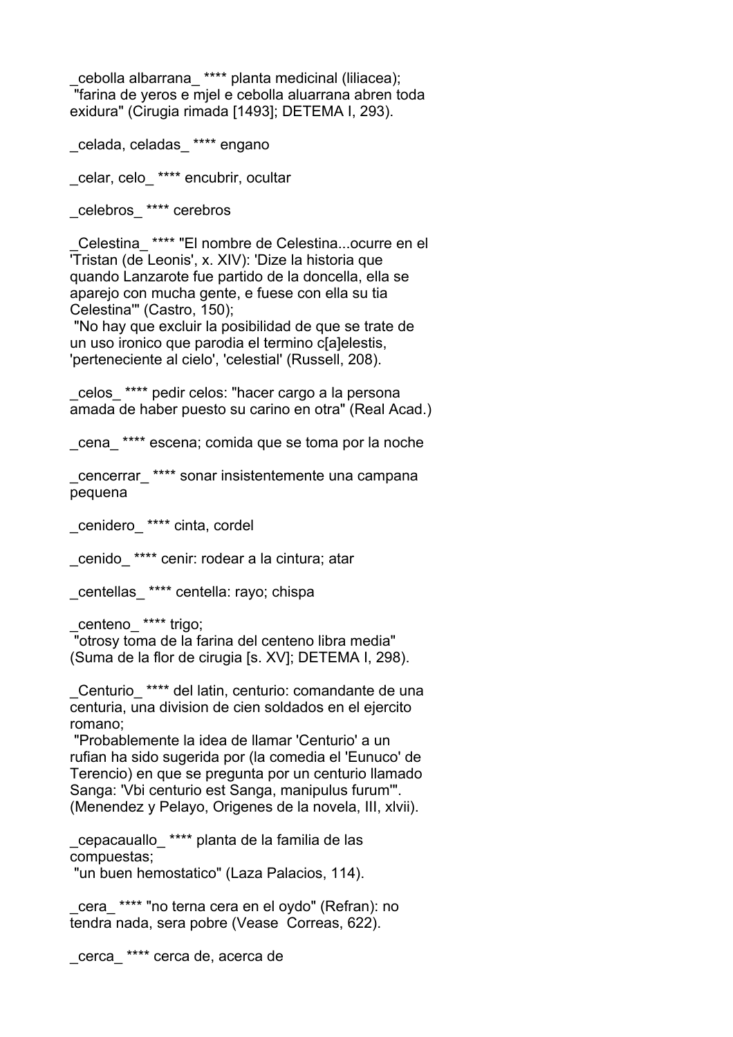_cebolla albarrana_ **** planta medicinal (liliacea);
 "farina de yeros e mjel e cebolla aluarrana abren toda exidura" (Cirugia rimada [1493]; DETEMA I, 293).

_celada, celadas_ **** engano

_celar, celo_ **** encubrir, ocultar

_celebros_ **** cerebros

_Celestina_ **** "El nombre de Celestina...ocurre en el 'Tristan (de Leonis', x. XIV): 'Dize la historia que quando Lanzarote fue partido de la doncella, ella se aparejo con mucha gente, e fuese con ella su tia Celestina'" (Castro, 150);
 "No hay que excluir la posibilidad de que se trate de un uso ironico que parodia el termino c[a]elestis, 'perteneciente al cielo', 'celestial' (Russell, 208).

_celos_ **** pedir celos: "hacer cargo a la persona amada de haber puesto su carino en otra" (Real Acad.)

_cena_ **** escena; comida que se toma por la noche

_cencerrar_ **** sonar insistentemente una campana pequena

_cenidero_ **** cinta, cordel

_cenido_ **** cenir: rodear a la cintura; atar

_centellas_ **** centella: rayo; chispa

_centeno_ **** trigo;
 "otrosy toma de la farina del centeno libra media" (Suma de la flor de cirugia [s. XV]; DETEMA I, 298).

_Centurio_ **** del latin, centurio: comandante de una centuria, una division de cien soldados en el ejercito romano;
 "Probablemente la idea de llamar 'Centurio' a un rufian ha sido sugerida por (la comedia el 'Eunuco' de Terencio) en que se pregunta por un centurio llamado Sanga: 'Vbi centurio est Sanga, manipulus furum'". (Menendez y Pelayo, Origenes de la novela, III, xlvii).

_cepacauallo_ **** planta de la familia de las compuestas;
 "un buen hemostatico" (Laza Palacios, 114).

_cera_ **** "no terna cera en el oydo" (Refran): no tendra nada, sera pobre (Vease  Correas, 622).

_cerca_ **** cerca de, acerca de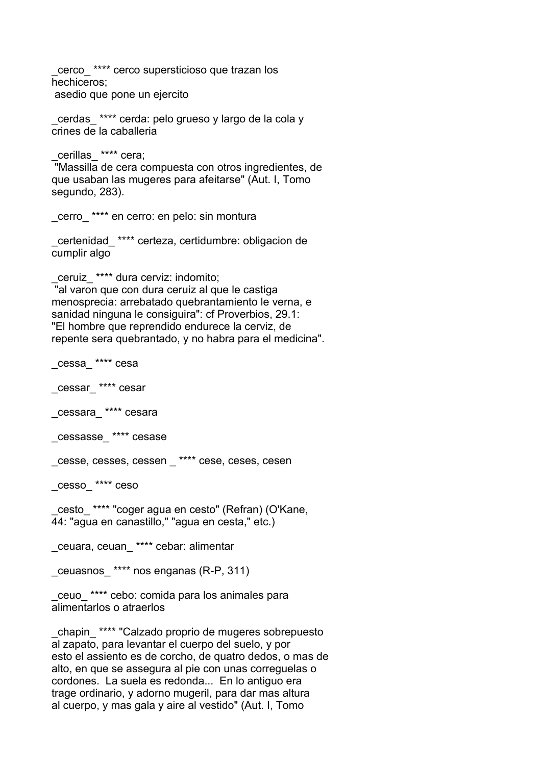_cerco_ **** cerco supersticioso que trazan los hechiceros;
 asedio que pone un ejercito

_cerdas_ **** cerda: pelo grueso y largo de la cola y crines de la caballeria

_cerillas_ **** cera;
 "Massilla de cera compuesta con otros ingredientes, de que usaban las mugeres para afeitarse" (Aut. I, Tomo segundo, 283).

_cerro_ **** en cerro: en pelo: sin montura

_certenidad_ **** certeza, certidumbre: obligacion de cumplir algo

_ceruiz_ **** dura cerviz: indomito;
 "al varon que con dura ceruiz al que le castiga menosprecia: arrebatado quebrantamiento le verna, e sanidad ninguna le consiguira": cf Proverbios, 29.1: "El hombre que reprendido endurece la cerviz, de repente sera quebrantado, y no habra para el medicina".

_cessa_ **** cesa

_cessar_ **** cesar

_cessara_ **** cesara

_cessasse_ **** cesase

_cesse, cesses, cessen _ **** cese, ceses, cesen

_cesso_ **** ceso

_cesto_ **** "coger agua en cesto" (Refran) (O'Kane, 44: "agua en canastillo," "agua en cesta," etc.)

_ceuara, ceuan_ **** cebar: alimentar

_ceuasnos_ **** nos enganas (R-P, 311)

_ceuo_ **** cebo: comida para los animales para alimentarlos o atraerlos

_chapin_ **** "Calzado proprio de mugeres sobrepuesto al zapato, para levantar el cuerpo del suelo, y por esto el assiento es de corcho, de quatro dedos, o mas de alto, en que se assegura al pie con unas correguelas o cordones. La suela es redonda... En lo antiguo era trage ordinario, y adorno mugeril, para dar mas altura al cuerpo, y mas gala y aire al vestido" (Aut. I, Tomo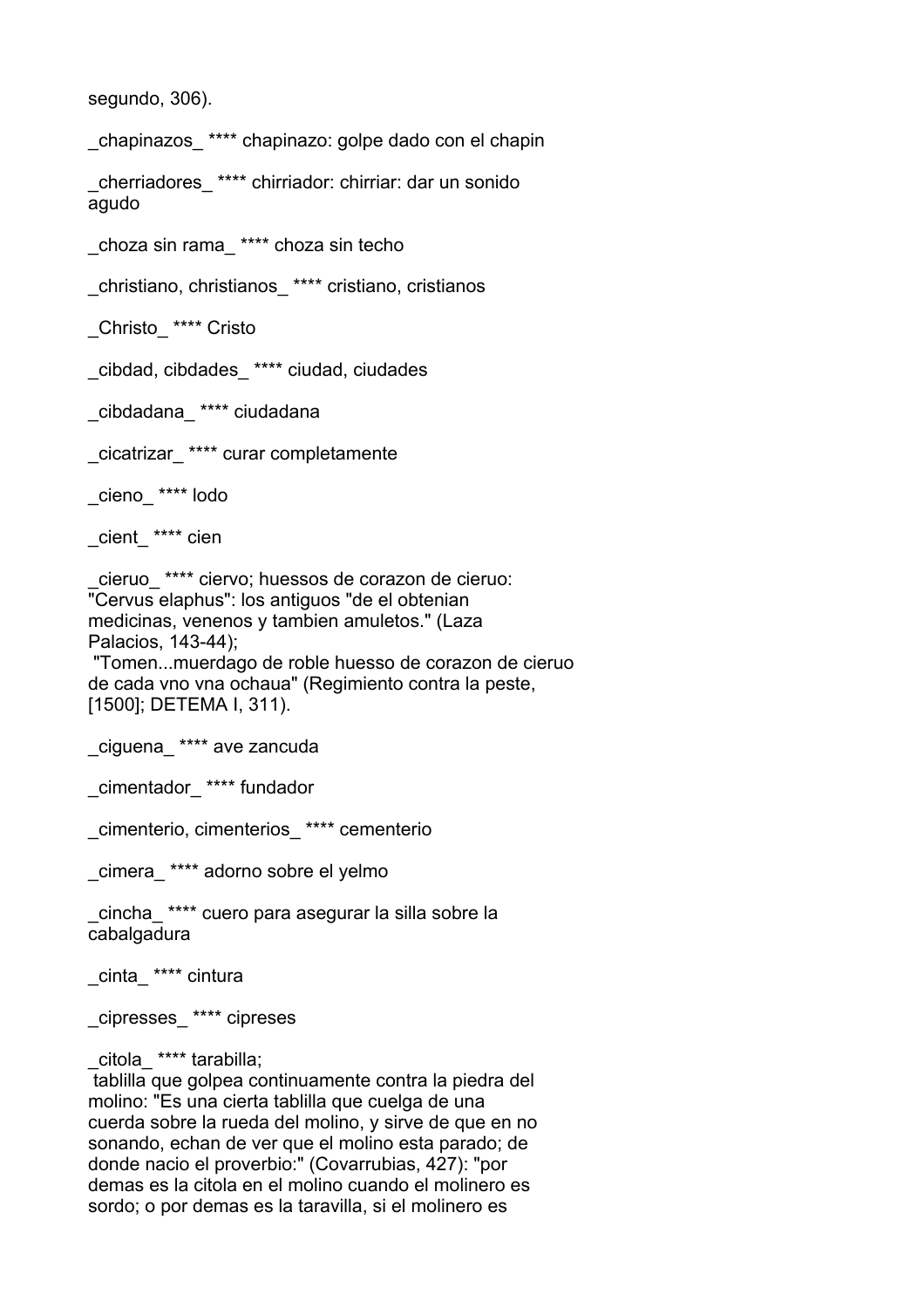segundo, 306).

_chapinazos_ **** chapinazo: golpe dado con el chapin

_cherriadores_ **** chirriador: chirriar: dar un sonido agudo

_choza sin rama_ **** choza sin techo

_christiano, christianos_ **** cristiano, cristianos

_Christo_ **** Cristo

_cibdad, cibdades_ **** ciudad, ciudades

_cibdadana_ **** ciudadana

_cicatrizar_ **** curar completamente

_cieno_ **** lodo

_cient_ **** cien

_cieruo_ **** ciervo; huessos de corazon de cieruo: "Cervus elaphus": los antiguos "de el obtenian medicinas, venenos y tambien amuletos." (Laza Palacios, 143-44);
"Tomen...muerdago de roble huesso de corazon de cieruo de cada vno vna ochaua" (Regimiento contra la peste, [1500]; DETEMA I, 311).

_ciguena_ **** ave zancuda

_cimentador_ **** fundador

_cimenterio, cimenterios_ **** cementerio

_cimera_ **** adorno sobre el yelmo

_cincha_ **** cuero para asegurar la silla sobre la cabalgadura

_cinta_ **** cintura

_cipresses_ **** cipreses

_citola_ **** tarabilla;
tablilla que golpea continuamente contra la piedra del molino: "Es una cierta tablilla que cuelga de una cuerda sobre la rueda del molino, y sirve de que en no sonando, echan de ver que el molino esta parado; de donde nacio el proverbio:" (Covarrubias, 427): "por demas es la citola en el molino cuando el molinero es sordo; o por demas es la taravilla, si el molinero es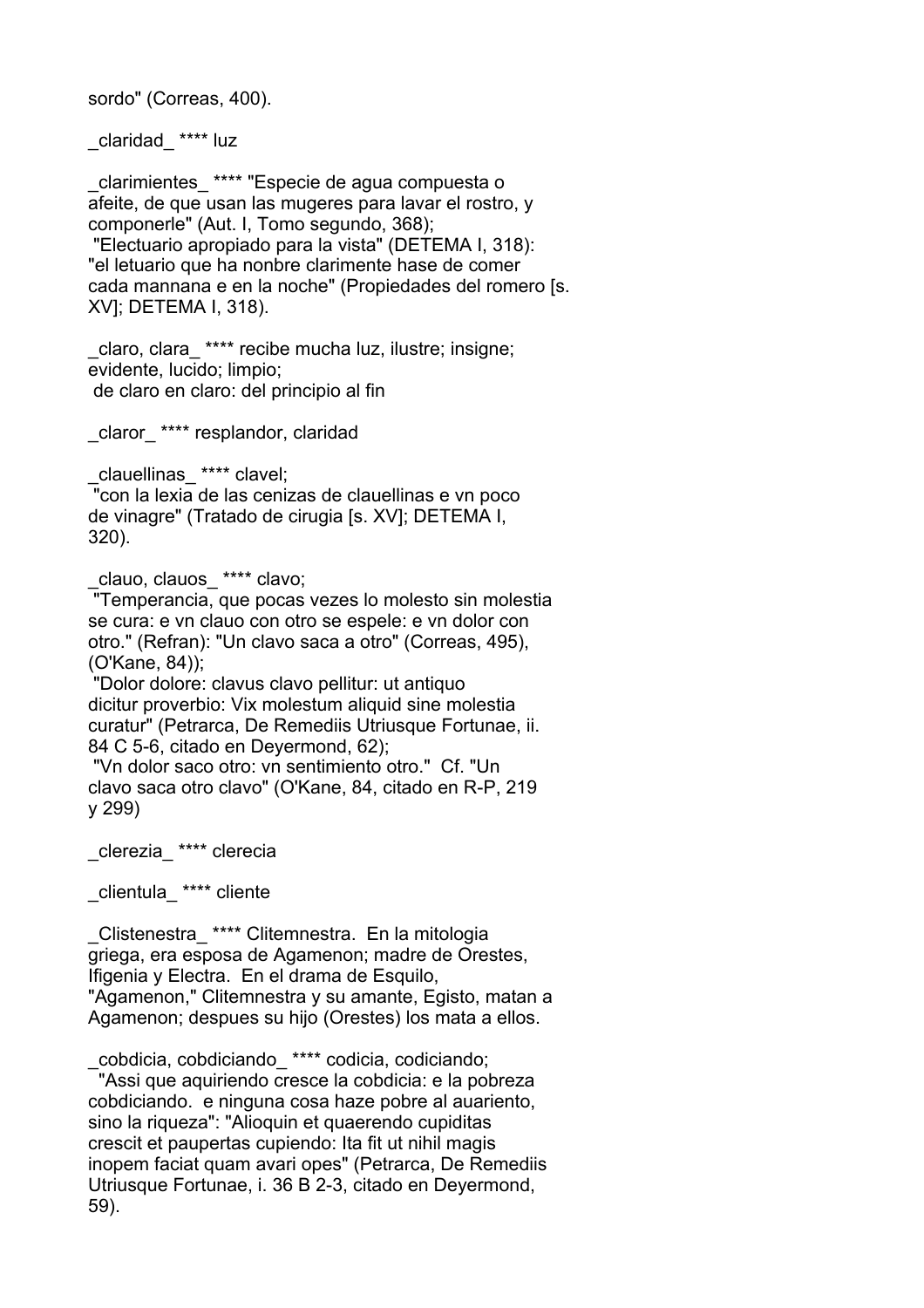sordo" (Correas, 400).

_claridad_ **** luz

_clarimientes_ **** "Especie de agua compuesta o afeite, de que usan las mugeres para lavar el rostro, y componerle" (Aut. I, Tomo segundo, 368);
"Electuario apropiado para la vista" (DETEMA I, 318): "el letuario que ha nonbre clarimente hase de comer cada mannana e en la noche" (Propiedades del romero [s. XV]; DETEMA I, 318).

_claro, clara_ **** recibe mucha luz, ilustre; insigne; evidente, lucido; limpio;
de claro en claro: del principio al fin

_claror_ **** resplandor, claridad

_clauellinas_ **** clavel;
"con la lexia de las cenizas de clauellinas e vn poco de vinagre" (Tratado de cirugia [s. XV]; DETEMA I, 320).

_clauo, clauos_ **** clavo;
"Temperancia, que pocas vezes lo molesto sin molestia se cura: e vn clauo con otro se espele: e vn dolor con otro." (Refran): "Un clavo saca a otro" (Correas, 495), (O'Kane, 84));
"Dolor dolore: clavus clavo pellitur: ut antiquo dicitur proverbio: Vix molestum aliquid sine molestia curatur" (Petrarca, De Remediis Utriusque Fortunae, ii. 84 C 5-6, citado en Deyermond, 62);
"Vn dolor saco otro: vn sentimiento otro." Cf. "Un clavo saca otro clavo" (O'Kane, 84, citado en R-P, 219 y 299)

_clerezia_ **** clerecia

_clientula_ **** cliente

_Clistenestra_ **** Clitemnestra. En la mitologia griega, era esposa de Agamenon; madre de Orestes, Ifigenia y Electra. En el drama de Esquilo, "Agamenon," Clitemnestra y su amante, Egisto, matan a Agamenon; despues su hijo (Orestes) los mata a ellos.

_cobdicia, cobdiciando_ **** codicia, codiciando;
"Assi que aquiriendo cresce la cobdicia: e la pobreza cobdiciando. e ninguna cosa haze pobre al auariento, sino la riqueza": "Alioquin et quaerendo cupiditas crescit et paupertas cupiendo: Ita fit ut nihil magis inopem faciat quam avari opes" (Petrarca, De Remediis Utriusque Fortunae, i. 36 B 2-3, citado en Deyermond, 59).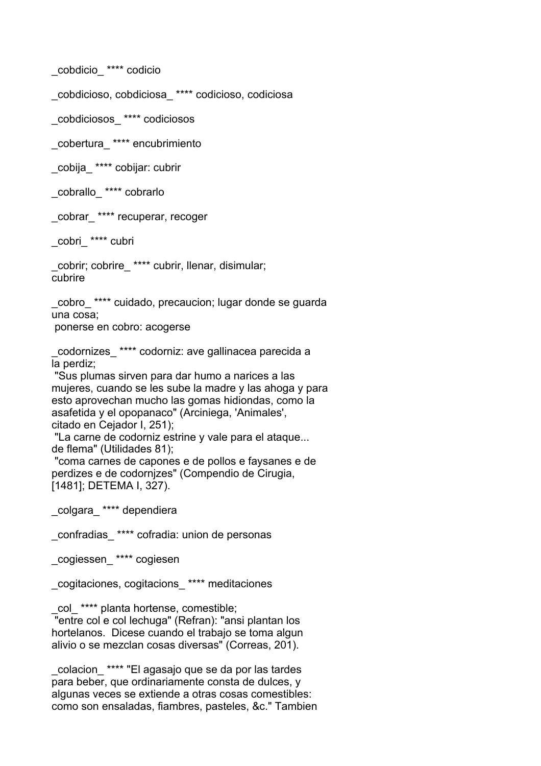_cobdicio_ **** codicio

_cobdicioso, cobdiciosa_ **** codicioso, codiciosa

_cobdiciosos_ **** codiciosos

_cobertura_ **** encubrimiento

_cobija_ **** cobijar: cubrir

_cobrallo_ **** cobrarlo

_cobrar_ **** recuperar, recoger

_cobri_ **** cubri

_cobrir; cobrire_ **** cubrir, llenar, disimular;
cubrire

_cobro_ **** cuidado, precaucion; lugar donde se guarda una cosa;
 ponerse en cobro: acogerse

_codornizes_ **** codorniz: ave gallinacea parecida a la perdiz;
 "Sus plumas sirven para dar humo a narices a las mujeres, cuando se les sube la madre y las ahoga y para esto aprovechan mucho las gomas hidiondas, como la asafetida y el opopanaco" (Arciniega, 'Animales', citado en Cejador I, 251);
 "La carne de codorniz estrine y vale para el ataque... de flema" (Utilidades 81);
 "coma carnes de capones e de pollos e faysanes e de perdizes e de codornjzes" (Compendio de Cirugia, [1481]; DETEMA I, 327).

_colgara_ **** dependiera

_confradias_ **** cofradia: union de personas

_cogiessen_ **** cogiesen

_cogitaciones, cogitacions_ **** meditaciones

_col_ **** planta hortense, comestible;
 "entre col e col lechuga" (Refran): "ansi plantan los hortelanos. Dicese cuando el trabajo se toma algun alivio o se mezclan cosas diversas" (Correas, 201).

_colacion_ **** "El agasajo que se da por las tardes para beber, que ordinariamente consta de dulces, y algunas veces se extiende a otras cosas comestibles: como son ensaladas, fiambres, pasteles, &c." Tambien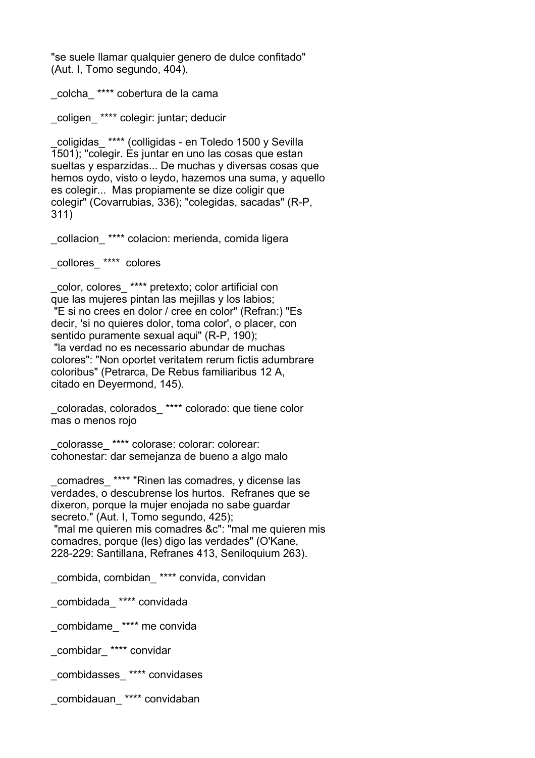"se suele llamar qualquier genero de dulce confitado" (Aut. I, Tomo segundo, 404).

_colcha_ **** cobertura de la cama

_coligen_ **** colegir: juntar; deducir

_coligidas_ **** (colligidas - en Toledo 1500 y Sevilla 1501); "colegir. Es juntar en uno las cosas que estan sueltas y esparzidas... De muchas y diversas cosas que hemos oydo, visto o leydo, hazemos una suma, y aquello es colegir... Mas propiamente se dize coligir que colegir" (Covarrubias, 336); "colegidas, sacadas" (R-P, 311)

_collacion_ **** colacion: merienda, comida ligera

_collores_ **** colores

_color, colores_ **** pretexto; color artificial con que las mujeres pintan las mejillas y los labios;
"E si no crees en dolor / cree en color" (Refran:) "Es decir, 'si no quieres dolor, toma color', o placer, con sentido puramente sexual aqui" (R-P, 190);
"la verdad no es necessario abundar de muchas colores": "Non oportet veritatem rerum fictis adumbrare coloribus" (Petrarca, De Rebus familiaribus 12 A, citado en Deyermond, 145).

_coloradas, colorados_ **** colorado: que tiene color mas o menos rojo

_colorasse_ **** colorase: colorar: colorear: cohonestar: dar semejanza de bueno a algo malo

_comadres_ **** "Rinen las comadres, y dicense las verdades, o descubrense los hurtos. Refranes que se dixeron, porque la mujer enojada no sabe guardar secreto." (Aut. I, Tomo segundo, 425);
"mal me quieren mis comadres &c": "mal me quieren mis comadres, porque (les) digo las verdades" (O'Kane, 228-229: Santillana, Refranes 413, Seniloquium 263).

_combida, combidan_ **** convida, convidan

_combidada_ **** convidada

_combidame_ **** me convida

_combidar_ **** convidar

_combidasses_ **** convidases

_combidauan_ **** convidaban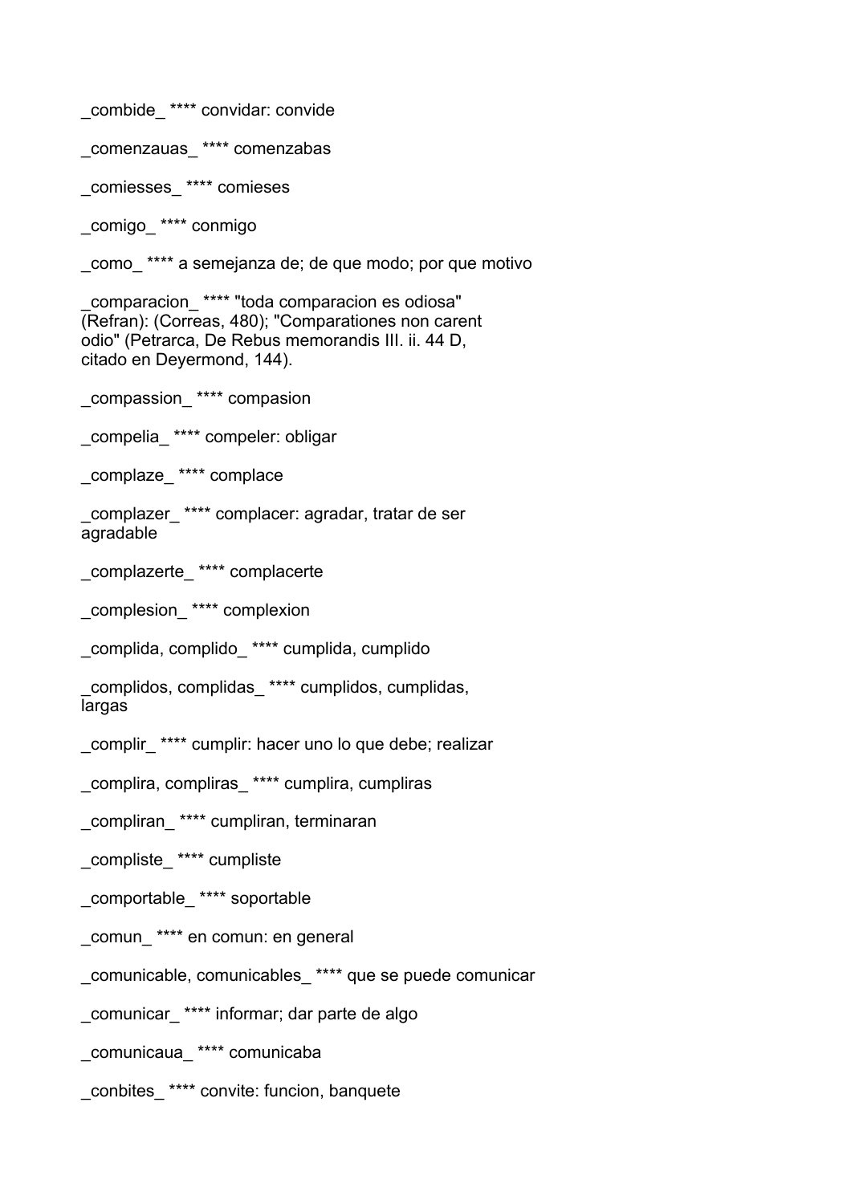_combide_ **** convidar: convide

_comenzauas_ **** comenzabas

_comiesses_ **** comieses

_comigo_ **** conmigo

_como_ **** a semejanza de; de que modo; por que motivo

_comparacion_ **** "toda comparacion es odiosa" (Refran): (Correas, 480); "Comparationes non carent odio" (Petrarca, De Rebus memorandis III. ii. 44 D, citado en Deyermond, 144).

_compassion_ **** compasion

_compelia_ **** compeler: obligar

_complaze_ **** complace

_complazer_ **** complacer: agradar, tratar de ser agradable

_complazerte_ **** complacerte

_complesion_ **** complexion

_complida, complido_ **** cumplida, cumplido

_complidos, complidas_ **** cumplidos, cumplidas, largas

_complir_ **** cumplir: hacer uno lo que debe; realizar

_complira, compliras_ **** cumplira, cumpliras

_compliran_ **** cumpliran, terminaran

_compliste_ **** cumpliste

_comportable_ **** soportable

_comun_ **** en comun: en general

_comunicable, comunicables_ **** que se puede comunicar

_comunicar_ **** informar; dar parte de algo

_comunicaua_ **** comunicaba

_conbites_ **** convite: funcion, banquete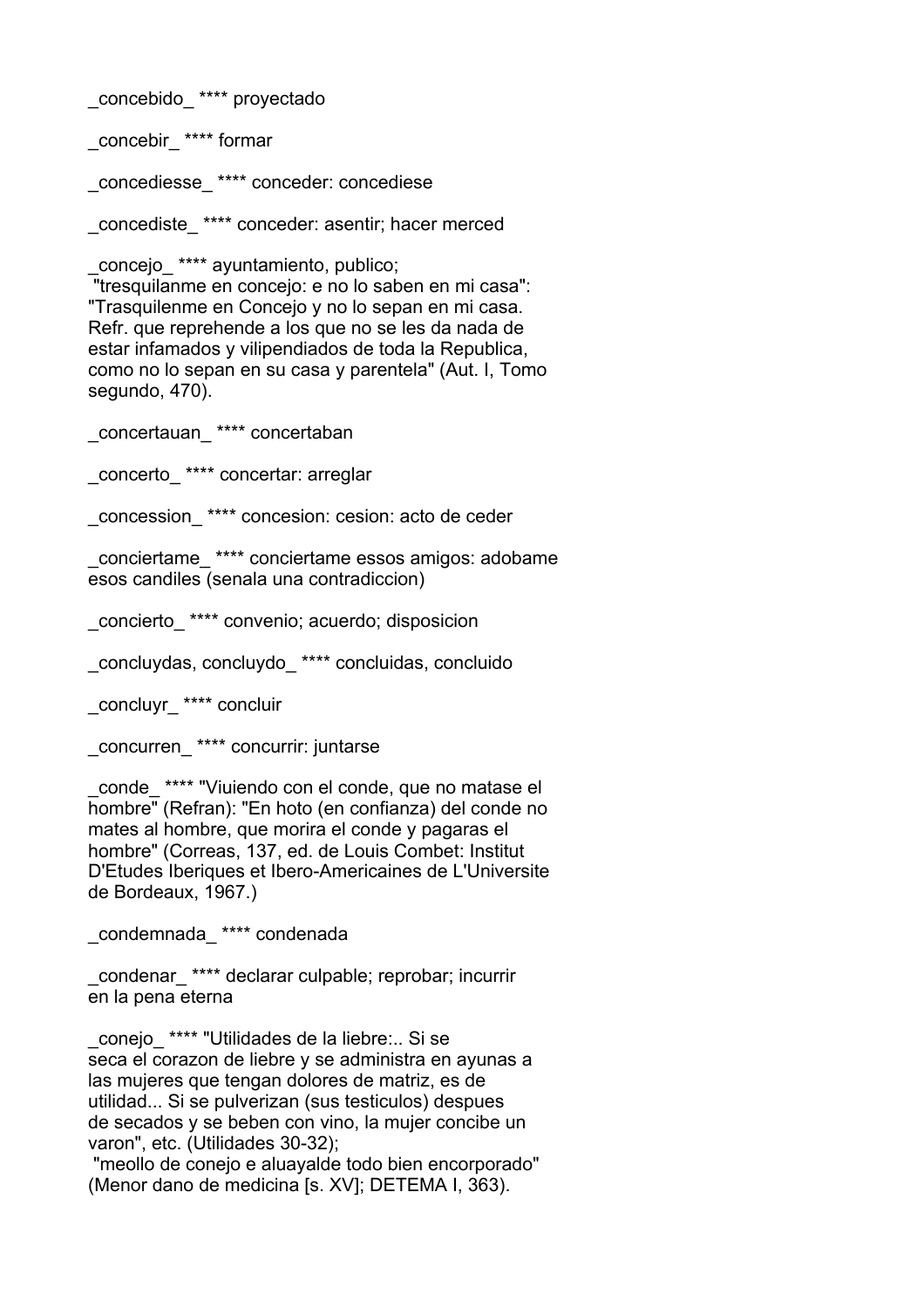_concebido_ **** proyectado

_concebir_ **** formar

_concediesse_ **** conceder: concediese

_concediste_ **** conceder: asentir; hacer merced

_concejo_ **** ayuntamiento, publico;
"tresquilanme en concejo: e no lo saben en mi casa": "Trasquilenme en Concejo y no lo sepan en mi casa. Refr. que reprehende a los que no se les da nada de estar infamados y vilipendiados de toda la Republica, como no lo sepan en su casa y parentela" (Aut. I, Tomo segundo, 470).

_concertauan_ **** concertaban

_concerto_ **** concertar: arreglar

_concession_ **** concesion: cesion: acto de ceder

_conciertame_ **** conciertame essos amigos: adobame esos candiles (senala una contradiccion)

_concierto_ **** convenio; acuerdo; disposicion

_concluydas, concluydo_ **** concluidas, concluido

_concluyr_ **** concluir

_concurren_ **** concurrir: juntarse

_conde_ **** "Viuiendo con el conde, que no matase el hombre" (Refran): "En hoto (en confianza) del conde no mates al hombre, que morira el conde y pagaras el hombre" (Correas, 137, ed. de Louis Combet: Institut D'Etudes Iberiques et Ibero-Americaines de L'Universite de Bordeaux, 1967.)

_condemnada_ **** condenada

_condenar_ **** declarar culpable; reprobar; incurrir en la pena eterna

_conejo_ **** "Utilidades de la liebre:.. Si se seca el corazon de liebre y se administra en ayunas a las mujeres que tengan dolores de matriz, es de utilidad... Si se pulverizan (sus testiculos) despues de secados y se beben con vino, la mujer concibe un varon", etc. (Utilidades 30-32);
"meollo de conejo e aluayalde todo bien encorporado" (Menor dano de medicina [s. XV]; DETEMA I, 363).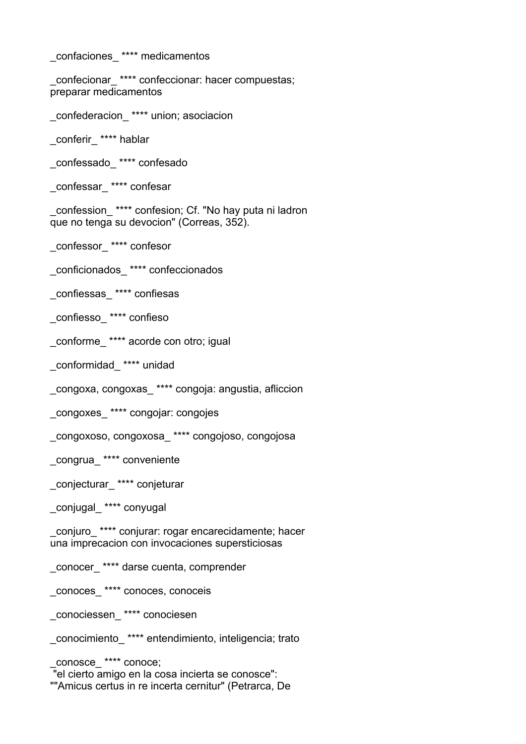_confaciones_ **** medicamentos

_confecionar_ **** confeccionar: hacer compuestas; preparar medicamentos

_confederacion_ **** union; asociacion

_conferir_ **** hablar

_confessado_ **** confesado

_confessar_ **** confesar

_confession_ **** confesion; Cf. "No hay puta ni ladron que no tenga su devocion" (Correas, 352).

_confessor_ **** confesor

_conficionados_ **** confeccionados

_confiessas_ **** confiesas

_confiesso_ **** confieso

_conforme_ **** acorde con otro; igual

_conformidad_ **** unidad

_congoxa, congoxas_ **** congoja: angustia, afliccion

_congoxes_ **** congojar: congojes

_congoxoso, congoxosa_ **** congojoso, congojosa

_congrua_ **** conveniente

_conjecturar_ **** conjeturar

_conjugal_ **** conyugal

_conjuro_ **** conjurar: rogar encarecidamente; hacer una imprecacion con invocaciones supersticiosas

_conocer_ **** darse cuenta, comprender

_conoces_ **** conoces, conoceis

_conociessen_ **** conociesen

_conocimiento_ **** entendimiento, inteligencia; trato

_conosce_ **** conoce;
"el cierto amigo en la cosa incierta se conosce":
""Amicus certus in re incerta cernitur" (Petrarca, De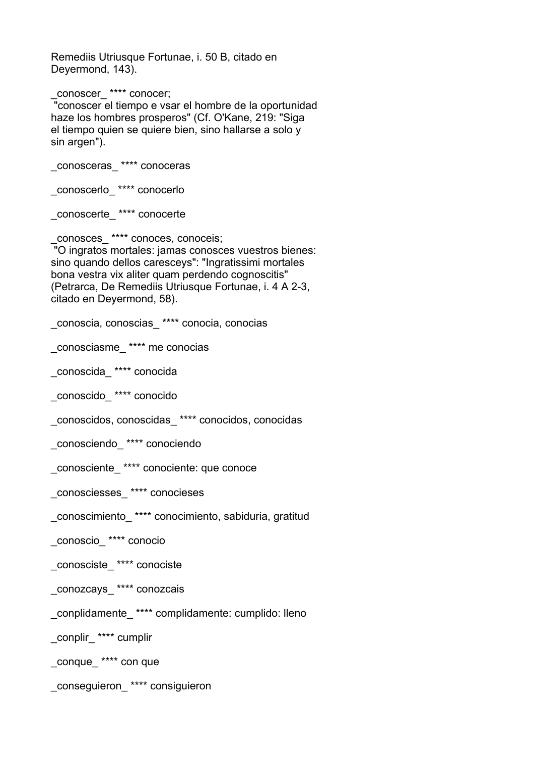Remediis Utriusque Fortunae, i. 50 B, citado en Deyermond, 143).

_conoscer_ **** conocer;
"conoscer el tiempo e vsar el hombre de la oportunidad haze los hombres prosperos" (Cf. O'Kane, 219: "Siga el tiempo quien se quiere bien, sino hallarse a solo y sin argen").

_conosceras_ **** conoceras

_conoscerlo_ **** conocerlo

_conoscerte_ **** conocerte

_conosces_ **** conoces, conoceis;
"O ingratos mortales: jamas conosces vuestros bienes: sino quando dellos caresceys": "Ingratissimi mortales bona vestra vix aliter quam perdendo cognoscitis" (Petrarca, De Remediis Utriusque Fortunae, i. 4 A 2-3, citado en Deyermond, 58).

_conoscia, conoscias_ **** conocia, conocias

_conosciasme_ **** me conocias

_conoscida_ **** conocida

_conoscido_ **** conocido

_conoscidos, conoscidas_ **** conocidos, conocidas

_conosciendo_ **** conociendo

_conosciente_ **** conociente: que conoce

_conosciesses_ **** conocieses

_conoscimiento_ **** conocimiento, sabiduria, gratitud

_conoscio_ **** conocio

_conosciste_ **** conociste

_conozcays_ **** conozcais

_conplidamente_ **** complidamente: cumplido: lleno

_conplir_ **** cumplir

_conque_ **** con que

_conseguieron_ **** consiguieron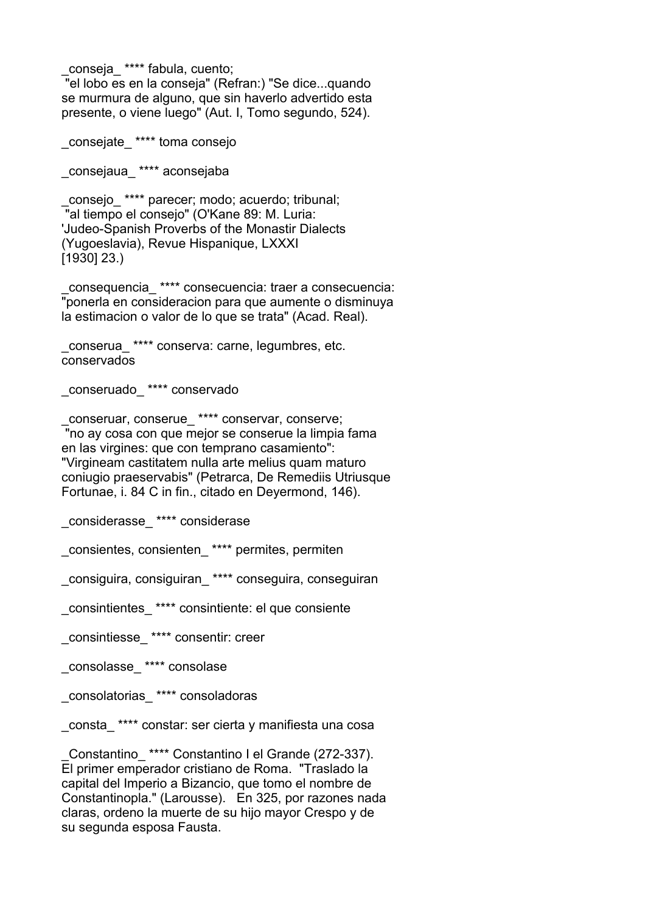_conseja_ **** fabula, cuento;
"el lobo es en la conseja" (Refran:) "Se dice...quando se murmura de alguno, que sin haverlo advertido esta presente, o viene luego" (Aut. I, Tomo segundo, 524).

_consejate_ **** toma consejo

_consejaua_ **** aconsejaba

_consejo_ **** parecer; modo; acuerdo; tribunal;
"al tiempo el consejo" (O'Kane 89: M. Luria: 'Judeo-Spanish Proverbs of the Monastir Dialects (Yugoeslavia), Revue Hispanique, LXXXI [1930] 23.)

_consequencia_ **** consecuencia: traer a consecuencia: "ponerla en consideracion para que aumente o disminuya la estimacion o valor de lo que se trata" (Acad. Real).

_conserua_ **** conserva: carne, legumbres, etc. conservados

_conseruado_ **** conservado

_conseruar, conserue_ **** conservar, conserve;
"no ay cosa con que mejor se conserue la limpia fama en las virgines: que con temprano casamiento": "Virgineam castitatem nulla arte melius quam maturo coniugio praeservabis" (Petrarca, De Remediis Utriusque Fortunae, i. 84 C in fin., citado en Deyermond, 146).

_considerasse_ **** considerase

_consientes, consienten_ **** permites, permiten

_consiguira, consiguiran_ **** conseguira, conseguiran

_consintientes_ **** consintiente: el que consiente

_consintiesse_ **** consentir: creer

_consolasse_ **** consolase

_consolatorias_ **** consoladoras

_consta_ **** constar: ser cierta y manifiesta una cosa

_Constantino_ **** Constantino I el Grande (272-337). El primer emperador cristiano de Roma. "Traslado la capital del Imperio a Bizancio, que tomo el nombre de Constantinopla." (Larousse). En 325, por razones nada claras, ordeno la muerte de su hijo mayor Crespo y de su segunda esposa Fausta.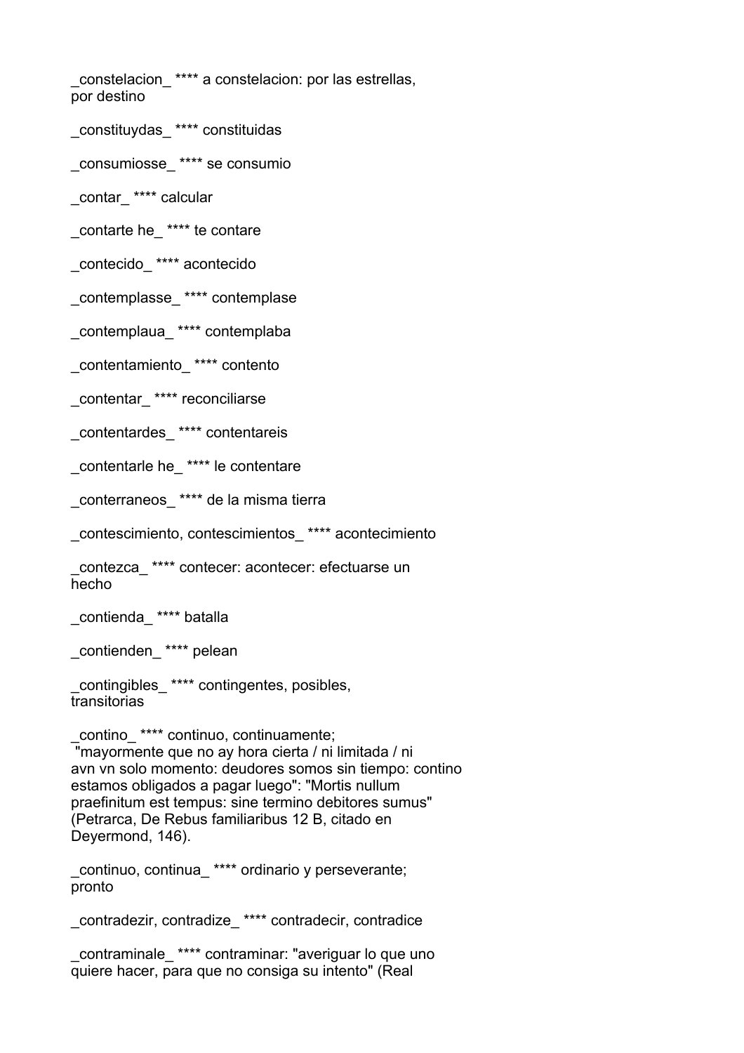_constelacion_ **** a constelacion: por las estrellas, por destino

_constituydas_ **** constituidas

_consumiosse_ **** se consumio

_contar_ **** calcular

_contarte he_ **** te contare

_contecido_ **** acontecido

_contemplasse_ **** contemplase

_contemplaua_ **** contemplaba

_contentamiento_ **** contento

_contentar_ **** reconciliarse

_contentardes_ **** contentareis

_contentarle he_ **** le contentare

_conterraneos_ **** de la misma tierra

_contescimiento, contescimientos_ **** acontecimiento

_contezca_ **** contecer: acontecer: efectuarse un hecho

_contienda_ **** batalla

_contienden_ **** pelean

_contingibles_ **** contingentes, posibles, transitorias

_contino_ **** continuo, continuamente;
"mayormente que no ay hora cierta / ni limitada / ni avn vn solo momento: deudores somos sin tiempo: contino estamos obligados a pagar luego": "Mortis nullum praefinitum est tempus: sine termino debitores sumus" (Petrarca, De Rebus familiaribus 12 B, citado en Deyermond, 146).

_continuo, continua_ **** ordinario y perseverante; pronto

_contradezir, contradize_ **** contradecir, contradice

_contraminale_ **** contraminar: "averiguar lo que uno quiere hacer, para que no consiga su intento" (Real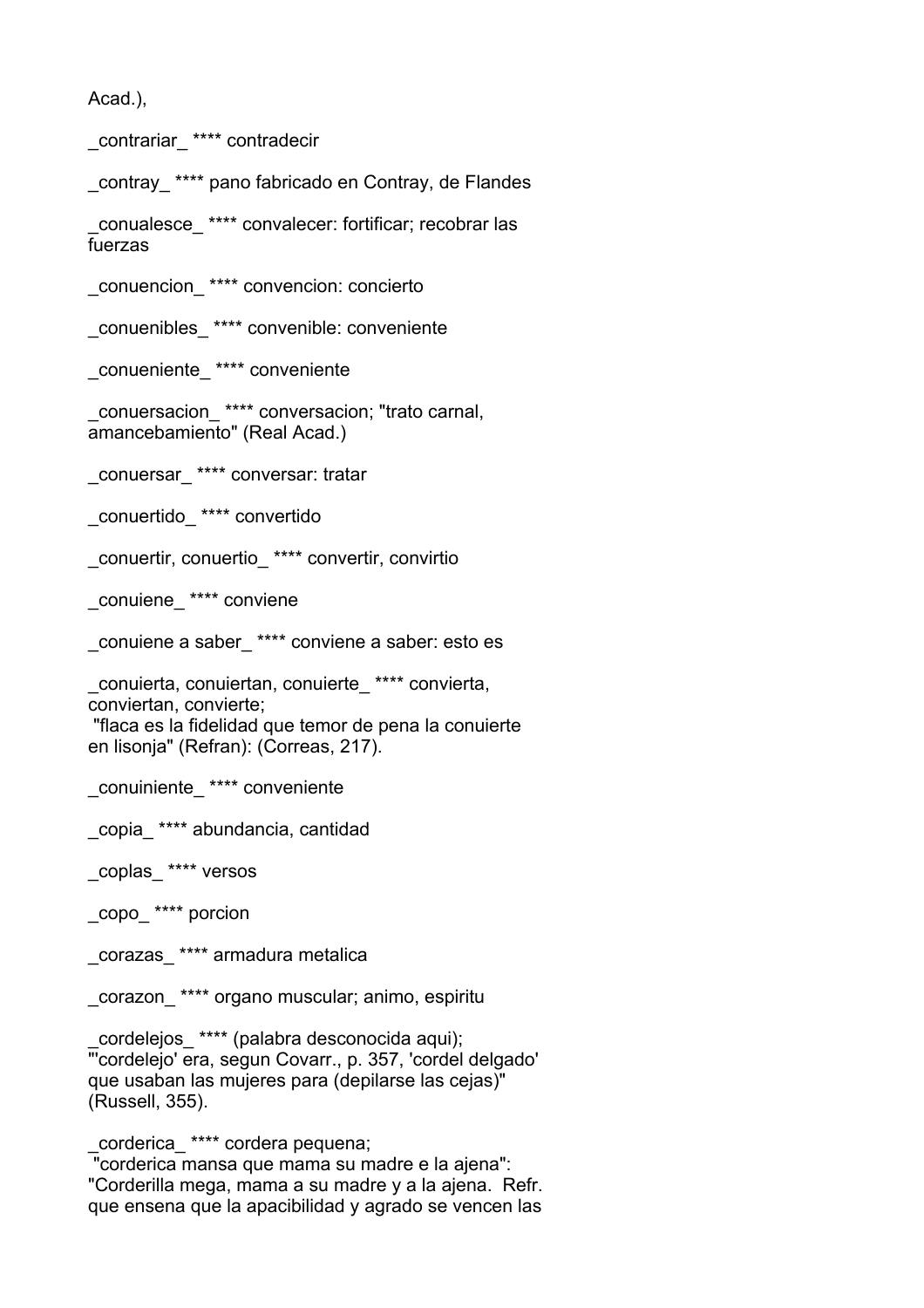Acad.),

_contrariar_ **** contradecir

_contray_ **** pano fabricado en Contray, de Flandes

_conualesce_ **** convalecer: fortificar; recobrar las fuerzas

_conuencion_ **** convencion: concierto

_conuenibles_ **** convenible: conveniente

_conueniente_ **** conveniente

_conuersacion_ **** conversacion; "trato carnal, amancebamiento" (Real Acad.)

_conuersar_ **** conversar: tratar

_conuertido_ **** convertido

_conuertir, conuertio_ **** convertir, convirtio

_conuiene_ **** conviene

_conuiene a saber_ **** conviene a saber: esto es

_conuierta, conuiertan, conuierte_ **** convierta, conviertan, convierte;
 "flaca es la fidelidad que temor de pena la conuierte en lisonja" (Refran): (Correas, 217).

_conuiniente_ **** conveniente

_copia_ **** abundancia, cantidad

_coplas_ **** versos

_copo_ **** porcion

_corazas_ **** armadura metalica

_corazon_ **** organo muscular; animo, espiritu

_cordelejos_ **** (palabra desconocida aqui); "'cordelejo' era, segun Covarr., p. 357, 'cordel delgado' que usaban las mujeres para (depilarse las cejas)" (Russell, 355).

_corderica_ **** cordera pequena;
 "corderica mansa que mama su madre e la ajena": "Corderilla mega, mama a su madre y a la ajena. Refr. que ensena que la apacibilidad y agrado se vencen las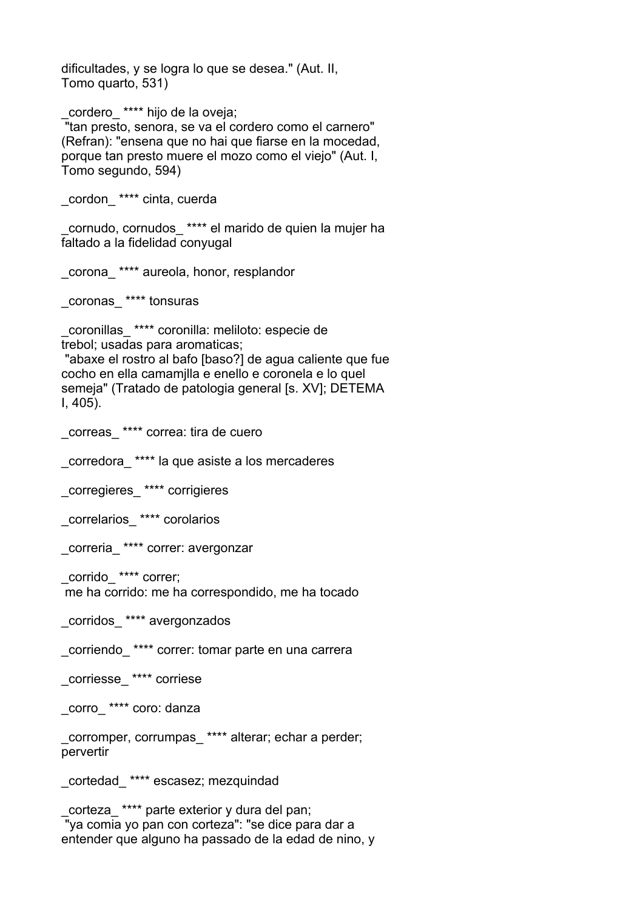dificultades, y se logra lo que se desea." (Aut. II, Tomo quarto, 531)

_cordero_ **** hijo de la oveja;
 "tan presto, senora, se va el cordero como el carnero" (Refran): "ensena que no hai que fiarse en la mocedad, porque tan presto muere el mozo como el viejo" (Aut. I, Tomo segundo, 594)

_cordon_ **** cinta, cuerda

_cornudo, cornudos_ **** el marido de quien la mujer ha faltado a la fidelidad conyugal

_corona_ **** aureola, honor, resplandor

_coronas_ **** tonsuras

_coronillas_ **** coronilla: meliloto: especie de trebol; usadas para aromaticas;
 "abaxe el rostro al bafo [baso?] de agua caliente que fue cocho en ella camamjlla e enello e coronela e lo quel semeja" (Tratado de patologia general [s. XV]; DETEMA I, 405).

_correas_ **** correa: tira de cuero

_corredora_ **** la que asiste a los mercaderes

_corregieres_ **** corrigieres

_correlarios_ **** corolarios

_correria_ **** correr: avergonzar

_corrido_ **** correr;
 me ha corrido: me ha correspondido, me ha tocado

_corridos_ **** avergonzados

_corriendo_ **** correr: tomar parte en una carrera

_corriesse_ **** corriese

_corro_ **** coro: danza

_corromper, corrumpas_ **** alterar; echar a perder; pervertir

_cortedad_ **** escasez; mezquindad

_corteza_ **** parte exterior y dura del pan;
 "ya comia yo pan con corteza": "se dice para dar a entender que alguno ha passado de la edad de nino, y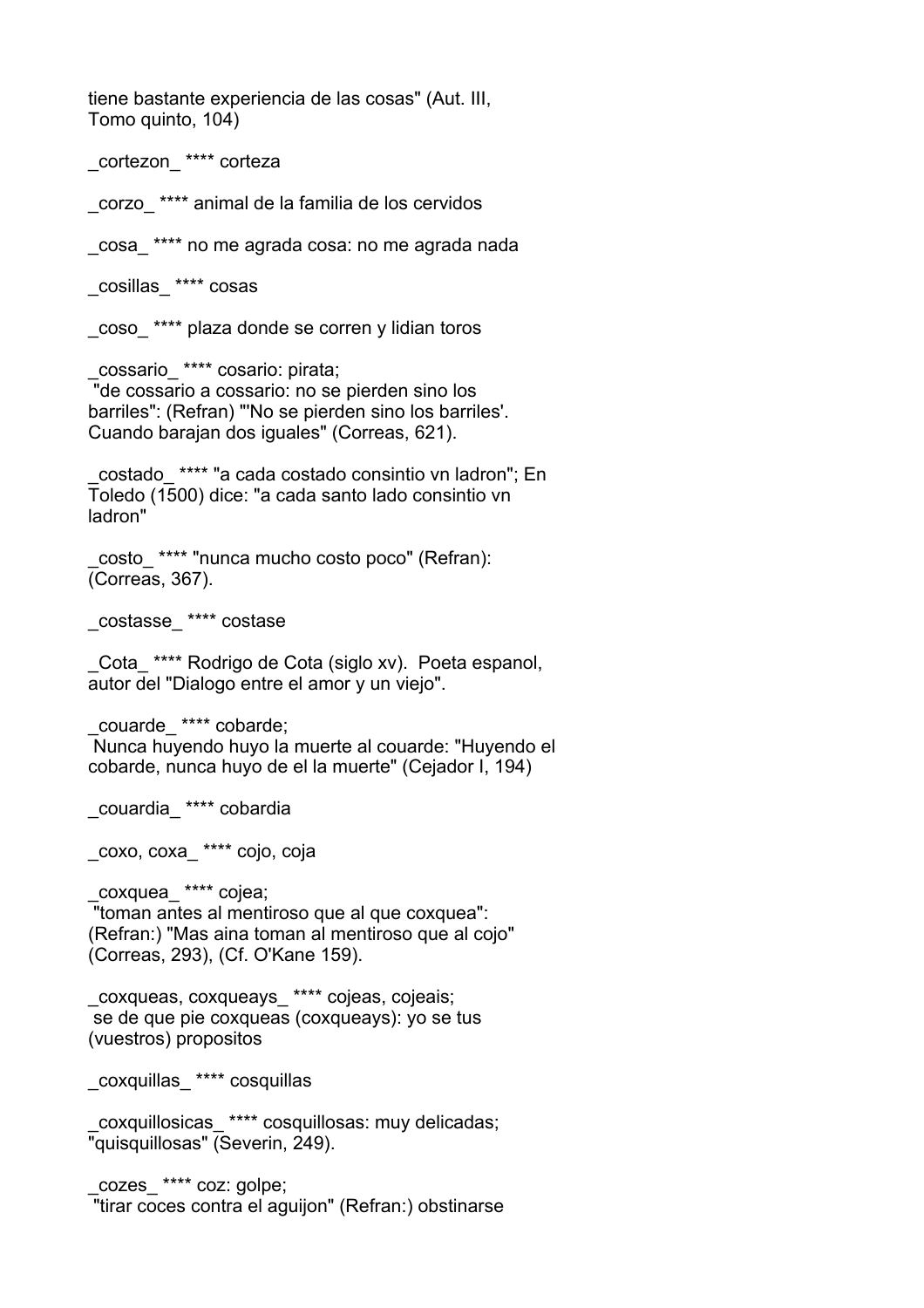tiene bastante experiencia de las cosas" (Aut. III, Tomo quinto, 104)

_cortezon_ **** corteza

_corzo_ **** animal de la familia de los cervidos

_cosa_ **** no me agrada cosa: no me agrada nada

_cosillas_ **** cosas

_coso_ **** plaza donde se corren y lidian toros

_cossario_ **** cosario: pirata;
"de cossario a cossario: no se pierden sino los barriles": (Refran) "'No se pierden sino los barriles'. Cuando barajan dos iguales" (Correas, 621).

_costado_ **** "a cada costado consintio vn ladron"; En Toledo (1500) dice: "a cada santo lado consintio vn ladron"

_costo_ **** "nunca mucho costo poco" (Refran): (Correas, 367).

_costasse_ **** costase

_Cota_ **** Rodrigo de Cota (siglo xv). Poeta espanol, autor del "Dialogo entre el amor y un viejo".

_couarde_ **** cobarde;
Nunca huyendo huyo la muerte al couarde: "Huyendo el cobarde, nunca huyo de el la muerte" (Cejador I, 194)

_couardia_ **** cobardia

_coxo, coxa_ **** cojo, coja

_coxquea_ **** cojea;
"toman antes al mentiroso que al que coxquea": (Refran:) "Mas aina toman al mentiroso que al cojo" (Correas, 293), (Cf. O'Kane 159).

_coxqueas, coxqueays_ **** cojeas, cojeais;
se de que pie coxqueas (coxqueays): yo se tus (vuestros) propositos

_coxquillas_ **** cosquillas

_coxquillosicas_ **** cosquillosas: muy delicadas; "quisquillosas" (Severin, 249).

_cozes_ **** coz: golpe;
"tirar coces contra el aguijon" (Refran:) obstinarse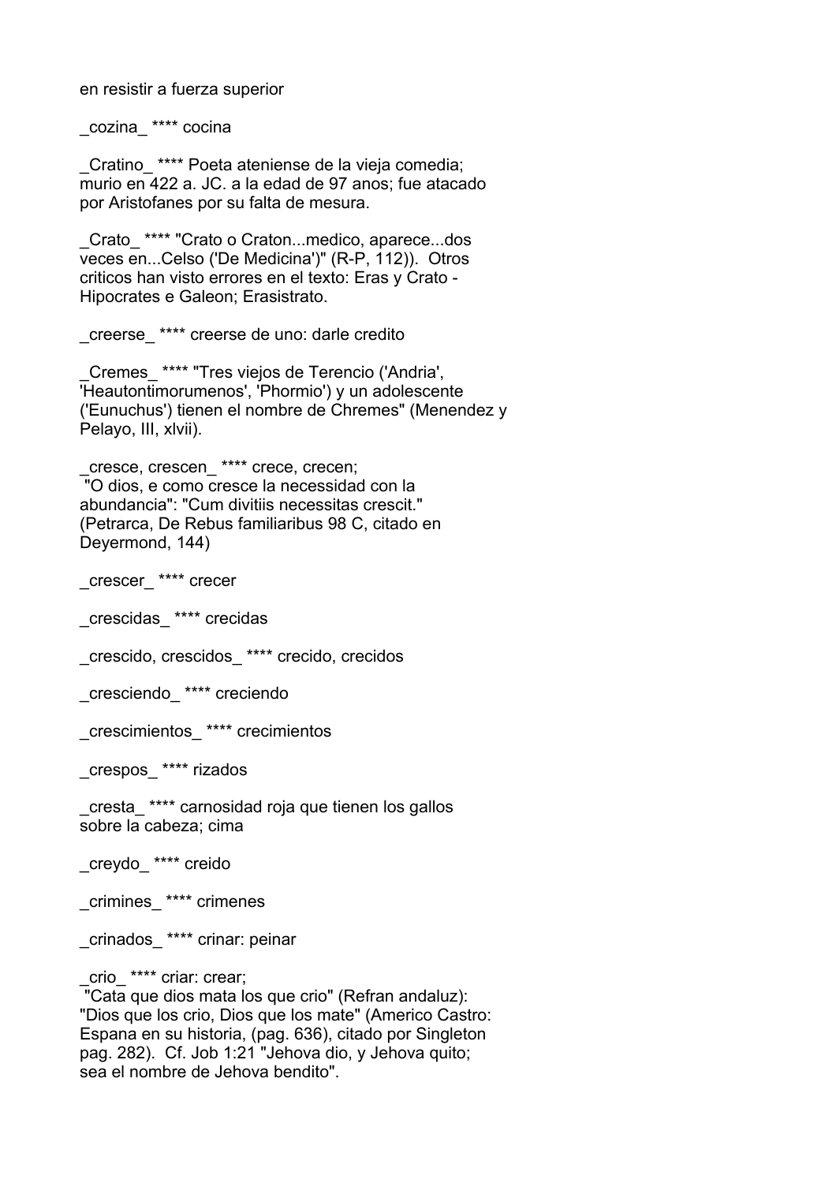en resistir a fuerza superior

_cozina_ **** cocina

_Cratino_ **** Poeta ateniense de la vieja comedia; murio en 422 a. JC. a la edad de 97 anos; fue atacado por Aristofanes por su falta de mesura.

_Crato_ **** "Crato o Craton...medico, aparece...dos veces en...Celso ('De Medicina')" (R-P, 112)). Otros criticos han visto errores en el texto: Eras y Crato - Hipocrates e Galeon; Erasistrato.

_creerse_ **** creerse de uno: darle credito

_Cremes_ **** "Tres viejos de Terencio ('Andria', 'Heautontimorumenos', 'Phormio') y un adolescente ('Eunuchus') tienen el nombre de Chremes" (Menendez y Pelayo, III, xlvii).

_cresce, crescen_ **** crece, crecen;
"O dios, e como cresce la necessidad con la abundancia": "Cum divitiis necessitas crescit." (Petrarca, De Rebus familiaribus 98 C, citado en Deyermond, 144)

_crescer_ **** crecer

_crescidas_ **** crecidas

_crescido, crescidos_ **** crecido, crecidos

_cresciendo_ **** creciendo

_crescimientos_ **** crecimientos

_crespos_ **** rizados

_cresta_ **** carnosidad roja que tienen los gallos sobre la cabeza; cima

_creydo_ **** creido

_crimines_ **** crimenes

_crinados_ **** crinar: peinar

_crio_ **** criar: crear;
"Cata que dios mata los que crio" (Refran andaluz): "Dios que los crio, Dios que los mate" (Americo Castro: Espana en su historia, (pag. 636), citado por Singleton pag. 282). Cf. Job 1:21 "Jehova dio, y Jehova quito; sea el nombre de Jehova bendito".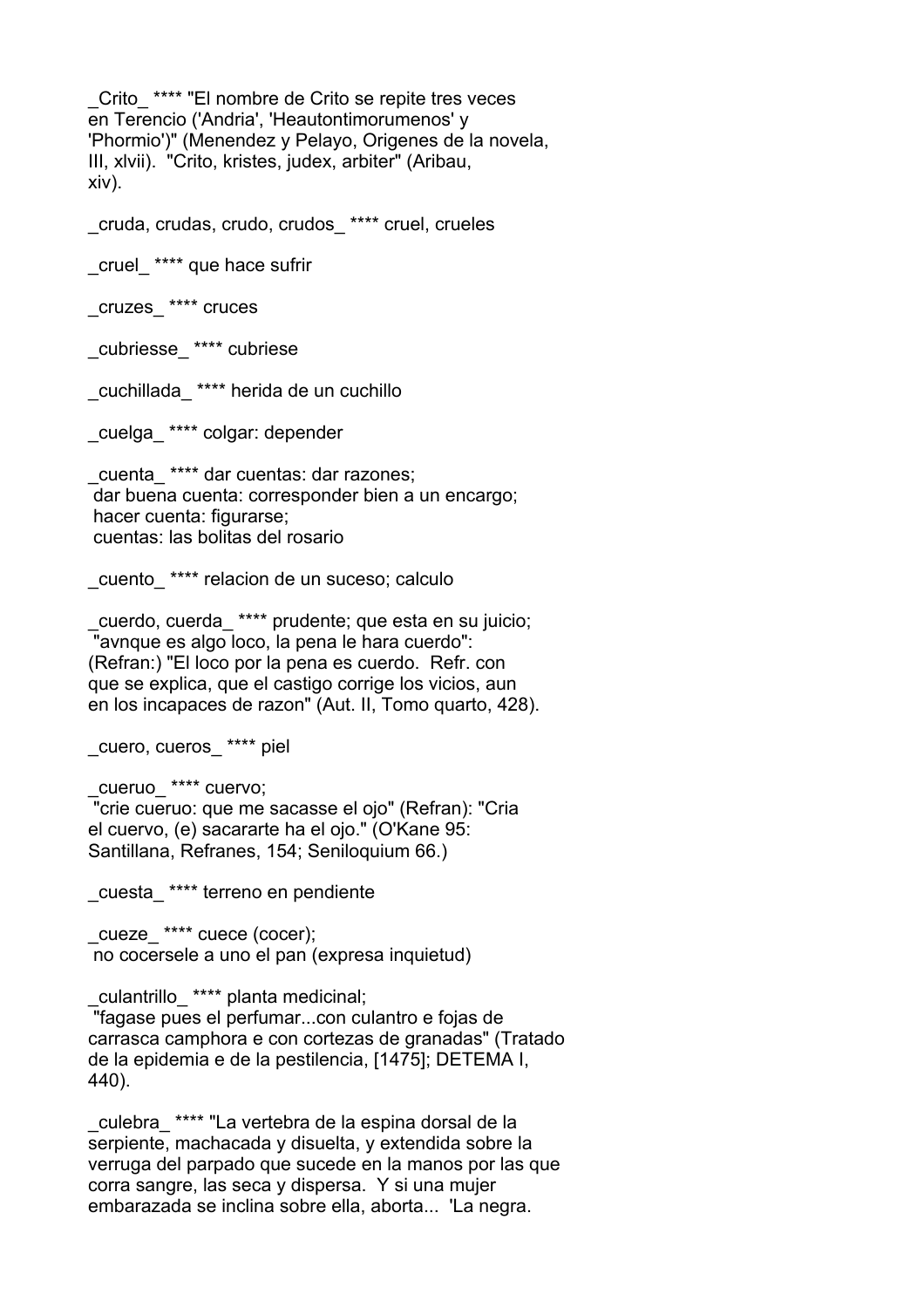_Crito_ **** "El nombre de Crito se repite tres veces en Terencio ('Andria', 'Heautontimorumenos' y 'Phormio')" (Menendez y Pelayo, Origenes de la novela, III, xlvii).  "Crito, kristes, judex, arbiter" (Aribau, xiv).

_cruda, crudas, crudo, crudos_ **** cruel, crueles

_cruel_ **** que hace sufrir

_cruzes_ **** cruces

_cubriesse_ **** cubriese

_cuchillada_ **** herida de un cuchillo

_cuelga_ **** colgar: depender

_cuenta_ **** dar cuentas: dar razones;
 dar buena cuenta: corresponder bien a un encargo;
 hacer cuenta: figurarse;
 cuentas: las bolitas del rosario

_cuento_ **** relacion de un suceso; calculo

_cuerdo, cuerda_ **** prudente; que esta en su juicio;
 "avnque es algo loco, la pena le hara cuerdo":
(Refran:) "El loco por la pena es cuerdo.  Refr. con que se explica, que el castigo corrige los vicios, aun en los incapaces de razon" (Aut. II, Tomo quarto, 428).

_cuero, cueros_ **** piel

_cueruo_ **** cuervo;
 "crie cueruo: que me sacasse el ojo" (Refran): "Cria el cuervo, (e) sacararte ha el ojo." (O'Kane 95: Santillana, Refranes, 154; Seniloquium 66.)

_cuesta_ **** terreno en pendiente

_cueze_ **** cuece (cocer);
 no cocersele a uno el pan (expresa inquietud)

_culantrillo_ **** planta medicinal;
 "fagase pues el perfumar...con culantro e fojas de carrasca camphora e con cortezas de granadas" (Tratado de la epidemia e de la pestilencia, [1475]; DETEMA I, 440).

_culebra_ **** "La vertebra de la espina dorsal de la serpiente, machacada y disuelta, y extendida sobre la verruga del parpado que sucede en la manos por las que corra sangre, las seca y dispersa.  Y si una mujer embarazada se inclina sobre ella, aborta...  'La negra.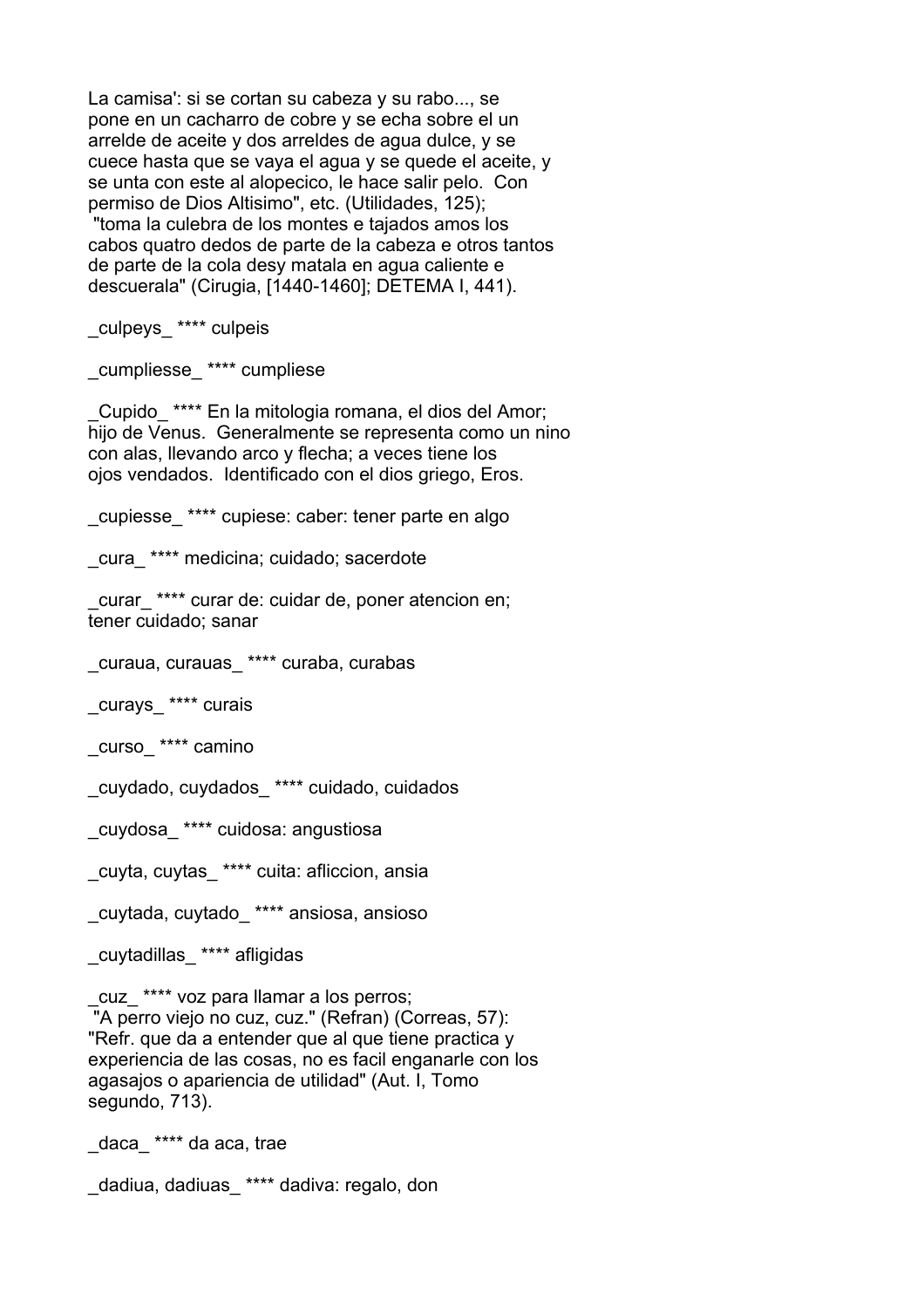La camisa': si se cortan su cabeza y su rabo..., se pone en un cacharro de cobre y se echa sobre el un arrelde de aceite y dos arreldes de agua dulce, y se cuece hasta que se vaya el agua y se quede el aceite, y se unta con este al alopecico, le hace salir pelo. Con permiso de Dios Altisimo", etc. (Utilidades, 125);
"toma la culebra de los montes e tajados amos los cabos quatro dedos de parte de la cabeza e otros tantos de parte de la cola desy matala en agua caliente e descuerala" (Cirugia, [1440-1460]; DETEMA I, 441).

_culpeys_ **** culpeis

_cumpliesse_ **** cumpliese

_Cupido_ **** En la mitologia romana, el dios del Amor; hijo de Venus. Generalmente se representa como un nino con alas, llevando arco y flecha; a veces tiene los ojos vendados. Identificado con el dios griego, Eros.

_cupiesse_ **** cupiese: caber: tener parte en algo

_cura_ **** medicina; cuidado; sacerdote

_curar_ **** curar de: cuidar de, poner atencion en; tener cuidado; sanar

_curaua, curauas_ **** curaba, curabas

_curays_ **** curais

_curso_ **** camino

_cuydado, cuydados_ **** cuidado, cuidados

_cuydosa_ **** cuidosa: angustiosa

_cuyta, cuytas_ **** cuita: afliccion, ansia

_cuytada, cuytado_ **** ansiosa, ansioso

_cuytadillas_ **** afligidas

_cuz_ **** voz para llamar a los perros;
"A perro viejo no cuz, cuz." (Refran) (Correas, 57): "Refr. que da a entender que al que tiene practica y experiencia de las cosas, no es facil enganarle con los agasajos o apariencia de utilidad" (Aut. I, Tomo segundo, 713).

_daca_ **** da aca, trae

_dadiua, dadiuas_ **** dadiva: regalo, don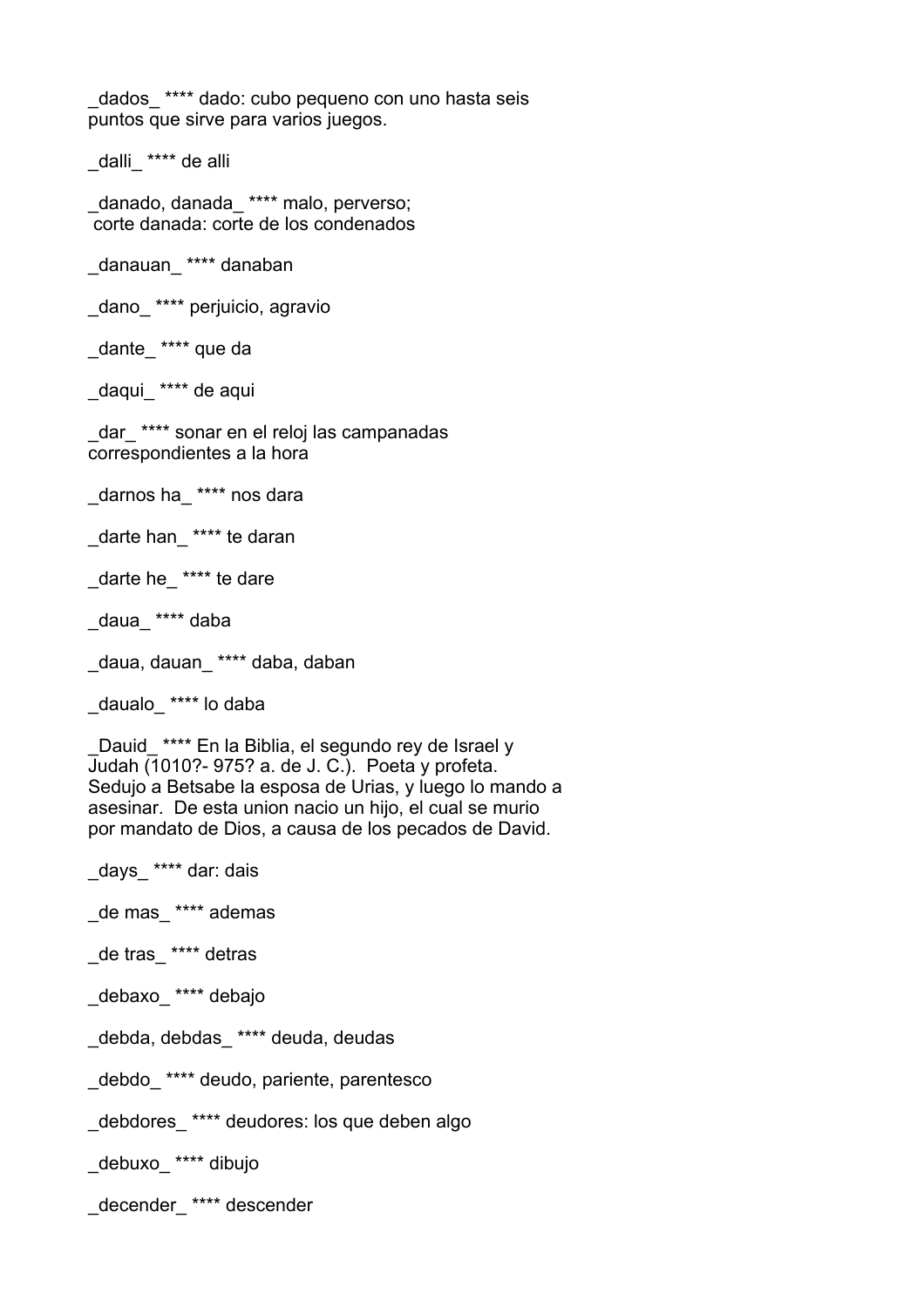_dados_ **** dado: cubo pequeno con uno hasta seis puntos que sirve para varios juegos.

_dalli_ **** de alli

_danado, danada_ **** malo, perverso;
 corte danada: corte de los condenados

_danauan_ **** danaban

_dano_ **** perjuicio, agravio

_dante_ **** que da

_daqui_ **** de aqui

_dar_ **** sonar en el reloj las campanadas correspondientes a la hora

_darnos ha_ **** nos dara

_darte han_ **** te daran

_darte he_ **** te dare

_daua_ **** daba

_daua, dauan_ **** daba, daban

_daualo_ **** lo daba

_Dauid_ **** En la Biblia, el segundo rey de Israel y Judah (1010?- 975? a. de J. C.). Poeta y profeta. Sedujo a Betsabe la esposa de Urias, y luego lo mando a asesinar. De esta union nacio un hijo, el cual se murio por mandato de Dios, a causa de los pecados de David.

_days_ **** dar: dais

_de mas_ **** ademas

_de tras_ **** detras

_debaxo_ **** debajo

_debda, debdas_ **** deuda, deudas

_debdo_ **** deudo, pariente, parentesco

_debdores_ **** deudores: los que deben algo

_debuxo_ **** dibujo

_decender_ **** descender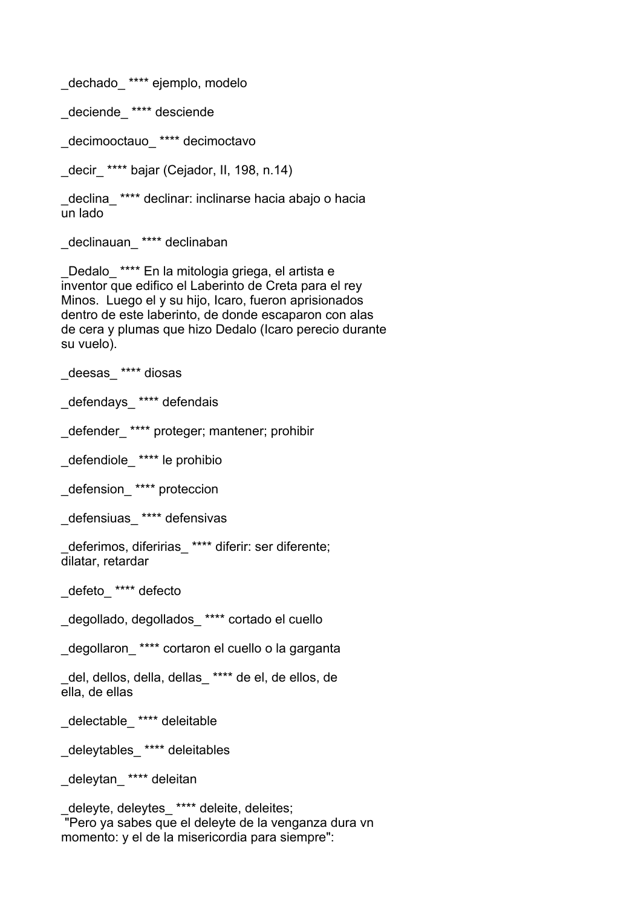_dechado_ **** ejemplo, modelo

_deciende_ **** desciende

_decimooctauo_ **** decimoctavo

_decir_ **** bajar (Cejador, II, 198, n.14)

_declina_ **** declinar: inclinarse hacia abajo o hacia un lado

_declinauan_ **** declinaban

_Dedalo_ **** En la mitologia griega, el artista e inventor que edifico el Laberinto de Creta para el rey Minos. Luego el y su hijo, Icaro, fueron aprisionados dentro de este laberinto, de donde escaparon con alas de cera y plumas que hizo Dedalo (Icaro perecio durante su vuelo).

_deesas_ **** diosas

_defendays_ **** defendais

_defender_ **** proteger; mantener; prohibir

_defendiole_ **** le prohibio

_defension_ **** proteccion

_defensiuas_ **** defensivas

_deferimos, diferirias_ **** diferir: ser diferente; dilatar, retardar

_defeto_ **** defecto

_degollado, degollados_ **** cortado el cuello

_degollaron_ **** cortaron el cuello o la garganta

_del, dellos, della, dellas_ **** de el, de ellos, de ella, de ellas

_delectable_ **** deleitable

_deleytables_ **** deleitables

_deleytan_ **** deleitan

_deleyte, deleytes_ **** deleite, deleites;
"Pero ya sabes que el deleyte de la venganza dura vn momento: y el de la misericordia para siempre":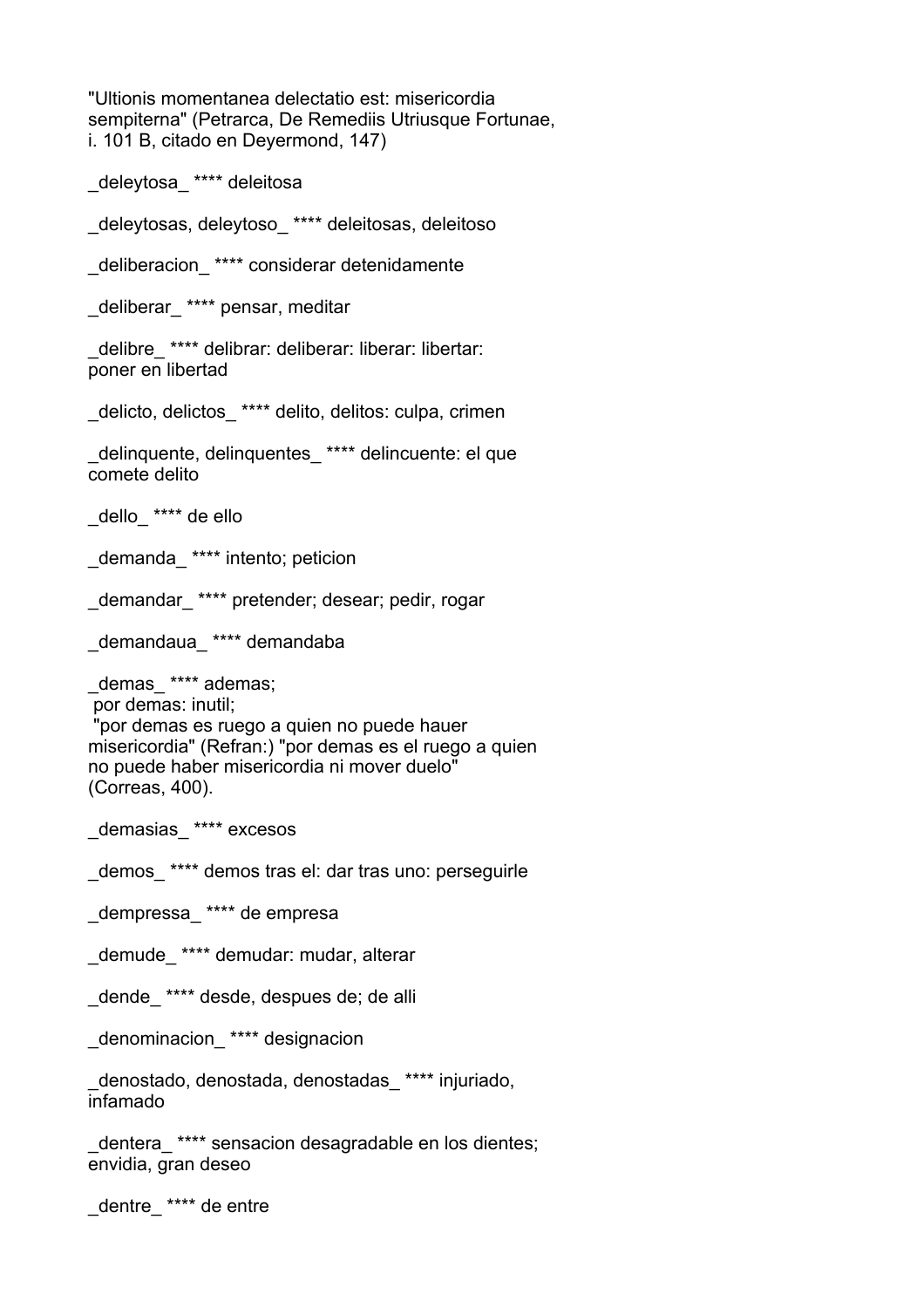"Ultionis momentanea delectatio est: misericordia sempiterna" (Petrarca, De Remediis Utriusque Fortunae, i. 101 B, citado en Deyermond, 147)

_deleytosa_ **** deleitosa

_deleytosas, deleytoso_ **** deleitosas, deleitoso

_deliberacion_ **** considerar detenidamente

_deliberar_ **** pensar, meditar

_delibre_ **** delibrar: deliberar: liberar: libertar: poner en libertad

_delicto, delictos_ **** delito, delitos: culpa, crimen

_delinquente, delinquentes_ **** delincuente: el que comete delito

_dello_ **** de ello

_demanda_ **** intento; peticion

_demandar_ **** pretender; desear; pedir, rogar

_demandaua_ **** demandaba

_demas_ **** ademas;
por demas: inutil;
"por demas es ruego a quien no puede hauer misericordia" (Refran:) "por demas es el ruego a quien no puede haber misericordia ni mover duelo" (Correas, 400).

_demasias_ **** excesos

_demos_ **** demos tras el: dar tras uno: perseguirle

_dempressa_ **** de empresa

_demude_ **** demudar: mudar, alterar

_dende_ **** desde, despues de; de alli

_denominacion_ **** designacion

_denostado, denostada, denostadas_ **** injuriado, infamado

_dentera_ **** sensacion desagradable en los dientes; envidia, gran deseo

_dentre_ **** de entre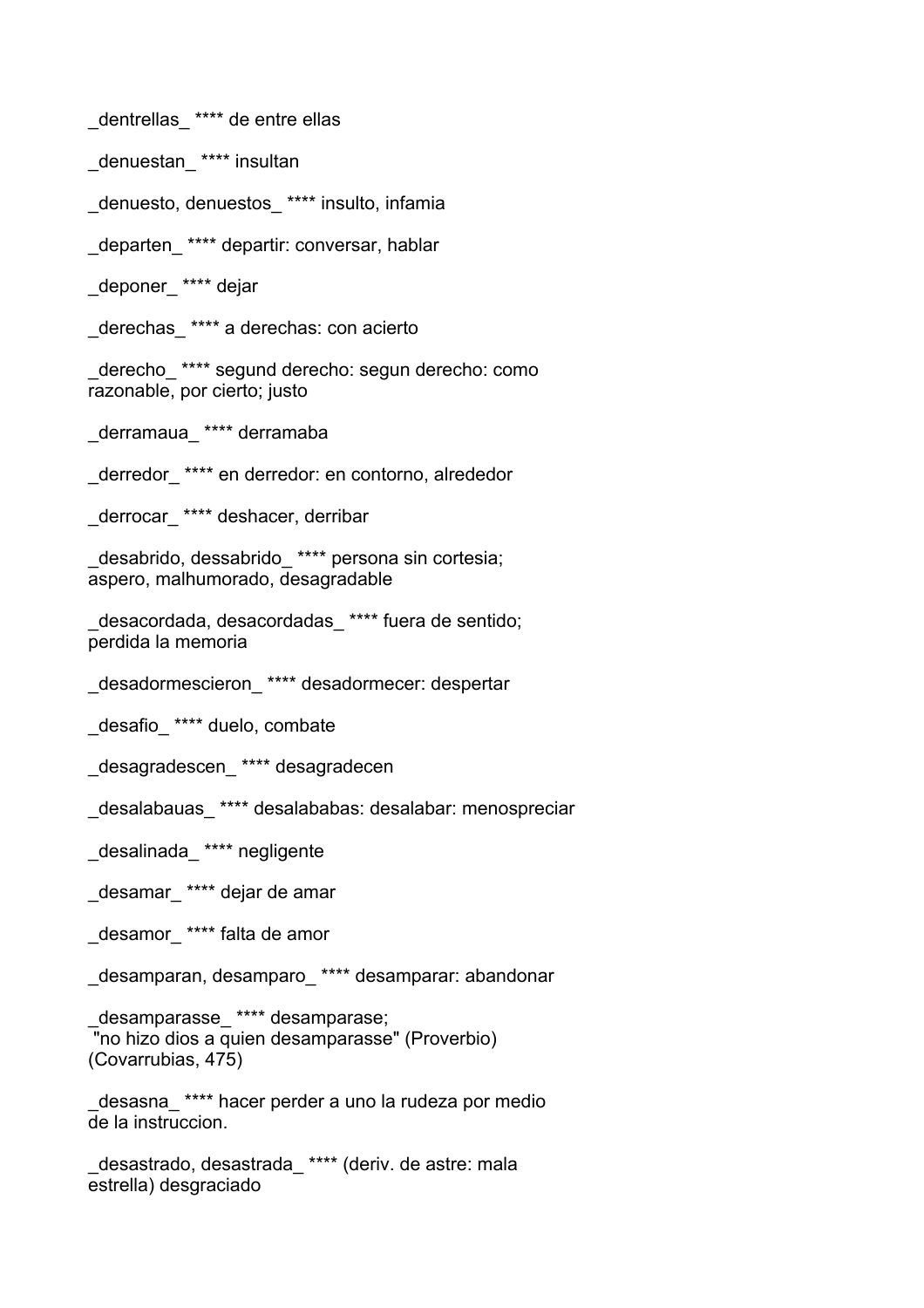_dentrellas_ **** de entre ellas

_denuestan_ **** insultan

_denuesto, denuestos_ **** insulto, infamia

_departen_ **** departir: conversar, hablar

_deponer_ **** dejar

_derechas_ **** a derechas: con acierto

_derecho_ **** segund derecho: segun derecho: como razonable, por cierto; justo

_derramaua_ **** derramaba

_derredor_ **** en derredor: en contorno, alrededor

_derrocar_ **** deshacer, derribar

_desabrido, dessabrido_ **** persona sin cortesia; aspero, malhumorado, desagradable

_desacordada, desacordadas_ **** fuera de sentido; perdida la memoria

_desadormescieron_ **** desadormecer: despertar

_desafio_ **** duelo, combate

_desagradescen_ **** desagradecen

_desalabauas_ **** desalababas: desalabar: menospreciar

_desalinada_ **** negligente

_desamar_ **** dejar de amar

_desamor_ **** falta de amor

_desamparan, desamparo_ **** desamparar: abandonar

_desamparasse_ **** desamparase;
"no hizo dios a quien desamparasse" (Proverbio) (Covarrubias, 475)

_desasna_ **** hacer perder a uno la rudeza por medio de la instruccion.

_desastrado, desastrada_ **** (deriv. de astre: mala estrella) desgraciado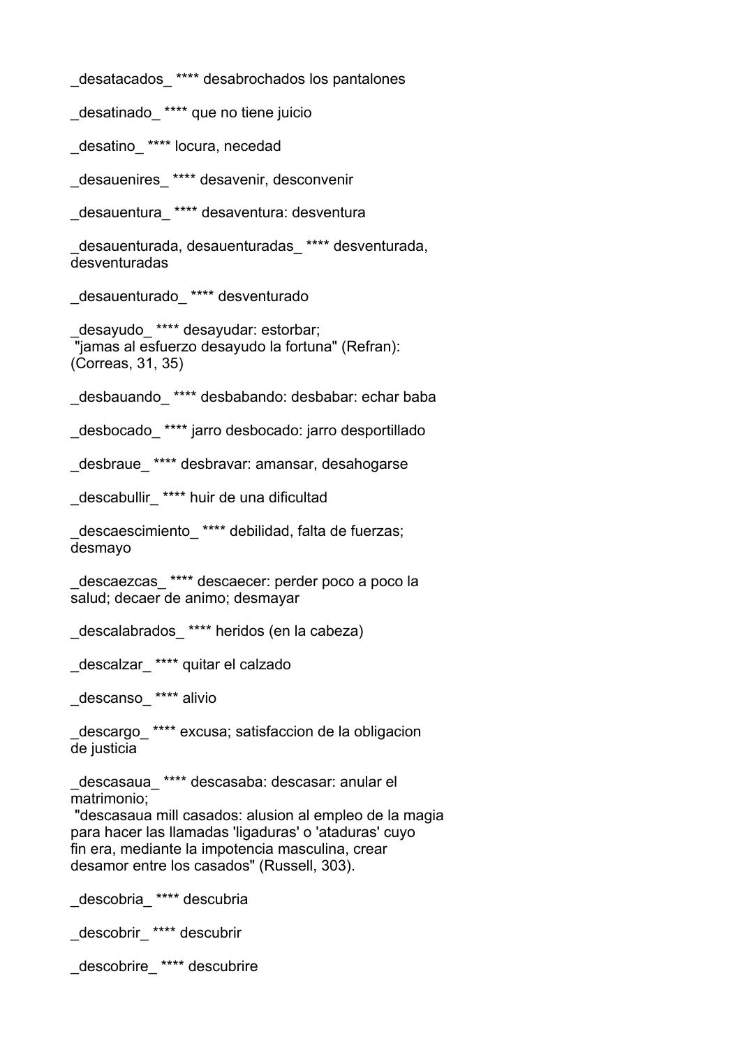_desatacados_ **** desabrochados los pantalones

_desatinado_ **** que no tiene juicio

_desatino_ **** locura, necedad

_desauenires_ **** desavenir, desconvenir

_desauentura_ **** desaventura: desventura

_desauenturada, desauenturadas_ **** desventurada, desventuradas

_desauenturado_ **** desventurado

_desayudo_ **** desayudar: estorbar;
"jamas al esfuerzo desayudo la fortuna" (Refran): (Correas, 31, 35)

_desbauando_ **** desbabando: desbabar: echar baba

_desbocado_ **** jarro desbocado: jarro desportillado

_desbraue_ **** desbravar: amansar, desahogarse

_descabullir_ **** huir de una dificultad

_descaescimiento_ **** debilidad, falta de fuerzas; desmayo

_descaezcas_ **** descaecer: perder poco a poco la salud; decaer de animo; desmayar

_descalabrados_ **** heridos (en la cabeza)

_descalzar_ **** quitar el calzado

_descanso_ **** alivio

_descargo_ **** excusa; satisfaccion de la obligacion de justicia

_descasaua_ **** descasaba: descasar: anular el matrimonio;
"descasaua mill casados: alusion al empleo de la magia para hacer las llamadas 'ligaduras' o 'ataduras' cuyo fin era, mediante la impotencia masculina, crear desamor entre los casados" (Russell, 303).

_descobria_ **** descubria

_descobrir_ **** descubrir

_descobrire_ **** descubrire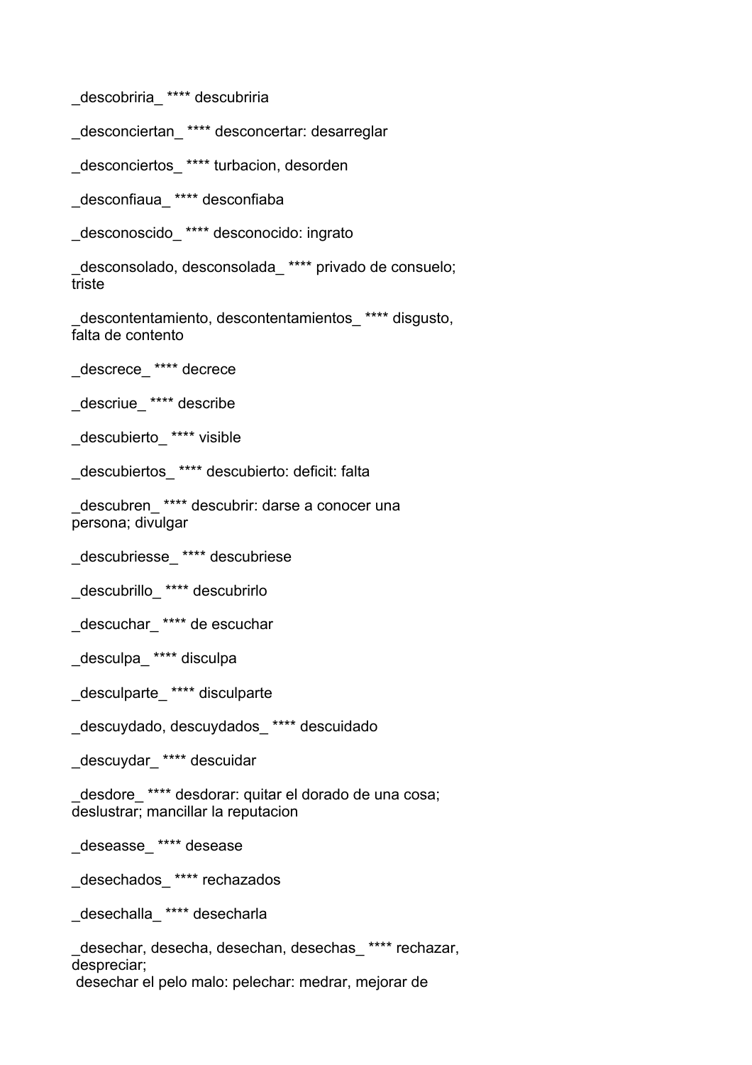_descobriria_ **** descubriria

_desconciertan_ **** desconcertar: desarreglar

_desconciertos_ **** turbacion, desorden

_desconfiaua_ **** desconfiaba

_desconoscido_ **** desconocido: ingrato

_desconsolado, desconsolada_ **** privado de consuelo; triste

_descontentamiento, descontentamientos_ **** disgusto, falta de contento

_descrece_ **** decrece

_descriue_ **** describe

_descubierto_ **** visible

_descubiertos_ **** descubierto: deficit: falta

_descubren_ **** descubrir: darse a conocer una persona; divulgar

_descubriesse_ **** descubriese

_descubrillo_ **** descubrirlo

_descuchar_ **** de escuchar

_desculpa_ **** disculpa

_desculparte_ **** disculparte

_descuydado, descuydados_ **** descuidado

_descuydar_ **** descuidar

_desdore_ **** desdorar: quitar el dorado de una cosa; deslustrar; mancillar la reputacion

_deseasse_ **** desease

_desechados_ **** rechazados

_desechalla_ **** desecharla

_desechar, desecha, desechan, desechas_ **** rechazar, despreciar;
desechar el pelo malo: pelechar: medrar, mejorar de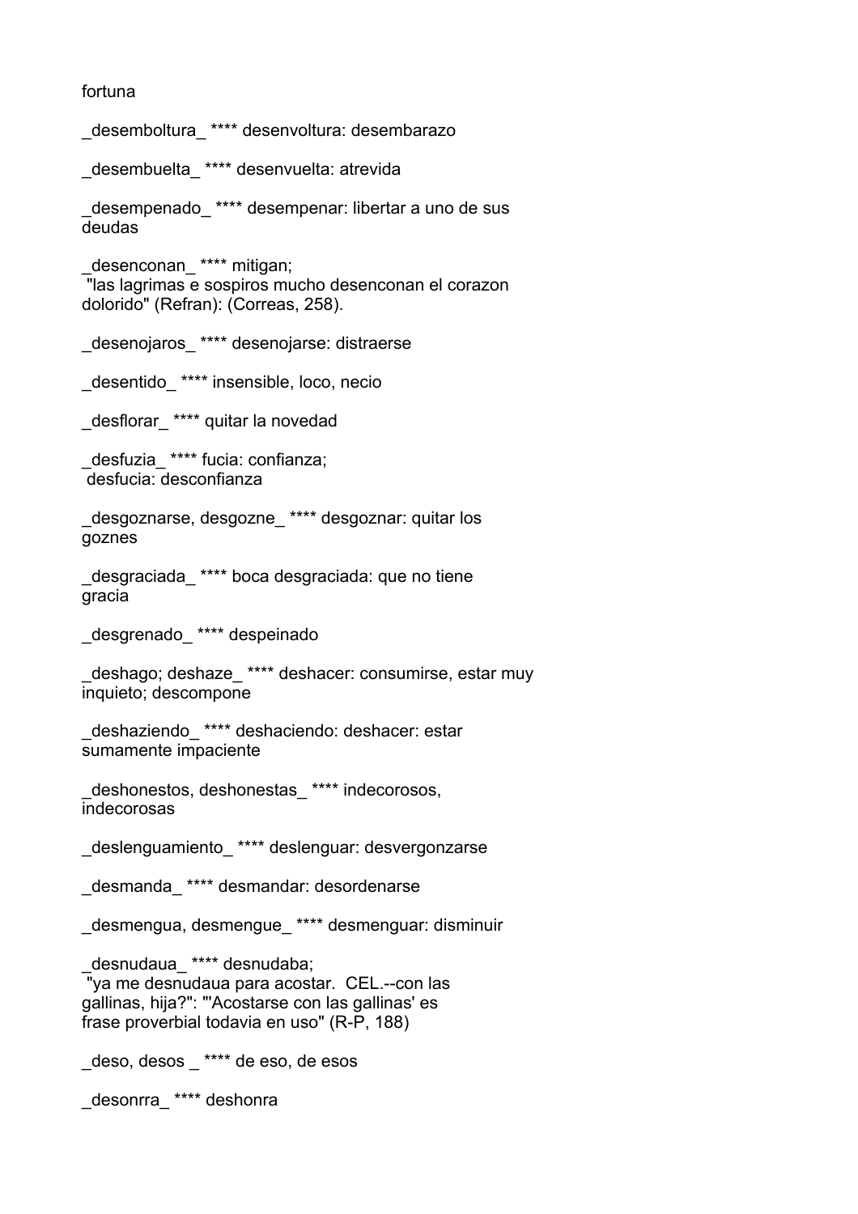fortuna

_desemboltura_ **** desenvoltura: desembarazo

_desembuelta_ **** desenvuelta: atrevida

_desempenado_ **** desempenar: libertar a uno de sus deudas

_desenconan_ **** mitigan;
 "las lagrimas e sospiros mucho desenconan el corazon dolorido" (Refran): (Correas, 258).

_desenojaros_ **** desenojarse: distraerse

_desentido_ **** insensible, loco, necio

_desflorar_ **** quitar la novedad

_desfuzia_ **** fucia: confianza;
 desfucia: desconfianza

_desgoznarse, desgozne_ **** desgoznar: quitar los goznes

_desgraciada_ **** boca desgraciada: que no tiene gracia

_desgrenado_ **** despeinado

_deshago; deshaze_ **** deshacer: consumirse, estar muy inquieto; descompone

_deshaziendo_ **** deshaciendo: deshacer: estar sumamente impaciente

_deshonestos, deshonestas_ **** indecorosos, indecorosas

_deslenguamiento_ **** deslenguar: desvergonzarse

_desmanda_ **** desmandar: desordenarse

_desmengua, desmengue_ **** desmenguar: disminuir

_desnudaua_ **** desnudaba;
 "ya me desnudaua para acostar. CEL.--con las gallinas, hija?": "'Acostarse con las gallinas' es frase proverbial todavia en uso" (R-P, 188)

_deso, desos _ **** de eso, de esos

_desonrra_ **** deshonra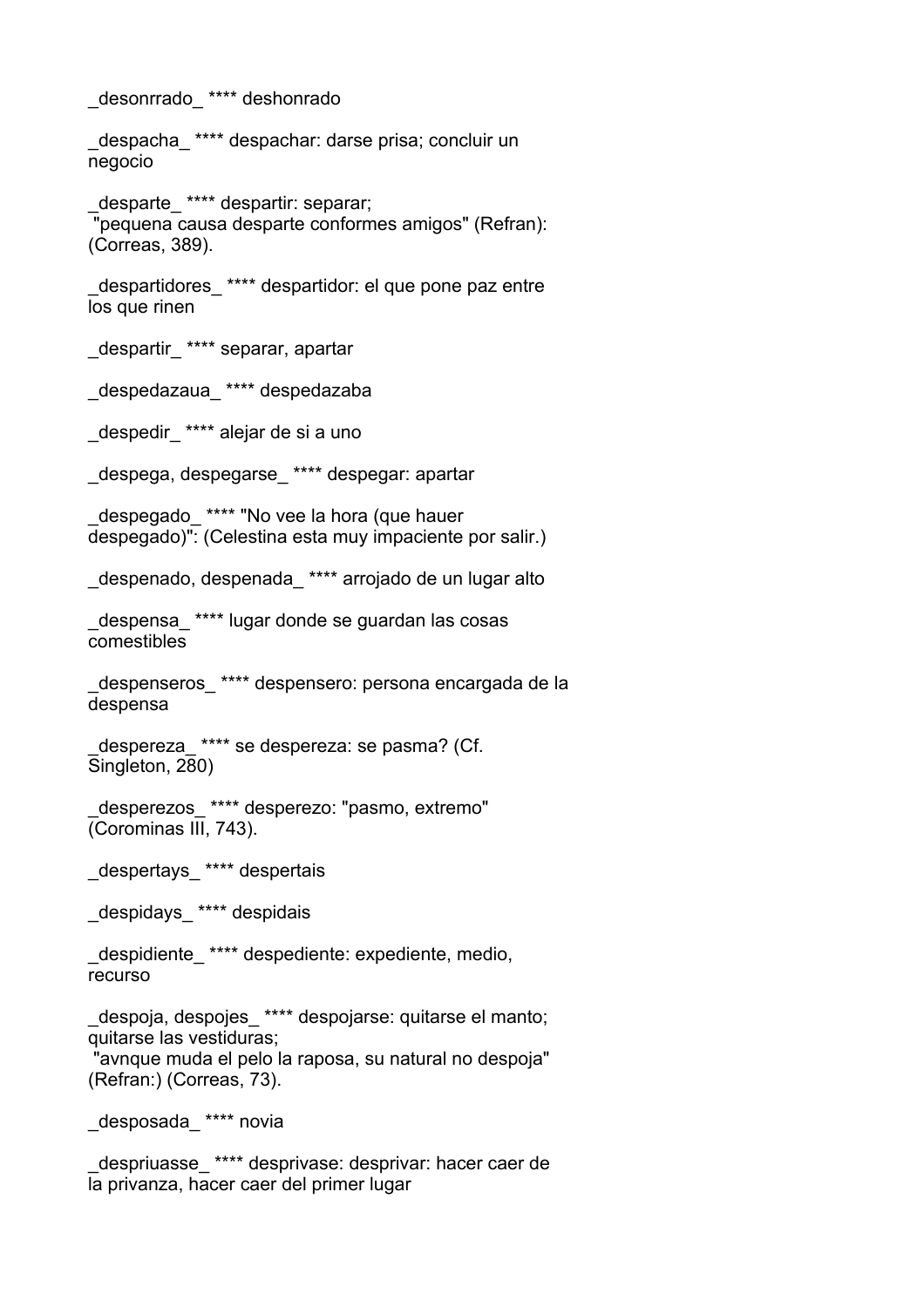_desonrrado_ **** deshonrado

_despacha_ **** despachar: darse prisa; concluir un negocio

_desparte_ **** despartir: separar;
 "pequena causa desparte conformes amigos" (Refran): (Correas, 389).

_despartidores_ **** despartidor: el que pone paz entre los que rinen

_despartir_ **** separar, apartar

_despedazaua_ **** despedazaba

_despedir_ **** alejar de si a uno

_despega, despegarse_ **** despegar: apartar

_despegado_ **** "No vee la hora (que hauer despegado)": (Celestina esta muy impaciente por salir.)

_despenado, despenada_ **** arrojado de un lugar alto

_despensa_ **** lugar donde se guardan las cosas comestibles

_despenseros_ **** despensero: persona encargada de la despensa

_despereza_ **** se despereza: se pasma? (Cf. Singleton, 280)

_desperezos_ **** desperezo: "pasmo, extremo" (Corominas III, 743).

_despertays_ **** despertais

_despidays_ **** despidais

_despidiente_ **** despediente: expediente, medio, recurso

_despoja, despojes_ **** despojarse: quitarse el manto; quitarse las vestiduras;
 "avnque muda el pelo la raposa, su natural no despoja" (Refran:) (Correas, 73).

_desposada_ **** novia

_despriuasse_ **** desprivase: desprivar: hacer caer de la privanza, hacer caer del primer lugar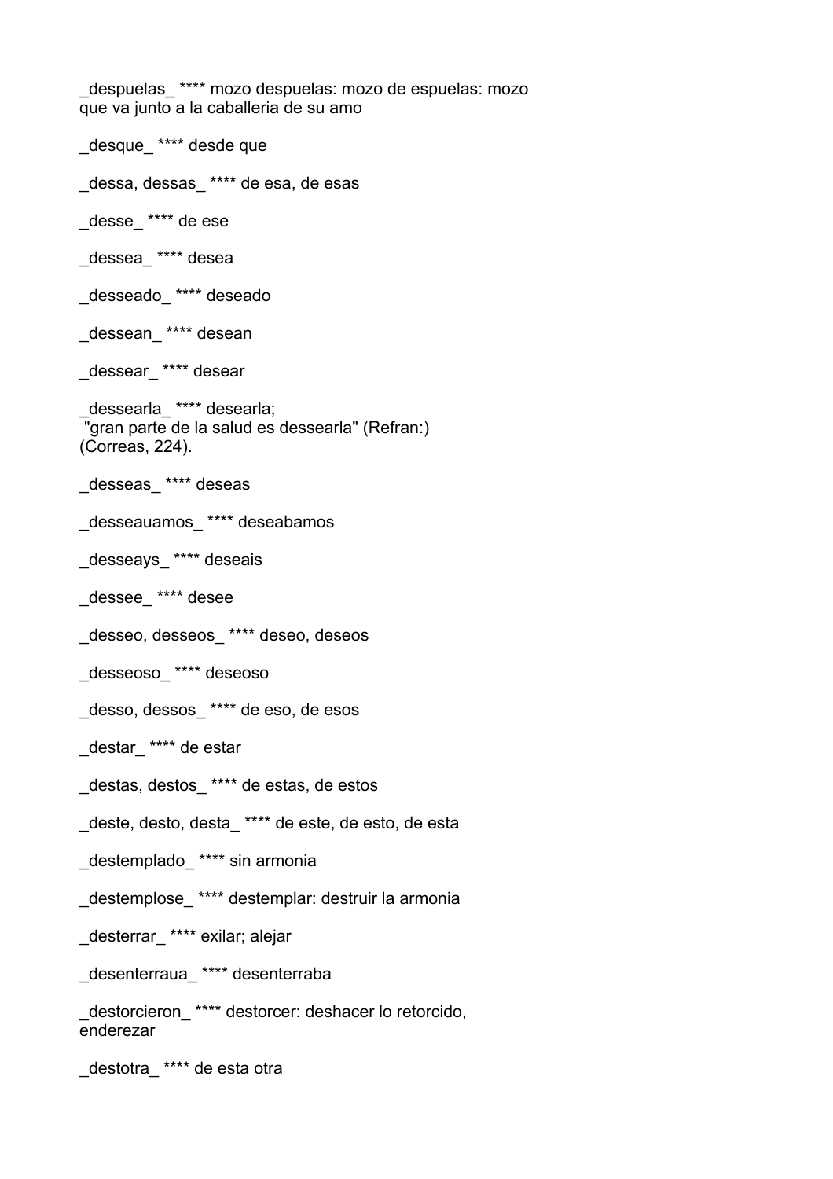_despuelas_ **** mozo despuelas: mozo de espuelas: mozo que va junto a la caballeria de su amo

_desque_ **** desde que

_dessa, dessas_ **** de esa, de esas

_desse_ **** de ese

_dessea_ **** desea

_desseado_ **** deseado

_dessean_ **** desean

_dessear_ **** desear

_dessearla_ **** desearla;
"gran parte de la salud es dessearla" (Refran:)
(Correas, 224).

_desseas_ **** deseas

_desseauamos_ **** deseabamos

_desseays_ **** deseais

_dessee_ **** desee

_desseo, desseos_ **** deseo, deseos

_desseoso_ **** deseoso

_desso, dessos_ **** de eso, de esos

_destar_ **** de estar

_destas, destos_ **** de estas, de estos

_deste, desto, desta_ **** de este, de esto, de esta

_destemplado_ **** sin armonia

_destemplose_ **** destemplar: destruir la armonia

_desterrar_ **** exilar; alejar

_desenterraua_ **** desenterraba

_destorcieron_ **** destorcer: deshacer lo retorcido, enderezar

_destotra_ **** de esta otra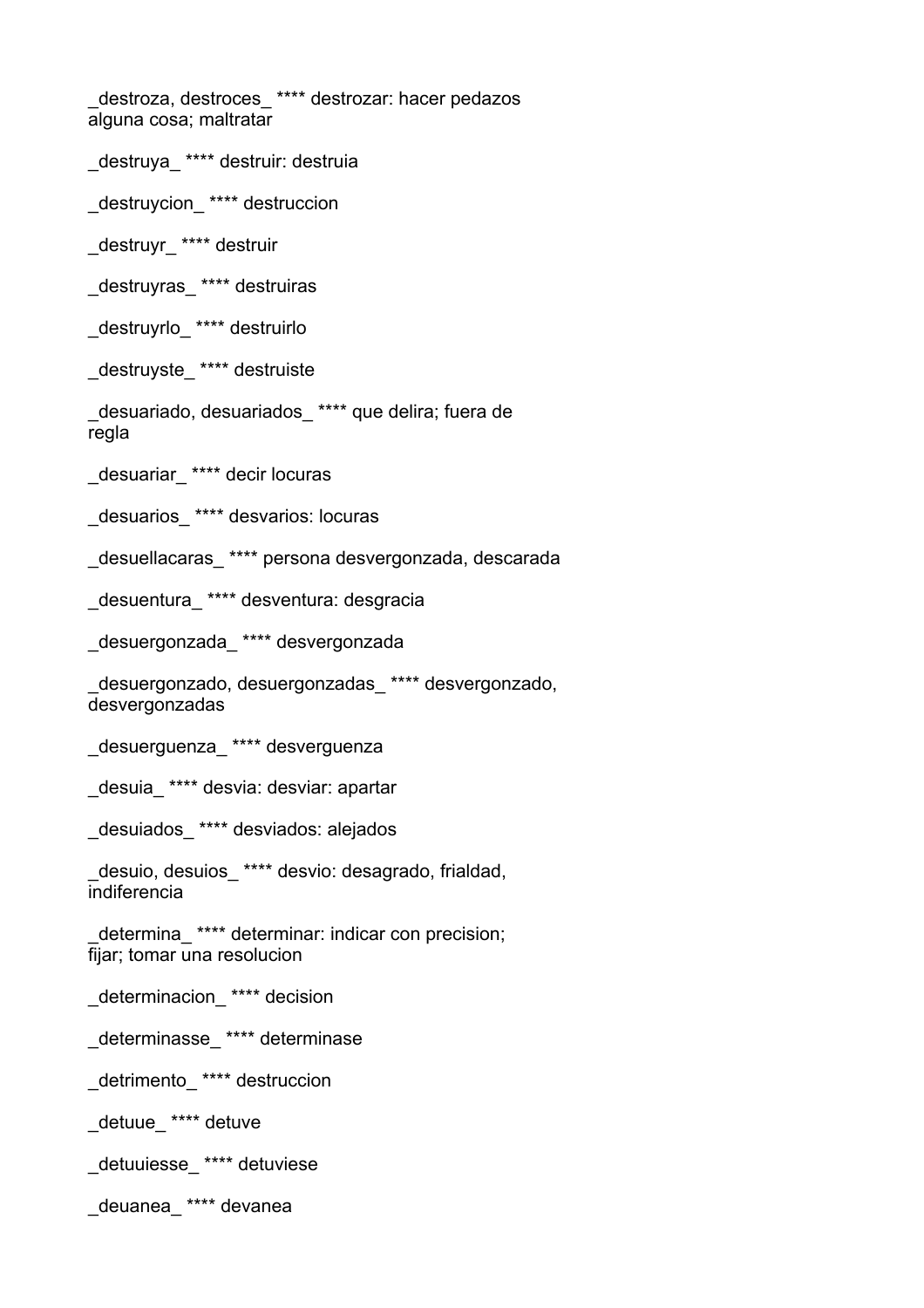_destroza, destroces_ **** destrozar: hacer pedazos alguna cosa; maltratar

_destruya_ **** destruir: destruia

_destruycion_ **** destruccion

_destruyr_ **** destruir

_destruyras_ **** destruiras

_destruyrlo_ **** destruirlo

_destruyste_ **** destruiste

_desuariado, desuariados_ **** que delira; fuera de regla

_desuariar_ **** decir locuras

_desuarios_ **** desvarios: locuras

_desuellacaras_ **** persona desvergonzada, descarada

_desuentura_ **** desventura: desgracia

_desuergonzada_ **** desvergonzada

_desuergonzado, desuergonzadas_ **** desvergonzado, desvergonzadas

_desuerguenza_ **** desverguenza

_desuia_ **** desvia: desviar: apartar

_desuiados_ **** desviados: alejados

_desuio, desuios_ **** desvio: desagrado, frialdad, indiferencia

_determina_ **** determinar: indicar con precision; fijar; tomar una resolucion

_determinacion_ **** decision

_determinasse_ **** determinase

_detrimento_ **** destruccion

_detuue_ **** detuve

_detuuiesse_ **** detuviese

_deuanea_ **** devanea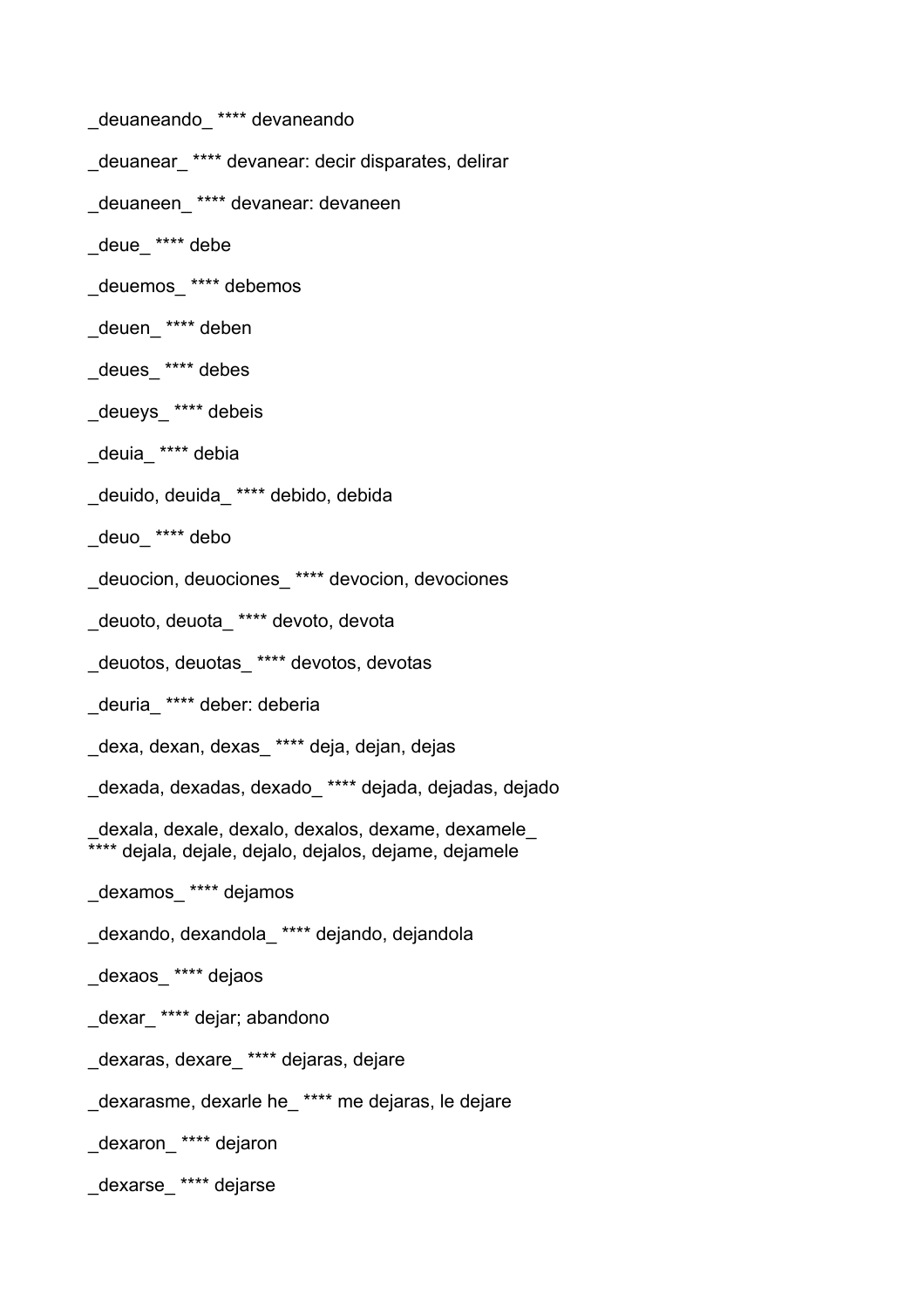_deuaneando_ **** devaneando

_deuanear_ **** devanear: decir disparates, delirar

_deuaneen_ **** devanear: devaneen

_deue_ **** debe

_deuemos_ **** debemos

_deuen_ **** deben

_deues_ **** debes

_deueys_ **** debeis

_deuia_ **** debia

_deuido, deuida_ **** debido, debida

_deuo_ **** debo

_deuocion, deuociones_ **** devocion, devociones

_deuoto, deuota_ **** devoto, devota

_deuotos, deuotas_ **** devotos, devotas

_deuria_ **** deber: deberia

_dexa, dexan, dexas_ **** deja, dejan, dejas

_dexada, dexadas, dexado_ **** dejada, dejadas, dejado

_dexala, dexale, dexalo, dexalos, dexame, dexamele_ **** dejala, dejale, dejalo, dejalos, dejame, dejamele

_dexamos_ **** dejamos

_dexando, dexandola_ **** dejando, dejandola

_dexaos_ **** dejaos

_dexar_ **** dejar; abandono

_dexaras, dexare_ **** dejaras, dejare

_dexarasme, dexarle he_ **** me dejaras, le dejare

_dexaron_ **** dejaron

_dexarse_ **** dejarse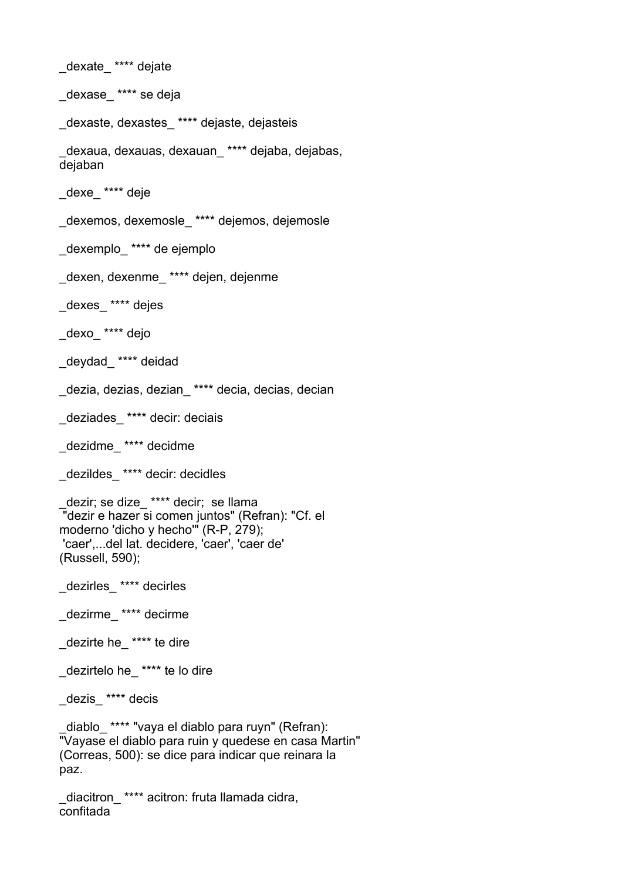_dexate_ **** dejate

_dexase_ **** se deja

_dexaste, dexastes_ **** dejaste, dejasteis

_dexaua, dexauas, dexauan_ **** dejaba, dejabas, dejaban

_dexe_ **** deje

_dexemos, dexemosle_ **** dejemos, dejemosle

_dexemplo_ **** de ejemplo

_dexen, dexenme_ **** dejen, dejenme

_dexes_ **** dejes

_dexo_ **** dejo

_deydad_ **** deidad

_dezia, dezias, dezian_ **** decia, decias, decian

_deziades_ **** decir: deciais

_dezidme_ **** decidme

_dezildes_ **** decir: decidles

_dezir; se dize_ **** decir; se llama
"dezir e hazer si comen juntos" (Refran): "Cf. el moderno 'dicho y hecho'" (R-P, 279);
'caer',...del lat. decidere, 'caer', 'caer de' (Russell, 590);

_dezirles_ **** decirles

_dezirme_ **** decirme

_dezirte he_ **** te dire

_dezirtelo he_ **** te lo dire

_dezis_ **** decis

_diablo_ **** "vaya el diablo para ruyn" (Refran): "Vayase el diablo para ruin y quedese en casa Martin" (Correas, 500): se dice para indicar que reinara la paz.

_diacitron_ **** acitron: fruta llamada cidra, confitada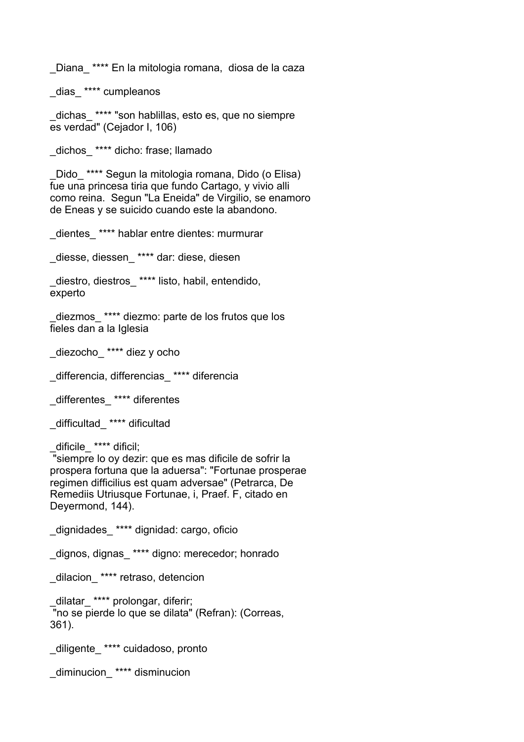_Diana_ **** En la mitologia romana,  diosa de la caza

_dias_ **** cumpleanos

_dichas_ **** "son hablillas, esto es, que no siempre es verdad" (Cejador I, 106)

_dichos_ **** dicho: frase; llamado

_Dido_ **** Segun la mitologia romana, Dido (o Elisa) fue una princesa tiria que fundo Cartago, y vivio alli como reina.  Segun "La Eneida" de Virgilio, se enamoro de Eneas y se suicido cuando este la abandono.

_dientes_ **** hablar entre dientes: murmurar

_diesse, diessen_ **** dar: diese, diesen

_diestro, diestros_ **** listo, habil, entendido, experto

_diezmos_ **** diezmo: parte de los frutos que los fieles dan a la Iglesia

_diezocho_ **** diez y ocho

_differencia, differencias_ **** diferencia

_differentes_ **** diferentes

_difficultad_ **** dificultad

_dificile_ **** dificil;
 "siempre lo oy dezir: que es mas dificile de sofrir la prospera fortuna que la aduersa": "Fortunae prosperae regimen difficilius est quam adversae" (Petrarca, De Remediis Utriusque Fortunae, i, Praef. F, citado en Deyermond, 144).

_dignidades_ **** dignidad: cargo, oficio

_dignos, dignas_ **** digno: merecedor; honrado

_dilacion_ **** retraso, detencion

_dilatar_ **** prolongar, diferir;
 "no se pierde lo que se dilata" (Refran): (Correas, 361).

_diligente_ **** cuidadoso, pronto

_diminucion_ **** disminucion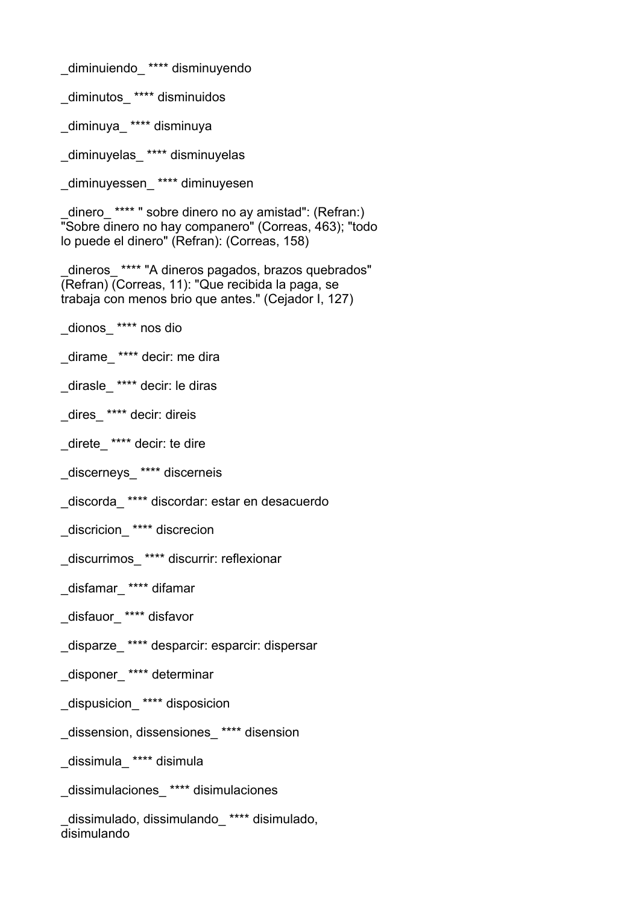_diminuiendo_ **** disminuyendo

_diminutos_ **** disminuidos

_diminuya_ **** disminuya

_diminuyelas_ **** disminuyelas

_diminuyessen_ **** diminuyesen

_dinero_ **** " sobre dinero no ay amistad": (Refran:) "Sobre dinero no hay companero" (Correas, 463); "todo lo puede el dinero" (Refran): (Correas, 158)

_dineros_ **** "A dineros pagados, brazos quebrados" (Refran) (Correas, 11): "Que recibida la paga, se trabaja con menos brio que antes." (Cejador I, 127)

_dionos_ **** nos dio

_dirame_ **** decir: me dira

_dirasle_ **** decir: le diras

_dires_ **** decir: direis

_direte_ **** decir: te dire

_discerneys_ **** discerneis

_discorda_ **** discordar: estar en desacuerdo

_discricion_ **** discrecion

_discurrimos_ **** discurrir: reflexionar

_disfamar_ **** difamar

_disfauor_ **** disfavor

_disparze_ **** desparcir: esparcir: dispersar

_disponer_ **** determinar

_dispusicion_ **** disposicion

_dissension, dissensiones_ **** disension

_dissimula_ **** disimula

_dissimulaciones_ **** disimulaciones

_dissimulado, dissimulando_ **** disimulado, disimulando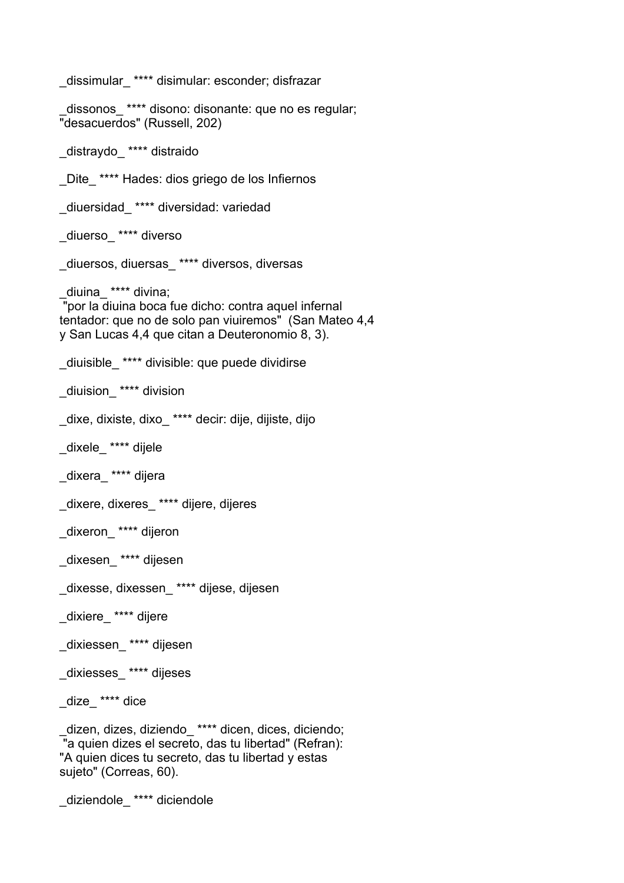_dissimular_ **** disimular: esconder; disfrazar

_dissonos_ **** disono: disonante: que no es regular; "desacuerdos" (Russell, 202)

_distraydo_ **** distraido

_Dite_ **** Hades: dios griego de los Infiernos

_diuersidad_ **** diversidad: variedad

_diuerso_ **** diverso

_diuersos, diuersas_ **** diversos, diversas

_diuina_ **** divina;
 "por la diuina boca fue dicho: contra aquel infernal tentador: que no de solo pan viuiremos"  (San Mateo 4,4 y San Lucas 4,4 que citan a Deuteronomio 8, 3).

_diuisible_ **** divisible: que puede dividirse

_diuision_ **** division

_dixe, dixiste, dixo_ **** decir: dije, dijiste, dijo

_dixele_ **** dijele

_dixera_ **** dijera

_dixere, dixeres_ **** dijere, dijeres

_dixeron_ **** dijeron

_dixesen_ **** dijesen

_dixesse, dixessen_ **** dijese, dijesen

_dixiere_ **** dijere

_dixiessen_ **** dijesen

_dixiesses_ **** dijeses

_dize_ **** dice

_dizen, dizes, diziendo_ **** dicen, dices, diciendo;
 "a quien dizes el secreto, das tu libertad" (Refran): "A quien dices tu secreto, das tu libertad y estas sujeto" (Correas, 60).

_diziendole_ **** diciendole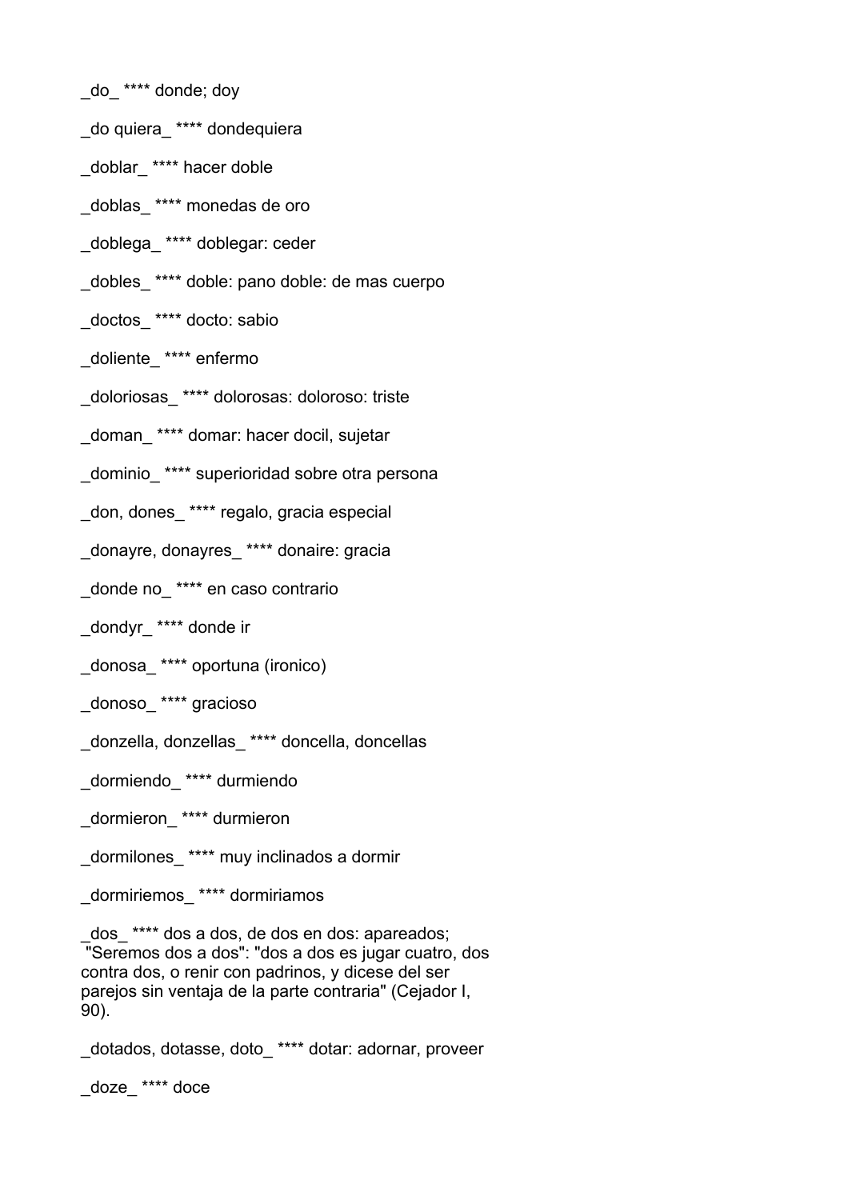_do_ **** donde; doy

_do quiera_ **** dondequiera

_doblar_ **** hacer doble

_doblas_ **** monedas de oro

_doblega_ **** doblegar: ceder

_dobles_ **** doble: pano doble: de mas cuerpo

_doctos_ **** docto: sabio

_doliente_ **** enfermo

_doloriosas_ **** dolorosas: doloroso: triste

_doman_ **** domar: hacer docil, sujetar

_dominio_ **** superioridad sobre otra persona

_don, dones_ **** regalo, gracia especial

_donayre, donayres_ **** donaire: gracia

_donde no_ **** en caso contrario

_dondyr_ **** donde ir

_donosa_ **** oportuna (ironico)

_donoso_ **** gracioso

_donzella, donzellas_ **** doncella, doncellas

_dormiendo_ **** durmiendo

_dormieron_ **** durmieron

_dormilones_ **** muy inclinados a dormir

_dormiriemos_ **** dormiriamos

_dos_ **** dos a dos, de dos en dos: apareados; "Seremos dos a dos": "dos a dos es jugar cuatro, dos contra dos, o renir con padrinos, y dicese del ser parejos sin ventaja de la parte contraria" (Cejador I, 90).

_dotados, dotasse, doto_ **** dotar: adornar, proveer

_doze_ **** doce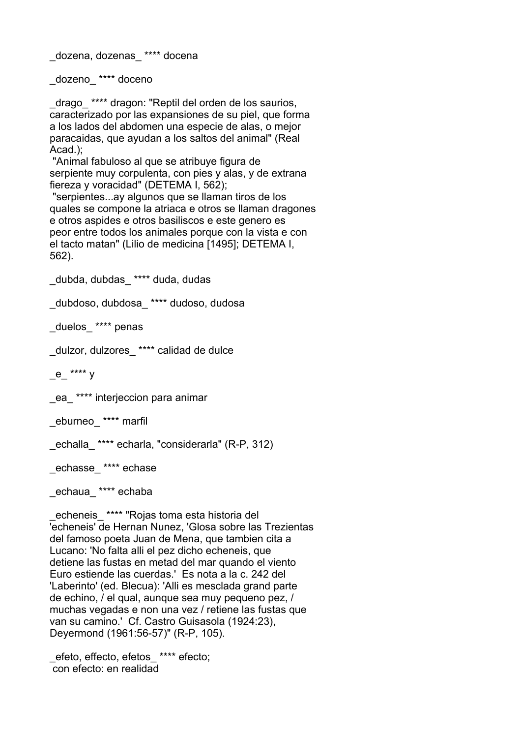_dozena, dozenas_ **** docena

_dozeno_ **** doceno

_drago_ **** dragon: "Reptil del orden de los saurios, caracterizado por las expansiones de su piel, que forma a los lados del abdomen una especie de alas, o mejor paracaidas, que ayudan a los saltos del animal" (Real Acad.);
 "Animal fabuloso al que se atribuye figura de serpiente muy corpulenta, con pies y alas, y de extrana fiereza y voracidad" (DETEMA I, 562);
 "serpientes...ay algunos que se llaman tiros de los quales se compone la atriaca e otros se llaman dragones e otros aspides e otros basiliscos e este genero es peor entre todos los animales porque con la vista e con el tacto matan" (Lilio de medicina [1495]; DETEMA I, 562).

_dubda, dubdas_ **** duda, dudas

_dubdoso, dubdosa_ **** dudoso, dudosa

_duelos_ **** penas

_dulzor, dulzores_ **** calidad de dulce

_e_ **** y

_ea_ **** interjeccion para animar

_eburneo_ **** marfil

_echalla_ **** echarla, "considerarla" (R-P, 312)

_echasse_ **** echase

_echaua_ **** echaba

_echeneis_ **** "Rojas toma esta historia del 'echeneis' de Hernan Nunez, 'Glosa sobre las Trezientas del famoso poeta Juan de Mena, que tambien cita a Lucano: 'No falta alli el pez dicho echeneis, que detiene las fustas en metad del mar quando el viento Euro estiende las cuerdas.' Es nota a la c. 242 del 'Laberinto' (ed. Blecua): 'Alli es mesclada grand parte de echino, / el qual, aunque sea muy pequeno pez, / muchas vegadas e non una vez / retiene las fustas que van su camino.' Cf. Castro Guisasola (1924:23), Deyermond (1961:56-57)" (R-P, 105).

_efeto, effecto, efetos_ **** efecto;
 con efecto: en realidad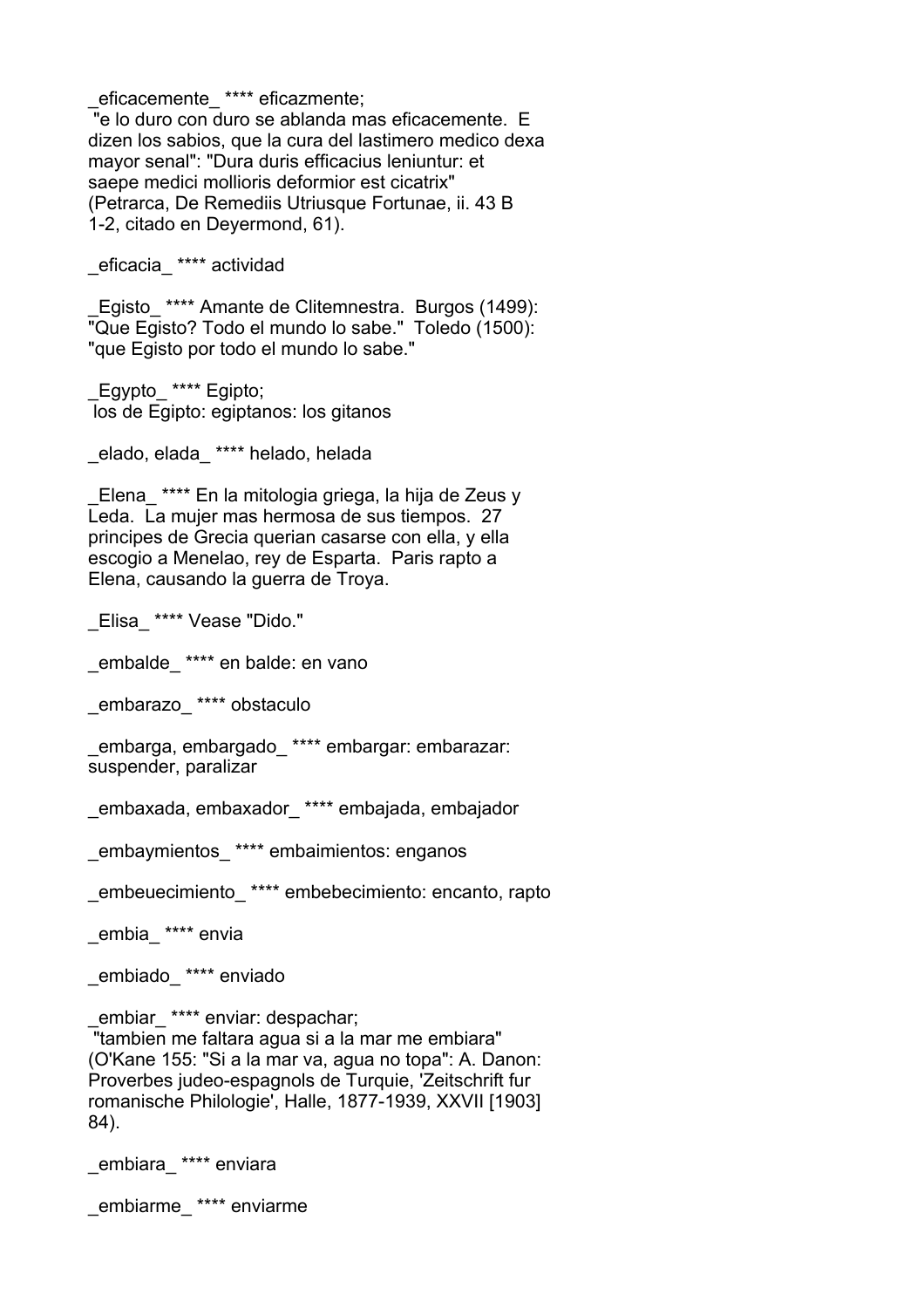_eficacemente_ **** eficazmente;
 "e lo duro con duro se ablanda mas eficacemente.  E dizen los sabios, que la cura del lastimero medico dexa mayor senal": "Dura duris efficacius leniuntur: et saepe medici mollioris deformior est cicatrix" (Petrarca, De Remediis Utriusque Fortunae, ii. 43 B 1-2, citado en Deyermond, 61).

_eficacia_ **** actividad

_Egisto_ **** Amante de Clitemnestra.  Burgos (1499): "Que Egisto? Todo el mundo lo sabe."  Toledo (1500): "que Egisto por todo el mundo lo sabe."

_Egypto_ **** Egipto;
 los de Egipto: egiptanos: los gitanos

_elado, elada_ **** helado, helada

_Elena_ **** En la mitologia griega, la hija de Zeus y Leda.  La mujer mas hermosa de sus tiempos.  27 principes de Grecia querian casarse con ella, y ella escogio a Menelao, rey de Esparta.  Paris rapto a Elena, causando la guerra de Troya.

_Elisa_ **** Vease "Dido."

_embalde_ **** en balde: en vano

_embarazo_ **** obstaculo

_embarga, embargado_ **** embargar: embarazar: suspender, paralizar

_embaxada, embaxador_ **** embajada, embajador

_embaymientos_ **** embaimientos: enganos

_embeuecimiento_ **** embebecimiento: encanto, rapto

_embia_ **** envia

_embiado_ **** enviado

_embiar_ **** enviar: despachar;
 "tambien me faltara agua si a la mar me embiara" (O'Kane 155: "Si a la mar va, agua no topa": A. Danon: Proverbes judeo-espagnols de Turquie, 'Zeitschrift fur romanische Philologie', Halle, 1877-1939, XXVII [1903] 84).

_embiara_ **** enviara

_embiarme_ **** enviarme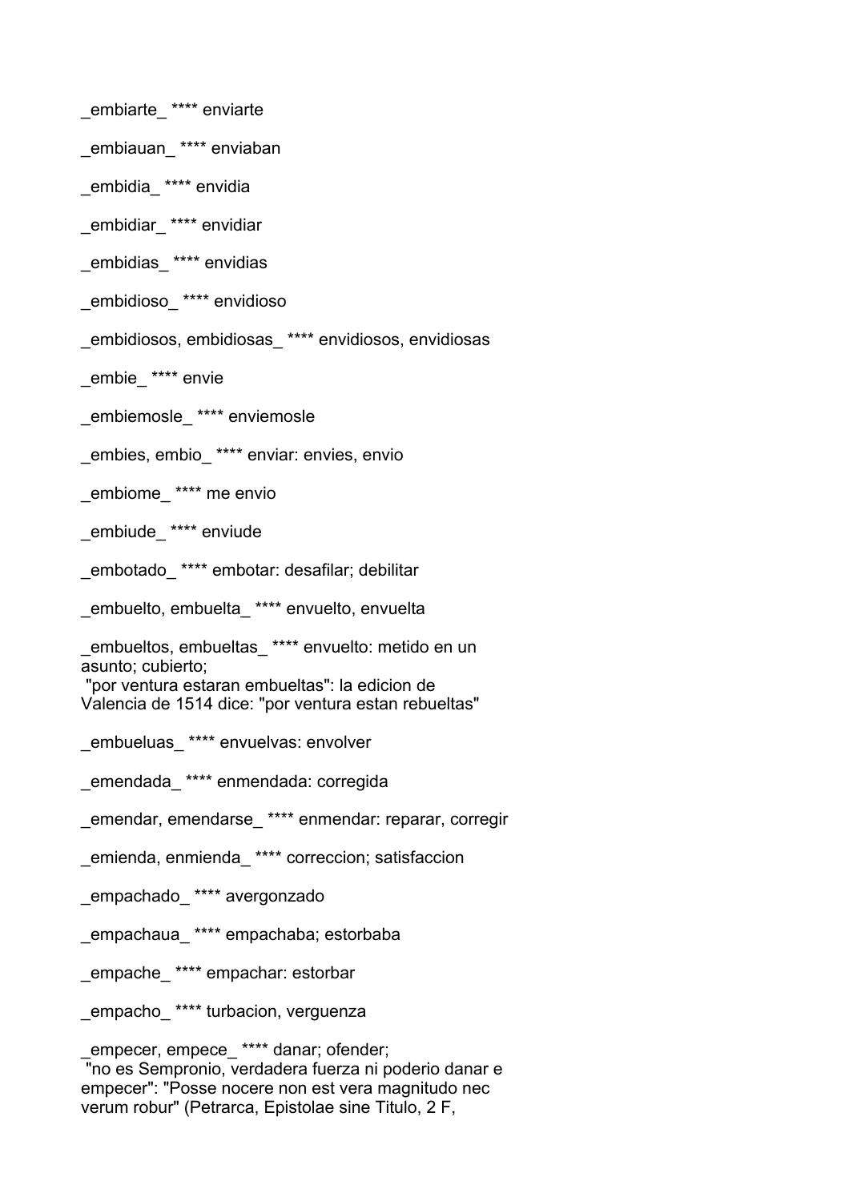_embiarte_ **** enviarte

_embiauan_ **** enviaban

_embidia_ **** envidia

_embidiar_ **** envidiar

_embidias_ **** envidias

_embidioso_ **** envidioso

_embidiosos, embidiosas_ **** envidiosos, envidiosas

_embie_ **** envie

_embiemosle_ **** enviemosle

_embies, embio_ **** enviar: envies, envio

_embiome_ **** me envio

_embiude_ **** enviude

_embotado_ **** embotar: desafilar; debilitar

_embuelto, embuelta_ **** envuelto, envuelta

_embueltos, embueltas_ **** envuelto: metido en un asunto; cubierto;
"por ventura estaran embueltas": la edicion de Valencia de 1514 dice: "por ventura estan rebueltas"

_embueluas_ **** envuelvas: envolver

_emendada_ **** enmendada: corregida

_emendar, emendarse_ **** enmendar: reparar, corregir

_emienda, enmienda_ **** correccion; satisfaccion

_empachado_ **** avergonzado

_empachaua_ **** empachaba; estorbaba

_empache_ **** empachar: estorbar

_empacho_ **** turbacion, verguenza

_empecer, empece_ **** danar; ofender;
"no es Sempronio, verdadera fuerza ni poderio danar e empecer": "Posse nocere non est vera magnitudo nec verum robur" (Petrarca, Epistolae sine Titulo, 2 F,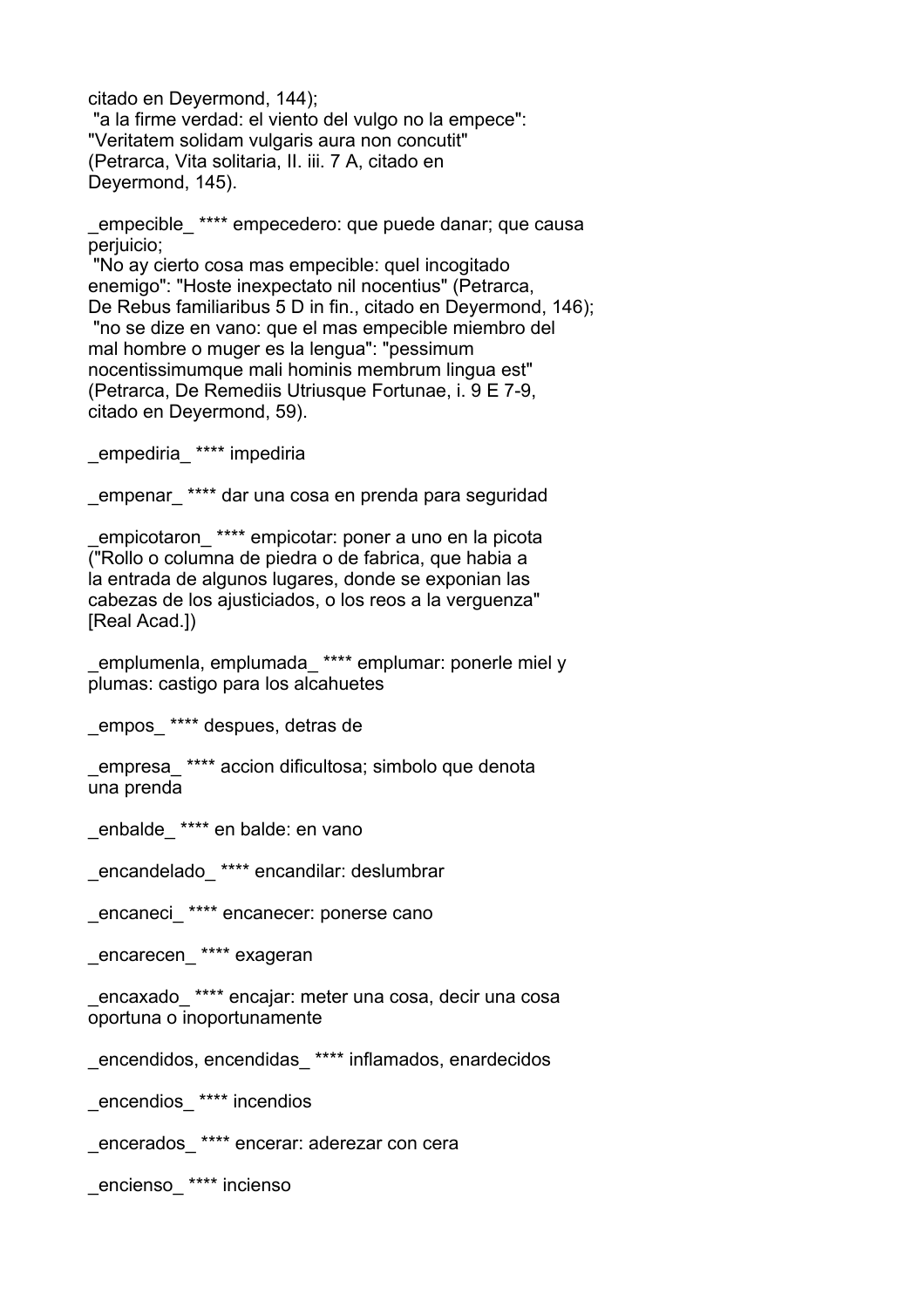citado en Deyermond, 144);
 "a la firme verdad: el viento del vulgo no la empece": "Veritatem solidam vulgaris aura non concutit" (Petrarca, Vita solitaria, II. iii. 7 A, citado en Deyermond, 145).

_empecible_ **** empecedero: que puede danar; que causa perjuicio;
 "No ay cierto cosa mas empecible: quel incogitado enemigo": "Hoste inexpectato nil nocentius" (Petrarca, De Rebus familiaribus 5 D in fin., citado en Deyermond, 146);
 "no se dize en vano: que el mas empecible miembro del mal hombre o muger es la lengua": "pessimum nocentissimumque mali hominis membrum lingua est" (Petrarca, De Remediis Utriusque Fortunae, i. 9 E 7-9, citado en Deyermond, 59).

_empediria_ **** impediria

_empenar_ **** dar una cosa en prenda para seguridad

_empicotaron_ **** empicotar: poner a uno en la picota ("Rollo o columna de piedra o de fabrica, que habia a la entrada de algunos lugares, donde se exponian las cabezas de los ajusticiados, o los reos a la verguenza" [Real Acad.])

_emplumenla, emplumada_ **** emplumar: ponerle miel y plumas: castigo para los alcahuetes

_empos_ **** despues, detras de

_empresa_ **** accion dificultosa; simbolo que denota una prenda

_enbalde_ **** en balde: en vano

_encandelado_ **** encandilar: deslumbrar

_encaneci_ **** encanecer: ponerse cano

_encarecen_ **** exageran

_encaxado_ **** encajar: meter una cosa, decir una cosa oportuna o inoportunamente

_encendidos, encendidas_ **** inflamados, enardecidos

_encendios_ **** incendios

_encerados_ **** encerar: aderezar con cera

_encienso_ **** incienso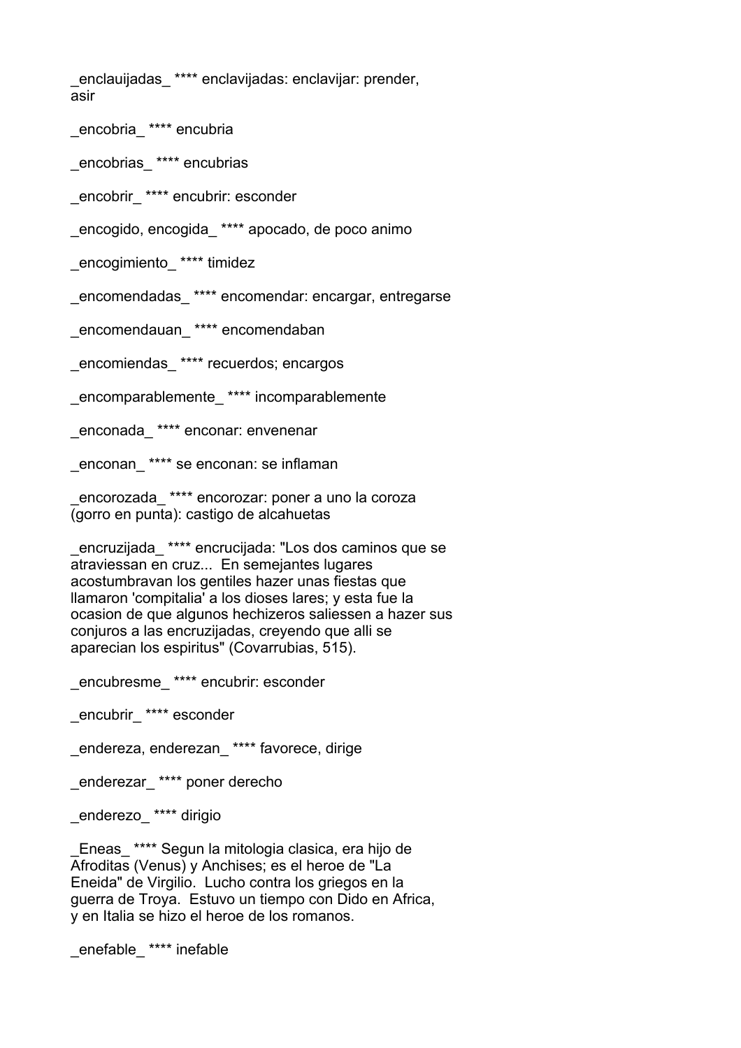_enclauijadas_ **** enclavijadas: enclavijar: prender, asir

_encobria_ **** encubria

_encobrias_ **** encubrias

_encobrir_ **** encubrir: esconder

_encogido, encogida_ **** apocado, de poco animo

_encogimiento_ **** timidez

_encomendadas_ **** encomendar: encargar, entregarse

_encomendauan_ **** encomendaban

_encomiendas_ **** recuerdos; encargos

_encomparablemente_ **** incomparablemente

_enconada_ **** enconar: envenenar

_enconan_ **** se enconan: se inflaman

_encorozada_ **** encorozar: poner a uno la coroza (gorro en punta): castigo de alcahuetas

_encruzijada_ **** encrucijada: "Los dos caminos que se atraviessan en cruz... En semejantes lugares acostumbravan los gentiles hazer unas fiestas que llamaron 'compitalia' a los dioses lares; y esta fue la ocasion de que algunos hechizeros saliessen a hazer sus conjuros a las encruzijadas, creyendo que alli se aparecian los espiritus" (Covarrubias, 515).

_encubresme_ **** encubrir: esconder

_encubrir_ **** esconder

_endereza, enderezan_ **** favorece, dirige

_enderezar_ **** poner derecho

_enderezo_ **** dirigio

_Eneas_ **** Segun la mitologia clasica, era hijo de Afroditas (Venus) y Anchises; es el heroe de "La Eneida" de Virgilio. Lucho contra los griegos en la guerra de Troya. Estuvo un tiempo con Dido en Africa, y en Italia se hizo el heroe de los romanos.

_enefable_ **** inefable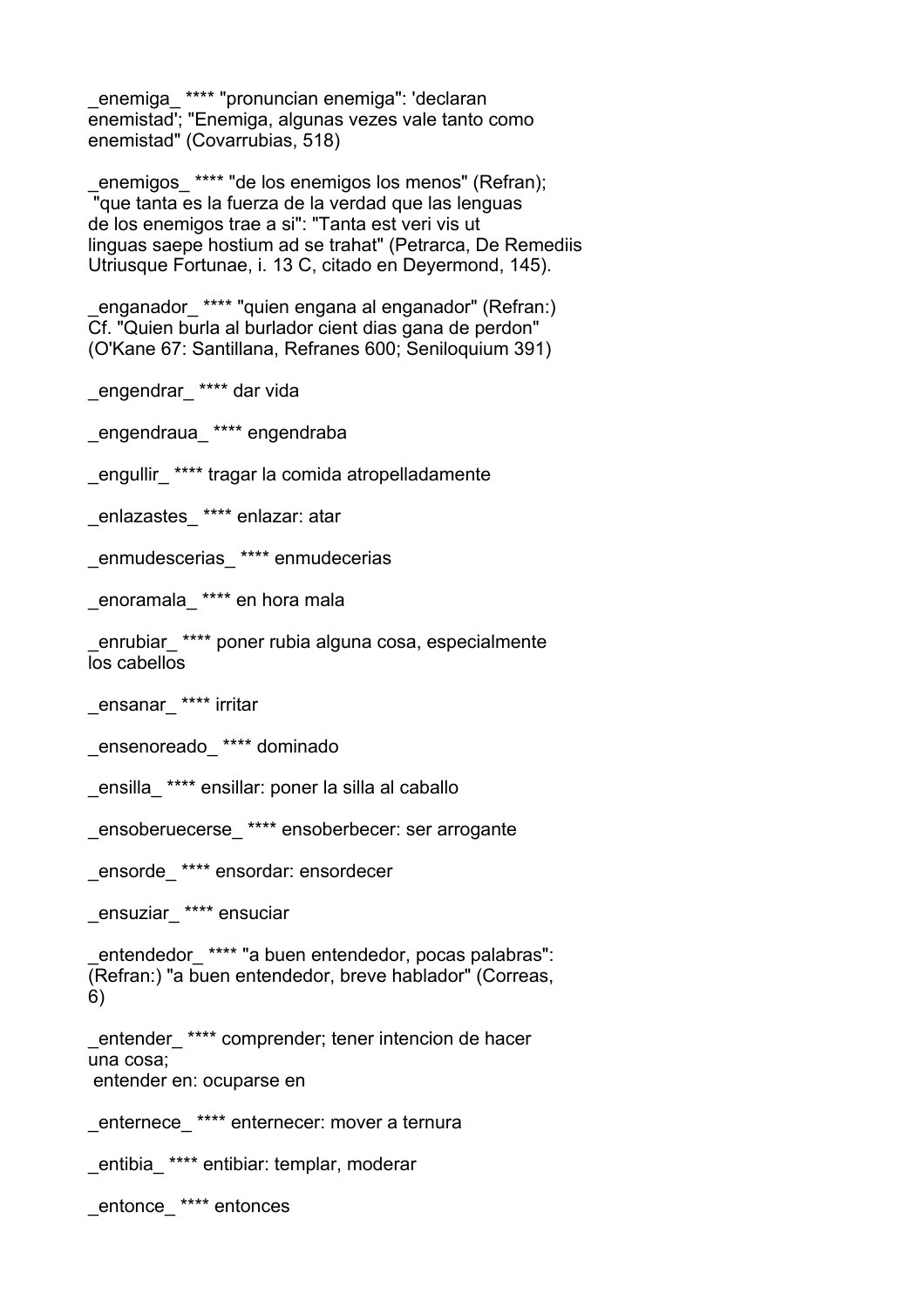_enemiga_ **** "pronuncian enemiga": 'declaran enemistad'; "Enemiga, algunas vezes vale tanto como enemistad" (Covarrubias, 518)

_enemigos_ **** "de los enemigos los menos" (Refran);
"que tanta es la fuerza de la verdad que las lenguas de los enemigos trae a si": "Tanta est veri vis ut linguas saepe hostium ad se trahat" (Petrarca, De Remediis Utriusque Fortunae, i. 13 C, citado en Deyermond, 145).

_enganador_ **** "quien engana al enganador" (Refran:) Cf. "Quien burla al burlador cient dias gana de perdon" (O'Kane 67: Santillana, Refranes 600; Seniloquium 391)

_engendrar_ **** dar vida

_engendraua_ **** engendraba

_engullir_ **** tragar la comida atropelladamente

_enlazastes_ **** enlazar: atar

_enmudescerias_ **** enmudecerias

_enoramala_ **** en hora mala

_enrubiar_ **** poner rubia alguna cosa, especialmente los cabellos

_ensanar_ **** irritar

_ensenoreado_ **** dominado

_ensilla_ **** ensillar: poner la silla al caballo

_ensoberuecerse_ **** ensoberbecer: ser arrogante

_ensorde_ **** ensordar: ensordecer

_ensuziar_ **** ensuciar

_entendedor_ **** "a buen entendedor, pocas palabras": (Refran:) "a buen entendedor, breve hablador" (Correas, 6)

_entender_ **** comprender; tener intencion de hacer una cosa;
entender en: ocuparse en

_enternece_ **** enternecer: mover a ternura

_entibia_ **** entibiar: templar, moderar

_entonce_ **** entonces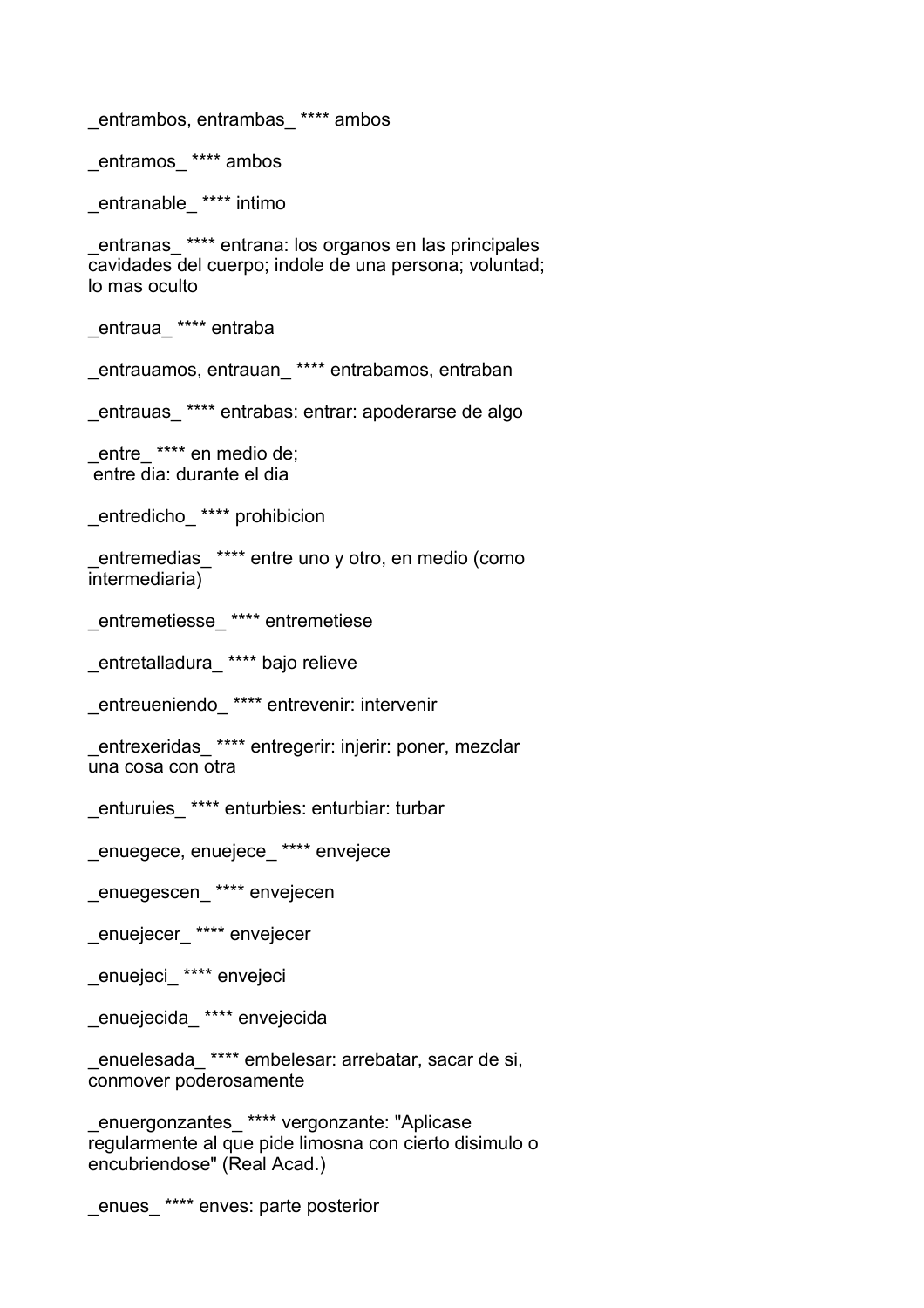_entrambos, entrambas_ **** ambos

_entramos_ **** ambos

_entranable_ **** intimo

_entranas_ **** entrana: los organos en las principales cavidades del cuerpo; indole de una persona; voluntad; lo mas oculto

_entraua_ **** entraba

_entrauamos, entrauan_ **** entrabamos, entraban

_entrauas_ **** entrabas: entrar: apoderarse de algo

_entre_ **** en medio de;
entre dia: durante el dia

_entredicho_ **** prohibicion

_entremedias_ **** entre uno y otro, en medio (como intermediaria)

_entremetiesse_ **** entremetiese

_entretalladura_ **** bajo relieve

_entreueniendo_ **** entrevenir: intervenir

_entrexeridas_ **** entregerir: injerir: poner, mezclar una cosa con otra

_enturuies_ **** enturbies: enturbiar: turbar

_enuegece, enuejece_ **** envejece

_enuegescen_ **** envejecen

_enuejecer_ **** envejecer

_enuejeci_ **** envejeci

_enuejecida_ **** envejecida

_enuelesada_ **** embelesar: arrebatar, sacar de si, conmover poderosamente

_enuergonzantes_ **** vergonzante: "Aplicase regularmente al que pide limosna con cierto disimulo o encubriendose" (Real Acad.)

_enues_ **** enves: parte posterior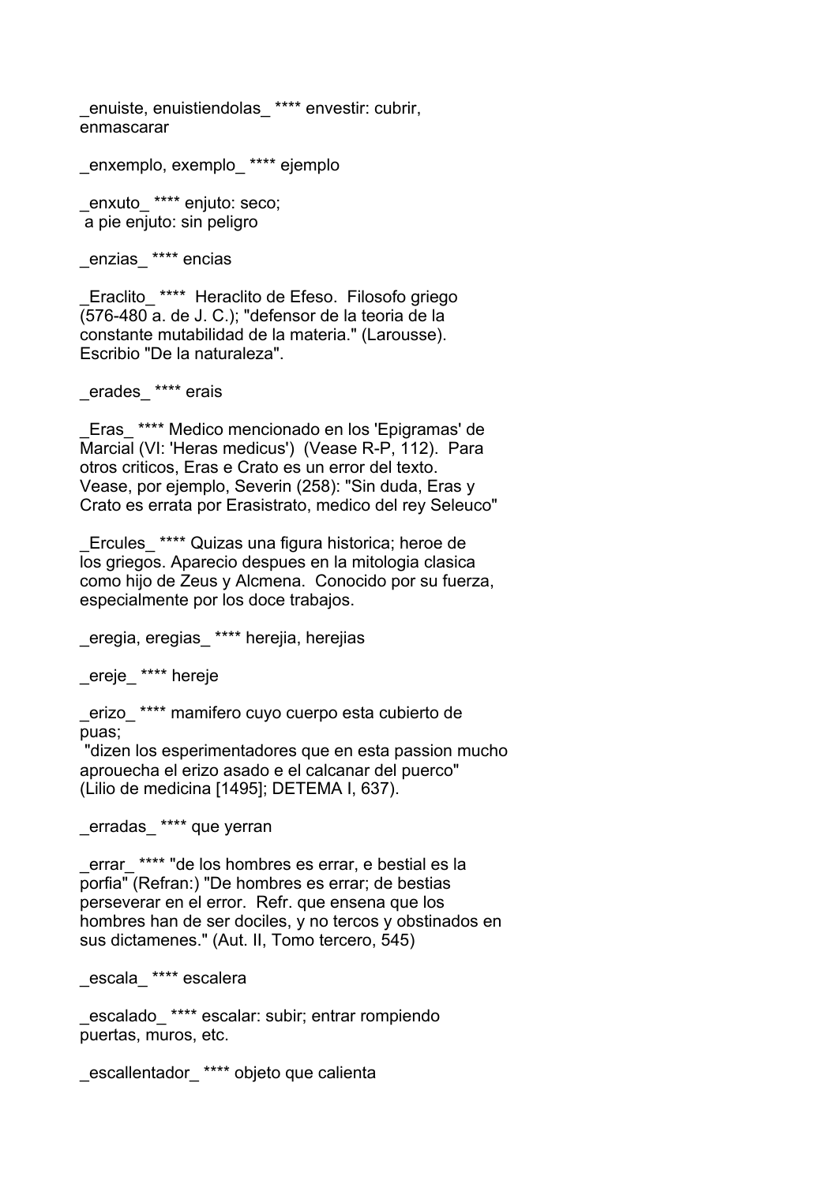_enuiste, enuistiendolas_ **** envestir: cubrir, enmascarar

_enxemplo, exemplo_ **** ejemplo

_enxuto_ **** enjuto: seco;
a pie enjuto: sin peligro

_enzias_ **** encias

_Eraclito_ **** Heraclito de Efeso. Filosofo griego (576-480 a. de J. C.); "defensor de la teoria de la constante mutabilidad de la materia." (Larousse). Escribio "De la naturaleza".

_erades_ **** erais

_Eras_ **** Medico mencionado en los 'Epigramas' de Marcial (VI: 'Heras medicus') (Vease R-P, 112). Para otros criticos, Eras e Crato es un error del texto. Vease, por ejemplo, Severin (258): "Sin duda, Eras y Crato es errata por Erasistrato, medico del rey Seleuco"

_Ercules_ **** Quizas una figura historica; heroe de los griegos. Aparecio despues en la mitologia clasica como hijo de Zeus y Alcmena. Conocido por su fuerza, especialmente por los doce trabajos.

_eregia, eregias_ **** herejia, herejias

_ereje_ **** hereje

_erizo_ **** mamifero cuyo cuerpo esta cubierto de puas;
"dizen los esperimentadores que en esta passion mucho aprouecha el erizo asado e el calcanar del puerco" (Lilio de medicina [1495]; DETEMA I, 637).

_erradas_ **** que yerran

_errar_ **** "de los hombres es errar, e bestial es la porfia" (Refran:) "De hombres es errar; de bestias perseverar en el error. Refr. que ensena que los hombres han de ser dociles, y no tercos y obstinados en sus dictamenes." (Aut. II, Tomo tercero, 545)

_escala_ **** escalera

_escalado_ **** escalar: subir; entrar rompiendo puertas, muros, etc.

_escallentador_ **** objeto que calienta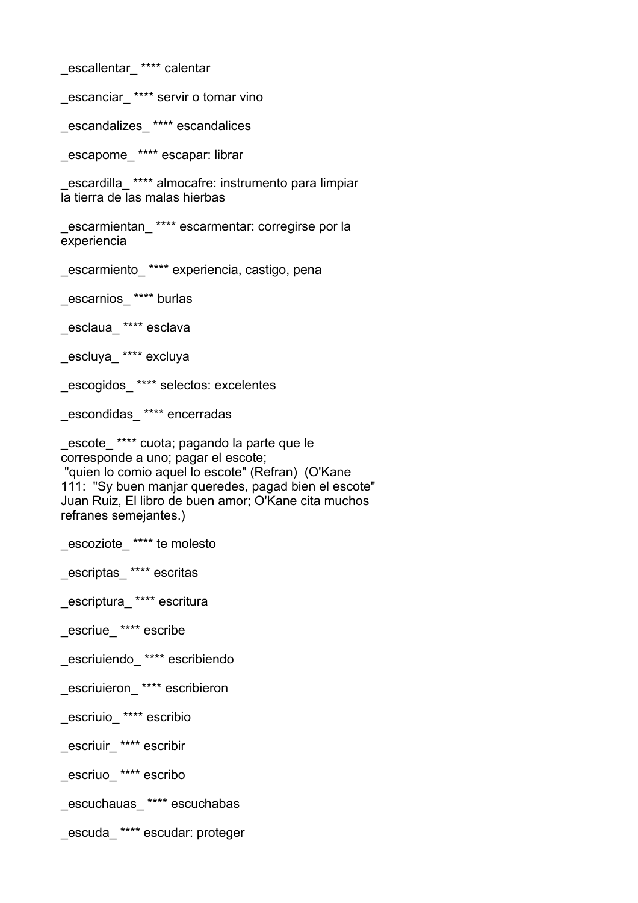_escallentar_ **** calentar

_escanciar_ **** servir o tomar vino

_escandalizes_ **** escandalices

_escapome_ **** escapar: librar

_escardilla_ **** almocafre: instrumento para limpiar la tierra de las malas hierbas

_escarmientan_ **** escarmentar: corregirse por la experiencia

_escarmiento_ **** experiencia, castigo, pena

_escarnios_ **** burlas

_esclaua_ **** esclava

_escluya_ **** excluya

_escogidos_ **** selectos: excelentes

_escondidas_ **** encerradas

_escote_ **** cuota; pagando la parte que le corresponde a uno; pagar el escote;
"quien lo comio aquel lo escote" (Refran) (O'Kane 111: "Sy buen manjar queredes, pagad bien el escote" Juan Ruiz, El libro de buen amor; O'Kane cita muchos refranes semejantes.)

_escoziote_ **** te molesto

_escriptas_ **** escritas

_escriptura_ **** escritura

_escriue_ **** escribe

_escriuiendo_ **** escribiendo

_escriuieron_ **** escribieron

_escriuio_ **** escribio

_escriuir_ **** escribir

_escriuo_ **** escribo

_escuchauas_ **** escuchabas

_escuda_ **** escudar: proteger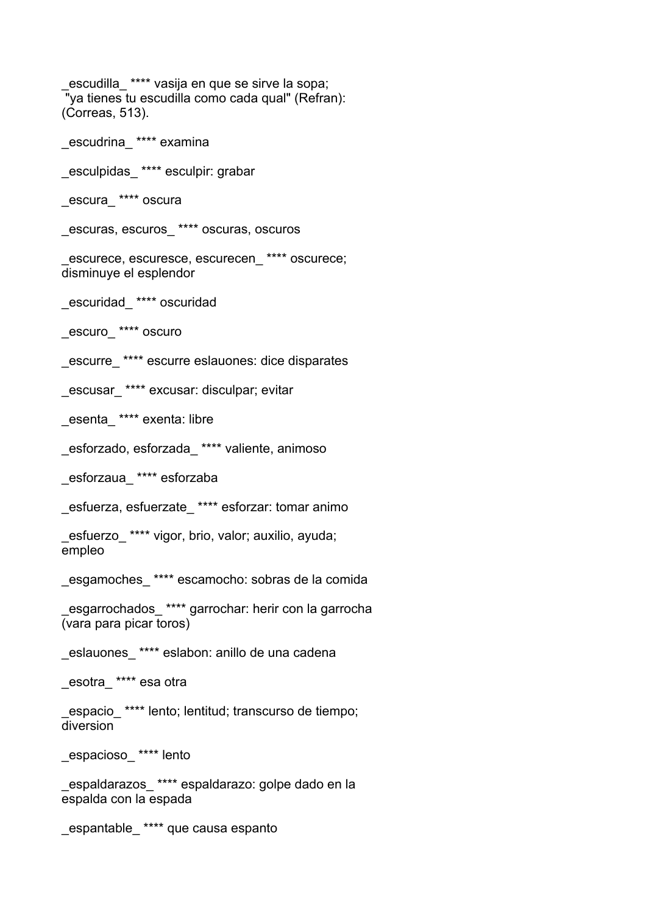_escudilla_ **** vasija en que se sirve la sopa;
"ya tienes tu escudilla como cada qual" (Refran):
(Correas, 513).

_escudrina_ **** examina

_esculpidas_ **** esculpir: grabar

_escura_ **** oscura

_escuras, escuros_ **** oscuras, oscuros

_escurece, escuresce, escurecen_ **** oscurece;
disminuye el esplendor

_escuridad_ **** oscuridad

_escuro_ **** oscuro

_escurre_ **** escurre eslauones: dice disparates

_escusar_ **** excusar: disculpar; evitar

_esenta_ **** exenta: libre

_esforzado, esforzada_ **** valiente, animoso

_esforzaua_ **** esforzaba

_esfuerza, esfuerzate_ **** esforzar: tomar animo

_esfuerzo_ **** vigor, brio, valor; auxilio, ayuda;
empleo

_esgamoches_ **** escamocho: sobras de la comida

_esgarrochados_ **** garrochar: herir con la garrocha
(vara para picar toros)

_eslauones_ **** eslabon: anillo de una cadena

_esotra_ **** esa otra

_espacio_ **** lento; lentitud; transcurso de tiempo;
diversion

_espacioso_ **** lento

_espaldarazos_ **** espaldarazo: golpe dado en la
espalda con la espada

_espantable_ **** que causa espanto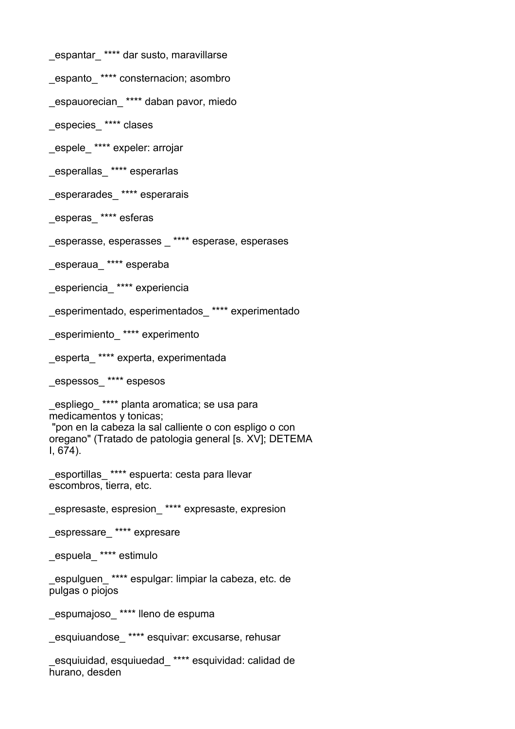_espantar_ **** dar susto, maravillarse

_espanto_ **** consternacion; asombro

_espauorecian_ **** daban pavor, miedo

_especies_ **** clases

_espele_ **** expeler: arrojar

_esperallas_ **** esperarlas

_esperarades_ **** esperarais

_esperas_ **** esferas

_esperasse, esperasses _ **** esperase, esperases

_esperaua_ **** esperaba

_esperiencia_ **** experiencia

_esperimentado, esperimentados_ **** experimentado

_esperimiento_ **** experimento

_esperta_ **** experta, experimentada

_espessos_ **** espesos

_espliego_ **** planta aromatica; se usa para medicamentos y tonicas;
"pon en la cabeza la sal calliente o con espligo o con oregano" (Tratado de patologia general [s. XV]; DETEMA I, 674).

_esportillas_ **** espuerta: cesta para llevar escombros, tierra, etc.

_espresaste, espresion_ **** expresaste, expresion

_espressare_ **** expresare

_espuela_ **** estimulo

_espulguen_ **** espulgar: limpiar la cabeza, etc. de pulgas o piojos

_espumajoso_ **** lleno de espuma

_esquiuandose_ **** esquivar: excusarse, rehusar

_esquiuidad, esquiuedad_ **** esquividad: calidad de hurano, desden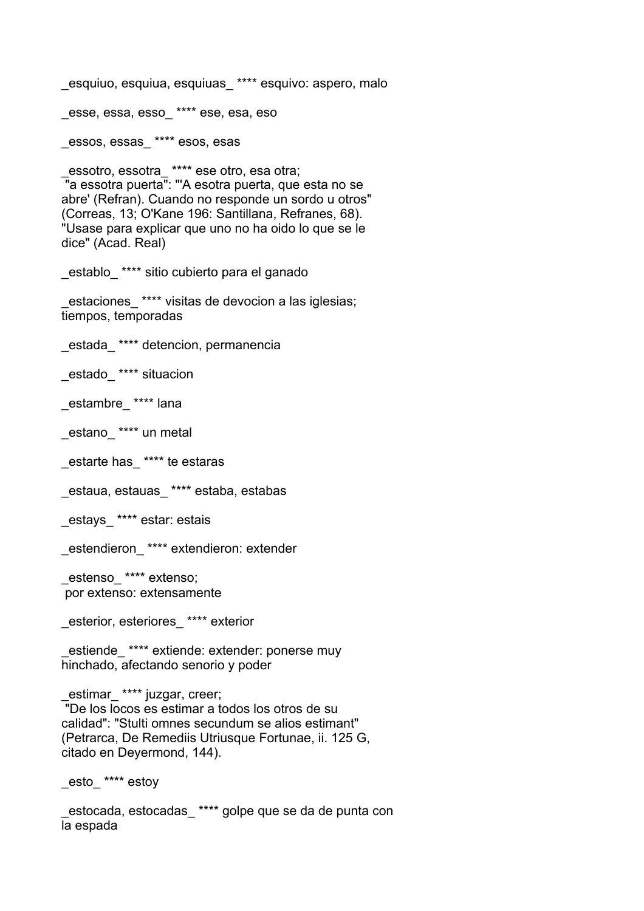_esquiuo, esquiua, esquiuas_ **** esquivo: aspero, malo

_esse, essa, esso_ **** ese, esa, eso

_essos, essas_ **** esos, esas

_essotro, essotra_ **** ese otro, esa otra;
 "a essotra puerta": "'A esotra puerta, que esta no se abre' (Refran). Cuando no responde un sordo u otros" (Correas, 13; O'Kane 196: Santillana, Refranes, 68). "Usase para explicar que uno no ha oido lo que se le dice" (Acad. Real)

_establo_ **** sitio cubierto para el ganado

_estaciones_ **** visitas de devocion a las iglesias; tiempos, temporadas

_estada_ **** detencion, permanencia

_estado_ **** situacion

_estambre_ **** lana

_estano_ **** un metal

_estarte has_ **** te estaras

_estaua, estauas_ **** estaba, estabas

_estays_ **** estar: estais

_estendieron_ **** extendieron: extender

_estenso_ **** extenso;
 por extenso: extensamente

_esterior, esteriores_ **** exterior

_estiende_ **** extiende: extender: ponerse muy hinchado, afectando senorio y poder

_estimar_ **** juzgar, creer;
 "De los locos es estimar a todos los otros de su calidad": "Stulti omnes secundum se alios estimant" (Petrarca, De Remediis Utriusque Fortunae, ii. 125 G, citado en Deyermond, 144).

_esto_ **** estoy

_estocada, estocadas_ **** golpe que se da de punta con la espada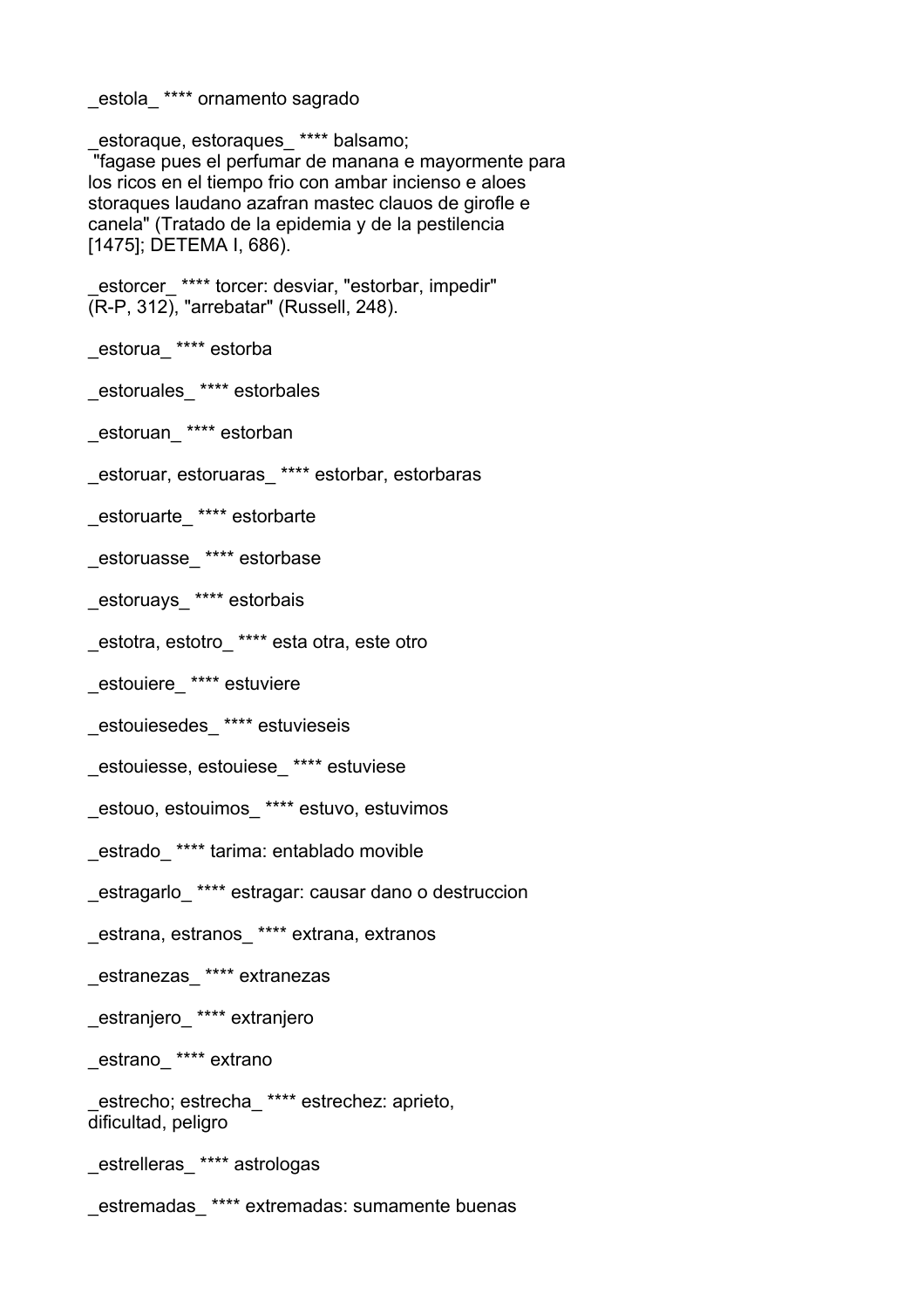_estola_ **** ornamento sagrado

_estoraque, estoraques_ **** balsamo;
"fagase pues el perfumar de manana e mayormente para los ricos en el tiempo frio con ambar incienso e aloes storaques laudano azafran mastec clauos de girofle e canela" (Tratado de la epidemia y de la pestilencia [1475]; DETEMA I, 686).

_estorcer_ **** torcer: desviar, "estorbar, impedir" (R-P, 312), "arrebatar" (Russell, 248).

_estorua_ **** estorba

_estoruales_ **** estorbales

_estoruan_ **** estorban

_estoruar, estoruaras_ **** estorbar, estorbaras

_estoruarte_ **** estorbarte

_estoruasse_ **** estorbase

_estoruays_ **** estorbais

_estotra, estotro_ **** esta otra, este otro

_estouiere_ **** estuviere

_estouiesedes_ **** estuvieseis

_estouiesse, estouiese_ **** estuviese

_estouo, estouimos_ **** estuvo, estuvimos

_estrado_ **** tarima: entablado movible

_estragarlo_ **** estragar: causar dano o destruccion

_estrana, estranos_ **** extrana, extranos

_estranezas_ **** extranezas

_estranjero_ **** extranjero

_estrano_ **** extrano

_estrecho; estrecha_ **** estrechez: aprieto, dificultad, peligro

_estrelleras_ **** astrologas

_estremadas_ **** extremadas: sumamente buenas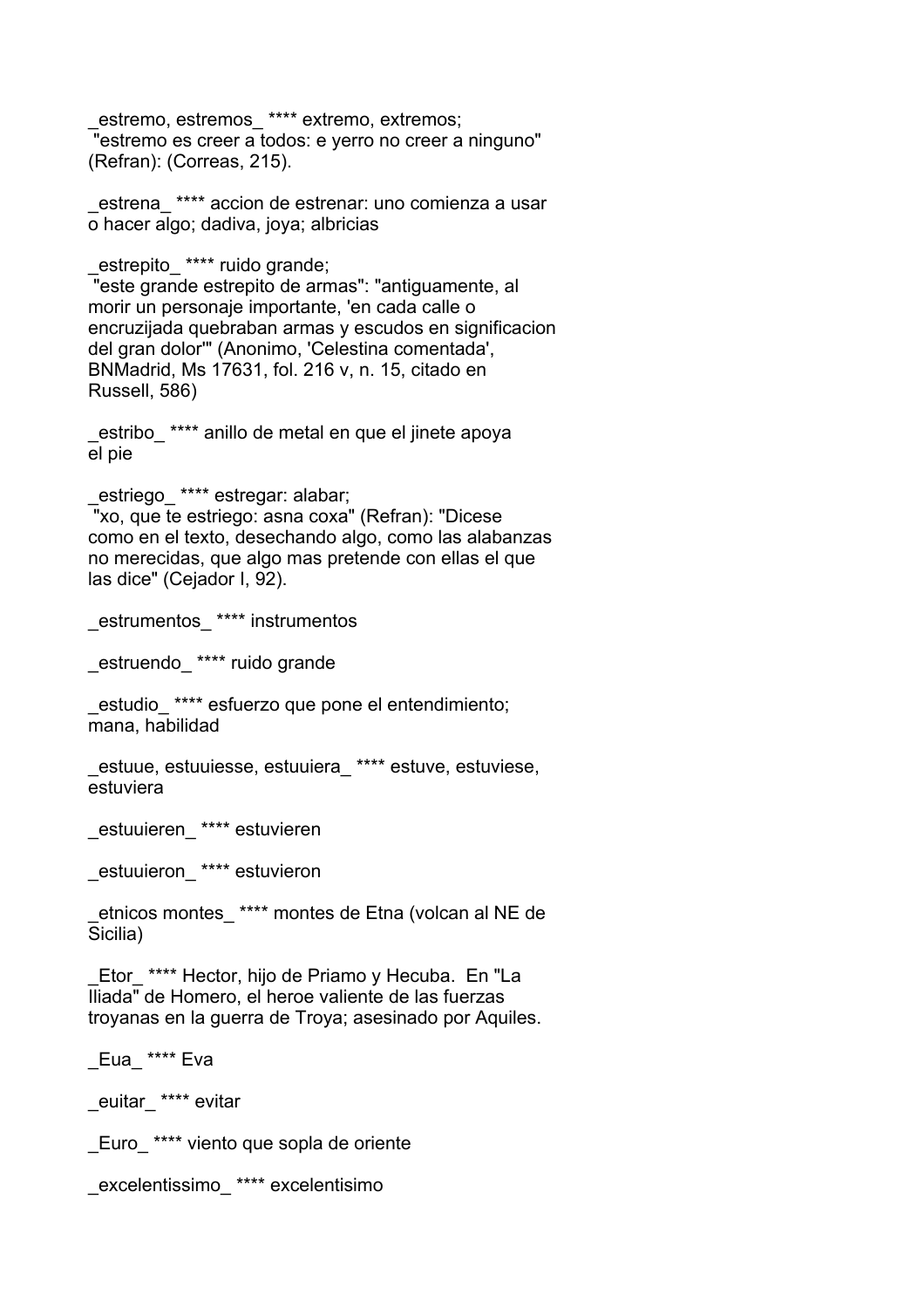_estremo, estremos_ **** extremo, extremos;
 "estremo es creer a todos: e yerro no creer a ninguno" (Refran): (Correas, 215).

_estrena_ **** accion de estrenar: uno comienza a usar o hacer algo; dadiva, joya; albricias

_estrepito_ **** ruido grande;
 "este grande estrepito de armas": "antiguamente, al morir un personaje importante, 'en cada calle o encruzijada quebraban armas y escudos en significacion del gran dolor'" (Anonimo, 'Celestina comentada', BNMadrid, Ms 17631, fol. 216 v, n. 15, citado en Russell, 586)

_estribo_ **** anillo de metal en que el jinete apoya el pie

_estriego_ **** estregar: alabar;
 "xo, que te estriego: asna coxa" (Refran): "Dicese como en el texto, desechando algo, como las alabanzas no merecidas, que algo mas pretende con ellas el que las dice" (Cejador I, 92).

_estrumentos_ **** instrumentos

_estruendo_ **** ruido grande

_estudio_ **** esfuerzo que pone el entendimiento; mana, habilidad

_estuue, estuuiesse, estuuiera_ **** estuve, estuviese, estuviera

_estuuieren_ **** estuvieren

_estuuieron_ **** estuvieron

_etnicos montes_ **** montes de Etna (volcan al NE de Sicilia)

_Etor_ **** Hector, hijo de Priamo y Hecuba. En "La Iliada" de Homero, el heroe valiente de las fuerzas troyanas en la guerra de Troya; asesinado por Aquiles.

_Eua_ **** Eva

_euitar_ **** evitar

_Euro_ **** viento que sopla de oriente

_excelentissimo_ **** excelentisimo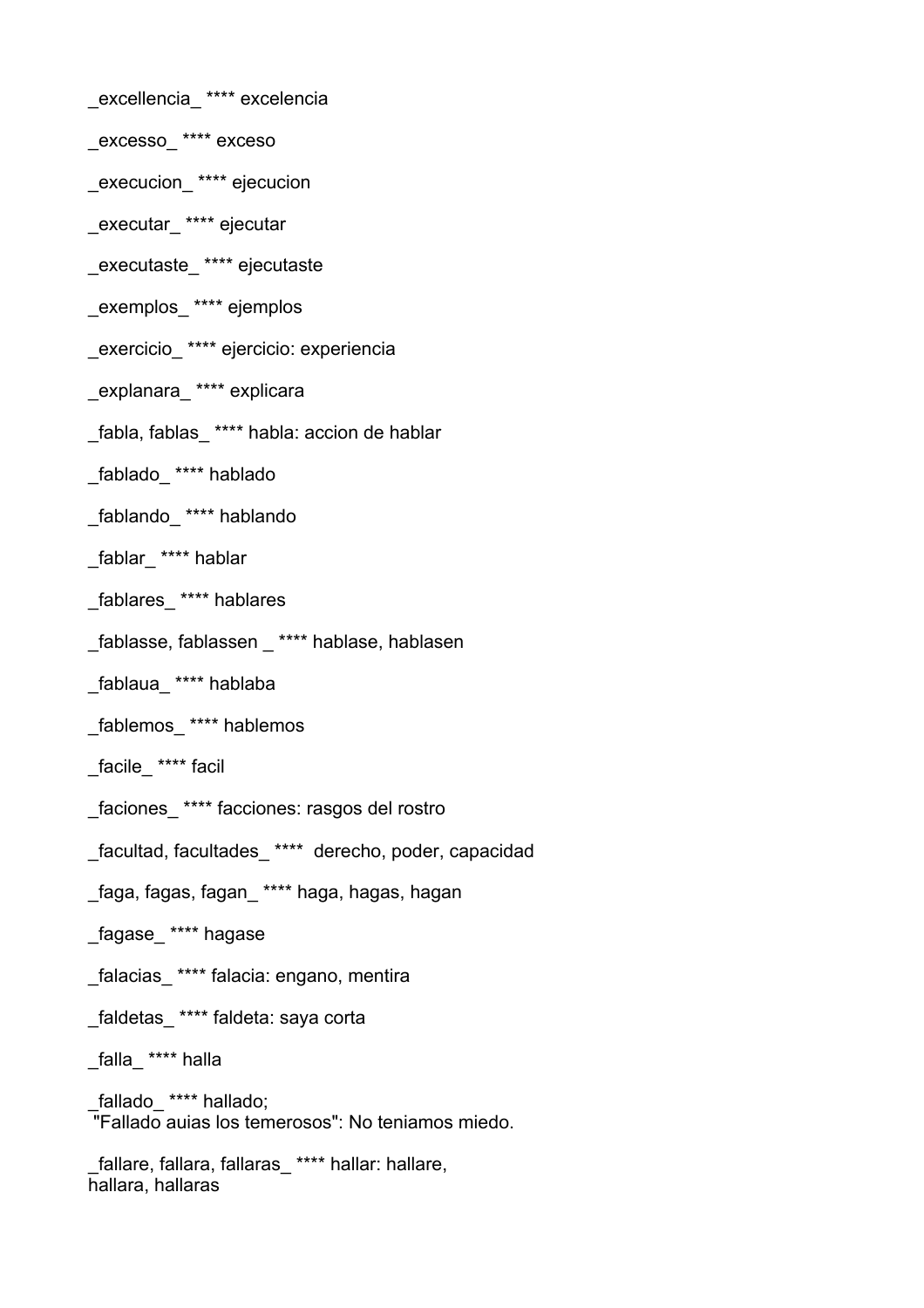_excellencia_ **** excelencia

_excesso_ **** exceso

_execucion_ **** ejecucion

_executar_ **** ejecutar

_executaste_ **** ejecutaste

_exemplos_ **** ejemplos

_exercicio_ **** ejercicio: experiencia

_explanara_ **** explicara

_fabla, fablas_ **** habla: accion de hablar

_fablado_ **** hablado

_fablando_ **** hablando

_fablar_ **** hablar

_fablares_ **** hablares

_fablasse, fablassen _ **** hablase, hablasen

_fablaua_ **** hablaba

_fablemos_ **** hablemos

_facile_ **** facil

_faciones_ **** facciones: rasgos del rostro

_facultad, facultades_ ****  derecho, poder, capacidad

_faga, fagas, fagan_ **** haga, hagas, hagan

_fagase_ **** hagase

_falacias_ **** falacia: engano, mentira

_faldetas_ **** faldeta: saya corta

_falla_ **** halla

_fallado_ **** hallado;
"Fallado auias los temerosos": No teniamos miedo.

_fallare, fallara, fallaras_ **** hallar: hallare, hallara, hallaras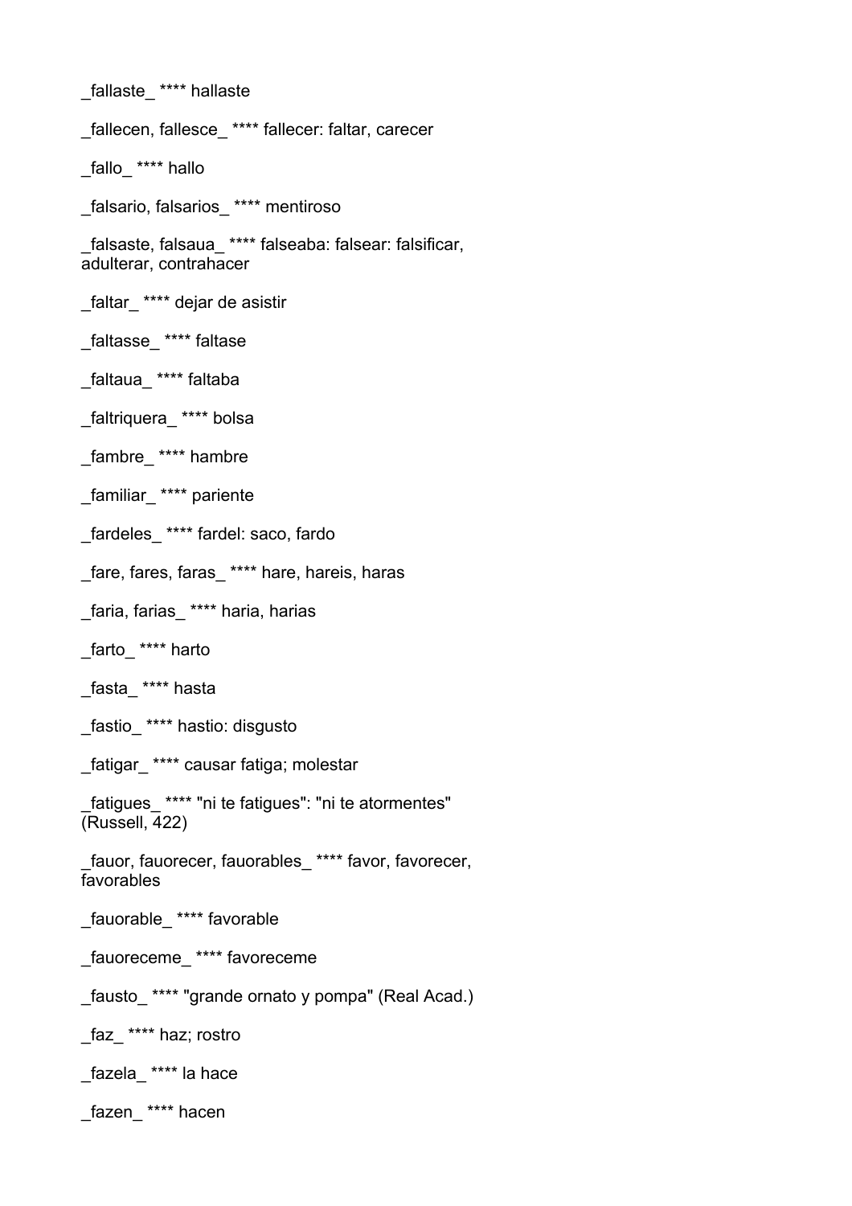_fallaste_ **** hallaste

_fallecen, fallesce_ **** fallecer: faltar, carecer

_fallo_ **** hallo

_falsario, falsarios_ **** mentiroso

_falsaste, falsaua_ **** falseaba: falsear: falsificar, adulterar, contrahacer

_faltar_ **** dejar de asistir

_faltasse_ **** faltase

_faltaua_ **** faltaba

_faltriquera_ **** bolsa

_fambre_ **** hambre

_familiar_ **** pariente

_fardeles_ **** fardel: saco, fardo

_fare, fares, faras_ **** hare, hareis, haras

_faria, farias_ **** haria, harias

_farto_ **** harto

_fasta_ **** hasta

_fastio_ **** hastio: disgusto

_fatigar_ **** causar fatiga; molestar

_fatigues_ **** "ni te fatigues": "ni te atormentes" (Russell, 422)

_fauor, fauorecer, fauorables_ **** favor, favorecer, favorables

_fauorable_ **** favorable

_fauoreceme_ **** favoreceme

_fausto_ **** "grande ornato y pompa" (Real Acad.)

_faz_ **** haz; rostro

_fazela_ **** la hace

_fazen_ **** hacen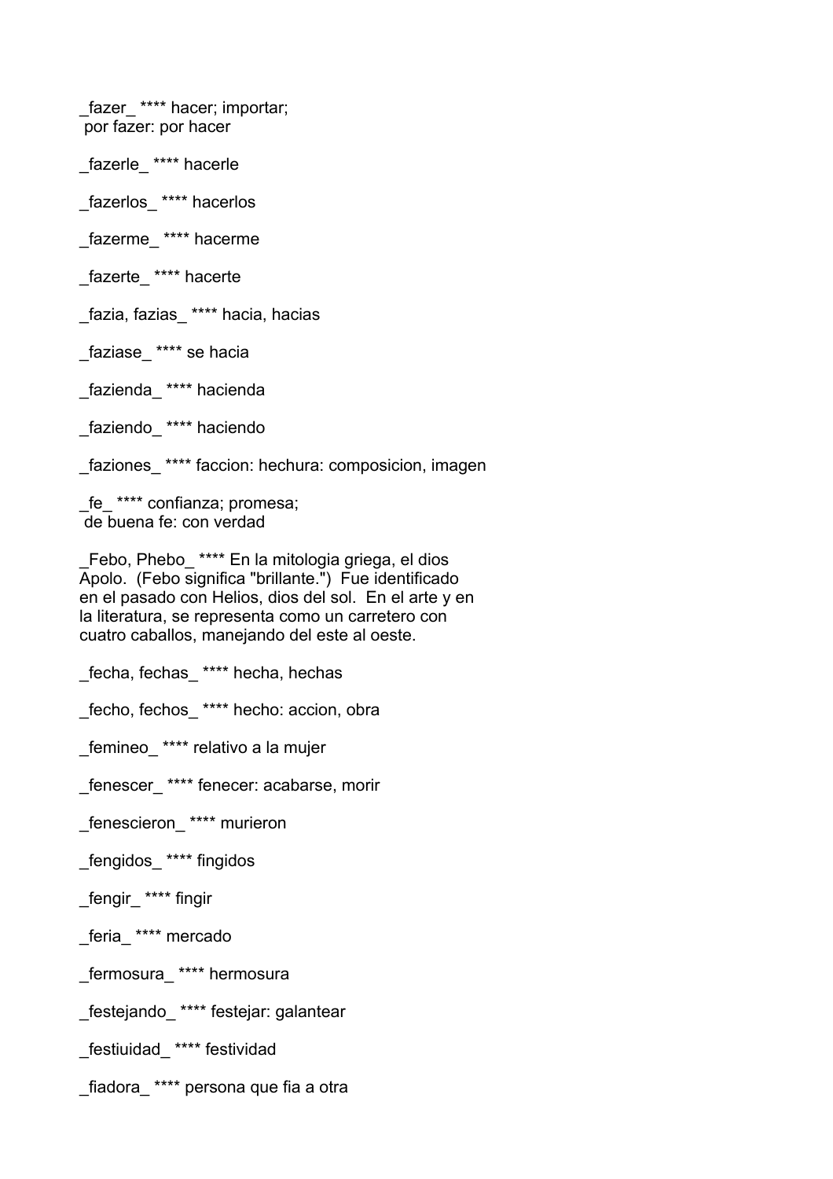_fazer_ **** hacer; importar;
 por fazer: por hacer

_fazerle_ **** hacerle

_fazerlos_ **** hacerlos

_fazerme_ **** hacerme

_fazerte_ **** hacerte

_fazia, fazias_ **** hacia, hacias

_faziase_ **** se hacia

_fazienda_ **** hacienda

_faziendo_ **** haciendo

_faziones_ **** faccion: hechura: composicion, imagen

_fe_ **** confianza; promesa;
 de buena fe: con verdad

_Febo, Phebo_ **** En la mitologia griega, el dios Apolo. (Febo significa "brillante.") Fue identificado en el pasado con Helios, dios del sol. En el arte y en la literatura, se representa como un carretero con cuatro caballos, manejando del este al oeste.

_fecha, fechas_ **** hecha, hechas

_fecho, fechos_ **** hecho: accion, obra

_femineo_ **** relativo a la mujer

_fenescer_ **** fenecer: acabarse, morir

_fenescieron_ **** murieron

_fengidos_ **** fingidos

_fengir_ **** fingir

_feria_ **** mercado

_fermosura_ **** hermosura

_festejando_ **** festejar: galantear

_festiuidad_ **** festividad

_fiadora_ **** persona que fia a otra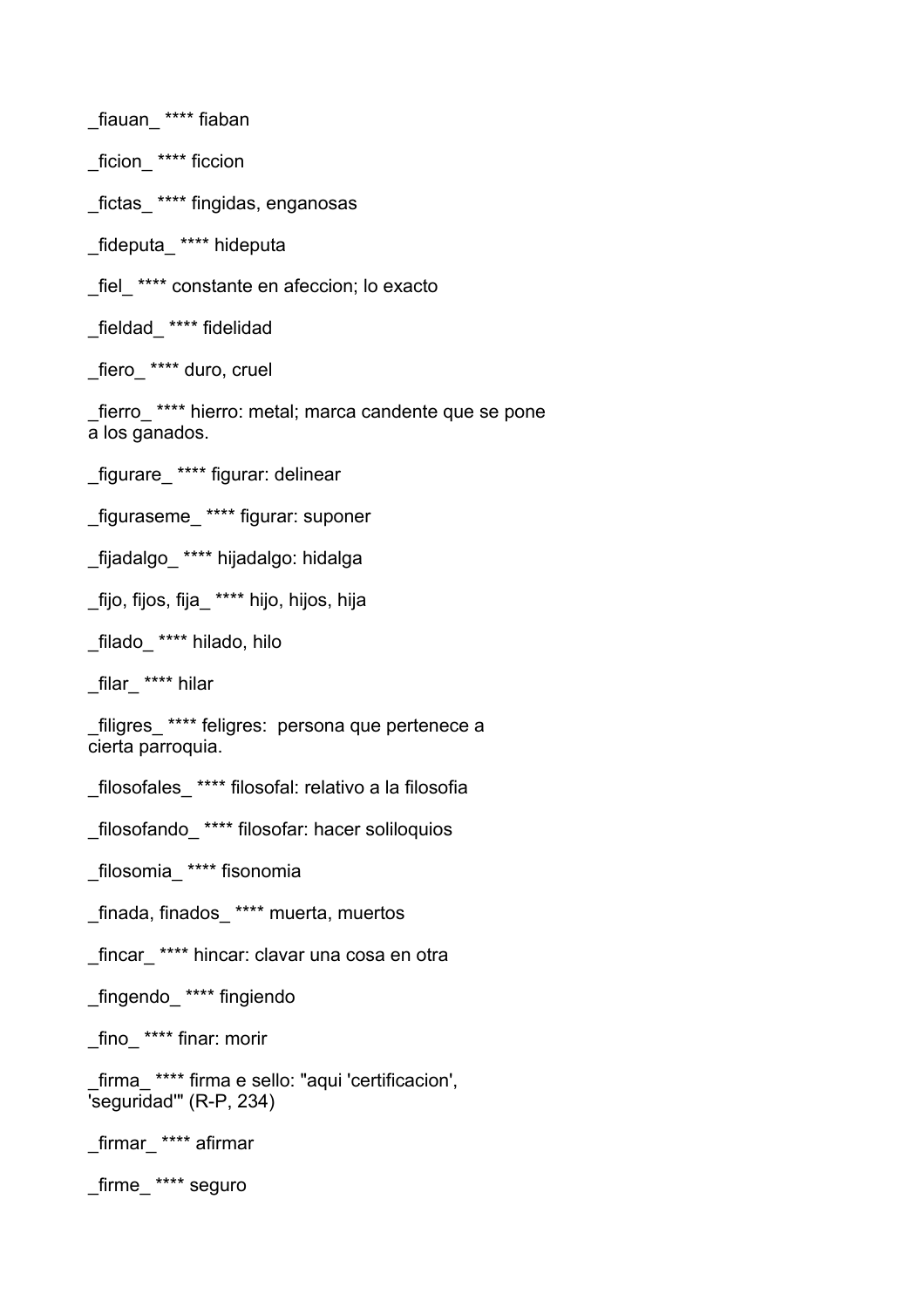_fiauan_ **** fiaban

_ficion_ **** ficcion

_fictas_ **** fingidas, enganosas

_fideputa_ **** hideputa

_fiel_ **** constante en afeccion; lo exacto

_fieldad_ **** fidelidad

_fiero_ **** duro, cruel

_fierro_ **** hierro: metal; marca candente que se pone a los ganados.

_figurare_ **** figurar: delinear

_figuraseme_ **** figurar: suponer

_fijadalgo_ **** hijadalgo: hidalga

_fijo, fijos, fija_ **** hijo, hijos, hija

_filado_ **** hilado, hilo

_filar_ **** hilar

_filigres_ **** feligres:  persona que pertenece a cierta parroquia.

_filosofales_ **** filosofal: relativo a la filosofia

_filosofando_ **** filosofar: hacer soliloquios

_filosomia_ **** fisonomia

_finada, finados_ **** muerta, muertos

_fincar_ **** hincar: clavar una cosa en otra

_fingendo_ **** fingiendo

_fino_ **** finar: morir

_firma_ **** firma e sello: "aqui 'certificacion', 'seguridad'" (R-P, 234)

_firmar_ **** afirmar

_firme_ **** seguro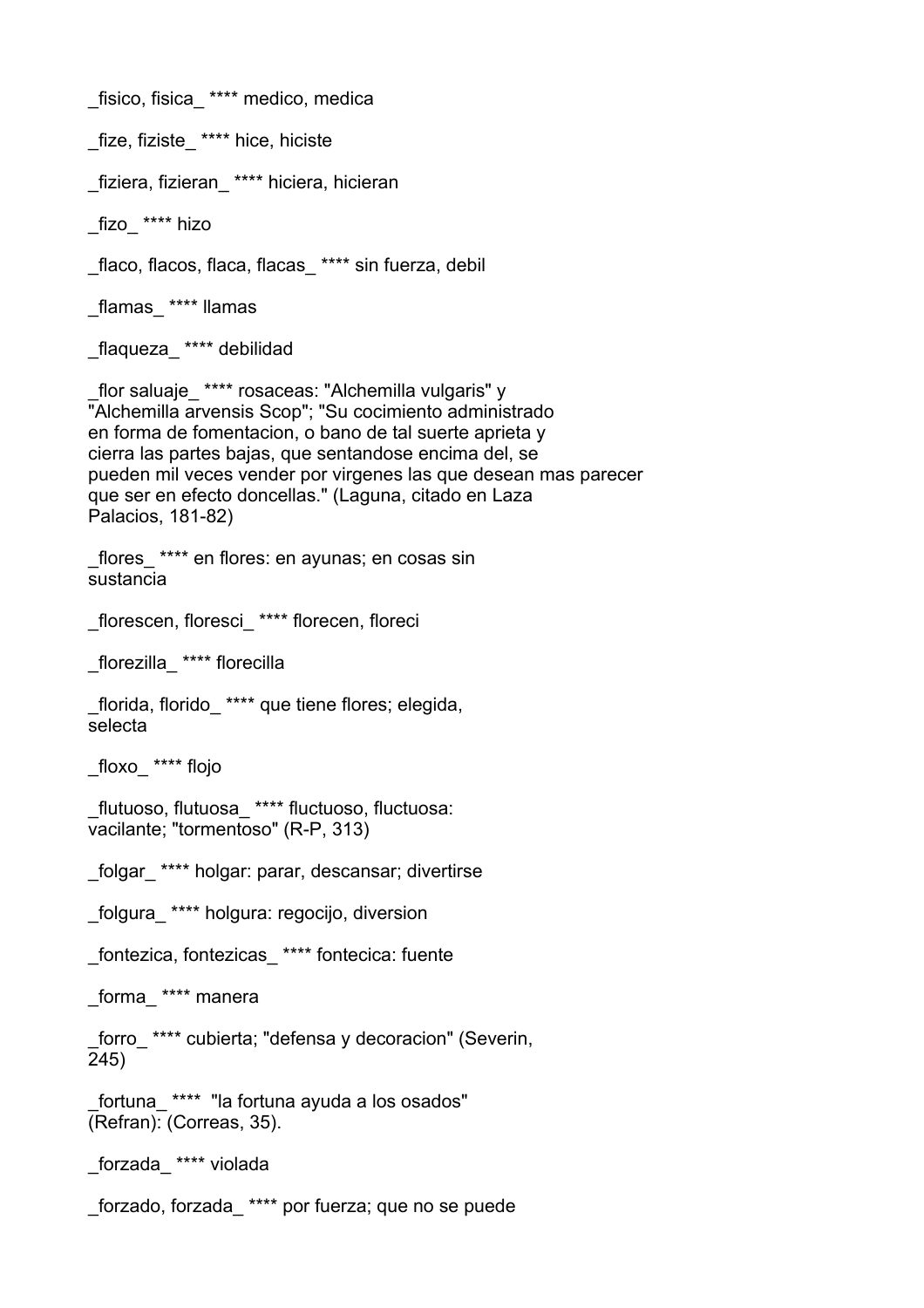_fisico, fisica_ **** medico, medica

_fize, fiziste_ **** hice, hiciste

_fiziera, fizieran_ **** hiciera, hicieran

_fizo_ **** hizo

_flaco, flacos, flaca, flacas_ **** sin fuerza, debil

_flamas_ **** llamas

_flaqueza_ **** debilidad

_flor saluaje_ **** rosaceas: "Alchemilla vulgaris" y "Alchemilla arvensis Scop"; "Su cocimiento administrado en forma de fomentacion, o bano de tal suerte aprieta y cierra las partes bajas, que sentandose encima del, se pueden mil veces vender por virgenes las que desean mas parecer que ser en efecto doncellas." (Laguna, citado en Laza Palacios, 181-82)

_flores_ **** en flores: en ayunas; en cosas sin sustancia

_florescen, floresci_ **** florecen, floreci

_florezilla_ **** florecilla

_florida, florido_ **** que tiene flores; elegida, selecta

_floxo_ **** flojo

_flutuoso, flutuosa_ **** fluctuoso, fluctuosa: vacilante; "tormentoso" (R-P, 313)

_folgar_ **** holgar: parar, descansar; divertirse

_folgura_ **** holgura: regocijo, diversion

_fontezica, fontezicas_ **** fontecica: fuente

_forma_ **** manera

_forro_ **** cubierta; "defensa y decoracion" (Severin, 245)

_fortuna_ **** "la fortuna ayuda a los osados" (Refran): (Correas, 35).

_forzada_ **** violada

_forzado, forzada_ **** por fuerza; que no se puede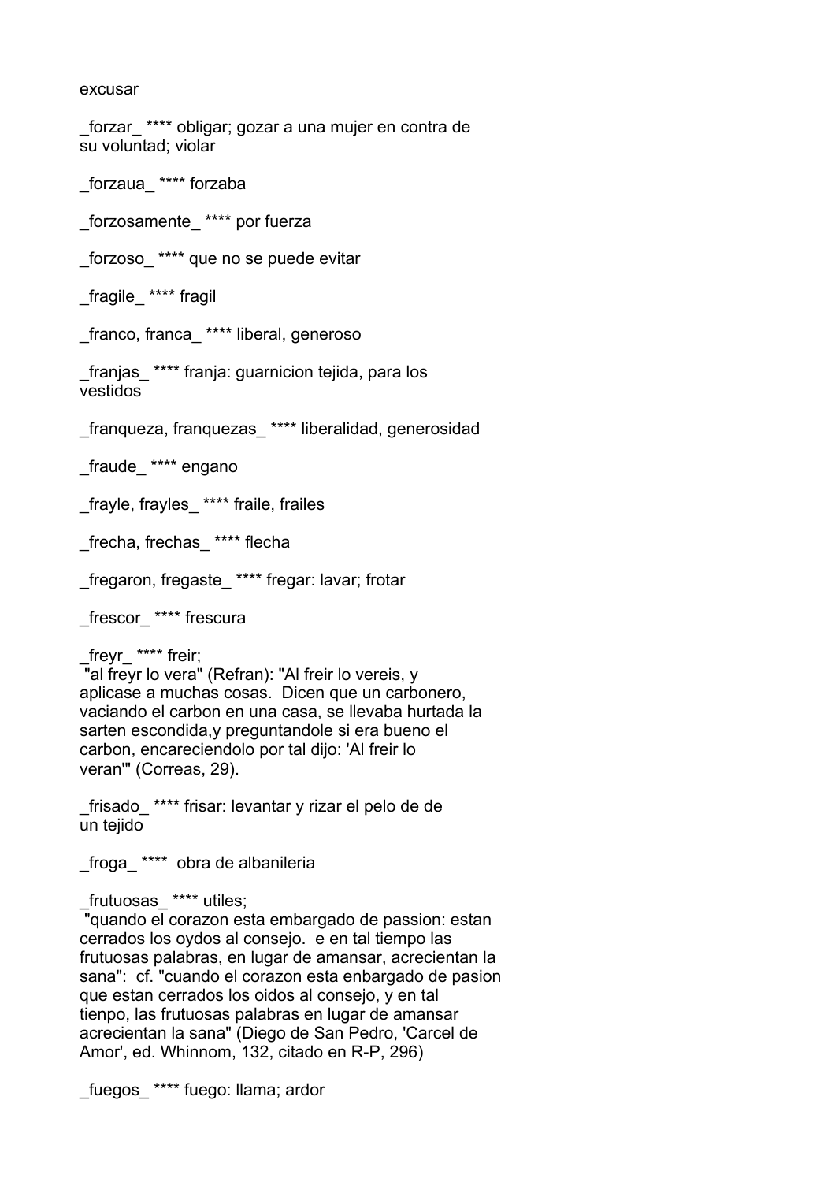excusar

_forzar_ **** obligar; gozar a una mujer en contra de su voluntad; violar

_forzaua_ **** forzaba

_forzosamente_ **** por fuerza

_forzoso_ **** que no se puede evitar

_fragile_ **** fragil

_franco, franca_ **** liberal, generoso

_franjas_ **** franja: guarnicion tejida, para los vestidos

_franqueza, franquezas_ **** liberalidad, generosidad

_fraude_ **** engano

_frayle, frayles_ **** fraile, frailes

_frecha, frechas_ **** flecha

_fregaron, fregaste_ **** fregar: lavar; frotar

_frescor_ **** frescura

_freyr_ **** freir;
"al freyr lo vera" (Refran): "Al freir lo vereis, y aplicase a muchas cosas. Dicen que un carbonero, vaciando el carbon en una casa, se llevaba hurtada la sarten escondida,y preguntandole si era bueno el carbon, encareciendolo por tal dijo: 'Al freir lo veran'" (Correas, 29).

_frisado_ **** frisar: levantar y rizar el pelo de de un tejido

_froga_ **** obra de albanileria

_frutuosas_ **** utiles;
"quando el corazon esta embargado de passion: estan cerrados los oydos al consejo. e en tal tiempo las frutuosas palabras, en lugar de amansar, acrecientan la sana": cf. "cuando el corazon esta enbargado de pasion que estan cerrados los oidos al consejo, y en tal tienpo, las frutuosas palabras en lugar de amansar acrecientan la sana" (Diego de San Pedro, 'Carcel de Amor', ed. Whinnom, 132, citado en R-P, 296)

_fuegos_ **** fuego: llama; ardor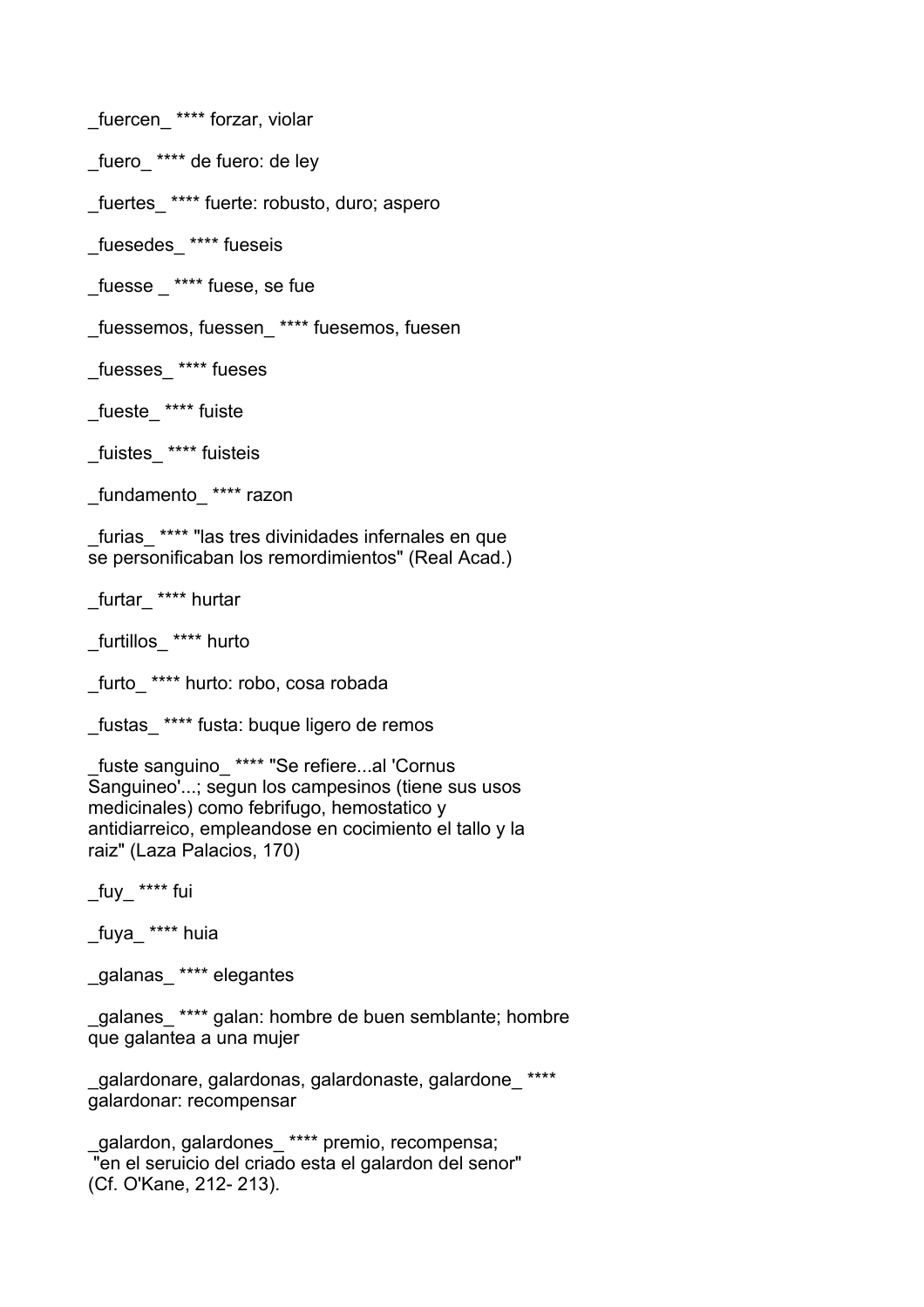_fuercen_ **** forzar, violar

_fuero_ **** de fuero: de ley

_fuertes_ **** fuerte: robusto, duro; aspero

_fuesedes_ **** fueseis

_fuesse _ **** fuese, se fue

_fuessemos, fuessen_ **** fuesemos, fuesen

_fuesses_ **** fueses

_fueste_ **** fuiste

_fuistes_ **** fuisteis

_fundamento_ **** razon

_furias_ **** "las tres divinidades infernales en que se personificaban los remordimientos" (Real Acad.)

_furtar_ **** hurtar

_furtillos_ **** hurto

_furto_ **** hurto: robo, cosa robada

_fustas_ **** fusta: buque ligero de remos

_fuste sanguino_ **** "Se refiere...al 'Cornus Sanguineo'...; segun los campesinos (tiene sus usos medicinales) como febrifugo, hemostatico y antidiarreico, empleandose en cocimiento el tallo y la raiz" (Laza Palacios, 170)

_fuy_ **** fui

_fuya_ **** huia

_galanas_ **** elegantes

_galanes_ **** galan: hombre de buen semblante; hombre que galantea a una mujer

_galardonare, galardonas, galardonaste, galardone_ **** galardonar: recompensar

_galardon, galardones_ **** premio, recompensa; "en el seruicio del criado esta el galardon del senor" (Cf. O'Kane, 212- 213).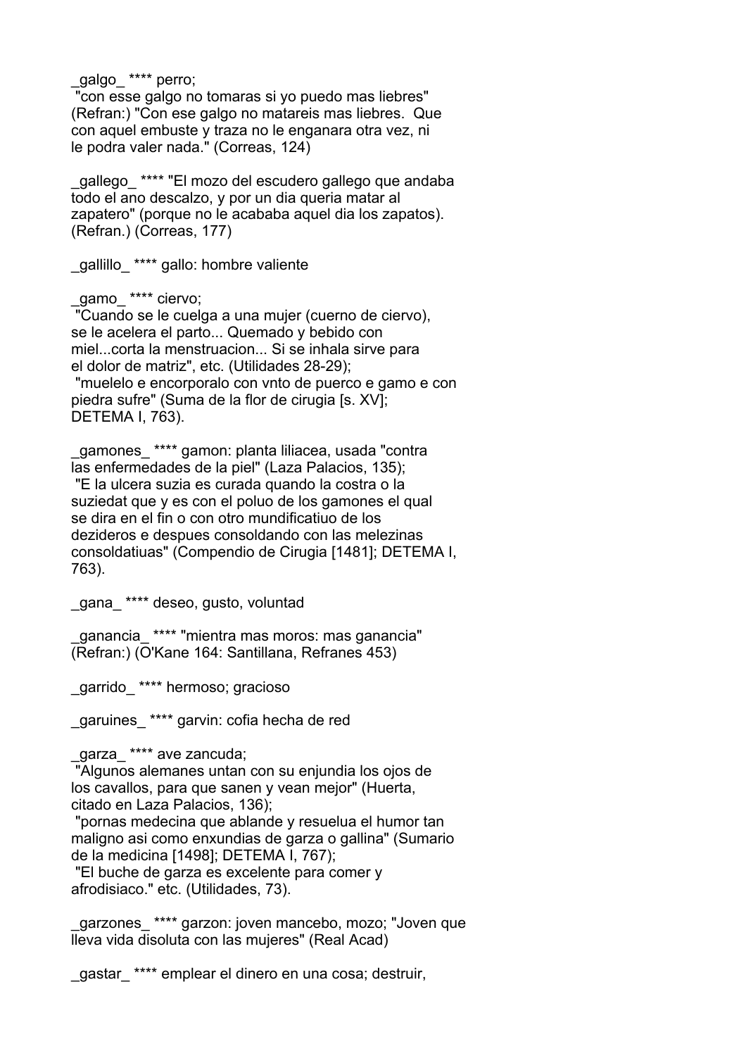_galgo_ **** perro;
 "con esse galgo no tomaras si yo puedo mas liebres" (Refran:) "Con ese galgo no matareis mas liebres. Que con aquel embuste y traza no le enganara otra vez, ni le podra valer nada." (Correas, 124)

_gallego_ **** "El mozo del escudero gallego que andaba todo el ano descalzo, y por un dia queria matar al zapatero" (porque no le acababa aquel dia los zapatos). (Refran.) (Correas, 177)

_gallillo_ **** gallo: hombre valiente

_gamo_ **** ciervo;
 "Cuando se le cuelga a una mujer (cuerno de ciervo), se le acelera el parto... Quemado y bebido con miel...corta la menstruacion... Si se inhala sirve para el dolor de matriz", etc. (Utilidades 28-29);
 "muelelo e encorporalo con vnto de puerco e gamo e con piedra sufre" (Suma de la flor de cirugia [s. XV]; DETEMA I, 763).

_gamones_ **** gamon: planta liliacea, usada "contra las enfermedades de la piel" (Laza Palacios, 135);
 "E la ulcera suzia es curada quando la costra o la suziedat que y es con el poluo de los gamones el qual se dira en el fin o con otro mundificatiuo de los dezideros e despues consoldando con las melezinas consoldatiuas" (Compendio de Cirugia [1481]; DETEMA I, 763).

_gana_ **** deseo, gusto, voluntad

_ganancia_ **** "mientra mas moros: mas ganancia" (Refran:) (O'Kane 164: Santillana, Refranes 453)

_garrido_ **** hermoso; gracioso

_garuines_ **** garvin: cofia hecha de red

_garza_ **** ave zancuda;
 "Algunos alemanes untan con su enjundia los ojos de los cavallos, para que sanen y vean mejor" (Huerta, citado en Laza Palacios, 136);
 "pornas medecina que ablande y resuelua el humor tan maligno asi como enxundias de garza o gallina" (Sumario de la medicina [1498]; DETEMA I, 767);
 "El buche de garza es excelente para comer y afrodisiaco." etc. (Utilidades, 73).

_garzones_ **** garzon: joven mancebo, mozo; "Joven que lleva vida disoluta con las mujeres" (Real Acad)

_gastar_ **** emplear el dinero en una cosa; destruir,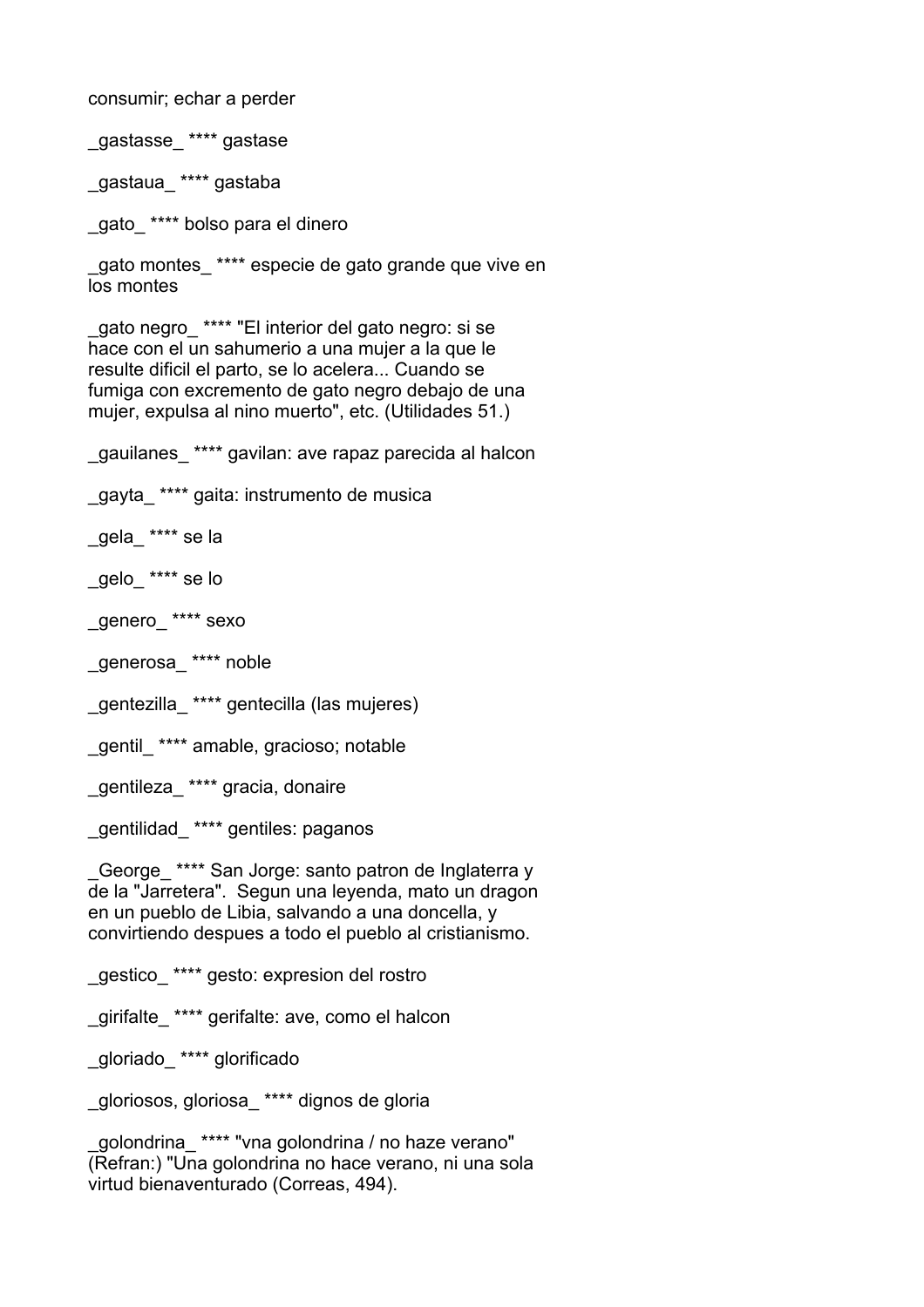consumir; echar a perder

_gastasse_ **** gastase

_gastaua_ **** gastaba

_gato_ **** bolso para el dinero

_gato montes_ **** especie de gato grande que vive en los montes

_gato negro_ **** "El interior del gato negro: si se hace con el un sahumerio a una mujer a la que le resulte dificil el parto, se lo acelera... Cuando se fumiga con excremento de gato negro debajo de una mujer, expulsa al nino muerto", etc. (Utilidades 51.)

_gauilanes_ **** gavilan: ave rapaz parecida al halcon

_gayta_ **** gaita: instrumento de musica

_gela_ **** se la

_gelo_ **** se lo

_genero_ **** sexo

_generosa_ **** noble

_gentezilla_ **** gentecilla (las mujeres)

_gentil_ **** amable, gracioso; notable

_gentileza_ **** gracia, donaire

_gentilidad_ **** gentiles: paganos

_George_ **** San Jorge: santo patron de Inglaterra y de la "Jarretera". Segun una leyenda, mato un dragon en un pueblo de Libia, salvando a una doncella, y convirtiendo despues a todo el pueblo al cristianismo.

_gestico_ **** gesto: expresion del rostro

_girifalte_ **** gerifalte: ave, como el halcon

_gloriado_ **** glorificado

_gloriosos, gloriosa_ **** dignos de gloria

_golondrina_ **** "vna golondrina / no haze verano" (Refran:) "Una golondrina no hace verano, ni una sola virtud bienaventurado (Correas, 494).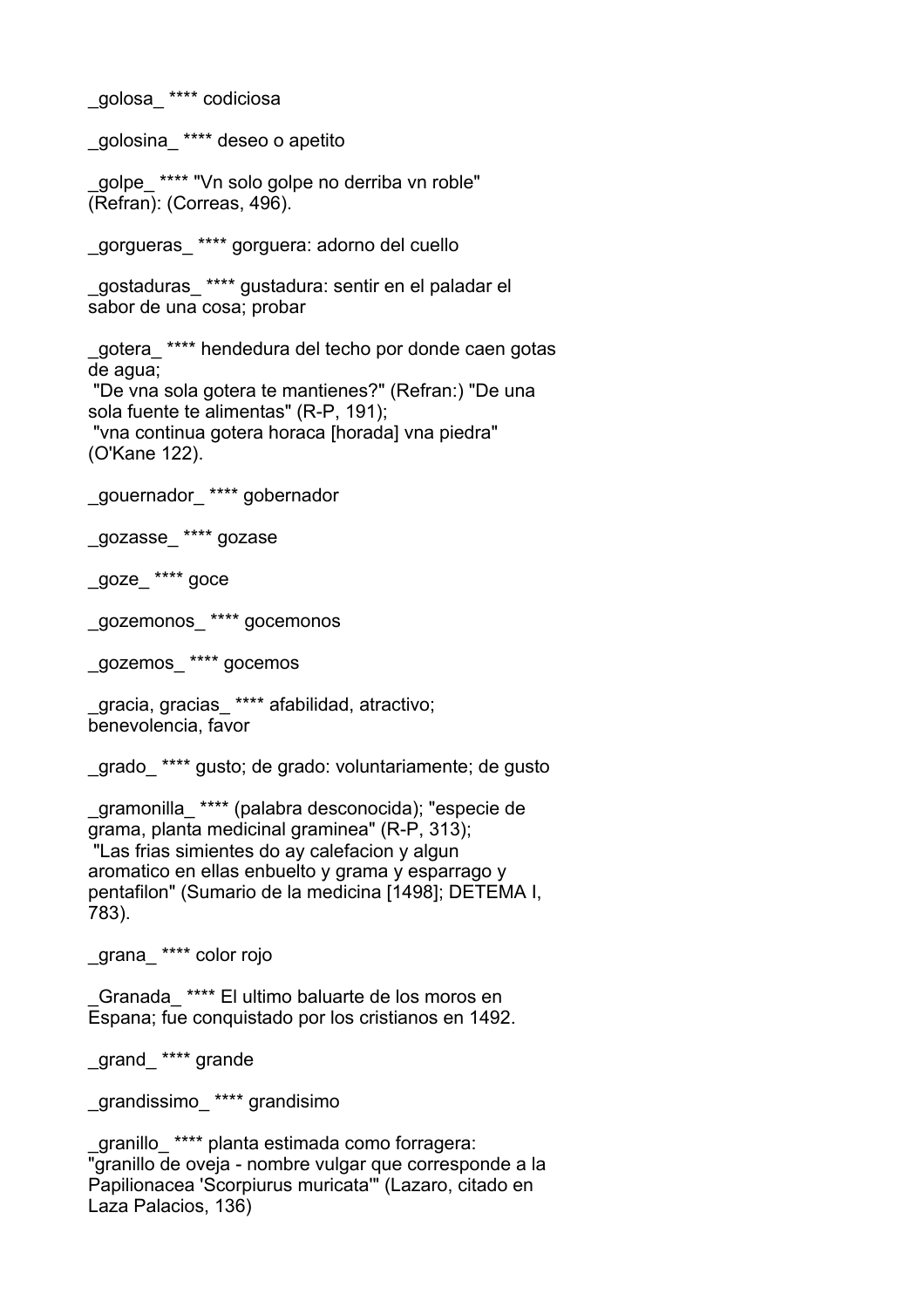_golosa_ **** codiciosa

_golosina_ **** deseo o apetito

_golpe_ **** "Vn solo golpe no derriba vn roble" (Refran): (Correas, 496).

_gorgueras_ **** gorguera: adorno del cuello

_gostaduras_ **** gustadura: sentir en el paladar el sabor de una cosa; probar

_gotera_ **** hendedura del techo por donde caen gotas de agua;
 "De vna sola gotera te mantienes?" (Refran:) "De una sola fuente te alimentas" (R-P, 191);
 "vna continua gotera horaca [horada] vna piedra" (O'Kane 122).

_gouernador_ **** gobernador

_gozasse_ **** gozase

_goze_ **** goce

_gozemonos_ **** gocemonos

_gozemos_ **** gocemos

_gracia, gracias_ **** afabilidad, atractivo; benevolencia, favor

_grado_ **** gusto; de grado: voluntariamente; de gusto

_gramonilla_ **** (palabra desconocida); "especie de grama, planta medicinal graminea" (R-P, 313);
 "Las frias simientes do ay calefacion y algun aromatico en ellas enbuelto y grama y esparrago y pentafilon" (Sumario de la medicina [1498]; DETEMA I, 783).

_grana_ **** color rojo

_Granada_ **** El ultimo baluarte de los moros en Espana; fue conquistado por los cristianos en 1492.

_grand_ **** grande

_grandissimo_ **** grandisimo

_granillo_ **** planta estimada como forragera: "granillo de oveja - nombre vulgar que corresponde a la Papilionacea 'Scorpiurus muricata'" (Lazaro, citado en Laza Palacios, 136)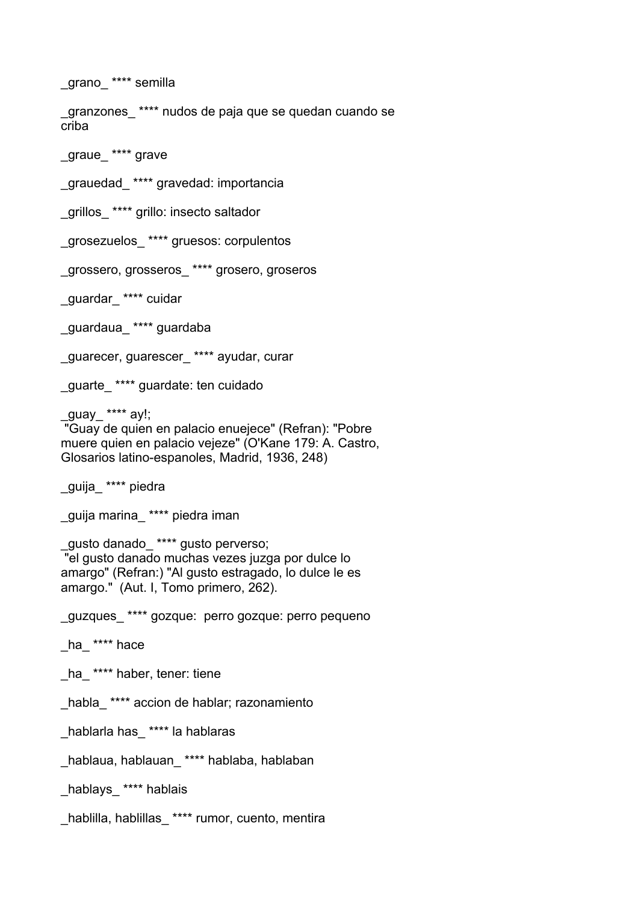_grano_ **** semilla

_granzones_ **** nudos de paja que se quedan cuando se criba

_graue_ **** grave

_grauedad_ **** gravedad: importancia

_grillos_ **** grillo: insecto saltador

_grosezuelos_ **** gruesos: corpulentos

_grossero, grosseros_ **** grosero, groseros

_guardar_ **** cuidar

_guardaua_ **** guardaba

_guarecer, guarescer_ **** ayudar, curar

_guarte_ **** guardate: ten cuidado

_guay_ **** ay!;
"Guay de quien en palacio enuejece" (Refran): "Pobre muere quien en palacio vejeze" (O'Kane 179: A. Castro, Glosarios latino-espanoles, Madrid, 1936, 248)

_guija_ **** piedra

_guija marina_ **** piedra iman

_gusto danado_ **** gusto perverso;
"el gusto danado muchas vezes juzga por dulce lo amargo" (Refran:) "Al gusto estragado, lo dulce le es amargo." (Aut. I, Tomo primero, 262).

_guzques_ **** gozque: perro gozque: perro pequeno

_ha_ **** hace

_ha_ **** haber, tener: tiene

_habla_ **** accion de hablar; razonamiento

_hablarla has_ **** la hablaras

_hablaua, hablauan_ **** hablaba, hablaban

_hablays_ **** hablais

_hablilla, hablillas_ **** rumor, cuento, mentira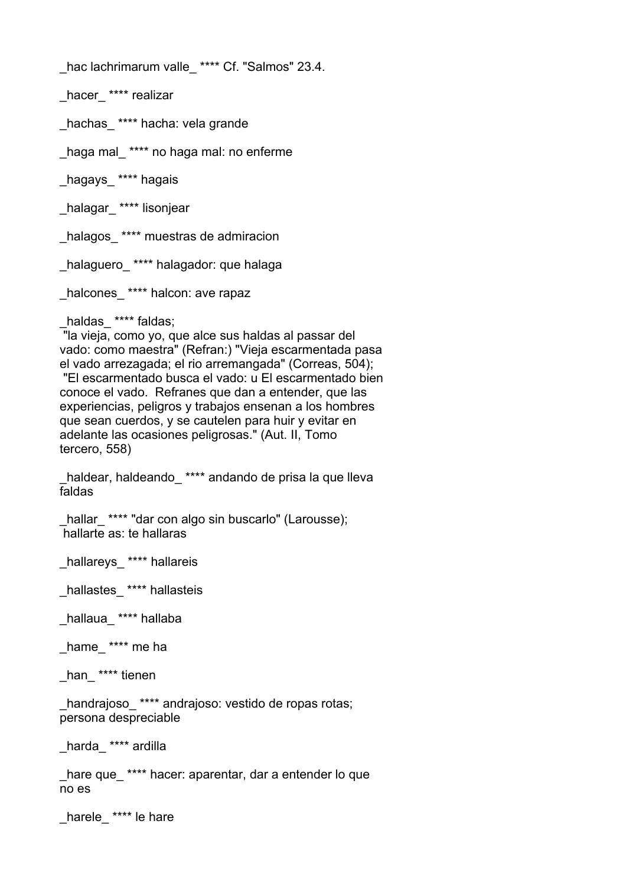_hac lachrimarum valle_ **** Cf. "Salmos" 23.4.

_hacer_ **** realizar

_hachas_ **** hacha: vela grande

_haga mal_ **** no haga mal: no enferme

_hagays_ **** hagais

_halagar_ **** lisonjear

_halagos_ **** muestras de admiracion

_halaguero_ **** halagador: que halaga

_halcones_ **** halcon: ave rapaz

_haldas_ **** faldas;
"la vieja, como yo, que alce sus haldas al passar del vado: como maestra" (Refran:) "Vieja escarmentada pasa el vado arrezagada; el rio arremangada" (Correas, 504);
"El escarmentado busca el vado: u El escarmentado bien conoce el vado. Refranes que dan a entender, que las experiencias, peligros y trabajos ensenan a los hombres que sean cuerdos, y se cautelen para huir y evitar en adelante las ocasiones peligrosas." (Aut. II, Tomo tercero, 558)

_haldear, haldeando_ **** andando de prisa la que lleva faldas

_hallar_ **** "dar con algo sin buscarlo" (Larousse);
hallarte as: te hallaras

_hallareys_ **** hallareis

_hallastes_ **** hallasteis

_hallaua_ **** hallaba

_hame_ **** me ha

_han_ **** tienen

_handrajoso_ **** andrajoso: vestido de ropas rotas; persona despreciable

_harda_ **** ardilla

_hare que_ **** hacer: aparentar, dar a entender lo que no es

_harele_ **** le hare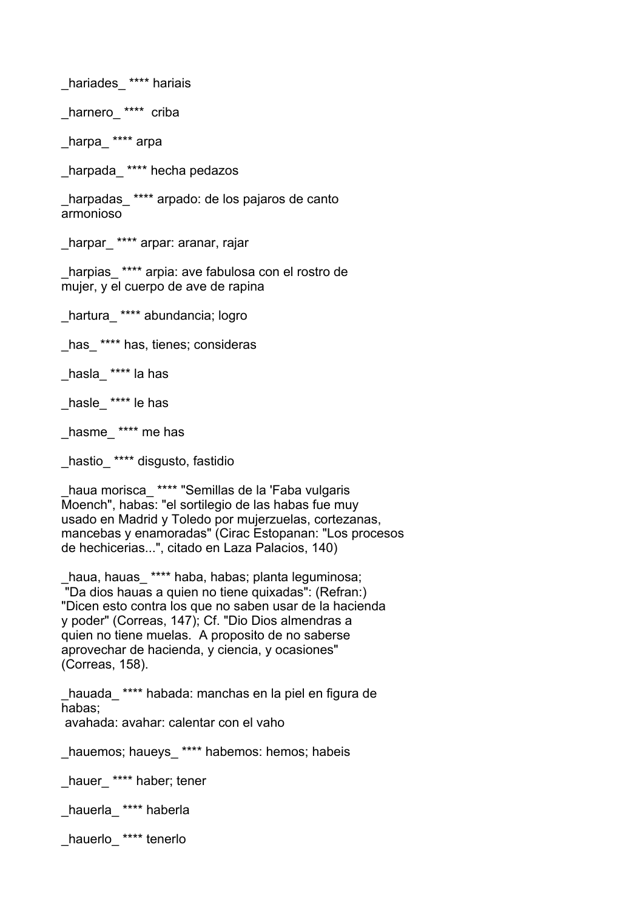_hariades_ **** hariais

_harnero_ ****  criba

_harpa_ **** arpa

_harpada_ **** hecha pedazos

_harpadas_ **** arpado: de los pajaros de canto armonioso

_harpar_ **** arpar: aranar, rajar

_harpias_ **** arpia: ave fabulosa con el rostro de mujer, y el cuerpo de ave de rapina

_hartura_ **** abundancia; logro

_has_ **** has, tienes; consideras

_hasla_ **** la has

_hasle_ **** le has

_hasme_ **** me has

_hastio_ **** disgusto, fastidio

_haua morisca_ **** "Semillas de la 'Faba vulgaris Moench", habas: "el sortilegio de las habas fue muy usado en Madrid y Toledo por mujerzuelas, cortezanas, mancebas y enamoradas" (Cirac Estopanan: "Los procesos de hechicerias...", citado en Laza Palacios, 140)

_haua, hauas_ **** haba, habas; planta leguminosa;
 "Da dios hauas a quien no tiene quixadas": (Refran:) "Dicen esto contra los que no saben usar de la hacienda y poder" (Correas, 147); Cf. "Dio Dios almendras a quien no tiene muelas.  A proposito de no saberse aprovechar de hacienda, y ciencia, y ocasiones" (Correas, 158).

_hauada_ **** habada: manchas en la piel en figura de habas;
 avahada: avahar: calentar con el vaho

_hauemos; haueys_ **** habemos: hemos; habeis

_hauer_ **** haber; tener

_hauerla_ **** haberla

_hauerlo_ **** tenerlo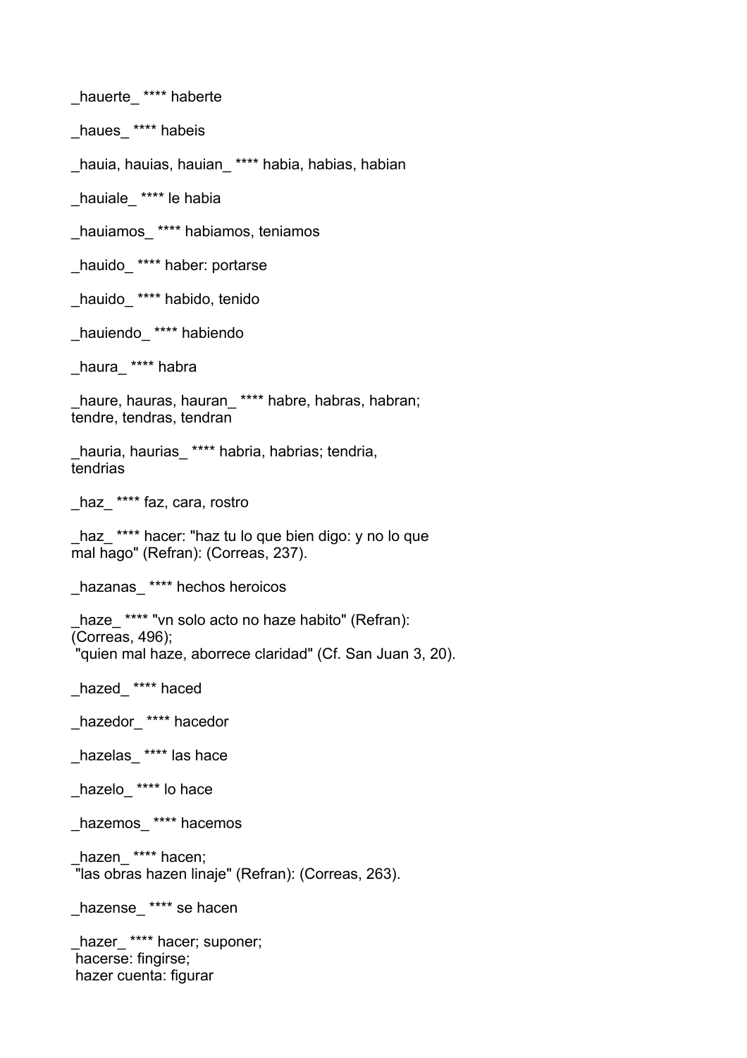_hauerte_ **** haberte

_haues_ **** habeis

_hauia, hauias, hauian_ **** habia, habias, habian

_hauiale_ **** le habia

_hauiamos_ **** habiamos, teniamos

_hauido_ **** haber: portarse

_hauido_ **** habido, tenido

_hauiendo_ **** habiendo

_haura_ **** habra

_haure, hauras, hauran_ **** habre, habras, habran; tendre, tendras, tendran

_hauria, haurias_ **** habria, habrias; tendria, tendrias

_haz_ **** faz, cara, rostro

_haz_ **** hacer: "haz tu lo que bien digo: y no lo que mal hago" (Refran): (Correas, 237).

_hazanas_ **** hechos heroicos

_haze_ **** "vn solo acto no haze habito" (Refran): (Correas, 496);
 "quien mal haze, aborrece claridad" (Cf. San Juan 3, 20).

_hazed_ **** haced

_hazedor_ **** hacedor

_hazelas_ **** las hace

_hazelo_ **** lo hace

_hazemos_ **** hacemos

_hazen_ **** hacen;
 "las obras hazen linaje" (Refran): (Correas, 263).

_hazense_ **** se hacen

_hazer_ **** hacer; suponer;
 hacerse: fingirse;
 hazer cuenta: figurar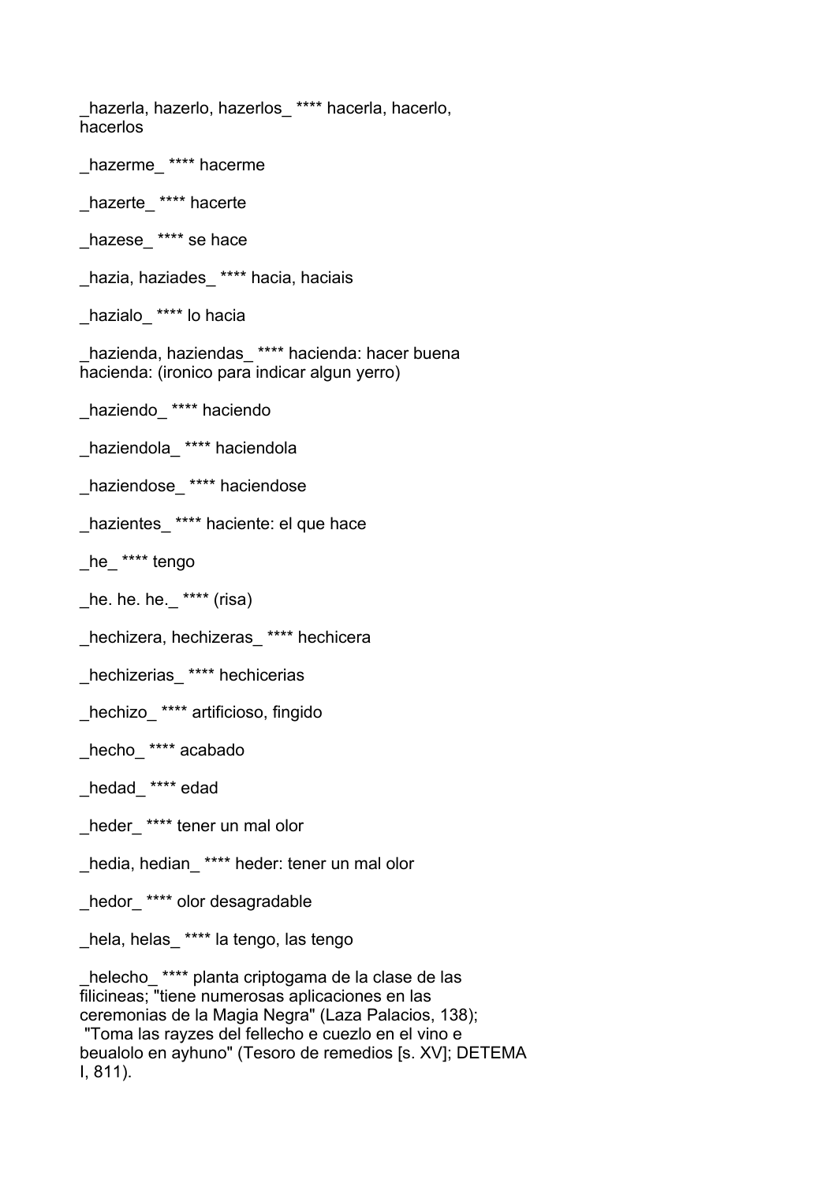_hazerla, hazerlo, hazerlos_ **** hacerla, hacerlo, hacerlos

_hazerme_ **** hacerme

_hazerte_ **** hacerte

_hazese_ **** se hace

_hazia, haziades_ **** hacia, haciais

_hazialo_ **** lo hacia

_hazienda, haziendas_ **** hacienda: hacer buena hacienda: (ironico para indicar algun yerro)

_haziendo_ **** haciendo

_haziendola_ **** haciendola

_haziendose_ **** haciendose

_hazientes_ **** haciente: el que hace

_he_ **** tengo

_he. he. he._ **** (risa)

_hechizera, hechizeras_ **** hechicera

_hechizerias_ **** hechicerias

_hechizo_ **** artificioso, fingido

_hecho_ **** acabado

_hedad_ **** edad

_heder_ **** tener un mal olor

_hedia, hedian_ **** heder: tener un mal olor

_hedor_ **** olor desagradable

_hela, helas_ **** la tengo, las tengo

_helecho_ **** planta criptogama de la clase de las filicineas; "tiene numerosas aplicaciones en las ceremonias de la Magia Negra" (Laza Palacios, 138); "Toma las rayzes del fellecho e cuezlo en el vino e beualolo en ayhuno" (Tesoro de remedios [s. XV]; DETEMA I, 811).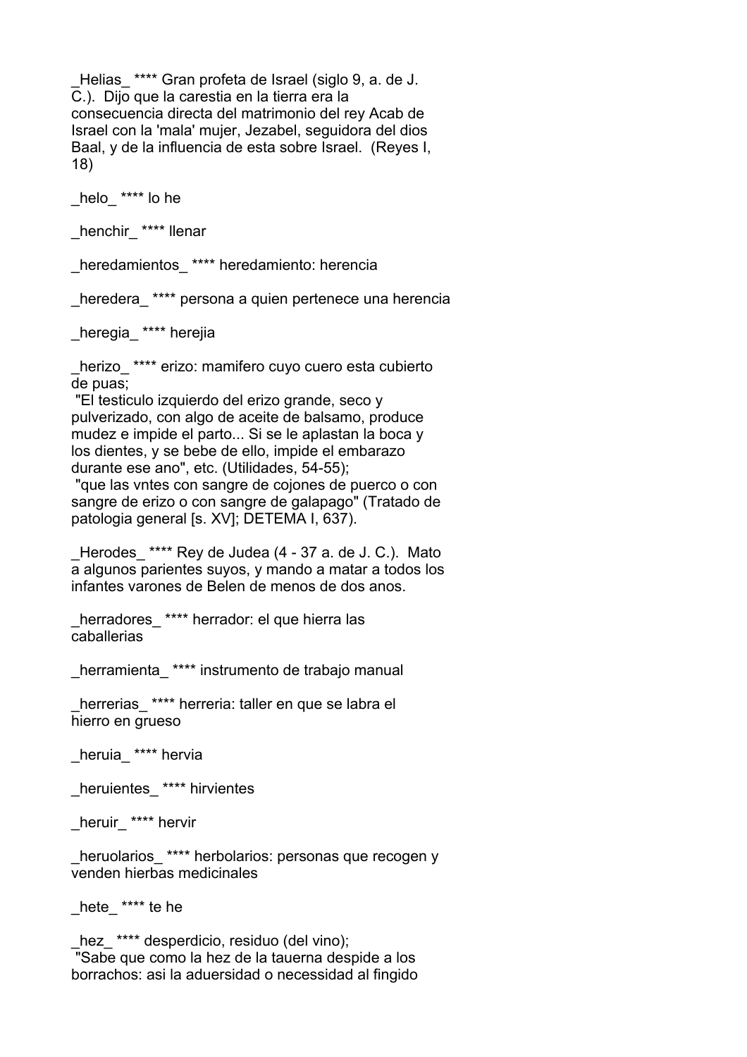_Helias_ **** Gran profeta de Israel (siglo 9, a. de J. C.). Dijo que la carestia en la tierra era la consecuencia directa del matrimonio del rey Acab de Israel con la 'mala' mujer, Jezabel, seguidora del dios Baal, y de la influencia de esta sobre Israel. (Reyes I, 18)

_helo_ **** lo he

_henchir_ **** llenar

_heredamientos_ **** heredamiento: herencia

_heredera_ **** persona a quien pertenece una herencia

_heregia_ **** herejia

_herizo_ **** erizo: mamifero cuyo cuero esta cubierto de puas;
"El testiculo izquierdo del erizo grande, seco y pulverizado, con algo de aceite de balsamo, produce mudez e impide el parto... Si se le aplastan la boca y los dientes, y se bebe de ello, impide el embarazo durante ese ano", etc. (Utilidades, 54-55);
"que las vntes con sangre de cojones de puerco o con sangre de erizo o con sangre de galapago" (Tratado de patologia general [s. XV]; DETEMA I, 637).

_Herodes_ **** Rey de Judea (4 - 37 a. de J. C.). Mato a algunos parientes suyos, y mando a matar a todos los infantes varones de Belen de menos de dos anos.

_herradores_ **** herrador: el que hierra las caballerias

_herramienta_ **** instrumento de trabajo manual

_herrerias_ **** herreria: taller en que se labra el hierro en grueso

_heruia_ **** hervia

_heruientes_ **** hirvientes

_heruir_ **** hervir

_heruolarios_ **** herbolarios: personas que recogen y venden hierbas medicinales

_hete_ **** te he

_hez_ **** desperdicio, residuo (del vino);
"Sabe que como la hez de la tauerna despide a los borrachos: asi la aduersidad o necessidad al fingido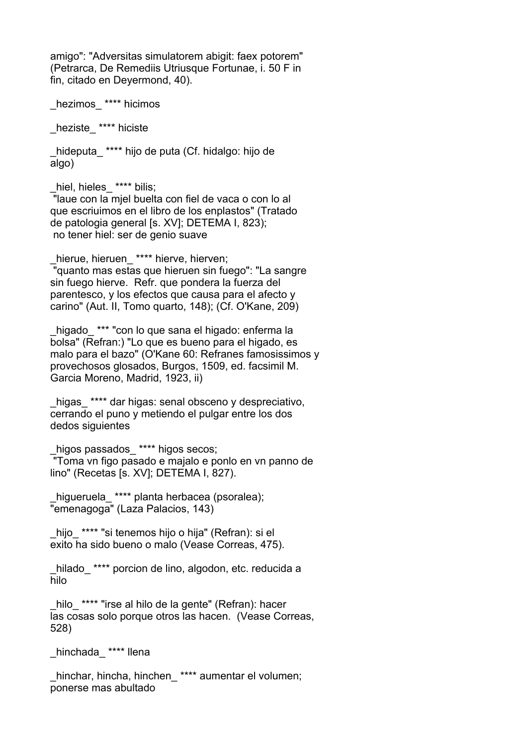amigo": "Adversitas simulatorem abigit: faex potorem" (Petrarca, De Remediis Utriusque Fortunae, i. 50 F in fin, citado en Deyermond, 40).

_hezimos_ **** hicimos

_heziste_ **** hiciste

_hideputa_ **** hijo de puta (Cf. hidalgo: hijo de algo)

_hiel, hieles_ **** bilis;
 "laue con la mjel buelta con fiel de vaca o con lo al que escriuimos en el libro de los enplastos" (Tratado de patologia general [s. XV]; DETEMA I, 823);
 no tener hiel: ser de genio suave

_hierue, hieruen_ **** hierve, hierven;
 "quanto mas estas que hieruen sin fuego": "La sangre sin fuego hierve. Refr. que pondera la fuerza del parentesco, y los efectos que causa para el afecto y carino" (Aut. II, Tomo quarto, 148); (Cf. O'Kane, 209)

_higado_ *** "con lo que sana el higado: enferma la bolsa" (Refran:) "Lo que es bueno para el higado, es malo para el bazo" (O'Kane 60: Refranes famosissimos y provechosos glosados, Burgos, 1509, ed. facsimil M. Garcia Moreno, Madrid, 1923, ii)

_higas_ **** dar higas: senal obsceno y despreciativo, cerrando el puno y metiendo el pulgar entre los dos dedos siguientes

_higos passados_ **** higos secos;
 "Toma vn figo pasado e majalo e ponlo en vn panno de lino" (Recetas [s. XV]; DETEMA I, 827).

_higueruela_ **** planta herbacea (psoralea);
"emenagoga" (Laza Palacios, 143)

_hijo_ **** "si tenemos hijo o hija" (Refran): si el exito ha sido bueno o malo (Vease Correas, 475).

_hilado_ **** porcion de lino, algodon, etc. reducida a hilo

_hilo_ **** "irse al hilo de la gente" (Refran): hacer las cosas solo porque otros las hacen. (Vease Correas, 528)

_hinchada_ **** llena

_hinchar, hincha, hinchen_ **** aumentar el volumen; ponerse mas abultado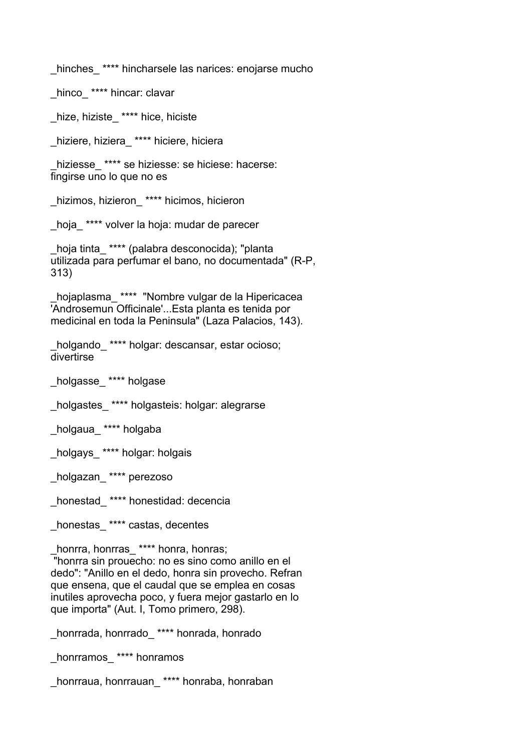_hinches_ **** hincharsele las narices: enojarse mucho

_hinco_ **** hincar: clavar

_hize, hiziste_ **** hice, hiciste

_hiziere, hiziera_ **** hiciere, hiciera

_hiziesse_ **** se hiziesse: se hiciese: hacerse: fingirse uno lo que no es

_hizimos, hizieron_ **** hicimos, hicieron

_hoja_ **** volver la hoja: mudar de parecer

_hoja tinta_ **** (palabra desconocida); "planta utilizada para perfumar el bano, no documentada" (R-P, 313)

_hojaplasma_ ****  "Nombre vulgar de la Hipericacea 'Androsemun Officinale'...Esta planta es tenida por medicinal en toda la Peninsula" (Laza Palacios, 143).

_holgando_ **** holgar: descansar, estar ocioso; divertirse

_holgasse_ **** holgase

_holgastes_ **** holgasteis: holgar: alegrarse

_holgaua_ **** holgaba

_holgays_ **** holgar: holgais

_holgazan_ **** perezoso

_honestad_ **** honestidad: decencia

_honestas_ **** castas, decentes

_honrra, honrras_ **** honra, honras;
 "honrra sin prouecho: no es sino como anillo en el dedo": "Anillo en el dedo, honra sin provecho. Refran que ensena, que el caudal que se emplea en cosas inutiles aprovecha poco, y fuera mejor gastarlo en lo que importa" (Aut. I, Tomo primero, 298).

_honrrada, honrrado_ **** honrada, honrado

_honrramos_ **** honramos

_honrraua, honrrauan_ **** honraba, honraban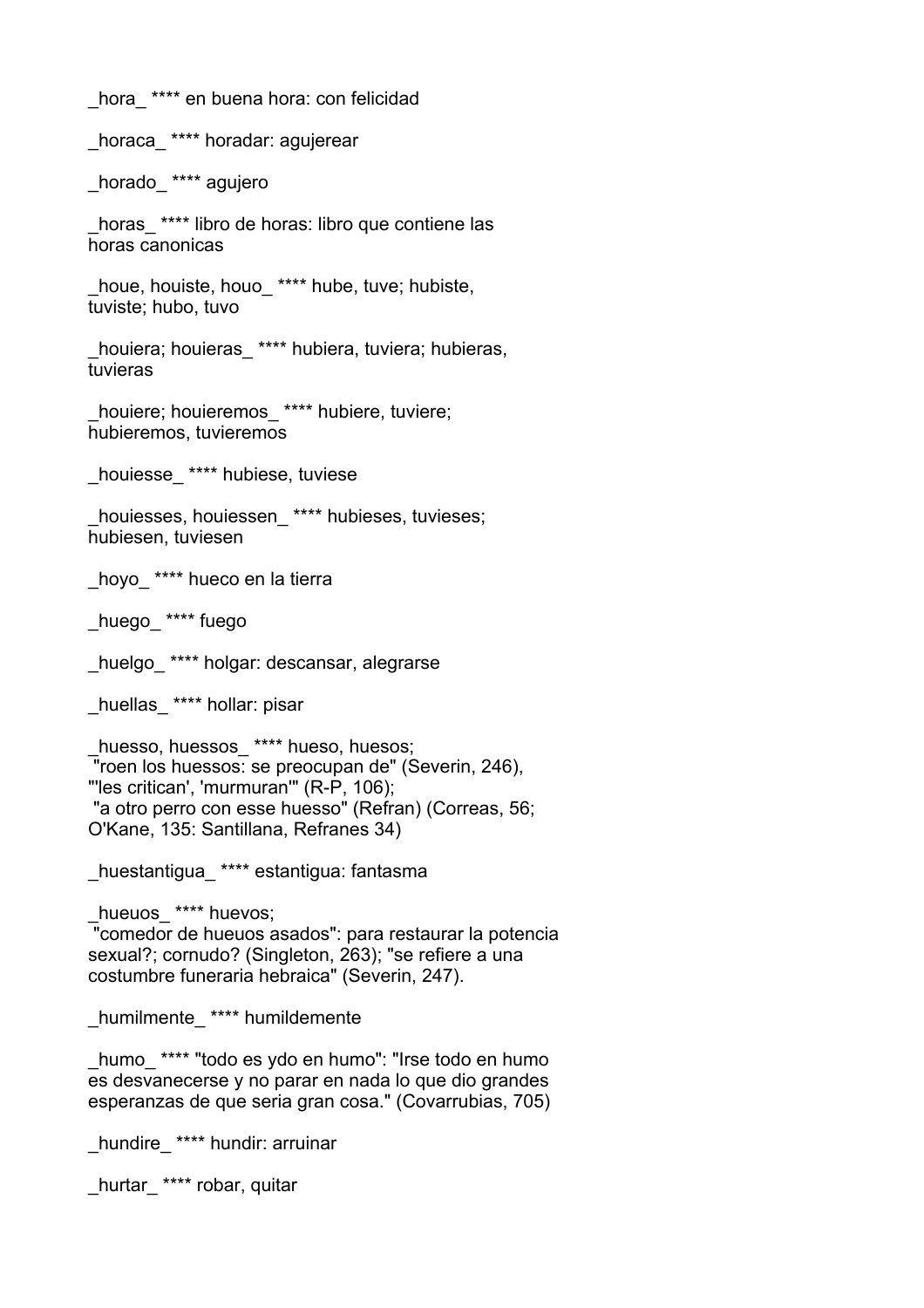_hora_ **** en buena hora: con felicidad

_horaca_ **** horadar: agujerear

_horado_ **** agujero

_horas_ **** libro de horas: libro que contiene las horas canonicas

_houe, houiste, houo_ **** hube, tuve; hubiste, tuviste; hubo, tuvo

_houiera; houieras_ **** hubiera, tuviera; hubieras, tuvieras

_houiere; houieremos_ **** hubiere, tuviere; hubieremos, tuvieremos

_houiesse_ **** hubiese, tuviese

_houiesses, houiessen_ **** hubieses, tuvieses; hubiesen, tuviesen

_hoyo_ **** hueco en la tierra

_huego_ **** fuego

_huelgo_ **** holgar: descansar, alegrarse

_huellas_ **** hollar: pisar

_huesso, huessos_ **** hueso, huesos;
"roen los huessos: se preocupan de" (Severin, 246), "'les critican', 'murmuran'" (R-P, 106);
"a otro perro con esse huesso" (Refran) (Correas, 56; O'Kane, 135: Santillana, Refranes 34)

_huestantigua_ **** estantigua: fantasma

_hueuos_ **** huevos;
"comedor de hueuos asados": para restaurar la potencia sexual?; cornudo? (Singleton, 263); "se refiere a una costumbre funeraria hebraica" (Severin, 247).

_humilmente_ **** humildemente

_humo_ **** "todo es ydo en humo": "Irse todo en humo es desvanecerse y no parar en nada lo que dio grandes esperanzas de que seria gran cosa." (Covarrubias, 705)

_hundire_ **** hundir: arruinar

_hurtar_ **** robar, quitar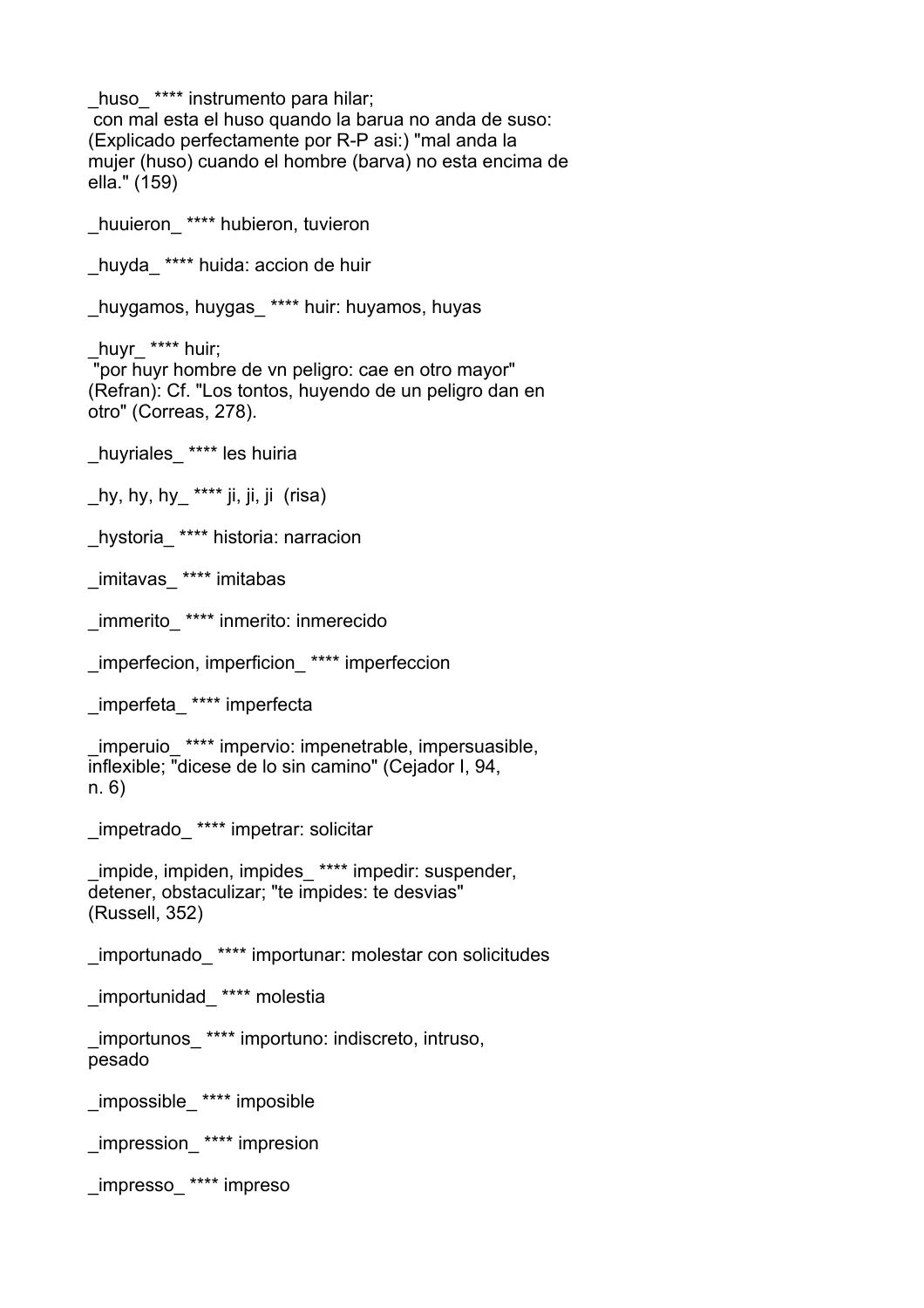_huso_ **** instrumento para hilar;
 con mal esta el huso quando la barua no anda de suso: (Explicado perfectamente por R-P asi:) "mal anda la mujer (huso) cuando el hombre (barva) no esta encima de ella." (159)

_huuieron_ **** hubieron, tuvieron

_huyda_ **** huida: accion de huir

_huygamos, huygas_ **** huir: huyamos, huyas

_huyr_ **** huir;
 "por huyr hombre de vn peligro: cae en otro mayor" (Refran): Cf. "Los tontos, huyendo de un peligro dan en otro" (Correas, 278).

_huyriales_ **** les huiria

_hy, hy, hy_ **** ji, ji, ji (risa)

_hystoria_ **** historia: narracion

_imitavas_ **** imitabas

_immerito_ **** inmerito: inmerecido

_imperfecion, imperficion_ **** imperfeccion

_imperfeta_ **** imperfecta

_imperuio_ **** impervio: impenetrable, impersuasible, inflexible; "dicese de lo sin camino" (Cejador I, 94, n. 6)

_impetrado_ **** impetrar: solicitar

_impide, impiden, impides_ **** impedir: suspender, detener, obstaculizar; "te impides: te desvias" (Russell, 352)

_importunado_ **** importunar: molestar con solicitudes

_importunidad_ **** molestia

_importunos_ **** importuno: indiscreto, intruso, pesado

_impossible_ **** imposible

_impression_ **** impresion

_impresso_ **** impreso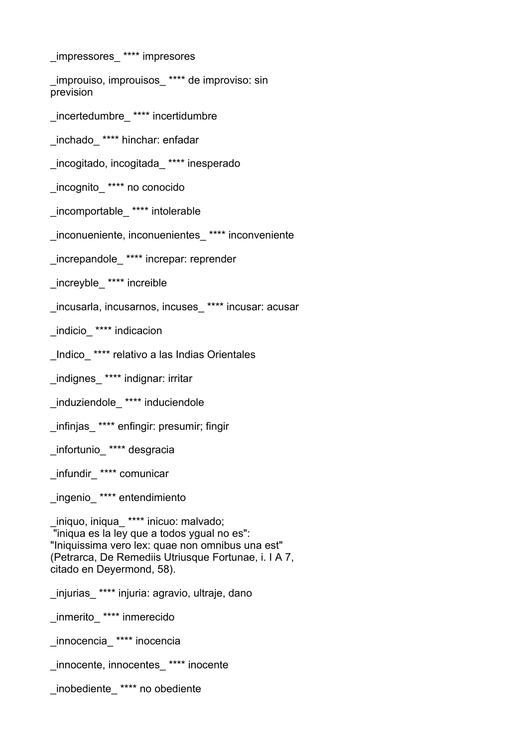_impressores_ **** impresores

_improuiso, improuisos_ **** de improviso: sin prevision

_incertedumbre_ **** incertidumbre

_inchado_ **** hinchar: enfadar

_incogitado, incogitada_ **** inesperado

_incognito_ **** no conocido

_incomportable_ **** intolerable

_inconueniente, inconuenientes_ **** inconveniente

_increpandole_ **** increpar: reprender

_increyble_ **** increible

_incusarla, incusarnos, incuses_ **** incusar: acusar

_indicio_ **** indicacion

_Indico_ **** relativo a las Indias Orientales

_indignes_ **** indignar: irritar

_induziendole_ **** induciendole

_infinjas_ **** enfingir: presumir; fingir

_infortunio_ **** desgracia

_infundir_ **** comunicar

_ingenio_ **** entendimiento

_iniquo, iniqua_ **** inicuo: malvado;
"iniqua es la ley que a todos ygual no es":
"Iniquissima vero lex: quae non omnibus una est"
(Petrarca, De Remediis Utriusque Fortunae, i. I A 7, citado en Deyermond, 58).

_injurias_ **** injuria: agravio, ultraje, dano

_inmerito_ **** inmerecido

_innocencia_ **** inocencia

_innocente, innocentes_ **** inocente

_inobediente_ **** no obediente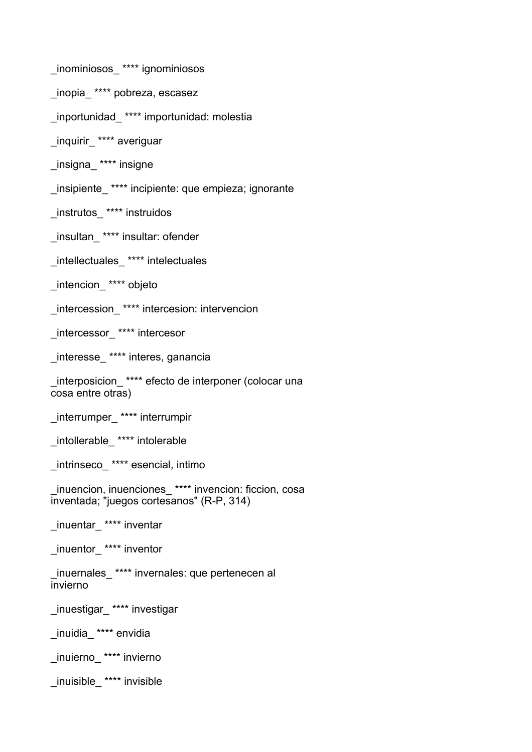_inominiosos_ **** ignominiosos

_inopia_ **** pobreza, escasez

_inportunidad_ **** importunidad: molestia

_inquirir_ **** averiguar

_insigna_ **** insigne

_insipiente_ **** incipiente: que empieza; ignorante

_instrutos_ **** instruidos

_insultan_ **** insultar: ofender

_intellectuales_ **** intelectuales

_intencion_ **** objeto

_intercession_ **** intercesion: intervencion

_intercessor_ **** intercesor

_interesse_ **** interes, ganancia

_interposicion_ **** efecto de interponer (colocar una cosa entre otras)

_interrumper_ **** interrumpir

_intollerable_ **** intolerable

_intrinseco_ **** esencial, intimo

_inuencion, inuenciones_ **** invencion: ficcion, cosa inventada; "juegos cortesanos" (R-P, 314)

_inuentar_ **** inventar

_inuentor_ **** inventor

_inuernales_ **** invernales: que pertenecen al invierno

_inuestigar_ **** investigar

_inuidia_ **** envidia

_inuierno_ **** invierno

_inuisible_ **** invisible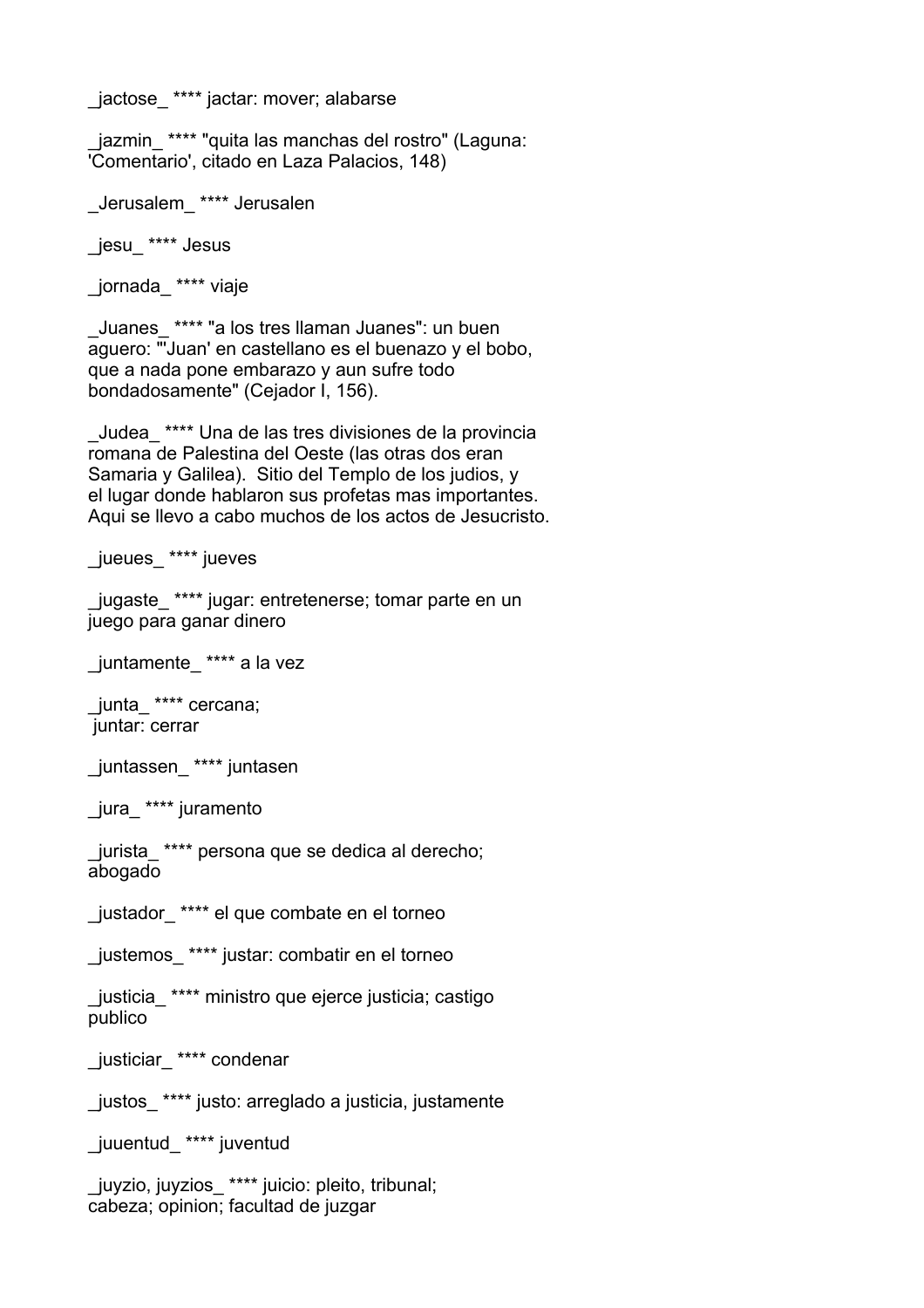_jactose_ **** jactar: mover; alabarse

_jazmin_ **** "quita las manchas del rostro" (Laguna: 'Comentario', citado en Laza Palacios, 148)

_Jerusalem_ **** Jerusalen

_jesu_ **** Jesus

_jornada_ **** viaje

_Juanes_ **** "a los tres llaman Juanes": un buen aguero: "'Juan' en castellano es el buenazo y el bobo, que a nada pone embarazo y aun sufre todo bondadosamente" (Cejador I, 156).

_Judea_ **** Una de las tres divisiones de la provincia romana de Palestina del Oeste (las otras dos eran Samaria y Galilea). Sitio del Templo de los judios, y el lugar donde hablaron sus profetas mas importantes. Aqui se llevo a cabo muchos de los actos de Jesucristo.

_jueues_ **** jueves

_jugaste_ **** jugar: entretenerse; tomar parte en un juego para ganar dinero

_juntamente_ **** a la vez

_junta_ **** cercana;
juntar: cerrar

_juntassen_ **** juntasen

_jura_ **** juramento

_jurista_ **** persona que se dedica al derecho; abogado

_justador_ **** el que combate en el torneo

_justemos_ **** justar: combatir en el torneo

_justicia_ **** ministro que ejerce justicia; castigo publico

_justiciar_ **** condenar

_justos_ **** justo: arreglado a justicia, justamente

_juuentud_ **** juventud

_juyzio, juyzios_ **** juicio: pleito, tribunal; cabeza; opinion; facultad de juzgar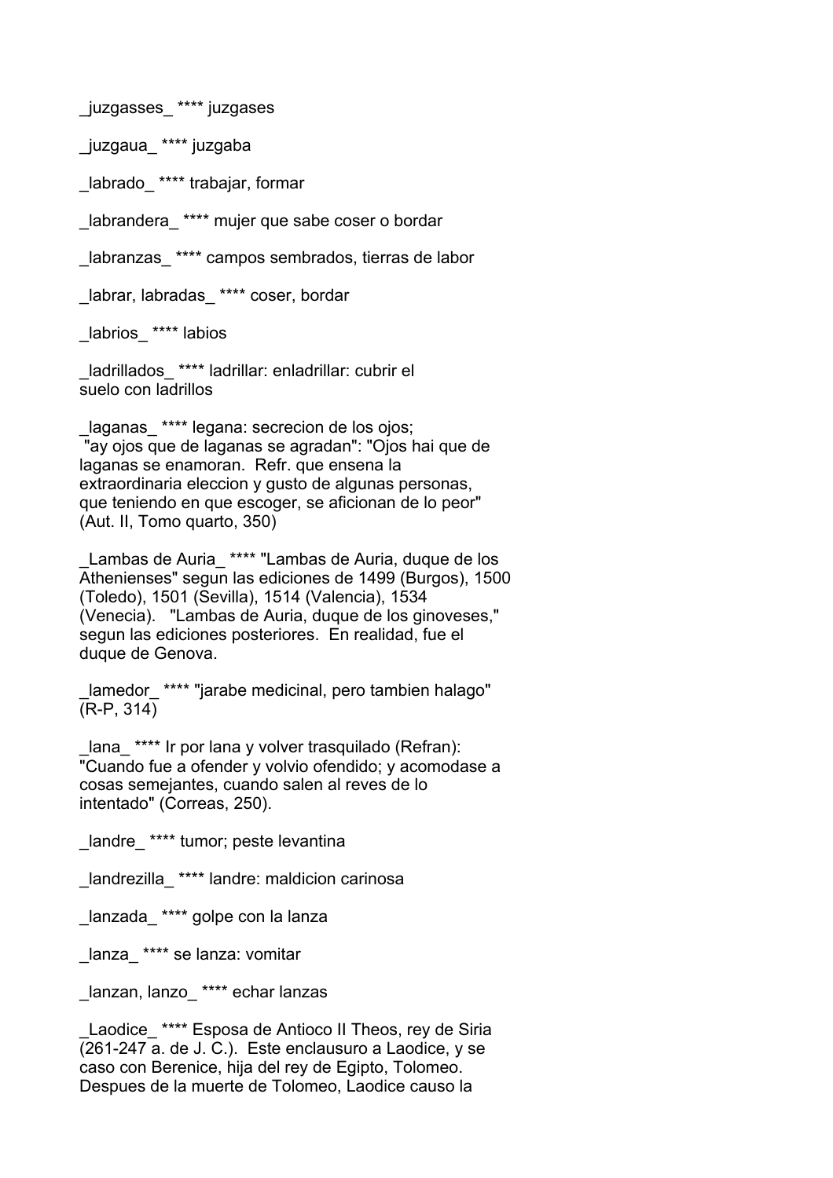_juzgasses_ **** juzgases

_juzgaua_ **** juzgaba

_labrado_ **** trabajar, formar

_labrandera_ **** mujer que sabe coser o bordar

_labranzas_ **** campos sembrados, tierras de labor

_labrar, labradas_ **** coser, bordar

_labrios_ **** labios

_ladrillados_ **** ladrillar: enladrillar: cubrir el suelo con ladrillos

_laganas_ **** legana: secrecion de los ojos; "ay ojos que de laganas se agradan": "Ojos hai que de laganas se enamoran. Refr. que ensena la extraordinaria eleccion y gusto de algunas personas, que teniendo en que escoger, se aficionan de lo peor" (Aut. II, Tomo quarto, 350)

_Lambas de Auria_ **** "Lambas de Auria, duque de los Athenienses" segun las ediciones de 1499 (Burgos), 1500 (Toledo), 1501 (Sevilla), 1514 (Valencia), 1534 (Venecia). "Lambas de Auria, duque de los ginoveses," segun las ediciones posteriores. En realidad, fue el duque de Genova.

_lamedor_ **** "jarabe medicinal, pero tambien halago" (R-P, 314)

_lana_ **** Ir por lana y volver trasquilado (Refran): "Cuando fue a ofender y volvio ofendido; y acomodase a cosas semejantes, cuando salen al reves de lo intentado" (Correas, 250).

_landre_ **** tumor; peste levantina

_landrezilla_ **** landre: maldicion carinosa

_lanzada_ **** golpe con la lanza

_lanza_ **** se lanza: vomitar

_lanzan, lanzo_ **** echar lanzas

_Laodice_ **** Esposa de Antioco II Theos, rey de Siria (261-247 a. de J. C.). Este enclausuro a Laodice, y se caso con Berenice, hija del rey de Egipto, Tolomeo. Despues de la muerte de Tolomeo, Laodice causo la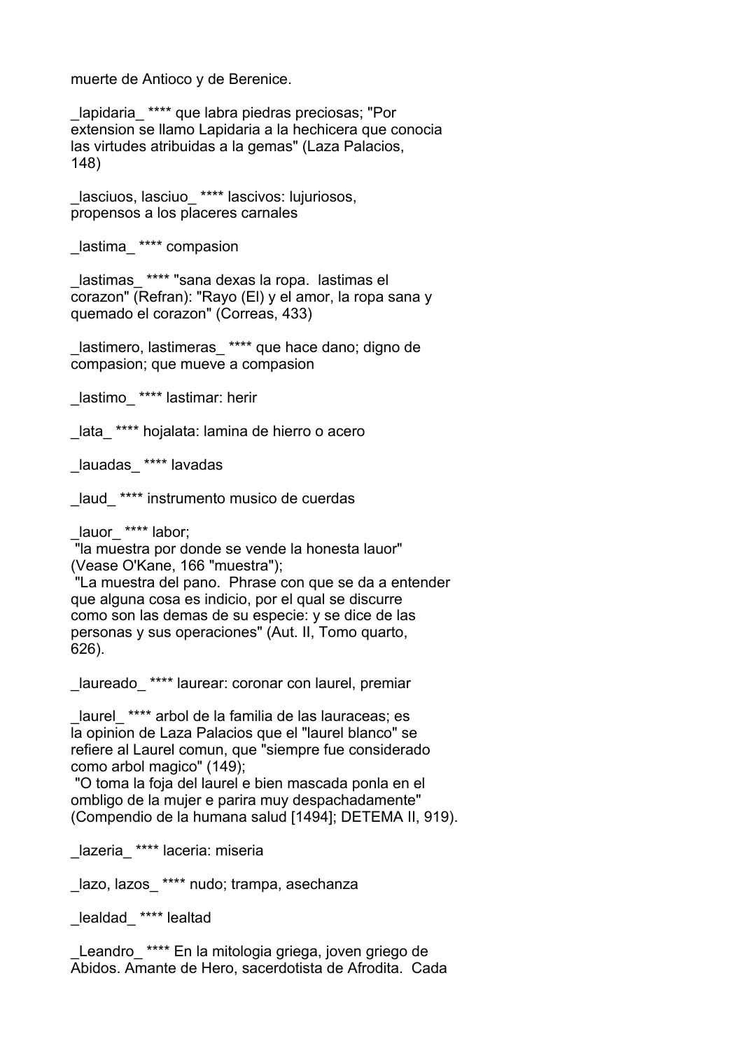muerte de Antioco y de Berenice.

_lapidaria_ **** que labra piedras preciosas; "Por extension se llamo Lapidaria a la hechicera que conocia las virtudes atribuidas a la gemas" (Laza Palacios, 148)

_lasciuos, lasciuo_ **** lascivos: lujuriosos, propensos a los placeres carnales

_lastima_ **** compasion

_lastimas_ **** "sana dexas la ropa. lastimas el corazon" (Refran): "Rayo (El) y el amor, la ropa sana y quemado el corazon" (Correas, 433)

_lastimero, lastimeras_ **** que hace dano; digno de compasion; que mueve a compasion

_lastimo_ **** lastimar: herir

_lata_ **** hojalata: lamina de hierro o acero

_lauadas_ **** lavadas

_laud_ **** instrumento musico de cuerdas

_lauor_ **** labor;
"la muestra por donde se vende la honesta lauor" (Vease O'Kane, 166 "muestra");
"La muestra del pano. Phrase con que se da a entender que alguna cosa es indicio, por el qual se discurre como son las demas de su especie: y se dice de las personas y sus operaciones" (Aut. II, Tomo quarto, 626).

_laureado_ **** laurear: coronar con laurel, premiar

_laurel_ **** arbol de la familia de las lauraceas; es la opinion de Laza Palacios que el "laurel blanco" se refiere al Laurel comun, que "siempre fue considerado como arbol magico" (149);
"O toma la foja del laurel e bien mascada ponla en el ombligo de la mujer e parira muy despachadamente" (Compendio de la humana salud [1494]; DETEMA II, 919).

_lazeria_ **** laceria: miseria

_lazo, lazos_ **** nudo; trampa, asechanza

_lealdad_ **** lealtad

_Leandro_ **** En la mitologia griega, joven griego de Abidos. Amante de Hero, sacerdotista de Afrodita. Cada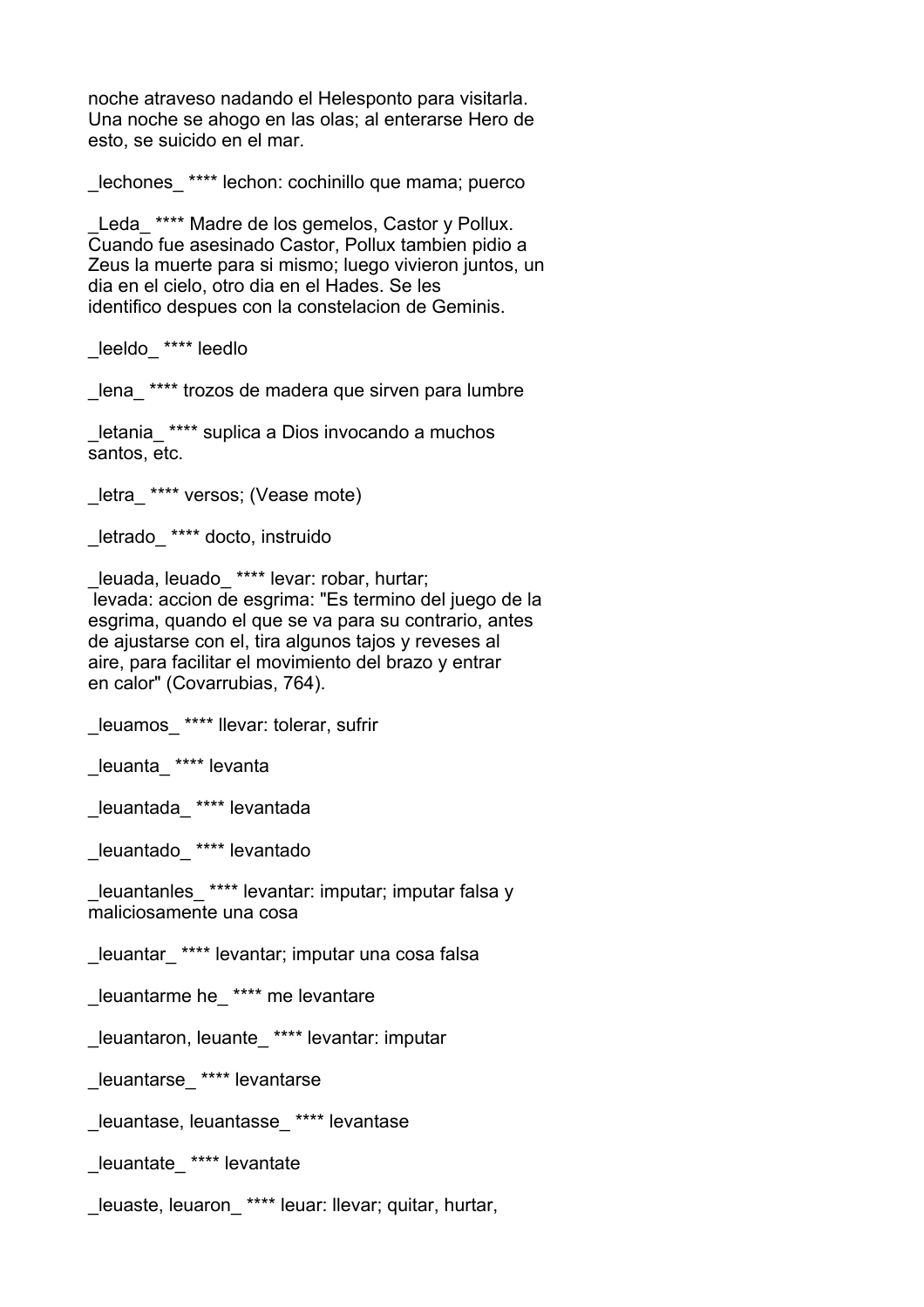noche atraveso nadando el Helesponto para visitarla. Una noche se ahogo en las olas; al enterarse Hero de esto, se suicido en el mar.

_lechones_ **** lechon: cochinillo que mama; puerco

_Leda_ **** Madre de los gemelos, Castor y Pollux. Cuando fue asesinado Castor, Pollux tambien pidio a Zeus la muerte para si mismo; luego vivieron juntos, un dia en el cielo, otro dia en el Hades. Se les identifico despues con la constelacion de Geminis.

_leeldo_ **** leedlo

_lena_ **** trozos de madera que sirven para lumbre

_letania_ **** suplica a Dios invocando a muchos santos, etc.

_letra_ **** versos; (Vease mote)

_letrado_ **** docto, instruido

_leuada, leuado_ **** levar: robar, hurtar;
levada: accion de esgrima: "Es termino del juego de la esgrima, quando el que se va para su contrario, antes de ajustarse con el, tira algunos tajos y reveses al aire, para facilitar el movimiento del brazo y entrar en calor" (Covarrubias, 764).

_leuamos_ **** llevar: tolerar, sufrir

_leuanta_ **** levanta

_leuantada_ **** levantada

_leuantado_ **** levantado

_leuantanles_ **** levantar: imputar; imputar falsa y maliciosamente una cosa

_leuantar_ **** levantar; imputar una cosa falsa

_leuantarme he_ **** me levantare

_leuantaron, leuante_ **** levantar: imputar

_leuantarse_ **** levantarse

_leuantase, leuantasse_ **** levantase

_leuantate_ **** levantate

_leuaste, leuaron_ **** leuar: llevar; quitar, hurtar,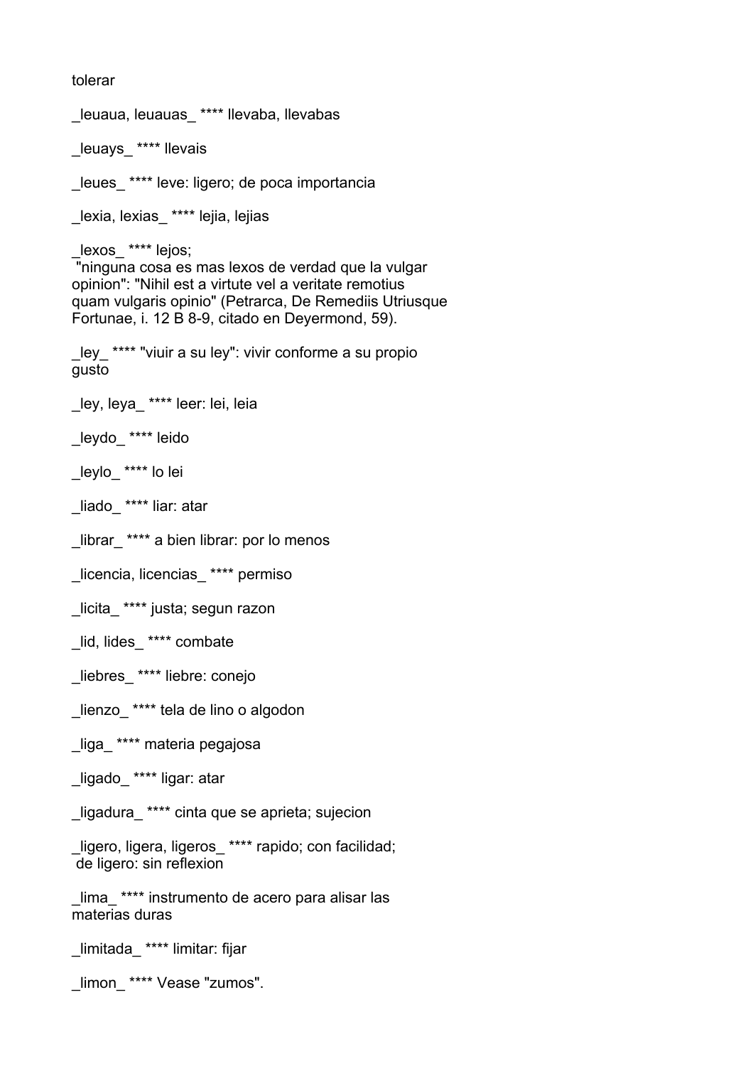tolerar

_leuaua, leuauas_ **** llevaba, llevabas

_leuays_ **** llevais

_leues_ **** leve: ligero; de poca importancia

_lexia, lexias_ **** lejia, lejias

_lexos_ **** lejos;
 "ninguna cosa es mas lexos de verdad que la vulgar opinion": "Nihil est a virtute vel a veritate remotius quam vulgaris opinio" (Petrarca, De Remediis Utriusque Fortunae, i. 12 B 8-9, citado en Deyermond, 59).

_ley_ **** "viuir a su ley": vivir conforme a su propio gusto

_ley, leya_ **** leer: lei, leia

_leydo_ **** leido

_leylo_ **** lo lei

_liado_ **** liar: atar

_librar_ **** a bien librar: por lo menos

_licencia, licencias_ **** permiso

_licita_ **** justa; segun razon

_lid, lides_ **** combate

_liebres_ **** liebre: conejo

_lienzo_ **** tela de lino o algodon

_liga_ **** materia pegajosa

_ligado_ **** ligar: atar

_ligadura_ **** cinta que se aprieta; sujecion

_ligero, ligera, ligeros_ **** rapido; con facilidad;
 de ligero: sin reflexion

_lima_ **** instrumento de acero para alisar las materias duras

_limitada_ **** limitar: fijar

_limon_ **** Vease "zumos".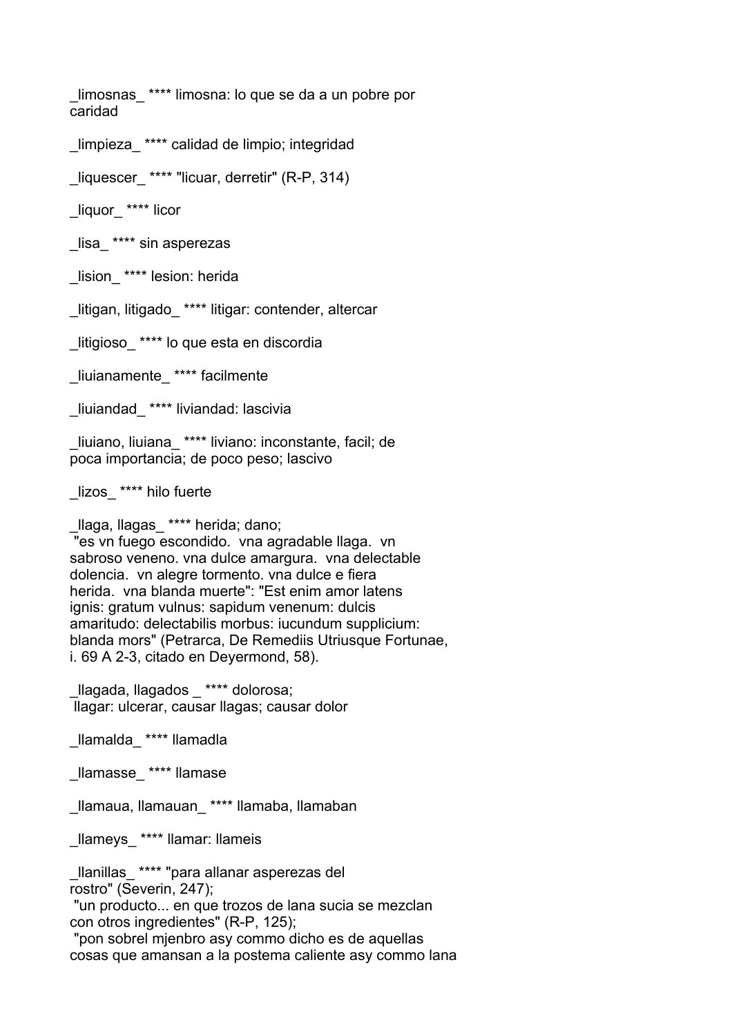_limosnas_ **** limosna: lo que se da a un pobre por caridad

_limpieza_ **** calidad de limpio; integridad

_liquescer_ **** "licuar, derretir" (R-P, 314)

_liquor_ **** licor

_lisa_ **** sin asperezas

_lision_ **** lesion: herida

_litigan, litigado_ **** litigar: contender, altercar

_litigioso_ **** lo que esta en discordia

_liuianamente_ **** facilmente

_liuiandad_ **** liviandad: lascivia

_liuiano, liuiana_ **** liviano: inconstante, facil; de poca importancia; de poco peso; lascivo

_lizos_ **** hilo fuerte

_llaga, llagas_ **** herida; dano;
"es vn fuego escondido. vna agradable llaga. vn sabroso veneno. vna dulce amargura. vna delectable dolencia. vn alegre tormento. vna dulce e fiera herida. vna blanda muerte": "Est enim amor latens ignis: gratum vulnus: sapidum venenum: dulcis amaritudo: delectabilis morbus: iucundum supplicium: blanda mors" (Petrarca, De Remediis Utriusque Fortunae, i. 69 A 2-3, citado en Deyermond, 58).

_llagada, llagados _ **** dolorosa;
llagar: ulcerar, causar llagas; causar dolor

_llamalda_ **** llamadla

_llamasse_ **** llamase

_llamaua, llamauan_ **** llamaba, llamaban

_llameys_ **** llamar: llameis

_llanillas_ **** "para allanar asperezas del rostro" (Severin, 247);
"un producto... en que trozos de lana sucia se mezclan con otros ingredientes" (R-P, 125);
"pon sobrel mjenbro asy commo dicho es de aquellas cosas que amansan a la postema caliente asy commo lana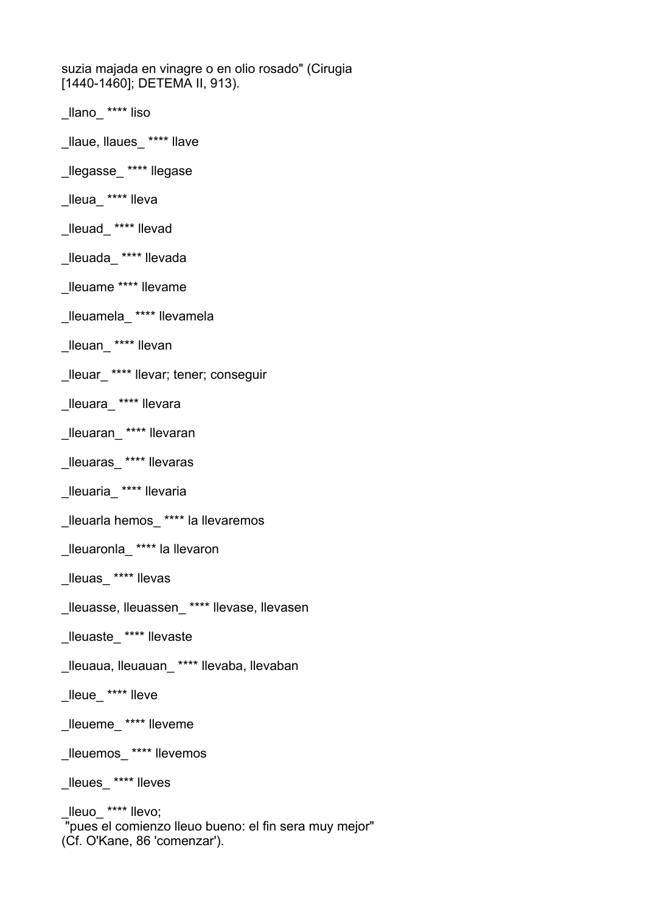suzia majada en vinagre o en olio rosado" (Cirugia [1440-1460]; DETEMA II, 913).

_llano_ **** liso

_llaue, llaues_ **** llave

_llegasse_ **** llegase

_lleua_ **** lleva

_lleuad_ **** llevad

_lleuada_ **** llevada

_lleuame **** llevame

_lleuamela_ **** llevamela

_lleuan_ **** llevan

_lleuar_ **** llevar; tener; conseguir

_lleuara_ **** llevara

_lleuaran_ **** llevaran

_lleuaras_ **** llevaras

_lleuaria_ **** llevaria

_lleuarla hemos_ **** la llevaremos

_lleuaronla_ **** la llevaron

_lleuas_ **** llevas

_lleuasse, lleuassen_ **** llevase, llevasen

_lleuaste_ **** llevaste

_lleuaua, lleuauan_ **** llevaba, llevaban

_lleue_ **** lleve

_lleueme_ **** lleveme

_lleuemos_ **** llevemos

_lleues_ **** lleves

_lleuo_ **** llevo;
"pues el comienzo lleuo bueno: el fin sera muy mejor" (Cf. O'Kane, 86 'comenzar').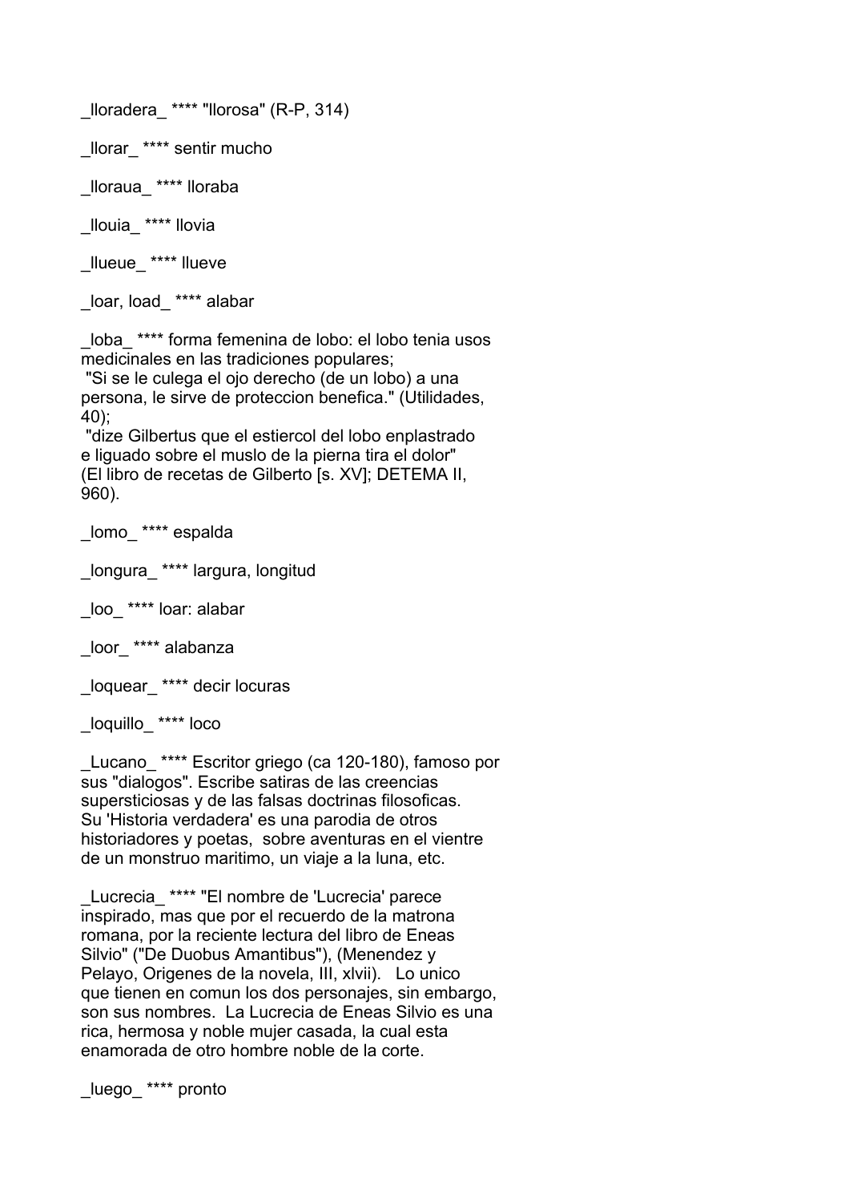_lloradera_ **** "llorosa" (R-P, 314)

_llorar_ **** sentir mucho

_lloraua_ **** lloraba

_llouia_ **** llovia

_llueue_ **** llueve

_loar, load_ **** alabar

_loba_ **** forma femenina de lobo: el lobo tenia usos medicinales en las tradiciones populares;
"Si se le culega el ojo derecho (de un lobo) a una persona, le sirve de proteccion benefica." (Utilidades, 40);
"dize Gilbertus que el estiercol del lobo enplastrado e liguado sobre el muslo de la pierna tira el dolor" (El libro de recetas de Gilberto [s. XV]; DETEMA II, 960).

_lomo_ **** espalda

_longura_ **** largura, longitud

_loo_ **** loar: alabar

_loor_ **** alabanza

_loquear_ **** decir locuras

_loquillo_ **** loco

_Lucano_ **** Escritor griego (ca 120-180), famoso por sus "dialogos". Escribe satiras de las creencias supersticiosas y de las falsas doctrinas filosoficas. Su 'Historia verdadera' es una parodia de otros historiadores y poetas, sobre aventuras en el vientre de un monstruo maritimo, un viaje a la luna, etc.

_Lucrecia_ **** "El nombre de 'Lucrecia' parece inspirado, mas que por el recuerdo de la matrona romana, por la reciente lectura del libro de Eneas Silvio" ("De Duobus Amantibus"), (Menendez y Pelayo, Origenes de la novela, III, xlvii). Lo unico que tienen en comun los dos personajes, sin embargo, son sus nombres. La Lucrecia de Eneas Silvio es una rica, hermosa y noble mujer casada, la cual esta enamorada de otro hombre noble de la corte.

_luego_ **** pronto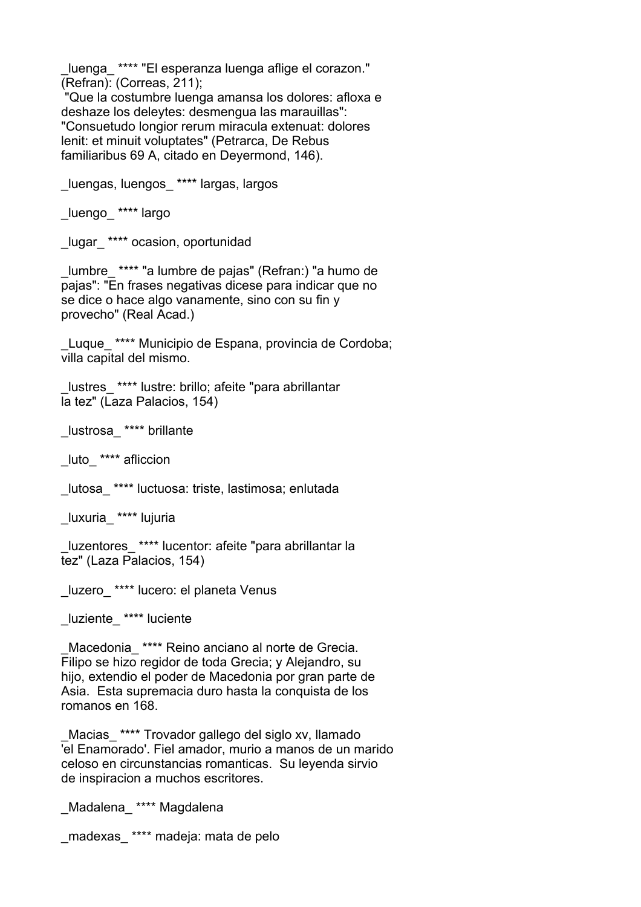_luenga_ **** "El esperanza luenga aflige el corazon." (Refran): (Correas, 211);
"Que la costumbre luenga amansa los dolores: afloxa e deshaze los deleytes: desmengua las marauillas": "Consuetudo longior rerum miracula extenuat: dolores lenit: et minuit voluptates" (Petrarca, De Rebus familiaribus 69 A, citado en Deyermond, 146).

_luengas, luengos_ **** largas, largos

_luengo_ **** largo

_lugar_ **** ocasion, oportunidad

_lumbre_ **** "a lumbre de pajas" (Refran:) "a humo de pajas": "En frases negativas dicese para indicar que no se dice o hace algo vanamente, sino con su fin y provecho" (Real Acad.)

_Luque_ **** Municipio de Espana, provincia de Cordoba; villa capital del mismo.

_lustres_ **** lustre: brillo; afeite "para abrillantar la tez" (Laza Palacios, 154)

_lustrosa_ **** brillante

_luto_ **** afliccion

_lutosa_ **** luctuosa: triste, lastimosa; enlutada

_luxuria_ **** lujuria

_luzentores_ **** lucentor: afeite "para abrillantar la tez" (Laza Palacios, 154)

_luzero_ **** lucero: el planeta Venus

_luziente_ **** luciente

_Macedonia_ **** Reino anciano al norte de Grecia. Filipo se hizo regidor de toda Grecia; y Alejandro, su hijo, extendio el poder de Macedonia por gran parte de Asia. Esta supremacia duro hasta la conquista de los romanos en 168.

_Macias_ **** Trovador gallego del siglo xv, llamado 'el Enamorado'. Fiel amador, murio a manos de un marido celoso en circunstancias romanticas. Su leyenda sirvio de inspiracion a muchos escritores.

_Madalena_ **** Magdalena

_madexas_ **** madeja: mata de pelo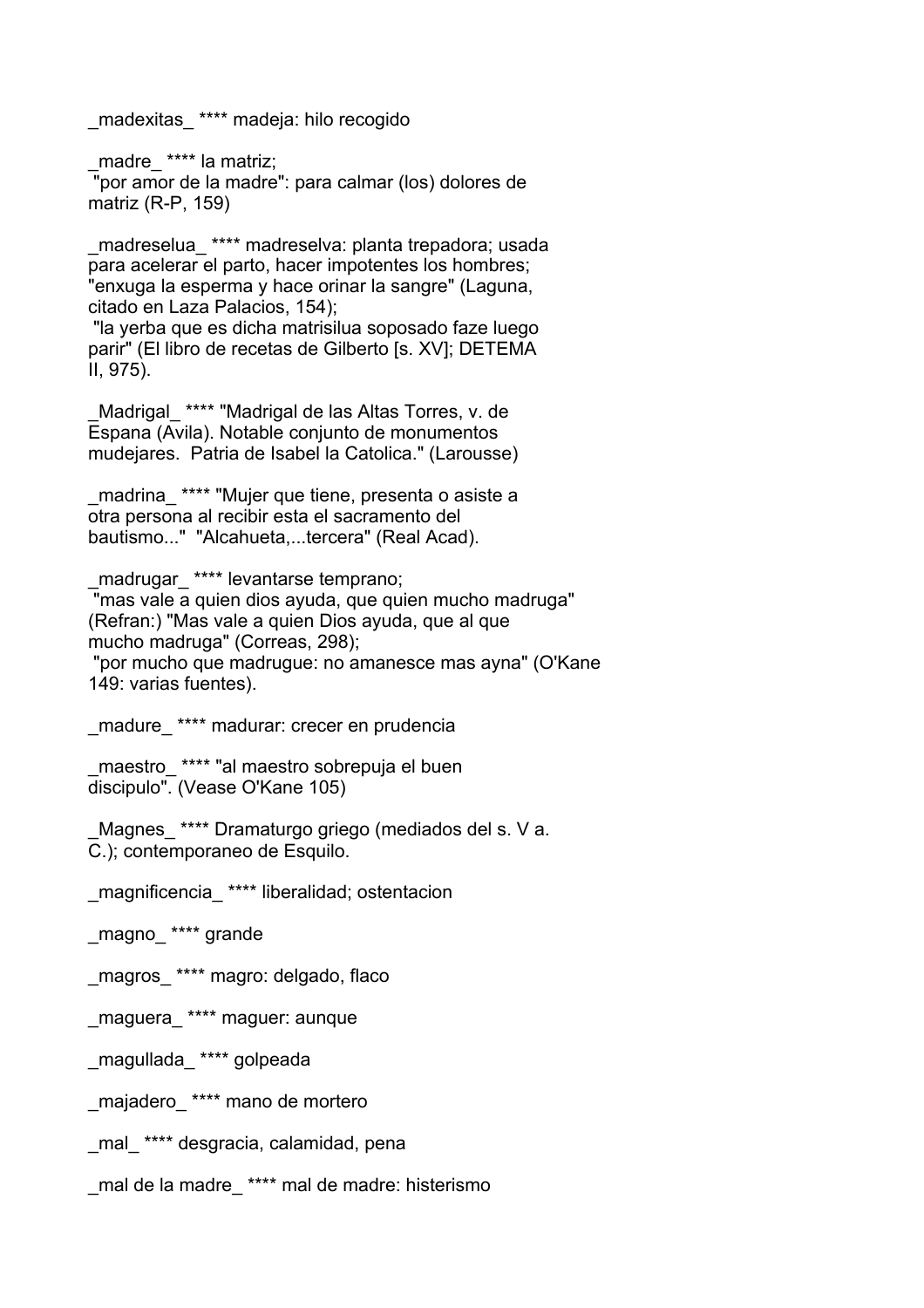_madexitas_ **** madeja: hilo recogido

_madre_ **** la matriz;
"por amor de la madre": para calmar (los) dolores de matriz (R-P, 159)

_madreselua_ **** madreselva: planta trepadora; usada para acelerar el parto, hacer impotentes los hombres; "enxuga la esperma y hace orinar la sangre" (Laguna, citado en Laza Palacios, 154);
"la yerba que es dicha matrisilua soposado faze luego parir" (El libro de recetas de Gilberto [s. XV]; DETEMA II, 975).

_Madrigal_ **** "Madrigal de las Altas Torres, v. de Espana (Avila). Notable conjunto de monumentos mudejares. Patria de Isabel la Catolica." (Larousse)

_madrina_ **** "Mujer que tiene, presenta o asiste a otra persona al recibir esta el sacramento del bautismo..." "Alcahueta,...tercera" (Real Acad).

_madrugar_ **** levantarse temprano;
"mas vale a quien dios ayuda, que quien mucho madruga" (Refran:) "Mas vale a quien Dios ayuda, que al que mucho madruga" (Correas, 298);
"por mucho que madrugue: no amanesce mas ayna" (O'Kane 149: varias fuentes).

_madure_ **** madurar: crecer en prudencia

_maestro_ **** "al maestro sobrepuja el buen discipulo". (Vease O'Kane 105)

_Magnes_ **** Dramaturgo griego (mediados del s. V a. C.); contemporaneo de Esquilo.

_magnificencia_ **** liberalidad; ostentacion

_magno_ **** grande

_magros_ **** magro: delgado, flaco

_maguera_ **** maguer: aunque

_magullada_ **** golpeada

_majadero_ **** mano de mortero

_mal_ **** desgracia, calamidad, pena

_mal de la madre_ **** mal de madre: histerismo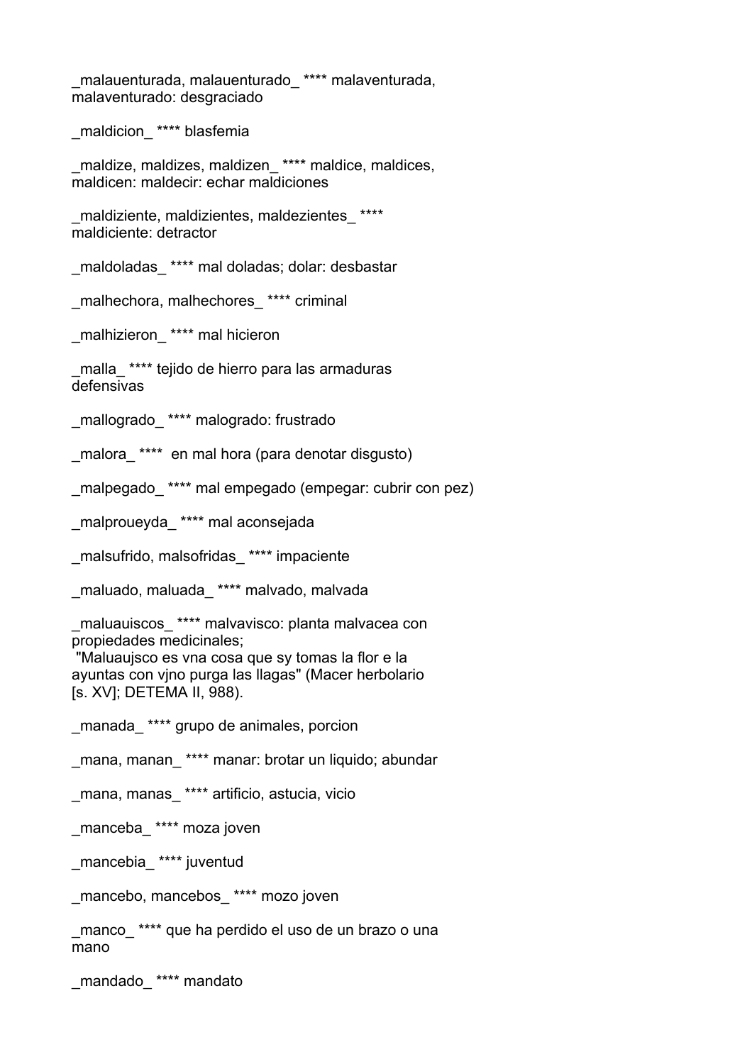_malauenturada, malauenturado_ **** malaventurada, malaventurado: desgraciado

_maldicion_ **** blasfemia

_maldize, maldizes, maldizen_ **** maldice, maldices, maldicen: maldecir: echar maldiciones

_maldiziente, maldizientes, maldezientes_ **** maldiciente: detractor

_maldoladas_ **** mal doladas; dolar: desbastar

_malhechora, malhechores_ **** criminal

_malhizieron_ **** mal hicieron

_malla_ **** tejido de hierro para las armaduras defensivas

_mallogrado_ **** malogrado: frustrado

_malora_ **** en mal hora (para denotar disgusto)

_malpegado_ **** mal empegado (empegar: cubrir con pez)

_malproueyda_ **** mal aconsejada

_malsufrido, malsofridas_ **** impaciente

_maluado, maluada_ **** malvado, malvada

_maluauiscos_ **** malvavisco: planta malvacea con propiedades medicinales;
"Maluaujsco es vna cosa que sy tomas la flor e la ayuntas con vjno purga las llagas" (Macer herbolario [s. XV]; DETEMA II, 988).

_manada_ **** grupo de animales, porcion

_mana, manan_ **** manar: brotar un liquido; abundar

_mana, manas_ **** artificio, astucia, vicio

_manceba_ **** moza joven

_mancebia_ **** juventud

_mancebo, mancebos_ **** mozo joven

_manco_ **** que ha perdido el uso de un brazo o una mano

_mandado_ **** mandato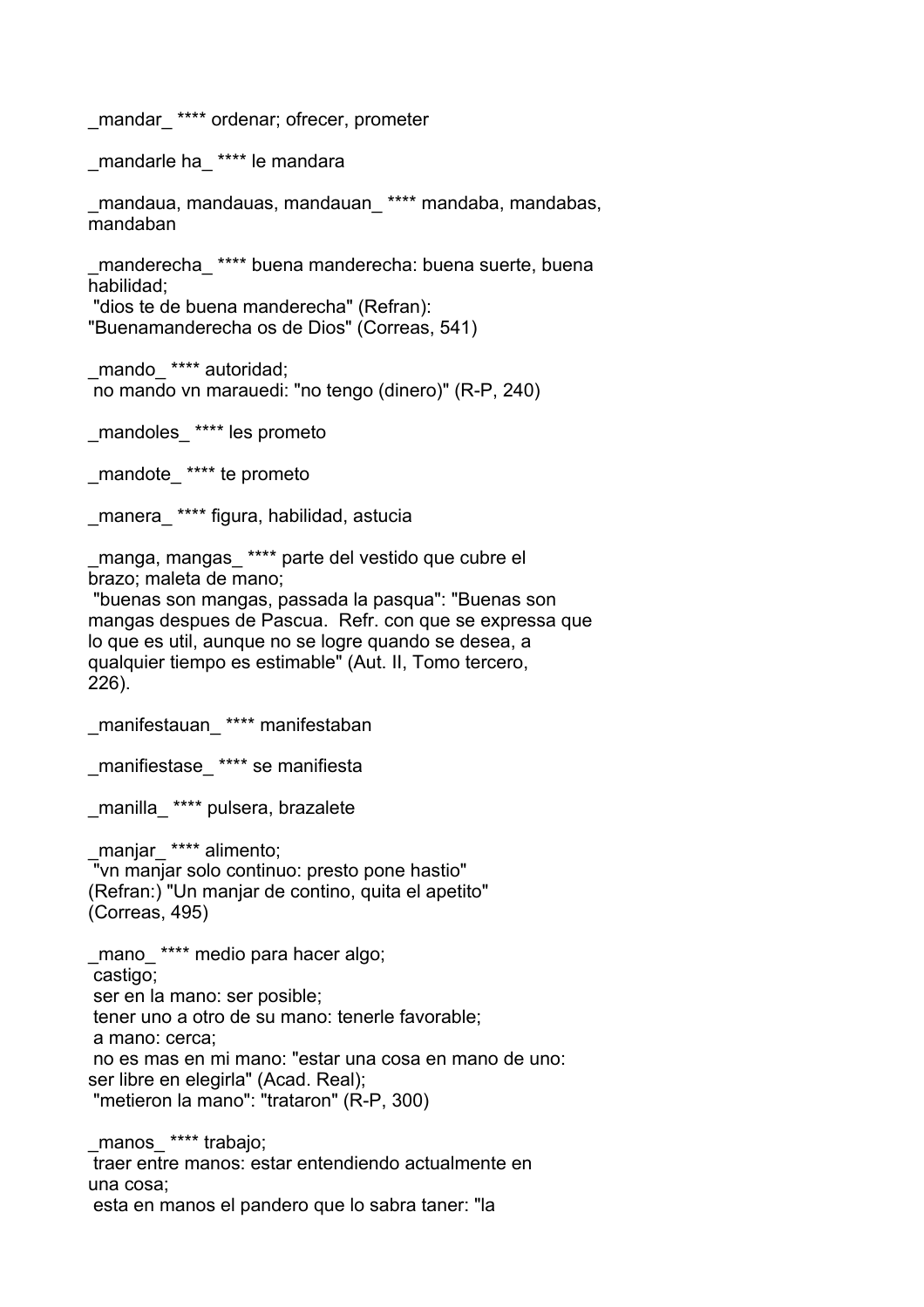_mandar_ **** ordenar; ofrecer, prometer

_mandarle ha_ **** le mandara

_mandaua, mandauas, mandauan_ **** mandaba, mandabas, mandaban

_manderecha_ **** buena manderecha: buena suerte, buena habilidad;
 "dios te de buena manderecha" (Refran): "Buenamanderecha os de Dios" (Correas, 541)

_mando_ **** autoridad;
 no mando vn marauedi: "no tengo (dinero)" (R-P, 240)

_mandoles_ **** les prometo

_mandote_ **** te prometo

_manera_ **** figura, habilidad, astucia

_manga, mangas_ **** parte del vestido que cubre el brazo; maleta de mano;
 "buenas son mangas, passada la pasqua": "Buenas son mangas despues de Pascua. Refr. con que se expressa que lo que es util, aunque no se logre quando se desea, a qualquier tiempo es estimable" (Aut. II, Tomo tercero, 226).

_manifestauan_ **** manifestaban

_manifiestase_ **** se manifiesta

_manilla_ **** pulsera, brazalete

_manjar_ **** alimento;
 "vn manjar solo continuo: presto pone hastio" (Refran:) "Un manjar de contino, quita el apetito" (Correas, 495)

_mano_ **** medio para hacer algo;
 castigo;
 ser en la mano: ser posible;
 tener uno a otro de su mano: tenerle favorable;
 a mano: cerca;
 no es mas en mi mano: "estar una cosa en mano de uno: ser libre en elegirla" (Acad. Real);
 "metieron la mano": "trataron" (R-P, 300)

_manos_ **** trabajo;
 traer entre manos: estar entendiendo actualmente en una cosa;
 esta en manos el pandero que lo sabra taner: "la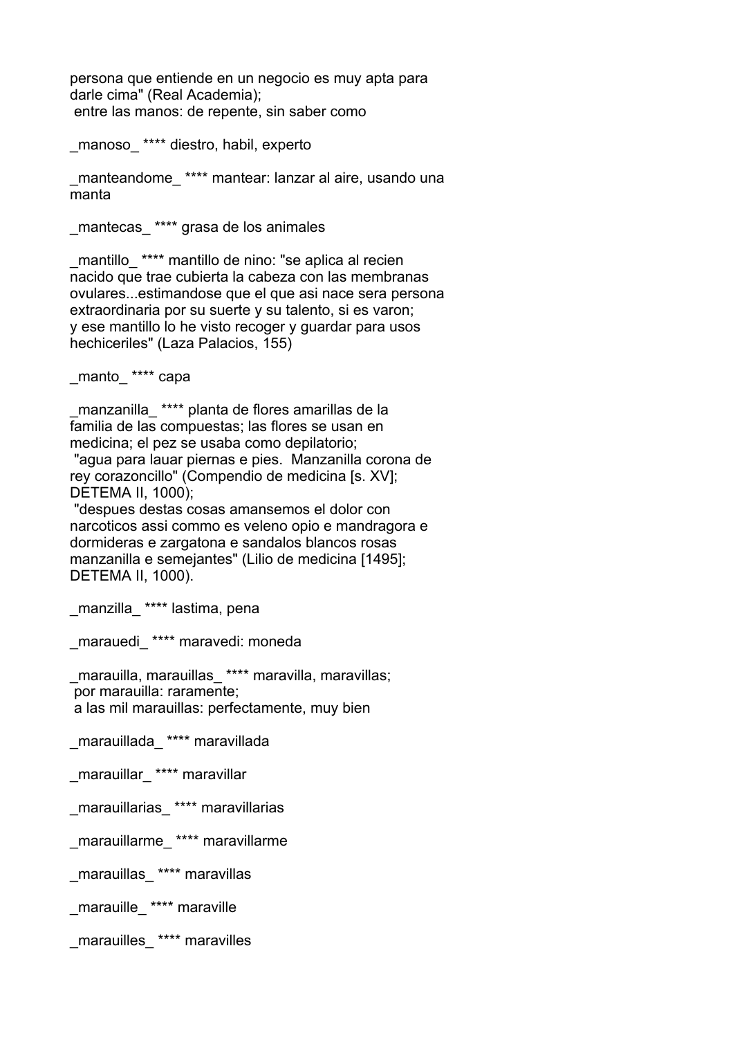persona que entiende en un negocio es muy apta para darle cima" (Real Academia);
 entre las manos: de repente, sin saber como

_manoso_ **** diestro, habil, experto

_manteandome_ **** mantear: lanzar al aire, usando una manta

_mantecas_ **** grasa de los animales

_mantillo_ **** mantillo de nino: "se aplica al recien nacido que trae cubierta la cabeza con las membranas ovulares...estimandose que el que asi nace sera persona extraordinaria por su suerte y su talento, si es varon; y ese mantillo lo he visto recoger y guardar para usos hechiceriles" (Laza Palacios, 155)

_manto_ **** capa

_manzanilla_ **** planta de flores amarillas de la familia de las compuestas; las flores se usan en medicina; el pez se usaba como depilatorio;
 "agua para lauar piernas e pies. Manzanilla corona de rey corazoncillo" (Compendio de medicina [s. XV]; DETEMA II, 1000);
 "despues destas cosas amansemos el dolor con narcoticos assi commo es veleno opio e mandragora e dormideras e zargatona e sandalos blancos rosas manzanilla e semejantes" (Lilio de medicina [1495]; DETEMA II, 1000).

_manzilla_ **** lastima, pena

_marauedi_ **** maravedi: moneda

_marauilla, marauillas_ **** maravilla, maravillas;
 por marauilla: raramente;
 a las mil marauillas: perfectamente, muy bien

_marauillada_ **** maravillada

_marauillar_ **** maravillar

_marauillarias_ **** maravillarias

_marauillarme_ **** maravillarme

_marauillas_ **** maravillas

_marauille_ **** maraville

_marauilles_ **** maravilles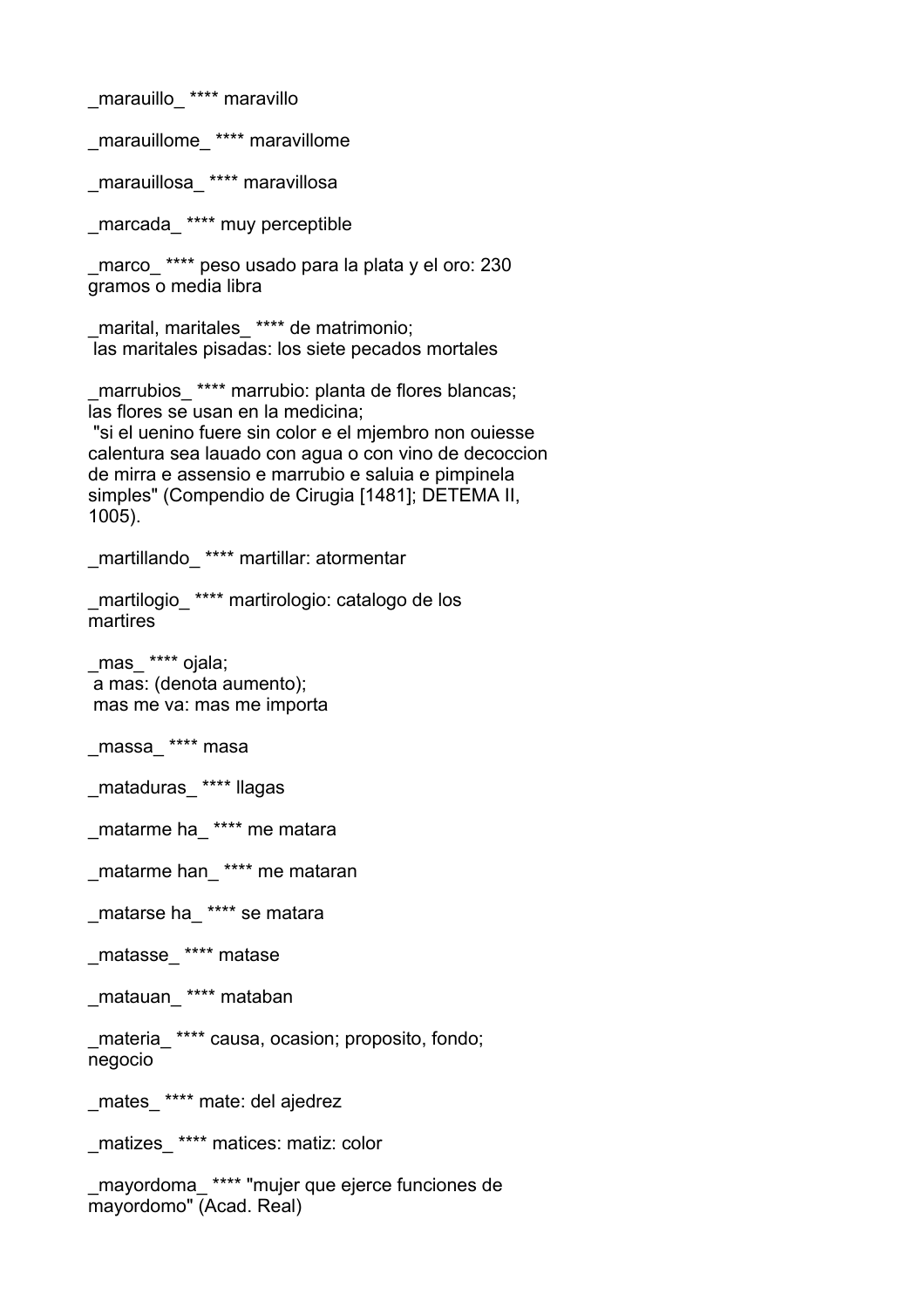_marauillo_ **** maravillo

_marauillome_ **** maravillome

_marauillosa_ **** maravillosa

_marcada_ **** muy perceptible

_marco_ **** peso usado para la plata y el oro: 230 gramos o media libra

_marital, maritales_ **** de matrimonio;
 las maritales pisadas: los siete pecados mortales

_marrubios_ **** marrubio: planta de flores blancas; las flores se usan en la medicina;
 "si el uenino fuere sin color e el mjembro non ouiesse calentura sea lauado con agua o con vino de decoccion de mirra e assensio e marrubio e saluia e pimpinela simples" (Compendio de Cirugia [1481]; DETEMA II, 1005).

_martillando_ **** martillar: atormentar

_martilogio_ **** martirologio: catalogo de los martires

_mas_ **** ojala;
 a mas: (denota aumento);
 mas me va: mas me importa

_massa_ **** masa

_mataduras_ **** llagas

_matarme ha_ **** me matara

_matarme han_ **** me mataran

_matarse ha_ **** se matara

_matasse_ **** matase

_matauan_ **** mataban

_materia_ **** causa, ocasion; proposito, fondo; negocio

_mates_ **** mate: del ajedrez

_matizes_ **** matices: matiz: color

_mayordoma_ **** "mujer que ejerce funciones de mayordomo" (Acad. Real)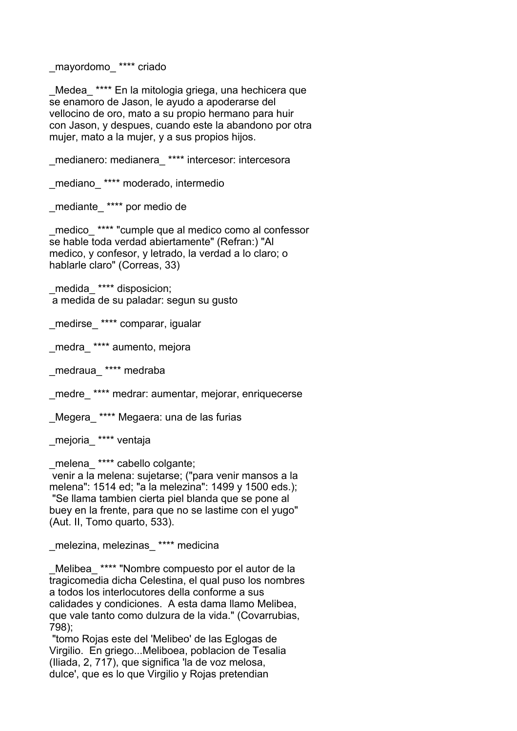_mayordomo_ **** criado

_Medea_ **** En la mitologia griega, una hechicera que se enamoro de Jason, le ayudo a apoderarse del vellocino de oro, mato a su propio hermano para huir con Jason, y despues, cuando este la abandono por otra mujer, mato a la mujer, y a sus propios hijos.

_medianero: medianera_ **** intercesor: intercesora

_mediano_ **** moderado, intermedio

_mediante_ **** por medio de

_medico_ **** "cumple que al medico como al confessor se hable toda verdad abiertamente" (Refran:) "Al medico, y confesor, y letrado, la verdad a lo claro; o hablarle claro" (Correas, 33)

_medida_ **** disposicion;
a medida de su paladar: segun su gusto

_medirse_ **** comparar, igualar

_medra_ **** aumento, mejora

_medraua_ **** medraba

_medre_ **** medrar: aumentar, mejorar, enriquecerse

_Megera_ **** Megaera: una de las furias

_mejoria_ **** ventaja

_melena_ **** cabello colgante;
venir a la melena: sujetarse; ("para venir mansos a la melena": 1514 ed; "a la melezina": 1499 y 1500 eds.);
"Se llama tambien cierta piel blanda que se pone al buey en la frente, para que no se lastime con el yugo" (Aut. II, Tomo quarto, 533).

_melezina, melezinas_ **** medicina

_Melibea_ **** "Nombre compuesto por el autor de la tragicomedia dicha Celestina, el qual puso los nombres a todos los interlocutores della conforme a sus calidades y condiciones. A esta dama llamo Melibea, que vale tanto como dulzura de la vida." (Covarrubias, 798);
"tomo Rojas este del 'Melibeo' de las Eglogas de Virgilio. En griego...Meliboea, poblacion de Tesalia (Iliada, 2, 717), que significa 'la de voz melosa, dulce', que es lo que Virgilio y Rojas pretendian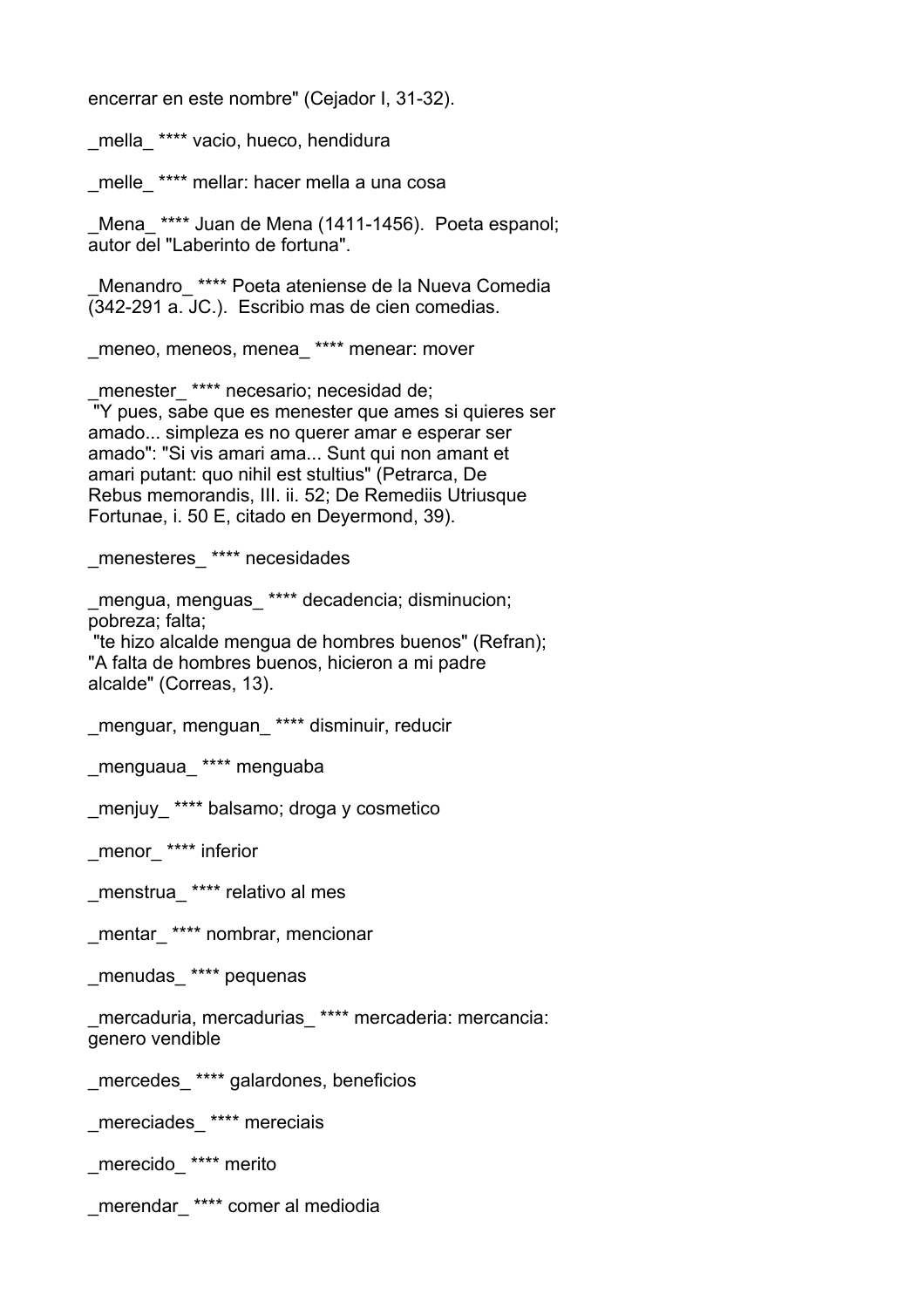encerrar en este nombre" (Cejador I, 31-32).

_mella_ **** vacio, hueco, hendidura

_melle_ **** mellar: hacer mella a una cosa

_Mena_ **** Juan de Mena (1411-1456). Poeta espanol; autor del "Laberinto de fortuna".

_Menandro_ **** Poeta ateniense de la Nueva Comedia (342-291 a. JC.). Escribio mas de cien comedias.

_meneo, meneos, menea_ **** menear: mover

_menester_ **** necesario; necesidad de;
"Y pues, sabe que es menester que ames si quieres ser amado... simpleza es no querer amar e esperar ser amado": "Si vis amari ama... Sunt qui non amant et amari putant: quo nihil est stultius" (Petrarca, De Rebus memorandis, III. ii. 52; De Remediis Utriusque Fortunae, i. 50 E, citado en Deyermond, 39).

_menesteres_ **** necesidades

_mengua, menguas_ **** decadencia; disminucion; pobreza; falta;
"te hizo alcalde mengua de hombres buenos" (Refran); "A falta de hombres buenos, hicieron a mi padre alcalde" (Correas, 13).

_menguar, menguan_ **** disminuir, reducir

_menguaua_ **** menguaba

_menjuy_ **** balsamo; droga y cosmetico

_menor_ **** inferior

_menstrua_ **** relativo al mes

_mentar_ **** nombrar, mencionar

_menudas_ **** pequenas

_mercaduria, mercadurias_ **** mercaderia: mercancia: genero vendible

_mercedes_ **** galardones, beneficios

_mereciades_ **** mereciais

_merecido_ **** merito

_merendar_ **** comer al mediodia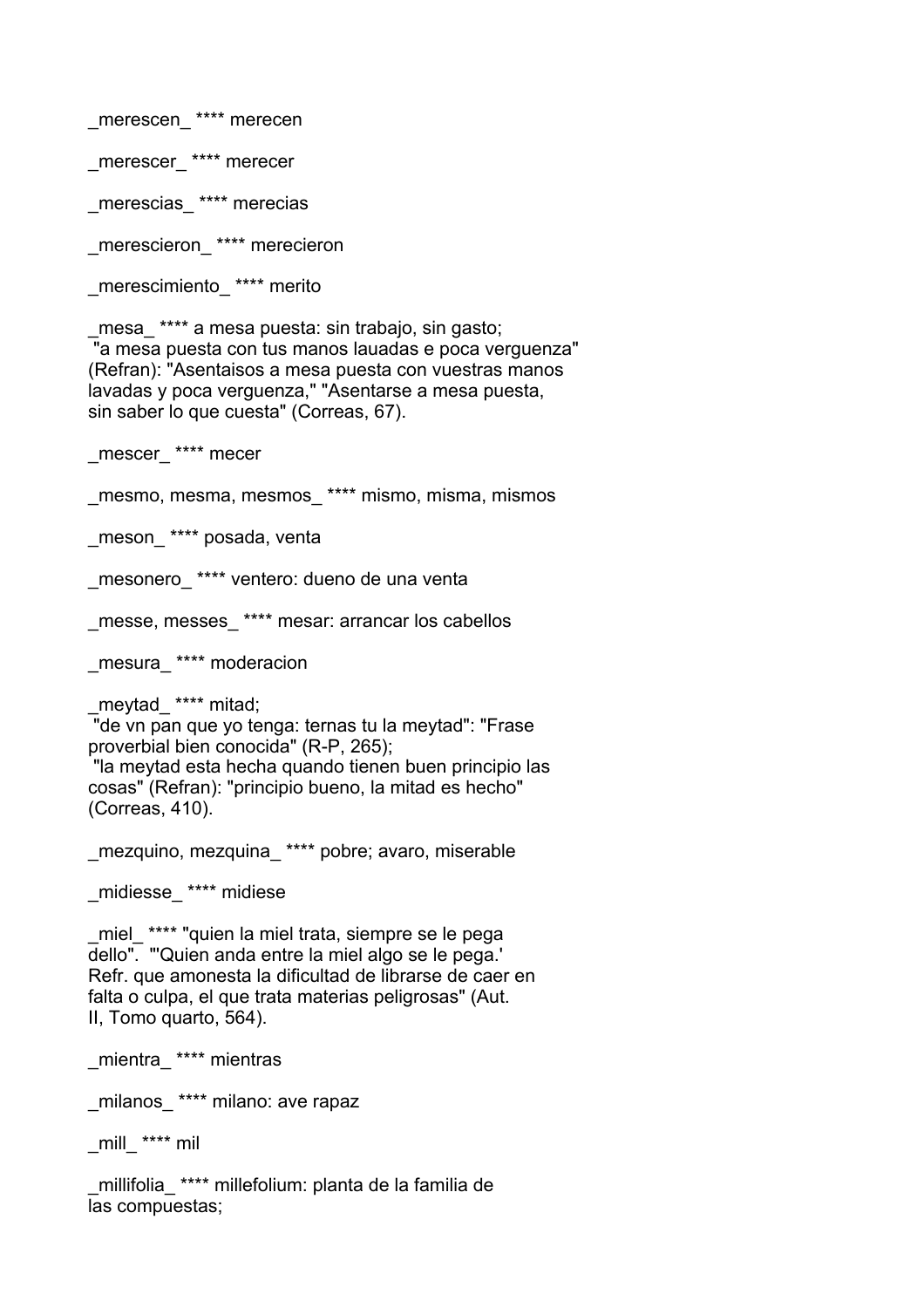_merescen_ **** merecen

_merescer_ **** merecer

_merescias_ **** merecias

_merescieron_ **** merecieron

_merescimiento_ **** merito

_mesa_ **** a mesa puesta: sin trabajo, sin gasto;
 "a mesa puesta con tus manos lauadas e poca verguenza" (Refran): "Asentaisos a mesa puesta con vuestras manos lavadas y poca verguenza," "Asentarse a mesa puesta, sin saber lo que cuesta" (Correas, 67).

_mescer_ **** mecer

_mesmo, mesma, mesmos_ **** mismo, misma, mismos

_meson_ **** posada, venta

_mesonero_ **** ventero: dueno de una venta

_messe, messes_ **** mesar: arrancar los cabellos

_mesura_ **** moderacion

_meytad_ **** mitad;
 "de vn pan que yo tenga: ternas tu la meytad": "Frase proverbial bien conocida" (R-P, 265);
 "la meytad esta hecha quando tienen buen principio las cosas" (Refran): "principio bueno, la mitad es hecho" (Correas, 410).

_mezquino, mezquina_ **** pobre; avaro, miserable

_midiesse_ **** midiese

_miel_ **** "quien la miel trata, siempre se le pega dello". "'Quien anda entre la miel algo se le pega.' Refr. que amonesta la dificultad de librarse de caer en falta o culpa, el que trata materias peligrosas" (Aut. II, Tomo quarto, 564).

_mientra_ **** mientras

_milanos_ **** milano: ave rapaz

_mill_ **** mil

_millifolia_ **** millefolium: planta de la familia de las compuestas;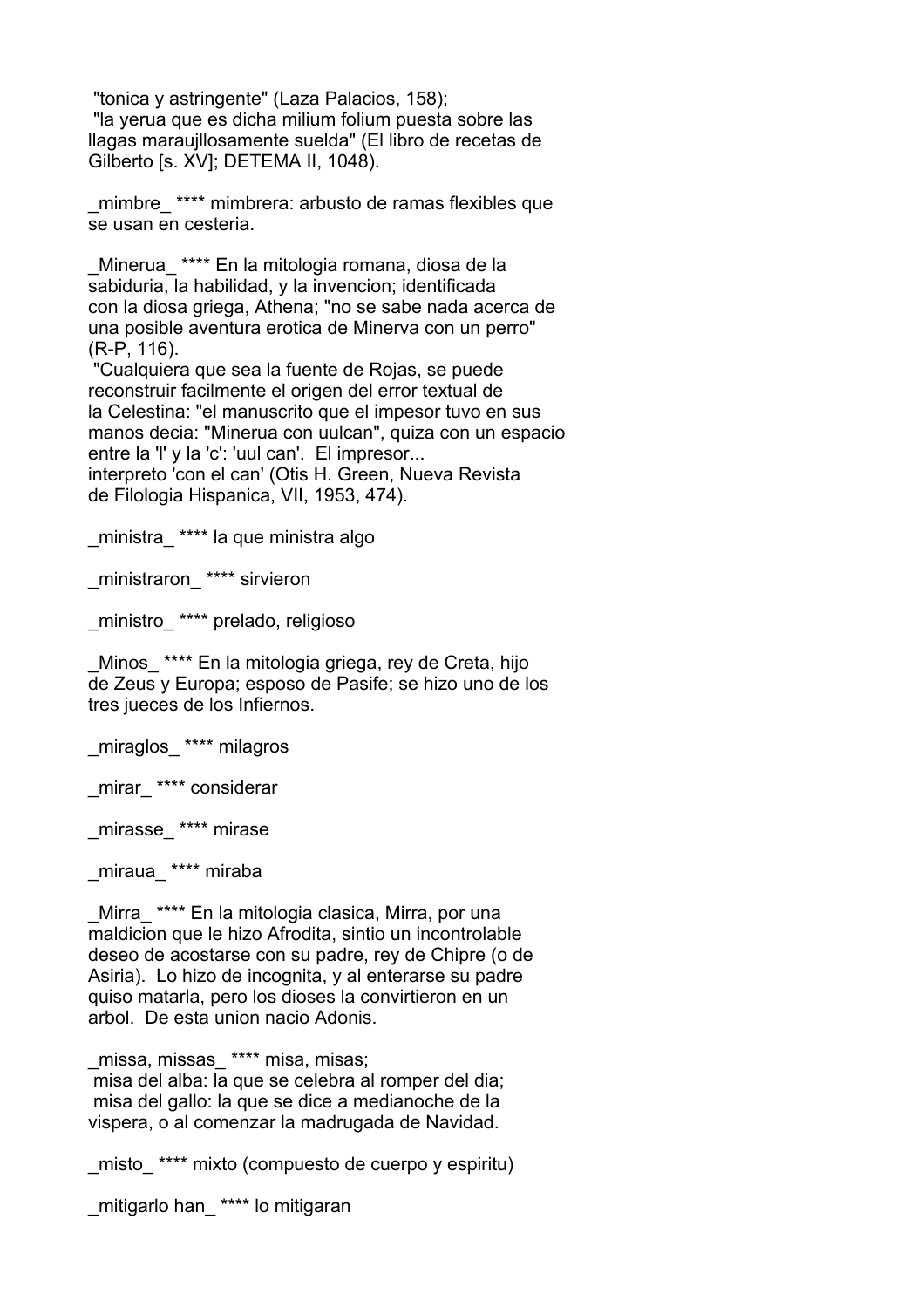"tonica y astringente" (Laza Palacios, 158);
"la yerua que es dicha milium folium puesta sobre las llagas maraujllosamente suelda" (El libro de recetas de Gilberto [s. XV]; DETEMA II, 1048).

_mimbre_ **** mimbrera: arbusto de ramas flexibles que se usan en cesteria.

_Minerua_ **** En la mitologia romana, diosa de la sabiduria, la habilidad, y la invencion; identificada con la diosa griega, Athena; "no se sabe nada acerca de una posible aventura erotica de Minerva con un perro" (R-P, 116).
"Cualquiera que sea la fuente de Rojas, se puede reconstruir facilmente el origen del error textual de la Celestina: "el manuscrito que el impesor tuvo en sus manos decia: "Minerua con uulcan", quiza con un espacio entre la 'l' y la 'c': 'uul can'. El impresor... interpreto 'con el can' (Otis H. Green, Nueva Revista de Filologia Hispanica, VII, 1953, 474).

_ministra_ **** la que ministra algo

_ministraron_ **** sirvieron

_ministro_ **** prelado, religioso

_Minos_ **** En la mitologia griega, rey de Creta, hijo de Zeus y Europa; esposo de Pasife; se hizo uno de los tres jueces de los Infiernos.

_miraglos_ **** milagros

_mirar_ **** considerar

_mirasse_ **** mirase

_miraua_ **** miraba

_Mirra_ **** En la mitologia clasica, Mirra, por una maldicion que le hizo Afrodita, sintio un incontrolable deseo de acostarse con su padre, rey de Chipre (o de Asiria). Lo hizo de incognita, y al enterarse su padre quiso matarla, pero los dioses la convirtieron en un arbol. De esta union nacio Adonis.

_missa, missas_ **** misa, misas;
misa del alba: la que se celebra al romper del dia;
misa del gallo: la que se dice a medianoche de la vispera, o al comenzar la madrugada de Navidad.

_misto_ **** mixto (compuesto de cuerpo y espiritu)

_mitigarlo han_ **** lo mitigaran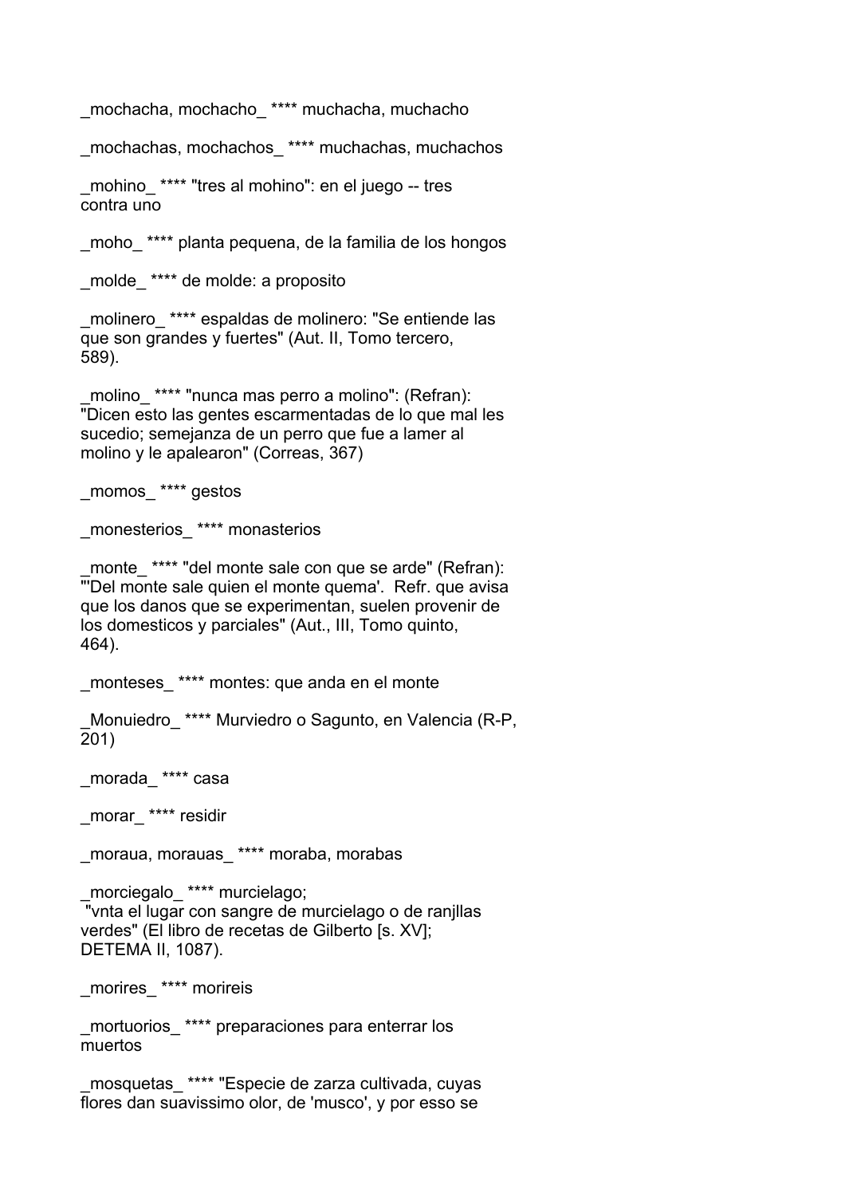_mochacha, mochacho_ **** muchacha, muchacho

_mochachas, mochachos_ **** muchachas, muchachos

_mohino_ **** "tres al mohino": en el juego -- tres contra uno

_moho_ **** planta pequena, de la familia de los hongos

_molde_ **** de molde: a proposito

_molinero_ **** espaldas de molinero: "Se entiende las que son grandes y fuertes" (Aut. II, Tomo tercero, 589).

_molino_ **** "nunca mas perro a molino": (Refran): "Dicen esto las gentes escarmentadas de lo que mal les sucedio; semejanza de un perro que fue a lamer al molino y le apalearon" (Correas, 367)

_momos_ **** gestos

_monesterios_ **** monasterios

_monte_ **** "del monte sale con que se arde" (Refran): "'Del monte sale quien el monte quema'. Refr. que avisa que los danos que se experimentan, suelen provenir de los domesticos y parciales" (Aut., III, Tomo quinto, 464).

_monteses_ **** montes: que anda en el monte

_Monuiedro_ **** Murviedro o Sagunto, en Valencia (R-P, 201)

_morada_ **** casa

_morar_ **** residir

_moraua, morauas_ **** moraba, morabas

_morciegalo_ **** murcielago;
"vnta el lugar con sangre de murcielago o de ranjllas verdes" (El libro de recetas de Gilberto [s. XV]; DETEMA II, 1087).

_morires_ **** morireis

_mortuorios_ **** preparaciones para enterrar los muertos

_mosquetas_ **** "Especie de zarza cultivada, cuyas flores dan suavissimo olor, de 'musco', y por esso se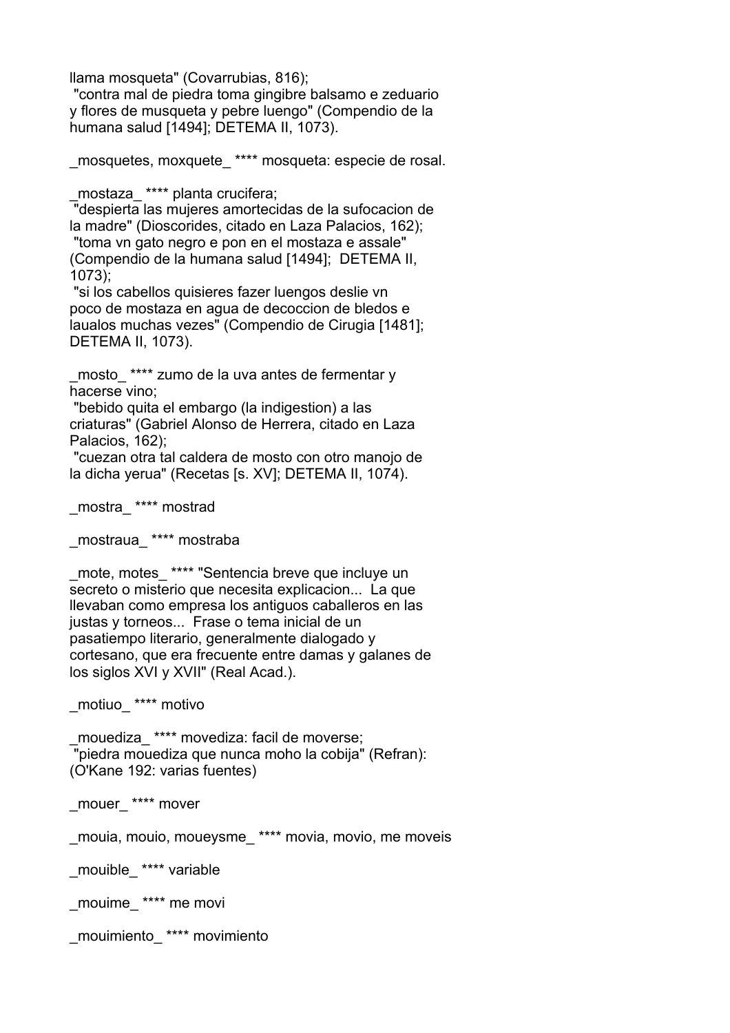llama mosqueta" (Covarrubias, 816);
 "contra mal de piedra toma gingibre balsamo e zeduario y flores de musqueta y pebre luengo" (Compendio de la humana salud [1494]; DETEMA II, 1073).

_mosquetes, moxquete_ **** mosqueta: especie de rosal.

_mostaza_ **** planta crucifera;
 "despierta las mujeres amortecidas de la sufocacion de la madre" (Dioscorides, citado en Laza Palacios, 162);
 "toma vn gato negro e pon en el mostaza e assale" (Compendio de la humana salud [1494]; DETEMA II, 1073);
 "si los cabellos quisieres fazer luengos deslie vn poco de mostaza en agua de decoccion de bledos e laualos muchas vezes" (Compendio de Cirugia [1481]; DETEMA II, 1073).

_mosto_ **** zumo de la uva antes de fermentar y hacerse vino;
 "bebido quita el embargo (la indigestion) a las criaturas" (Gabriel Alonso de Herrera, citado en Laza Palacios, 162);
 "cuezan otra tal caldera de mosto con otro manojo de la dicha yerua" (Recetas [s. XV]; DETEMA II, 1074).

_mostra_ **** mostrad

_mostraua_ **** mostraba

_mote, motes_ **** "Sentencia breve que incluye un secreto o misterio que necesita explicacion... La que llevaban como empresa los antiguos caballeros en las justas y torneos... Frase o tema inicial de un pasatiempo literario, generalmente dialogado y cortesano, que era frecuente entre damas y galanes de los siglos XVI y XVII" (Real Acad.).

_motiuo_ **** motivo

_mouediza_ **** movediza: facil de moverse;
 "piedra mouediza que nunca moho la cobija" (Refran): (O'Kane 192: varias fuentes)

_mouer_ **** mover

_mouia, mouio, moueysme_ **** movia, movio, me moveis

_mouible_ **** variable

_mouime_ **** me movi

_mouimiento_ **** movimiento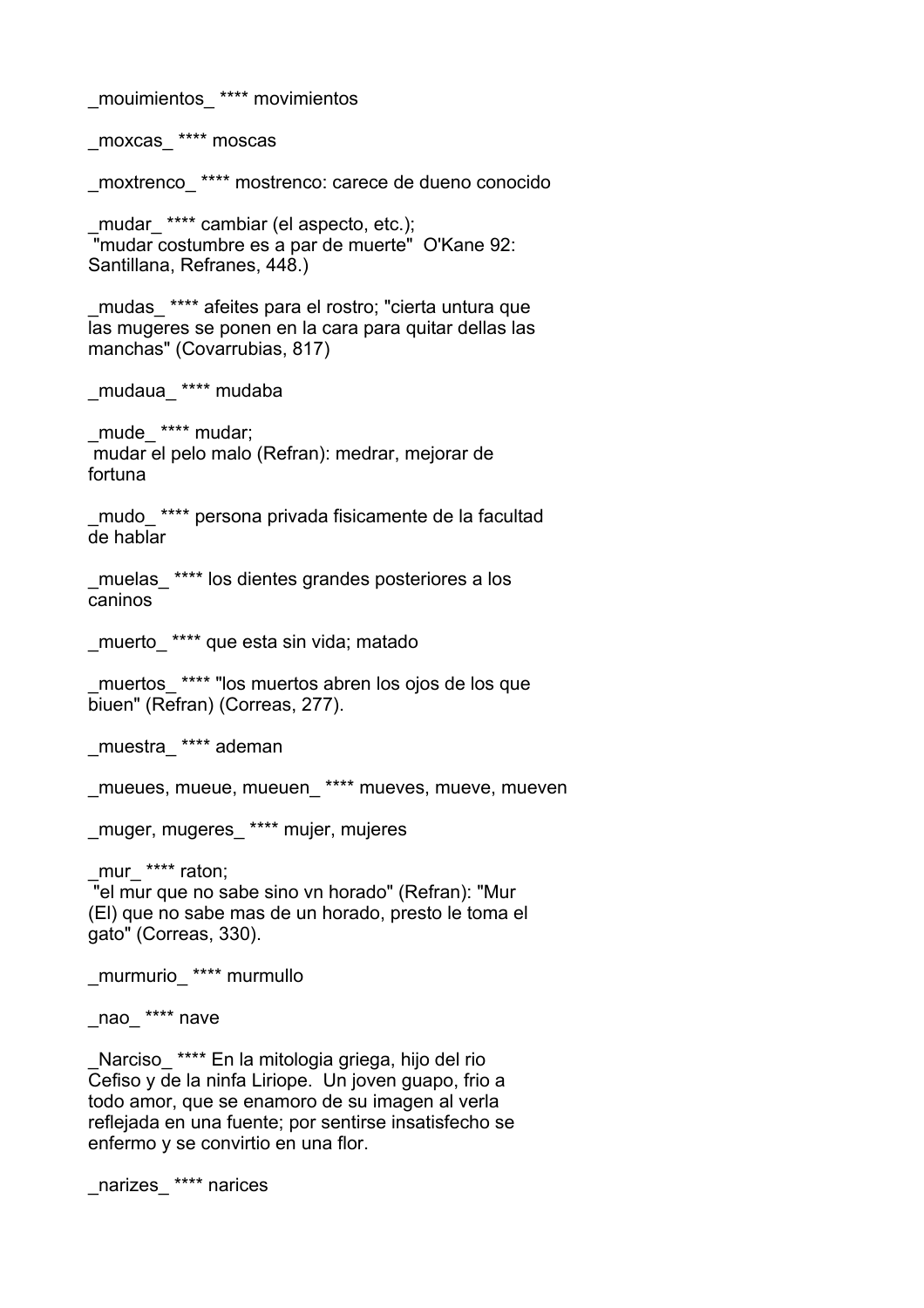_mouimientos_ **** movimientos

_moxcas_ **** moscas

_moxtrenco_ **** mostrenco: carece de dueno conocido

_mudar_ **** cambiar (el aspecto, etc.);
 "mudar costumbre es a par de muerte"  O'Kane 92: Santillana, Refranes, 448.)

_mudas_ **** afeites para el rostro; "cierta untura que las mugeres se ponen en la cara para quitar dellas las manchas" (Covarrubias, 817)

_mudaua_ **** mudaba

_mude_ **** mudar;
 mudar el pelo malo (Refran): medrar, mejorar de fortuna

_mudo_ **** persona privada fisicamente de la facultad de hablar

_muelas_ **** los dientes grandes posteriores a los caninos

_muerto_ **** que esta sin vida; matado

_muertos_ **** "los muertos abren los ojos de los que biuen" (Refran) (Correas, 277).

_muestra_ **** ademan

_mueues, mueue, mueuen_ **** mueves, mueve, mueven

_muger, mugeres_ **** mujer, mujeres

_mur_ **** raton;
 "el mur que no sabe sino vn horado" (Refran): "Mur (El) que no sabe mas de un horado, presto le toma el gato" (Correas, 330).

_murmurio_ **** murmullo

_nao_ **** nave

_Narciso_ **** En la mitologia griega, hijo del rio Cefiso y de la ninfa Liriope.  Un joven guapo, frio a todo amor, que se enamoro de su imagen al verla reflejada en una fuente; por sentirse insatisfecho se enfermo y se convirtio en una flor.

_narizes_ **** narices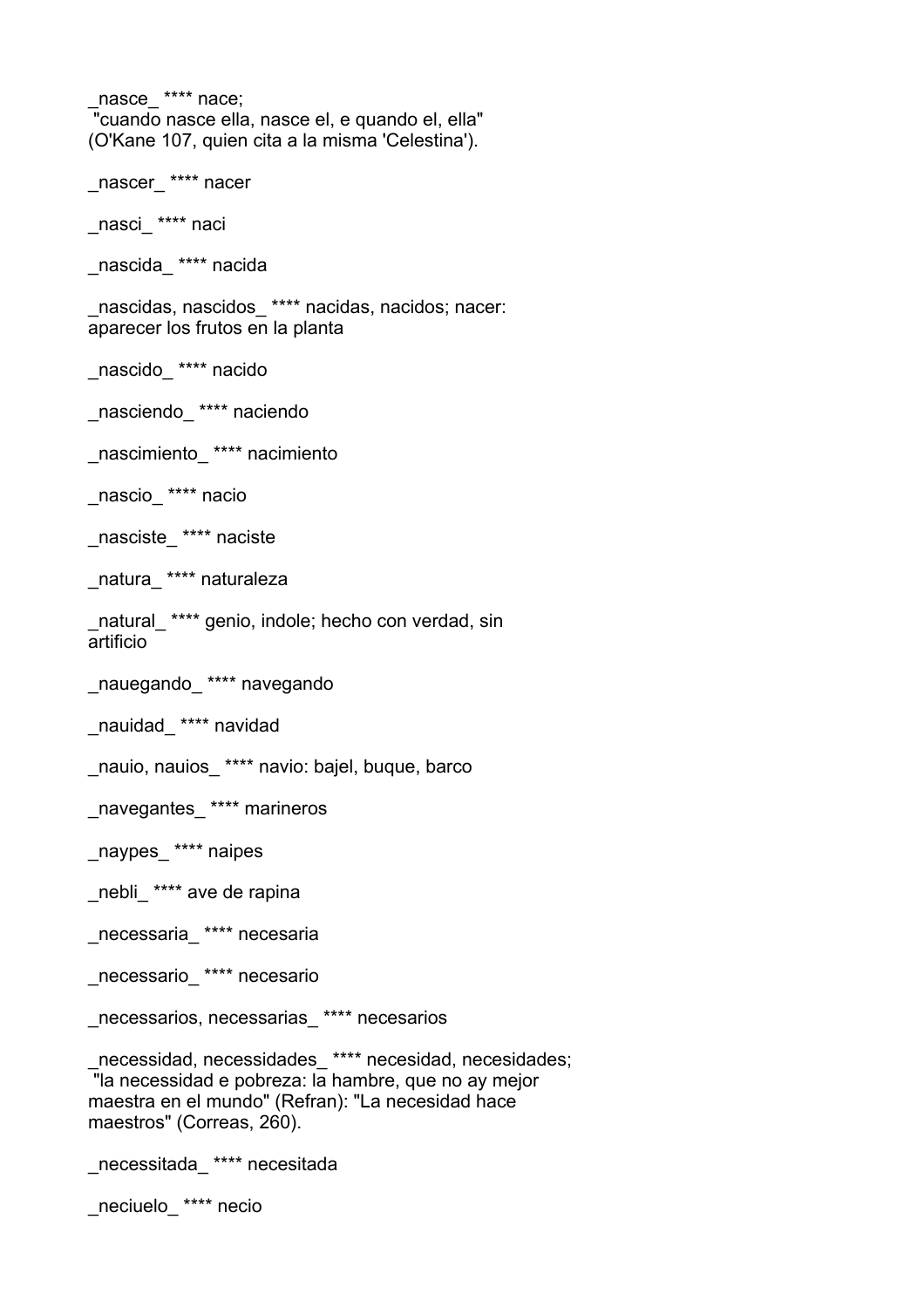_nasce_ **** nace;
"cuando nasce ella, nasce el, e quando el, ella" (O'Kane 107, quien cita a la misma 'Celestina').

_nascer_ **** nacer

_nasci_ **** naci

_nascida_ **** nacida

_nascidas, nascidos_ **** nacidas, nacidos; nacer: aparecer los frutos en la planta

_nascido_ **** nacido

_nasciendo_ **** naciendo

_nascimiento_ **** nacimiento

_nascio_ **** nacio

_nasciste_ **** naciste

_natura_ **** naturaleza

_natural_ **** genio, indole; hecho con verdad, sin artificio

_nauegando_ **** navegando

_nauidad_ **** navidad

_nauio, nauios_ **** navio: bajel, buque, barco

_navegantes_ **** marineros

_naypes_ **** naipes

_nebli_ **** ave de rapina

_necessaria_ **** necesaria

_necessario_ **** necesario

_necessarios, necessarias_ **** necesarios

_necessidad, necessidades_ **** necesidad, necesidades;
"la necessidad e pobreza: la hambre, que no ay mejor maestra en el mundo" (Refran): "La necesidad hace maestros" (Correas, 260).

_necessitada_ **** necesitada

_neciuelo_ **** necio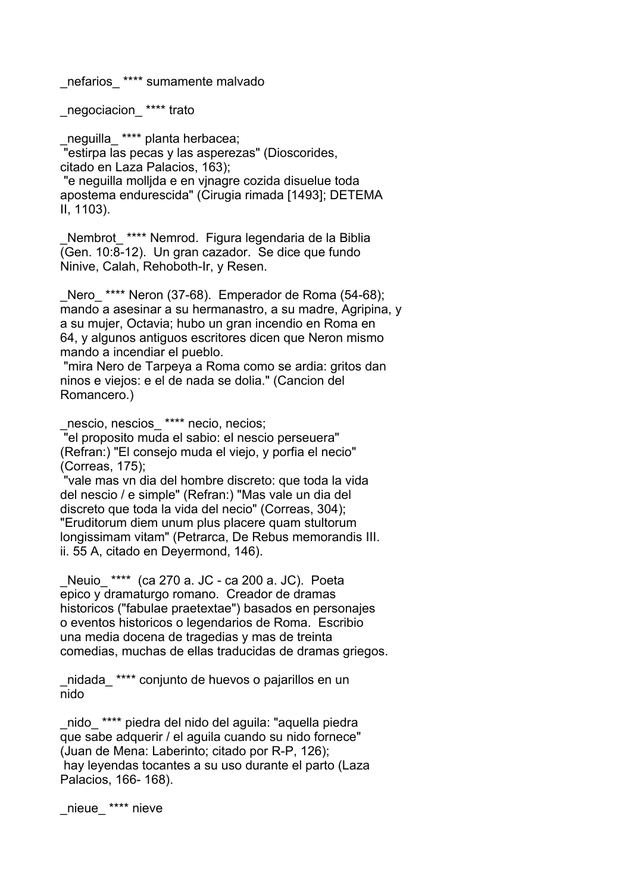_nefarios_ **** sumamente malvado

_negociacion_ **** trato

_neguilla_ **** planta herbacea;
 "estirpa las pecas y las asperezas" (Dioscorides, citado en Laza Palacios, 163);
 "e neguilla molljda e en vjnagre cozida disuelue toda apostema endurescida" (Cirugia rimada [1493]; DETEMA II, 1103).

_Nembrot_ **** Nemrod. Figura legendaria de la Biblia (Gen. 10:8-12). Un gran cazador. Se dice que fundo Ninive, Calah, Rehoboth-Ir, y Resen.

_Nero_ **** Neron (37-68). Emperador de Roma (54-68); mando a asesinar a su hermanastro, a su madre, Agripina, y a su mujer, Octavia; hubo un gran incendio en Roma en 64, y algunos antiguos escritores dicen que Neron mismo mando a incendiar el pueblo.
 "mira Nero de Tarpeya a Roma como se ardia: gritos dan ninos e viejos: e el de nada se dolia." (Cancion del Romancero.)

_nescio, nescios_ **** necio, necios;
 "el proposito muda el sabio: el nescio perseuera" (Refran:) "El consejo muda el viejo, y porfia el necio" (Correas, 175);
 "vale mas vn dia del hombre discreto: que toda la vida del nescio / e simple" (Refran:) "Mas vale un dia del discreto que toda la vida del necio" (Correas, 304); "Eruditorum diem unum plus placere quam stultorum longissimam vitam" (Petrarca, De Rebus memorandis III. ii. 55 A, citado en Deyermond, 146).

_Neuio_ **** (ca 270 a. JC - ca 200 a. JC). Poeta epico y dramaturgo romano. Creador de dramas historicos ("fabulae praetextae") basados en personajes o eventos historicos o legendarios de Roma. Escribio una media docena de tragedias y mas de treinta comedias, muchas de ellas traducidas de dramas griegos.

_nidada_ **** conjunto de huevos o pajarillos en un nido

_nido_ **** piedra del nido del aguila: "aquella piedra que sabe adquerir / el aguila cuando su nido fornece" (Juan de Mena: Laberinto; citado por R-P, 126);
 hay leyendas tocantes a su uso durante el parto (Laza Palacios, 166- 168).

_nieue_ **** nieve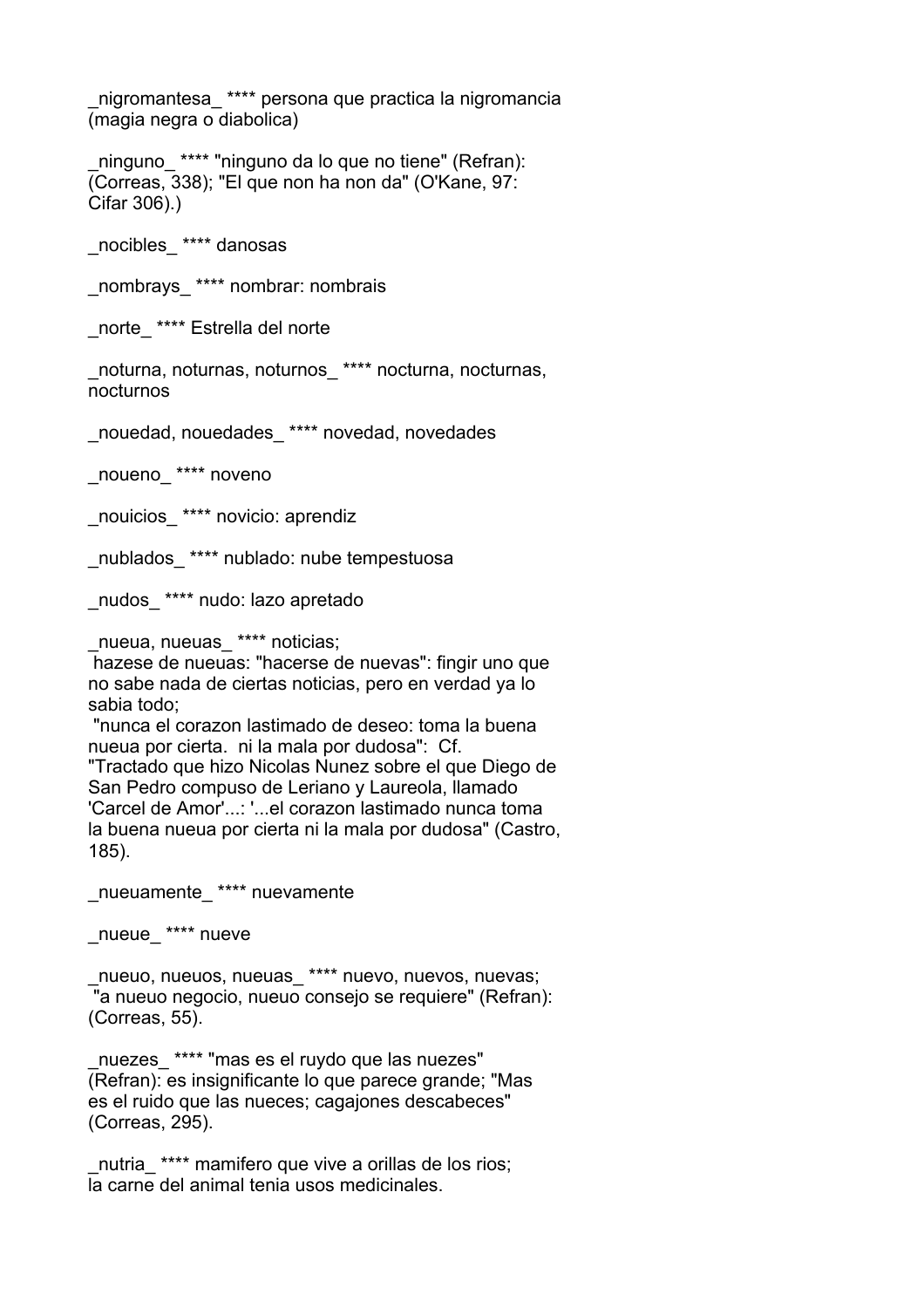_nigromantesa_ **** persona que practica la nigromancia (magia negra o diabolica)

_ninguno_ **** "ninguno da lo que no tiene" (Refran): (Correas, 338); "El que non ha non da" (O'Kane, 97: Cifar 306).)

_nocibles_ **** danosas

_nombrays_ **** nombrar: nombrais

_norte_ **** Estrella del norte

_noturna, noturnas, noturnos_ **** nocturna, nocturnas, nocturnos

_nouedad, nouedades_ **** novedad, novedades

_noueno_ **** noveno

_nouicios_ **** novicio: aprendiz

_nublados_ **** nublado: nube tempestuosa

_nudos_ **** nudo: lazo apretado

_nueua, nueuas_ **** noticias;
 hazese de nueuas: "hacerse de nuevas": fingir uno que no sabe nada de ciertas noticias, pero en verdad ya lo sabia todo;
 "nunca el corazon lastimado de deseo: toma la buena nueua por cierta. ni la mala por dudosa": Cf. "Tractado que hizo Nicolas Nunez sobre el que Diego de San Pedro compuso de Leriano y Laureola, llamado 'Carcel de Amor'...: '...el corazon lastimado nunca toma la buena nueua por cierta ni la mala por dudosa" (Castro, 185).

_nueuamente_ **** nuevamente

_nueue_ **** nueve

_nueuo, nueuos, nueuas_ **** nuevo, nuevos, nuevas;
 "a nueuo negocio, nueuo consejo se requiere" (Refran): (Correas, 55).

_nuezes_ **** "mas es el ruydo que las nuezes" (Refran): es insignificante lo que parece grande; "Mas es el ruido que las nueces; cagajones descabeces" (Correas, 295).

_nutria_ **** mamifero que vive a orillas de los rios; la carne del animal tenia usos medicinales.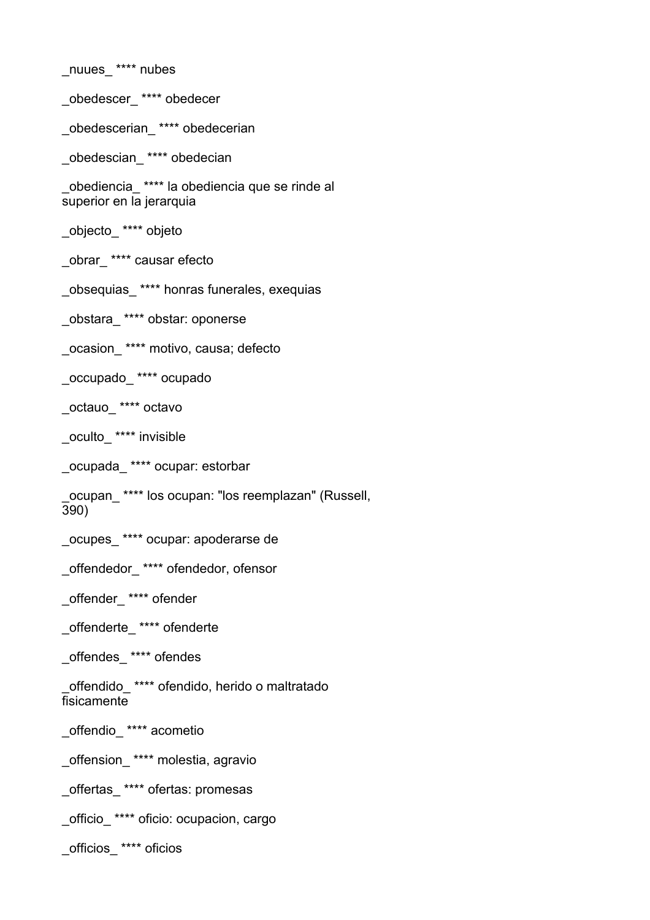_nuues_ **** nubes

_obedescer_ **** obedecer

_obedescerian_ **** obedecerian

_obedescian_ **** obedecian

_obediencia_ **** la obediencia que se rinde al superior en la jerarquia

_objecto_ **** objeto

_obrar_ **** causar efecto

_obsequias_ **** honras funerales, exequias

_obstara_ **** obstar: oponerse

_ocasion_ **** motivo, causa; defecto

_occupado_ **** ocupado

_octauo_ **** octavo

_oculto_ **** invisible

_ocupada_ **** ocupar: estorbar

_ocupan_ **** los ocupan: "los reemplazan" (Russell, 390)

_ocupes_ **** ocupar: apoderarse de

_offendedor_ **** ofendedor, ofensor

_offender_ **** ofender

_offenderte_ **** ofenderte

_offendes_ **** ofendes

_offendido_ **** ofendido, herido o maltratado fisicamente

_offendio_ **** acometio

_offension_ **** molestia, agravio

_offertas_ **** ofertas: promesas

_officio_ **** oficio: ocupacion, cargo

_officios_ **** oficios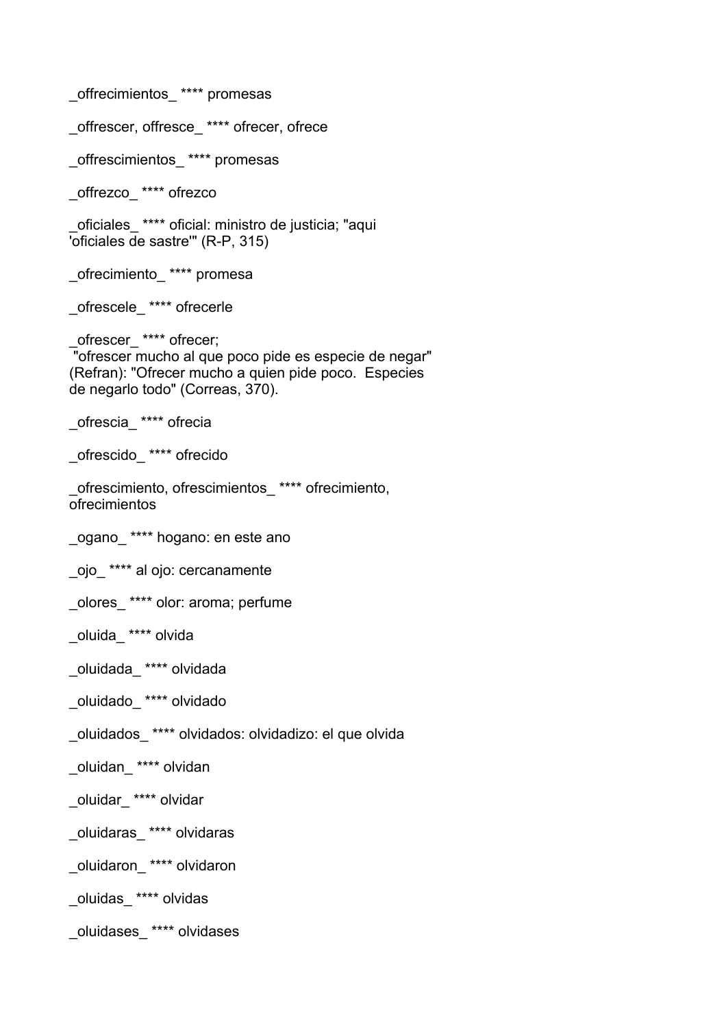_offrecimientos_ **** promesas

_offrescer, offresce_ **** ofrecer, ofrece

_offrescimientos_ **** promesas

_offrezco_ **** ofrezco

_oficiales_ **** oficial: ministro de justicia; "aqui 'oficiales de sastre'" (R-P, 315)

_ofrecimiento_ **** promesa

_ofrescele_ **** ofrecerle

_ofrescer_ **** ofrecer;
"ofrescer mucho al que poco pide es especie de negar" (Refran): "Ofrecer mucho a quien pide poco. Especies de negarlo todo" (Correas, 370).

_ofrescia_ **** ofrecia

_ofrescido_ **** ofrecido

_ofrescimiento, ofrescimientos_ **** ofrecimiento, ofrecimientos

_ogano_ **** hogano: en este ano

_ojo_ **** al ojo: cercanamente

_olores_ **** olor: aroma; perfume

_oluida_ **** olvida

_oluidada_ **** olvidada

_oluidado_ **** olvidado

_oluidados_ **** olvidados: olvidadizo: el que olvida

_oluidan_ **** olvidan

_oluidar_ **** olvidar

_oluidaras_ **** olvidaras

_oluidaron_ **** olvidaron

_oluidas_ **** olvidas

_oluidases_ **** olvidases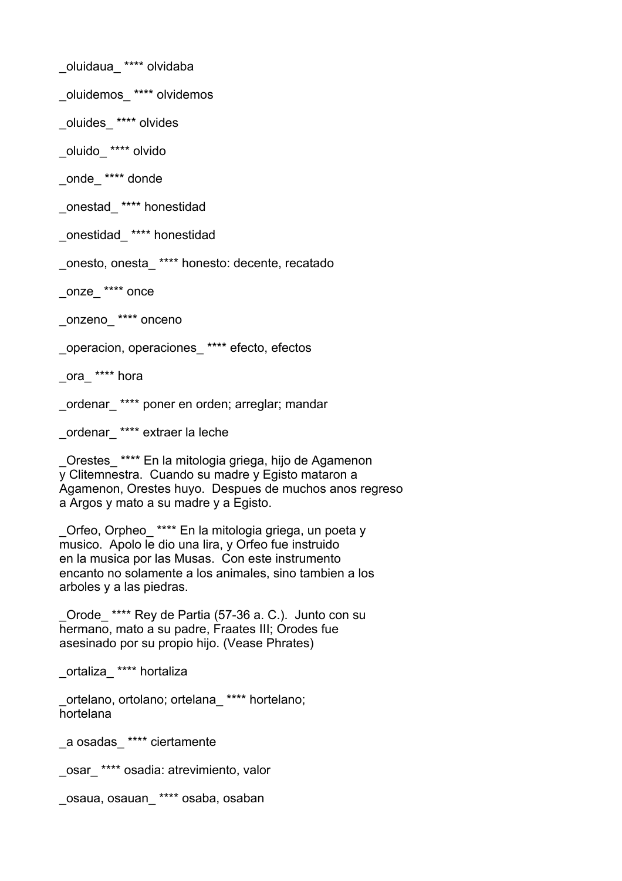_oluidaua_ **** olvidaba

_oluidemos_ **** olvidemos

_oluides_ **** olvides

_oluido_ **** olvido

_onde_ **** donde

_onestad_ **** honestidad

_onestidad_ **** honestidad

_onesto, onesta_ **** honesto: decente, recatado

_onze_ **** once

_onzeno_ **** onceno

_operacion, operaciones_ **** efecto, efectos

_ora_ **** hora

_ordenar_ **** poner en orden; arreglar; mandar

_ordenar_ **** extraer la leche

_Orestes_ **** En la mitologia griega, hijo de Agamenon y Clitemnestra. Cuando su madre y Egisto mataron a Agamenon, Orestes huyo. Despues de muchos anos regreso a Argos y mato a su madre y a Egisto.

_Orfeo, Orpheo_ **** En la mitologia griega, un poeta y musico. Apolo le dio una lira, y Orfeo fue instruido en la musica por las Musas. Con este instrumento encanto no solamente a los animales, sino tambien a los arboles y a las piedras.

_Orode_ **** Rey de Partia (57-36 a. C.). Junto con su hermano, mato a su padre, Fraates III; Orodes fue asesinado por su propio hijo. (Vease Phrates)

_ortaliza_ **** hortaliza

_ortelano, ortolano; ortelana_ **** hortelano; hortelana

_a osadas_ **** ciertamente

_osar_ **** osadia: atrevimiento, valor

_osaua, osauan_ **** osaba, osaban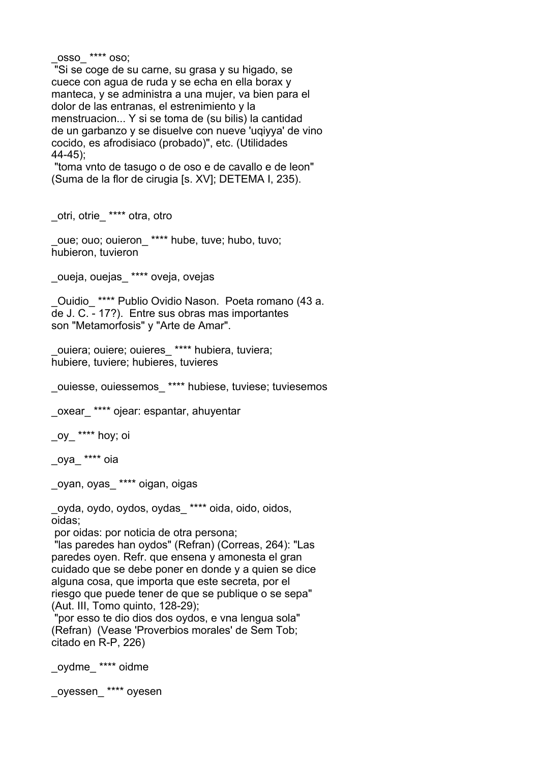_osso_ **** oso;
 "Si se coge de su carne, su grasa y su higado, se cuece con agua de ruda y se echa en ella borax y manteca, y se administra a una mujer, va bien para el dolor de las entranas, el estrenimiento y la menstruacion... Y si se toma de (su bilis) la cantidad de un garbanzo y se disuelve con nueve 'uqiyya' de vino cocido, es afrodisiaco (probado)", etc. (Utilidades 44-45);
 "toma vnto de tasugo o de oso e de cavallo e de leon" (Suma de la flor de cirugia [s. XV]; DETEMA I, 235).

_otri, otrie_ **** otra, otro

_oue; ouo; ouieron_ **** hube, tuve; hubo, tuvo; hubieron, tuvieron

_oueja, ouejas_ **** oveja, ovejas

_Ouidio_ **** Publio Ovidio Nason. Poeta romano (43 a. de J. C. - 17?). Entre sus obras mas importantes son "Metamorfosis" y "Arte de Amar".

_ouiera; ouiere; ouieres_ **** hubiera, tuviera; hubiere, tuviere; hubieres, tuvieres

_ouiesse, ouiessemos_ **** hubiese, tuviese; tuviesemos

_oxear_ **** ojear: espantar, ahuyentar

_oy_ **** hoy; oi

_oya_ **** oia

_oyan, oyas_ **** oigan, oigas

_oyda, oydo, oydos, oydas_ **** oida, oido, oidos, oidas;
 por oidas: por noticia de otra persona;
 "las paredes han oydos" (Refran) (Correas, 264): "Las paredes oyen. Refr. que ensena y amonesta el gran cuidado que se debe poner en donde y a quien se dice alguna cosa, que importa que este secreta, por el riesgo que puede tener de que se publique o se sepa" (Aut. III, Tomo quinto, 128-29);
 "por esso te dio dios dos oydos, e vna lengua sola" (Refran) (Vease 'Proverbios morales' de Sem Tob; citado en R-P, 226)

_oydme_ **** oidme

_oyessen_ **** oyesen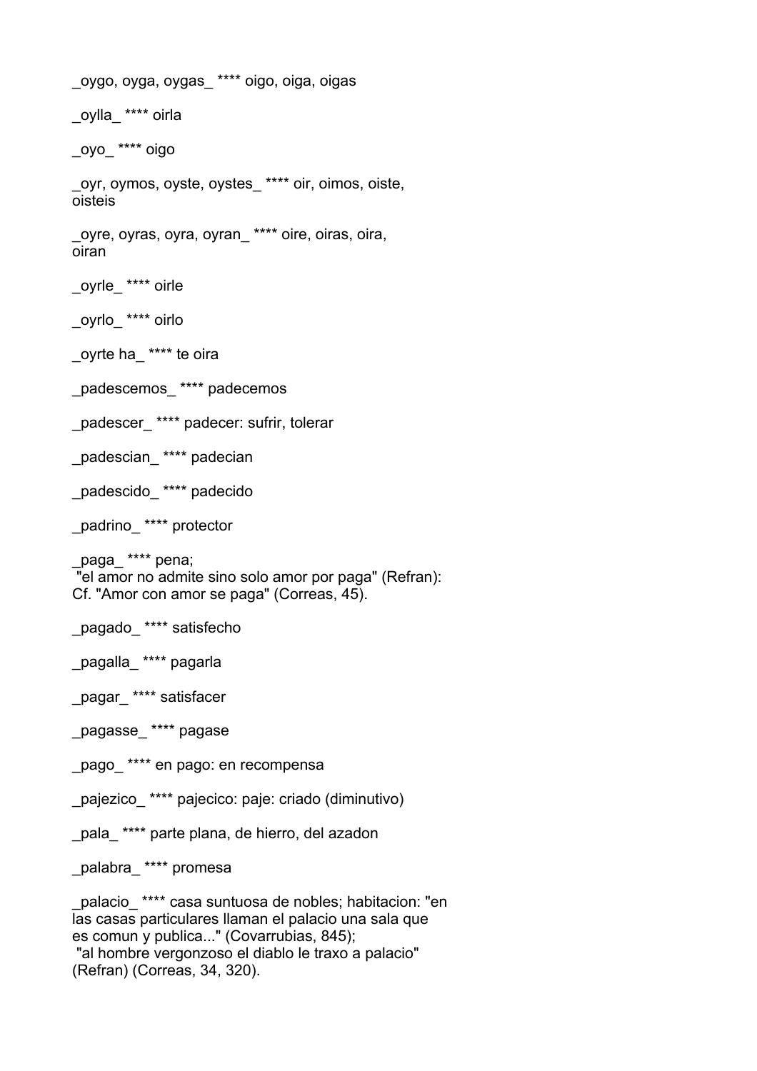_oygo, oyga, oygas_ **** oigo, oiga, oigas

_oylla_ **** oirla

_oyo_ **** oigo

_oyr, oymos, oyste, oystes_ **** oir, oimos, oiste, oisteis

_oyre, oyras, oyra, oyran_ **** oire, oiras, oira, oiran

_oyrle_ **** oirle

_oyrlo_ **** oirlo

_oyrte ha_ **** te oira

_padescemos_ **** padecemos

_padescer_ **** padecer: sufrir, tolerar

_padescian_ **** padecian

_padescido_ **** padecido

_padrino_ **** protector

_paga_ **** pena;
"el amor no admite sino solo amor por paga" (Refran): Cf. "Amor con amor se paga" (Correas, 45).

_pagado_ **** satisfecho

_pagalla_ **** pagarla

_pagar_ **** satisfacer

_pagasse_ **** pagase

_pago_ **** en pago: en recompensa

_pajezico_ **** pajecico: paje: criado (diminutivo)

_pala_ **** parte plana, de hierro, del azadon

_palabra_ **** promesa

_palacio_ **** casa suntuosa de nobles; habitacion: "en las casas particulares llaman el palacio una sala que es comun y publica..." (Covarrubias, 845);
"al hombre vergonzoso el diablo le traxo a palacio" (Refran) (Correas, 34, 320).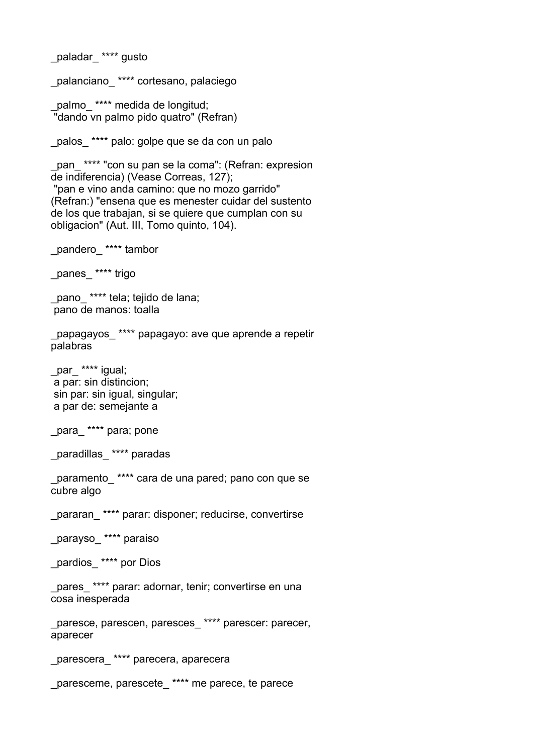_paladar_ **** gusto

_palanciano_ **** cortesano, palaciego

_palmo_ **** medida de longitud;
 "dando vn palmo pido quatro" (Refran)

_palos_ **** palo: golpe que se da con un palo

_pan_ **** "con su pan se la coma": (Refran: expresion de indiferencia) (Vease Correas, 127);
 "pan e vino anda camino: que no mozo garrido" (Refran:) "ensena que es menester cuidar del sustento de los que trabajan, si se quiere que cumplan con su obligacion" (Aut. III, Tomo quinto, 104).

_pandero_ **** tambor

_panes_ **** trigo

_pano_ **** tela; tejido de lana;
 pano de manos: toalla

_papagayos_ **** papagayo: ave que aprende a repetir palabras

_par_ **** igual;
 a par: sin distincion;
 sin par: sin igual, singular;
 a par de: semejante a

_para_ **** para; pone

_paradillas_ **** paradas

_paramento_ **** cara de una pared; pano con que se cubre algo

_pararan_ **** parar: disponer; reducirse, convertirse

_parayso_ **** paraiso

_pardios_ **** por Dios

_pares_ **** parar: adornar, tenir; convertirse en una cosa inesperada

_paresce, parescen, paresces_ **** parescer: parecer, aparecer

_parescera_ **** parecera, aparecera

_paresceme, parescete_ **** me parece, te parece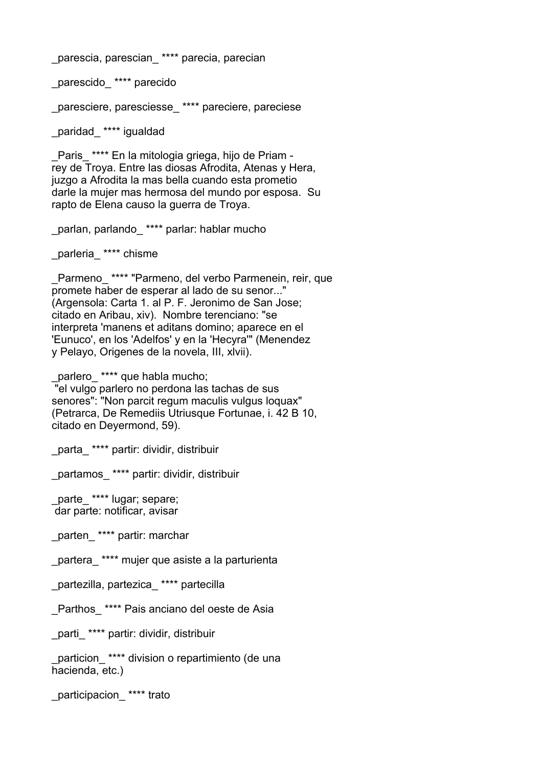_parescia, parescian_ **** parecia, parecian

_parescido_ **** parecido

_paresciere, paresciesse_ **** pareciere, pareciese

_paridad_ **** igualdad

_Paris_ **** En la mitologia griega, hijo de Priam - rey de Troya. Entre las diosas Afrodita, Atenas y Hera, juzgo a Afrodita la mas bella cuando esta prometio darle la mujer mas hermosa del mundo por esposa. Su rapto de Elena causo la guerra de Troya.

_parlan, parlando_ **** parlar: hablar mucho

_parleria_ **** chisme

_Parmeno_ **** "Parmeno, del verbo Parmenein, reir, que promete haber de esperar al lado de su senor..." (Argensola: Carta 1. al P. F. Jeronimo de San Jose; citado en Aribau, xiv). Nombre terenciano: "se interpreta 'manens et aditans domino; aparece en el 'Eunuco', en los 'Adelfos' y en la 'Hecyra'" (Menendez y Pelayo, Origenes de la novela, III, xlvii).

_parlero_ **** que habla mucho;
"el vulgo parlero no perdona las tachas de sus senores": "Non parcit regum maculis vulgus loquax" (Petrarca, De Remediis Utriusque Fortunae, i. 42 B 10, citado en Deyermond, 59).

_parta_ **** partir: dividir, distribuir

_partamos_ **** partir: dividir, distribuir

_parte_ **** lugar; separe;
dar parte: notificar, avisar

_parten_ **** partir: marchar

_partera_ **** mujer que asiste a la parturienta

_partezilla, partezica_ **** partecilla

_Parthos_ **** Pais anciano del oeste de Asia

_parti_ **** partir: dividir, distribuir

_particion_ **** division o repartimiento (de una hacienda, etc.)

_participacion_ **** trato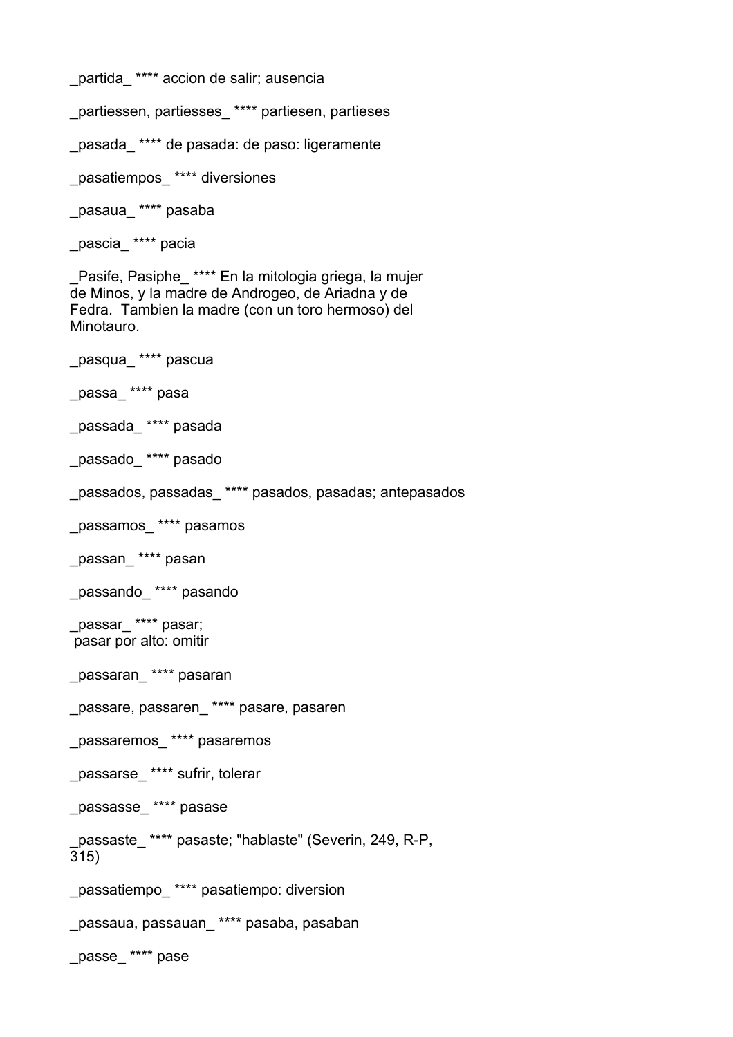_partida_ **** accion de salir; ausencia

_partiessen, partiesses_ **** partiesen, partieses

_pasada_ **** de pasada: de paso: ligeramente

_pasatiempos_ **** diversiones

_pasaua_ **** pasaba

_pascia_ **** pacia

_Pasife, Pasiphe_ **** En la mitologia griega, la mujer de Minos, y la madre de Androgeo, de Ariadna y de Fedra.  Tambien la madre (con un toro hermoso) del Minotauro.

_pasqua_ **** pascua

_passa_ **** pasa

_passada_ **** pasada

_passado_ **** pasado

_passados, passadas_ **** pasados, pasadas; antepasados

_passamos_ **** pasamos

_passan_ **** pasan

_passando_ **** pasando

_passar_ **** pasar;
 pasar por alto: omitir

_passaran_ **** pasaran

_passare, passaren_ **** pasare, pasaren

_passaremos_ **** pasaremos

_passarse_ **** sufrir, tolerar

_passasse_ **** pasase

_passaste_ **** pasaste; "hablaste" (Severin, 249, R-P, 315)

_passatiempo_ **** pasatiempo: diversion

_passaua, passauan_ **** pasaba, pasaban

_passe_ **** pase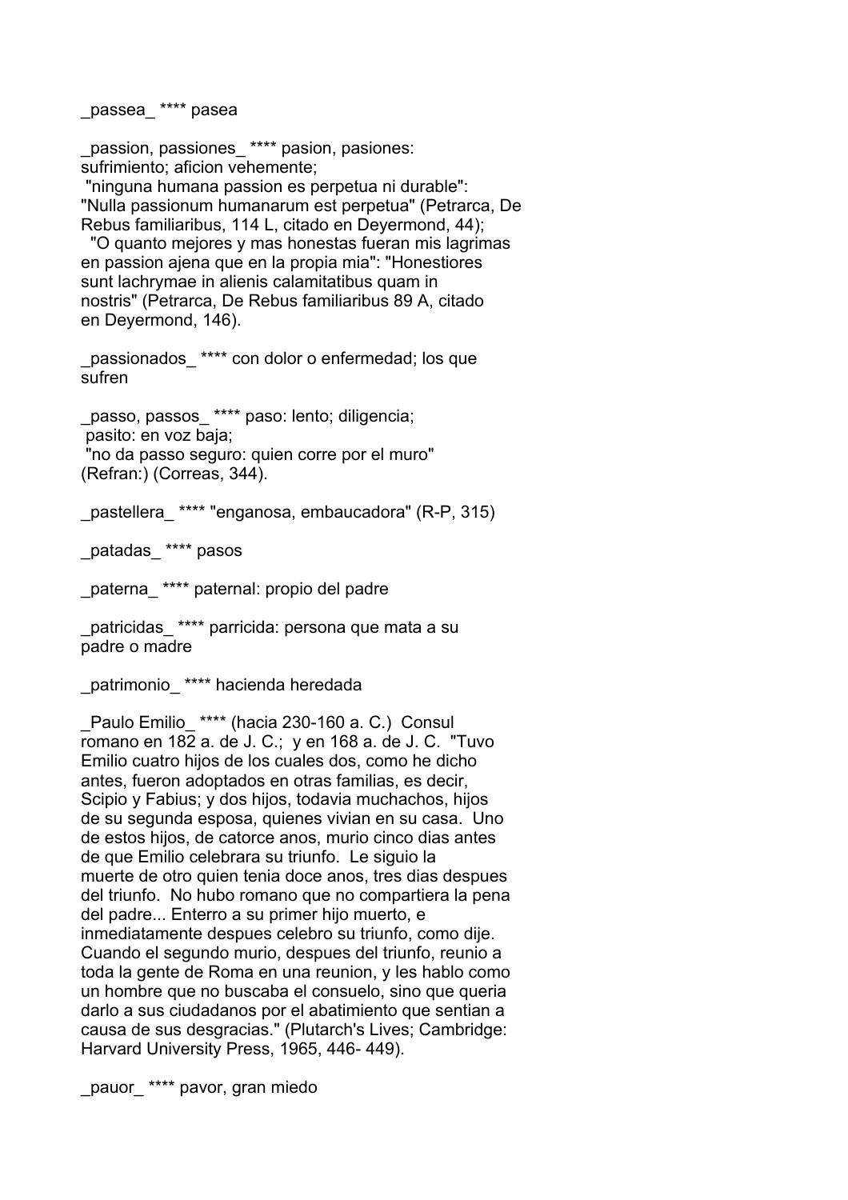_passea_ **** pasea

_passion, passiones_ **** pasion, pasiones: sufrimiento; aficion vehemente;
"ninguna humana passion es perpetua ni durable": "Nulla passionum humanarum est perpetua" (Petrarca, De Rebus familiaribus, 114 L, citado en Deyermond, 44);
"O quanto mejores y mas honestas fueran mis lagrimas en passion ajena que en la propia mia": "Honestiores sunt lachrymae in alienis calamitatibus quam in nostris" (Petrarca, De Rebus familiaribus 89 A, citado en Deyermond, 146).

_passionados_ **** con dolor o enfermedad; los que sufren

_passo, passos_ **** paso: lento; diligencia;
pasito: en voz baja;
"no da passo seguro: quien corre por el muro" (Refran:) (Correas, 344).

_pastellera_ **** "enganosa, embaucadora" (R-P, 315)

_patadas_ **** pasos

_paterna_ **** paternal: propio del padre

_patricidas_ **** parricida: persona que mata a su padre o madre

_patrimonio_ **** hacienda heredada

_Paulo Emilio_ **** (hacia 230-160 a. C.) Consul romano en 182 a. de J. C.; y en 168 a. de J. C. "Tuvo Emilio cuatro hijos de los cuales dos, como he dicho antes, fueron adoptados en otras familias, es decir, Scipio y Fabius; y dos hijos, todavia muchachos, hijos de su segunda esposa, quienes vivian en su casa. Uno de estos hijos, de catorce anos, murio cinco dias antes de que Emilio celebrara su triunfo. Le siguio la muerte de otro quien tenia doce anos, tres dias despues del triunfo. No hubo romano que no compartiera la pena del padre... Enterro a su primer hijo muerto, e inmediatamente despues celebro su triunfo, como dije. Cuando el segundo murio, despues del triunfo, reunio a toda la gente de Roma en una reunion, y les hablo como un hombre que no buscaba el consuelo, sino que queria darlo a sus ciudadanos por el abatimiento que sentian a causa de sus desgracias." (Plutarch's Lives; Cambridge: Harvard University Press, 1965, 446- 449).

_pauor_ **** pavor, gran miedo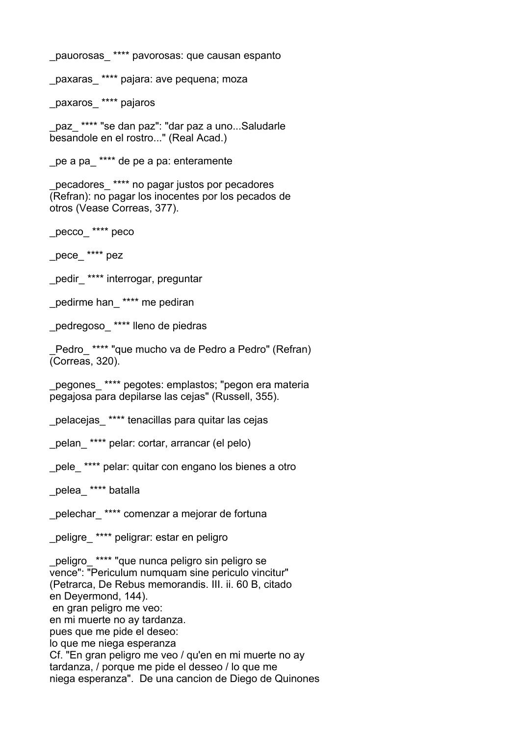_pauorosas_ **** pavorosas: que causan espanto

_paxaras_ **** pajara: ave pequena; moza

_paxaros_ **** pajaros

_paz_ **** "se dan paz": "dar paz a uno...Saludarle besandole en el rostro..." (Real Acad.)

_pe a pa_ **** de pe a pa: enteramente

_pecadores_ **** no pagar justos por pecadores (Refran): no pagar los inocentes por los pecados de otros (Vease Correas, 377).

_pecco_ **** peco

_pece_ **** pez

_pedir_ **** interrogar, preguntar

_pedirme han_ **** me pediran

_pedregoso_ **** lleno de piedras

_Pedro_ **** "que mucho va de Pedro a Pedro" (Refran) (Correas, 320).

_pegones_ **** pegotes: emplastos; "pegon era materia pegajosa para depilarse las cejas" (Russell, 355).

_pelacejas_ **** tenacillas para quitar las cejas

_pelan_ **** pelar: cortar, arrancar (el pelo)

_pele_ **** pelar: quitar con engano los bienes a otro

_pelea_ **** batalla

_pelechar_ **** comenzar a mejorar de fortuna

_peligre_ **** peligrar: estar en peligro

_peligro_ **** "que nunca peligro sin peligro se vence": "Periculum numquam sine periculo vincitur" (Petrarca, De Rebus memorandis. III. ii. 60 B, citado en Deyermond, 144).
en gran peligro me veo:
en mi muerte no ay tardanza.
pues que me pide el deseo:
lo que me niega esperanza
Cf. "En gran peligro me veo / qu'en en mi muerte no ay tardanza, / porque me pide el desseo / lo que me niega esperanza". De una cancion de Diego de Quinones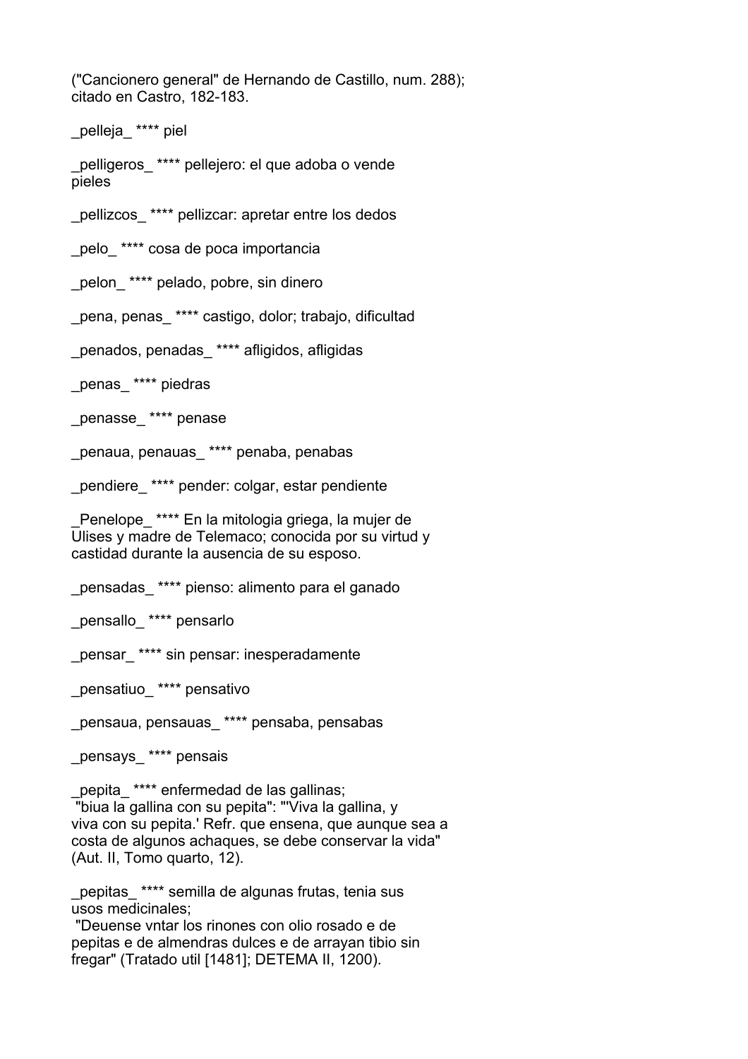("Cancionero general" de Hernando de Castillo, num. 288); citado en Castro, 182-183.

_pelleja_ **** piel

_pelligeros_ **** pellejero: el que adoba o vende pieles

_pellizcos_ **** pellizcar: apretar entre los dedos

_pelo_ **** cosa de poca importancia

_pelon_ **** pelado, pobre, sin dinero

_pena, penas_ **** castigo, dolor; trabajo, dificultad

_penados, penadas_ **** afligidos, afligidas

_penas_ **** piedras

_penasse_ **** penase

_penaua, penauas_ **** penaba, penabas

_pendiere_ **** pender: colgar, estar pendiente

_Penelope_ **** En la mitologia griega, la mujer de Ulises y madre de Telemaco; conocida por su virtud y castidad durante la ausencia de su esposo.

_pensadas_ **** pienso: alimento para el ganado

_pensallo_ **** pensarlo

_pensar_ **** sin pensar: inesperadamente

_pensatiuo_ **** pensativo

_pensaua, pensauas_ **** pensaba, pensabas

_pensays_ **** pensais

_pepita_ **** enfermedad de las gallinas;
"biua la gallina con su pepita": "'Viva la gallina, y viva con su pepita.' Refr. que ensena, que aunque sea a costa de algunos achaques, se debe conservar la vida" (Aut. II, Tomo quarto, 12).

_pepitas_ **** semilla de algunas frutas, tenia sus usos medicinales;
"Deuense vntar los rinones con olio rosado e de pepitas e de almendras dulces e de arrayan tibio sin fregar" (Tratado util [1481]; DETEMA II, 1200).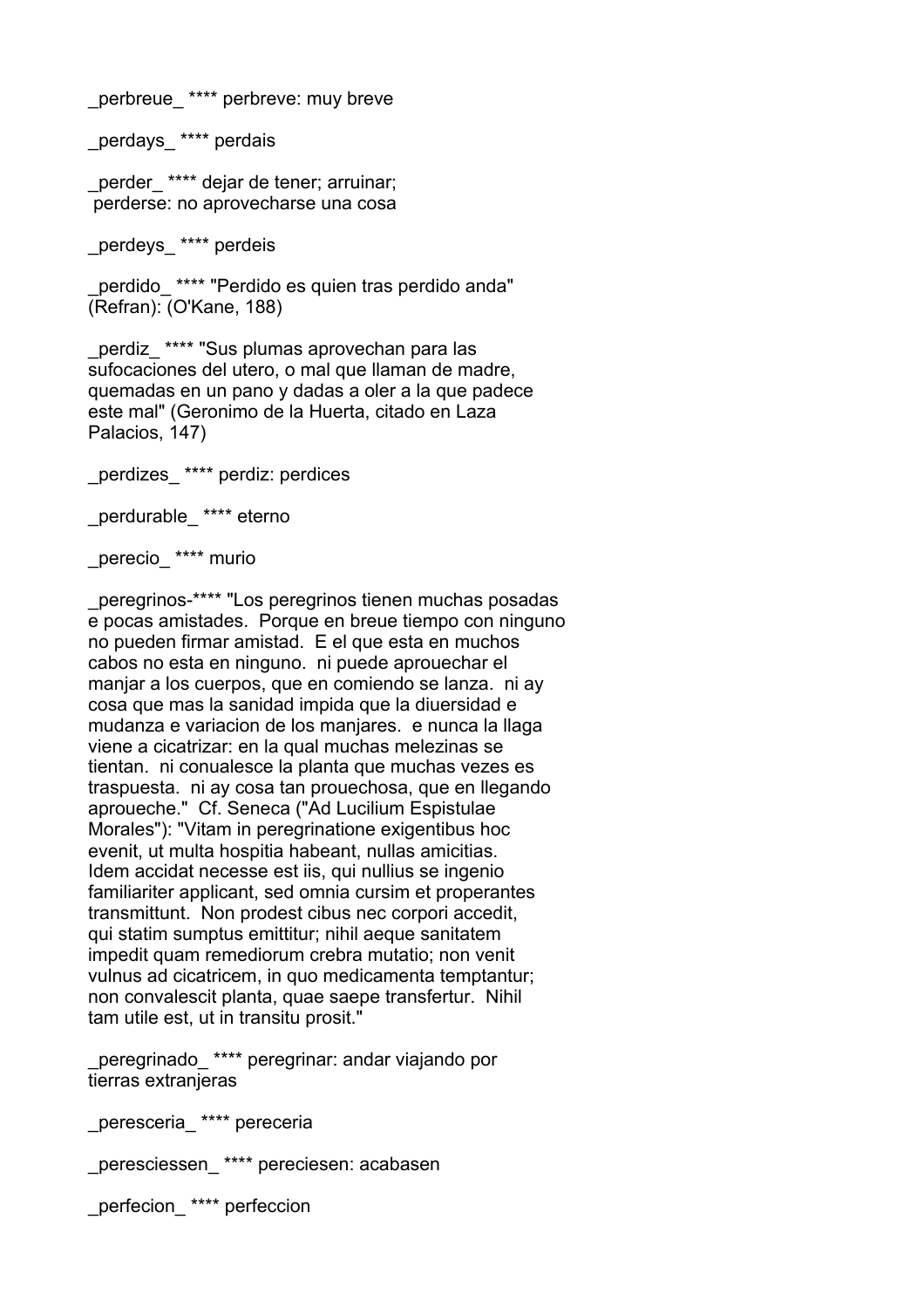_perbreue_ **** perbreve: muy breve

_perdays_ **** perdais

_perder_ **** dejar de tener; arruinar;
perderse: no aprovecharse una cosa

_perdeys_ **** perdeis

_perdido_ **** "Perdido es quien tras perdido anda" (Refran): (O'Kane, 188)

_perdiz_ **** "Sus plumas aprovechan para las sufocaciones del utero, o mal que llaman de madre, quemadas en un pano y dadas a oler a la que padece este mal" (Geronimo de la Huerta, citado en Laza Palacios, 147)

_perdizes_ **** perdiz: perdices

_perdurable_ **** eterno

_perecio_ **** murio

_peregrinos-**** "Los peregrinos tienen muchas posadas e pocas amistades. Porque en breue tiempo con ninguno no pueden firmar amistad. E el que esta en muchos cabos no esta en ninguno. ni puede aprouechar el manjar a los cuerpos, que en comiendo se lanza. ni ay cosa que mas la sanidad impida que la diuersidad e mudanza e variacion de los manjares. e nunca la llaga viene a cicatrizar: en la qual muchas melezinas se tientan. ni conualesce la planta que muchas vezes es traspuesta. ni ay cosa tan prouechosa, que en llegando aproueche." Cf. Seneca ("Ad Lucilium Espistulae Morales"): "Vitam in peregrinatione exigentibus hoc evenit, ut multa hospitia habeant, nullas amicitias. Idem accidat necesse est iis, qui nullius se ingenio familiariter applicant, sed omnia cursim et properantes transmittunt. Non prodest cibus nec corpori accedit, qui statim sumptus emittitur; nihil aeque sanitatem impedit quam remediorum crebra mutatio; non venit vulnus ad cicatricem, in quo medicamenta temptantur; non convalescit planta, quae saepe transfertur. Nihil tam utile est, ut in transitu prosit."

_peregrinado_ **** peregrinar: andar viajando por tierras extranjeras

_peresceria_ **** pereceria

_peresciessen_ **** pereciesen: acabasen

_perfecion_ **** perfeccion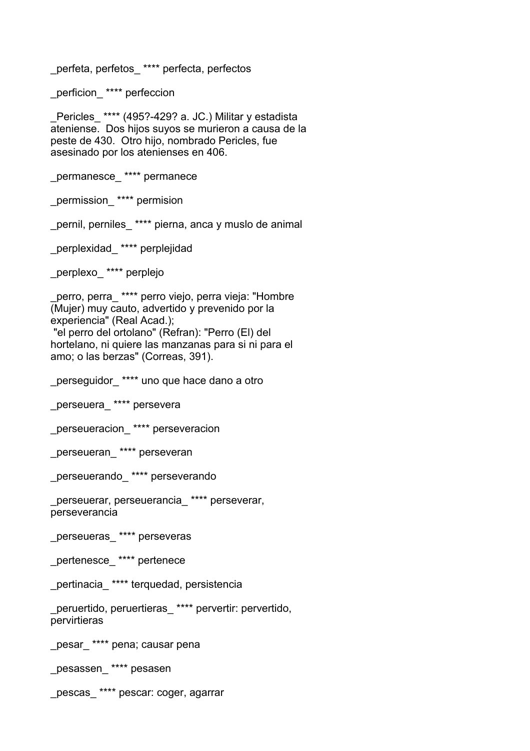_perfeta, perfetos_ **** perfecta, perfectos

_perficion_ **** perfeccion

_Pericles_ **** (495?-429? a. JC.) Militar y estadista ateniense. Dos hijos suyos se murieron a causa de la peste de 430. Otro hijo, nombrado Pericles, fue asesinado por los atenienses en 406.

_permanesce_ **** permanece

_permission_ **** permision

_pernil, perniles_ **** pierna, anca y muslo de animal

_perplexidad_ **** perplejidad

_perplexo_ **** perplejo

_perro, perra_ **** perro viejo, perra vieja: "Hombre (Mujer) muy cauto, advertido y prevenido por la experiencia" (Real Acad.);
"el perro del ortolano" (Refran): "Perro (El) del hortelano, ni quiere las manzanas para si ni para el amo; o las berzas" (Correas, 391).

_perseguidor_ **** uno que hace dano a otro

_perseuera_ **** persevera

_perseueracion_ **** perseveracion

_perseueran_ **** perseveran

_perseuerando_ **** perseverando

_perseuerar, perseuerancia_ **** perseverar, perseverancia

_perseueras_ **** perseveras

_pertenesce_ **** pertenece

_pertinacia_ **** terquedad, persistencia

_peruertido, peruertieras_ **** pervertir: pervertido, pervirtieras

_pesar_ **** pena; causar pena

_pesassen_ **** pesasen

_pescas_ **** pescar: coger, agarrar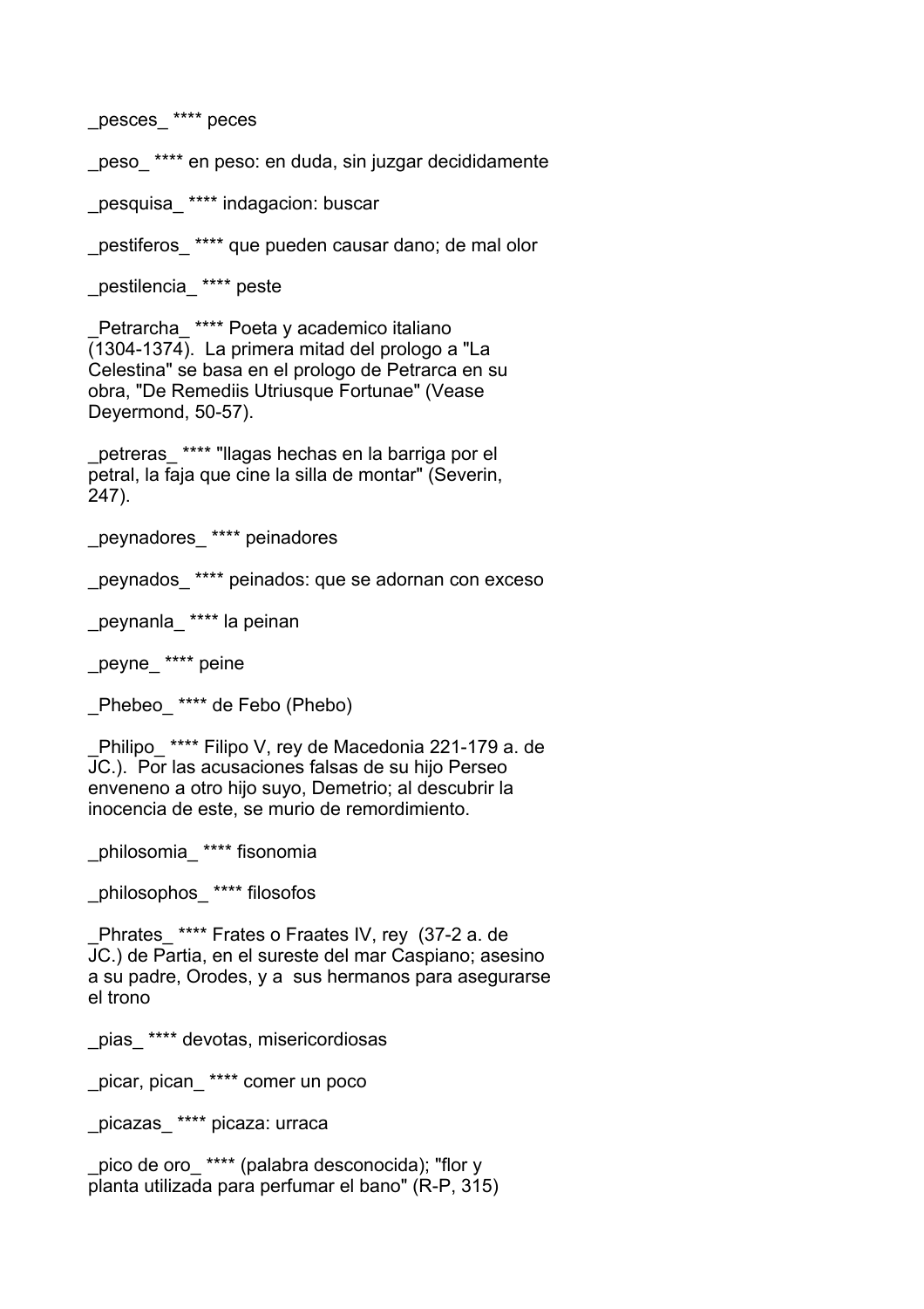_pesces_ **** peces

_peso_ **** en peso: en duda, sin juzgar decididamente

_pesquisa_ **** indagacion: buscar

_pestiferos_ **** que pueden causar dano; de mal olor

_pestilencia_ **** peste

_Petrarcha_ **** Poeta y academico italiano (1304-1374). La primera mitad del prologo a "La Celestina" se basa en el prologo de Petrarca en su obra, "De Remediis Utriusque Fortunae" (Vease Deyermond, 50-57).

_petreras_ **** "llagas hechas en la barriga por el petral, la faja que cine la silla de montar" (Severin, 247).

_peynadores_ **** peinadores

_peynados_ **** peinados: que se adornan con exceso

_peynanla_ **** la peinan

_peyne_ **** peine

_Phebeo_ **** de Febo (Phebo)

_Philipo_ **** Filipo V, rey de Macedonia 221-179 a. de JC.). Por las acusaciones falsas de su hijo Perseo envenenо a otro hijo suyo, Demetrio; al descubrir la inocencia de este, se murio de remordimiento.

_philosomia_ **** fisonomia

_philosophos_ **** filosofos

_Phrates_ **** Frates o Fraates IV, rey (37-2 a. de JC.) de Partia, en el sureste del mar Caspiano; asesino a su padre, Orodes, y a sus hermanos para asegurarse el trono

_pias_ **** devotas, misericordiosas

_picar, pican_ **** comer un poco

_picazas_ **** picaza: urraca

_pico de oro_ **** (palabra desconocida); "flor y planta utilizada para perfumar el bano" (R-P, 315)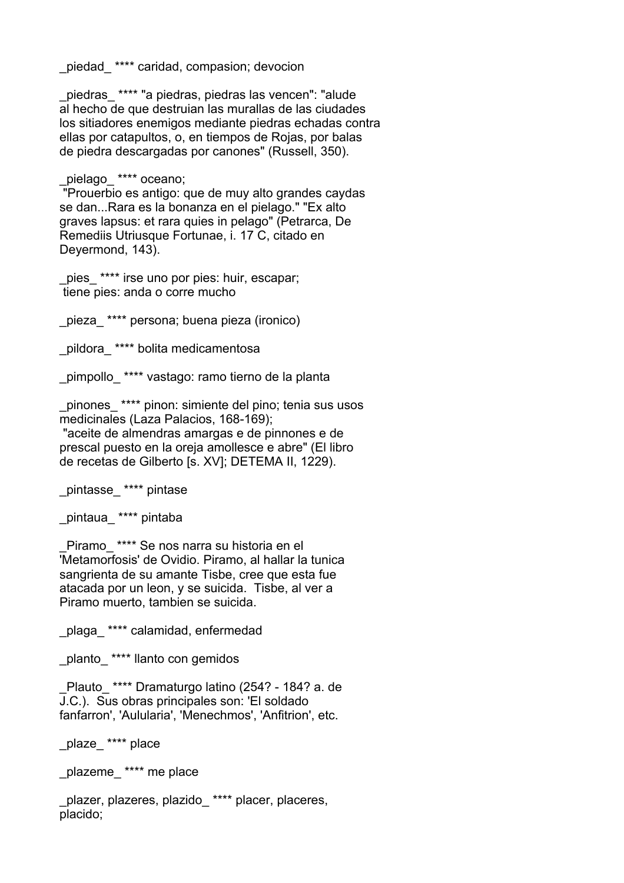_piedad_ **** caridad, compasion; devocion

_piedras_ **** "a piedras, piedras las vencen": "alude al hecho de que destruian las murallas de las ciudades los sitiadores enemigos mediante piedras echadas contra ellas por catapultos, o, en tiempos de Rojas, por balas de piedra descargadas por canones" (Russell, 350).

_pielago_ **** oceano;
"Prouerbio es antigo: que de muy alto grandes caydas se dan...Rara es la bonanza en el pielago." "Ex alto graves lapsus: et rara quies in pelago" (Petrarca, De Remediis Utriusque Fortunae, i. 17 C, citado en Deyermond, 143).

_pies_ **** irse uno por pies: huir, escapar;
tiene pies: anda o corre mucho

_pieza_ **** persona; buena pieza (ironico)

_pildora_ **** bolita medicamentosa

_pimpollo_ **** vastago: ramo tierno de la planta

_pinones_ **** pinon: simiente del pino; tenia sus usos medicinales (Laza Palacios, 168-169);
"aceite de almendras amargas e de pinnones e de prescal puesto en la oreja amollesce e abre" (El libro de recetas de Gilberto [s. XV]; DETEMA II, 1229).

_pintasse_ **** pintase

_pintaua_ **** pintaba

_Piramo_ **** Se nos narra su historia en el 'Metamorfosis' de Ovidio. Piramo, al hallar la tunica sangrienta de su amante Tisbe, cree que esta fue atacada por un leon, y se suicida. Tisbe, al ver a Piramo muerto, tambien se suicida.

_plaga_ **** calamidad, enfermedad

_planto_ **** llanto con gemidos

_Plauto_ **** Dramaturgo latino (254? - 184? a. de J.C.). Sus obras principales son: 'El soldado fanfarron', 'Aulularia', 'Menechmos', 'Anfitrion', etc.

_plaze_ **** place

_plazeme_ **** me place

_plazer, plazeres, plazido_ **** placer, placeres, placido;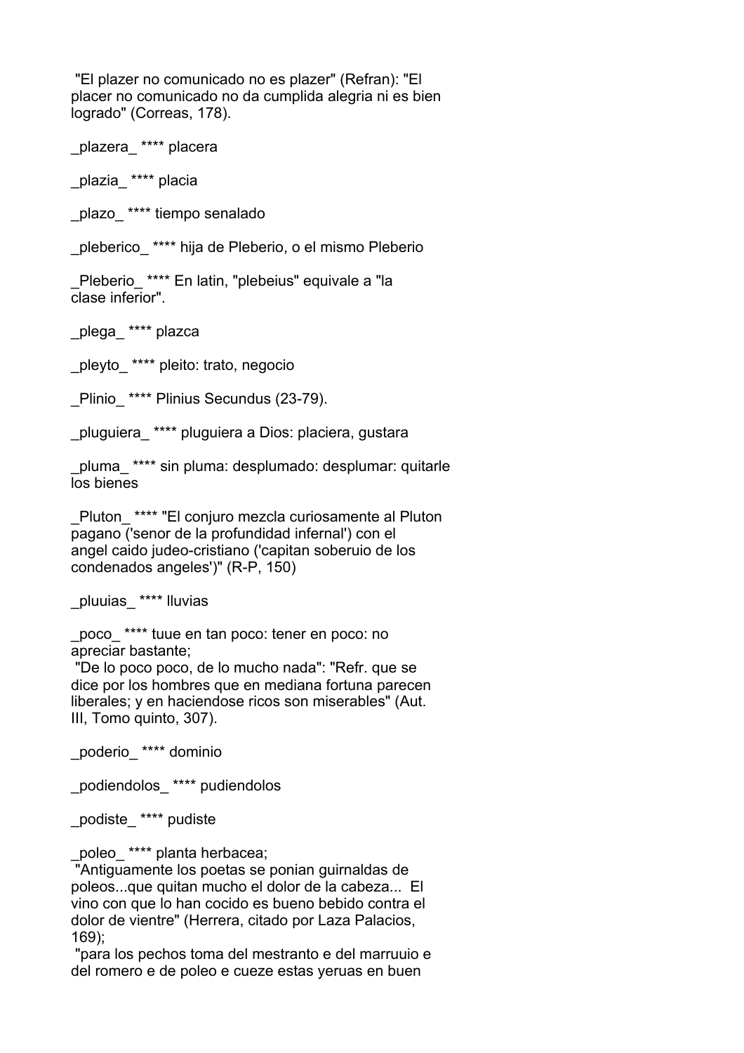"El plazer no comunicado no es plazer" (Refran): "El placer no comunicado no da cumplida alegria ni es bien logrado" (Correas, 178).

_plazera_ **** placera

_plazia_ **** placia

_plazo_ **** tiempo senalado

_pleberico_ **** hija de Pleberio, o el mismo Pleberio

_Pleberio_ **** En latin, "plebeius" equivale a "la clase inferior".

_plega_ **** plazca

_pleyto_ **** pleito: trato, negocio

_Plinio_ **** Plinius Secundus (23-79).

_pluguiera_ **** pluguiera a Dios: placiera, gustara

_pluma_ **** sin pluma: desplumado: desplumar: quitarle los bienes

_Pluton_ **** "El conjuro mezcla curiosamente al Pluton pagano ('senor de la profundidad infernal') con el angel caido judeo-cristiano ('capitan soberuio de los condenados angeles')" (R-P, 150)

_pluuias_ **** lluvias

_poco_ **** tuue en tan poco: tener en poco: no apreciar bastante;
"De lo poco poco, de lo mucho nada": "Refr. que se dice por los hombres que en mediana fortuna parecen liberales; y en haciendose ricos son miserables" (Aut. III, Tomo quinto, 307).

_poderio_ **** dominio

_podiendolos_ **** pudiendolos

_podiste_ **** pudiste

_poleo_ **** planta herbacea;
"Antiguamente los poetas se ponian guirnaldas de poleos...que quitan mucho el dolor de la cabeza... El vino con que lo han cocido es bueno bebido contra el dolor de vientre" (Herrera, citado por Laza Palacios, 169);
"para los pechos toma del mestranto e del marruuio e del romero e de poleo e cueze estas yeruas en buen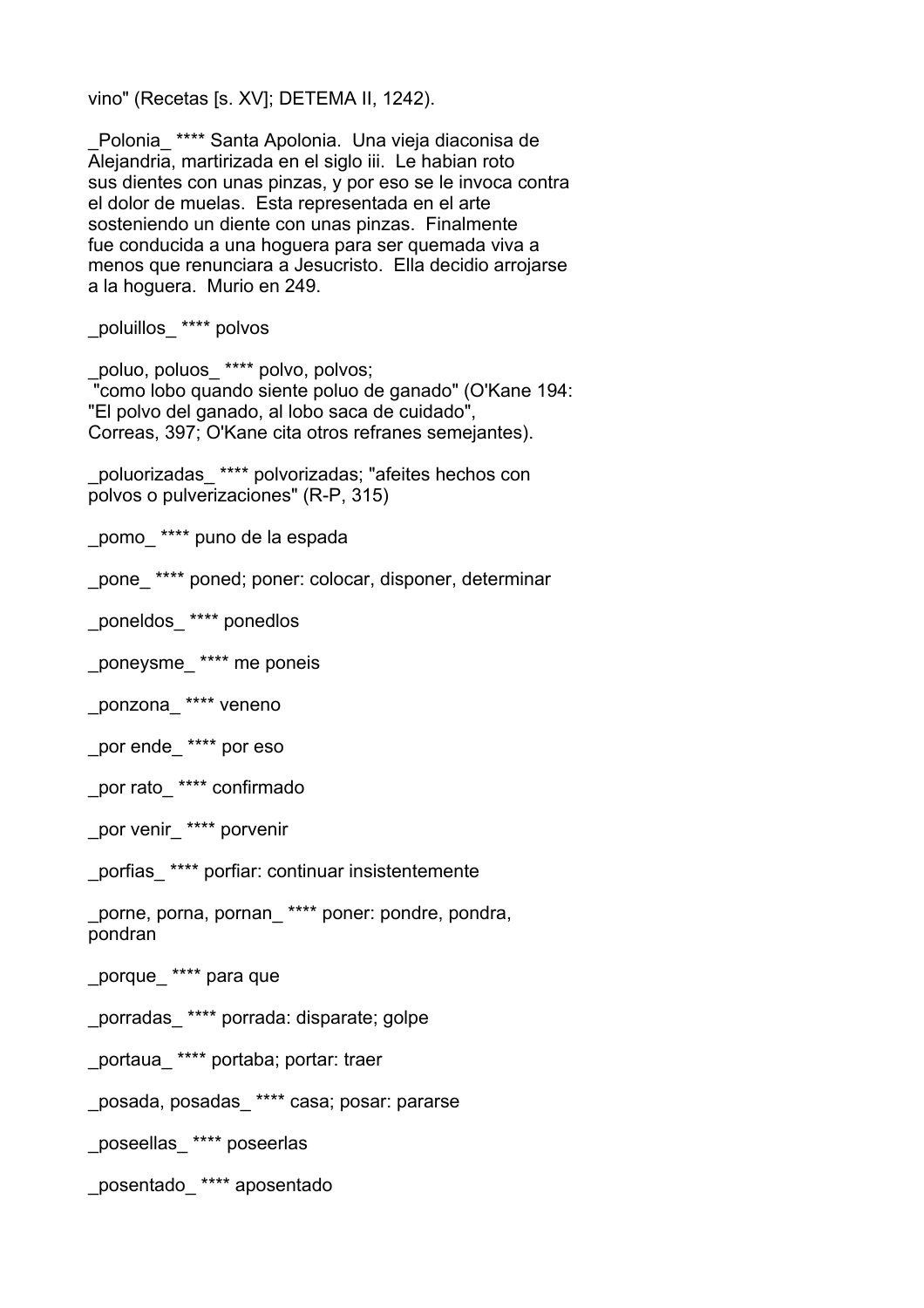vino" (Recetas [s. XV]; DETEMA II, 1242).

_Polonia_ **** Santa Apolonia.  Una vieja diaconisa de Alejandria, martirizada en el siglo iii.  Le habian roto sus dientes con unas pinzas, y por eso se le invoca contra el dolor de muelas.  Esta representada en el arte sosteniendo un diente con unas pinzas.  Finalmente fue conducida a una hoguera para ser quemada viva a menos que renunciara a Jesucristo.  Ella decidio arrojarse a la hoguera.  Murio en 249.

_poluillos_ **** polvos

_poluo, poluos_ **** polvo, polvos;
"como lobo quando siente poluo de ganado" (O'Kane 194: "El polvo del ganado, al lobo saca de cuidado", Correas, 397; O'Kane cita otros refranes semejantes).

_poluorizadas_ **** polvorizadas; "afeites hechos con polvos o pulverizaciones" (R-P, 315)

_pomo_ **** puno de la espada

_pone_ **** poned; poner: colocar, disponer, determinar

_poneldos_ **** ponedlos

_poneysme_ **** me poneis

_ponzona_ **** veneno

_por ende_ **** por eso

_por rato_ **** confirmado

_por venir_ **** porvenir

_porfias_ **** porfiar: continuar insistentemente

_porne, porna, pornan_ **** poner: pondre, pondra, pondran

_porque_ **** para que

_porradas_ **** porrada: disparate; golpe

_portaua_ **** portaba; portar: traer

_posada, posadas_ **** casa; posar: pararse

_poseellas_ **** poseerlas

_posentado_ **** aposentado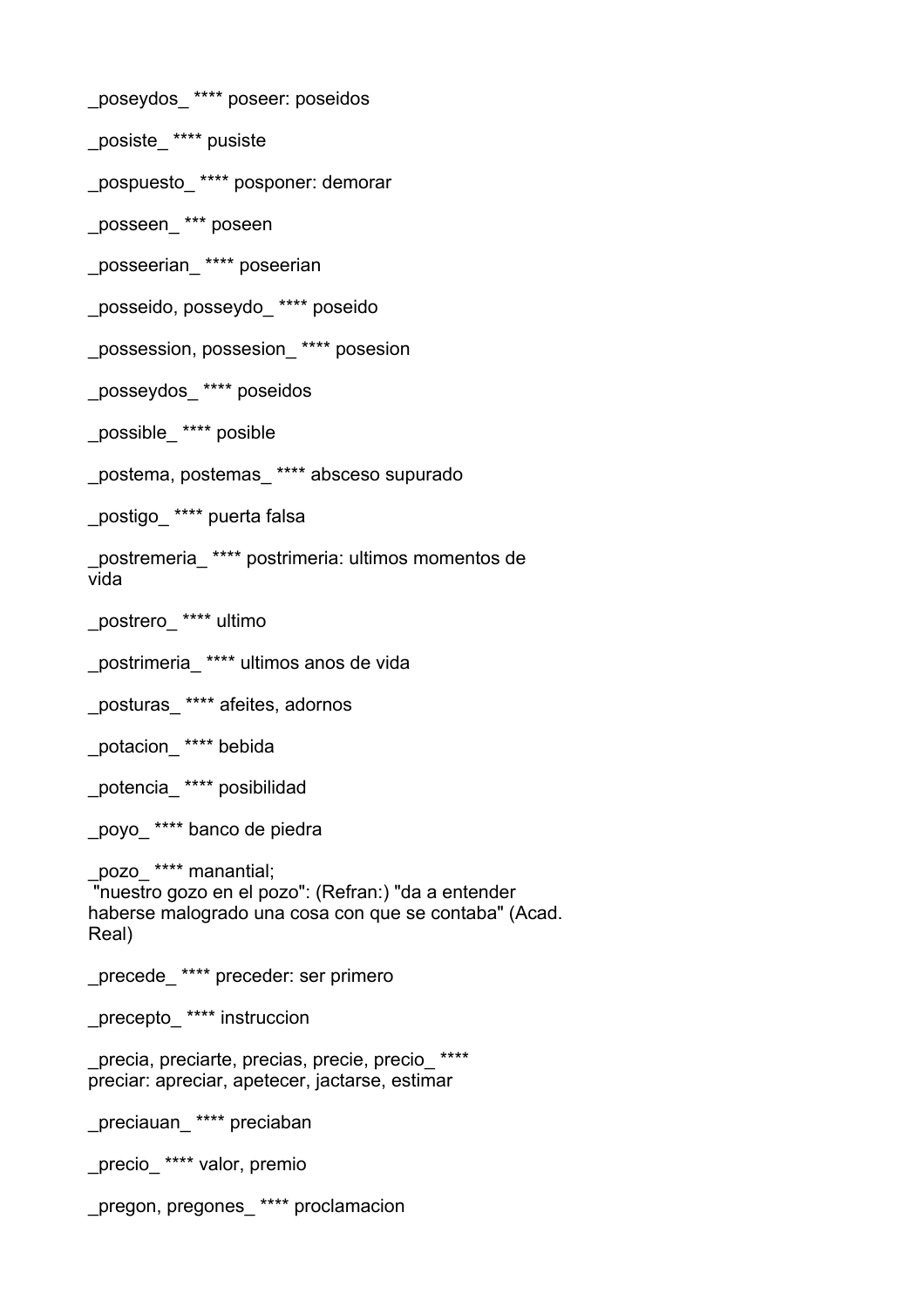_poseydos_ **** poseer: poseidos

_posiste_ **** pusiste

_pospuesto_ **** posponer: demorar

_posseen_ *** poseen

_posseerian_ **** poseerian

_posseido, posseydo_ **** poseido

_possession, possesion_ **** posesion

_posseydos_ **** poseidos

_possible_ **** posible

_postema, postemas_ **** absceso supurado

_postigo_ **** puerta falsa

_postremeria_ **** postrimeria: ultimos momentos de vida

_postrero_ **** ultimo

_postrimeria_ **** ultimos anos de vida

_posturas_ **** afeites, adornos

_potacion_ **** bebida

_potencia_ **** posibilidad

_poyo_ **** banco de piedra

_pozo_ **** manantial;
"nuestro gozo en el pozo": (Refran:) "da a entender haberse malogrado una cosa con que se contaba" (Acad. Real)

_precede_ **** preceder: ser primero

_precepto_ **** instruccion

_precia, preciarte, precias, precie, precio_ **** preciar: apreciar, apetecer, jactarse, estimar

_preciauan_ **** preciaban

_precio_ **** valor, premio

_pregon, pregones_ **** proclamacion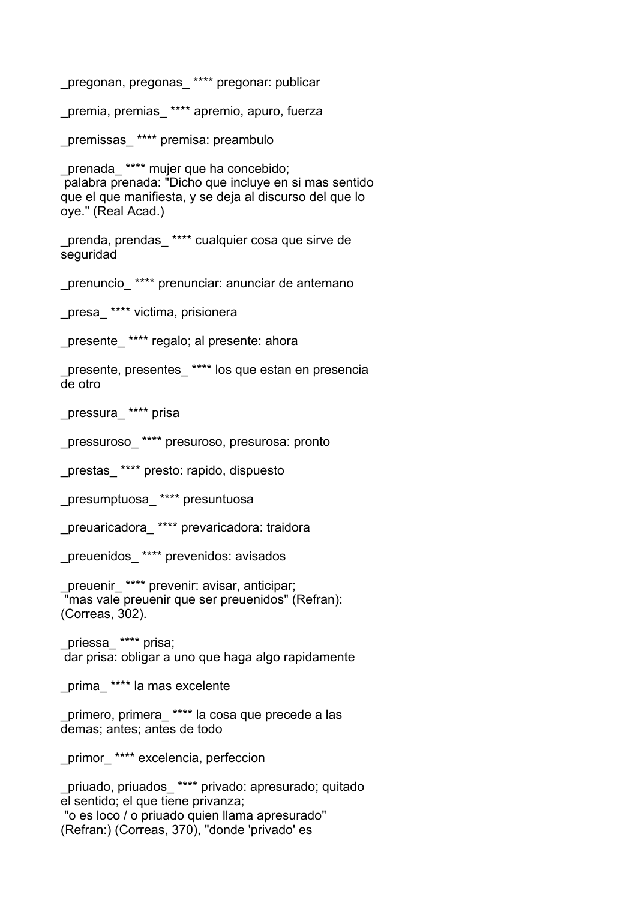_pregonan, pregonas_ **** pregonar: publicar

_premia, premias_ **** apremio, apuro, fuerza

_premissas_ **** premisa: preambulo

_prenada_ **** mujer que ha concebido;
 palabra prenada: "Dicho que incluye en si mas sentido que el que manifiesta, y se deja al discurso del que lo oye." (Real Acad.)

_prenda, prendas_ **** cualquier cosa que sirve de seguridad

_prenuncio_ **** prenunciar: anunciar de antemano

_presa_ **** victima, prisionera

_presente_ **** regalo; al presente: ahora

_presente, presentes_ **** los que estan en presencia de otro

_pressura_ **** prisa

_pressuroso_ **** presuroso, presurosa: pronto

_prestas_ **** presto: rapido, dispuesto

_presumptuosa_ **** presuntuosa

_preuaricadora_ **** prevaricadora: traidora

_preuenidos_ **** prevenidos: avisados

_preuenir_ **** prevenir: avisar, anticipar;
 "mas vale preuenir que ser preuenidos" (Refran): (Correas, 302).

_priessa_ **** prisa;
 dar prisa: obligar a uno que haga algo rapidamente

_prima_ **** la mas excelente

_primero, primera_ **** la cosa que precede a las demas; antes; antes de todo

_primor_ **** excelencia, perfeccion

_priuado, priuados_ **** privado: apresurado; quitado el sentido; el que tiene privanza;
 "o es loco / o priuado quien llama apresurado" (Refran:) (Correas, 370), "donde 'privado' es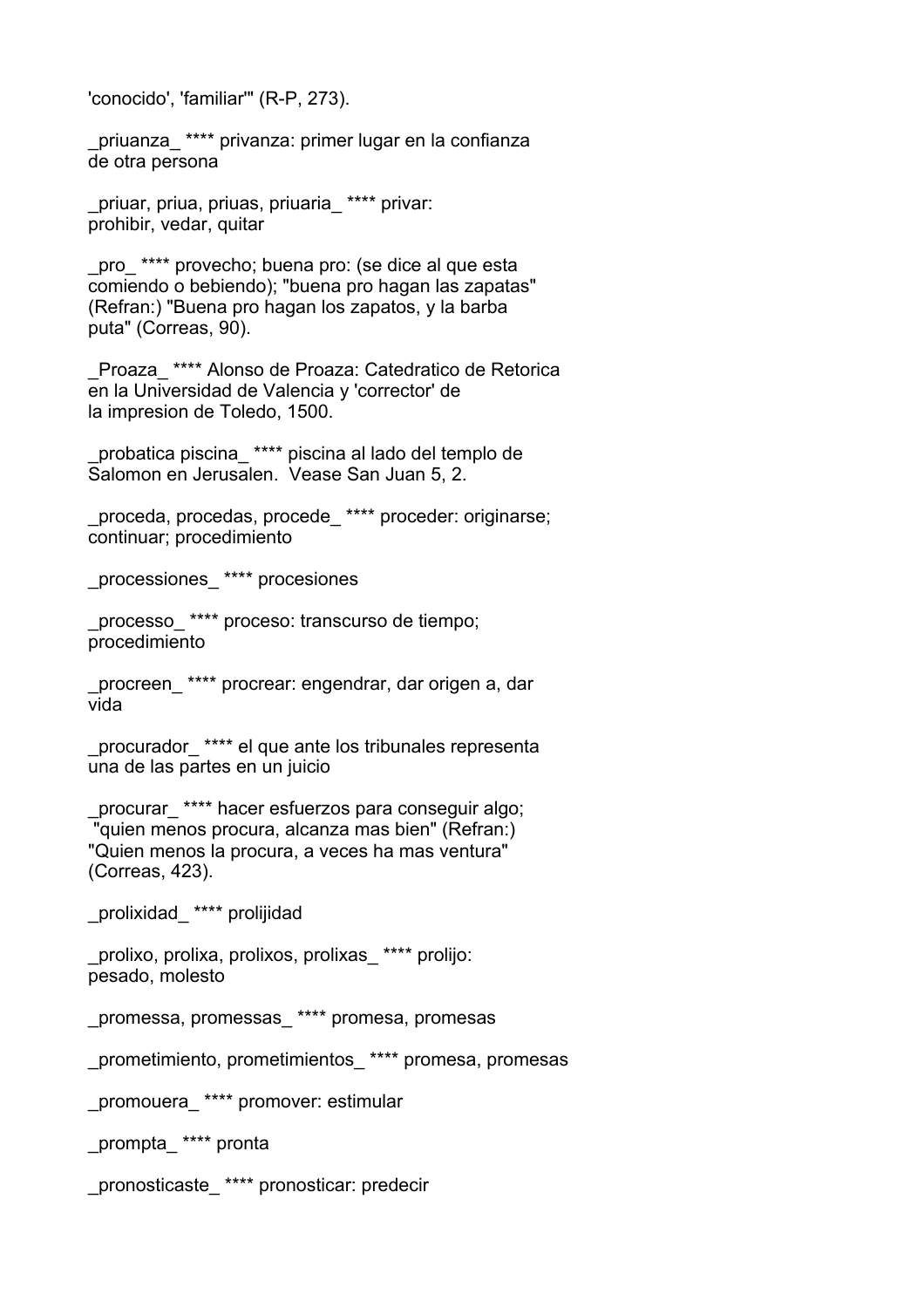'conocido', 'familiar'" (R-P, 273).

_priuanza_ **** privanza: primer lugar en la confianza de otra persona

_priuar, priua, priuas, priuaria_ **** privar: prohibir, vedar, quitar

_pro_ **** provecho; buena pro: (se dice al que esta comiendo o bebiendo); "buena pro hagan las zapatas" (Refran:) "Buena pro hagan los zapatos, y la barba puta" (Correas, 90).

_Proaza_ **** Alonso de Proaza: Catedratico de Retorica en la Universidad de Valencia y 'corrector' de la impresion de Toledo, 1500.

_probatica piscina_ **** piscina al lado del templo de Salomon en Jerusalen. Vease San Juan 5, 2.

_proceda, procedas, procede_ **** proceder: originarse; continuar; procedimiento

_processiones_ **** procesiones

_processo_ **** proceso: transcurso de tiempo; procedimiento

_procreen_ **** procrear: engendrar, dar origen a, dar vida

_procurador_ **** el que ante los tribunales representa una de las partes en un juicio

_procurar_ **** hacer esfuerzos para conseguir algo; "quien menos procura, alcanza mas bien" (Refran:) "Quien menos la procura, a veces ha mas ventura" (Correas, 423).

_prolixidad_ **** prolijidad

_prolixo, prolixa, prolixos, prolixas_ **** prolijo: pesado, molesto

_promessa, promessas_ **** promesa, promesas

_prometimiento, prometimientos_ **** promesa, promesas

_promouera_ **** promover: estimular

_prompta_ **** pronta

_pronosticaste_ **** pronosticar: predecir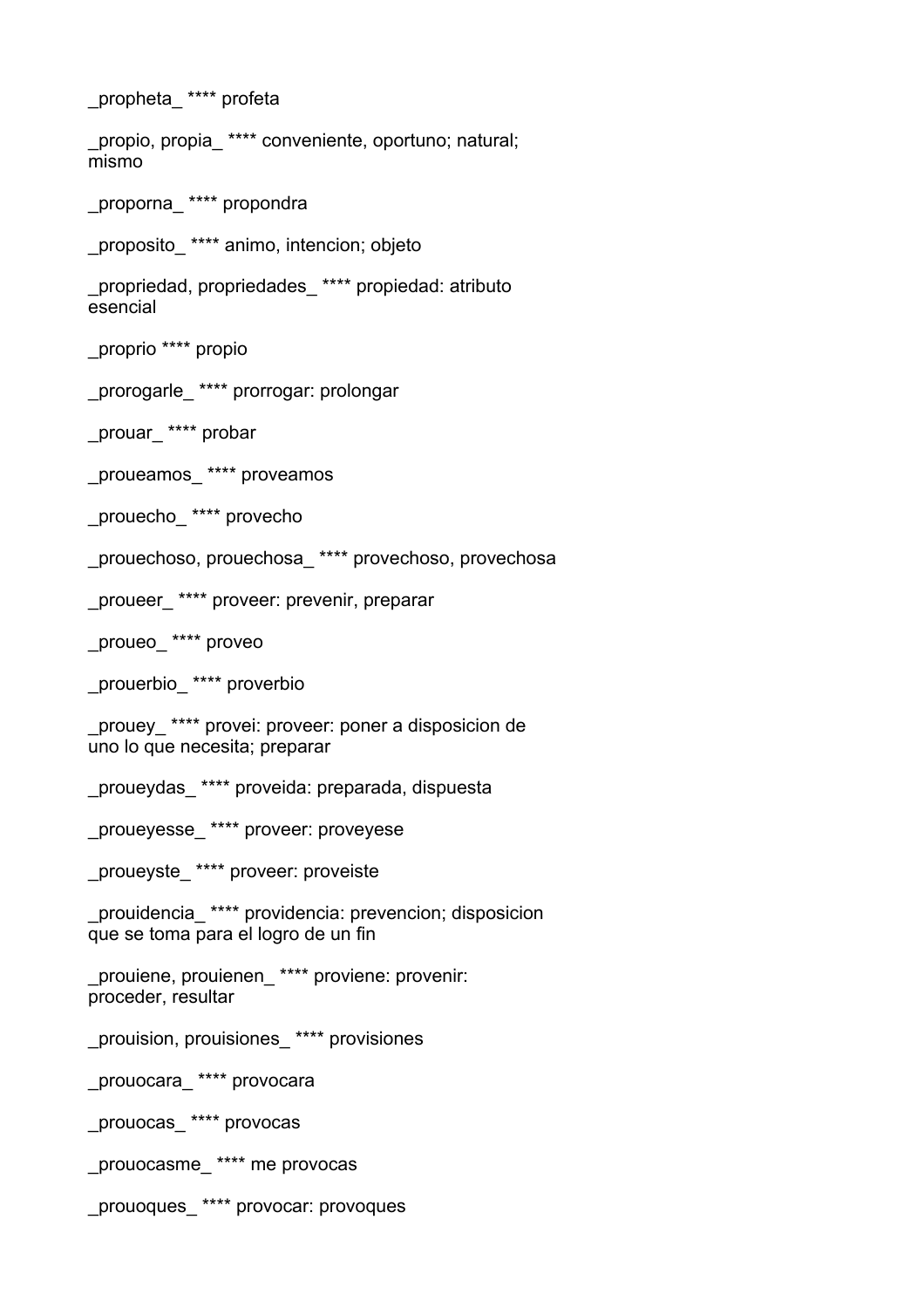_propheta_ **** profeta

_propio, propia_ **** conveniente, oportuno; natural; mismo

_proporna_ **** propondra

_proposito_ **** animo, intencion; objeto

_propriedad, propriedades_ **** propiedad: atributo esencial

_proprio **** propio

_prorogarle_ **** prorrogar: prolongar

_prouar_ **** probar

_proueamos_ **** proveamos

_prouecho_ **** provecho

_prouechoso, prouechosa_ **** provechoso, provechosa

_proueer_ **** proveer: prevenir, preparar

_proueo_ **** proveo

_prouerbio_ **** proverbio

_prouey_ **** provei: proveer: poner a disposicion de uno lo que necesita; preparar

_proueydas_ **** proveida: preparada, dispuesta

_proueyesse_ **** proveer: proveyese

_proueyste_ **** proveer: proveiste

_prouidencia_ **** providencia: prevencion; disposicion que se toma para el logro de un fin

_prouiene, prouienen_ **** proviene: provenir: proceder, resultar

_prouision, prouisiones_ **** provisiones

_prouocara_ **** provocara

_prouocas_ **** provocas

_prouocasme_ **** me provocas

_prouoques_ **** provocar: provoques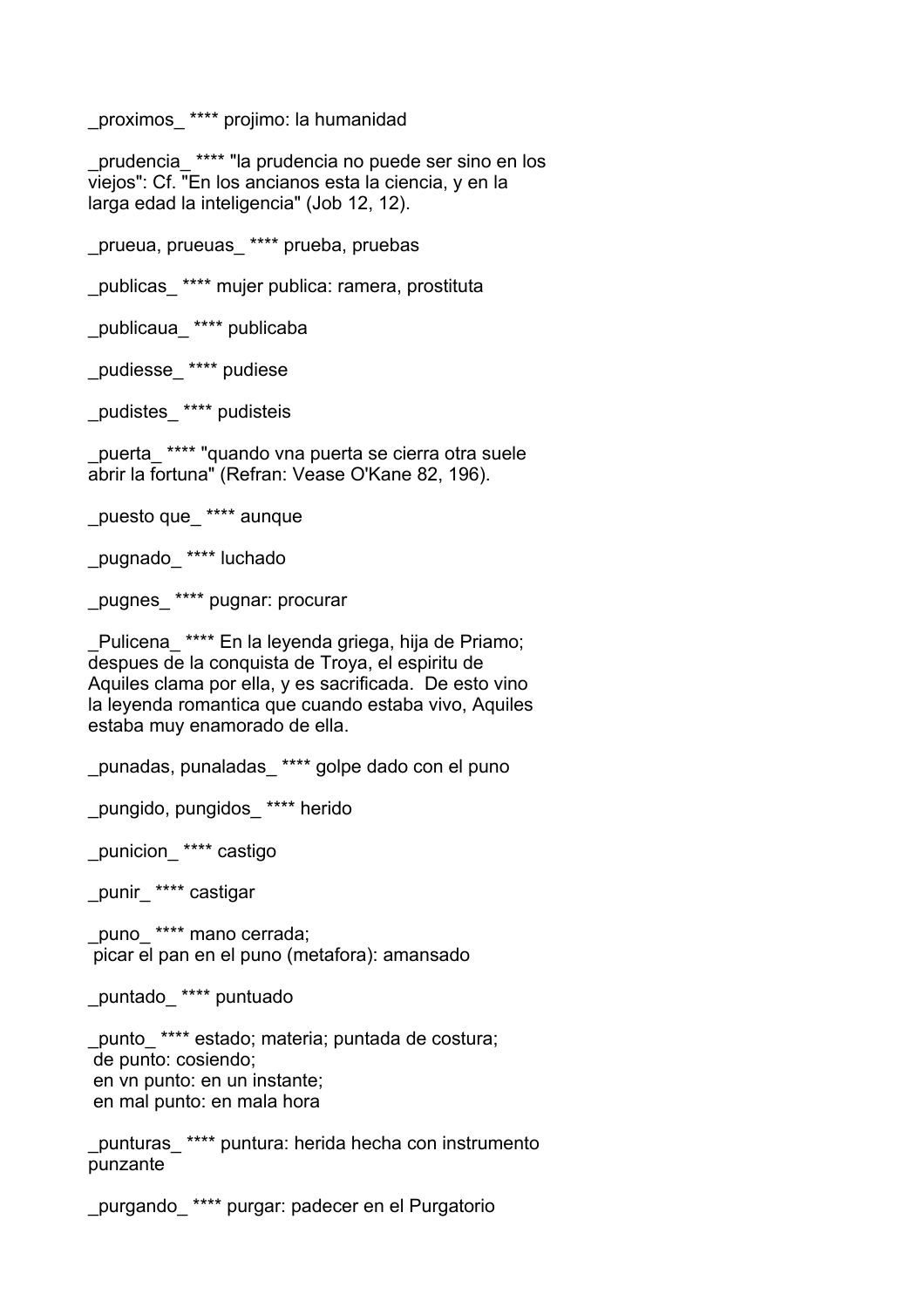_proximos_ **** projimo: la humanidad

_prudencia_ **** "la prudencia no puede ser sino en los viejos": Cf. "En los ancianos esta la ciencia, y en la larga edad la inteligencia" (Job 12, 12).

_prueua, prueuas_ **** prueba, pruebas

_publicas_ **** mujer publica: ramera, prostituta

_publicaua_ **** publicaba

_pudiesse_ **** pudiese

_pudistes_ **** pudisteis

_puerta_ **** "quando vna puerta se cierra otra suele abrir la fortuna" (Refran: Vease O'Kane 82, 196).

_puesto que_ **** aunque

_pugnado_ **** luchado

_pugnes_ **** pugnar: procurar

_Pulicena_ **** En la leyenda griega, hija de Priamo; despues de la conquista de Troya, el espiritu de Aquiles clama por ella, y es sacrificada. De esto vino la leyenda romantica que cuando estaba vivo, Aquiles estaba muy enamorado de ella.

_punadas, punaladas_ **** golpe dado con el puno

_pungido, pungidos_ **** herido

_punicion_ **** castigo

_punir_ **** castigar

_puno_ **** mano cerrada;
 picar el pan en el puno (metafora): amansado

_puntado_ **** puntuado

_punto_ **** estado; materia; puntada de costura;
 de punto: cosiendo;
 en vn punto: en un instante;
 en mal punto: en mala hora

_punturas_ **** puntura: herida hecha con instrumento punzante

_purgando_ **** purgar: padecer en el Purgatorio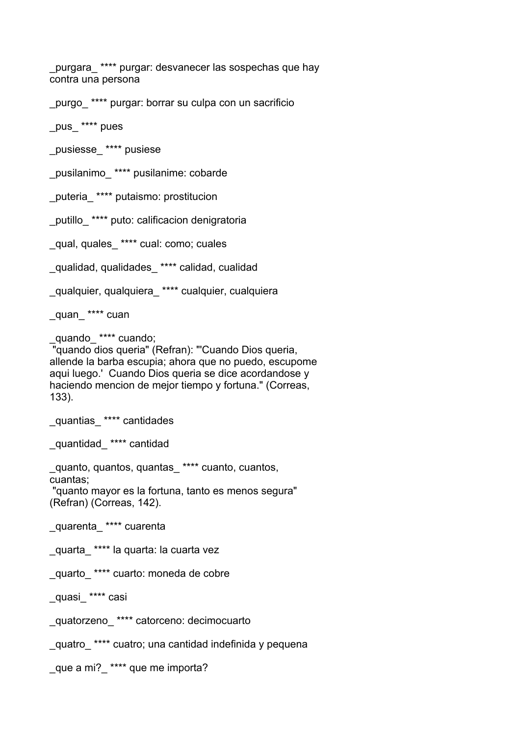_purgara_ **** purgar: desvanecer las sospechas que hay contra una persona

_purgo_ **** purgar: borrar su culpa con un sacrificio

_pus_ **** pues

_pusiesse_ **** pusiese

_pusilanimo_ **** pusilanime: cobarde

_puteria_ **** putaismo: prostitucion

_putillo_ **** puto: calificacion denigratoria

_qual, quales_ **** cual: como; cuales

_qualidad, qualidades_ **** calidad, cualidad

_qualquier, qualquiera_ **** cualquier, cualquiera

_quan_ **** cuan

_quando_ **** cuando;
 "quando dios queria" (Refran): "'Cuando Dios queria, allende la barba escupia; ahora que no puedo, escupome aqui luego.'  Cuando Dios queria se dice acordandose y haciendo mencion de mejor tiempo y fortuna." (Correas, 133).

_quantias_ **** cantidades

_quantidad_ **** cantidad

_quanto, quantos, quantas_ **** cuanto, cuantos, cuantas;
 "quanto mayor es la fortuna, tanto es menos segura" (Refran) (Correas, 142).

_quarenta_ **** cuarenta

_quarta_ **** la quarta: la cuarta vez

_quarto_ **** cuarto: moneda de cobre

_quasi_ **** casi

_quatorzeno_ **** catorceno: decimocuarto

_quatro_ **** cuatro; una cantidad indefinida y pequena

_que a mi?_ **** que me importa?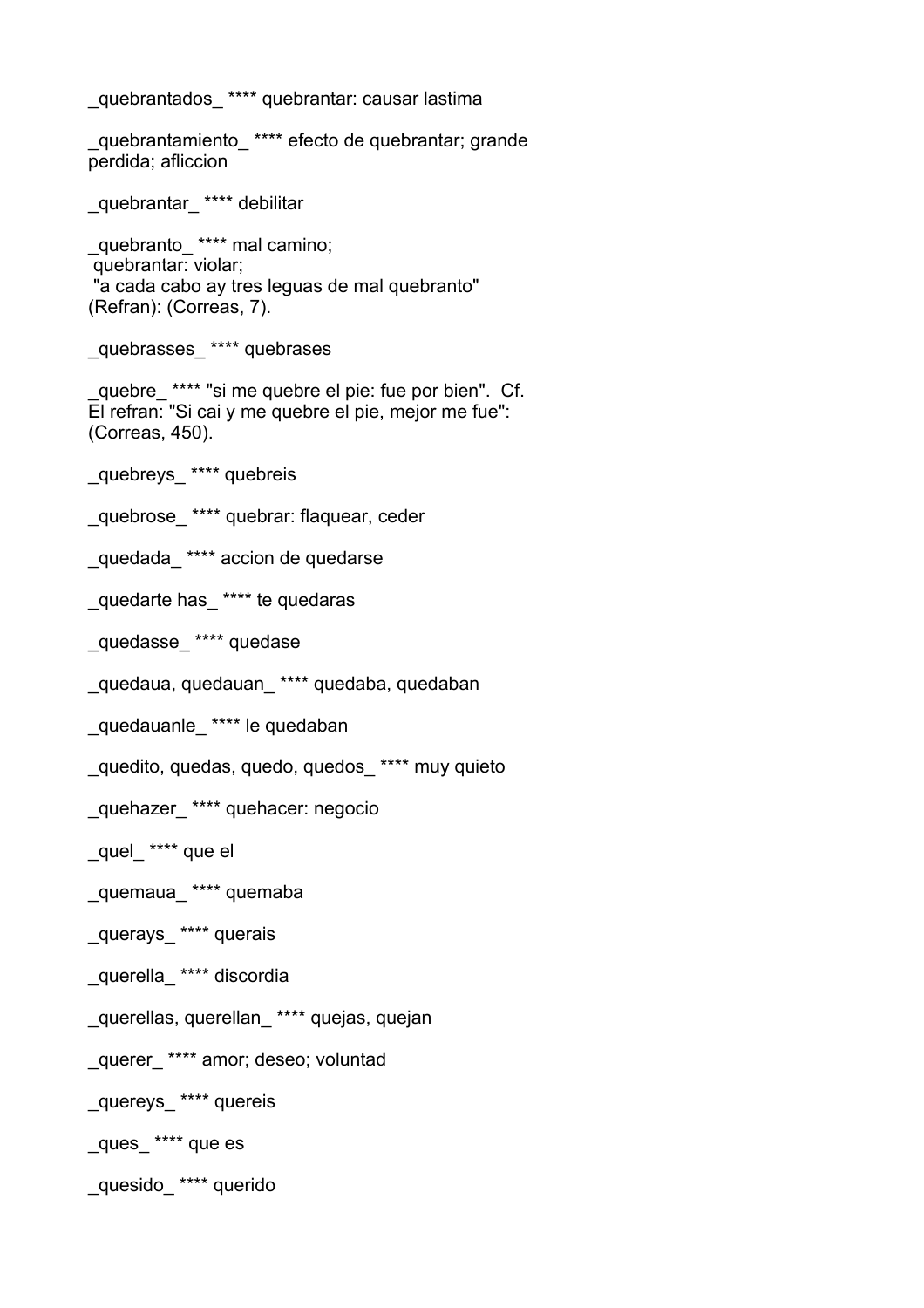_quebrantados_ **** quebrantar: causar lastima

_quebrantamiento_ **** efecto de quebrantar; grande perdida; afliccion

_quebrantar_ **** debilitar

_quebranto_ **** mal camino;
quebrantar: violar;
"a cada cabo ay tres leguas de mal quebranto" (Refran): (Correas, 7).

_quebrasses_ **** quebrases

_quebre_ **** "si me quebre el pie: fue por bien". Cf. El refran: "Si cai y me quebre el pie, mejor me fue": (Correas, 450).

_quebreys_ **** quebreis

_quebrose_ **** quebrar: flaquear, ceder

_quedada_ **** accion de quedarse

_quedarte has_ **** te quedaras

_quedasse_ **** quedase

_quedaua, quedauan_ **** quedaba, quedaban

_quedauanle_ **** le quedaban

_quedito, quedas, quedo, quedos_ **** muy quieto

_quehazer_ **** quehacer: negocio

_quel_ **** que el

_quemaua_ **** quemaba

_querays_ **** querais

_querella_ **** discordia

_querellas, querellan_ **** quejas, quejan

_querer_ **** amor; deseo; voluntad

_quereys_ **** quereis

_ques_ **** que es

_quesido_ **** querido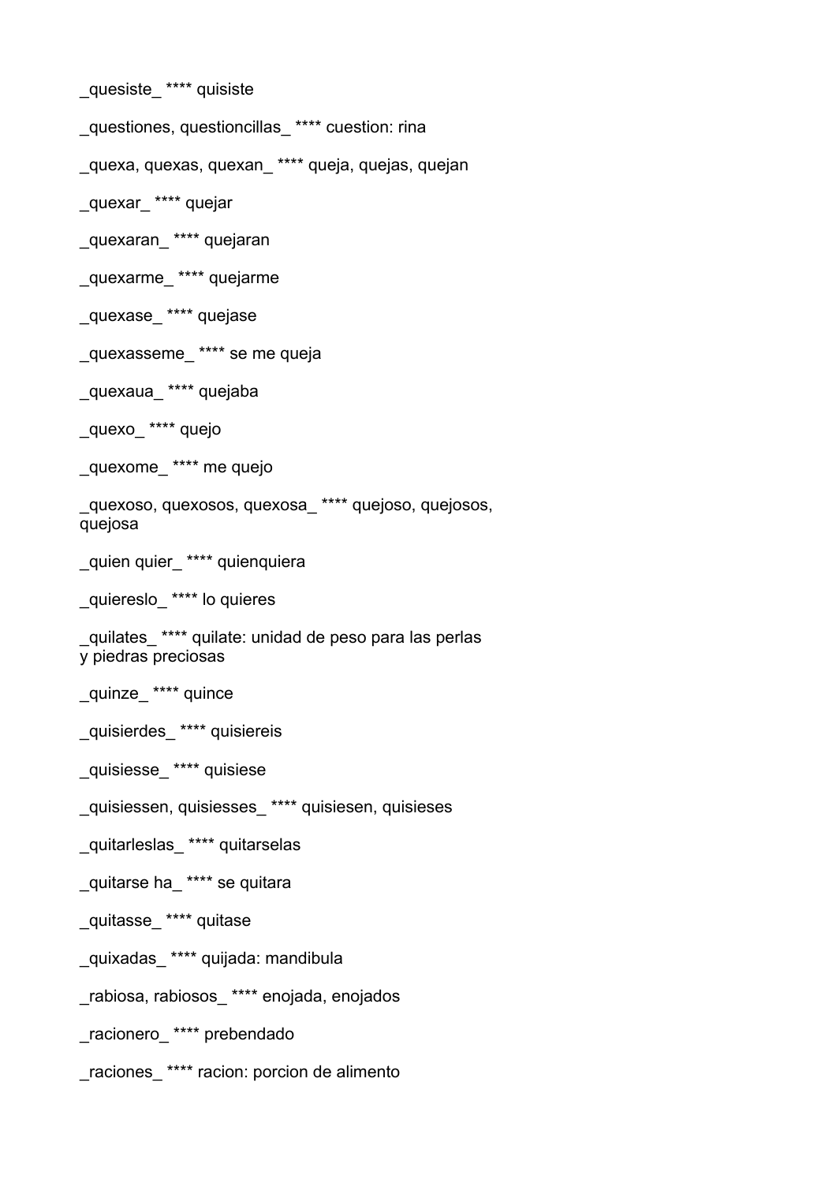_quesiste_ **** quisiste

_questiones, questioncillas_ **** cuestion: rina

_quexa, quexas, quexan_ **** queja, quejas, quejan

_quexar_ **** quejar

_quexaran_ **** quejaran

_quexarme_ **** quejarme

_quexase_ **** quejase

_quexasseme_ **** se me queja

_quexaua_ **** quejaba

_quexo_ **** quejo

_quexome_ **** me quejo

_quexoso, quexosos, quexosa_ **** quejoso, quejosos, quejosa

_quien quier_ **** quienquiera

_quiereslo_ **** lo quieres

_quilates_ **** quilate: unidad de peso para las perlas y piedras preciosas

_quinze_ **** quince

_quisierdes_ **** quisiereis

_quisiesse_ **** quisiese

_quisiessen, quisiesses_ **** quisiesen, quisieses

_quitarleslas_ **** quitarselas

_quitarse ha_ **** se quitara

_quitasse_ **** quitase

_quixadas_ **** quijada: mandibula

_rabiosa, rabiosos_ **** enojada, enojados

_racionero_ **** prebendado

_raciones_ **** racion: porcion de alimento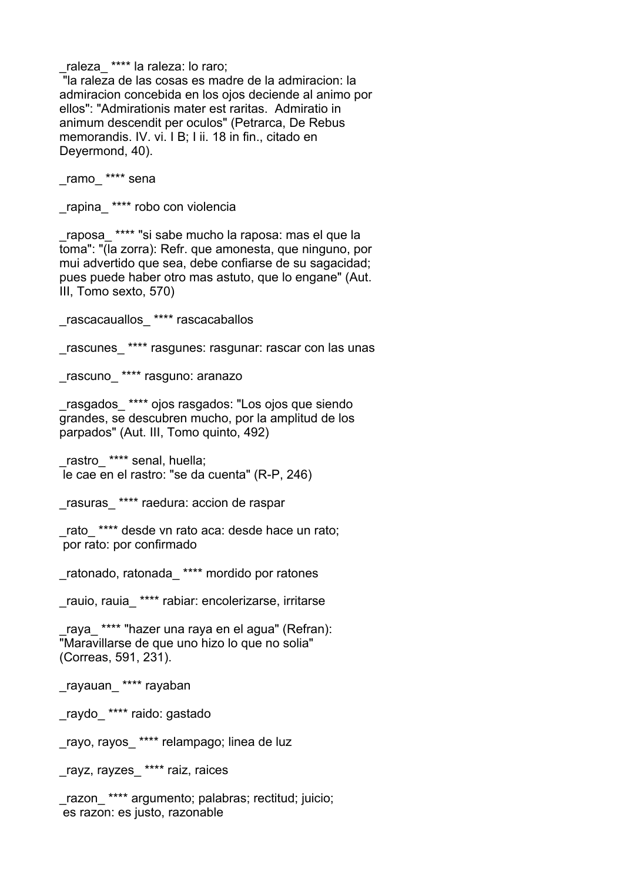_raleza_ **** la raleza: lo raro;
 "la raleza de las cosas es madre de la admiracion: la admiracion concebida en los ojos deciende al animo por ellos": "Admirationis mater est raritas. Admiratio in animum descendit per oculos" (Petrarca, De Rebus memorandis. IV. vi. I B; I ii. 18 in fin., citado en Deyermond, 40).

_ramo_ **** sena

_rapina_ **** robo con violencia

_raposa_ **** "si sabe mucho la raposa: mas el que la toma": "(la zorra): Refr. que amonesta, que ninguno, por mui advertido que sea, debe confiarse de su sagacidad; pues puede haber otro mas astuto, que lo engane" (Aut. III, Tomo sexto, 570)

_rascacauallos_ **** rascacaballos

_rascunes_ **** rasgunes: rasgunar: rascar con las unas

_rascuno_ **** rasguno: aranazo

_rasgados_ **** ojos rasgados: "Los ojos que siendo grandes, se descubren mucho, por la amplitud de los parpados" (Aut. III, Tomo quinto, 492)

_rastro_ **** senal, huella;
 le cae en el rastro: "se da cuenta" (R-P, 246)

_rasuras_ **** raedura: accion de raspar

_rato_ **** desde vn rato aca: desde hace un rato;
 por rato: por confirmado

_ratonado, ratonada_ **** mordido por ratones

_rauio, rauia_ **** rabiar: encolerizarse, irritarse

_raya_ **** "hazer una raya en el agua" (Refran): "Maravillarse de que uno hizo lo que no solia" (Correas, 591, 231).

_rayauan_ **** rayaban

_raydo_ **** raido: gastado

_rayo, rayos_ **** relampago; linea de luz

_rayz, rayzes_ **** raiz, raices

_razon_ **** argumento; palabras; rectitud; juicio;
 es razon: es justo, razonable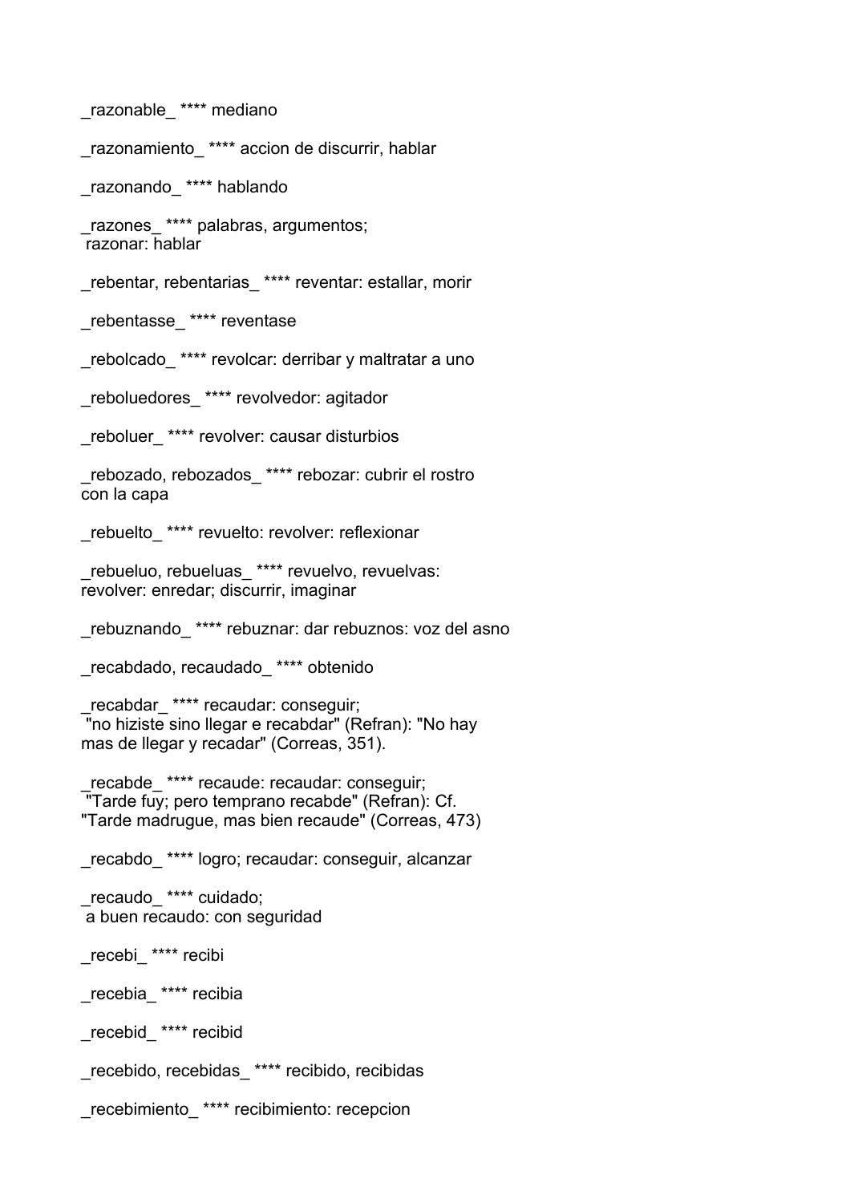_razonable_ **** mediano

_razonamiento_ **** accion de discurrir, hablar

_razonando_ **** hablando

_razones_ **** palabras, argumentos;
 razonar: hablar

_rebentar, rebentarias_ **** reventar: estallar, morir

_rebentasse_ **** reventase

_rebolcado_ **** revolcar: derribar y maltratar a uno

_reboluedores_ **** revolvedor: agitador

_reboluer_ **** revolver: causar disturbios

_rebozado, rebozados_ **** rebozar: cubrir el rostro con la capa

_rebuelto_ **** revuelto: revolver: reflexionar

_rebueluo, rebueluas_ **** revuelvo, revuelvas:
revolver: enredar; discurrir, imaginar

_rebuznando_ **** rebuznar: dar rebuznos: voz del asno

_recabdado, recaudado_ **** obtenido

_recabdar_ **** recaudar: conseguir;
 "no hiziste sino llegar e recabdar" (Refran): "No hay mas de llegar y recadar" (Correas, 351).

_recabde_ **** recaude: recaudar: conseguir;
 "Tarde fuy; pero temprano recabde" (Refran): Cf.
"Tarde madrugue, mas bien recaude" (Correas, 473)

_recabdo_ **** logro; recaudar: conseguir, alcanzar

_recaudo_ **** cuidado;
 a buen recaudo: con seguridad

_recebi_ **** recibi

_recebia_ **** recibia

_recebid_ **** recibid

_recebido, recebidas_ **** recibido, recibidas

_recebimiento_ **** recibimiento: recepcion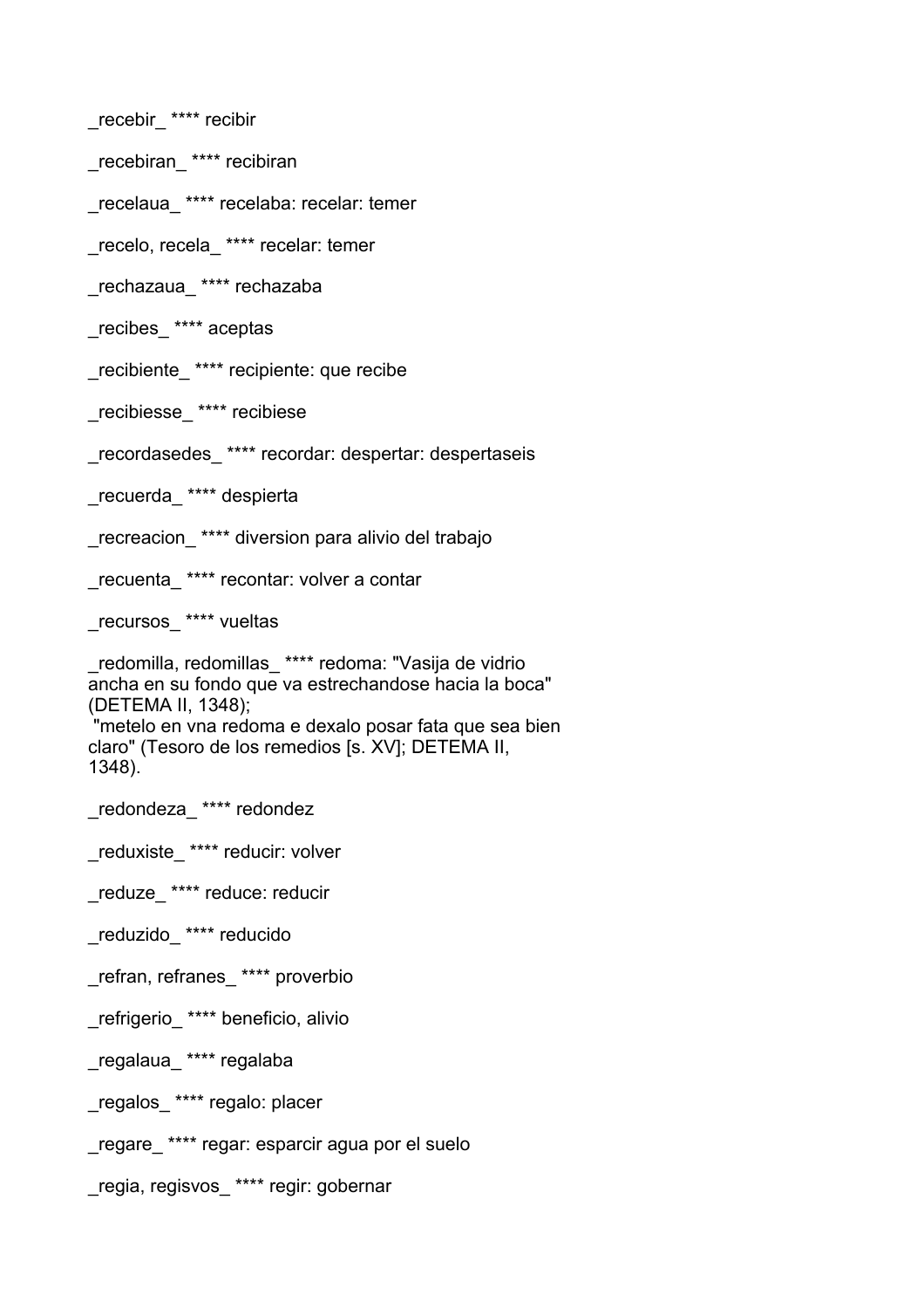_recebir_ **** recibir

_recebiran_ **** recibiran

_recelaua_ **** recelaba: recelar: temer

_recelo, recela_ **** recelar: temer

_rechazaua_ **** rechazaba

_recibes_ **** aceptas

_recibiente_ **** recipiente: que recibe

_recibiesse_ **** recibiese

_recordasedes_ **** recordar: despertar: despertaseis

_recuerda_ **** despierta

_recreacion_ **** diversion para alivio del trabajo

_recuenta_ **** recontar: volver a contar

_recursos_ **** vueltas

_redomilla, redomillas_ **** redoma: "Vasija de vidrio ancha en su fondo que va estrechandose hacia la boca" (DETEMA II, 1348);
"metelo en vna redoma e dexalo posar fata que sea bien claro" (Tesoro de los remedios [s. XV]; DETEMA II, 1348).

_redondeza_ **** redondez

_reduxiste_ **** reducir: volver

_reduze_ **** reduce: reducir

_reduzido_ **** reducido

_refran, refranes_ **** proverbio

_refrigerio_ **** beneficio, alivio

_regalaua_ **** regalaba

_regalos_ **** regalo: placer

_regare_ **** regar: esparcir agua por el suelo

_regia, regisvos_ **** regir: gobernar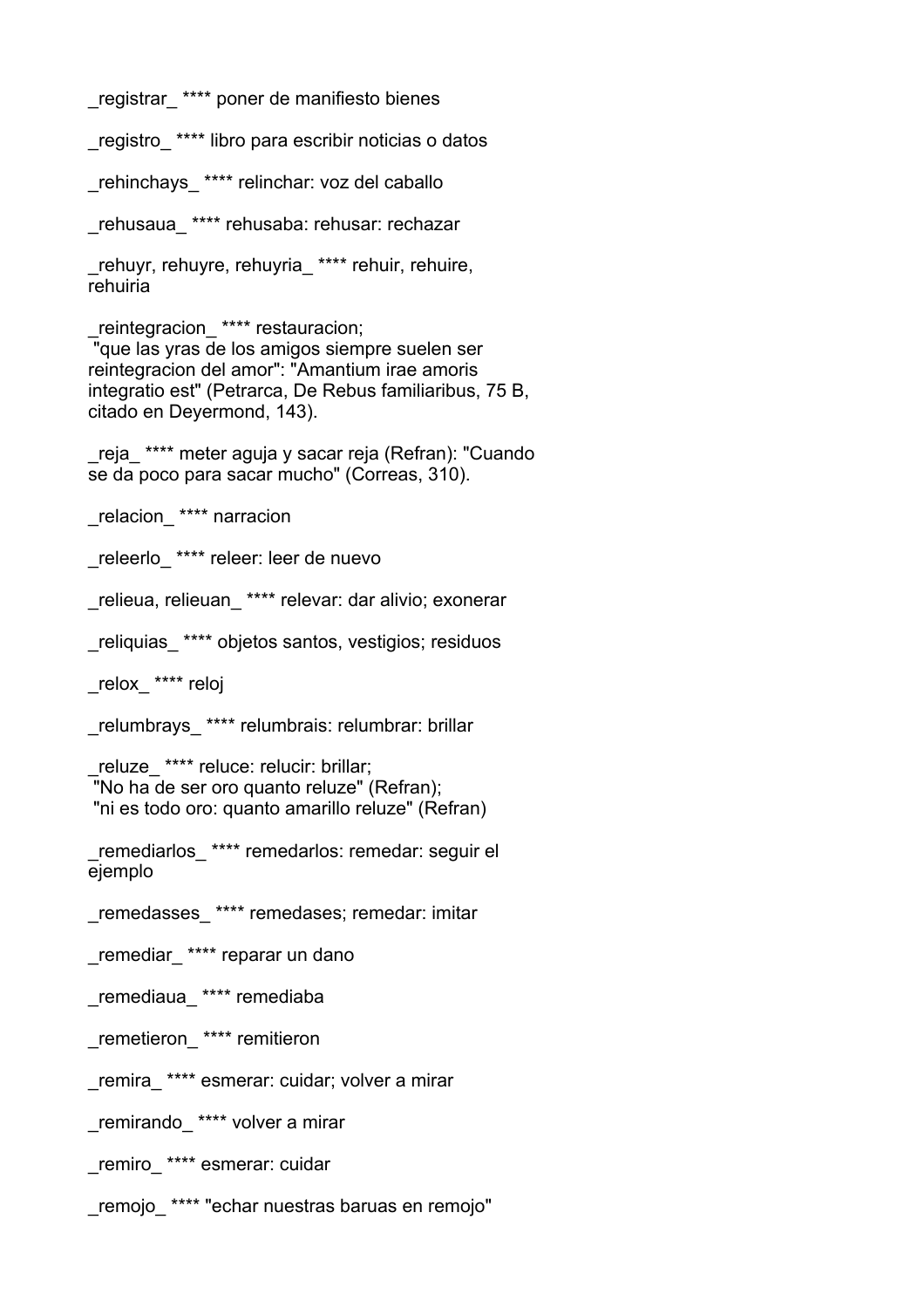_registrar_ **** poner de manifiesto bienes

_registro_ **** libro para escribir noticias o datos

_rehinchays_ **** relinchar: voz del caballo

_rehusaua_ **** rehusaba: rehusar: rechazar

_rehuyr, rehuyre, rehuyria_ **** rehuir, rehuire, rehuiria

_reintegracion_ **** restauracion;
 "que las yras de los amigos siempre suelen ser reintegracion del amor": "Amantium irae amoris integratio est" (Petrarca, De Rebus familiaribus, 75 B, citado en Deyermond, 143).

_reja_ **** meter aguja y sacar reja (Refran): "Cuando se da poco para sacar mucho" (Correas, 310).

_relacion_ **** narracion

_releerlo_ **** releer: leer de nuevo

_relieua, relieuan_ **** relevar: dar alivio; exonerar

_reliquias_ **** objetos santos, vestigios; residuos

_relox_ **** reloj

_relumbrays_ **** relumbrais: relumbrar: brillar

_reluze_ **** reluce: relucir: brillar;
 "No ha de ser oro quanto reluze" (Refran);
 "ni es todo oro: quanto amarillo reluze" (Refran)

_remediarlos_ **** remedarlos: remedar: seguir el ejemplo

_remedasses_ **** remedases; remedar: imitar

_remediar_ **** reparar un dano

_remediaua_ **** remediaba

_remetieron_ **** remitieron

_remira_ **** esmerar: cuidar; volver a mirar

_remirando_ **** volver a mirar

_remiro_ **** esmerar: cuidar

_remojo_ **** "echar nuestras baruas en remojo"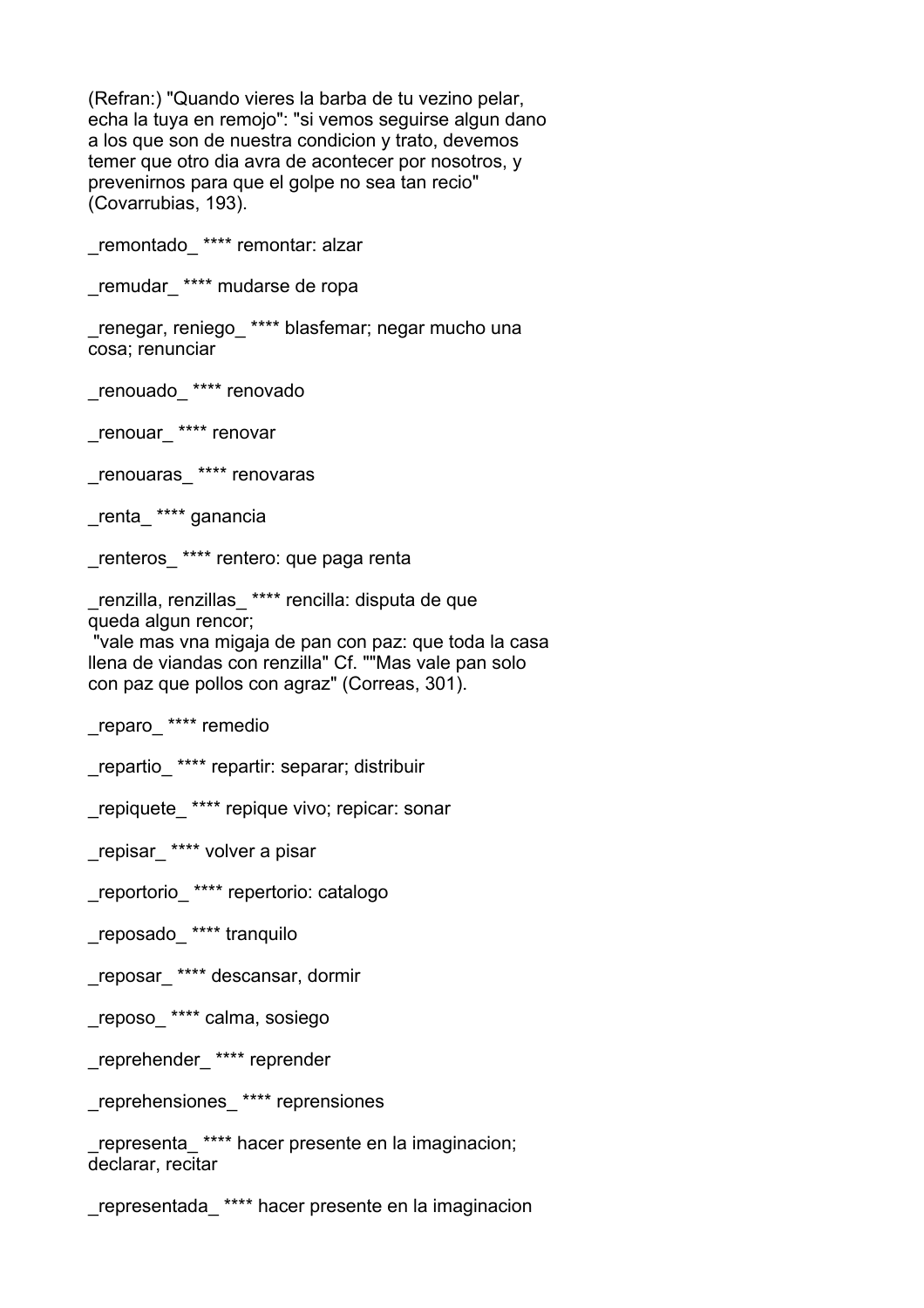(Refran:) "Quando vieres la barba de tu vezino pelar, echa la tuya en remojo": "si vemos seguirse algun dano a los que son de nuestra condicion y trato, devemos temer que otro dia avra de acontecer por nosotros, y prevenirnos para que el golpe no sea tan recio" (Covarrubias, 193).

_remontado_ **** remontar: alzar

_remudar_ **** mudarse de ropa

_renegar, reniego_ **** blasfemar; negar mucho una cosa; renunciar

_renouado_ **** renovado

_renouar_ **** renovar

_renouaras_ **** renovaras

_renta_ **** ganancia

_renteros_ **** rentero: que paga renta

_renzilla, renzillas_ **** rencilla: disputa de que queda algun rencor;
 "vale mas vna migaja de pan con paz: que toda la casa llena de viandas con renzilla" Cf. ""Mas vale pan solo con paz que pollos con agraz" (Correas, 301).

_reparo_ **** remedio

_repartio_ **** repartir: separar; distribuir

_repiquete_ **** repique vivo; repicar: sonar

_repisar_ **** volver a pisar

_reportorio_ **** repertorio: catalogo

_reposado_ **** tranquilo

_reposar_ **** descansar, dormir

_reposo_ **** calma, sosiego

_reprehender_ **** reprender

_reprehensiones_ **** reprensiones

_representa_ **** hacer presente en la imaginacion; declarar, recitar

_representada_ **** hacer presente en la imaginacion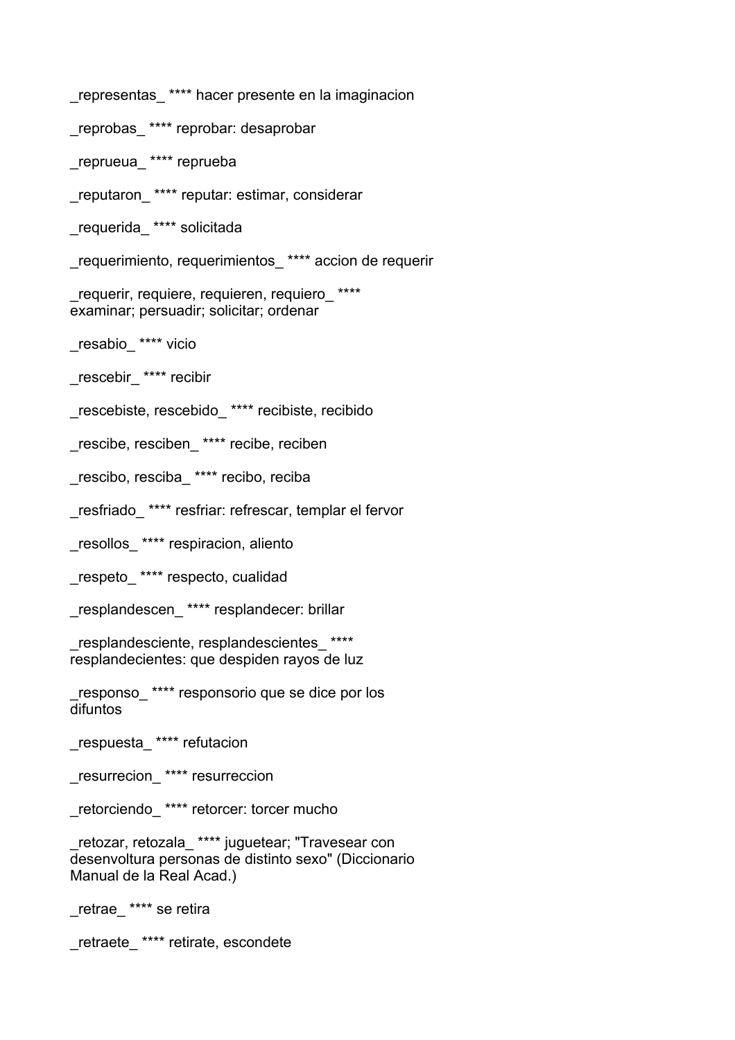_representas_ **** hacer presente en la imaginacion

_reprobas_ **** reprobar: desaprobar

_reprueua_ **** reprueba

_reputaron_ **** reputar: estimar, considerar

_requerida_ **** solicitada

_requerimiento, requerimientos_ **** accion de requerir

_requerir, requiere, requieren, requiero_ **** examinar; persuadir; solicitar; ordenar

_resabio_ **** vicio

_rescebir_ **** recibir

_rescebiste, rescebido_ **** recibiste, recibido

_rescibe, resciben_ **** recibe, reciben

_rescibo, resciba_ **** recibo, reciba

_resfriado_ **** resfriar: refrescar, templar el fervor

_resollos_ **** respiracion, aliento

_respeto_ **** respecto, cualidad

_resplandescen_ **** resplandecer: brillar

_resplandesciente, resplandescientes_ **** resplandecientes: que despiden rayos de luz

_responso_ **** responsorio que se dice por los difuntos

_respuesta_ **** refutacion

_resurrecion_ **** resurreccion

_retorciendo_ **** retorcer: torcer mucho

_retozar, retozala_ **** juguetear; "Travesear con desenvoltura personas de distinto sexo" (Diccionario Manual de la Real Acad.)

_retrae_ **** se retira

_retraete_ **** retirate, escondete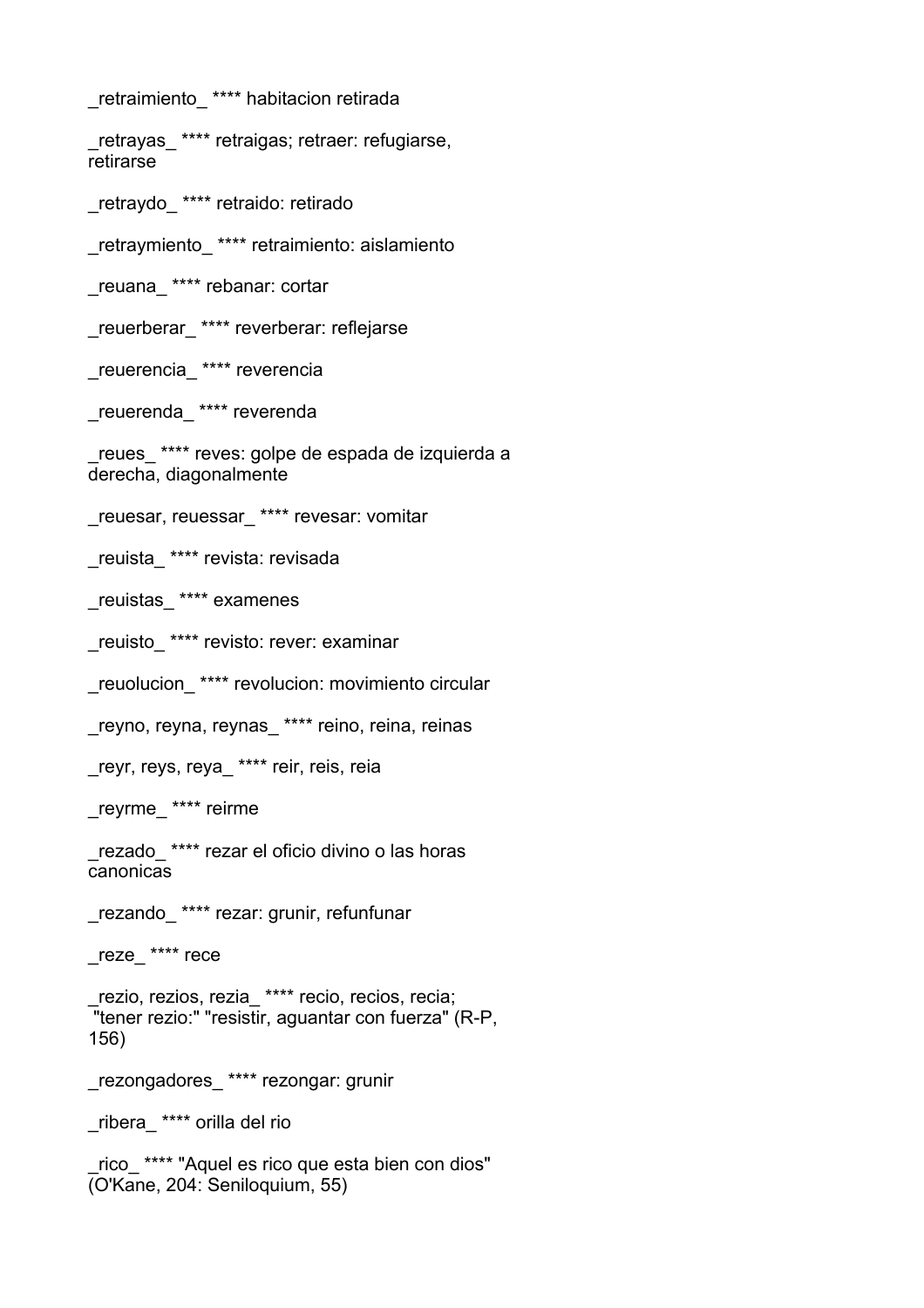_retraimiento_ **** habitacion retirada

_retrayas_ **** retraigas; retraer: refugiarse, retirarse

_retraydo_ **** retraido: retirado

_retraymiento_ **** retraimiento: aislamiento

_reuana_ **** rebanar: cortar

_reuerberar_ **** reverberar: reflejarse

_reuerencia_ **** reverencia

_reuerenda_ **** reverenda

_reues_ **** reves: golpe de espada de izquierda a derecha, diagonalmente

_reuesar, reuessar_ **** revesar: vomitar

_reuista_ **** revista: revisada

_reuistas_ **** examenes

_reuisto_ **** revisto: rever: examinar

_reuolucion_ **** revolucion: movimiento circular

_reyno, reyna, reynas_ **** reino, reina, reinas

_reyr, reys, reya_ **** reir, reis, reia

_reyrme_ **** reirme

_rezado_ **** rezar el oficio divino o las horas canonicas

_rezando_ **** rezar: grunir, refunfunar

_reze_ **** rece

_rezio, rezios, rezia_ **** recio, recios, recia; "tener rezio:" "resistir, aguantar con fuerza" (R-P, 156)

_rezongadores_ **** rezongar: grunir

_ribera_ **** orilla del rio

_rico_ **** "Aquel es rico que esta bien con dios" (O'Kane, 204: Seniloquium, 55)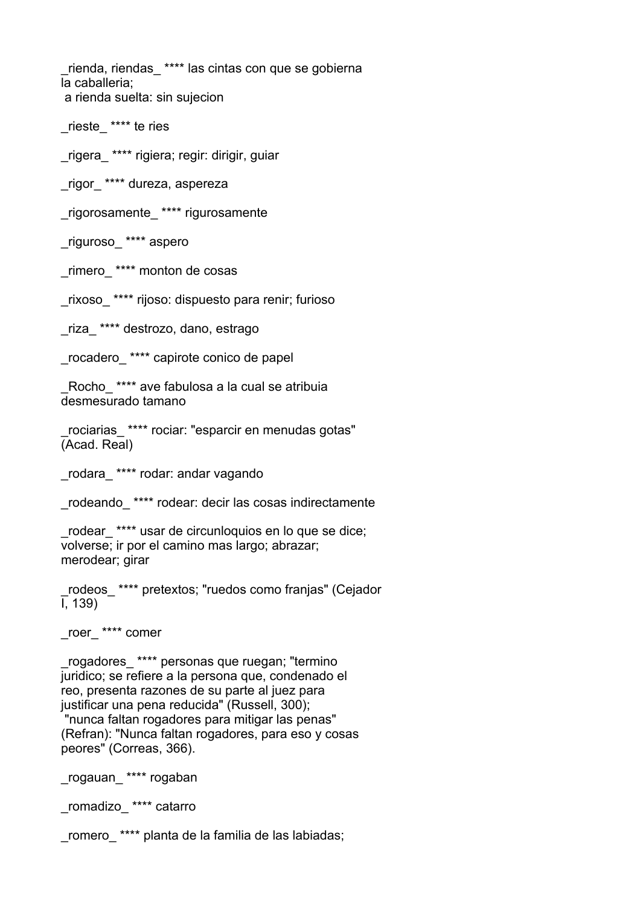_rienda, riendas_ **** las cintas con que se gobierna la caballeria;
 a rienda suelta: sin sujecion

_rieste_ **** te ries

_rigera_ **** rigiera; regir: dirigir, guiar

_rigor_ **** dureza, aspereza

_rigorosamente_ **** rigurosamente

_riguroso_ **** aspero

_rimero_ **** monton de cosas

_rixoso_ **** rijoso: dispuesto para renir; furioso

_riza_ **** destrozo, dano, estrago

_rocadero_ **** capirote conico de papel

_Rocho_ **** ave fabulosa a la cual se atribuia desmesurado tamano

_rociarias_ **** rociar: "esparcir en menudas gotas" (Acad. Real)

_rodara_ **** rodar: andar vagando

_rodeando_ **** rodear: decir las cosas indirectamente

_rodear_ **** usar de circunloquios en lo que se dice; volverse; ir por el camino mas largo; abrazar; merodear; girar

_rodeos_ **** pretextos; "ruedos como franjas" (Cejador I, 139)

_roer_ **** comer

_rogadores_ **** personas que ruegan; "termino juridico; se refiere a la persona que, condenado el reo, presenta razones de su parte al juez para justificar una pena reducida" (Russell, 300);
 "nunca faltan rogadores para mitigar las penas" (Refran): "Nunca faltan rogadores, para eso y cosas peores" (Correas, 366).

_rogauan_ **** rogaban

_romadizo_ **** catarro

_romero_ **** planta de la familia de las labiadas;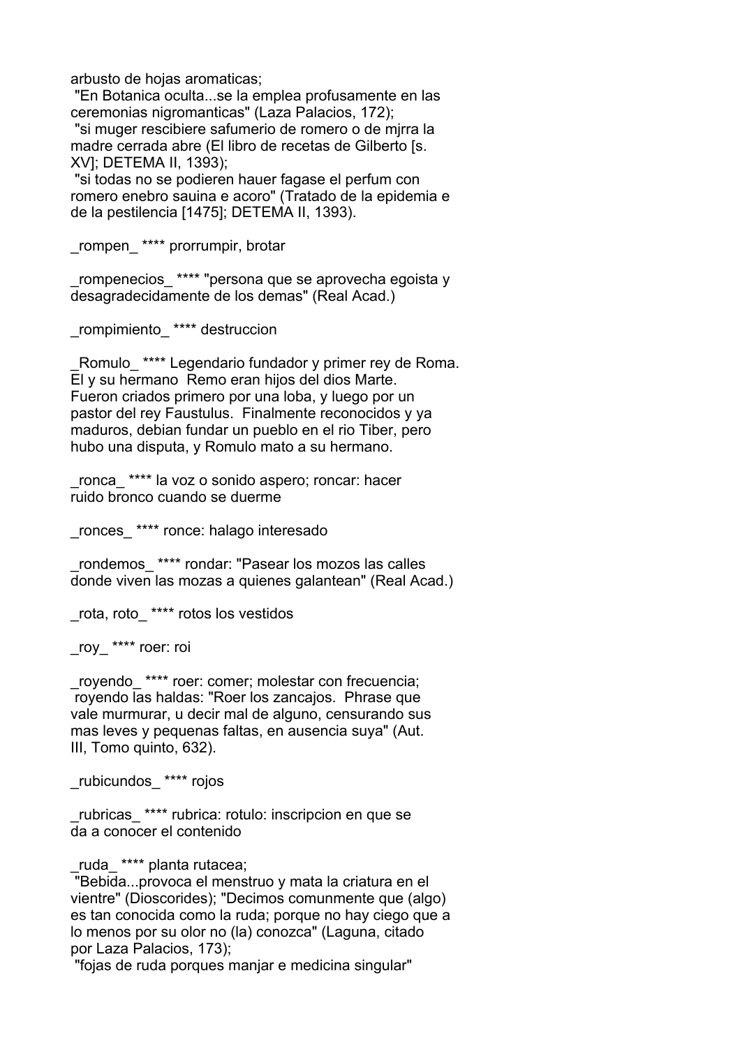arbusto de hojas aromaticas;
 "En Botanica oculta...se la emplea profusamente en las ceremonias nigromanticas" (Laza Palacios, 172);
 "si muger rescibiere safumerio de romero o de mjrra la madre cerrada abre (El libro de recetas de Gilberto [s. XV]; DETEMA II, 1393);
 "si todas no se podieren hauer fagase el perfum con romero enebro sauina e acoro" (Tratado de la epidemia e de la pestilencia [1475]; DETEMA II, 1393).

_rompen_ **** prorrumpir, brotar

_rompenecios_ **** "persona que se aprovecha egoista y desagradecidamente de los demas" (Real Acad.)

_rompimiento_ **** destruccion

_Romulo_ **** Legendario fundador y primer rey de Roma. El y su hermano Remo eran hijos del dios Marte. Fueron criados primero por una loba, y luego por un pastor del rey Faustulus. Finalmente reconocidos y ya maduros, debian fundar un pueblo en el rio Tiber, pero hubo una disputa, y Romulo mato a su hermano.

_ronca_ **** la voz o sonido aspero; roncar: hacer ruido bronco cuando se duerme

_ronces_ **** ronce: halago interesado

_rondemos_ **** rondar: "Pasear los mozos las calles donde viven las mozas a quienes galantean" (Real Acad.)

_rota, roto_ **** rotos los vestidos

_roy_ **** roer: roi

_royendo_ **** roer: comer; molestar con frecuencia;
 royendo las haldas: "Roer los zancajos. Phrase que vale murmurar, u decir mal de alguno, censurando sus mas leves y pequenas faltas, en ausencia suya" (Aut. III, Tomo quinto, 632).

_rubicundos_ **** rojos

_rubricas_ **** rubrica: rotulo: inscripcion en que se da a conocer el contenido

_ruda_ **** planta rutacea;
 "Bebida...provoca el menstruo y mata la criatura en el vientre" (Dioscorides); "Decimos comunmente que (algo) es tan conocida como la ruda; porque no hay ciego que a lo menos por su olor no (la) conozca" (Laguna, citado por Laza Palacios, 173);
 "fojas de ruda porques manjar e medicina singular"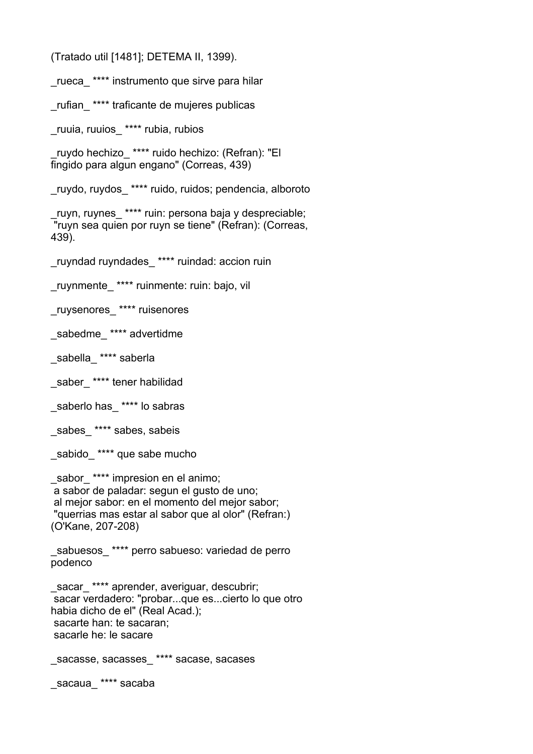(Tratado util [1481]; DETEMA II, 1399).

_rueca_ **** instrumento que sirve para hilar

_rufian_ **** traficante de mujeres publicas

_ruuia, ruuios_ **** rubia, rubios

_ruydo hechizo_ **** ruido hechizo: (Refran): "El fingido para algun engano" (Correas, 439)

_ruydo, ruydos_ **** ruido, ruidos; pendencia, alboroto

_ruyn, ruynes_ **** ruin: persona baja y despreciable; "ruyn sea quien por ruyn se tiene" (Refran): (Correas, 439).

_ruyndad ruyndades_ **** ruindad: accion ruin

_ruynmente_ **** ruinmente: ruin: bajo, vil

_ruysenores_ **** ruisenores

_sabedme_ **** advertidme

_sabella_ **** saberla

_saber_ **** tener habilidad

_saberlo has_ **** lo sabras

_sabes_ **** sabes, sabeis

_sabido_ **** que sabe mucho

_sabor_ **** impresion en el animo;
a sabor de paladar: segun el gusto de uno;
al mejor sabor: en el momento del mejor sabor;
"querrias mas estar al sabor que al olor" (Refran:) (O'Kane, 207-208)

_sabuesos_ **** perro sabueso: variedad de perro podenco

_sacar_ **** aprender, averiguar, descubrir;
sacar verdadero: "probar...que es...cierto lo que otro habia dicho de el" (Real Acad.);
sacarte han: te sacaran;
sacarle he: le sacare

_sacasse, sacasses_ **** sacase, sacases

_sacaua_ **** sacaba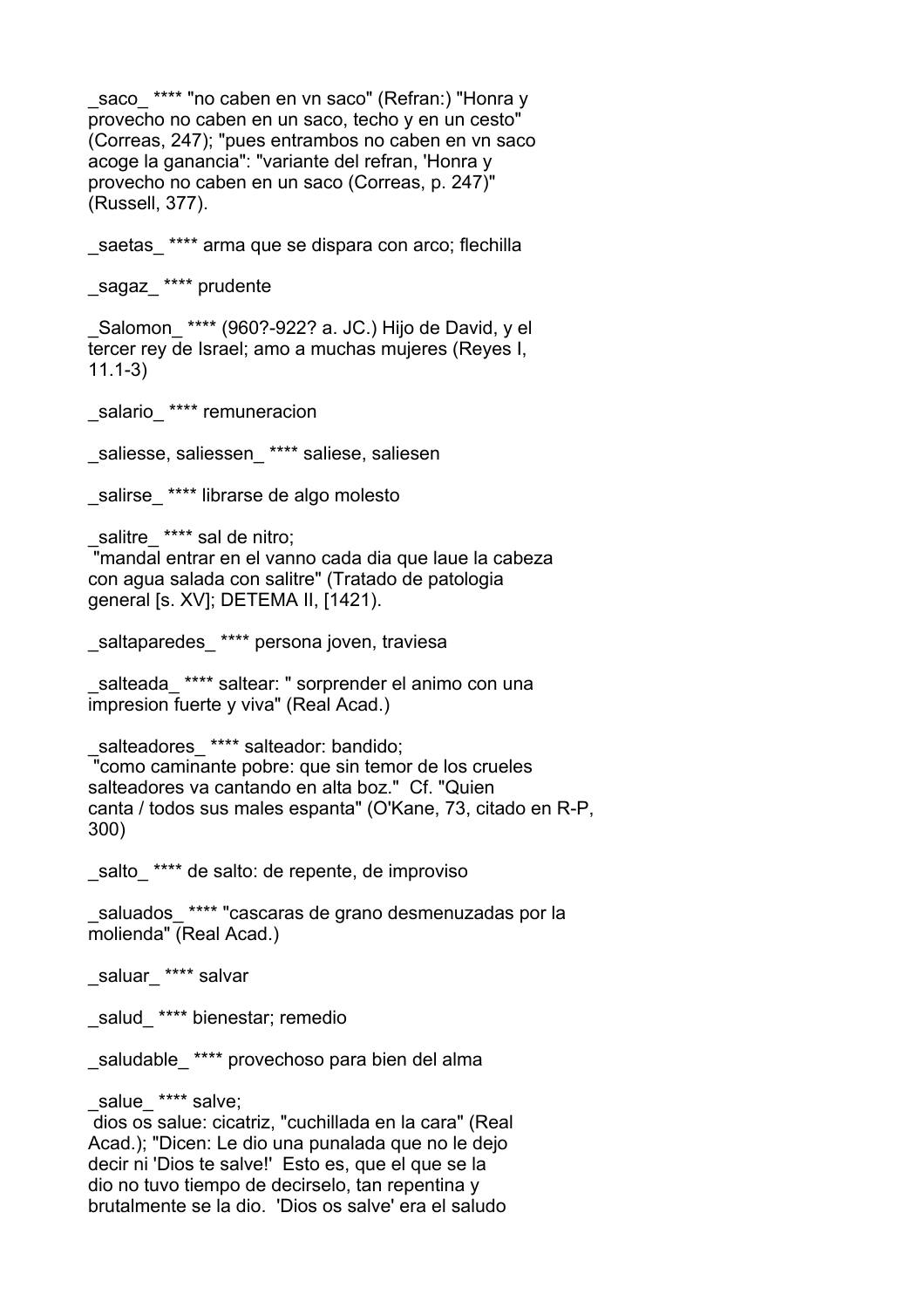_saco_ **** "no caben en vn saco" (Refran:) "Honra y provecho no caben en un saco, techo y en un cesto" (Correas, 247); "pues entrambos no caben en vn saco acoge la ganancia": "variante del refran, 'Honra y provecho no caben en un saco (Correas, p. 247)" (Russell, 377).

_saetas_ **** arma que se dispara con arco; flechilla

_sagaz_ **** prudente

_Salomon_ **** (960?-922? a. JC.) Hijo de David, y el tercer rey de Israel; amo a muchas mujeres (Reyes I, 11.1-3)

_salario_ **** remuneracion

_saliesse, saliessen_ **** saliese, saliesen

_salirse_ **** librarse de algo molesto

_salitre_ **** sal de nitro;
"mandal entrar en el vanno cada dia que laue la cabeza con agua salada con salitre" (Tratado de patologia general [s. XV]; DETEMA II, [1421).

_saltaparedes_ **** persona joven, traviesa

_salteada_ **** saltear: " sorprender el animo con una impresion fuerte y viva" (Real Acad.)

_salteadores_ **** salteador: bandido;
"como caminante pobre: que sin temor de los crueles salteadores va cantando en alta boz." Cf. "Quien canta / todos sus males espanta" (O'Kane, 73, citado en R-P, 300)

_salto_ **** de salto: de repente, de improviso

_saluados_ **** "cascaras de grano desmenuzadas por la molienda" (Real Acad.)

_saluar_ **** salvar

_salud_ **** bienestar; remedio

_saludable_ **** provechoso para bien del alma

_salue_ **** salve;
dios os salue: cicatriz, "cuchillada en la cara" (Real Acad.); "Dicen: Le dio una punalada que no le dejo decir ni 'Dios te salve!' Esto es, que el que se la dio no tuvo tiempo de decirselo, tan repentina y brutalmente se la dio. 'Dios os salve' era el saludo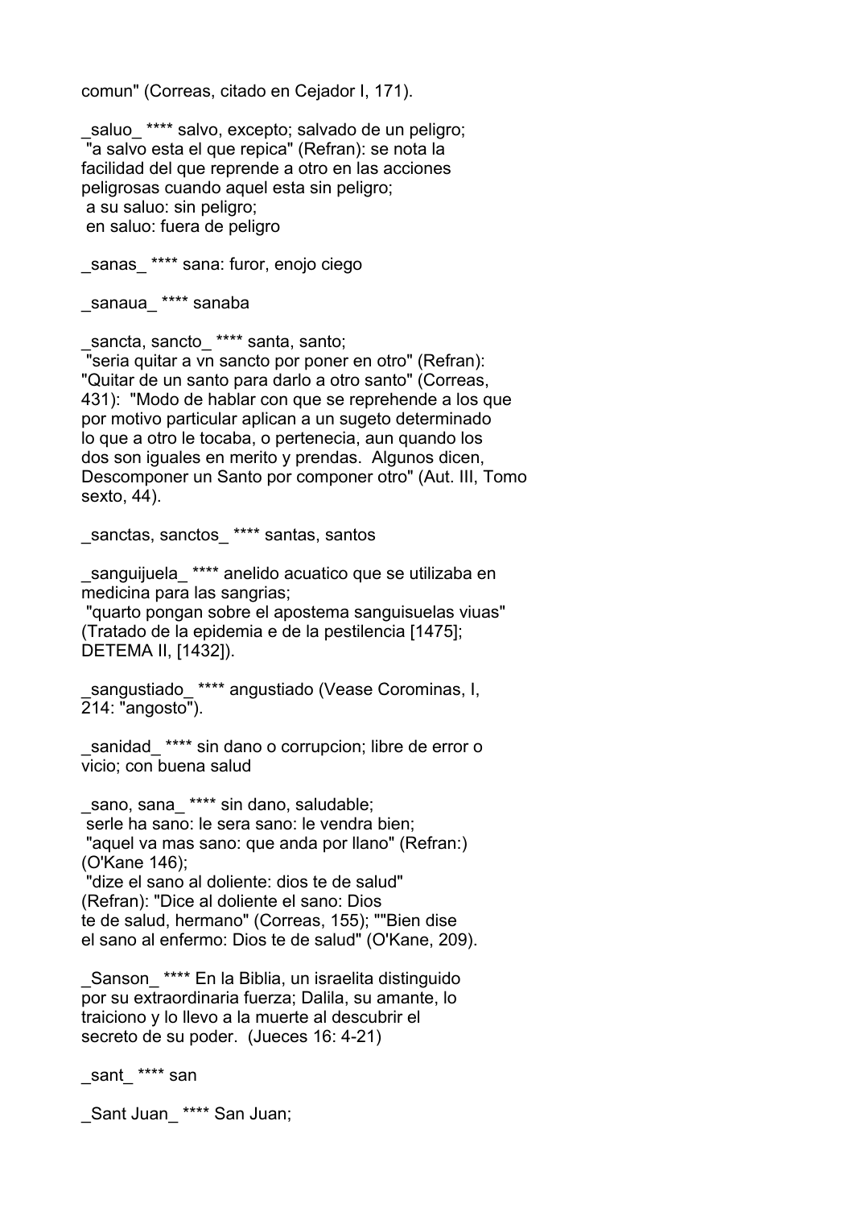comun" (Correas, citado en Cejador I, 171).

_saluo_ **** salvo, excepto; salvado de un peligro;
 "a salvo esta el que repica" (Refran): se nota la facilidad del que reprende a otro en las acciones peligrosas cuando aquel esta sin peligro;
 a su saluo: sin peligro;
 en saluo: fuera de peligro

_sanas_ **** sana: furor, enojo ciego

_sanaua_ **** sanaba

_sancta, sancto_ **** santa, santo;
 "seria quitar a vn sancto por poner en otro" (Refran): "Quitar de un santo para darlo a otro santo" (Correas, 431): "Modo de hablar con que se reprehende a los que por motivo particular aplican a un sugeto determinado lo que a otro le tocaba, o pertenecia, aun quando los dos son iguales en merito y prendas. Algunos dicen, Descomponer un Santo por componer otro" (Aut. III, Tomo sexto, 44).

_sanctas, sanctos_ **** santas, santos

_sanguijuela_ **** anelido acuatico que se utilizaba en medicina para las sangrias;
 "quarto pongan sobre el apostema sanguisuelas viuas" (Tratado de la epidemia e de la pestilencia [1475]; DETEMA II, [1432]).

_sangustiado_ **** angustiado (Vease Corominas, I, 214: "angosto").

_sanidad_ **** sin dano o corrupcion; libre de error o vicio; con buena salud

_sano, sana_ **** sin dano, saludable;
 serle ha sano: le sera sano: le vendra bien;
 "aquel va mas sano: que anda por llano" (Refran:) (O'Kane 146);
 "dize el sano al doliente: dios te de salud" (Refran): "Dice al doliente el sano: Dios te de salud, hermano" (Correas, 155); ""Bien dise el sano al enfermo: Dios te de salud" (O'Kane, 209).

_Sanson_ **** En la Biblia, un israelita distinguido por su extraordinaria fuerza; Dalila, su amante, lo traiciono y lo llevo a la muerte al descubrir el secreto de su poder. (Jueces 16: 4-21)

_sant_ **** san

_Sant Juan_ **** San Juan;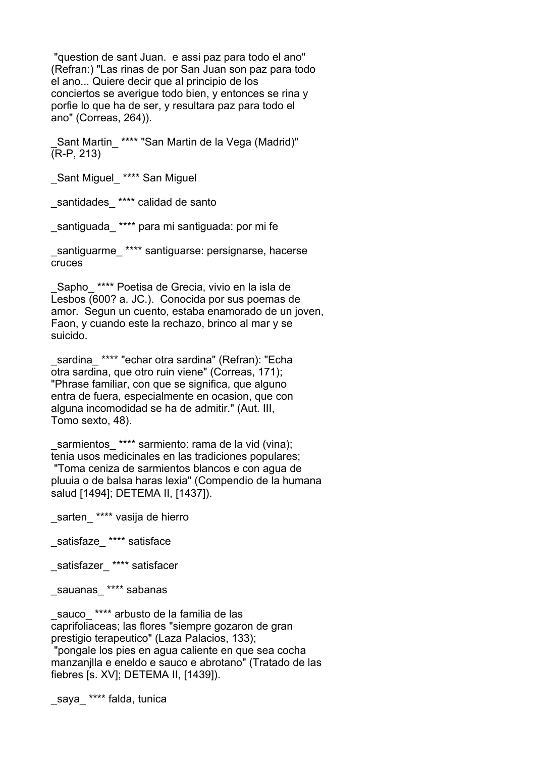"question de sant Juan. e assi paz para todo el ano" (Refran:) "Las rinas de por San Juan son paz para todo el ano... Quiere decir que al principio de los conciertos se averigue todo bien, y entonces se rina y porfie lo que ha de ser, y resultara paz para todo el ano" (Correas, 264)).

_Sant Martin_ **** "San Martin de la Vega (Madrid)" (R-P, 213)

_Sant Miguel_ **** San Miguel

_santidades_ **** calidad de santo

_santiguada_ **** para mi santiguada: por mi fe

_santiguarme_ **** santiguarse: persignarse, hacerse cruces

_Sapho_ **** Poetisa de Grecia, vivio en la isla de Lesbos (600? a. JC.). Conocida por sus poemas de amor. Segun un cuento, estaba enamorado de un joven, Faon, y cuando este la rechazo, brinco al mar y se suicido.

_sardina_ **** "echar otra sardina" (Refran): "Echa otra sardina, que otro ruin viene" (Correas, 171); "Phrase familiar, con que se significa, que alguno entra de fuera, especialmente en ocasion, que con alguna incomodidad se ha de admitir." (Aut. III, Tomo sexto, 48).

_sarmientos_ **** sarmiento: rama de la vid (vina); tenia usos medicinales en las tradiciones populares; "Toma ceniza de sarmientos blancos e con agua de pluuia o de balsa haras lexia" (Compendio de la humana salud [1494]; DETEMA II, [1437]).

_sarten_ **** vasija de hierro

_satisfaze_ **** satisface

_satisfazer_ **** satisfacer

_sauanas_ **** sabanas

_sauco_ **** arbusto de la familia de las caprifoliaceas; las flores "siempre gozaron de gran prestigio terapeutico" (Laza Palacios, 133); "pongale los pies en agua caliente en que sea cocha manzanjlla e eneldo e sauco e abrotano" (Tratado de las fiebres [s. XV]; DETEMA II, [1439]).

_saya_ **** falda, tunica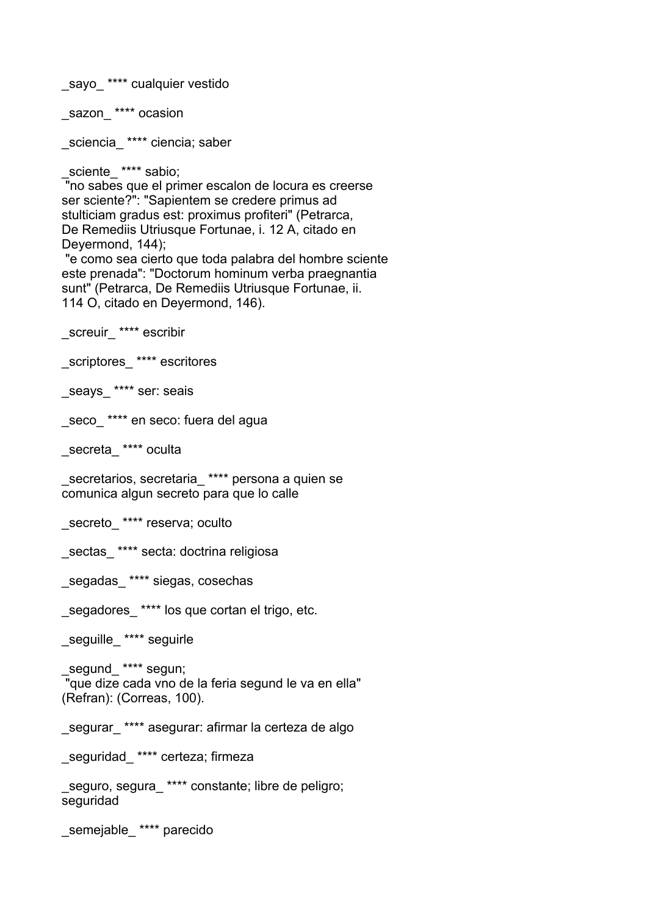_sayo_ **** cualquier vestido

_sazon_ **** ocasion

_sciencia_ **** ciencia; saber

_sciente_ **** sabio;
 "no sabes que el primer escalon de locura es creerse ser sciente?": "Sapientem se credere primus ad stulticiam gradus est: proximus profiteri" (Petrarca, De Remediis Utriusque Fortunae, i. 12 A, citado en Deyermond, 144);
 "e como sea cierto que toda palabra del hombre sciente este prenada": "Doctorum hominum verba praegnantia sunt" (Petrarca, De Remediis Utriusque Fortunae, ii. 114 O, citado en Deyermond, 146).

_screuir_ **** escribir

_scriptores_ **** escritores

_seays_ **** ser: seais

_seco_ **** en seco: fuera del agua

_secreta_ **** oculta

_secretarios, secretaria_ **** persona a quien se comunica algun secreto para que lo calle

_secreto_ **** reserva; oculto

_sectas_ **** secta: doctrina religiosa

_segadas_ **** siegas, cosechas

_segadores_ **** los que cortan el trigo, etc.

_seguille_ **** seguirle

_segund_ **** segun;
 "que dize cada vno de la feria segund le va en ella" (Refran): (Correas, 100).

_segurar_ **** asegurar: afirmar la certeza de algo

_seguridad_ **** certeza; firmeza

_seguro, segura_ **** constante; libre de peligro; seguridad

_semejable_ **** parecido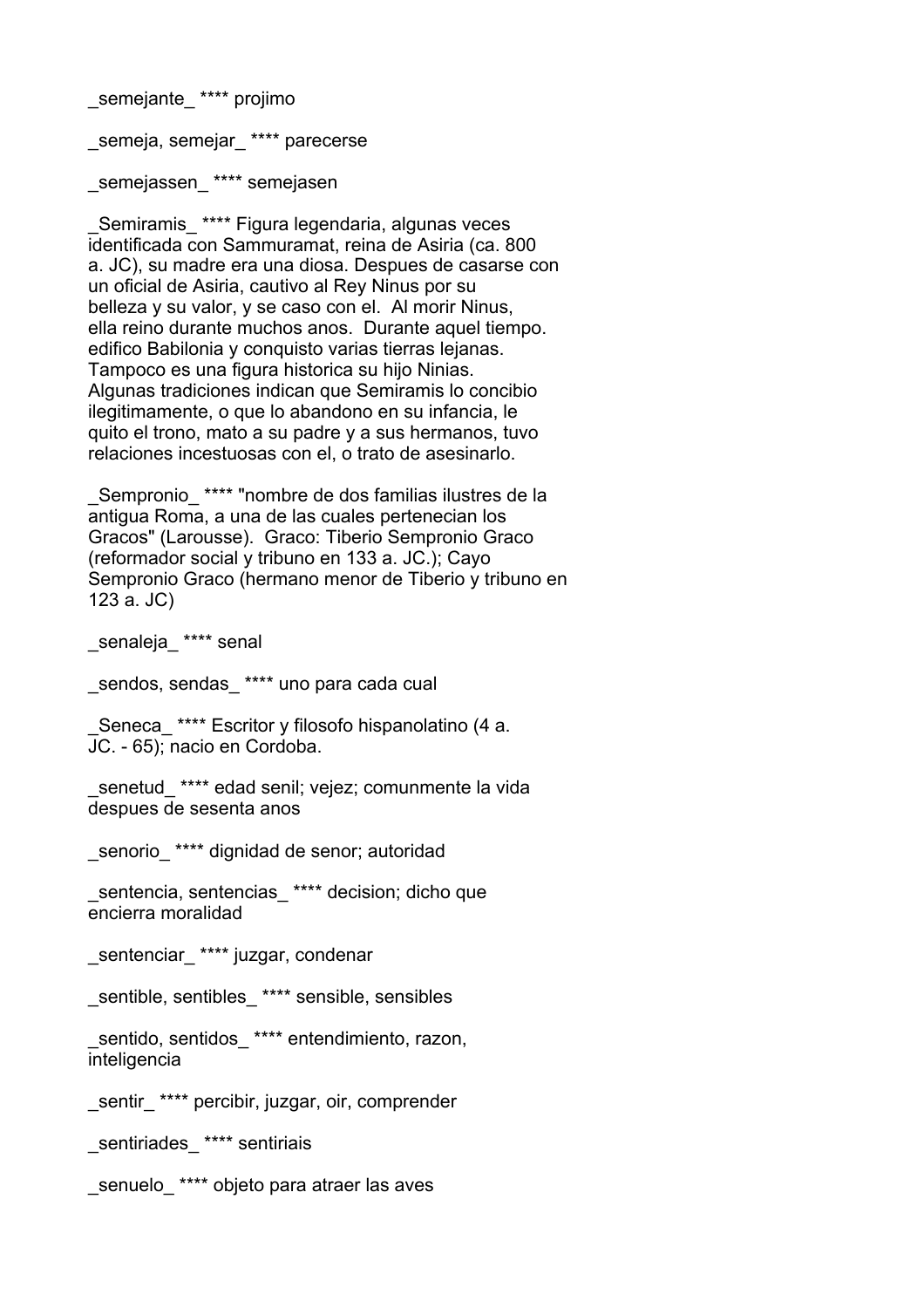_semejante_ **** projimo

_semeja, semejar_ **** parecerse

_semejassen_ **** semejasen

_Semiramis_ **** Figura legendaria, algunas veces identificada con Sammuramat, reina de Asiria (ca. 800 a. JC), su madre era una diosa. Despues de casarse con un oficial de Asiria, cautivo al Rey Ninus por su belleza y su valor, y se caso con el. Al morir Ninus, ella reino durante muchos anos. Durante aquel tiempo. edifico Babilonia y conquisto varias tierras lejanas. Tampoco es una figura historica su hijo Ninias. Algunas tradiciones indican que Semiramis lo concibio ilegitimamente, o que lo abandono en su infancia, le quito el trono, mato a su padre y a sus hermanos, tuvo relaciones incestuosas con el, o trato de asesinarlo.

_Sempronio_ **** "nombre de dos familias ilustres de la antigua Roma, a una de las cuales pertenecian los Gracos" (Larousse). Graco: Tiberio Sempronio Graco (reformador social y tribuno en 133 a. JC.); Cayo Sempronio Graco (hermano menor de Tiberio y tribuno en 123 a. JC)

_senaleja_ **** senal

_sendos, sendas_ **** uno para cada cual

_Seneca_ **** Escritor y filosofo hispanolatino (4 a. JC. - 65); nacio en Cordoba.

_senetud_ **** edad senil; vejez; comunmente la vida despues de sesenta anos

_senorio_ **** dignidad de senor; autoridad

_sentencia, sentencias_ **** decision; dicho que encierra moralidad

_sentenciar_ **** juzgar, condenar

_sentible, sentibles_ **** sensible, sensibles

_sentido, sentidos_ **** entendimiento, razon, inteligencia

_sentir_ **** percibir, juzgar, oir, comprender

_sentiriades_ **** sentiriais

_senuelo_ **** objeto para atraer las aves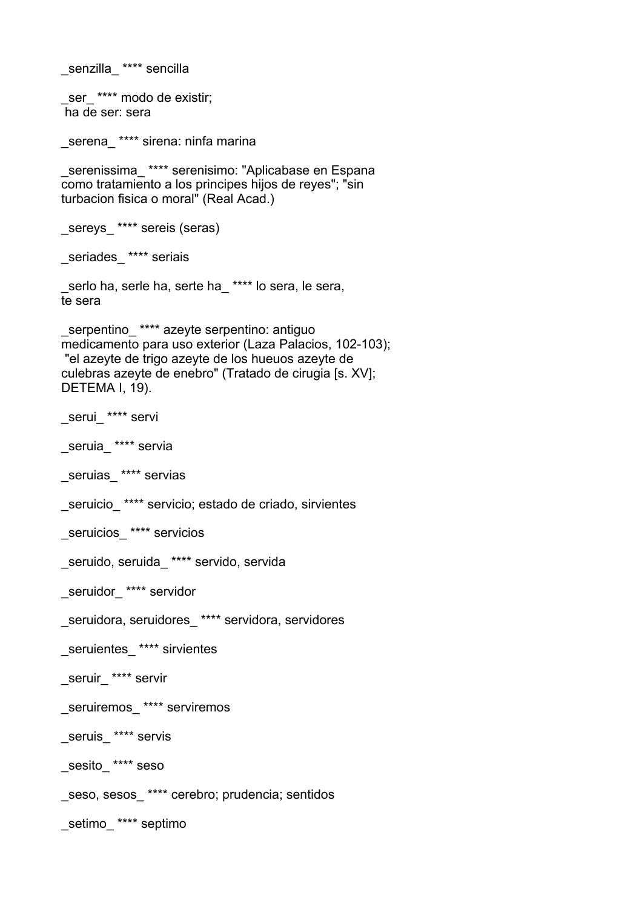_senzilla_ **** sencilla

_ser_ **** modo de existir;
ha de ser: sera

_serena_ **** sirena: ninfa marina

_serenissima_ **** serenisimo: "Aplicabase en Espana como tratamiento a los principes hijos de reyes"; "sin turbacion fisica o moral" (Real Acad.)

_sereys_ **** sereis (seras)

_seriades_ **** seriais

_serlo ha, serle ha, serte ha_ **** lo sera, le sera, te sera

_serpentino_ **** azeyte serpentino: antiguo medicamento para uso exterior (Laza Palacios, 102-103); "el azeyte de trigo azeyte de los hueuos azeyte de culebras azeyte de enebro" (Tratado de cirugia [s. XV]; DETEMA I, 19).

_serui_ **** servi

_seruia_ **** servia

_seruias_ **** servias

_seruicio_ **** servicio; estado de criado, sirvientes

_seruicios_ **** servicios

_seruido, seruida_ **** servido, servida

_seruidor_ **** servidor

_seruidora, seruidores_ **** servidora, servidores

_seruientes_ **** sirvientes

_seruir_ **** servir

_seruiremos_ **** serviremos

_seruis_ **** servis

_sesito_ **** seso

_seso, sesos_ **** cerebro; prudencia; sentidos

_setimo_ **** septimo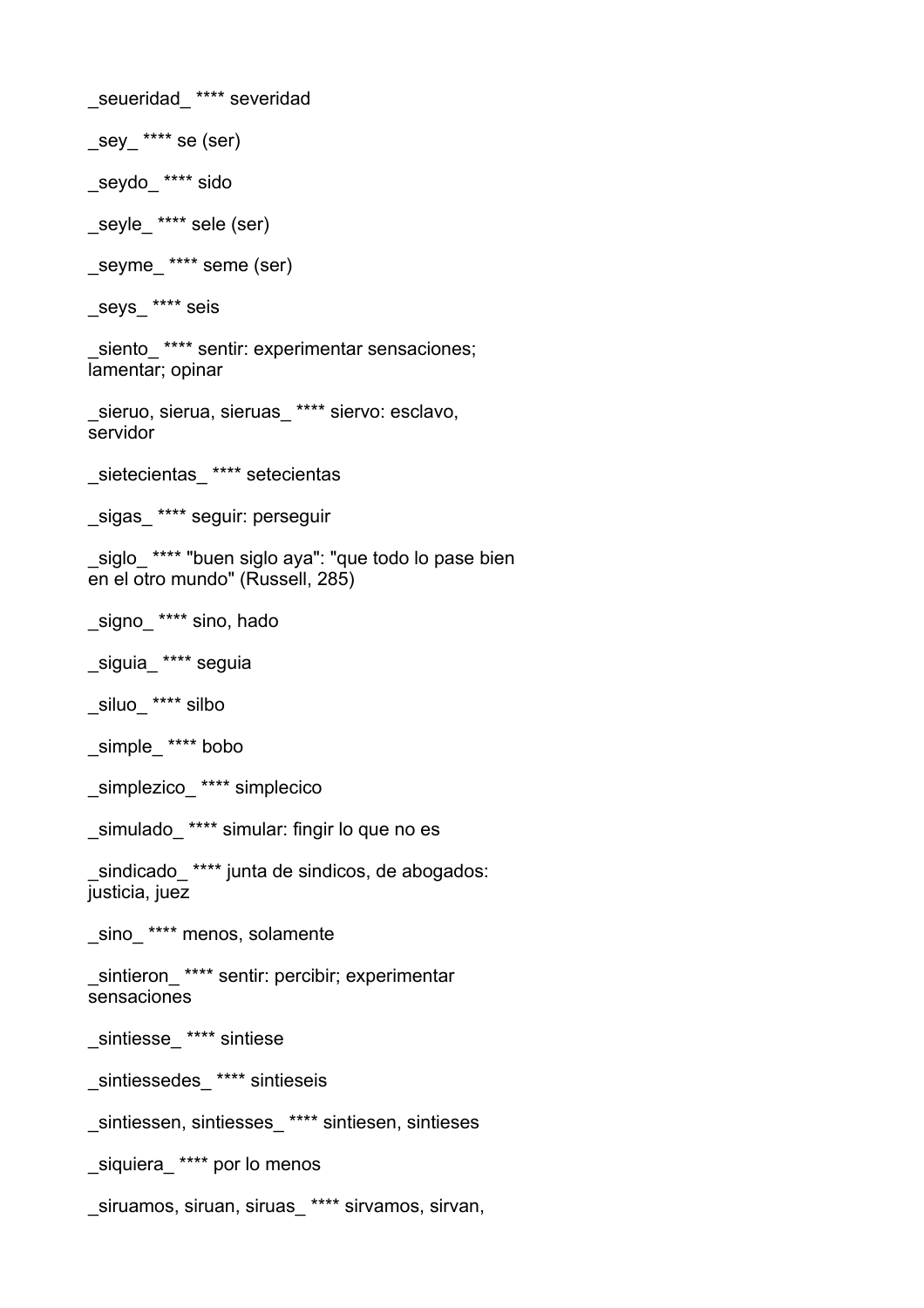_seueridad_ **** severidad

_sey_ **** se (ser)

_seydo_ **** sido

_seyle_ **** sele (ser)

_seyme_ **** seme (ser)

_seys_ **** seis

_siento_ **** sentir: experimentar sensaciones; lamentar; opinar

_sieruo, sierua, sieruas_ **** siervo: esclavo, servidor

_sietecientas_ **** setecientas

_sigas_ **** seguir: perseguir

_siglo_ **** "buen siglo aya": "que todo lo pase bien en el otro mundo" (Russell, 285)

_signo_ **** sino, hado

_siguia_ **** seguia

_siluo_ **** silbo

_simple_ **** bobo

_simplezico_ **** simplecico

_simulado_ **** simular: fingir lo que no es

_sindicado_ **** junta de sindicos, de abogados: justicia, juez

_sino_ **** menos, solamente

_sintieron_ **** sentir: percibir; experimentar sensaciones

_sintiesse_ **** sintiese

_sintiessedes_ **** sintieseis

_sintiessen, sintiesses_ **** sintiesen, sintieses

_siquiera_ **** por lo menos

_siruamos, siruan, siruas_ **** sirvamos, sirvan,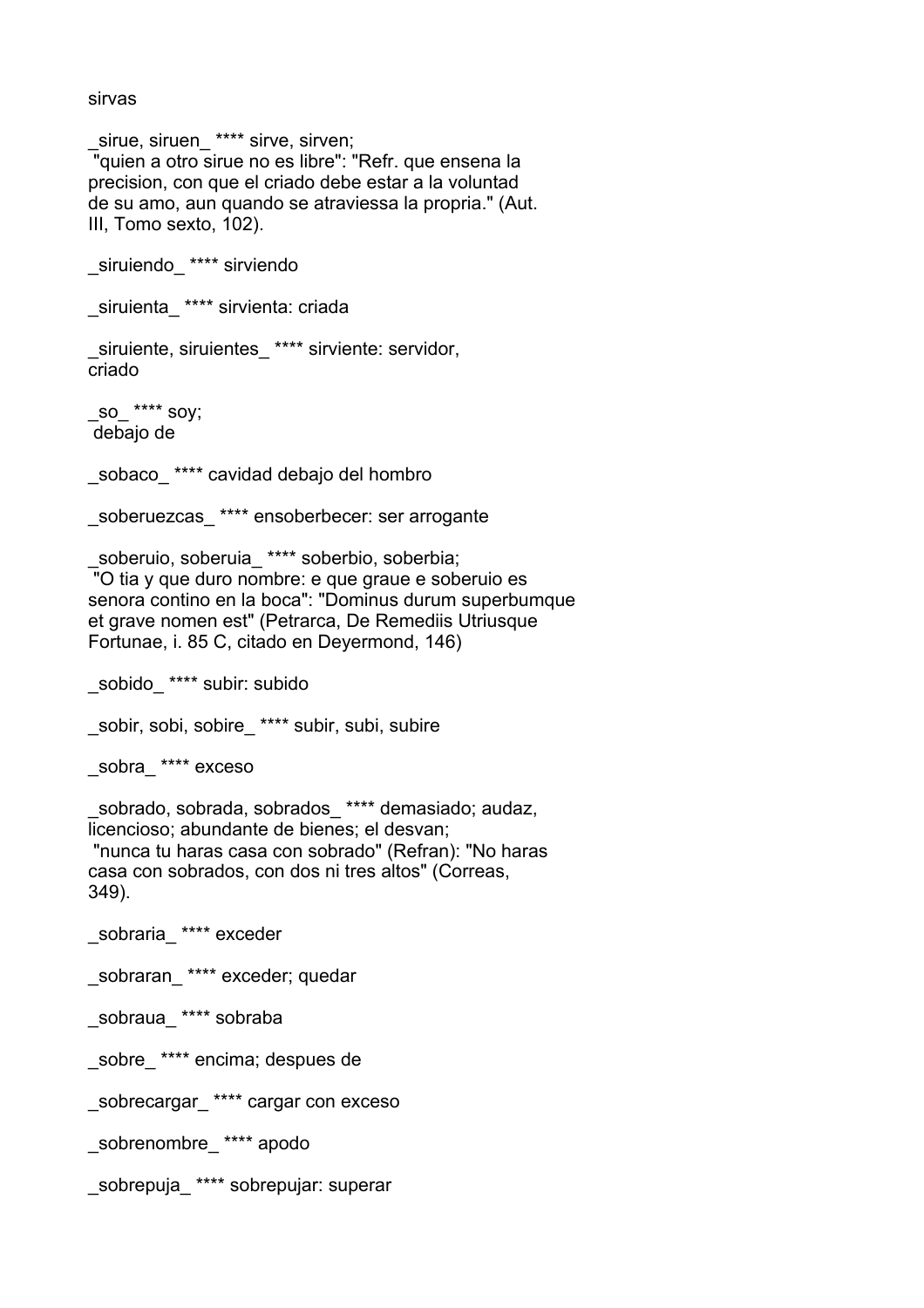sirvas

_sirue, siruen_ **** sirve, sirven;
 "quien a otro sirue no es libre": "Refr. que ensena la precision, con que el criado debe estar a la voluntad de su amo, aun quando se atraviessa la propria." (Aut. III, Tomo sexto, 102).

_siruiendo_ **** sirviendo

_siruienta_ **** sirvienta: criada

_siruiente, siruientes_ **** sirviente: servidor, criado

_so_ **** soy;
 debajo de

_sobaco_ **** cavidad debajo del hombro

_soberuezcas_ **** ensoberbecer: ser arrogante

_soberuio, soberuia_ **** soberbio, soberbia;
 "O tia y que duro nombre: e que graue e soberuio es senora contino en la boca": "Dominus durum superbumque et grave nomen est" (Petrarca, De Remediis Utriusque Fortunae, i. 85 C, citado en Deyermond, 146)

_sobido_ **** subir: subido

_sobir, sobi, sobire_ **** subir, subi, subire

_sobra_ **** exceso

_sobrado, sobrada, sobrados_ **** demasiado; audaz, licencioso; abundante de bienes; el desvan;
 "nunca tu haras casa con sobrado" (Refran): "No haras casa con sobrados, con dos ni tres altos" (Correas, 349).

_sobraria_ **** exceder

_sobraran_ **** exceder; quedar

_sobraua_ **** sobraba

_sobre_ **** encima; despues de

_sobrecargar_ **** cargar con exceso

_sobrenombre_ **** apodo

_sobrepuja_ **** sobrepujar: superar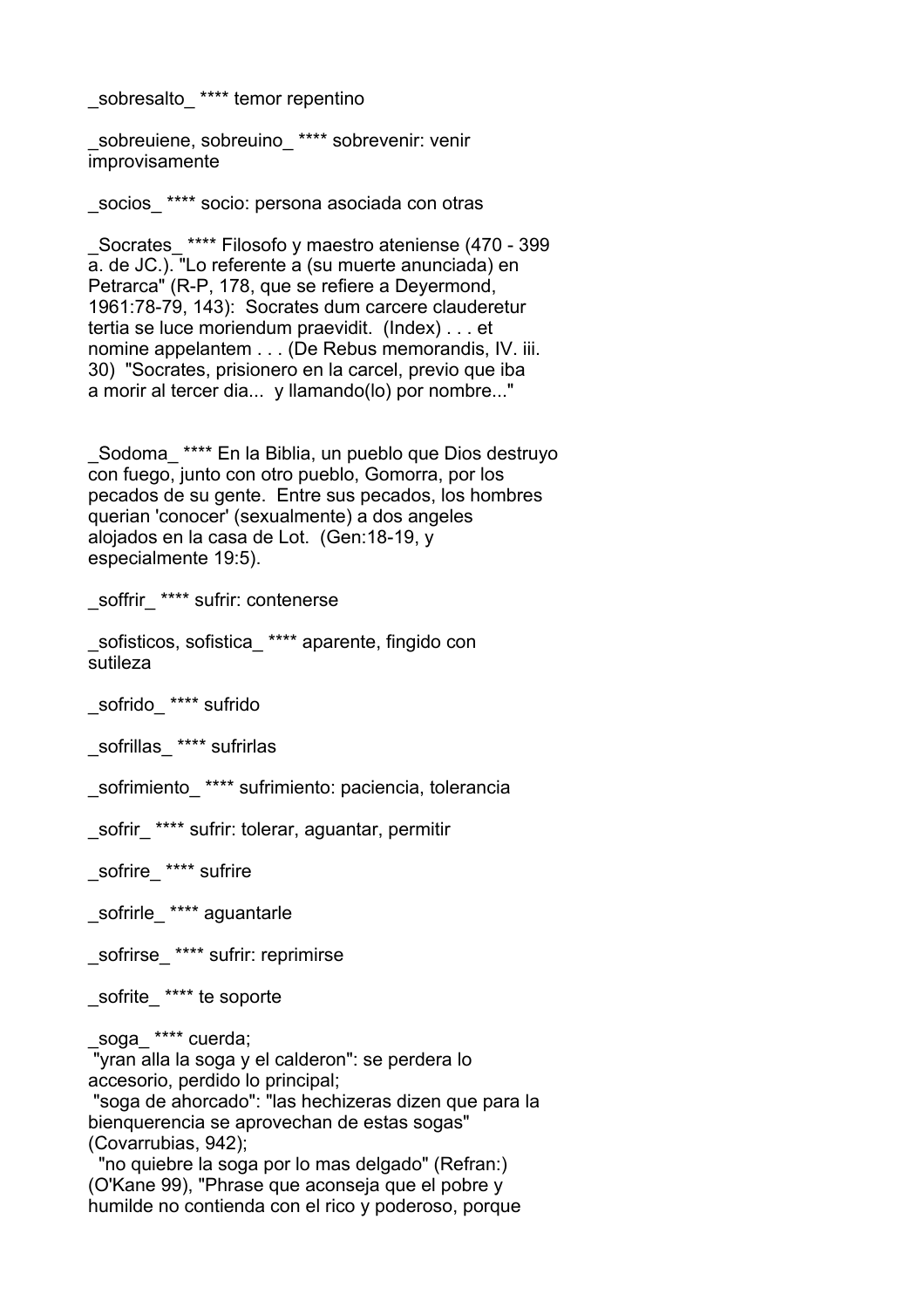_sobresalto_ **** temor repentino

_sobreuiene, sobreuino_ **** sobrevenir: venir improvisamente

_socios_ **** socio: persona asociada con otras

_Socrates_ **** Filosofo y maestro ateniense (470 - 399 a. de JC.). "Lo referente a (su muerte anunciada) en Petrarca" (R-P, 178, que se refiere a Deyermond, 1961:78-79, 143): Socrates dum carcere clauderetur tertia se luce moriendum praevidit. (Index) . . . et nomine appelantem . . . (De Rebus memorandis, IV. iii. 30) "Socrates, prisionero en la carcel, previo que iba a morir al tercer dia... y llamando(lo) por nombre..."

_Sodoma_ **** En la Biblia, un pueblo que Dios destruyo con fuego, junto con otro pueblo, Gomorra, por los pecados de su gente. Entre sus pecados, los hombres querian 'conocer' (sexualmente) a dos angeles alojados en la casa de Lot. (Gen:18-19, y especialmente 19:5).

_soffrir_ **** sufrir: contenerse

_sofisticos, sofistica_ **** aparente, fingido con sutileza

_sofrido_ **** sufrido

_sofrillas_ **** sufrirlas

_sofrimiento_ **** sufrimiento: paciencia, tolerancia

_sofrir_ **** sufrir: tolerar, aguantar, permitir

_sofrire_ **** sufrire

_sofrirle_ **** aguantarle

_sofrirse_ **** sufrir: reprimirse

_sofrite_ **** te soporte

_soga_ **** cuerda;
"yran alla la soga y el calderon": se perdera lo accesorio, perdido lo principal;
"soga de ahorcado": "las hechizeras dizen que para la bienquerencia se aprovechan de estas sogas" (Covarrubias, 942);
"no quiebre la soga por lo mas delgado" (Refran:) (O'Kane 99), "Phrase que aconseja que el pobre y humilde no contienda con el rico y poderoso, porque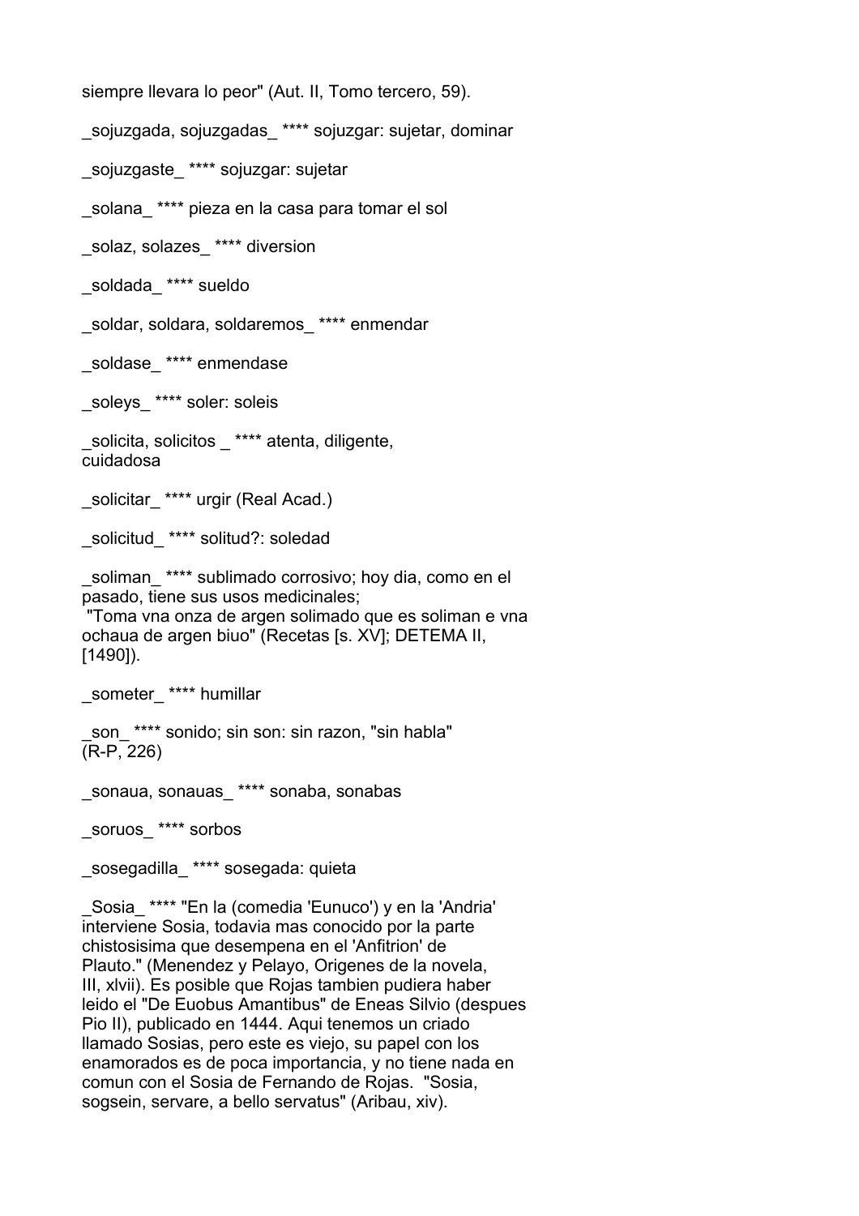siempre llevara lo peor" (Aut. II, Tomo tercero, 59).

_sojuzgada, sojuzgadas_ **** sojuzgar: sujetar, dominar

_sojuzgaste_ **** sojuzgar: sujetar

_solana_ **** pieza en la casa para tomar el sol

_solaz, solazes_ **** diversion

_soldada_ **** sueldo

_soldar, soldara, soldaremos_ **** enmendar

_soldase_ **** enmendase

_soleys_ **** soler: soleis

_solicita, solicitos _ **** atenta, diligente, cuidadosa

_solicitar_ **** urgir (Real Acad.)

_solicitud_ **** solitud?: soledad

_soliman_ **** sublimado corrosivo; hoy dia, como en el pasado, tiene sus usos medicinales;
"Toma vna onza de argen solimado que es soliman e vna ochaua de argen biuo" (Recetas [s. XV]; DETEMA II, [1490]).

_someter_ **** humillar

_son_ **** sonido; sin son: sin razon, "sin habla" (R-P, 226)

_sonaua, sonauas_ **** sonaba, sonabas

_soruos_ **** sorbos

_sosegadilla_ **** sosegada: quieta

_Sosia_ **** "En la (comedia 'Eunuco') y en la 'Andria' interviene Sosia, todavia mas conocido por la parte chistosisima que desempena en el 'Anfitrion' de Plauto." (Menendez y Pelayo, Origenes de la novela, III, xlvii). Es posible que Rojas tambien pudiera haber leido el "De Euobus Amantibus" de Eneas Silvio (despues Pio II), publicado en 1444. Aqui tenemos un criado llamado Sosias, pero este es viejo, su papel con los enamorados es de poca importancia, y no tiene nada en comun con el Sosia de Fernando de Rojas. "Sosia, sogsein, servare, a bello servatus" (Aribau, xiv).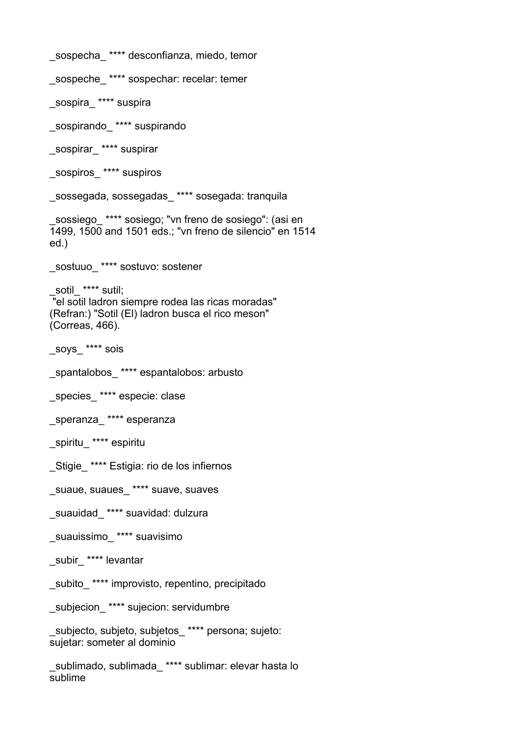_sospecha_ **** desconfianza, miedo, temor

_sospeche_ **** sospechar: recelar: temer

_sospira_ **** suspira

_sospirando_ **** suspirando

_sospirar_ **** suspirar

_sospiros_ **** suspiros

_sossegada, sossegadas_ **** sosegada: tranquila

_sossiego_ **** sosiego; "vn freno de sosiego": (asi en 1499, 1500 and 1501 eds.; "vn freno de silencio" en 1514 ed.)

_sostuuo_ **** sostuvo: sostener

_sotil_ **** sutil;
"el sotil ladron siempre rodea las ricas moradas" (Refran:) "Sotil (El) ladron busca el rico meson" (Correas, 466).

_soys_ **** sois

_spantalobos_ **** espantalobos: arbusto

_species_ **** especie: clase

_speranza_ **** esperanza

_spiritu_ **** espiritu

_Stigie_ **** Estigia: rio de los infiernos

_suaue, suaues_ **** suave, suaves

_suauidad_ **** suavidad: dulzura

_suauissimo_ **** suavisimo

_subir_ **** levantar

_subito_ **** improvisto, repentino, precipitado

_subjecion_ **** sujecion: servidumbre

_subjecto, subjeto, subjetos_ **** persona; sujeto: sujetar: someter al dominio

_sublimado, sublimada_ **** sublimar: elevar hasta lo sublime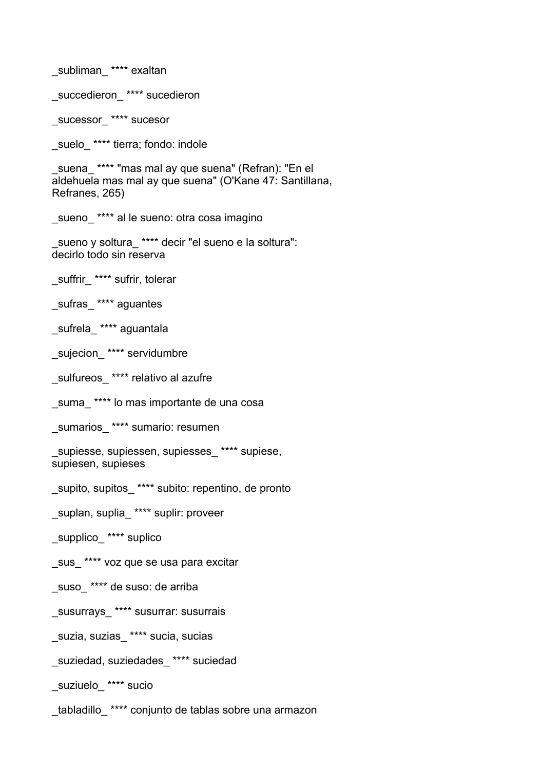_subliman_ **** exaltan

_succedieron_ **** sucedieron

_sucessor_ **** sucesor

_suelo_ **** tierra; fondo: indole

_suena_ **** "mas mal ay que suena" (Refran): "En el aldehuela mas mal ay que suena" (O'Kane 47: Santillana, Refranes, 265)

_sueno_ **** al le sueno: otra cosa imagino

_sueno y soltura_ **** decir "el sueno e la soltura": decirlo todo sin reserva

_suffrir_ **** sufrir, tolerar

_sufras_ **** aguantes

_sufrela_ **** aguantala

_sujecion_ **** servidumbre

_sulfureos_ **** relativo al azufre

_suma_ **** lo mas importante de una cosa

_sumarios_ **** sumario: resumen

_supiesse, supiessen, supiesses_ **** supiese, supiesen, supieses

_supito, supitos_ **** subito: repentino, de pronto

_suplan, suplia_ **** suplir: proveer

_supplico_ **** suplico

_sus_ **** voz que se usa para excitar

_suso_ **** de suso: de arriba

_susurrays_ **** susurrar: susurrais

_suzia, suzias_ **** sucia, sucias

_suziedad, suziedades_ **** suciedad

_suziuelo_ **** sucio

_tabladillo_ **** conjunto de tablas sobre una armazon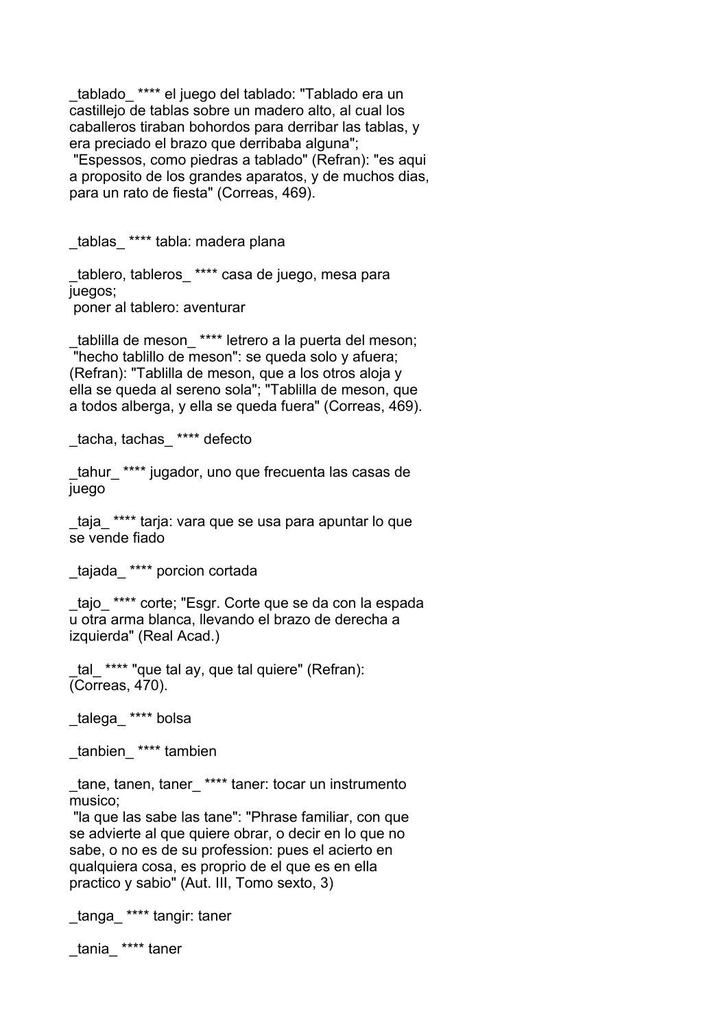_tablado_ **** el juego del tablado: "Tablado era un castillejo de tablas sobre un madero alto, al cual los caballeros tiraban bohordos para derribar las tablas, y era preciado el brazo que derribaba alguna";
 "Espessos, como piedras a tablado" (Refran): "es aqui a proposito de los grandes aparatos, y de muchos dias, para un rato de fiesta" (Correas, 469).

_tablas_ **** tabla: madera plana

_tablero, tableros_ **** casa de juego, mesa para juegos;
 poner al tablero: aventurar

_tablilla de meson_ **** letrero a la puerta del meson;
 "hecho tablillo de meson": se queda solo y afuera; (Refran): "Tablilla de meson, que a los otros aloja y ella se queda al sereno sola"; "Tablilla de meson, que a todos alberga, y ella se queda fuera" (Correas, 469).

_tacha, tachas_ **** defecto

_tahur_ **** jugador, uno que frecuenta las casas de juego

_taja_ **** tarja: vara que se usa para apuntar lo que se vende fiado

_tajada_ **** porcion cortada

_tajo_ **** corte; "Esgr. Corte que se da con la espada u otra arma blanca, llevando el brazo de derecha a izquierda" (Real Acad.)

_tal_ **** "que tal ay, que tal quiere" (Refran): (Correas, 470).

_talega_ **** bolsa

_tanbien_ **** tambien

_tane, tanen, taner_ **** taner: tocar un instrumento musico;
 "la que las sabe las tane": "Phrase familiar, con que se advierte al que quiere obrar, o decir en lo que no sabe, o no es de su profession: pues el acierto en qualquiera cosa, es proprio de el que es en ella practico y sabio" (Aut. III, Tomo sexto, 3)

_tanga_ **** tangir: taner

_tania_ **** taner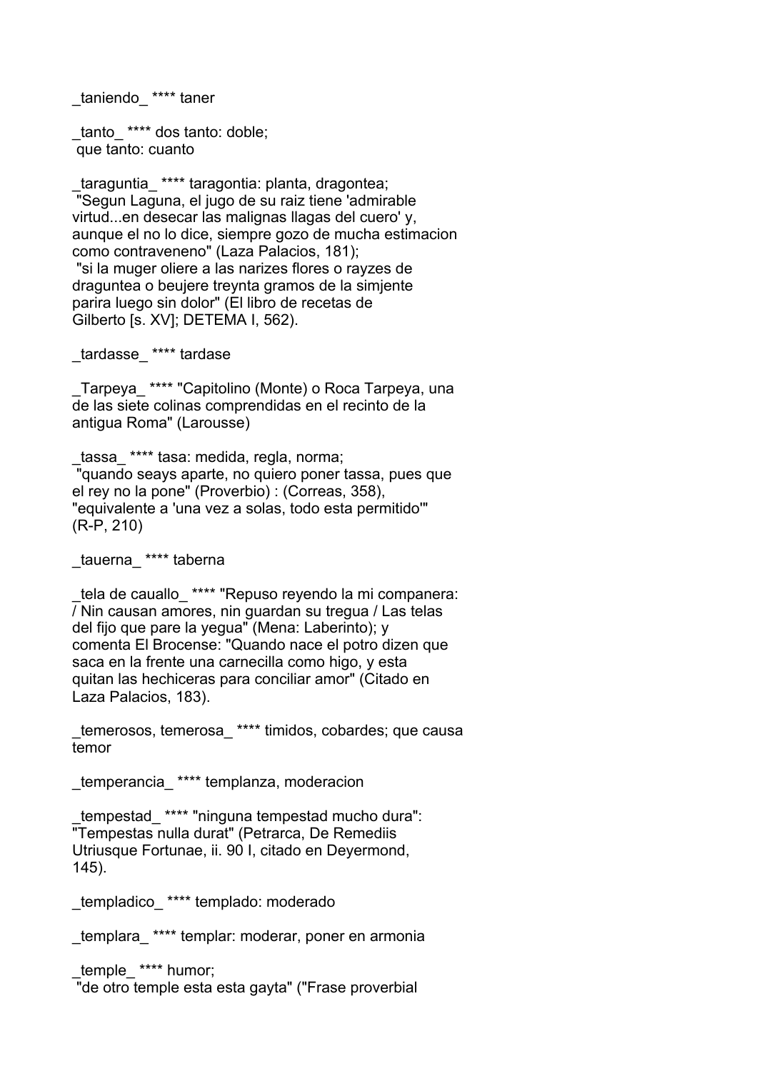_taniendo_ **** taner

_tanto_ **** dos tanto: doble;
 que tanto: cuanto

_taraguntia_ **** taragontia: planta, dragontea;
 "Segun Laguna, el jugo de su raiz tiene 'admirable virtud...en desecar las malignas llagas del cuero' y, aunque el no lo dice, siempre gozo de mucha estimacion como contraveneno" (Laza Palacios, 181);
 "si la muger oliere a las narizes flores o rayzes de draguntea o beujere treynta gramos de la simjente parira luego sin dolor" (El libro de recetas de Gilberto [s. XV]; DETEMA I, 562).

_tardasse_ **** tardase

_Tarpeya_ **** "Capitolino (Monte) o Roca Tarpeya, una de las siete colinas comprendidas en el recinto de la antigua Roma" (Larousse)

_tassa_ **** tasa: medida, regla, norma;
 "quando seays aparte, no quiero poner tassa, pues que el rey no la pone" (Proverbio) : (Correas, 358), "equivalente a 'una vez a solas, todo esta permitido'" (R-P, 210)

_tauerna_ **** taberna

_tela de cauallo_ **** "Repuso reyendo la mi companera: / Nin causan amores, nin guardan su tregua / Las telas del fijo que pare la yegua" (Mena: Laberinto); y comenta El Brocense: "Quando nace el potro dizen que saca en la frente una carnecilla como higo, y esta quitan las hechiceras para conciliar amor" (Citado en Laza Palacios, 183).

_temerosos, temerosa_ **** timidos, cobardes; que causa temor

_temperancia_ **** templanza, moderacion

_tempestad_ **** "ninguna tempestad mucho dura": "Tempestas nulla durat" (Petrarca, De Remediis Utriusque Fortunae, ii. 90 I, citado en Deyermond, 145).

_templadico_ **** templado: moderado

_templara_ **** templar: moderar, poner en armonia

_temple_ **** humor;
 "de otro temple esta esta gayta" ("Frase proverbial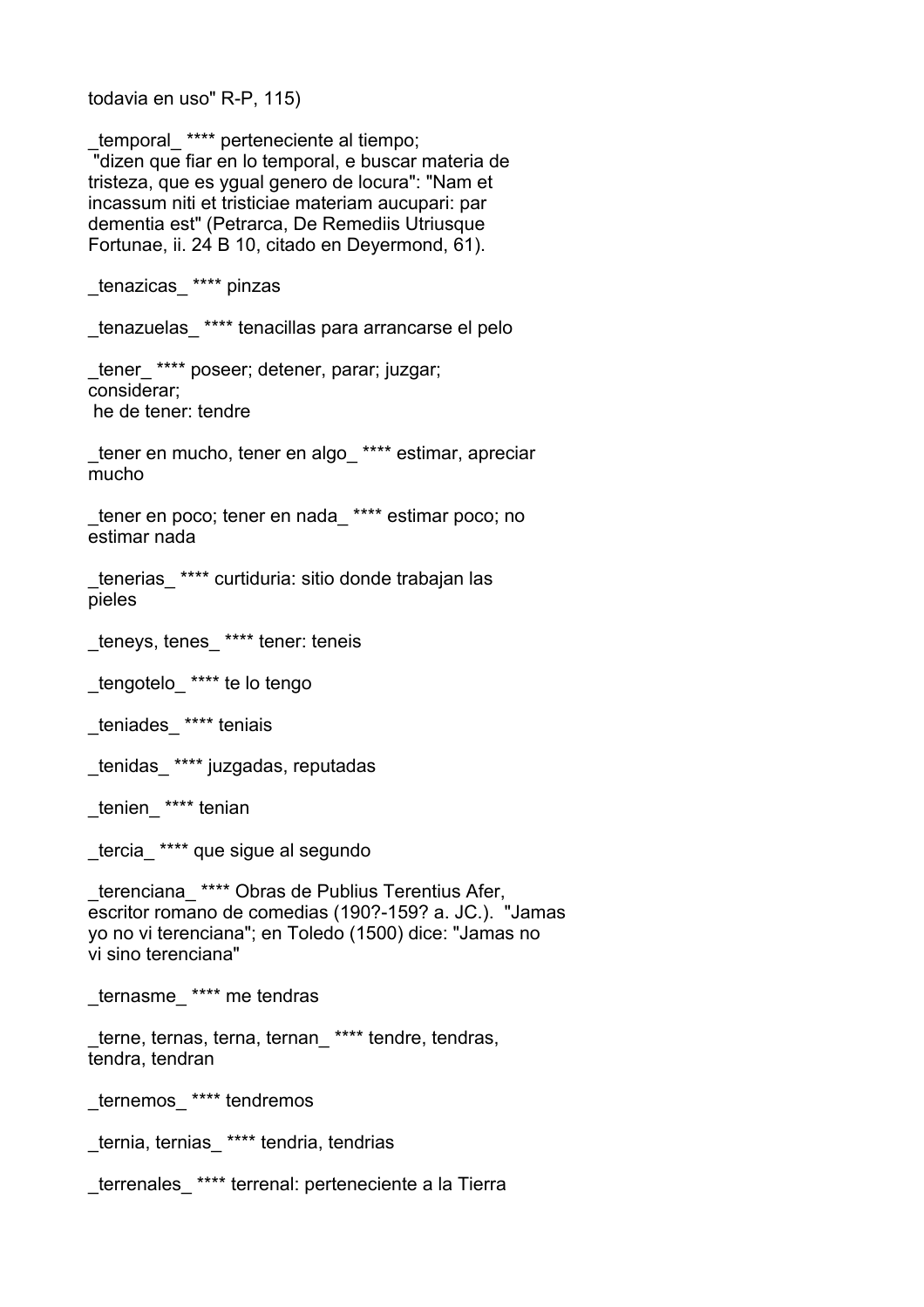todavia en uso" R-P, 115)

_temporal_ **** perteneciente al tiempo;
 "dizen que fiar en lo temporal, e buscar materia de tristeza, que es ygual genero de locura": "Nam et incassum niti et tristiciae materiam aucupari: par dementia est" (Petrarca, De Remediis Utriusque Fortunae, ii. 24 B 10, citado en Deyermond, 61).

_tenazicas_ **** pinzas

_tenazuelas_ **** tenacillas para arrancarse el pelo

_tener_ **** poseer; detener, parar; juzgar; considerar;
 he de tener: tendre

_tener en mucho, tener en algo_ **** estimar, apreciar mucho

_tener en poco; tener en nada_ **** estimar poco; no estimar nada

_tenerias_ **** curtiduria: sitio donde trabajan las pieles

_teneys, tenes_ **** tener: teneis

_tengotelo_ **** te lo tengo

_teniades_ **** teniais

_tenidas_ **** juzgadas, reputadas

_tenien_ **** tenian

_tercia_ **** que sigue al segundo

_terenciana_ **** Obras de Publius Terentius Afer, escritor romano de comedias (190?-159? a. JC.). "Jamas yo no vi terenciana"; en Toledo (1500) dice: "Jamas no vi sino terenciana"

_ternasme_ **** me tendras

_terne, ternas, terna, ternan_ **** tendre, tendras, tendra, tendran

_ternemos_ **** tendremos

_ternia, ternias_ **** tendria, tendrias

_terrenales_ **** terrenal: perteneciente a la Tierra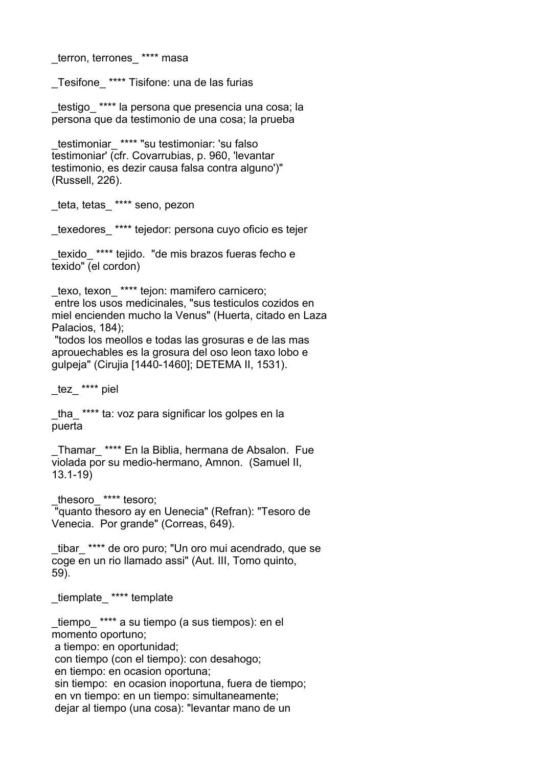_terron, terrones_ **** masa

_Tesifone_ **** Tisifone: una de las furias

_testigo_ **** la persona que presencia una cosa; la persona que da testimonio de una cosa; la prueba

_testimoniar_ **** "su testimoniar: 'su falso testimoniar' (cfr. Covarrubias, p. 960, 'levantar testimonio, es dezir causa falsa contra alguno')" (Russell, 226).

_teta, tetas_ **** seno, pezon

_texedores_ **** tejedor: persona cuyo oficio es tejer

_texido_ **** tejido. "de mis brazos fueras fecho e texido" (el cordon)

_texo, texon_ **** tejon: mamifero carnicero;
 entre los usos medicinales, "sus testiculos cozidos en miel encienden mucho la Venus" (Huerta, citado en Laza Palacios, 184);
 "todos los meollos e todas las grosuras e de las mas aprouechables es la grosura del oso leon taxo lobo e gulpeja" (Cirujia [1440-1460]; DETEMA II, 1531).

_tez_ **** piel

_tha_ **** ta: voz para significar los golpes en la puerta

_Thamar_ **** En la Biblia, hermana de Absalon. Fue violada por su medio-hermano, Amnon. (Samuel II, 13.1-19)

_thesoro_ **** tesoro;
 "quanto thesoro ay en Uenecia" (Refran): "Tesoro de Venecia. Por grande" (Correas, 649).

_tibar_ **** de oro puro; "Un oro mui acendrado, que se coge en un rio llamado assi" (Aut. III, Tomo quinto, 59).

_tiemplate_ **** template

_tiempo_ **** a su tiempo (a sus tiempos): en el momento oportuno;
 a tiempo: en oportunidad;
 con tiempo (con el tiempo): con desahogo;
 en tiempo: en ocasion oportuna;
 sin tiempo: en ocasion inoportuna, fuera de tiempo;
 en vn tiempo: en un tiempo: simultaneamente;
 dejar al tiempo (una cosa): "levantar mano de un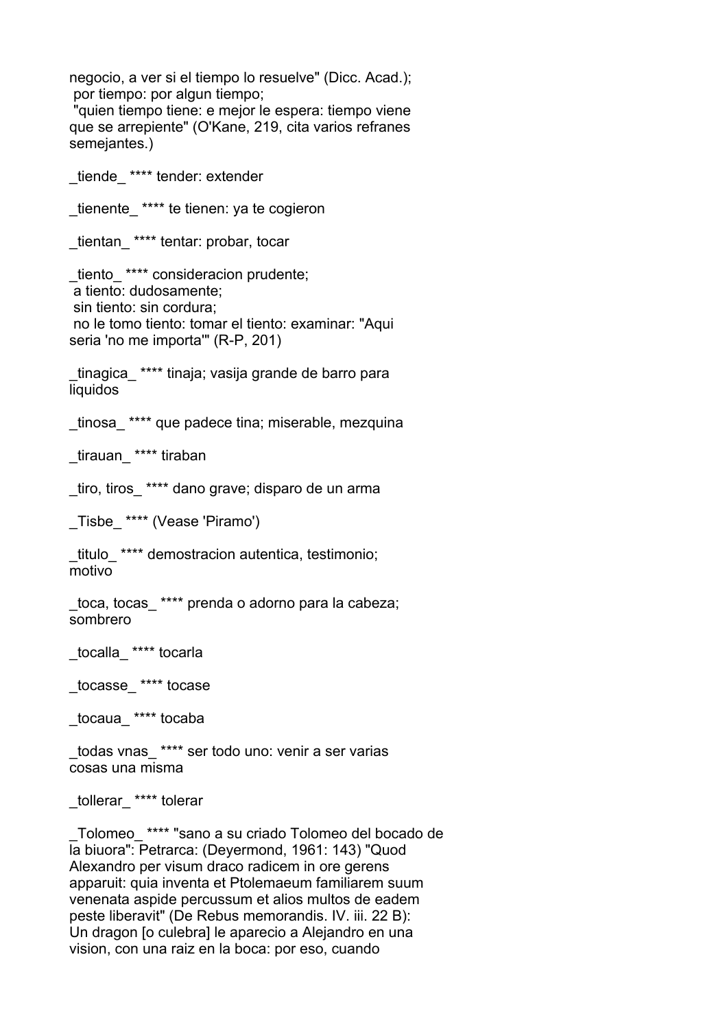negocio, a ver si el tiempo lo resuelve" (Dicc. Acad.);
 por tiempo: por algun tiempo;
 "quien tiempo tiene: e mejor le espera: tiempo viene que se arrepiente" (O'Kane, 219, cita varios refranes semejantes.)

_tiende_ **** tender: extender

_tienente_ **** te tienen: ya te cogieron

_tientan_ **** tentar: probar, tocar

_tiento_ **** consideracion prudente;
 a tiento: dudosamente;
 sin tiento: sin cordura;
 no le tomo tiento: tomar el tiento: examinar: "Aqui seria 'no me importa'" (R-P, 201)

_tinagica_ **** tinaja; vasija grande de barro para liquidos

_tinosa_ **** que padece tina; miserable, mezquina

_tirauan_ **** tiraban

_tiro, tiros_ **** dano grave; disparo de un arma

_Tisbe_ **** (Vease 'Piramo')

_titulo_ **** demostracion autentica, testimonio; motivo

_toca, tocas_ **** prenda o adorno para la cabeza; sombrero

_tocalla_ **** tocarla

_tocasse_ **** tocase

_tocaua_ **** tocaba

_todas vnas_ **** ser todo uno: venir a ser varias cosas una misma

_tollerar_ **** tolerar

_Tolomeo_ **** "sano a su criado Tolomeo del bocado de la biuora": Petrarca: (Deyermond, 1961: 143) "Quod Alexandro per visum draco radicem in ore gerens apparuit: quia inventa et Ptolemaeum familiarem suum venenata aspide percussum et alios multos de eadem peste liberavit" (De Rebus memorandis. IV. iii. 22 B): Un dragon [o culebra] le aparecio a Alejandro en una vision, con una raiz en la boca: por eso, cuando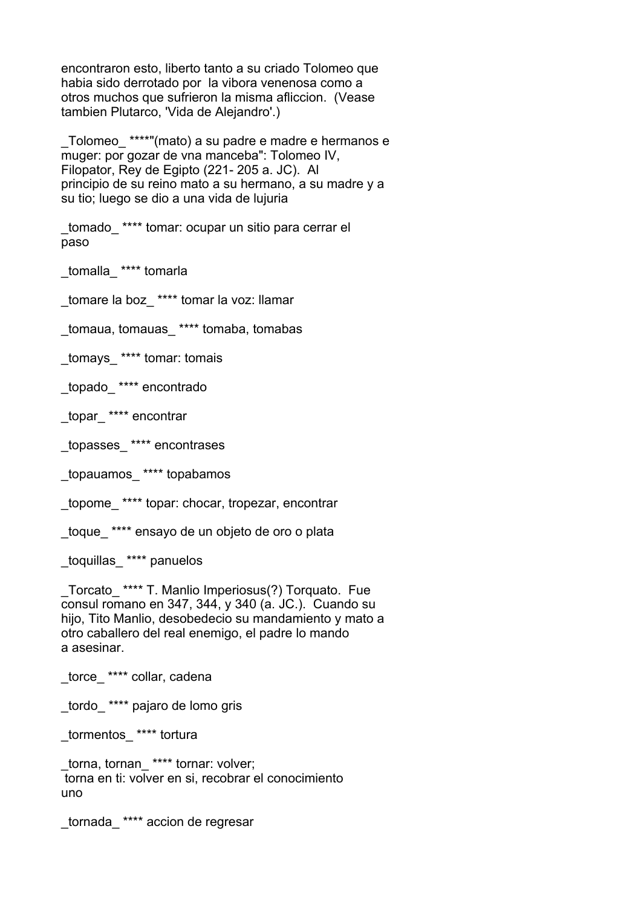encontraron esto, liberto tanto a su criado Tolomeo que habia sido derrotado por la vibora venenosa como a otros muchos que sufrieron la misma afliccion. (Vease tambien Plutarco, 'Vida de Alejandro'.)

_Tolomeo_ ****"(mato) a su padre e madre e hermanos e muger: por gozar de vna manceba": Tolomeo IV, Filopator, Rey de Egipto (221- 205 a. JC). Al principio de su reino mato a su hermano, a su madre y a su tio; luego se dio a una vida de lujuria

_tomado_ **** tomar: ocupar un sitio para cerrar el paso

_tomalla_ **** tomarla

_tomare la boz_ **** tomar la voz: llamar

_tomaua, tomauas_ **** tomaba, tomabas

_tomays_ **** tomar: tomais

_topado_ **** encontrado

_topar_ **** encontrar

_topasses_ **** encontrases

_topauamos_ **** topabamos

_topome_ **** topar: chocar, tropezar, encontrar

_toque_ **** ensayo de un objeto de oro o plata

_toquillas_ **** panuelos

_Torcato_ **** T. Manlio Imperiosus(?) Torquato. Fue consul romano en 347, 344, y 340 (a. JC.). Cuando su hijo, Tito Manlio, desobedecio su mandamiento y mato a otro caballero del real enemigo, el padre lo mando a asesinar.

_torce_ **** collar, cadena

_tordo_ **** pajaro de lomo gris

_tormentos_ **** tortura

_torna, tornan_ **** tornar: volver;
torna en ti: volver en si, recobrar el conocimiento uno

_tornada_ **** accion de regresar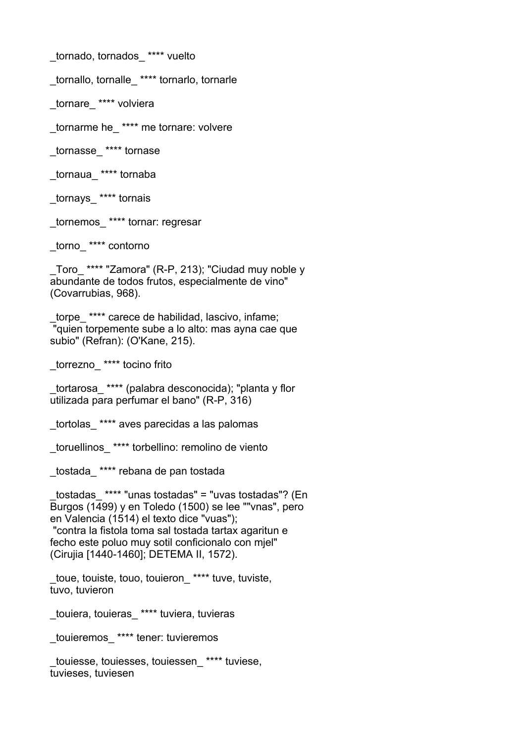_tornado, tornados_ **** vuelto

_tornallo, tornalle_ **** tornarlo, tornarle

_tornare_ **** volviera

_tornarme he_ **** me tornare: volvere

_tornasse_ **** tornase

_tornaua_ **** tornaba

_tornays_ **** tornais

_tornemos_ **** tornar: regresar

_torno_ **** contorno

_Toro_ **** "Zamora" (R-P, 213); "Ciudad muy noble y abundante de todos frutos, especialmente de vino" (Covarrubias, 968).

_torpe_ **** carece de habilidad, lascivo, infame; "quien torpemente sube a lo alto: mas ayna cae que subio" (Refran): (O'Kane, 215).

_torrezno_ **** tocino frito

_tortarosa_ **** (palabra desconocida); "planta y flor utilizada para perfumar el bano" (R-P, 316)

_tortolas_ **** aves parecidas a las palomas

_toruellinos_ **** torbellino: remolino de viento

_tostada_ **** rebana de pan tostada

_tostadas_ **** "unas tostadas" = "uvas tostadas"? (En Burgos (1499) y en Toledo (1500) se lee ""vnas", pero en Valencia (1514) el texto dice "vuas"); "contra la fistola toma sal tostada tartax agaritun e fecho este poluo muy sotil conficionalo con mjel" (Cirujia [1440-1460]; DETEMA II, 1572).

_toue, touiste, touo, touieron_ **** tuve, tuviste, tuvo, tuvieron

_touiera, touieras_ **** tuviera, tuvieras

_touieremos_ **** tener: tuvieremos

_touiesse, touiesses, touiessen_ **** tuviese, tuvieses, tuviesen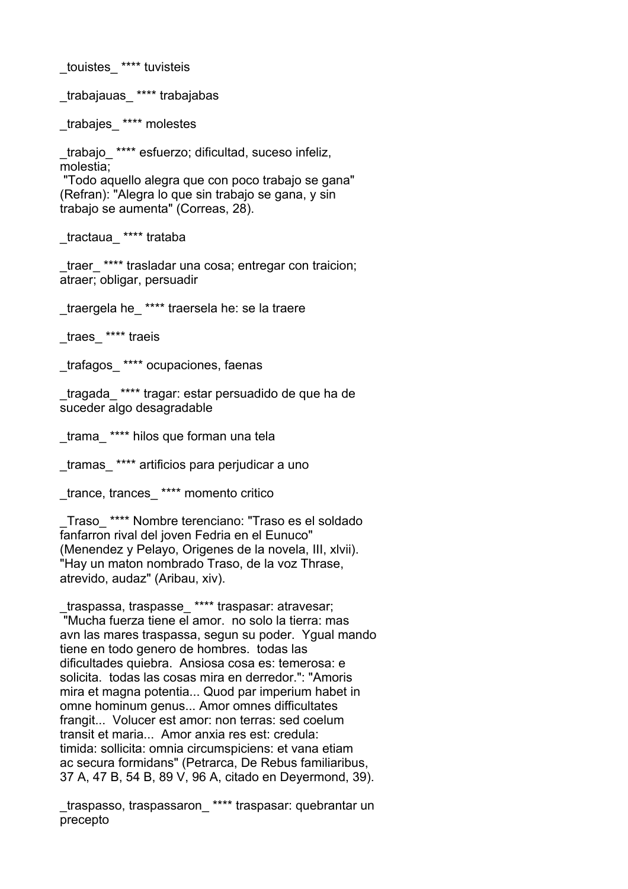_touistes_ **** tuvisteis

_trabajauas_ **** trabajabas

_trabajes_ **** molestes

_trabajo_ **** esfuerzo; dificultad, suceso infeliz, molestia;
 "Todo aquello alegra que con poco trabajo se gana" (Refran): "Alegra lo que sin trabajo se gana, y sin trabajo se aumenta" (Correas, 28).

_tractaua_ **** trataba

_traer_ **** trasladar una cosa; entregar con traicion; atraer; obligar, persuadir

_traergela he_ **** traersela he: se la traere

_traes_ **** traeis

_trafagos_ **** ocupaciones, faenas

_tragada_ **** tragar: estar persuadido de que ha de suceder algo desagradable

_trama_ **** hilos que forman una tela

_tramas_ **** artificios para perjudicar a uno

_trance, trances_ **** momento critico

_Traso_ **** Nombre terenciano: "Traso es el soldado fanfarron rival del joven Fedria en el Eunuco" (Menendez y Pelayo, Origenes de la novela, III, xlvii). "Hay un maton nombrado Traso, de la voz Thrase, atrevido, audaz" (Aribau, xiv).

_traspassa, traspasse_ **** traspasar: atravesar;
 "Mucha fuerza tiene el amor. no solo la tierra: mas avn las mares traspassa, segun su poder. Ygual mando tiene en todo genero de hombres. todas las dificultades quiebra. Ansiosa cosa es: temerosa: e solicita. todas las cosas mira en derredor.": "Amoris mira et magna potentia... Quod par imperium habet in omne hominum genus... Amor omnes difficultates frangit... Volucer est amor: non terras: sed coelum transit et maria... Amor anxia res est: credula: timida: sollicita: omnia circumspiciens: et vana etiam ac secura formidans" (Petrarca, De Rebus familiaribus, 37 A, 47 B, 54 B, 89 V, 96 A, citado en Deyermond, 39).

_traspasso, traspassaron_ **** traspasar: quebrantar un precepto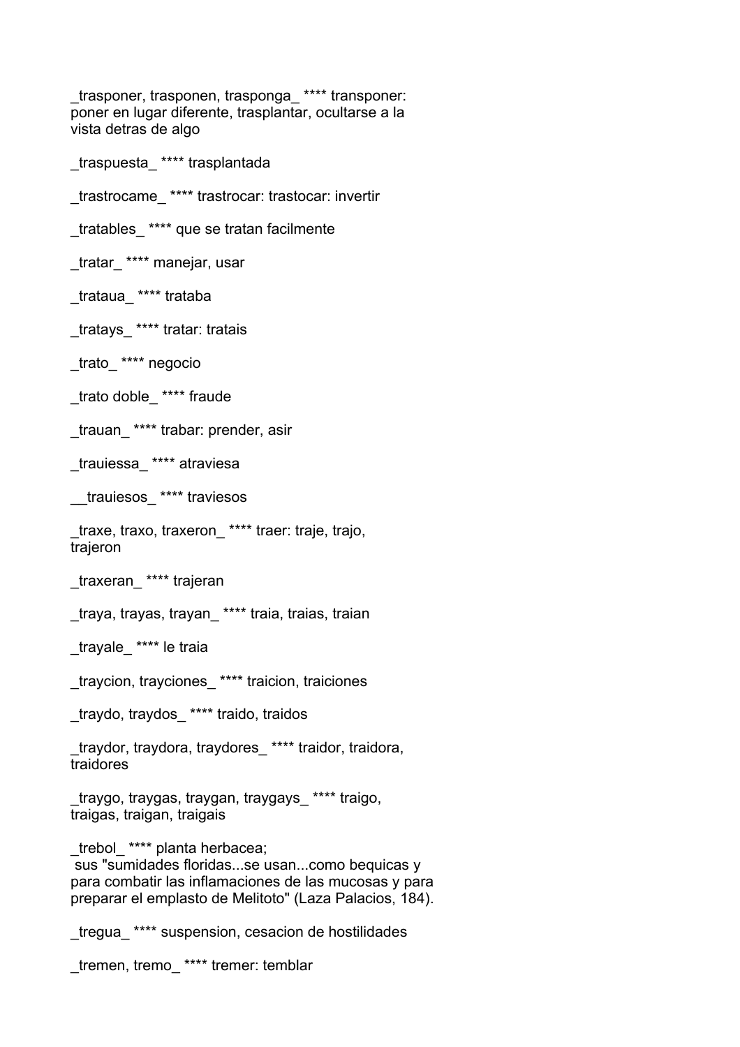_trasponer, trasponen, trasponga_ **** transponer: poner en lugar diferente, trasplantar, ocultarse a la vista detras de algo

_traspuesta_ **** trasplantada

_trastrocame_ **** trastrocar: trastocar: invertir

_tratables_ **** que se tratan facilmente

_tratar_ **** manejar, usar

_trataua_ **** trataba

_tratays_ **** tratar: tratais

_trato_ **** negocio

_trato doble_ **** fraude

_trauan_ **** trabar: prender, asir

_trauiessa_ **** atraviesa

__trauiesos_ **** traviesos

_traxe, traxo, traxeron_ **** traer: traje, trajo, trajeron

_traxeran_ **** trajeran

_traya, trayas, trayan_ **** traia, traias, traian

_trayale_ **** le traia

_traycion, trayciones_ **** traicion, traiciones

_traydo, traydos_ **** traido, traidos

_traydor, traydora, traydores_ **** traidor, traidora, traidores

_traygo, traygas, traygan, traygays_ **** traigo, traigas, traigan, traigais

_trebol_ **** planta herbacea;
sus "sumidades floridas...se usan...como bequicas y para combatir las inflamaciones de las mucosas y para preparar el emplasto de Melitoto" (Laza Palacios, 184).

_tregua_ **** suspension, cesacion de hostilidades

_tremen, tremo_ **** tremer: temblar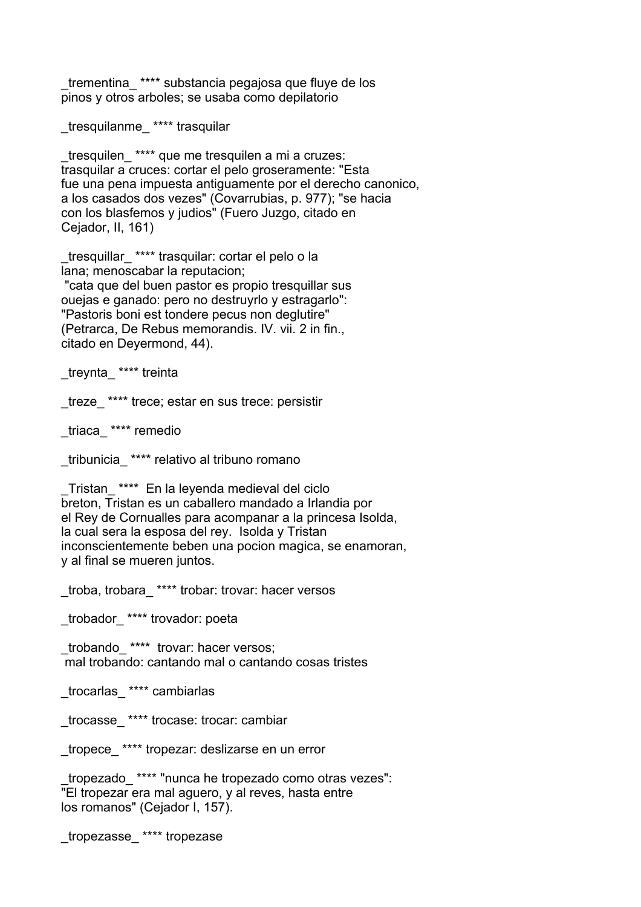_trementina_ **** substancia pegajosa que fluye de los pinos y otros arboles; se usaba como depilatorio

_tresquilanme_ **** trasquilar

_tresquilen_ **** que me tresquilen a mi a cruzes: trasquilar a cruces: cortar el pelo groseramente: "Esta fue una pena impuesta antiguamente por el derecho canonico, a los casados dos vezes" (Covarrubias, p. 977); "se hacia con los blasfemos y judios" (Fuero Juzgo, citado en Cejador, II, 161)

_tresquillar_ **** trasquilar: cortar el pelo o la lana; menoscabar la reputacion; "cata que del buen pastor es propio tresquillar sus ouejas e ganado: pero no destruyrlo y estragarlo": "Pastoris boni est tondere pecus non deglutire" (Petrarca, De Rebus memorandis. IV. vii. 2 in fin., citado en Deyermond, 44).

_treynta_ **** treinta

_treze_ **** trece; estar en sus trece: persistir

_triaca_ **** remedio

_tribunicia_ **** relativo al tribuno romano

_Tristan_ **** En la leyenda medieval del ciclo breton, Tristan es un caballero mandado a Irlandia por el Rey de Cornualles para acompanar a la princesa Isolda, la cual sera la esposa del rey. Isolda y Tristan inconscientemente beben una pocion magica, se enamoran, y al final se mueren juntos.

_troba, trobara_ **** trobar: trovar: hacer versos

_trobador_ **** trovador: poeta

_trobando_ **** trovar: hacer versos; mal trobando: cantando mal o cantando cosas tristes

_trocarlas_ **** cambiarlas

_trocasse_ **** trocase: trocar: cambiar

_tropece_ **** tropezar: deslizarse en un error

_tropezado_ **** "nunca he tropezado como otras vezes": "El tropezar era mal aguero, y al reves, hasta entre los romanos" (Cejador I, 157).

_tropezasse_ **** tropezase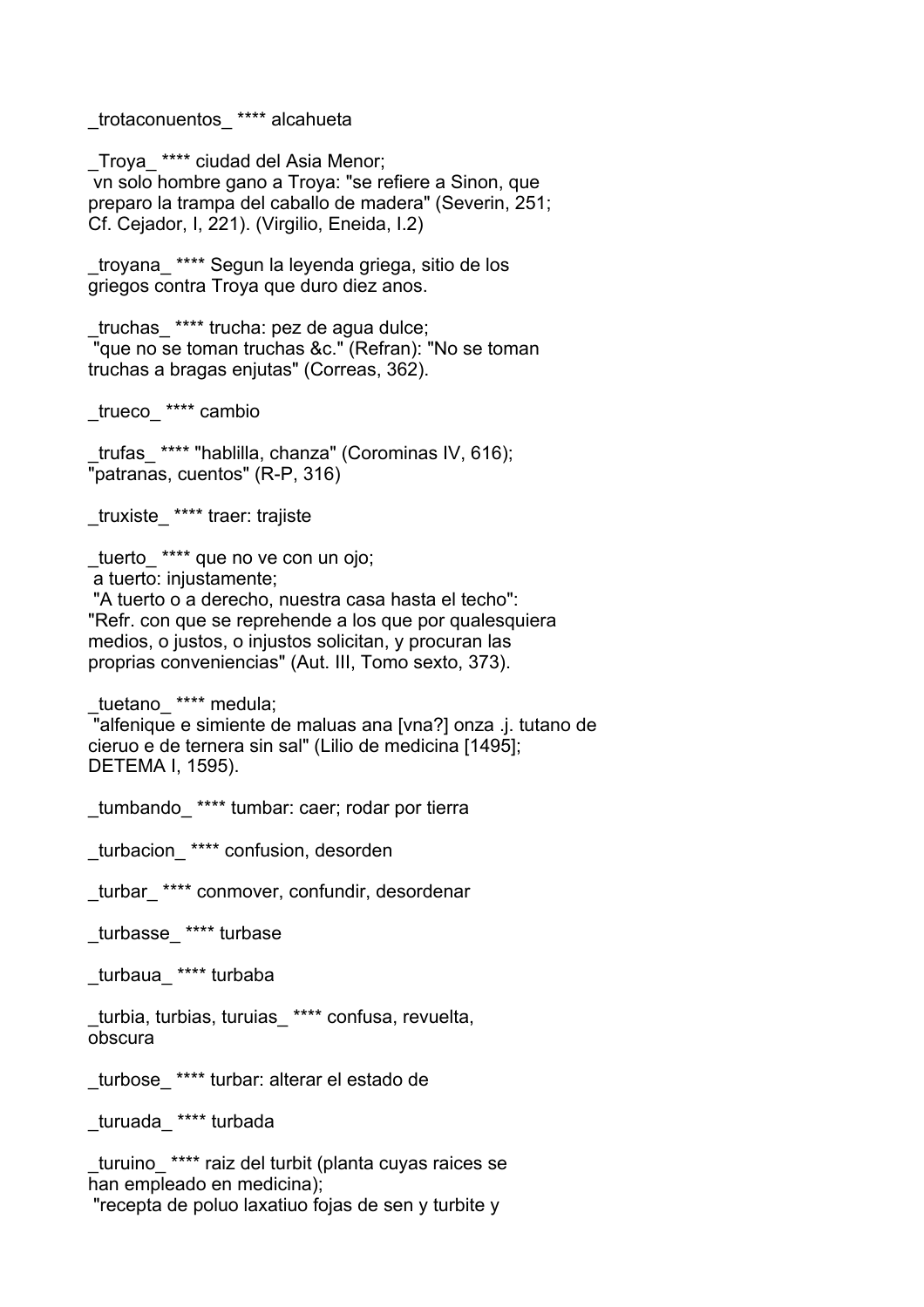_trotaconuentos_ **** alcahueta

_Troya_ **** ciudad del Asia Menor;
 vn solo hombre gano a Troya: "se refiere a Sinon, que preparo la trampa del caballo de madera" (Severin, 251; Cf. Cejador, I, 221). (Virgilio, Eneida, I.2)

_troyana_ **** Segun la leyenda griega, sitio de los griegos contra Troya que duro diez anos.

_truchas_ **** trucha: pez de agua dulce;
 "que no se toman truchas &c." (Refran): "No se toman truchas a bragas enjutas" (Correas, 362).

_trueco_ **** cambio

_trufas_ **** "hablilla, chanza" (Corominas IV, 616); "patranas, cuentos" (R-P, 316)

_truxiste_ **** traer: trajiste

_tuerto_ **** que no ve con un ojo;
 a tuerto: injustamente;
 "A tuerto o a derecho, nuestra casa hasta el techo": "Refr. con que se reprehende a los que por qualesquiera medios, o justos, o injustos solicitan, y procuran las proprias conveniencias" (Aut. III, Tomo sexto, 373).

_tuetano_ **** medula;
 "alfenique e simiente de maluas ana [vna?] onza .j. tutano de cieruo e de ternera sin sal" (Lilio de medicina [1495]; DETEMA I, 1595).

_tumbando_ **** tumbar: caer; rodar por tierra

_turbacion_ **** confusion, desorden

_turbar_ **** conmover, confundir, desordenar

_turbasse_ **** turbase

_turbaua_ **** turbaba

_turbia, turbias, turuias_ **** confusa, revuelta, obscura

_turbose_ **** turbar: alterar el estado de

_turuada_ **** turbada

_turuino_ **** raiz del turbit (planta cuyas raices se han empleado en medicina);
 "recepta de poluo laxatiuo fojas de sen y turbite y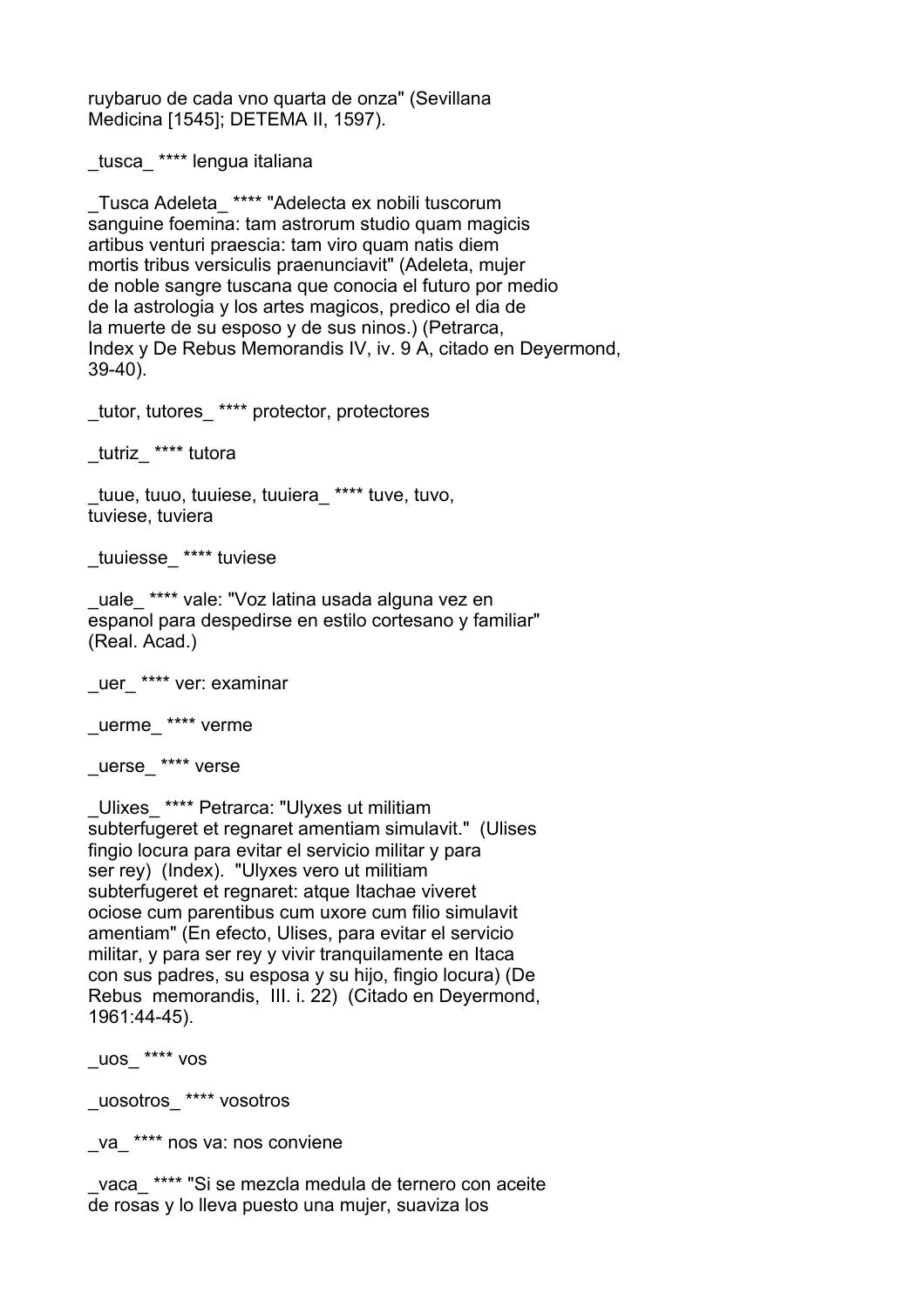ruybaruo de cada vno quarta de onza" (Sevillana Medicina [1545]; DETEMA II, 1597).

_tusca_ **** lengua italiana

_Tusca Adeleta_ **** "Adelecta ex nobili tuscorum sanguine foemina: tam astrorum studio quam magicis artibus venturi praescia: tam viro quam natis diem mortis tribus versiculis praenunciavit" (Adeleta, mujer de noble sangre tuscana que conocia el futuro por medio de la astrologia y los artes magicos, predico el dia de la muerte de su esposo y de sus ninos.) (Petrarca, Index y De Rebus Memorandis IV, iv. 9 A, citado en Deyermond, 39-40).

_tutor, tutores_ **** protector, protectores

_tutriz_ **** tutora

_tuue, tuuo, tuuiese, tuuiera_ **** tuve, tuvo, tuviese, tuviera

_tuuiesse_ **** tuviese

_uale_ **** vale: "Voz latina usada alguna vez en espanol para despedirse en estilo cortesano y familiar" (Real. Acad.)

_uer_ **** ver: examinar

_uerme_ **** verme

_uerse_ **** verse

_Ulixes_ **** Petrarca: "Ulyxes ut militiam subterfugeret et regnaret amentiam simulavit." (Ulises fingio locura para evitar el servicio militar y para ser rey) (Index). "Ulyxes vero ut militiam subterfugeret et regnaret: atque Itachae viveret ociose cum parentibus cum uxore cum filio simulavit amentiam" (En efecto, Ulises, para evitar el servicio militar, y para ser rey y vivir tranquilamente en Itaca con sus padres, su esposa y su hijo, fingio locura) (De Rebus memorandis, III. i. 22) (Citado en Deyermond, 1961:44-45).

_uos_ **** vos

_uosotros_ **** vosotros

_va_ **** nos va: nos conviene

_vaca_ **** "Si se mezcla medula de ternero con aceite de rosas y lo lleva puesto una mujer, suaviza los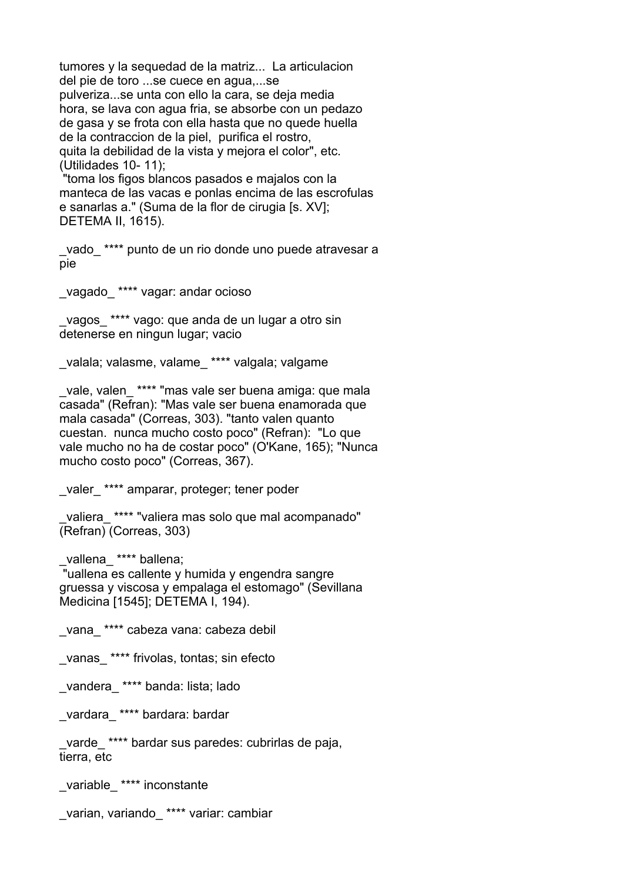tumores y la sequedad de la matriz... La articulacion del pie de toro ...se cuece en agua,...se pulveriza...se unta con ello la cara, se deja media hora, se lava con agua fria, se absorbe con un pedazo de gasa y se frota con ella hasta que no quede huella de la contraccion de la piel, purifica el rostro, quita la debilidad de la vista y mejora el color", etc. (Utilidades 10- 11);
"toma los figos blancos pasados e majalos con la manteca de las vacas e ponlas encima de las escrofulas e sanarlas a." (Suma de la flor de cirugia [s. XV]; DETEMA II, 1615).

_vado_ **** punto de un rio donde uno puede atravesar a pie

_vagado_ **** vagar: andar ocioso

_vagos_ **** vago: que anda de un lugar a otro sin detenerse en ningun lugar; vacio

_valala; valasme, valame_ **** valgala; valgame

_vale, valen_ **** "mas vale ser buena amiga: que mala casada" (Refran): "Mas vale ser buena enamorada que mala casada" (Correas, 303). "tanto valen quanto cuestan. nunca mucho costo poco" (Refran): "Lo que vale mucho no ha de costar poco" (O'Kane, 165); "Nunca mucho costo poco" (Correas, 367).

_valer_ **** amparar, proteger; tener poder

_valiera_ **** "valiera mas solo que mal acompanado" (Refran) (Correas, 303)

_vallena_ **** ballena;
"uallena es callente y humida y engendra sangre gruessa y viscosa y empalaga el estomago" (Sevillana Medicina [1545]; DETEMA I, 194).

_vana_ **** cabeza vana: cabeza debil

_vanas_ **** frivolas, tontas; sin efecto

_vandera_ **** banda: lista; lado

_vardara_ **** bardara: bardar

_varde_ **** bardar sus paredes: cubrirlas de paja, tierra, etc

_variable_ **** inconstante

_varian, variando_ **** variar: cambiar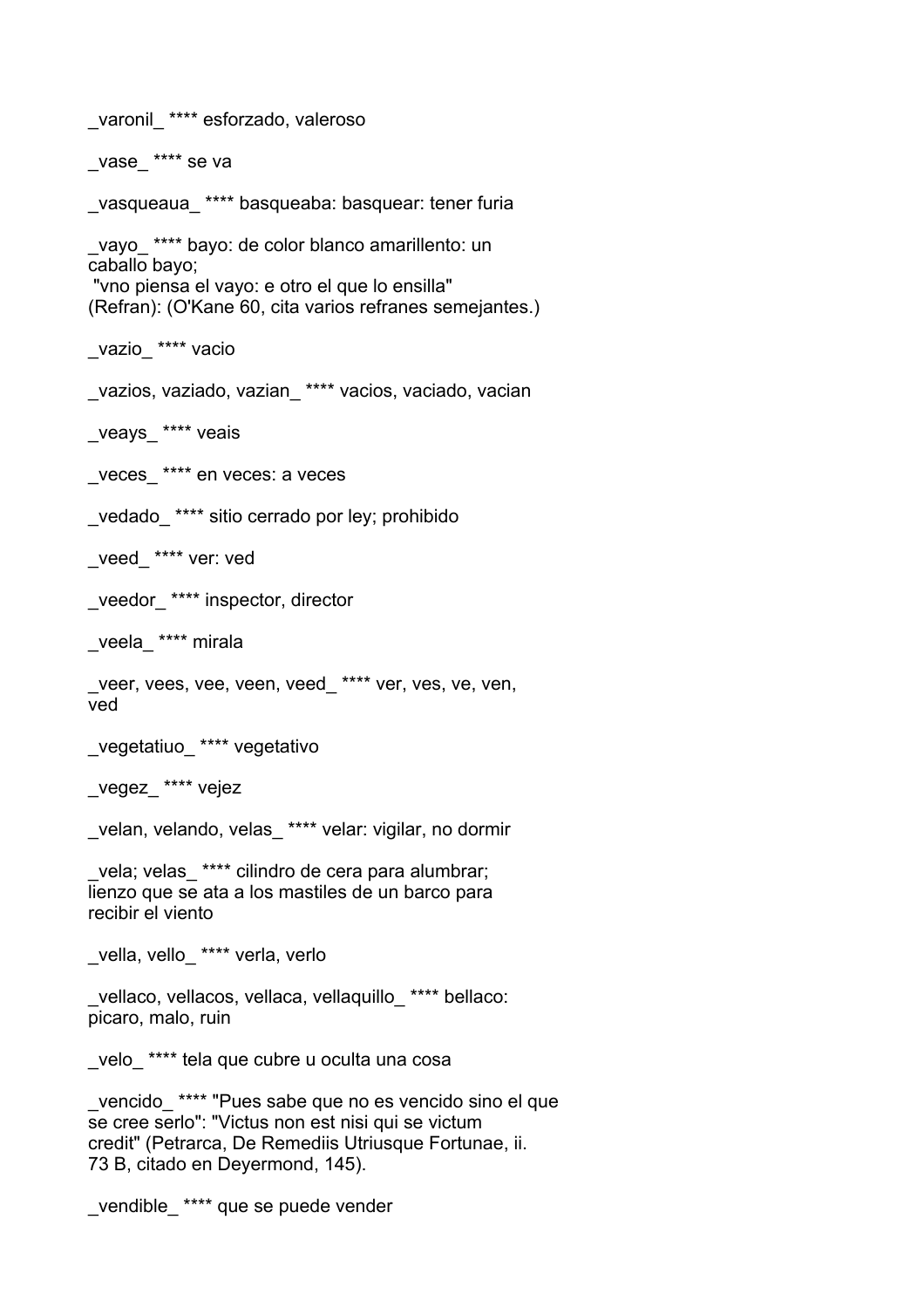_varonil_ **** esforzado, valeroso

_vase_ **** se va

_vasqueaua_ **** basqueaba: basquear: tener furia

_vayo_ **** bayo: de color blanco amarillento: un caballo bayo;
"vno piensa el vayo: e otro el que lo ensilla" (Refran): (O'Kane 60, cita varios refranes semejantes.)

_vazio_ **** vacio

_vazios, vaziado, vazian_ **** vacios, vaciado, vacian

_veays_ **** veais

_veces_ **** en veces: a veces

_vedado_ **** sitio cerrado por ley; prohibido

_veed_ **** ver: ved

_veedor_ **** inspector, director

_veela_ **** mirala

_veer, vees, vee, veen, veed_ **** ver, ves, ve, ven, ved

_vegetatiuo_ **** vegetativo

_vegez_ **** vejez

_velan, velando, velas_ **** velar: vigilar, no dormir

_vela; velas_ **** cilindro de cera para alumbrar; lienzo que se ata a los mastiles de un barco para recibir el viento

_vella, vello_ **** verla, verlo

_vellaco, vellacos, vellaca, vellaquillo_ **** bellaco: picaro, malo, ruin

_velo_ **** tela que cubre u oculta una cosa

_vencido_ **** "Pues sabe que no es vencido sino el que se cree serlo": "Victus non est nisi qui se victum credit" (Petrarca, De Remediis Utriusque Fortunae, ii. 73 B, citado en Deyermond, 145).

_vendible_ **** que se puede vender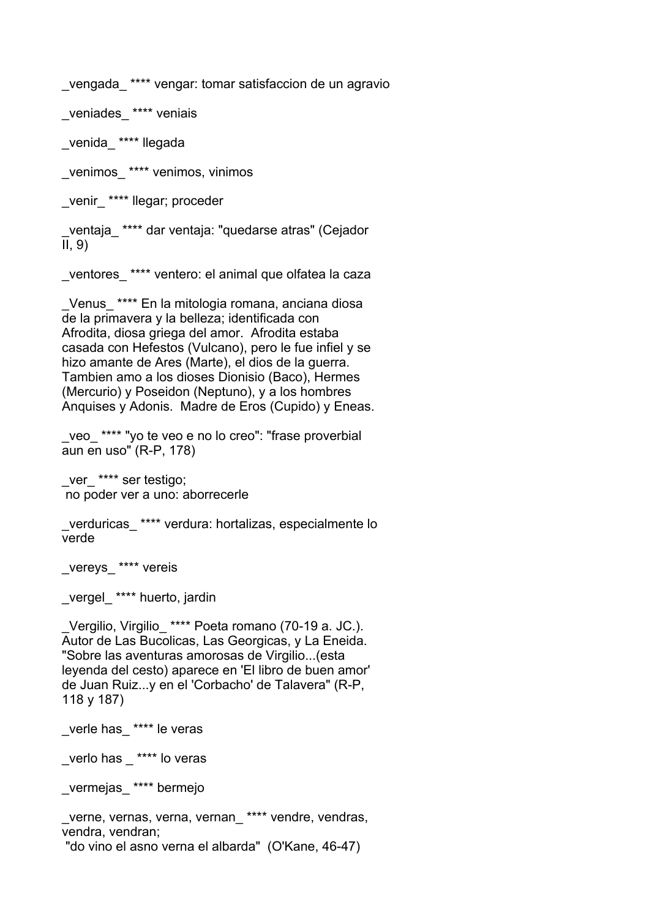_vengada_ **** vengar: tomar satisfaccion de un agravio

_veniades_ **** veniais

_venida_ **** llegada

_venimos_ **** venimos, vinimos

_venir_ **** llegar; proceder

_ventaja_ **** dar ventaja: "quedarse atras" (Cejador II, 9)

_ventores_ **** ventero: el animal que olfatea la caza

_Venus_ **** En la mitologia romana, anciana diosa de la primavera y la belleza; identificada con Afrodita, diosa griega del amor. Afrodita estaba casada con Hefestos (Vulcano), pero le fue infiel y se hizo amante de Ares (Marte), el dios de la guerra. Tambien amo a los dioses Dionisio (Baco), Hermes (Mercurio) y Poseidon (Neptuno), y a los hombres Anquises y Adonis. Madre de Eros (Cupido) y Eneas.

_veo_ **** "yo te veo e no lo creo": "frase proverbial aun en uso" (R-P, 178)

_ver_ **** ser testigo;
no poder ver a uno: aborrecerle

_verduricas_ **** verdura: hortalizas, especialmente lo verde

_vereys_ **** vereis

_vergel_ **** huerto, jardin

_Vergilio, Virgilio_ **** Poeta romano (70-19 a. JC.). Autor de Las Bucolicas, Las Georgicas, y La Eneida. "Sobre las aventuras amorosas de Virgilio...(esta leyenda del cesto) aparece en 'El libro de buen amor' de Juan Ruiz...y en el 'Corbacho' de Talavera" (R-P, 118 y 187)

_verle has_ **** le veras

_verlo has _ **** lo veras

_vermejas_ **** bermejo

_verne, vernas, verna, vernan_ **** vendre, vendras, vendra, vendran;
"do vino el asno verna el albarda" (O'Kane, 46-47)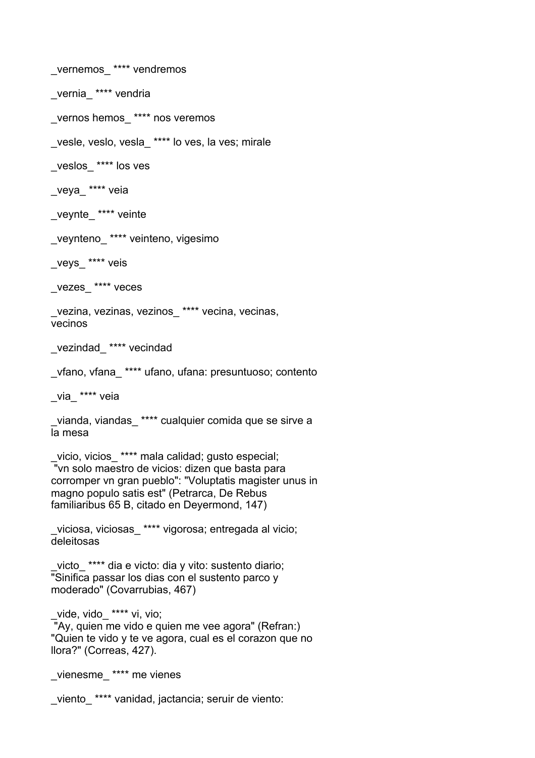_vernemos_ **** vendremos

_vernia_ **** vendria

_vernos hemos_ **** nos veremos

_vesle, veslo, vesla_ **** lo ves, la ves; mirale

_veslos_ **** los ves

_veya_ **** veia

_veynte_ **** veinte

_veynteno_ **** veinteno, vigesimo

_veys_ **** veis

_vezes_ **** veces

_vezina, vezinas, vezinos_ **** vecina, vecinas, vecinos

_vezindad_ **** vecindad

_vfano, vfana_ **** ufano, ufana: presuntuoso; contento

_via_ **** veia

_vianda, viandas_ **** cualquier comida que se sirve a la mesa

_vicio, vicios_ **** mala calidad; gusto especial; "vn solo maestro de vicios: dizen que basta para corromper vn gran pueblo": "Voluptatis magister unus in magno populo satis est" (Petrarca, De Rebus familiaribus 65 B, citado en Deyermond, 147)

_viciosa, viciosas_ **** vigorosa; entregada al vicio; deleitosas

_victo_ **** dia e victo: dia y vito: sustento diario; "Sinifica passar los dias con el sustento parco y moderado" (Covarrubias, 467)

_vide, vido_ **** vi, vio; "Ay, quien me vido e quien me vee agora" (Refran:) "Quien te vido y te ve agora, cual es el corazon que no llora?" (Correas, 427).

_vienesme_ **** me vienes

_viento_ **** vanidad, jactancia; seruir de viento: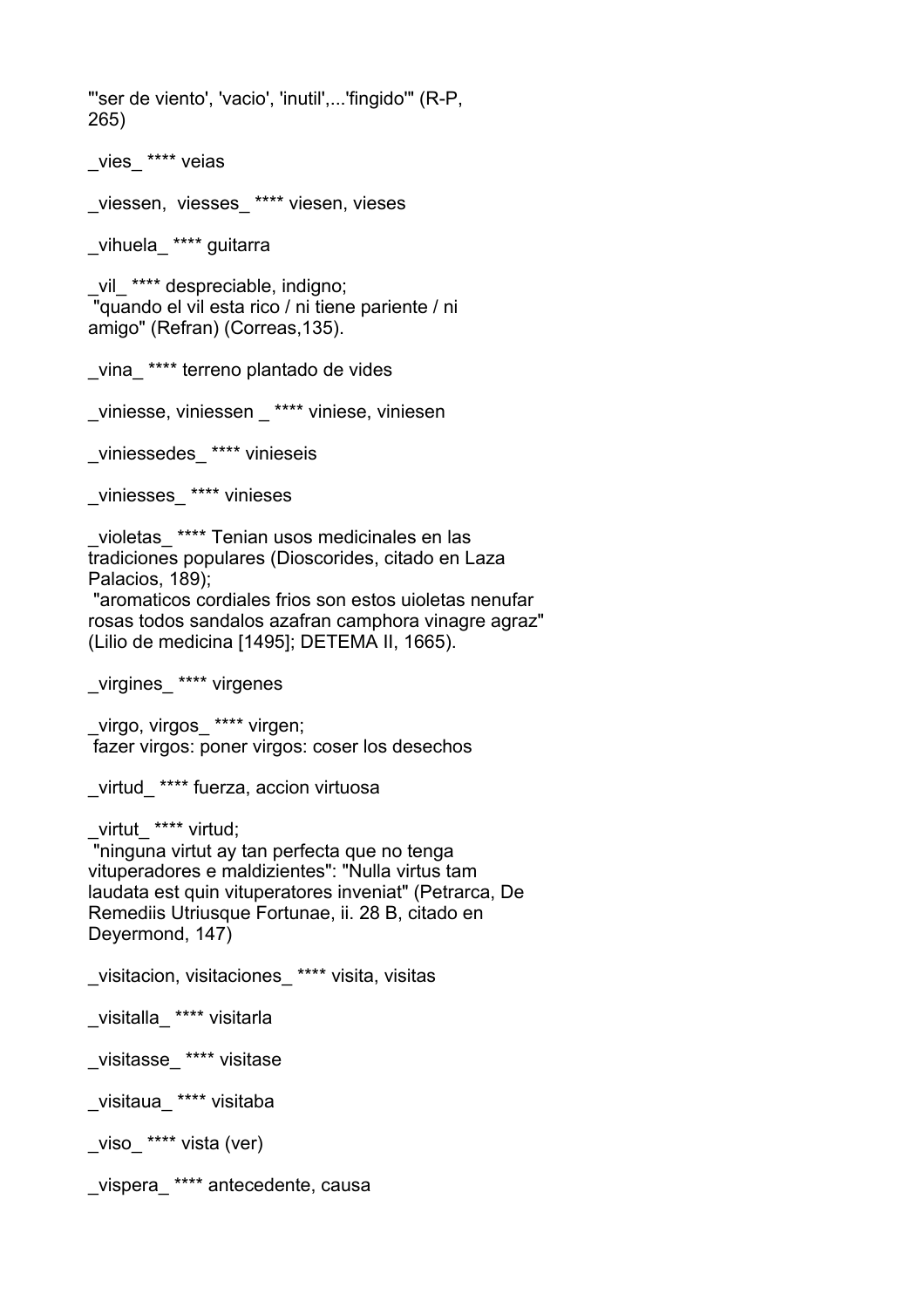"'ser de viento', 'vacio', 'inutil',...'fingido'" (R-P, 265)

_vies_ **** veias

_viessen,  viesses_ **** viesen, vieses

_vihuela_ **** guitarra

_vil_ **** despreciable, indigno;
 "quando el vil esta rico / ni tiene pariente / ni amigo" (Refran) (Correas,135).

_vina_ **** terreno plantado de vides

_viniesse, viniessen _ **** viniese, viniesen

_viniessedes_ **** vinieseis

_viniesses_ **** vinieses

_violetas_ **** Tenian usos medicinales en las tradiciones populares (Dioscorides, citado en Laza Palacios, 189);
 "aromaticos cordiales frios son estos uioletas nenufar rosas todos sandalos azafran camphora vinagre agraz" (Lilio de medicina [1495]; DETEMA II, 1665).

_virgines_ **** virgenes

_virgo, virgos_ **** virgen;
 fazer virgos: poner virgos: coser los desechos

_virtud_ **** fuerza, accion virtuosa

_virtut_ **** virtud;
 "ninguna virtut ay tan perfecta que no tenga vituperadores e maldizientes": "Nulla virtus tam laudata est quin vituperatores inveniat" (Petrarca, De Remediis Utriusque Fortunae, ii. 28 B, citado en Deyermond, 147)

_visitacion, visitaciones_ **** visita, visitas

_visitalla_ **** visitarla

_visitasse_ **** visitase

_visitaua_ **** visitaba

_viso_ **** vista (ver)

_vispera_ **** antecedente, causa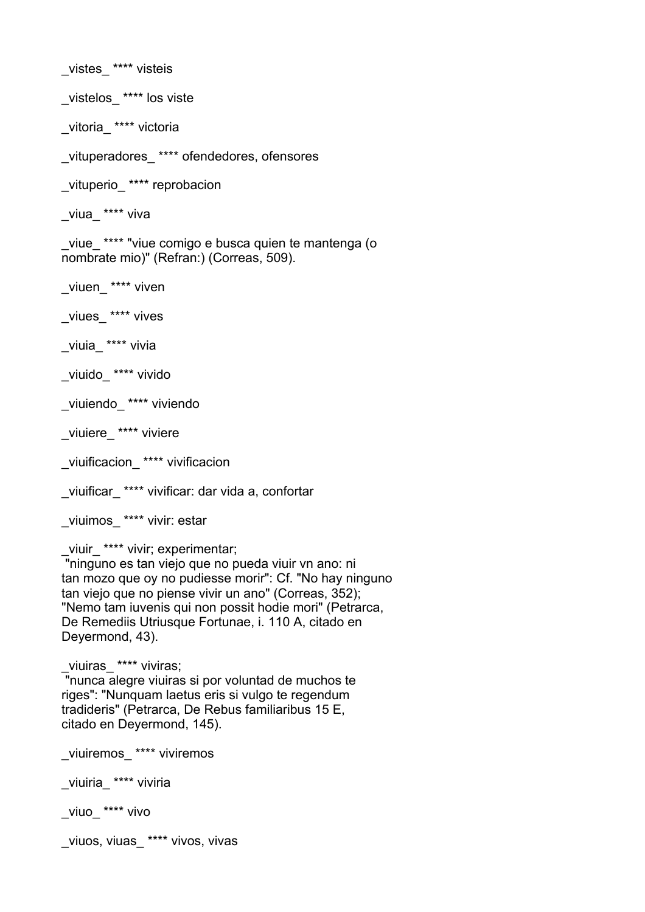_vistes_ **** visteis

_vistelos_ **** los viste

_vitoria_ **** victoria

_vituperadores_ **** ofendedores, ofensores

_vituperio_ **** reprobacion

_viua_ **** viva

_viue_ **** "viue comigo e busca quien te mantenga (o nombrate mio)" (Refran:) (Correas, 509).

_viuen_ **** viven

_viues_ **** vives

_viuia_ **** vivia

_viuido_ **** vivido

_viuiendo_ **** viviendo

_viuiere_ **** viviere

_viuificacion_ **** vivificacion

_viuificar_ **** vivificar: dar vida a, confortar

_viuimos_ **** vivir: estar

_viuir_ **** vivir; experimentar;
"ninguno es tan viejo que no pueda viuir vn ano: ni tan mozo que oy no pudiesse morir": Cf. "No hay ninguno tan viejo que no piense vivir un ano" (Correas, 352); "Nemo tam iuvenis qui non possit hodie mori" (Petrarca, De Remediis Utriusque Fortunae, i. 110 A, citado en Deyermond, 43).

_viuiras_ **** viviras;
"nunca alegre viuiras si por voluntad de muchos te riges": "Nunquam laetus eris si vulgo te regendum tradideris" (Petrarca, De Rebus familiaribus 15 E, citado en Deyermond, 145).

_viuiremos_ **** viviremos

_viuiria_ **** viviria

_viuo_ **** vivo

_viuos, viuas_ **** vivos, vivas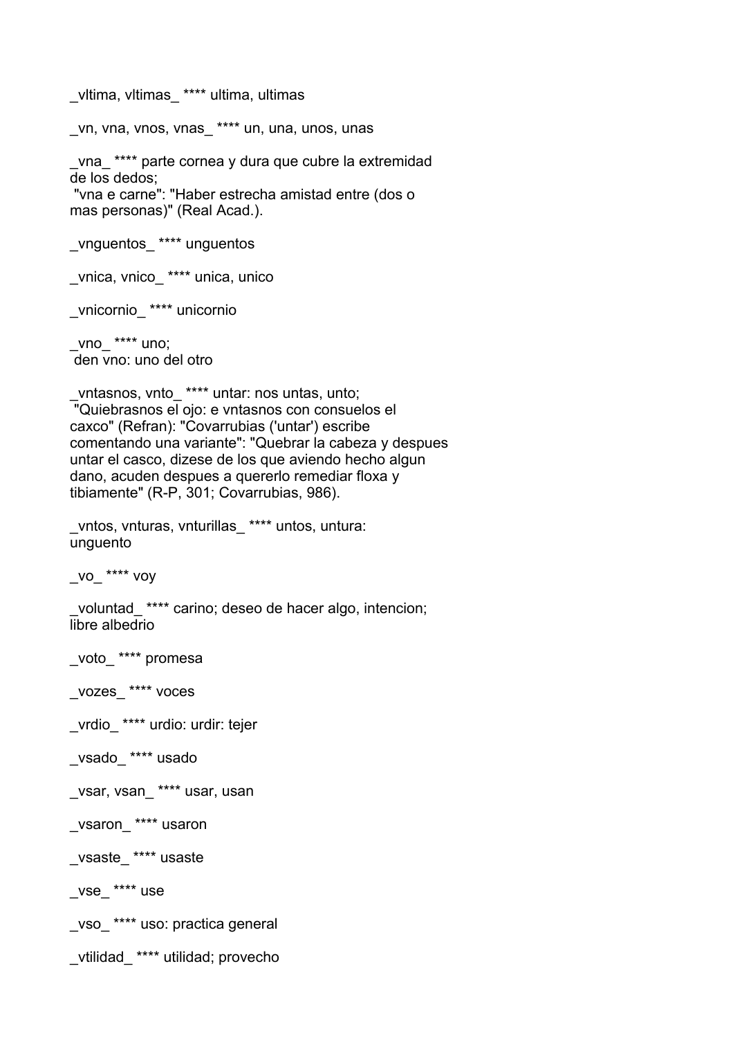_vltima, vltimas_ **** ultima, ultimas

_vn, vna, vnos, vnas_ **** un, una, unos, unas

_vna_ **** parte cornea y dura que cubre la extremidad de los dedos;
"vna e carne": "Haber estrecha amistad entre (dos o mas personas)" (Real Acad.).

_vnguentos_ **** unguentos

_vnica, vnico_ **** unica, unico

_vnicornio_ **** unicornio

_vno_ **** uno;
den vno: uno del otro

_vntasnos, vnto_ **** untar: nos untas, unto;
"Quiebrasnos el ojo: e vntasnos con consuelos el caxco" (Refran): "Covarrubias ('untar') escribe comentando una variante": "Quebrar la cabeza y despues untar el casco, dizese de los que aviendo hecho algun dano, acuden despues a quererlo remediar floxa y tibiamente" (R-P, 301; Covarrubias, 986).

_vntos, vnturas, vnturillas_ **** untos, untura: unguento

_vo_ **** voy

_voluntad_ **** carino; deseo de hacer algo, intencion; libre albedrio

_voto_ **** promesa

_vozes_ **** voces

_vrdio_ **** urdio: urdir: tejer

_vsado_ **** usado

_vsar, vsan_ **** usar, usan

_vsaron_ **** usaron

_vsaste_ **** usaste

_vse_ **** use

_vso_ **** uso: practica general

_vtilidad_ **** utilidad; provecho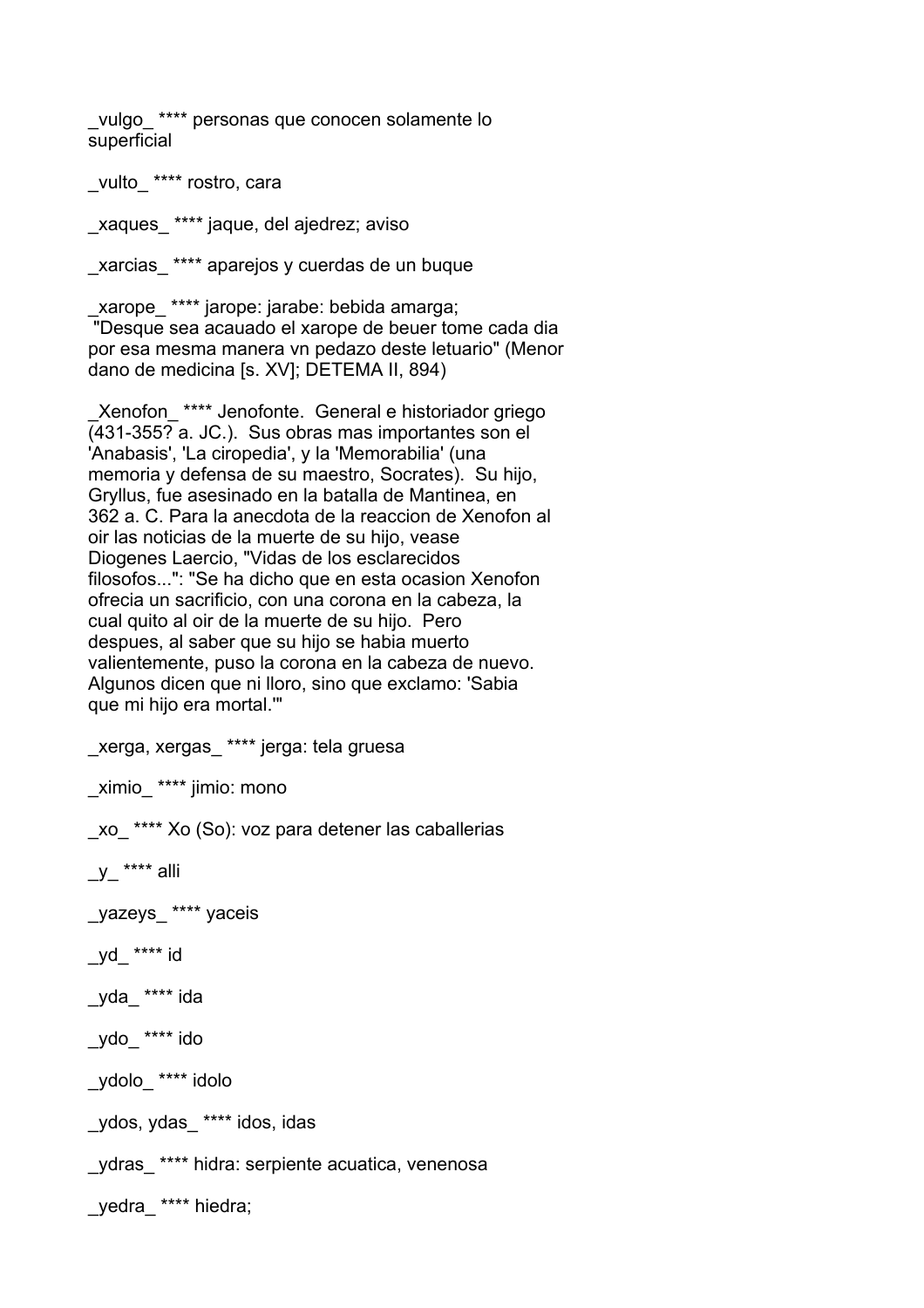_vulgo_ **** personas que conocen solamente lo superficial

_vulto_ **** rostro, cara

_xaques_ **** jaque, del ajedrez; aviso

_xarcias_ **** aparejos y cuerdas de un buque

_xarope_ **** jarope: jarabe: bebida amarga;
"Desque sea acauado el xarope de beuer tome cada dia por esa mesma manera vn pedazo deste letuario" (Menor dano de medicina [s. XV]; DETEMA II, 894)

_Xenofon_ **** Jenofonte. General e historiador griego (431-355? a. JC.). Sus obras mas importantes son el 'Anabasis', 'La ciropedia', y la 'Memorabilia' (una memoria y defensa de su maestro, Socrates). Su hijo, Gryllus, fue asesinado en la batalla de Mantinea, en 362 a. C. Para la anecdota de la reaccion de Xenofon al oir las noticias de la muerte de su hijo, vease Diogenes Laercio, "Vidas de los esclarecidos filosofos...": "Se ha dicho que en esta ocasion Xenofon ofrecia un sacrificio, con una corona en la cabeza, la cual quito al oir de la muerte de su hijo. Pero despues, al saber que su hijo se habia muerto valientemente, puso la corona en la cabeza de nuevo. Algunos dicen que ni lloro, sino que exclamo: 'Sabia que mi hijo era mortal.'"

_xerga, xergas_ **** jerga: tela gruesa

_ximio_ **** jimio: mono

_xo_ **** Xo (So): voz para detener las caballerias

_y_ **** alli

_yazeys_ **** yaceis

_yd_ **** id

_yda_ **** ida

_ydo_ **** ido

_ydolo_ **** idolo

_ydos, ydas_ **** idos, idas

_ydras_ **** hidra: serpiente acuatica, venenosa

_yedra_ **** hiedra;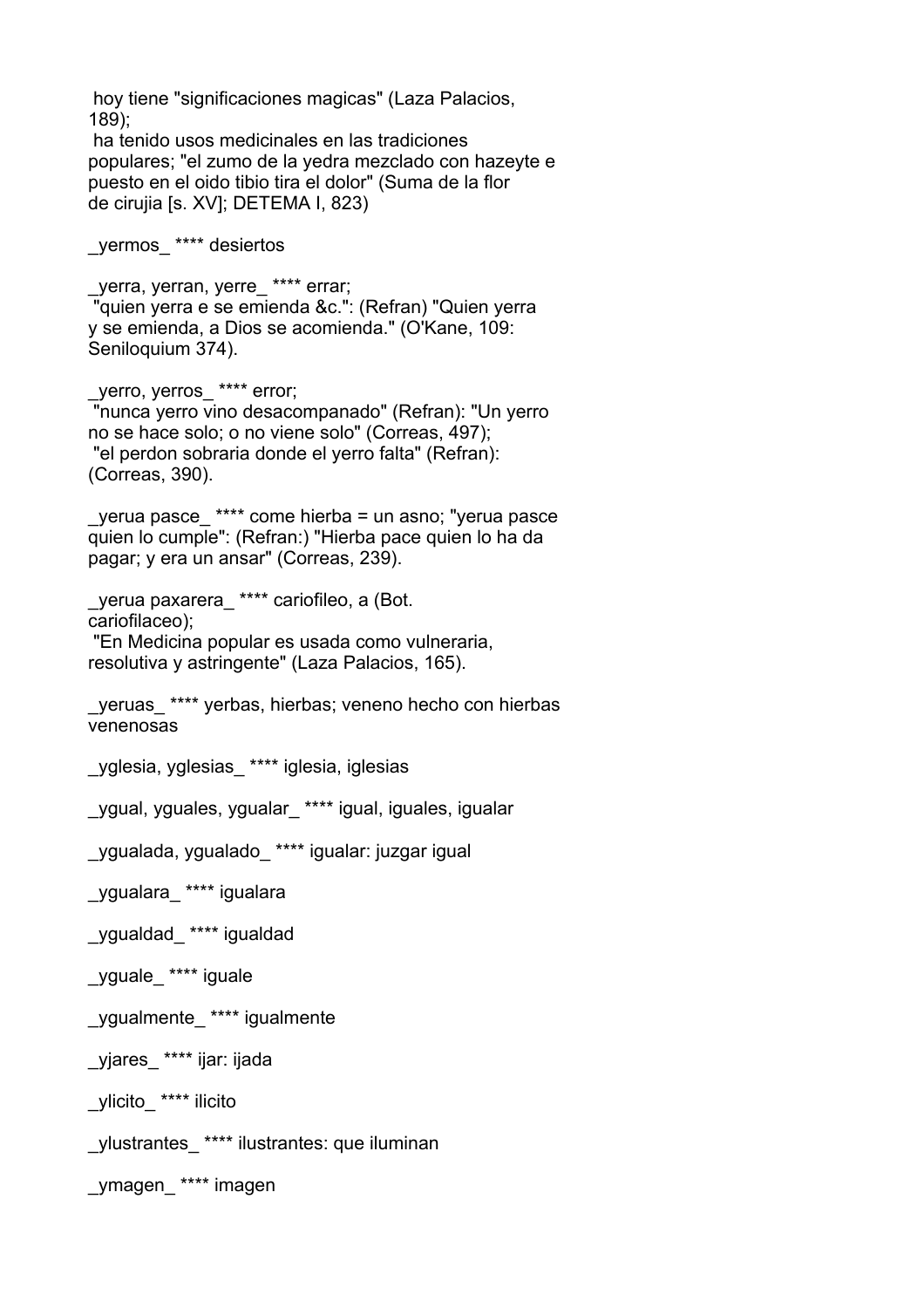hoy tiene "significaciones magicas" (Laza Palacios, 189);
ha tenido usos medicinales en las tradiciones populares; "el zumo de la yedra mezclado con hazeyte e puesto en el oido tibio tira el dolor" (Suma de la flor de cirujia [s. XV]; DETEMA I, 823)

_yermos_ **** desiertos

_yerra, yerran, yerre_ **** errar;
"quien yerra e se emienda &c.": (Refran) "Quien yerra y se emienda, a Dios se acomienda." (O'Kane, 109: Seniloquium 374).

_yerro, yerros_ **** error;
"nunca yerro vino desacompanado" (Refran): "Un yerro no se hace solo; o no viene solo" (Correas, 497);
"el perdon sobraria donde el yerro falta" (Refran): (Correas, 390).

_yerua pasce_ **** come hierba = un asno; "yerua pasce quien lo cumple": (Refran:) "Hierba pace quien lo ha da pagar; y era un ansar" (Correas, 239).

_yerua paxarera_ **** cariofileo, a (Bot. cariofilaceo);
"En Medicina popular es usada como vulneraria, resolutiva y astringente" (Laza Palacios, 165).

_yeruas_ **** yerbas, hierbas; veneno hecho con hierbas venenosas

_yglesia, yglesias_ **** iglesia, iglesias

_ygual, yguales, ygualar_ **** igual, iguales, igualar

_ygualada, ygualado_ **** igualar: juzgar igual

_ygualara_ **** igualara

_ygualdad_ **** igualdad

_yguale_ **** iguale

_ygualmente_ **** igualmente

_yjares_ **** ijar: ijada

_ylicito_ **** ilicito

_ylustrantes_ **** ilustrantes: que iluminan

_ymagen_ **** imagen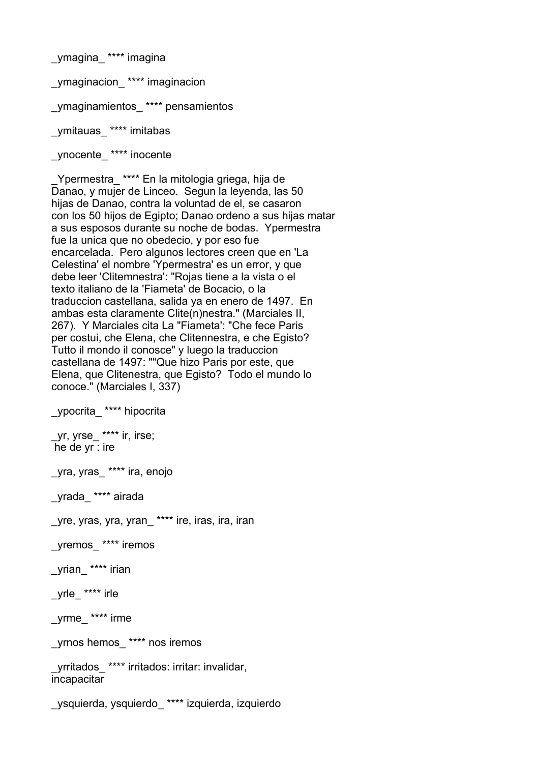_ymagina_ **** imagina

_ymaginacion_ **** imaginacion

_ymaginamientos_ **** pensamientos

_ymitauas_ **** imitabas

_ynocente_ **** inocente

_Ypermestra_ **** En la mitologia griega, hija de Danao, y mujer de Linceo.  Segun la leyenda, las 50 hijas de Danao, contra la voluntad de el, se casaron con los 50 hijos de Egipto; Danao ordeno a sus hijas matar a sus esposos durante su noche de bodas.  Ypermestra fue la unica que no obedecio, y por eso fue encarcelada.  Pero algunos lectores creen que en 'La Celestina' el nombre 'Ypermestra' es un error, y que debe leer 'Clitemnestra': "Rojas tiene a la vista o el texto italiano de la 'Fiameta' de Bocacio, o la traduccion castellana, salida ya en enero de 1497.  En ambas esta claramente Clite(n)nestra." (Marciales II, 267).  Y Marciales cita La "Fiameta': "Che fece Paris per costui, che Elena, che Clitennestra, e che Egisto? Tutto il mondo il conosce" y luego la traduccion castellana de 1497: ""Que hizo Paris por este, que Elena, que Clitenestra, que Egisto?  Todo el mundo lo conoce." (Marciales I, 337)

_ypocrita_ **** hipocrita

_yr, yrse_ **** ir, irse;
 he de yr : ire

_yra, yras_ **** ira, enojo

_yrada_ **** airada

_yre, yras, yra, yran_ **** ire, iras, ira, iran

_yremos_ **** iremos

_yrian_ **** irian

_yrle_ **** irle

_yrme_ **** irme

_yrnos hemos_ **** nos iremos

_yrritados_ **** irritados: irritar: invalidar, incapacitar

_ysquierda, ysquierdo_ **** izquierda, izquierdo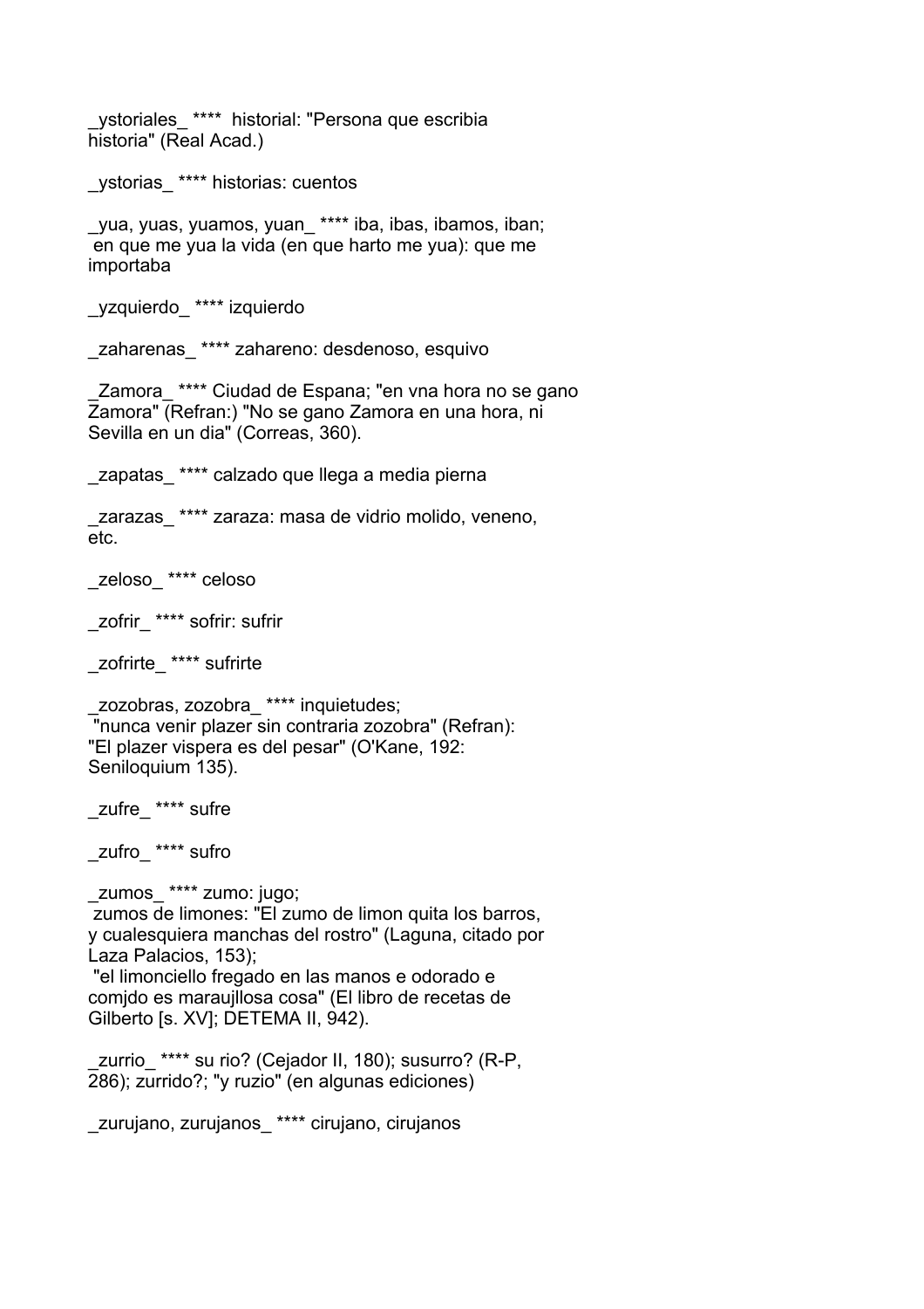_ystoriales_ **** historial: "Persona que escribia historia" (Real Acad.)

_ystorias_ **** historias: cuentos

_yua, yuas, yuamos, yuan_ **** iba, ibas, ibamos, iban;
 en que me yua la vida (en que harto me yua): que me importaba

_yzquierdo_ **** izquierdo

_zaharenas_ **** zahareno: desdenoso, esquivo

_Zamora_ **** Ciudad de Espana; "en vna hora no se gano Zamora" (Refran:) "No se gano Zamora en una hora, ni Sevilla en un dia" (Correas, 360).

_zapatas_ **** calzado que llega a media pierna

_zarazas_ **** zaraza: masa de vidrio molido, veneno, etc.

_zeloso_ **** celoso

_zofrir_ **** sofrir: sufrir

_zofrirte_ **** sufrirte

_zozobras, zozobra_ **** inquietudes;
 "nunca venir plazer sin contraria zozobra" (Refran):
"El plazer vispera es del pesar" (O'Kane, 192: Seniloquium 135).

_zufre_ **** sufre

_zufro_ **** sufro

_zumos_ **** zumo: jugo;
 zumos de limones: "El zumo de limon quita los barros, y cualesquiera manchas del rostro" (Laguna, citado por Laza Palacios, 153);
 "el limonciello fregado en las manos e odorado e comjdo es maraujllosa cosa" (El libro de recetas de Gilberto [s. XV]; DETEMA II, 942).

_zurrio_ **** su rio? (Cejador II, 180); susurro? (R-P, 286); zurrido?; "y ruzio" (en algunas ediciones)

_zurujano, zurujanos_ **** cirujano, cirujanos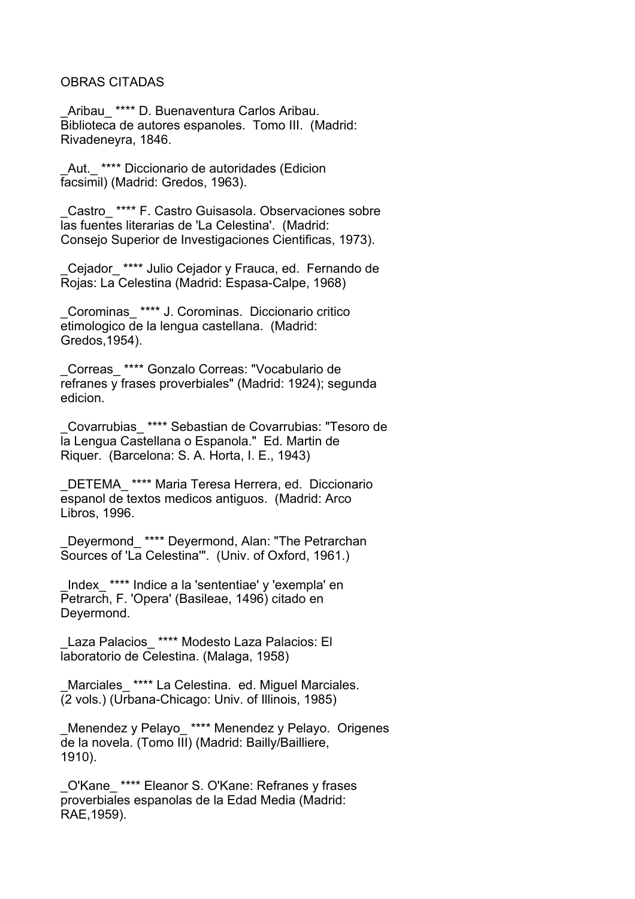OBRAS CITADAS

_Aribau_ **** D. Buenaventura Carlos Aribau. Biblioteca de autores espanoles. Tomo III. (Madrid: Rivadeneyra, 1846.

_Aut._ **** Diccionario de autoridades (Edicion facsimil) (Madrid: Gredos, 1963).

_Castro_ **** F. Castro Guisasola. Observaciones sobre las fuentes literarias de 'La Celestina'. (Madrid: Consejo Superior de Investigaciones Cientificas, 1973).

_Cejador_ **** Julio Cejador y Frauca, ed. Fernando de Rojas: La Celestina (Madrid: Espasa-Calpe, 1968)

_Corominas_ **** J. Corominas. Diccionario critico etimologico de la lengua castellana. (Madrid: Gredos,1954).

_Correas_ **** Gonzalo Correas: "Vocabulario de refranes y frases proverbiales" (Madrid: 1924); segunda edicion.

_Covarrubias_ **** Sebastian de Covarrubias: "Tesoro de la Lengua Castellana o Espanola." Ed. Martin de Riquer. (Barcelona: S. A. Horta, I. E., 1943)

_DETEMA_ **** Maria Teresa Herrera, ed. Diccionario espanol de textos medicos antiguos. (Madrid: Arco Libros, 1996.

_Deyermond_ **** Deyermond, Alan: "The Petrarchan Sources of 'La Celestina'". (Univ. of Oxford, 1961.)

_Index_ **** Indice a la 'sententiae' y 'exempla' en Petrarch, F. 'Opera' (Basileae, 1496) citado en Deyermond.

_Laza Palacios_ **** Modesto Laza Palacios: El laboratorio de Celestina. (Malaga, 1958)

_Marciales_ **** La Celestina. ed. Miguel Marciales. (2 vols.) (Urbana-Chicago: Univ. of Illinois, 1985)

_Menendez y Pelayo_ **** Menendez y Pelayo. Origenes de la novela. (Tomo III) (Madrid: Bailly/Bailliere, 1910).

_O'Kane_ **** Eleanor S. O'Kane: Refranes y frases proverbiales espanolas de la Edad Media (Madrid: RAE,1959).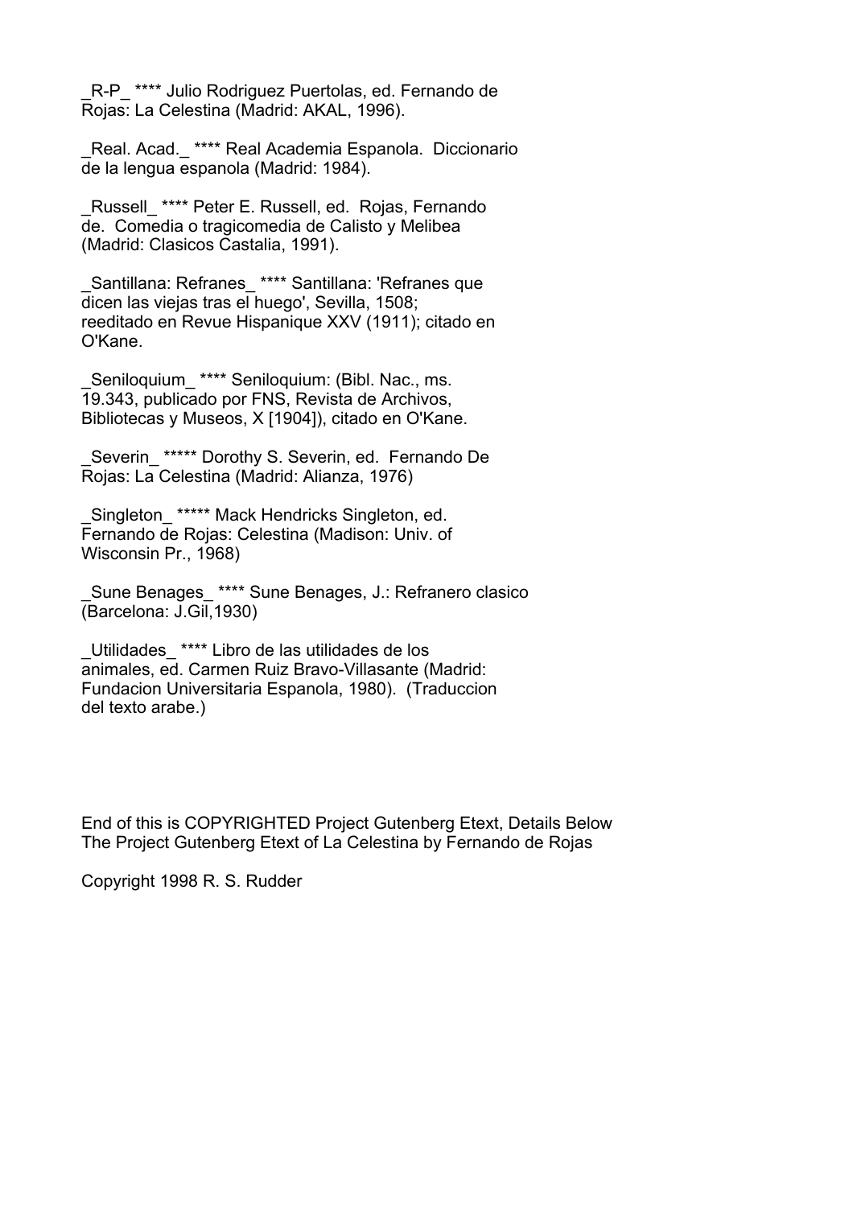_R-P_ **** Julio Rodriguez Puertolas, ed. Fernando de Rojas: La Celestina (Madrid: AKAL, 1996).

_Real. Acad._ **** Real Academia Espanola. Diccionario de la lengua espanola (Madrid: 1984).

_Russell_ **** Peter E. Russell, ed. Rojas, Fernando de. Comedia o tragicomedia de Calisto y Melibea (Madrid: Clasicos Castalia, 1991).

_Santillana: Refranes_ **** Santillana: 'Refranes que dicen las viejas tras el huego', Sevilla, 1508; reeditado en Revue Hispanique XXV (1911); citado en O'Kane.

_Seniloquium_ **** Seniloquium: (Bibl. Nac., ms. 19.343, publicado por FNS, Revista de Archivos, Bibliotecas y Museos, X [1904]), citado en O'Kane.

_Severin_ ***** Dorothy S. Severin, ed. Fernando De Rojas: La Celestina (Madrid: Alianza, 1976)

_Singleton_ ***** Mack Hendricks Singleton, ed. Fernando de Rojas: Celestina (Madison: Univ. of Wisconsin Pr., 1968)

_Sune Benages_ **** Sune Benages, J.: Refranero clasico (Barcelona: J.Gil,1930)

_Utilidades_ **** Libro de las utilidades de los animales, ed. Carmen Ruiz Bravo-Villasante (Madrid: Fundacion Universitaria Espanola, 1980). (Traduccion del texto arabe.)

End of this is COPYRIGHTED Project Gutenberg Etext, Details Below
The Project Gutenberg Etext of La Celestina by Fernando de Rojas

Copyright 1998 R. S. Rudder